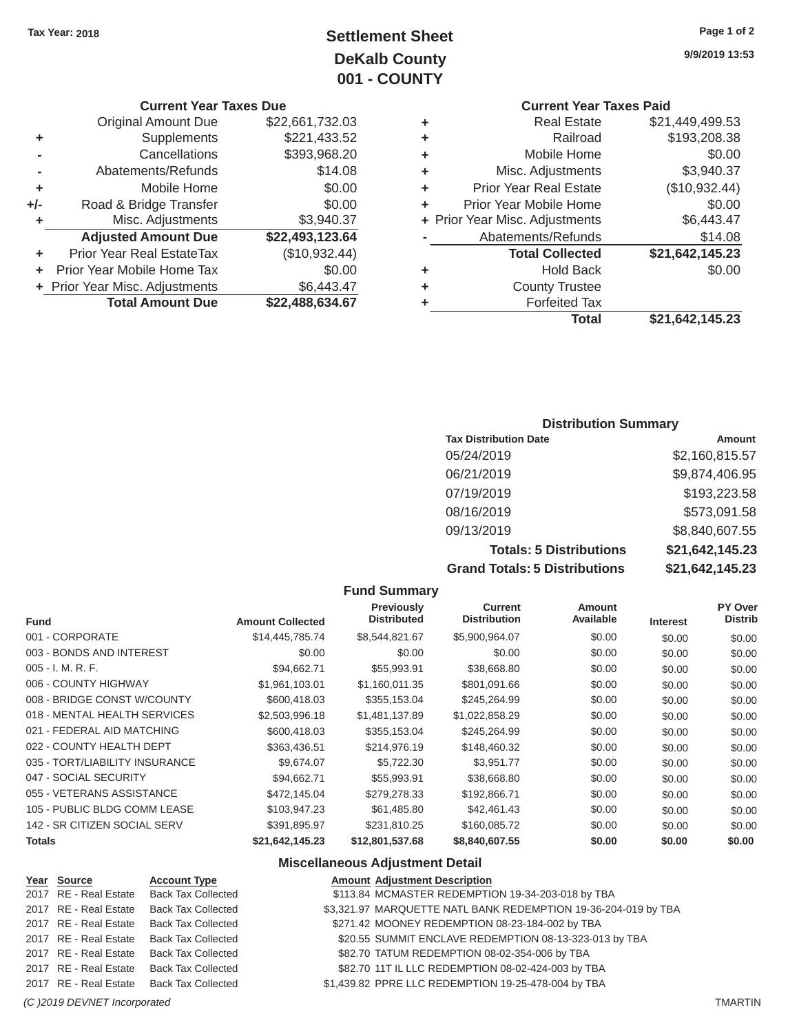Tax Year: 2018

# Settlement Sheet
## DeKalb County
## 001 - COUNTY

9/9/2019 13:53

### Current Year Taxes Due

| | | |
|---|---|---|
| | Original Amount Due | $22,661,732.03 |
| + | Supplements | $221,433.52 |
| - | Cancellations | $393,968.20 |
| - | Abatements/Refunds | $14.08 |
| + | Mobile Home | $0.00 |
| +/- | Road & Bridge Transfer | $0.00 |
| + | Misc. Adjustments | $3,940.37 |
| | **Adjusted Amount Due** | **$22,493,123.64** |
| + | Prior Year Real EstateTax | ($10,932.44) |
| + | Prior Year Mobile Home Tax | $0.00 |
| + | Prior Year Misc. Adjustments | $6,443.47 |
| | **Total Amount Due** | **$22,488,634.67** |

### Current Year Taxes Paid

| | | |
|---|---|---|
| + | Real Estate | $21,449,499.53 |
| + | Railroad | $193,208.38 |
| + | Mobile Home | $0.00 |
| + | Misc. Adjustments | $3,940.37 |
| + | Prior Year Real Estate | ($10,932.44) |
| + | Prior Year Mobile Home | $0.00 |
| + | Prior Year Misc. Adjustments | $6,443.47 |
| - | Abatements/Refunds | $14.08 |
| | **Total Collected** | **$21,642,145.23** |
| + | Hold Back | $0.00 |
| + | County Trustee | |
| + | Forfeited Tax | |
| | **Total** | **$21,642,145.23** |

### Distribution Summary

| Tax Distribution Date | Amount |
|---|---|
| 05/24/2019 | $2,160,815.57 |
| 06/21/2019 | $9,874,406.95 |
| 07/19/2019 | $193,223.58 |
| 08/16/2019 | $573,091.58 |
| 09/13/2019 | $8,840,607.55 |
| **Totals: 5 Distributions** | **$21,642,145.23** |
| **Grand Totals: 5 Distributions** | **$21,642,145.23** |

### Fund Summary

| Fund | Amount Collected | Previously Distributed | Current Distribution | Amount Available | Interest | PY Over Distrib |
|---|---|---|---|---|---|---|
| 001 - CORPORATE | $14,445,785.74 | $8,544,821.67 | $5,900,964.07 | $0.00 | $0.00 | $0.00 |
| 003 - BONDS AND INTEREST | $0.00 | $0.00 | $0.00 | $0.00 | $0.00 | $0.00 |
| 005 - I. M. R. F. | $94,662.71 | $55,993.91 | $38,668.80 | $0.00 | $0.00 | $0.00 |
| 006 - COUNTY HIGHWAY | $1,961,103.01 | $1,160,011.35 | $801,091.66 | $0.00 | $0.00 | $0.00 |
| 008 - BRIDGE CONST W/COUNTY | $600,418.03 | $355,153.04 | $245,264.99 | $0.00 | $0.00 | $0.00 |
| 018 - MENTAL HEALTH SERVICES | $2,503,996.18 | $1,481,137.89 | $1,022,858.29 | $0.00 | $0.00 | $0.00 |
| 021 - FEDERAL AID MATCHING | $600,418.03 | $355,153.04 | $245,264.99 | $0.00 | $0.00 | $0.00 |
| 022 - COUNTY HEALTH DEPT | $363,436.51 | $214,976.19 | $148,460.32 | $0.00 | $0.00 | $0.00 |
| 035 - TORT/LIABILITY INSURANCE | $9,674.07 | $5,722.30 | $3,951.77 | $0.00 | $0.00 | $0.00 |
| 047 - SOCIAL SECURITY | $94,662.71 | $55,993.91 | $38,668.80 | $0.00 | $0.00 | $0.00 |
| 055 - VETERANS ASSISTANCE | $472,145.04 | $279,278.33 | $192,866.71 | $0.00 | $0.00 | $0.00 |
| 105 - PUBLIC BLDG COMM LEASE | $103,947.23 | $61,485.80 | $42,461.43 | $0.00 | $0.00 | $0.00 |
| 142 - SR CITIZEN SOCIAL SERV | $391,895.97 | $231,810.25 | $160,085.72 | $0.00 | $0.00 | $0.00 |
| **Totals** | **$21,642,145.23** | **$12,801,537.68** | **$8,840,607.55** | **$0.00** | **$0.00** | **$0.00** |

### Miscellaneous Adjustment Detail

| Year | Source | Account Type | Amount | Adjustment Description |
|---|---|---|---|---|
| 2017 | RE - Real Estate | Back Tax Collected | $113.84 | MCMASTER REDEMPTION 19-34-203-018 by TBA |
| 2017 | RE - Real Estate | Back Tax Collected | $3,321.97 | MARQUETTE NATL BANK REDEMPTION 19-36-204-019 by TBA |
| 2017 | RE - Real Estate | Back Tax Collected | $271.42 | MOONEY REDEMPTION 08-23-184-002 by TBA |
| 2017 | RE - Real Estate | Back Tax Collected | $20.55 | SUMMIT ENCLAVE REDEMPTION 08-13-323-013 by TBA |
| 2017 | RE - Real Estate | Back Tax Collected | $82.70 | TATUM REDEMPTION 08-02-354-006 by TBA |
| 2017 | RE - Real Estate | Back Tax Collected | $82.70 | 11T IL LLC REDEMPTION 08-02-424-003 by TBA |
| 2017 | RE - Real Estate | Back Tax Collected | $1,439.82 | PPRE LLC REDEMPTION 19-25-478-004 by TBA |

*(C )2019 DEVNET Incorporated* TMARTIN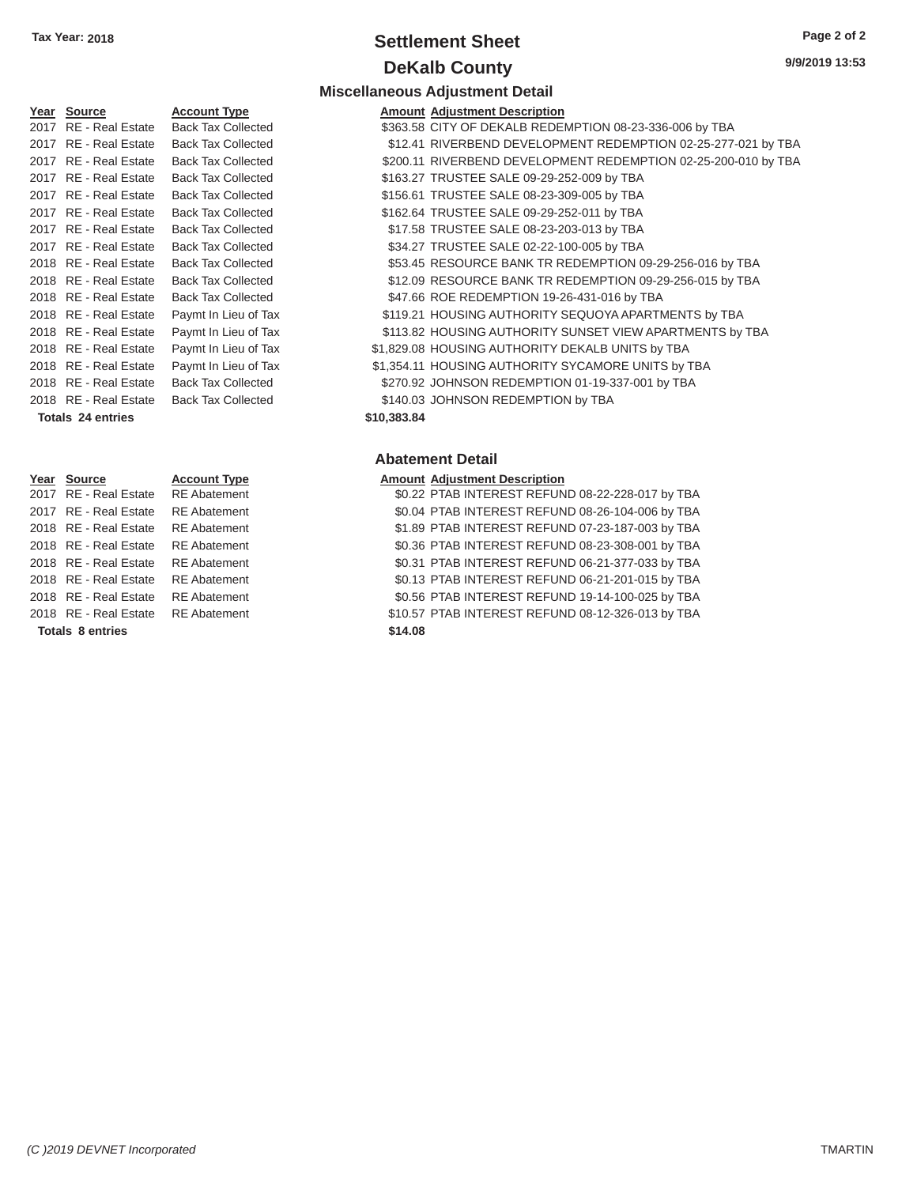Tax Year: 2018

# Settlement Sheet

## DeKalb County

9/9/2019 13:53

### Miscellaneous Adjustment Detail

| Year | Source | Account Type | Amount | Adjustment Description |
|---|---|---|---|---|
| 2017 | RE - Real Estate | Back Tax Collected | $363.58 | CITY OF DEKALB REDEMPTION 08-23-336-006 by TBA |
| 2017 | RE - Real Estate | Back Tax Collected | $12.41 | RIVERBEND DEVELOPMENT REDEMPTION 02-25-277-021 by TBA |
| 2017 | RE - Real Estate | Back Tax Collected | $200.11 | RIVERBEND DEVELOPMENT REDEMPTION 02-25-200-010 by TBA |
| 2017 | RE - Real Estate | Back Tax Collected | $163.27 | TRUSTEE SALE 09-29-252-009 by TBA |
| 2017 | RE - Real Estate | Back Tax Collected | $156.61 | TRUSTEE SALE 08-23-309-005 by TBA |
| 2017 | RE - Real Estate | Back Tax Collected | $162.64 | TRUSTEE SALE 09-29-252-011 by TBA |
| 2017 | RE - Real Estate | Back Tax Collected | $17.58 | TRUSTEE SALE 08-23-203-013 by TBA |
| 2017 | RE - Real Estate | Back Tax Collected | $34.27 | TRUSTEE SALE 02-22-100-005 by TBA |
| 2018 | RE - Real Estate | Back Tax Collected | $53.45 | RESOURCE BANK TR REDEMPTION 09-29-256-016 by TBA |
| 2018 | RE - Real Estate | Back Tax Collected | $12.09 | RESOURCE BANK TR REDEMPTION 09-29-256-015 by TBA |
| 2018 | RE - Real Estate | Back Tax Collected | $47.66 | ROE REDEMPTION 19-26-431-016 by TBA |
| 2018 | RE - Real Estate | Paymt In Lieu of Tax | $119.21 | HOUSING AUTHORITY SEQUOYA APARTMENTS by TBA |
| 2018 | RE - Real Estate | Paymt In Lieu of Tax | $113.82 | HOUSING AUTHORITY SUNSET VIEW APARTMENTS by TBA |
| 2018 | RE - Real Estate | Paymt In Lieu of Tax | $1,829.08 | HOUSING AUTHORITY DEKALB UNITS by TBA |
| 2018 | RE - Real Estate | Paymt In Lieu of Tax | $1,354.11 | HOUSING AUTHORITY SYCAMORE UNITS by TBA |
| 2018 | RE - Real Estate | Back Tax Collected | $270.92 | JOHNSON REDEMPTION 01-19-337-001 by TBA |
| 2018 | RE - Real Estate | Back Tax Collected | $140.03 | JOHNSON REDEMPTION by TBA |
| **Totals 24 entries** | | | **$10,383.84** | |

### Abatement Detail

| Year | Source | Account Type | Amount | Adjustment Description |
|---|---|---|---|---|
| 2017 | RE - Real Estate | RE Abatement | $0.22 | PTAB INTEREST REFUND 08-22-228-017 by TBA |
| 2017 | RE - Real Estate | RE Abatement | $0.04 | PTAB INTEREST REFUND 08-26-104-006 by TBA |
| 2018 | RE - Real Estate | RE Abatement | $1.89 | PTAB INTEREST REFUND 07-23-187-003 by TBA |
| 2018 | RE - Real Estate | RE Abatement | $0.36 | PTAB INTEREST REFUND 08-23-308-001 by TBA |
| 2018 | RE - Real Estate | RE Abatement | $0.31 | PTAB INTEREST REFUND 06-21-377-033 by TBA |
| 2018 | RE - Real Estate | RE Abatement | $0.13 | PTAB INTEREST REFUND 06-21-201-015 by TBA |
| 2018 | RE - Real Estate | RE Abatement | $0.56 | PTAB INTEREST REFUND 19-14-100-025 by TBA |
| 2018 | RE - Real Estate | RE Abatement | $10.57 | PTAB INTEREST REFUND 08-12-326-013 by TBA |
| **Totals 8 entries** | | | **$14.08** | |

(C )2019 DEVNET Incorporated

TMARTIN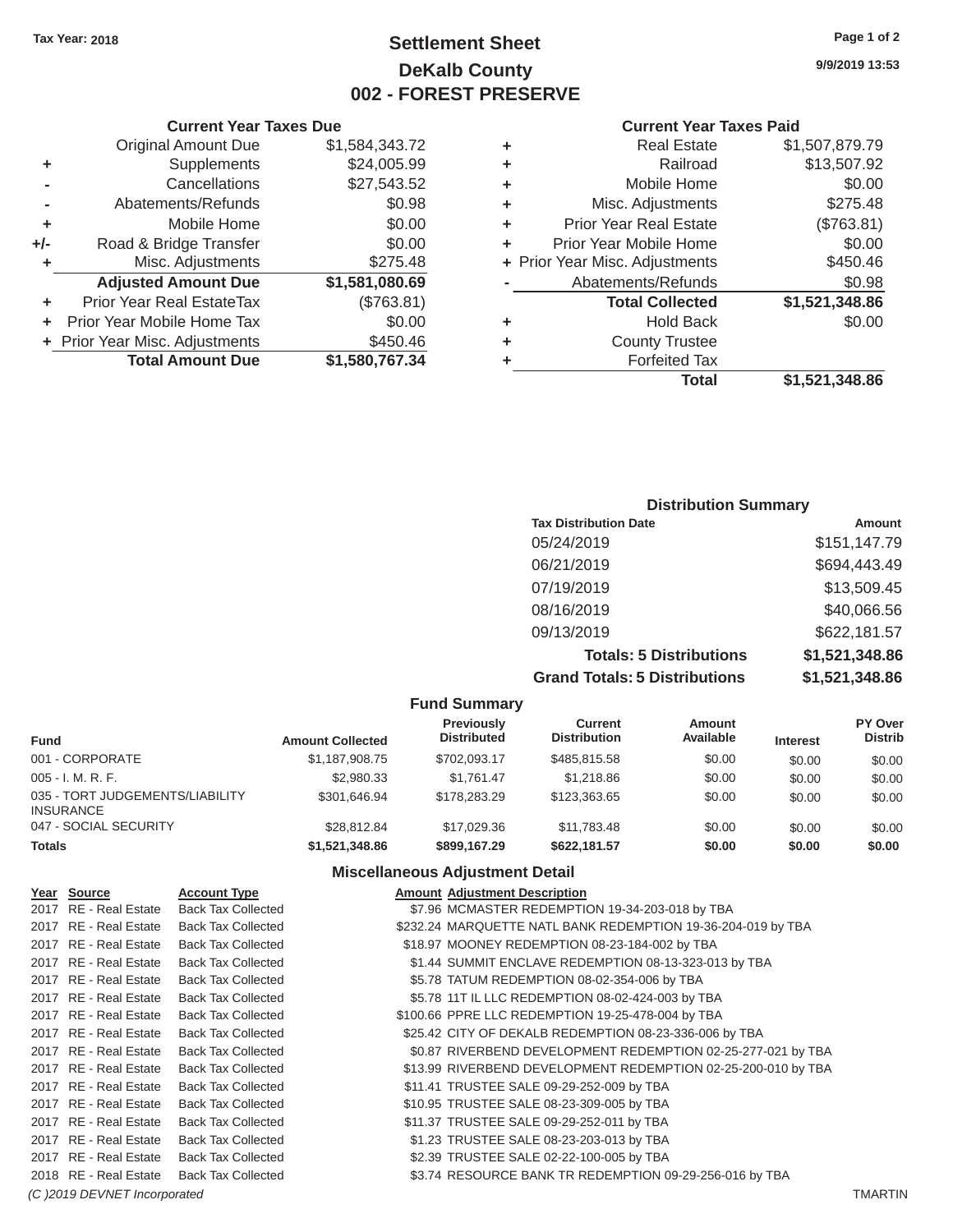Tax Year: 2018

# Settlement Sheet
## DeKalb County
## 002 - FOREST PRESERVE

9/9/2019 13:53

### Current Year Taxes Due

| | | |
|---|---|---|
| | Original Amount Due | $1,584,343.72 |
| + | Supplements | $24,005.99 |
| - | Cancellations | $27,543.52 |
| - | Abatements/Refunds | $0.98 |
| + | Mobile Home | $0.00 |
| +/- | Road & Bridge Transfer | $0.00 |
| + | Misc. Adjustments | $275.48 |
| | **Adjusted Amount Due** | **$1,581,080.69** |
| + | Prior Year Real EstateTax | ($763.81) |
| + | Prior Year Mobile Home Tax | $0.00 |
| + | Prior Year Misc. Adjustments | $450.46 |
| | **Total Amount Due** | **$1,580,767.34** |

### Current Year Taxes Paid

| | | |
|---|---|---|
| + | Real Estate | $1,507,879.79 |
| + | Railroad | $13,507.92 |
| + | Mobile Home | $0.00 |
| + | Misc. Adjustments | $275.48 |
| + | Prior Year Real Estate | ($763.81) |
| + | Prior Year Mobile Home | $0.00 |
| + | Prior Year Misc. Adjustments | $450.46 |
| - | Abatements/Refunds | $0.98 |
| | **Total Collected** | **$1,521,348.86** |
| + | Hold Back | $0.00 |
| + | County Trustee | |
| + | Forfeited Tax | |
| | **Total** | **$1,521,348.86** |

### Distribution Summary

| Tax Distribution Date | Amount |
|---|---|
| 05/24/2019 | $151,147.79 |
| 06/21/2019 | $694,443.49 |
| 07/19/2019 | $13,509.45 |
| 08/16/2019 | $40,066.56 |
| 09/13/2019 | $622,181.57 |
| **Totals: 5 Distributions** | **$1,521,348.86** |
| **Grand Totals: 5 Distributions** | **$1,521,348.86** |

### Fund Summary

| Fund | Amount Collected | Previously Distributed | Current Distribution | Amount Available | Interest | PY Over Distrib |
|---|---|---|---|---|---|---|
| 001 - CORPORATE | $1,187,908.75 | $702,093.17 | $485,815.58 | $0.00 | $0.00 | $0.00 |
| 005 - I. M. R. F. | $2,980.33 | $1,761.47 | $1,218.86 | $0.00 | $0.00 | $0.00 |
| 035 - TORT JUDGEMENTS/LIABILITY INSURANCE | $301,646.94 | $178,283.29 | $123,363.65 | $0.00 | $0.00 | $0.00 |
| 047 - SOCIAL SECURITY | $28,812.84 | $17,029.36 | $11,783.48 | $0.00 | $0.00 | $0.00 |
| **Totals** | **$1,521,348.86** | **$899,167.29** | **$622,181.57** | **$0.00** | **$0.00** | **$0.00** |

### Miscellaneous Adjustment Detail

| Year | Source | Account Type | Amount | Adjustment Description |
|---|---|---|---|---|
| 2017 | RE - Real Estate | Back Tax Collected | $7.96 | MCMASTER REDEMPTION 19-34-203-018 by TBA |
| 2017 | RE - Real Estate | Back Tax Collected | $232.24 | MARQUETTE NATL BANK REDEMPTION 19-36-204-019 by TBA |
| 2017 | RE - Real Estate | Back Tax Collected | $18.97 | MOONEY REDEMPTION 08-23-184-002 by TBA |
| 2017 | RE - Real Estate | Back Tax Collected | $1.44 | SUMMIT ENCLAVE REDEMPTION 08-13-323-013 by TBA |
| 2017 | RE - Real Estate | Back Tax Collected | $5.78 | TATUM REDEMPTION 08-02-354-006 by TBA |
| 2017 | RE - Real Estate | Back Tax Collected | $5.78 | 11T IL LLC REDEMPTION 08-02-424-003 by TBA |
| 2017 | RE - Real Estate | Back Tax Collected | $100.66 | PPRE LLC REDEMPTION 19-25-478-004 by TBA |
| 2017 | RE - Real Estate | Back Tax Collected | $25.42 | CITY OF DEKALB REDEMPTION 08-23-336-006 by TBA |
| 2017 | RE - Real Estate | Back Tax Collected | $0.87 | RIVERBEND DEVELOPMENT REDEMPTION 02-25-277-021 by TBA |
| 2017 | RE - Real Estate | Back Tax Collected | $13.99 | RIVERBEND DEVELOPMENT REDEMPTION 02-25-200-010 by TBA |
| 2017 | RE - Real Estate | Back Tax Collected | $11.41 | TRUSTEE SALE 09-29-252-009 by TBA |
| 2017 | RE - Real Estate | Back Tax Collected | $10.95 | TRUSTEE SALE 08-23-309-005 by TBA |
| 2017 | RE - Real Estate | Back Tax Collected | $11.37 | TRUSTEE SALE 09-29-252-011 by TBA |
| 2017 | RE - Real Estate | Back Tax Collected | $1.23 | TRUSTEE SALE 08-23-203-013 by TBA |
| 2017 | RE - Real Estate | Back Tax Collected | $2.39 | TRUSTEE SALE 02-22-100-005 by TBA |
| 2018 | RE - Real Estate | Back Tax Collected | $3.74 | RESOURCE BANK TR REDEMPTION 09-29-256-016 by TBA |

*(C )2019 DEVNET Incorporated* TMARTIN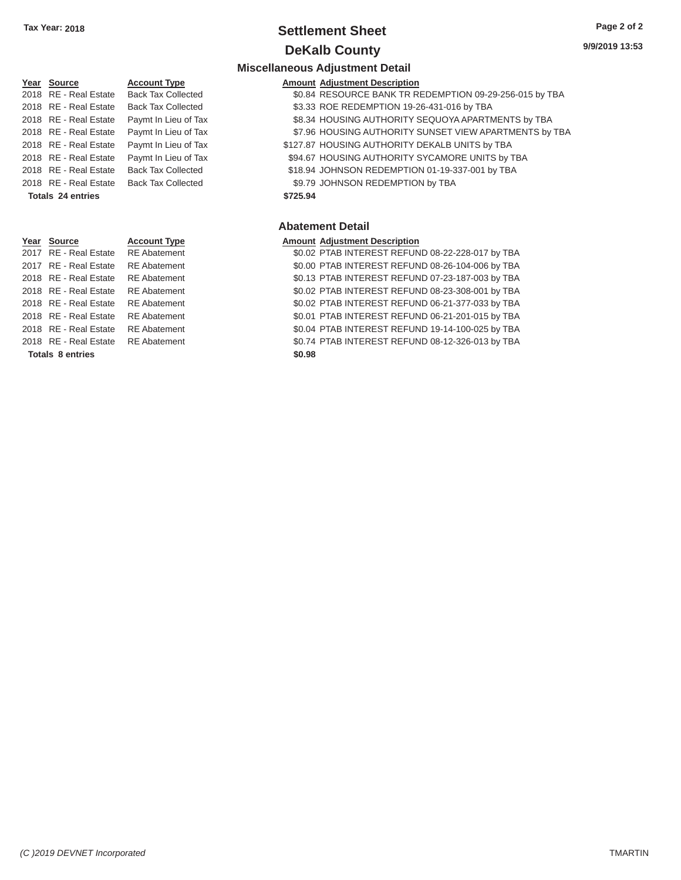**Tax Year: 2018**

# Settlement Sheet

## DeKalb County

9/9/2019 13:53

### Miscellaneous Adjustment Detail

| Year | Source | Account Type | Amount | Adjustment Description |
|---|---|---|---|---|
| 2018 | RE - Real Estate | Back Tax Collected | $0.84 | RESOURCE BANK TR REDEMPTION 09-29-256-015 by TBA |
| 2018 | RE - Real Estate | Back Tax Collected | $3.33 | ROE REDEMPTION 19-26-431-016 by TBA |
| 2018 | RE - Real Estate | Paymt In Lieu of Tax | $8.34 | HOUSING AUTHORITY SEQUOYA APARTMENTS by TBA |
| 2018 | RE - Real Estate | Paymt In Lieu of Tax | $7.96 | HOUSING AUTHORITY SUNSET VIEW APARTMENTS by TBA |
| 2018 | RE - Real Estate | Paymt In Lieu of Tax | $127.87 | HOUSING AUTHORITY DEKALB UNITS by TBA |
| 2018 | RE - Real Estate | Paymt In Lieu of Tax | $94.67 | HOUSING AUTHORITY SYCAMORE UNITS by TBA |
| 2018 | RE - Real Estate | Back Tax Collected | $18.94 | JOHNSON REDEMPTION 01-19-337-001 by TBA |
| 2018 | RE - Real Estate | Back Tax Collected | $9.79 | JOHNSON REDEMPTION by TBA |
| **Totals 24 entries** | | | **$725.94** | |

### Abatement Detail

| Year | Source | Account Type | Amount | Adjustment Description |
|---|---|---|---|---|
| 2017 | RE - Real Estate | RE Abatement | $0.02 | PTAB INTEREST REFUND 08-22-228-017 by TBA |
| 2017 | RE - Real Estate | RE Abatement | $0.00 | PTAB INTEREST REFUND 08-26-104-006 by TBA |
| 2018 | RE - Real Estate | RE Abatement | $0.13 | PTAB INTEREST REFUND 07-23-187-003 by TBA |
| 2018 | RE - Real Estate | RE Abatement | $0.02 | PTAB INTEREST REFUND 08-23-308-001 by TBA |
| 2018 | RE - Real Estate | RE Abatement | $0.02 | PTAB INTEREST REFUND 06-21-377-033 by TBA |
| 2018 | RE - Real Estate | RE Abatement | $0.01 | PTAB INTEREST REFUND 06-21-201-015 by TBA |
| 2018 | RE - Real Estate | RE Abatement | $0.04 | PTAB INTEREST REFUND 19-14-100-025 by TBA |
| 2018 | RE - Real Estate | RE Abatement | $0.74 | PTAB INTEREST REFUND 08-12-326-013 by TBA |
| **Totals 8 entries** | | | **$0.98** | |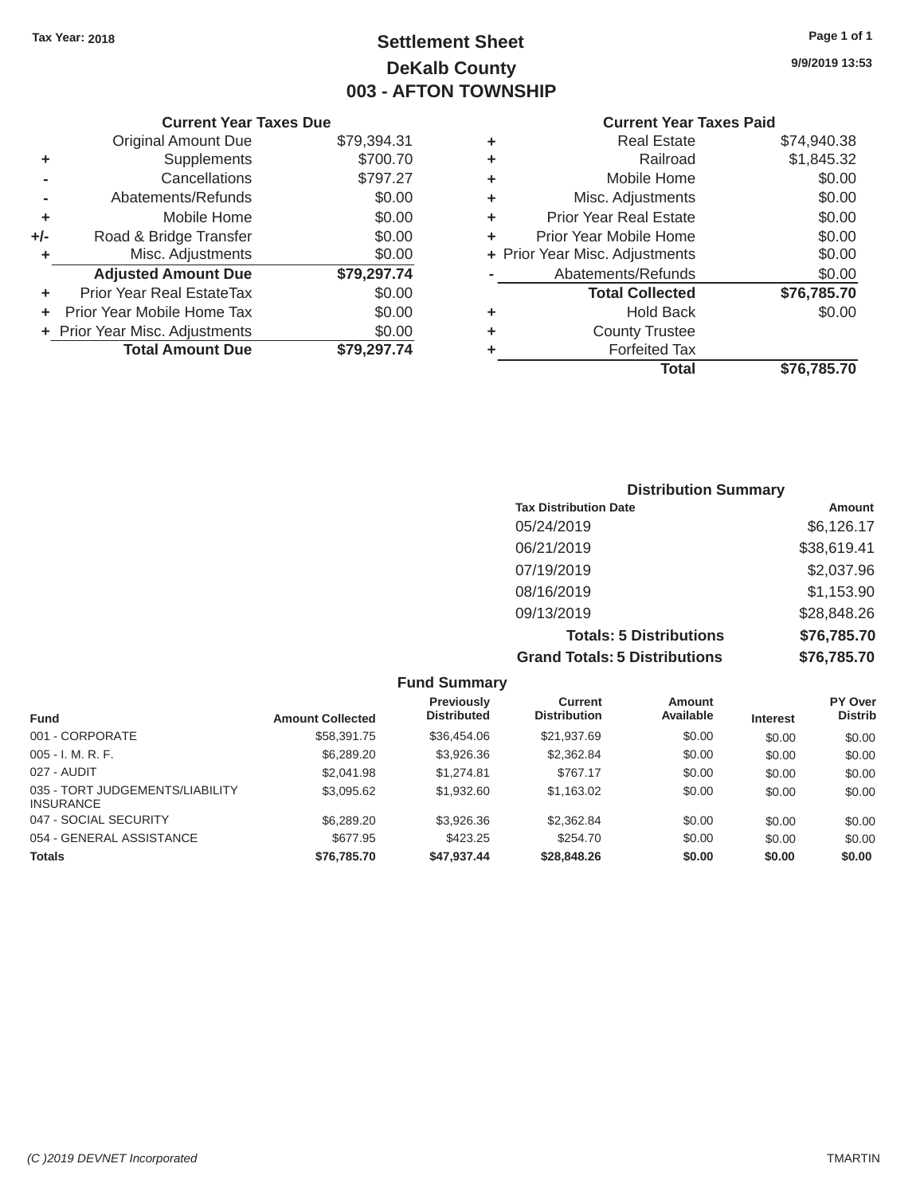Tax Year: 2018

# Settlement Sheet
## DeKalb County
## 003 - AFTON TOWNSHIP

9/9/2019 13:53

### Current Year Taxes Due

| | | |
|---|---|---|
| | Original Amount Due | $79,394.31 |
| + | Supplements | $700.70 |
| - | Cancellations | $797.27 |
| - | Abatements/Refunds | $0.00 |
| + | Mobile Home | $0.00 |
| +/- | Road & Bridge Transfer | $0.00 |
| + | Misc. Adjustments | $0.00 |
| | **Adjusted Amount Due** | **$79,297.74** |
| + | Prior Year Real EstateTax | $0.00 |
| + | Prior Year Mobile Home Tax | $0.00 |
| + | Prior Year Misc. Adjustments | $0.00 |
| | **Total Amount Due** | **$79,297.74** |

### Current Year Taxes Paid

| | | |
|---|---|---|
| + | Real Estate | $74,940.38 |
| + | Railroad | $1,845.32 |
| + | Mobile Home | $0.00 |
| + | Misc. Adjustments | $0.00 |
| + | Prior Year Real Estate | $0.00 |
| + | Prior Year Mobile Home | $0.00 |
| + | Prior Year Misc. Adjustments | $0.00 |
| - | Abatements/Refunds | $0.00 |
| | **Total Collected** | **$76,785.70** |
| + | Hold Back | $0.00 |
| + | County Trustee | |
| + | Forfeited Tax | |
| | **Total** | **$76,785.70** |

### Distribution Summary

| Tax Distribution Date | Amount |
|---|---|
| 05/24/2019 | $6,126.17 |
| 06/21/2019 | $38,619.41 |
| 07/19/2019 | $2,037.96 |
| 08/16/2019 | $1,153.90 |
| 09/13/2019 | $28,848.26 |
| **Totals: 5 Distributions** | **$76,785.70** |
| **Grand Totals: 5 Distributions** | **$76,785.70** |

### Fund Summary

| Fund | Amount Collected | Previously Distributed | Current Distribution | Amount Available | Interest | PY Over Distrib |
|---|---|---|---|---|---|---|
| 001 - CORPORATE | $58,391.75 | $36,454.06 | $21,937.69 | $0.00 | $0.00 | $0.00 |
| 005 - I. M. R. F. | $6,289.20 | $3,926.36 | $2,362.84 | $0.00 | $0.00 | $0.00 |
| 027 - AUDIT | $2,041.98 | $1,274.81 | $767.17 | $0.00 | $0.00 | $0.00 |
| 035 - TORT JUDGEMENTS/LIABILITY INSURANCE | $3,095.62 | $1,932.60 | $1,163.02 | $0.00 | $0.00 | $0.00 |
| 047 - SOCIAL SECURITY | $6,289.20 | $3,926.36 | $2,362.84 | $0.00 | $0.00 | $0.00 |
| 054 - GENERAL ASSISTANCE | $677.95 | $423.25 | $254.70 | $0.00 | $0.00 | $0.00 |
| **Totals** | **$76,785.70** | **$47,937.44** | **$28,848.26** | **$0.00** | **$0.00** | **$0.00** |

(C )2019 DEVNET Incorporated TMARTIN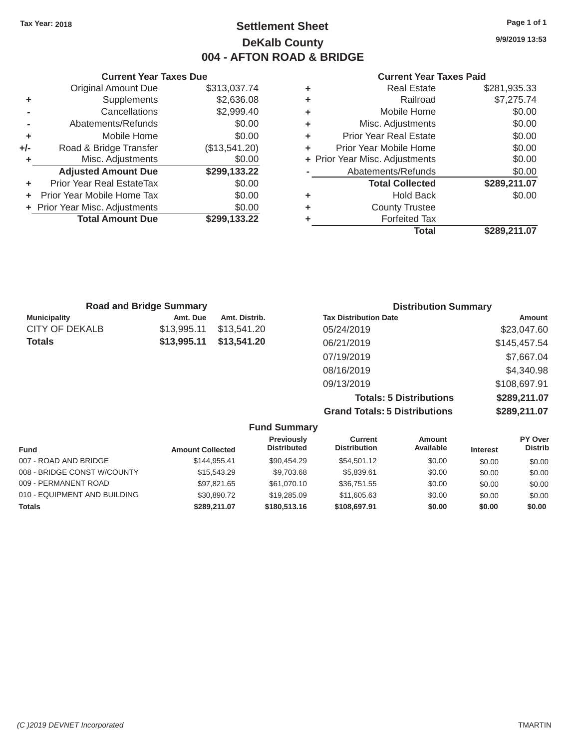Tax Year: 2018

# Settlement Sheet

## DeKalb County

## 004 - AFTON ROAD & BRIDGE

9/9/2019 13:53

### Current Year Taxes Due

| | | |
|---|---|---|
| | Original Amount Due | $313,037.74 |
| + | Supplements | $2,636.08 |
| - | Cancellations | $2,999.40 |
| - | Abatements/Refunds | $0.00 |
| + | Mobile Home | $0.00 |
| +/- | Road & Bridge Transfer | ($13,541.20) |
| + | Misc. Adjustments | $0.00 |
| | **Adjusted Amount Due** | **$299,133.22** |
| + | Prior Year Real EstateTax | $0.00 |
| + | Prior Year Mobile Home Tax | $0.00 |
| + | Prior Year Misc. Adjustments | $0.00 |
| | **Total Amount Due** | **$299,133.22** |

### Current Year Taxes Paid

| | | |
|---|---|---|
| + | Real Estate | $281,935.33 |
| + | Railroad | $7,275.74 |
| + | Mobile Home | $0.00 |
| + | Misc. Adjustments | $0.00 |
| + | Prior Year Real Estate | $0.00 |
| + | Prior Year Mobile Home | $0.00 |
| + | Prior Year Misc. Adjustments | $0.00 |
| - | Abatements/Refunds | $0.00 |
| | **Total Collected** | **$289,211.07** |
| + | Hold Back | $0.00 |
| + | County Trustee | |
| + | Forfeited Tax | |
| | **Total** | **$289,211.07** |

### Road and Bridge Summary

| Municipality | Amt. Due | Amt. Distrib. |
|---|---|---|
| CITY OF DEKALB | $13,995.11 | $13,541.20 |
| **Totals** | **$13,995.11** | **$13,541.20** |

### Distribution Summary

| Tax Distribution Date | Amount |
|---|---|
| 05/24/2019 | $23,047.60 |
| 06/21/2019 | $145,457.54 |
| 07/19/2019 | $7,667.04 |
| 08/16/2019 | $4,340.98 |
| 09/13/2019 | $108,697.91 |
| **Totals: 5 Distributions** | **$289,211.07** |
| **Grand Totals: 5 Distributions** | **$289,211.07** |

### Fund Summary

| Fund | Amount Collected | Previously Distributed | Current Distribution | Amount Available | Interest | PY Over Distrib |
|---|---|---|---|---|---|---|
| 007 - ROAD AND BRIDGE | $144,955.41 | $90,454.29 | $54,501.12 | $0.00 | $0.00 | $0.00 |
| 008 - BRIDGE CONST W/COUNTY | $15,543.29 | $9,703.68 | $5,839.61 | $0.00 | $0.00 | $0.00 |
| 009 - PERMANENT ROAD | $97,821.65 | $61,070.10 | $36,751.55 | $0.00 | $0.00 | $0.00 |
| 010 - EQUIPMENT AND BUILDING | $30,890.72 | $19,285.09 | $11,605.63 | $0.00 | $0.00 | $0.00 |
| **Totals** | **$289,211.07** | **$180,513.16** | **$108,697.91** | **$0.00** | **$0.00** | **$0.00** |

(C )2019 DEVNET Incorporated — TMARTIN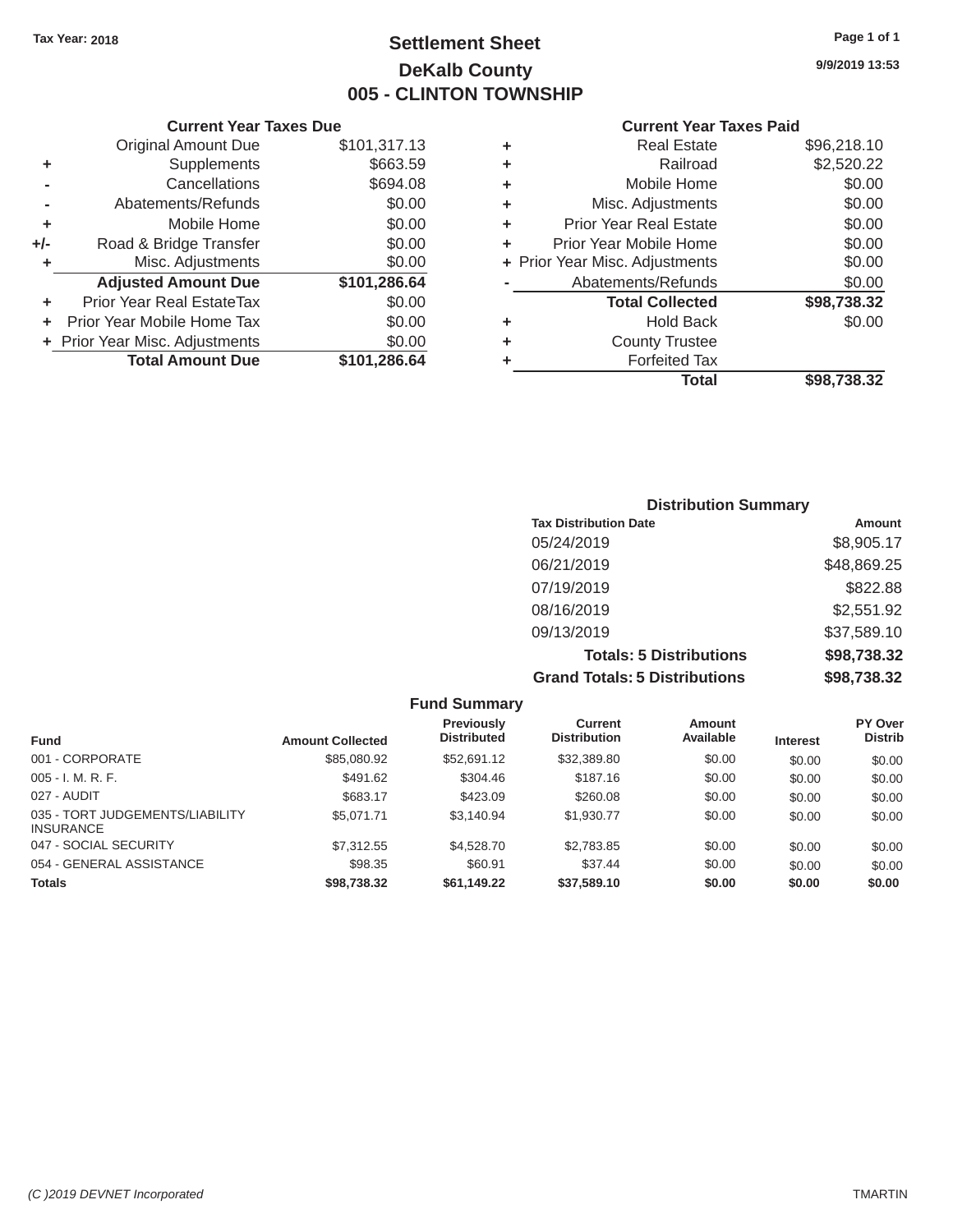Tax Year: 2018

# Settlement Sheet
## DeKalb County
## 005 - CLINTON TOWNSHIP

9/9/2019 13:53

### Current Year Taxes Due

| | | |
|---|---|---|
| | Original Amount Due | $101,317.13 |
| + | Supplements | $663.59 |
| - | Cancellations | $694.08 |
| - | Abatements/Refunds | $0.00 |
| + | Mobile Home | $0.00 |
| +/- | Road & Bridge Transfer | $0.00 |
| + | Misc. Adjustments | $0.00 |
| | **Adjusted Amount Due** | **$101,286.64** |
| + | Prior Year Real EstateTax | $0.00 |
| + | Prior Year Mobile Home Tax | $0.00 |
| + | Prior Year Misc. Adjustments | $0.00 |
| | **Total Amount Due** | **$101,286.64** |

### Current Year Taxes Paid

| | | |
|---|---|---|
| + | Real Estate | $96,218.10 |
| + | Railroad | $2,520.22 |
| + | Mobile Home | $0.00 |
| + | Misc. Adjustments | $0.00 |
| + | Prior Year Real Estate | $0.00 |
| + | Prior Year Mobile Home | $0.00 |
| + | Prior Year Misc. Adjustments | $0.00 |
| - | Abatements/Refunds | $0.00 |
| | **Total Collected** | **$98,738.32** |
| + | Hold Back | $0.00 |
| + | County Trustee | |
| + | Forfeited Tax | |
| | **Total** | **$98,738.32** |

### Distribution Summary

| Tax Distribution Date | Amount |
|---|---|
| 05/24/2019 | $8,905.17 |
| 06/21/2019 | $48,869.25 |
| 07/19/2019 | $822.88 |
| 08/16/2019 | $2,551.92 |
| 09/13/2019 | $37,589.10 |
| **Totals: 5 Distributions** | **$98,738.32** |
| **Grand Totals: 5 Distributions** | **$98,738.32** |

### Fund Summary

| Fund | Amount Collected | Previously Distributed | Current Distribution | Amount Available | Interest | PY Over Distrib |
|---|---|---|---|---|---|---|
| 001 - CORPORATE | $85,080.92 | $52,691.12 | $32,389.80 | $0.00 | $0.00 | $0.00 |
| 005 - I. M. R. F. | $491.62 | $304.46 | $187.16 | $0.00 | $0.00 | $0.00 |
| 027 - AUDIT | $683.17 | $423.09 | $260.08 | $0.00 | $0.00 | $0.00 |
| 035 - TORT JUDGEMENTS/LIABILITY INSURANCE | $5,071.71 | $3,140.94 | $1,930.77 | $0.00 | $0.00 | $0.00 |
| 047 - SOCIAL SECURITY | $7,312.55 | $4,528.70 | $2,783.85 | $0.00 | $0.00 | $0.00 |
| 054 - GENERAL ASSISTANCE | $98.35 | $60.91 | $37.44 | $0.00 | $0.00 | $0.00 |
| **Totals** | **$98,738.32** | **$61,149.22** | **$37,589.10** | **$0.00** | **$0.00** | **$0.00** |

(C )2019 DEVNET Incorporated — TMARTIN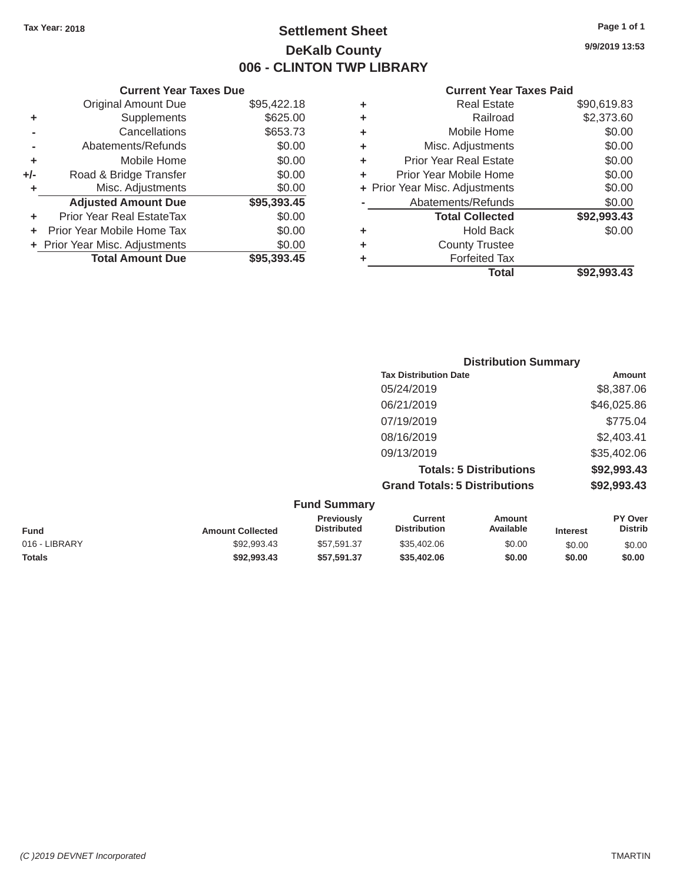Tax Year: 2018

# Settlement Sheet
## DeKalb County
## 006 - CLINTON TWP LIBRARY

9/9/2019 13:53

### Current Year Taxes Due

| | | |
|---|---|---|
| | Original Amount Due | $95,422.18 |
| + | Supplements | $625.00 |
| - | Cancellations | $653.73 |
| - | Abatements/Refunds | $0.00 |
| + | Mobile Home | $0.00 |
| +/- | Road & Bridge Transfer | $0.00 |
| + | Misc. Adjustments | $0.00 |
| | **Adjusted Amount Due** | **$95,393.45** |
| + | Prior Year Real EstateTax | $0.00 |
| + | Prior Year Mobile Home Tax | $0.00 |
| + | Prior Year Misc. Adjustments | $0.00 |
| | **Total Amount Due** | **$95,393.45** |

### Current Year Taxes Paid

| | | |
|---|---|---|
| + | Real Estate | $90,619.83 |
| + | Railroad | $2,373.60 |
| + | Mobile Home | $0.00 |
| + | Misc. Adjustments | $0.00 |
| + | Prior Year Real Estate | $0.00 |
| + | Prior Year Mobile Home | $0.00 |
| + | Prior Year Misc. Adjustments | $0.00 |
| - | Abatements/Refunds | $0.00 |
| | **Total Collected** | **$92,993.43** |
| + | Hold Back | $0.00 |
| + | County Trustee | |
| + | Forfeited Tax | |
| | **Total** | **$92,993.43** |

### Distribution Summary

| Tax Distribution Date | Amount |
|---|---|
| 05/24/2019 | $8,387.06 |
| 06/21/2019 | $46,025.86 |
| 07/19/2019 | $775.04 |
| 08/16/2019 | $2,403.41 |
| 09/13/2019 | $35,402.06 |
| **Totals: 5 Distributions** | **$92,993.43** |
| **Grand Totals: 5 Distributions** | **$92,993.43** |

### Fund Summary

| Fund | Amount Collected | Previously Distributed | Current Distribution | Amount Available | Interest | PY Over Distrib |
|---|---|---|---|---|---|---|
| 016 - LIBRARY | $92,993.43 | $57,591.37 | $35,402.06 | $0.00 | $0.00 | $0.00 |
| **Totals** | **$92,993.43** | **$57,591.37** | **$35,402.06** | **$0.00** | **$0.00** | **$0.00** |

*(C )2019 DEVNET Incorporated* TMARTIN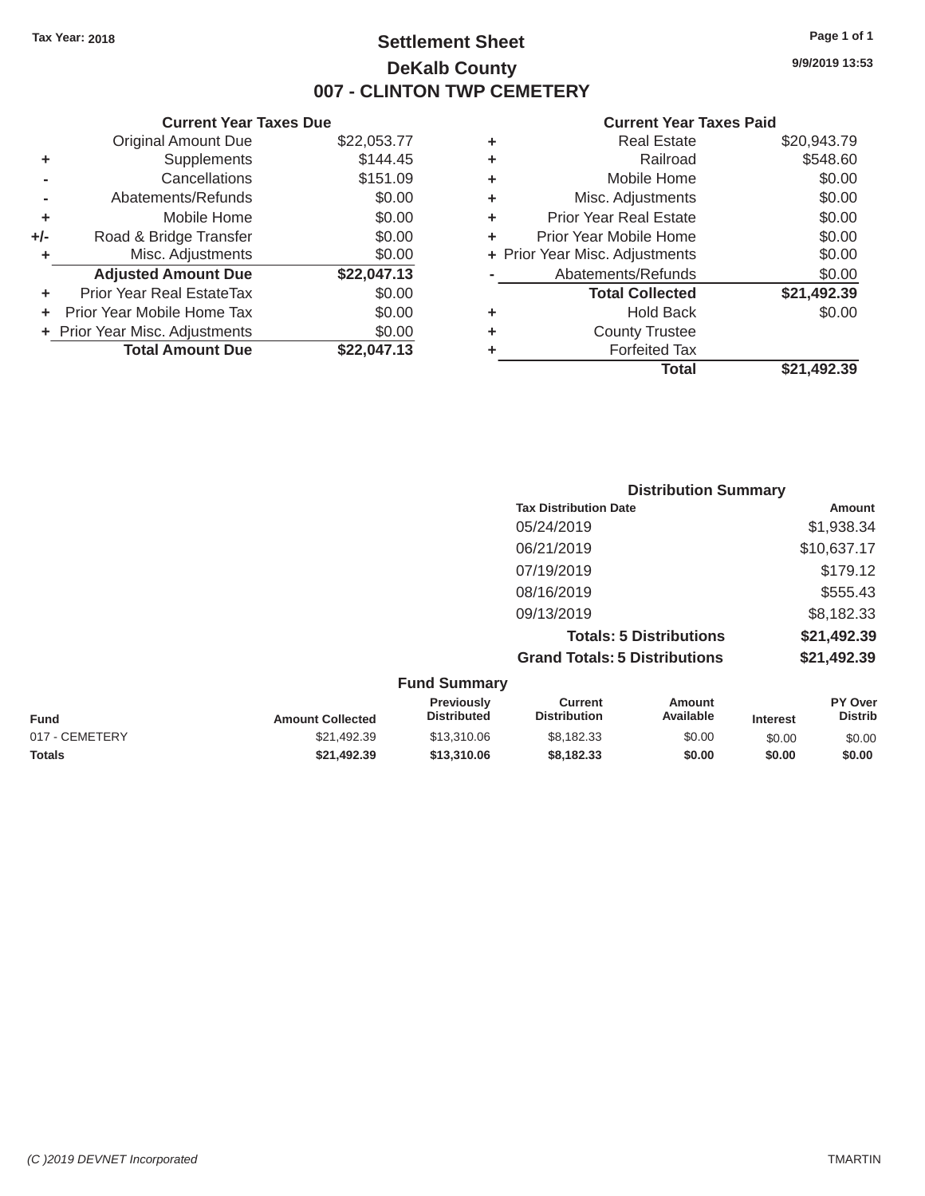**Tax Year: 2018**

# Settlement Sheet
## DeKalb County
## 007 - CLINTON TWP CEMETERY

9/9/2019 13:53

### Current Year Taxes Due

| | | Amount |
|---|---|---|
| | Original Amount Due | $22,053.77 |
| + | Supplements | $144.45 |
| - | Cancellations | $151.09 |
| - | Abatements/Refunds | $0.00 |
| + | Mobile Home | $0.00 |
| +/- | Road & Bridge Transfer | $0.00 |
| + | Misc. Adjustments | $0.00 |
| | **Adjusted Amount Due** | **$22,047.13** |
| + | Prior Year Real EstateTax | $0.00 |
| + | Prior Year Mobile Home Tax | $0.00 |
| + | Prior Year Misc. Adjustments | $0.00 |
| | **Total Amount Due** | **$22,047.13** |

### Current Year Taxes Paid

| | | Amount |
|---|---|---|
| + | Real Estate | $20,943.79 |
| + | Railroad | $548.60 |
| + | Mobile Home | $0.00 |
| + | Misc. Adjustments | $0.00 |
| + | Prior Year Real Estate | $0.00 |
| + | Prior Year Mobile Home | $0.00 |
| + | Prior Year Misc. Adjustments | $0.00 |
| - | Abatements/Refunds | $0.00 |
| | **Total Collected** | **$21,492.39** |
| + | Hold Back | $0.00 |
| + | County Trustee | |
| + | Forfeited Tax | |
| | **Total** | **$21,492.39** |

### Distribution Summary

| Tax Distribution Date | Amount |
|---|---|
| 05/24/2019 | $1,938.34 |
| 06/21/2019 | $10,637.17 |
| 07/19/2019 | $179.12 |
| 08/16/2019 | $555.43 |
| 09/13/2019 | $8,182.33 |
| **Totals: 5 Distributions** | **$21,492.39** |
| **Grand Totals: 5 Distributions** | **$21,492.39** |

### Fund Summary

| Fund | Amount Collected | Previously Distributed | Current Distribution | Amount Available | Interest | PY Over Distrib |
|---|---|---|---|---|---|---|
| 017 - CEMETERY | $21,492.39 | $13,310.06 | $8,182.33 | $0.00 | $0.00 | $0.00 |
| **Totals** | **$21,492.39** | **$13,310.06** | **$8,182.33** | **$0.00** | **$0.00** | **$0.00** |

*(C )2019 DEVNET Incorporated* TMARTIN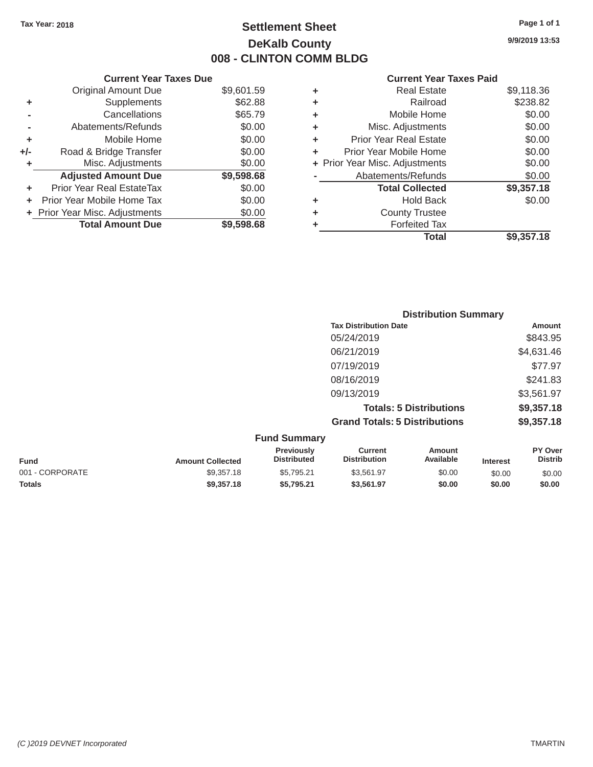Tax Year: 2018

# Settlement Sheet

## DeKalb County

## 008 - CLINTON COMM BLDG

9/9/2019 13:53

### Current Year Taxes Due

| | | |
|---|---|---|
| | Original Amount Due | $9,601.59 |
| + | Supplements | $62.88 |
| - | Cancellations | $65.79 |
| - | Abatements/Refunds | $0.00 |
| + | Mobile Home | $0.00 |
| +/- | Road & Bridge Transfer | $0.00 |
| + | Misc. Adjustments | $0.00 |
| | **Adjusted Amount Due** | **$9,598.68** |
| + | Prior Year Real EstateTax | $0.00 |
| + | Prior Year Mobile Home Tax | $0.00 |
| + | Prior Year Misc. Adjustments | $0.00 |
| | **Total Amount Due** | **$9,598.68** |

### Current Year Taxes Paid

| | | |
|---|---|---|
| + | Real Estate | $9,118.36 |
| + | Railroad | $238.82 |
| + | Mobile Home | $0.00 |
| + | Misc. Adjustments | $0.00 |
| + | Prior Year Real Estate | $0.00 |
| + | Prior Year Mobile Home | $0.00 |
| + | Prior Year Misc. Adjustments | $0.00 |
| - | Abatements/Refunds | $0.00 |
| | **Total Collected** | **$9,357.18** |
| + | Hold Back | $0.00 |
| + | County Trustee | |
| + | Forfeited Tax | |
| | **Total** | **$9,357.18** |

### Distribution Summary

| Tax Distribution Date | Amount |
|---|---|
| 05/24/2019 | $843.95 |
| 06/21/2019 | $4,631.46 |
| 07/19/2019 | $77.97 |
| 08/16/2019 | $241.83 |
| 09/13/2019 | $3,561.97 |
| **Totals: 5 Distributions** | **$9,357.18** |
| **Grand Totals: 5 Distributions** | **$9,357.18** |

### Fund Summary

| Fund | Amount Collected | Previously Distributed | Current Distribution | Amount Available | Interest | PY Over Distrib |
|---|---|---|---|---|---|---|
| 001 - CORPORATE | $9,357.18 | $5,795.21 | $3,561.97 | $0.00 | $0.00 | $0.00 |
| **Totals** | **$9,357.18** | **$5,795.21** | **$3,561.97** | **$0.00** | **$0.00** | **$0.00** |

*(C )2019 DEVNET Incorporated* TMARTIN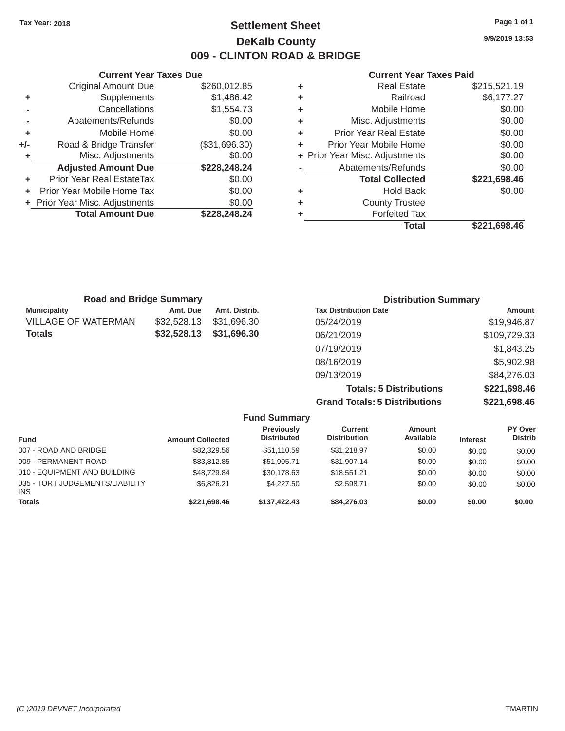Tax Year: 2018

# Settlement Sheet

## DeKalb County

## 009 - CLINTON ROAD & BRIDGE

9/9/2019 13:53

### Current Year Taxes Due

| | | |
|---|---|---|
| | Original Amount Due | $260,012.85 |
| + | Supplements | $1,486.42 |
| - | Cancellations | $1,554.73 |
| - | Abatements/Refunds | $0.00 |
| + | Mobile Home | $0.00 |
| +/- | Road & Bridge Transfer | ($31,696.30) |
| + | Misc. Adjustments | $0.00 |
| | **Adjusted Amount Due** | **$228,248.24** |
| + | Prior Year Real EstateTax | $0.00 |
| + | Prior Year Mobile Home Tax | $0.00 |
| + | Prior Year Misc. Adjustments | $0.00 |
| | **Total Amount Due** | **$228,248.24** |

### Current Year Taxes Paid

| | | |
|---|---|---|
| + | Real Estate | $215,521.19 |
| + | Railroad | $6,177.27 |
| + | Mobile Home | $0.00 |
| + | Misc. Adjustments | $0.00 |
| + | Prior Year Real Estate | $0.00 |
| + | Prior Year Mobile Home | $0.00 |
| + | Prior Year Misc. Adjustments | $0.00 |
| - | Abatements/Refunds | $0.00 |
| | **Total Collected** | **$221,698.46** |
| + | Hold Back | $0.00 |
| + | County Trustee | |
| + | Forfeited Tax | |
| | **Total** | **$221,698.46** |

### Road and Bridge Summary

| Municipality | Amt. Due | Amt. Distrib. |
|---|---|---|
| VILLAGE OF WATERMAN | $32,528.13 | $31,696.30 |
| **Totals** | **$32,528.13** | **$31,696.30** |

### Distribution Summary

| Tax Distribution Date | Amount |
|---|---|
| 05/24/2019 | $19,946.87 |
| 06/21/2019 | $109,729.33 |
| 07/19/2019 | $1,843.25 |
| 08/16/2019 | $5,902.98 |
| 09/13/2019 | $84,276.03 |
| **Totals: 5 Distributions** | **$221,698.46** |
| **Grand Totals: 5 Distributions** | **$221,698.46** |

### Fund Summary

| Fund | Amount Collected | Previously Distributed | Current Distribution | Amount Available | Interest | PY Over Distrib |
|---|---|---|---|---|---|---|
| 007 - ROAD AND BRIDGE | $82,329.56 | $51,110.59 | $31,218.97 | $0.00 | $0.00 | $0.00 |
| 009 - PERMANENT ROAD | $83,812.85 | $51,905.71 | $31,907.14 | $0.00 | $0.00 | $0.00 |
| 010 - EQUIPMENT AND BUILDING | $48,729.84 | $30,178.63 | $18,551.21 | $0.00 | $0.00 | $0.00 |
| 035 - TORT JUDGEMENTS/LIABILITY INS | $6,826.21 | $4,227.50 | $2,598.71 | $0.00 | $0.00 | $0.00 |
| **Totals** | **$221,698.46** | **$137,422.43** | **$84,276.03** | **$0.00** | **$0.00** | **$0.00** |

(C )2019 DEVNET Incorporated TMARTIN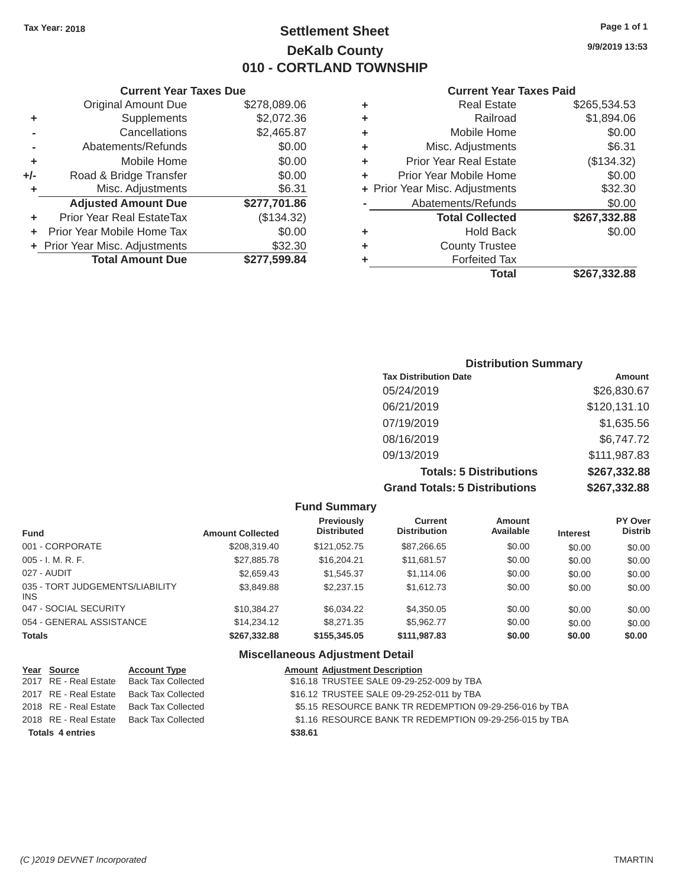Tax Year: 2018

# Settlement Sheet
## DeKalb County
## 010 - CORTLAND TOWNSHIP

9/9/2019 13:53

### Current Year Taxes Due

| | | |
|---|---|---|
| | Original Amount Due | $278,089.06 |
| + | Supplements | $2,072.36 |
| - | Cancellations | $2,465.87 |
| - | Abatements/Refunds | $0.00 |
| + | Mobile Home | $0.00 |
| +/- | Road & Bridge Transfer | $0.00 |
| + | Misc. Adjustments | $6.31 |
| | **Adjusted Amount Due** | **$277,701.86** |
| + | Prior Year Real EstateTax | ($134.32) |
| + | Prior Year Mobile Home Tax | $0.00 |
| + | Prior Year Misc. Adjustments | $32.30 |
| | **Total Amount Due** | **$277,599.84** |

### Current Year Taxes Paid

| | | |
|---|---|---|
| + | Real Estate | $265,534.53 |
| + | Railroad | $1,894.06 |
| + | Mobile Home | $0.00 |
| + | Misc. Adjustments | $6.31 |
| + | Prior Year Real Estate | ($134.32) |
| + | Prior Year Mobile Home | $0.00 |
| + | Prior Year Misc. Adjustments | $32.30 |
| - | Abatements/Refunds | $0.00 |
| | **Total Collected** | **$267,332.88** |
| + | Hold Back | $0.00 |
| + | County Trustee | |
| + | Forfeited Tax | |
| | **Total** | **$267,332.88** |

### Distribution Summary

| Tax Distribution Date | Amount |
|---|---|
| 05/24/2019 | $26,830.67 |
| 06/21/2019 | $120,131.10 |
| 07/19/2019 | $1,635.56 |
| 08/16/2019 | $6,747.72 |
| 09/13/2019 | $111,987.83 |
| **Totals: 5 Distributions** | **$267,332.88** |
| **Grand Totals: 5 Distributions** | **$267,332.88** |

### Fund Summary

| Fund | Amount Collected | Previously Distributed | Current Distribution | Amount Available | Interest | PY Over Distrib |
|---|---|---|---|---|---|---|
| 001 - CORPORATE | $208,319.40 | $121,052.75 | $87,266.65 | $0.00 | $0.00 | $0.00 |
| 005 - I. M. R. F. | $27,885.78 | $16,204.21 | $11,681.57 | $0.00 | $0.00 | $0.00 |
| 027 - AUDIT | $2,659.43 | $1,545.37 | $1,114.06 | $0.00 | $0.00 | $0.00 |
| 035 - TORT JUDGEMENTS/LIABILITY INS | $3,849.88 | $2,237.15 | $1,612.73 | $0.00 | $0.00 | $0.00 |
| 047 - SOCIAL SECURITY | $10,384.27 | $6,034.22 | $4,350.05 | $0.00 | $0.00 | $0.00 |
| 054 - GENERAL ASSISTANCE | $14,234.12 | $8,271.35 | $5,962.77 | $0.00 | $0.00 | $0.00 |
| **Totals** | **$267,332.88** | **$155,345.05** | **$111,987.83** | **$0.00** | **$0.00** | **$0.00** |

### Miscellaneous Adjustment Detail

| Year | Source | Account Type | Amount | Adjustment Description |
|---|---|---|---|---|
| 2017 | RE - Real Estate | Back Tax Collected | $16.18 | TRUSTEE SALE 09-29-252-009 by TBA |
| 2017 | RE - Real Estate | Back Tax Collected | $16.12 | TRUSTEE SALE 09-29-252-011 by TBA |
| 2018 | RE - Real Estate | Back Tax Collected | $5.15 | RESOURCE BANK TR REDEMPTION 09-29-256-016 by TBA |
| 2018 | RE - Real Estate | Back Tax Collected | $1.16 | RESOURCE BANK TR REDEMPTION 09-29-256-015 by TBA |
| **Totals 4 entries** | | | **$38.61** | |

(C )2019 DEVNET Incorporated — TMARTIN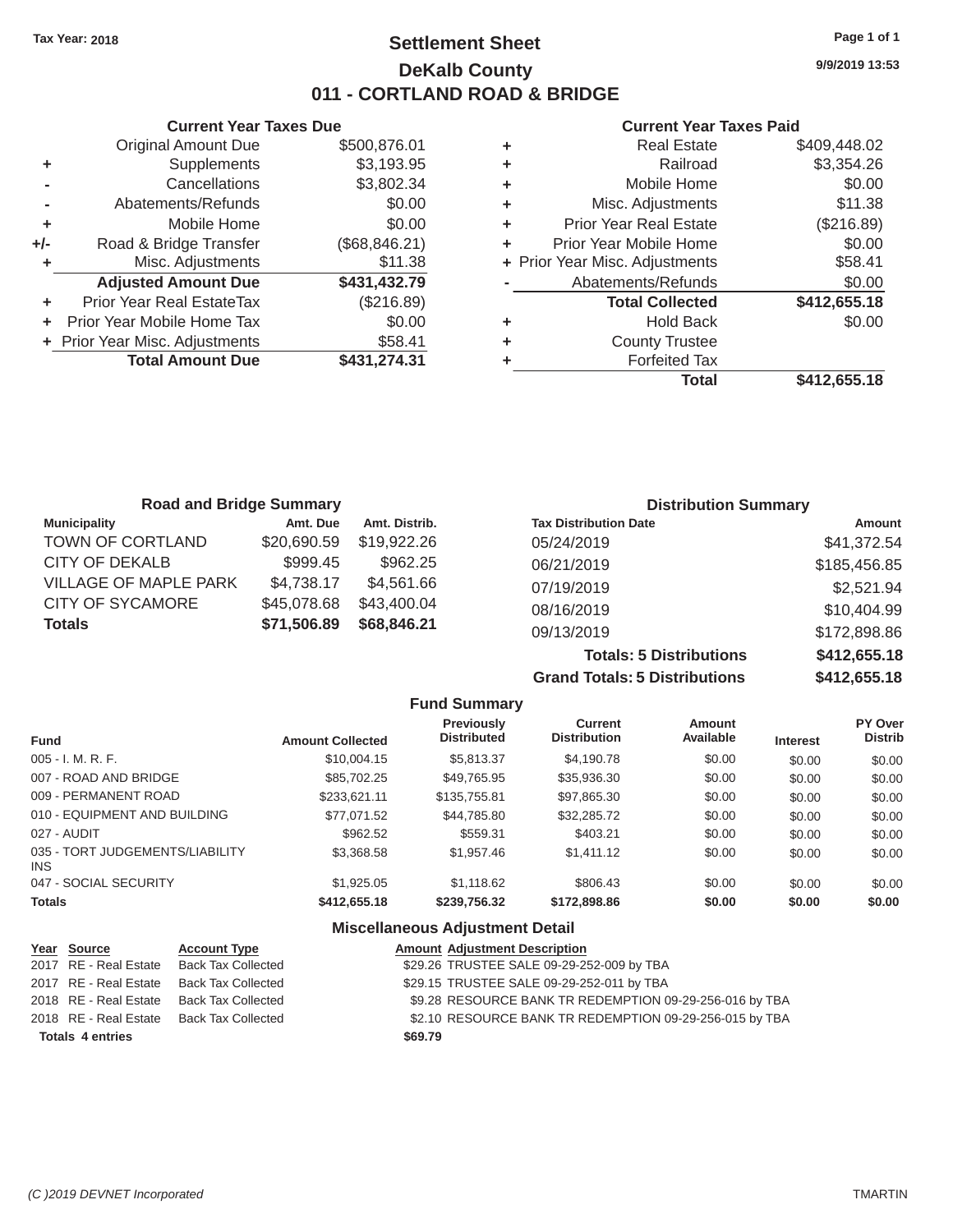Tax Year: 2018

# Settlement Sheet

## DeKalb County

## 011 - CORTLAND ROAD & BRIDGE

9/9/2019 13:53

### Current Year Taxes Due

| | | |
|---|---|---|
| | Original Amount Due | $500,876.01 |
| + | Supplements | $3,193.95 |
| - | Cancellations | $3,802.34 |
| - | Abatements/Refunds | $0.00 |
| + | Mobile Home | $0.00 |
| +/- | Road & Bridge Transfer | ($68,846.21) |
| + | Misc. Adjustments | $11.38 |
| | **Adjusted Amount Due** | **$431,432.79** |
| + | Prior Year Real EstateTax | ($216.89) |
| + | Prior Year Mobile Home Tax | $0.00 |
| + | Prior Year Misc. Adjustments | $58.41 |
| | **Total Amount Due** | **$431,274.31** |

### Current Year Taxes Paid

| | | |
|---|---|---|
| + | Real Estate | $409,448.02 |
| + | Railroad | $3,354.26 |
| + | Mobile Home | $0.00 |
| + | Misc. Adjustments | $11.38 |
| + | Prior Year Real Estate | ($216.89) |
| + | Prior Year Mobile Home | $0.00 |
| + | Prior Year Misc. Adjustments | $58.41 |
| - | Abatements/Refunds | $0.00 |
| | **Total Collected** | **$412,655.18** |
| + | Hold Back | $0.00 |
| + | County Trustee | |
| + | Forfeited Tax | |
| | **Total** | **$412,655.18** |

### Road and Bridge Summary

| Municipality | Amt. Due | Amt. Distrib. |
|---|---|---|
| TOWN OF CORTLAND | $20,690.59 | $19,922.26 |
| CITY OF DEKALB | $999.45 | $962.25 |
| VILLAGE OF MAPLE PARK | $4,738.17 | $4,561.66 |
| CITY OF SYCAMORE | $45,078.68 | $43,400.04 |
| **Totals** | **$71,506.89** | **$68,846.21** |

### Distribution Summary

| Tax Distribution Date | Amount |
|---|---|
| 05/24/2019 | $41,372.54 |
| 06/21/2019 | $185,456.85 |
| 07/19/2019 | $2,521.94 |
| 08/16/2019 | $10,404.99 |
| 09/13/2019 | $172,898.86 |
| **Totals: 5 Distributions** | **$412,655.18** |
| **Grand Totals: 5 Distributions** | **$412,655.18** |

### Fund Summary

| Fund | Amount Collected | Previously Distributed | Current Distribution | Amount Available | Interest | PY Over Distrib |
|---|---|---|---|---|---|---|
| 005 - I. M. R. F. | $10,004.15 | $5,813.37 | $4,190.78 | $0.00 | $0.00 | $0.00 |
| 007 - ROAD AND BRIDGE | $85,702.25 | $49,765.95 | $35,936.30 | $0.00 | $0.00 | $0.00 |
| 009 - PERMANENT ROAD | $233,621.11 | $135,755.81 | $97,865.30 | $0.00 | $0.00 | $0.00 |
| 010 - EQUIPMENT AND BUILDING | $77,071.52 | $44,785.80 | $32,285.72 | $0.00 | $0.00 | $0.00 |
| 027 - AUDIT | $962.52 | $559.31 | $403.21 | $0.00 | $0.00 | $0.00 |
| 035 - TORT JUDGEMENTS/LIABILITY INS | $3,368.58 | $1,957.46 | $1,411.12 | $0.00 | $0.00 | $0.00 |
| 047 - SOCIAL SECURITY | $1,925.05 | $1,118.62 | $806.43 | $0.00 | $0.00 | $0.00 |
| **Totals** | **$412,655.18** | **$239,756.32** | **$172,898.86** | **$0.00** | **$0.00** | **$0.00** |

### Miscellaneous Adjustment Detail

| Year | Source | Account Type | Amount | Adjustment Description |
|---|---|---|---|---|
| 2017 | RE - Real Estate | Back Tax Collected | $29.26 | TRUSTEE SALE 09-29-252-009 by TBA |
| 2017 | RE - Real Estate | Back Tax Collected | $29.15 | TRUSTEE SALE 09-29-252-011 by TBA |
| 2018 | RE - Real Estate | Back Tax Collected | $9.28 | RESOURCE BANK TR REDEMPTION 09-29-256-016 by TBA |
| 2018 | RE - Real Estate | Back Tax Collected | $2.10 | RESOURCE BANK TR REDEMPTION 09-29-256-015 by TBA |
| **Totals 4 entries** | | | **$69.79** | |

(C )2019 DEVNET Incorporated — TMARTIN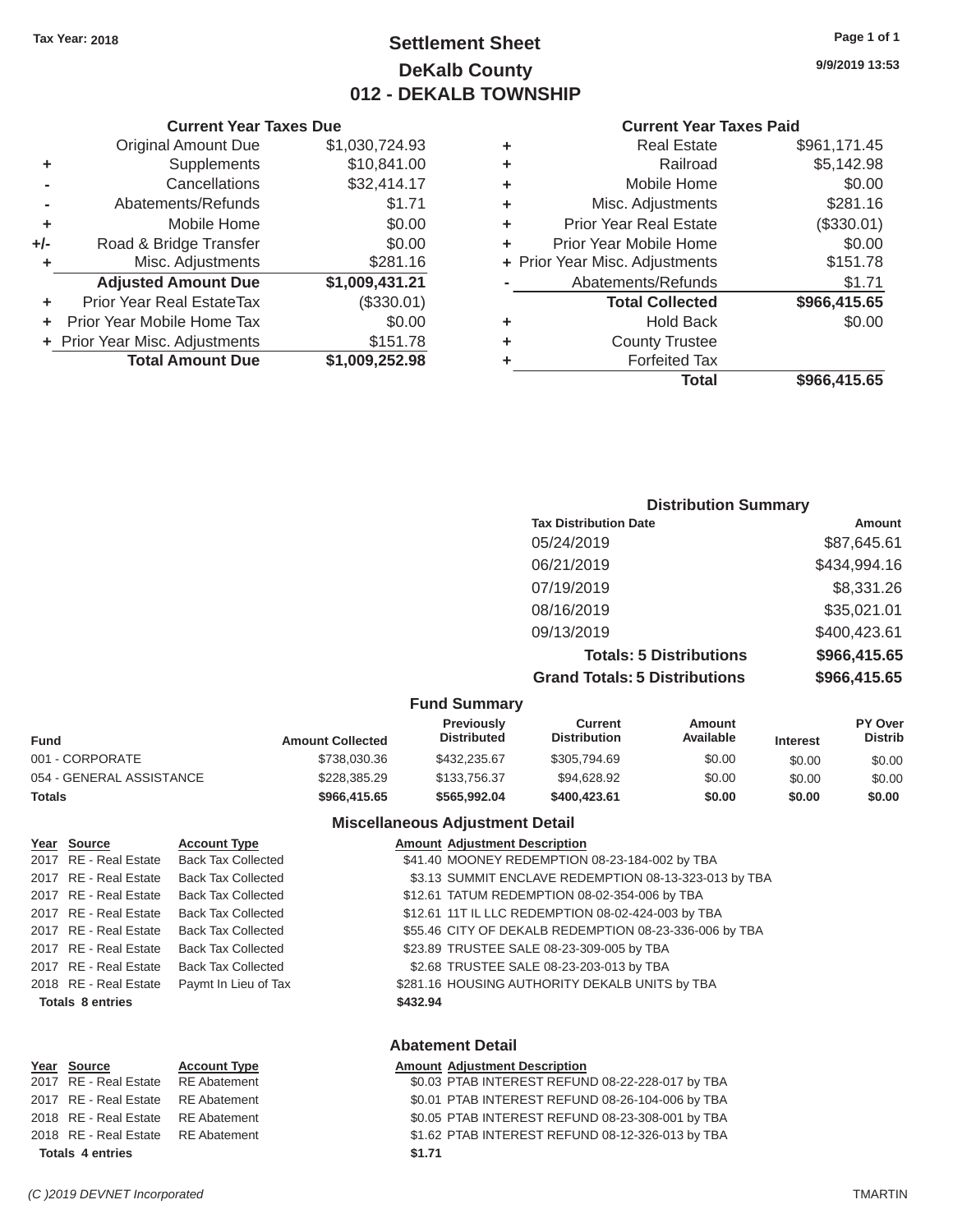Tax Year: 2018

# Settlement Sheet
## DeKalb County
## 012 - DEKALB TOWNSHIP

9/9/2019 13:53

### Current Year Taxes Due

| | | |
|---|---|---|
| | Original Amount Due | $1,030,724.93 |
| + | Supplements | $10,841.00 |
| - | Cancellations | $32,414.17 |
| - | Abatements/Refunds | $1.71 |
| + | Mobile Home | $0.00 |
| +/- | Road & Bridge Transfer | $0.00 |
| + | Misc. Adjustments | $281.16 |
| | **Adjusted Amount Due** | **$1,009,431.21** |
| + | Prior Year Real EstateTax | ($330.01) |
| + | Prior Year Mobile Home Tax | $0.00 |
| + | Prior Year Misc. Adjustments | $151.78 |
| | **Total Amount Due** | **$1,009,252.98** |

### Current Year Taxes Paid

| | | |
|---|---|---|
| + | Real Estate | $961,171.45 |
| + | Railroad | $5,142.98 |
| + | Mobile Home | $0.00 |
| + | Misc. Adjustments | $281.16 |
| + | Prior Year Real Estate | ($330.01) |
| + | Prior Year Mobile Home | $0.00 |
| + | Prior Year Misc. Adjustments | $151.78 |
| - | Abatements/Refunds | $1.71 |
| | **Total Collected** | **$966,415.65** |
| + | Hold Back | $0.00 |
| + | County Trustee | |
| + | Forfeited Tax | |
| | **Total** | **$966,415.65** |

### Distribution Summary

| Tax Distribution Date | Amount |
|---|---|
| 05/24/2019 | $87,645.61 |
| 06/21/2019 | $434,994.16 |
| 07/19/2019 | $8,331.26 |
| 08/16/2019 | $35,021.01 |
| 09/13/2019 | $400,423.61 |
| **Totals: 5 Distributions** | **$966,415.65** |
| **Grand Totals: 5 Distributions** | **$966,415.65** |

### Fund Summary

| Fund | Amount Collected | Previously Distributed | Current Distribution | Amount Available | Interest | PY Over Distrib |
|---|---|---|---|---|---|---|
| 001 - CORPORATE | $738,030.36 | $432,235.67 | $305,794.69 | $0.00 | $0.00 | $0.00 |
| 054 - GENERAL ASSISTANCE | $228,385.29 | $133,756.37 | $94,628.92 | $0.00 | $0.00 | $0.00 |
| **Totals** | **$966,415.65** | **$565,992.04** | **$400,423.61** | **$0.00** | **$0.00** | **$0.00** |

### Miscellaneous Adjustment Detail

| Year | Source | Account Type | Amount | Adjustment Description |
|---|---|---|---|---|
| 2017 | RE - Real Estate | Back Tax Collected | $41.40 | MOONEY REDEMPTION 08-23-184-002 by TBA |
| 2017 | RE - Real Estate | Back Tax Collected | $3.13 | SUMMIT ENCLAVE REDEMPTION 08-13-323-013 by TBA |
| 2017 | RE - Real Estate | Back Tax Collected | $12.61 | TATUM REDEMPTION 08-02-354-006 by TBA |
| 2017 | RE - Real Estate | Back Tax Collected | $12.61 | 11T IL LLC REDEMPTION 08-02-424-003 by TBA |
| 2017 | RE - Real Estate | Back Tax Collected | $55.46 | CITY OF DEKALB REDEMPTION 08-23-336-006 by TBA |
| 2017 | RE - Real Estate | Back Tax Collected | $23.89 | TRUSTEE SALE 08-23-309-005 by TBA |
| 2017 | RE - Real Estate | Back Tax Collected | $2.68 | TRUSTEE SALE 08-23-203-013 by TBA |
| 2018 | RE - Real Estate | Paymt In Lieu of Tax | $281.16 | HOUSING AUTHORITY DEKALB UNITS by TBA |
| **Totals 8 entries** | | | **$432.94** | |

### Abatement Detail

| Year | Source | Account Type | Amount | Adjustment Description |
|---|---|---|---|---|
| 2017 | RE - Real Estate | RE Abatement | $0.03 | PTAB INTEREST REFUND 08-22-228-017 by TBA |
| 2017 | RE - Real Estate | RE Abatement | $0.01 | PTAB INTEREST REFUND 08-26-104-006 by TBA |
| 2018 | RE - Real Estate | RE Abatement | $0.05 | PTAB INTEREST REFUND 08-23-308-001 by TBA |
| 2018 | RE - Real Estate | RE Abatement | $1.62 | PTAB INTEREST REFUND 08-12-326-013 by TBA |
| **Totals 4 entries** | | | **$1.71** | |

(C )2019 DEVNET Incorporated TMARTIN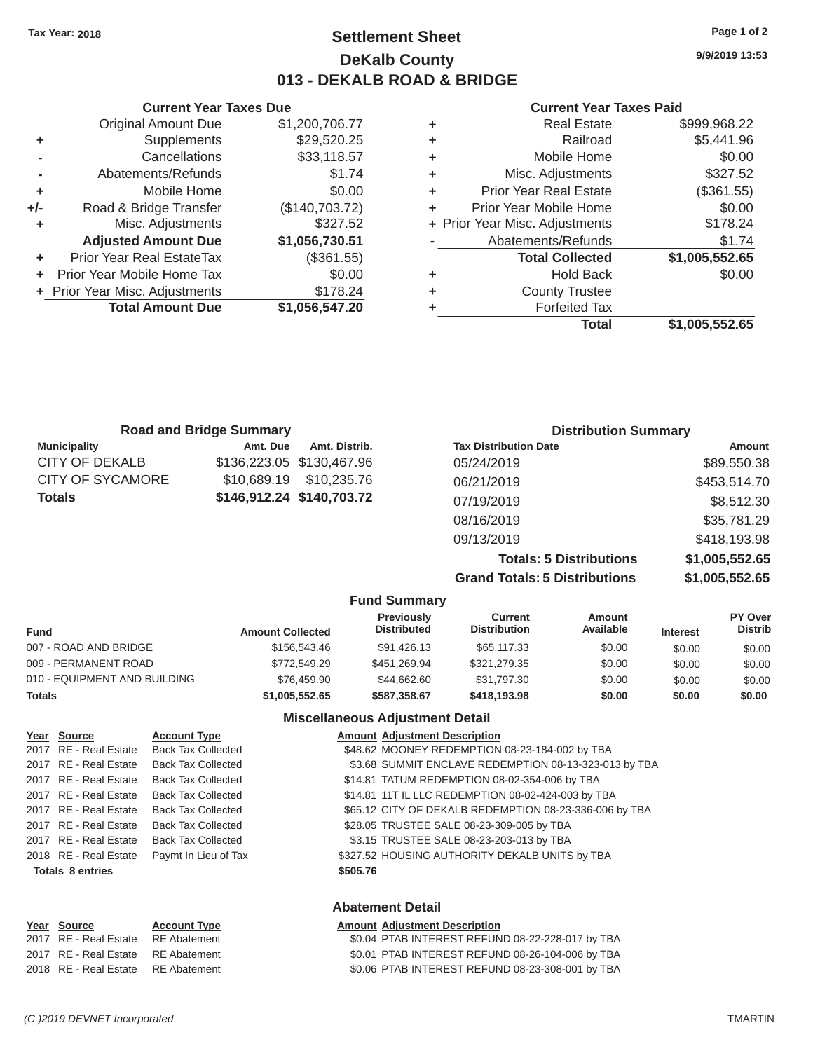Tax Year: 2018

# Settlement Sheet

## DeKalb County

## 013 - DEKALB ROAD & BRIDGE

9/9/2019 13:53

### Current Year Taxes Due

| | | |
|---|---|---|
| | Original Amount Due | $1,200,706.77 |
| + | Supplements | $29,520.25 |
| - | Cancellations | $33,118.57 |
| - | Abatements/Refunds | $1.74 |
| + | Mobile Home | $0.00 |
| +/- | Road & Bridge Transfer | ($140,703.72) |
| + | Misc. Adjustments | $327.52 |
| | **Adjusted Amount Due** | **$1,056,730.51** |
| + | Prior Year Real EstateTax | ($361.55) |
| + | Prior Year Mobile Home Tax | $0.00 |
| + | Prior Year Misc. Adjustments | $178.24 |
| | **Total Amount Due** | **$1,056,547.20** |

### Current Year Taxes Paid

| | | |
|---|---|---|
| + | Real Estate | $999,968.22 |
| + | Railroad | $5,441.96 |
| + | Mobile Home | $0.00 |
| + | Misc. Adjustments | $327.52 |
| + | Prior Year Real Estate | ($361.55) |
| + | Prior Year Mobile Home | $0.00 |
| + | Prior Year Misc. Adjustments | $178.24 |
| - | Abatements/Refunds | $1.74 |
| | **Total Collected** | **$1,005,552.65** |
| + | Hold Back | $0.00 |
| + | County Trustee | |
| + | Forfeited Tax | |
| | **Total** | **$1,005,552.65** |

### Road and Bridge Summary

| Municipality | Amt. Due | Amt. Distrib. |
|---|---|---|
| CITY OF DEKALB | $136,223.05 | $130,467.96 |
| CITY OF SYCAMORE | $10,689.19 | $10,235.76 |
| **Totals** | **$146,912.24** | **$140,703.72** |

### Distribution Summary

| Tax Distribution Date | Amount |
|---|---|
| 05/24/2019 | $89,550.38 |
| 06/21/2019 | $453,514.70 |
| 07/19/2019 | $8,512.30 |
| 08/16/2019 | $35,781.29 |
| 09/13/2019 | $418,193.98 |
| **Totals: 5 Distributions** | **$1,005,552.65** |
| **Grand Totals: 5 Distributions** | **$1,005,552.65** |

### Fund Summary

| Fund | Amount Collected | Previously Distributed | Current Distribution | Amount Available | Interest | PY Over Distrib |
|---|---|---|---|---|---|---|
| 007 - ROAD AND BRIDGE | $156,543.46 | $91,426.13 | $65,117.33 | $0.00 | $0.00 | $0.00 |
| 009 - PERMANENT ROAD | $772,549.29 | $451,269.94 | $321,279.35 | $0.00 | $0.00 | $0.00 |
| 010 - EQUIPMENT AND BUILDING | $76,459.90 | $44,662.60 | $31,797.30 | $0.00 | $0.00 | $0.00 |
| **Totals** | **$1,005,552.65** | **$587,358.67** | **$418,193.98** | **$0.00** | **$0.00** | **$0.00** |

### Miscellaneous Adjustment Detail

| Year | Source | Account Type | Amount | Adjustment Description |
|---|---|---|---|---|
| 2017 | RE - Real Estate | Back Tax Collected | $48.62 | MOONEY REDEMPTION 08-23-184-002 by TBA |
| 2017 | RE - Real Estate | Back Tax Collected | $3.68 | SUMMIT ENCLAVE REDEMPTION 08-13-323-013 by TBA |
| 2017 | RE - Real Estate | Back Tax Collected | $14.81 | TATUM REDEMPTION 08-02-354-006 by TBA |
| 2017 | RE - Real Estate | Back Tax Collected | $14.81 | 11T IL LLC REDEMPTION 08-02-424-003 by TBA |
| 2017 | RE - Real Estate | Back Tax Collected | $65.12 | CITY OF DEKALB REDEMPTION 08-23-336-006 by TBA |
| 2017 | RE - Real Estate | Back Tax Collected | $28.05 | TRUSTEE SALE 08-23-309-005 by TBA |
| 2017 | RE - Real Estate | Back Tax Collected | $3.15 | TRUSTEE SALE 08-23-203-013 by TBA |
| 2018 | RE - Real Estate | Paymt In Lieu of Tax | $327.52 | HOUSING AUTHORITY DEKALB UNITS by TBA |
| **Totals 8 entries** | | | **$505.76** | |

### Abatement Detail

| Year | Source | Account Type | Amount | Adjustment Description |
|---|---|---|---|---|
| 2017 | RE - Real Estate | RE Abatement | $0.04 | PTAB INTEREST REFUND 08-22-228-017 by TBA |
| 2017 | RE - Real Estate | RE Abatement | $0.01 | PTAB INTEREST REFUND 08-26-104-006 by TBA |
| 2018 | RE - Real Estate | RE Abatement | $0.06 | PTAB INTEREST REFUND 08-23-308-001 by TBA |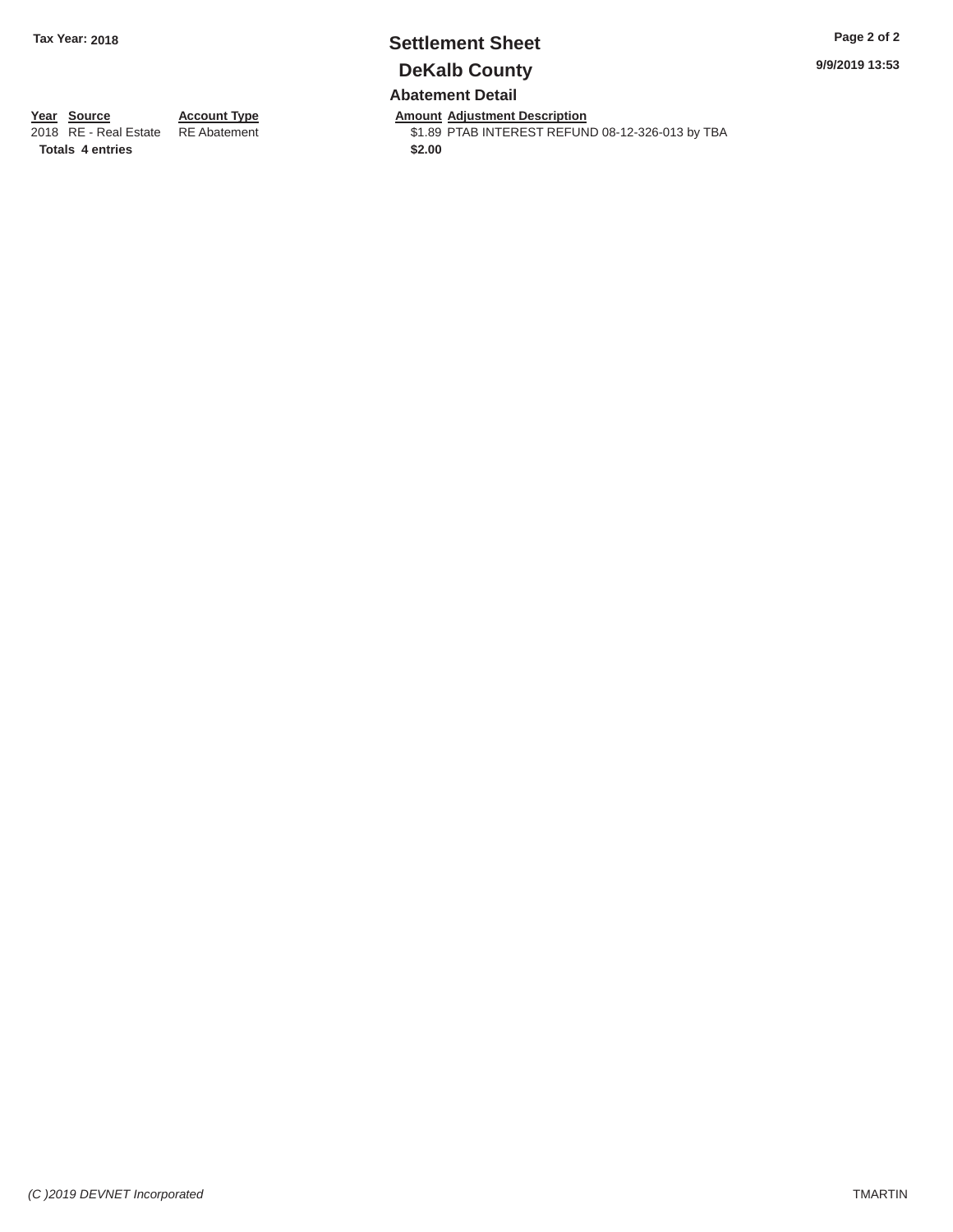Tax Year: 2018

# Settlement Sheet

## DeKalb County

### Abatement Detail

| Year | Source | Account Type | Amount | Adjustment Description |
|---|---|---|---|---|
| 2018 | RE - Real Estate | RE Abatement | $1.89 | PTAB INTEREST REFUND 08-12-326-013 by TBA |
| **Totals** | **4 entries** | | **$2.00** | |

9/9/2019 13:53

*(C )2019 DEVNET Incorporated*

TMARTIN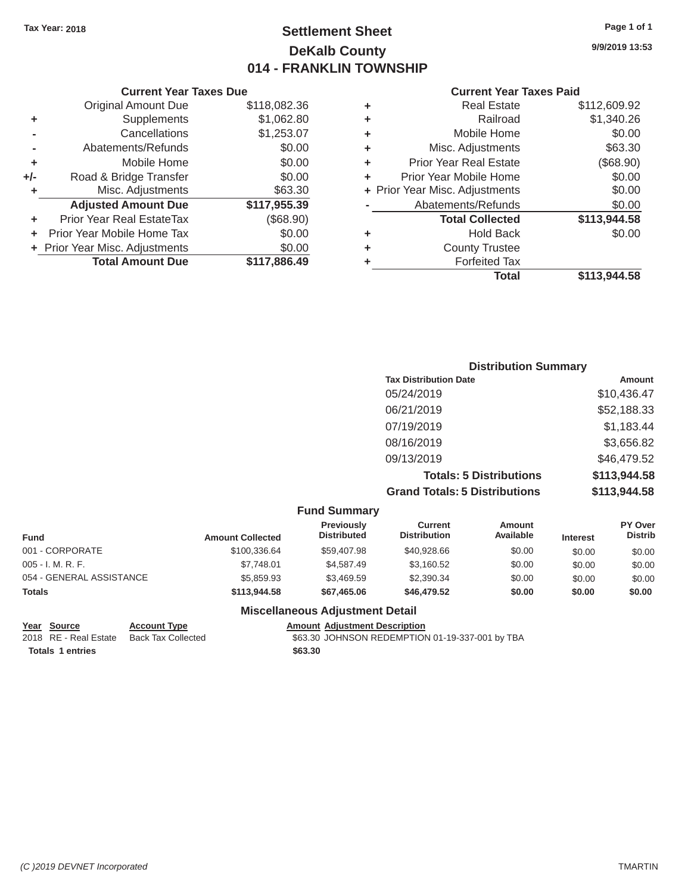Tax Year: 2018

# Settlement Sheet

## DeKalb County

## 014 - FRANKLIN TOWNSHIP

9/9/2019 13:53

### Current Year Taxes Due

| | | |
|---|---|---|
| | Original Amount Due | $118,082.36 |
| + | Supplements | $1,062.80 |
| - | Cancellations | $1,253.07 |
| - | Abatements/Refunds | $0.00 |
| + | Mobile Home | $0.00 |
| +/- | Road & Bridge Transfer | $0.00 |
| + | Misc. Adjustments | $63.30 |
| | **Adjusted Amount Due** | **$117,955.39** |
| + | Prior Year Real EstateTax | ($68.90) |
| + | Prior Year Mobile Home Tax | $0.00 |
| + | Prior Year Misc. Adjustments | $0.00 |
| | **Total Amount Due** | **$117,886.49** |

### Current Year Taxes Paid

| | | |
|---|---|---|
| + | Real Estate | $112,609.92 |
| + | Railroad | $1,340.26 |
| + | Mobile Home | $0.00 |
| + | Misc. Adjustments | $63.30 |
| + | Prior Year Real Estate | ($68.90) |
| + | Prior Year Mobile Home | $0.00 |
| + | Prior Year Misc. Adjustments | $0.00 |
| - | Abatements/Refunds | $0.00 |
| | **Total Collected** | **$113,944.58** |
| + | Hold Back | $0.00 |
| + | County Trustee | |
| + | Forfeited Tax | |
| | **Total** | **$113,944.58** |

### Distribution Summary

| Tax Distribution Date | Amount |
|---|---|
| 05/24/2019 | $10,436.47 |
| 06/21/2019 | $52,188.33 |
| 07/19/2019 | $1,183.44 |
| 08/16/2019 | $3,656.82 |
| 09/13/2019 | $46,479.52 |
| **Totals: 5 Distributions** | **$113,944.58** |
| **Grand Totals: 5 Distributions** | **$113,944.58** |

### Fund Summary

| Fund | Amount Collected | Previously Distributed | Current Distribution | Amount Available | Interest | PY Over Distrib |
|---|---|---|---|---|---|---|
| 001 - CORPORATE | $100,336.64 | $59,407.98 | $40,928.66 | $0.00 | $0.00 | $0.00 |
| 005 - I. M. R. F. | $7,748.01 | $4,587.49 | $3,160.52 | $0.00 | $0.00 | $0.00 |
| 054 - GENERAL ASSISTANCE | $5,859.93 | $3,469.59 | $2,390.34 | $0.00 | $0.00 | $0.00 |
| **Totals** | **$113,944.58** | **$67,465.06** | **$46,479.52** | **$0.00** | **$0.00** | **$0.00** |

### Miscellaneous Adjustment Detail

| Year | Source | Account Type | Amount | Adjustment Description |
|---|---|---|---|---|
| 2018 | RE - Real Estate | Back Tax Collected | $63.30 | JOHNSON REDEMPTION 01-19-337-001 by TBA |
| **Totals** | **1 entries** | | **$63.30** | |

(C )2019 DEVNET Incorporated TMARTIN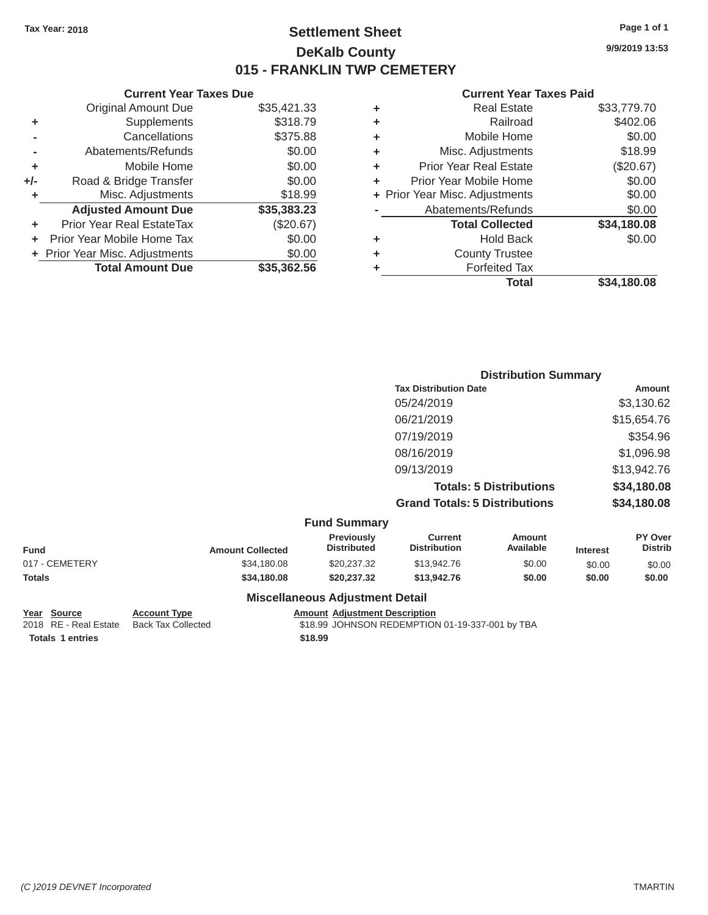Tax Year: 2018

# Settlement Sheet

## DeKalb County

## 015 - FRANKLIN TWP CEMETERY

9/9/2019 13:53

### Current Year Taxes Due

| | | |
|---|---|---|
| | Original Amount Due | $35,421.33 |
| + | Supplements | $318.79 |
| - | Cancellations | $375.88 |
| - | Abatements/Refunds | $0.00 |
| + | Mobile Home | $0.00 |
| +/- | Road & Bridge Transfer | $0.00 |
| + | Misc. Adjustments | $18.99 |
| | **Adjusted Amount Due** | **$35,383.23** |
| + | Prior Year Real EstateTax | ($20.67) |
| + | Prior Year Mobile Home Tax | $0.00 |
| + | Prior Year Misc. Adjustments | $0.00 |
| | **Total Amount Due** | **$35,362.56** |

### Current Year Taxes Paid

| | | |
|---|---|---|
| + | Real Estate | $33,779.70 |
| + | Railroad | $402.06 |
| + | Mobile Home | $0.00 |
| + | Misc. Adjustments | $18.99 |
| + | Prior Year Real Estate | ($20.67) |
| + | Prior Year Mobile Home | $0.00 |
| + | Prior Year Misc. Adjustments | $0.00 |
| - | Abatements/Refunds | $0.00 |
| | **Total Collected** | **$34,180.08** |
| + | Hold Back | $0.00 |
| + | County Trustee | |
| + | Forfeited Tax | |
| | **Total** | **$34,180.08** |

### Distribution Summary

| Tax Distribution Date | Amount |
|---|---|
| 05/24/2019 | $3,130.62 |
| 06/21/2019 | $15,654.76 |
| 07/19/2019 | $354.96 |
| 08/16/2019 | $1,096.98 |
| 09/13/2019 | $13,942.76 |
| **Totals: 5 Distributions** | **$34,180.08** |
| **Grand Totals: 5 Distributions** | **$34,180.08** |

### Fund Summary

| Fund | Amount Collected | Previously Distributed | Current Distribution | Amount Available | Interest | PY Over Distrib |
|---|---|---|---|---|---|---|
| 017 - CEMETERY | $34,180.08 | $20,237.32 | $13,942.76 | $0.00 | $0.00 | $0.00 |
| **Totals** | **$34,180.08** | **$20,237.32** | **$13,942.76** | **$0.00** | **$0.00** | **$0.00** |

### Miscellaneous Adjustment Detail

| Year | Source | Account Type | Amount | Adjustment Description |
|---|---|---|---|---|
| 2018 | RE - Real Estate | Back Tax Collected | $18.99 | JOHNSON REDEMPTION 01-19-337-001 by TBA |
| **Totals** | **1 entries** | | **$18.99** | |

(C )2019 DEVNET Incorporated TMARTIN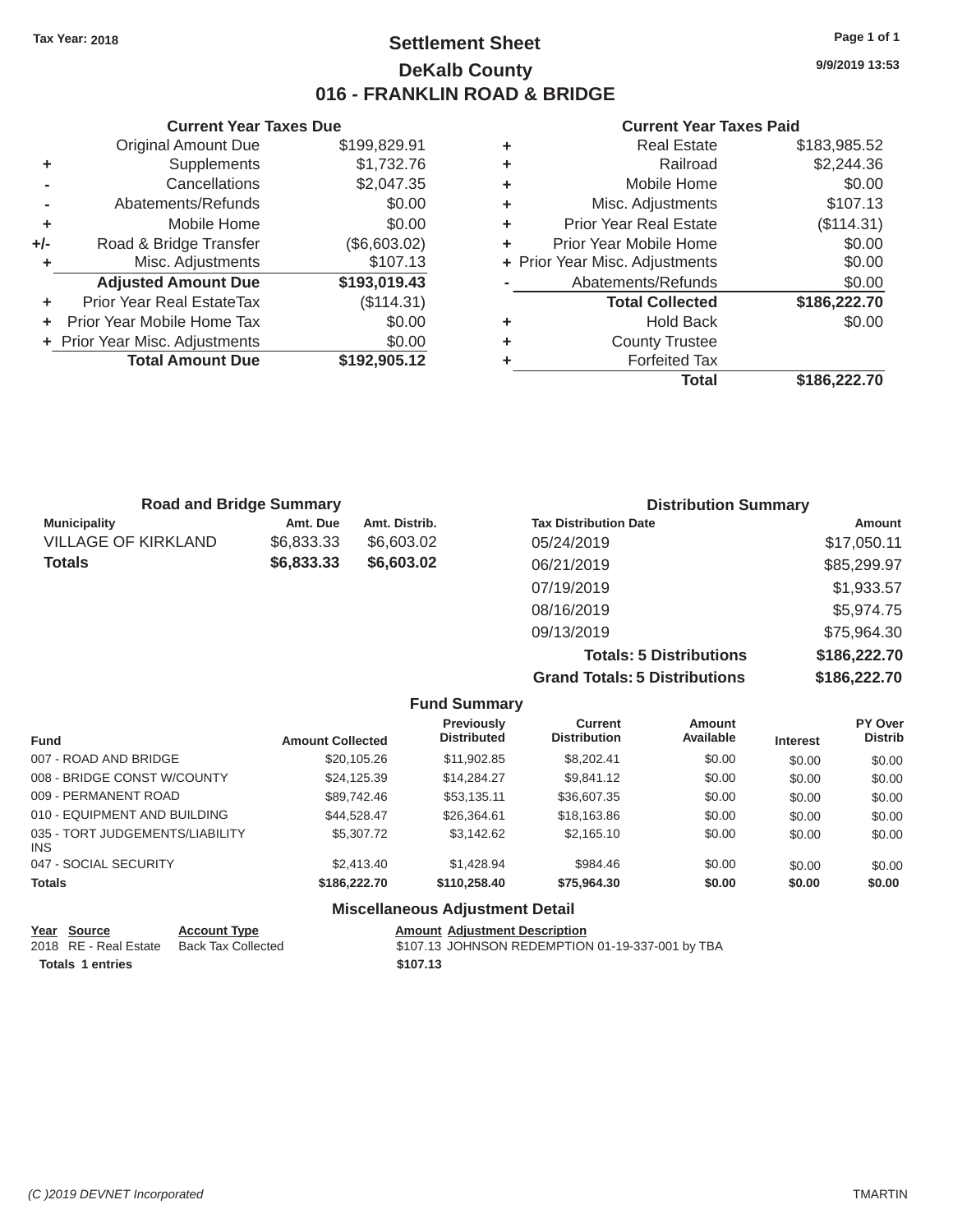Tax Year: 2018

# Settlement Sheet

## DeKalb County

## 016 - FRANKLIN ROAD & BRIDGE

9/9/2019 13:53

### Current Year Taxes Due

| | | |
|---|---|---|
| | Original Amount Due | $199,829.91 |
| + | Supplements | $1,732.76 |
| - | Cancellations | $2,047.35 |
| - | Abatements/Refunds | $0.00 |
| + | Mobile Home | $0.00 |
| +/- | Road & Bridge Transfer | ($6,603.02) |
| + | Misc. Adjustments | $107.13 |
| | **Adjusted Amount Due** | **$193,019.43** |
| + | Prior Year Real EstateTax | ($114.31) |
| + | Prior Year Mobile Home Tax | $0.00 |
| + | Prior Year Misc. Adjustments | $0.00 |
| | **Total Amount Due** | **$192,905.12** |

### Current Year Taxes Paid

| | | |
|---|---|---|
| + | Real Estate | $183,985.52 |
| + | Railroad | $2,244.36 |
| + | Mobile Home | $0.00 |
| + | Misc. Adjustments | $107.13 |
| + | Prior Year Real Estate | ($114.31) |
| + | Prior Year Mobile Home | $0.00 |
| + | Prior Year Misc. Adjustments | $0.00 |
| - | Abatements/Refunds | $0.00 |
| | **Total Collected** | **$186,222.70** |
| + | Hold Back | $0.00 |
| + | County Trustee | |
| + | Forfeited Tax | |
| | **Total** | **$186,222.70** |

### Road and Bridge Summary

| Municipality | Amt. Due | Amt. Distrib. |
|---|---|---|
| VILLAGE OF KIRKLAND | $6,833.33 | $6,603.02 |
| **Totals** | **$6,833.33** | **$6,603.02** |

### Distribution Summary

| Tax Distribution Date | Amount |
|---|---|
| 05/24/2019 | $17,050.11 |
| 06/21/2019 | $85,299.97 |
| 07/19/2019 | $1,933.57 |
| 08/16/2019 | $5,974.75 |
| 09/13/2019 | $75,964.30 |
| **Totals: 5 Distributions** | **$186,222.70** |
| **Grand Totals: 5 Distributions** | **$186,222.70** |

### Fund Summary

| Fund | Amount Collected | Previously Distributed | Current Distribution | Amount Available | Interest | PY Over Distrib |
|---|---|---|---|---|---|---|
| 007 - ROAD AND BRIDGE | $20,105.26 | $11,902.85 | $8,202.41 | $0.00 | $0.00 | $0.00 |
| 008 - BRIDGE CONST W/COUNTY | $24,125.39 | $14,284.27 | $9,841.12 | $0.00 | $0.00 | $0.00 |
| 009 - PERMANENT ROAD | $89,742.46 | $53,135.11 | $36,607.35 | $0.00 | $0.00 | $0.00 |
| 010 - EQUIPMENT AND BUILDING | $44,528.47 | $26,364.61 | $18,163.86 | $0.00 | $0.00 | $0.00 |
| 035 - TORT JUDGEMENTS/LIABILITY INS | $5,307.72 | $3,142.62 | $2,165.10 | $0.00 | $0.00 | $0.00 |
| 047 - SOCIAL SECURITY | $2,413.40 | $1,428.94 | $984.46 | $0.00 | $0.00 | $0.00 |
| **Totals** | **$186,222.70** | **$110,258.40** | **$75,964.30** | **$0.00** | **$0.00** | **$0.00** |

### Miscellaneous Adjustment Detail

| Year | Source | Account Type | Amount | Adjustment Description |
|---|---|---|---|---|
| 2018 | RE - Real Estate | Back Tax Collected | $107.13 | JOHNSON REDEMPTION 01-19-337-001 by TBA |
| **Totals** | **1 entries** | | **$107.13** | |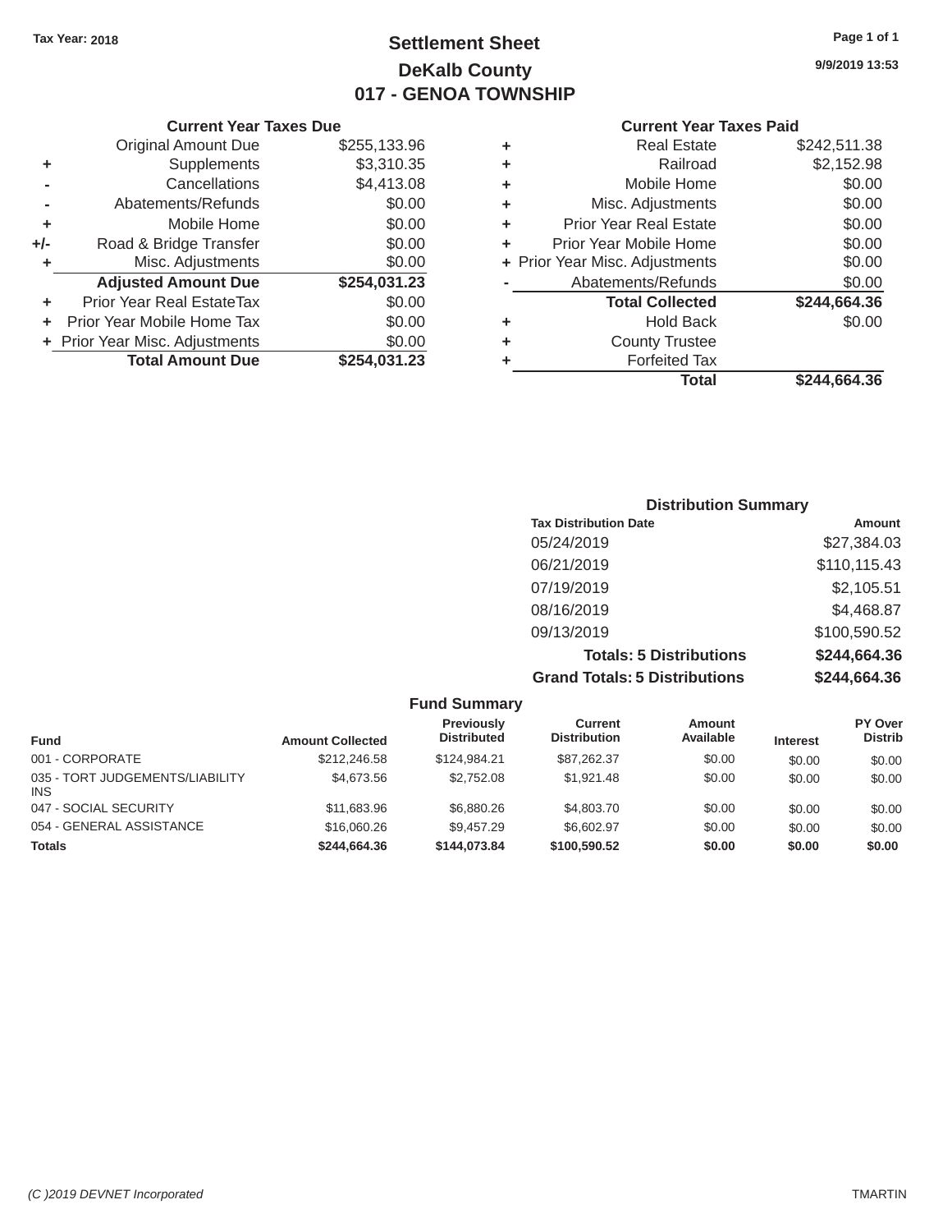Tax Year: 2018

# Settlement Sheet
## DeKalb County
## 017 - GENOA TOWNSHIP

9/9/2019 13:53

### Current Year Taxes Due

| | | |
|---|---|---|
| | Original Amount Due | $255,133.96 |
| + | Supplements | $3,310.35 |
| - | Cancellations | $4,413.08 |
| - | Abatements/Refunds | $0.00 |
| + | Mobile Home | $0.00 |
| +/- | Road & Bridge Transfer | $0.00 |
| + | Misc. Adjustments | $0.00 |
| | **Adjusted Amount Due** | **$254,031.23** |
| + | Prior Year Real EstateTax | $0.00 |
| + | Prior Year Mobile Home Tax | $0.00 |
| + | Prior Year Misc. Adjustments | $0.00 |
| | **Total Amount Due** | **$254,031.23** |

### Current Year Taxes Paid

| | | |
|---|---|---|
| + | Real Estate | $242,511.38 |
| + | Railroad | $2,152.98 |
| + | Mobile Home | $0.00 |
| + | Misc. Adjustments | $0.00 |
| + | Prior Year Real Estate | $0.00 |
| + | Prior Year Mobile Home | $0.00 |
| + | Prior Year Misc. Adjustments | $0.00 |
| - | Abatements/Refunds | $0.00 |
| | **Total Collected** | **$244,664.36** |
| + | Hold Back | $0.00 |
| + | County Trustee | |
| + | Forfeited Tax | |
| | **Total** | **$244,664.36** |

### Distribution Summary

| Tax Distribution Date | Amount |
|---|---|
| 05/24/2019 | $27,384.03 |
| 06/21/2019 | $110,115.43 |
| 07/19/2019 | $2,105.51 |
| 08/16/2019 | $4,468.87 |
| 09/13/2019 | $100,590.52 |
| **Totals: 5 Distributions** | **$244,664.36** |
| **Grand Totals: 5 Distributions** | **$244,664.36** |

### Fund Summary

| Fund | Amount Collected | Previously Distributed | Current Distribution | Amount Available | Interest | PY Over Distrib |
|---|---|---|---|---|---|---|
| 001 - CORPORATE | $212,246.58 | $124,984.21 | $87,262.37 | $0.00 | $0.00 | $0.00 |
| 035 - TORT JUDGEMENTS/LIABILITY INS | $4,673.56 | $2,752.08 | $1,921.48 | $0.00 | $0.00 | $0.00 |
| 047 - SOCIAL SECURITY | $11,683.96 | $6,880.26 | $4,803.70 | $0.00 | $0.00 | $0.00 |
| 054 - GENERAL ASSISTANCE | $16,060.26 | $9,457.29 | $6,602.97 | $0.00 | $0.00 | $0.00 |
| **Totals** | **$244,664.36** | **$144,073.84** | **$100,590.52** | **$0.00** | **$0.00** | **$0.00** |

(C )2019 DEVNET Incorporated — TMARTIN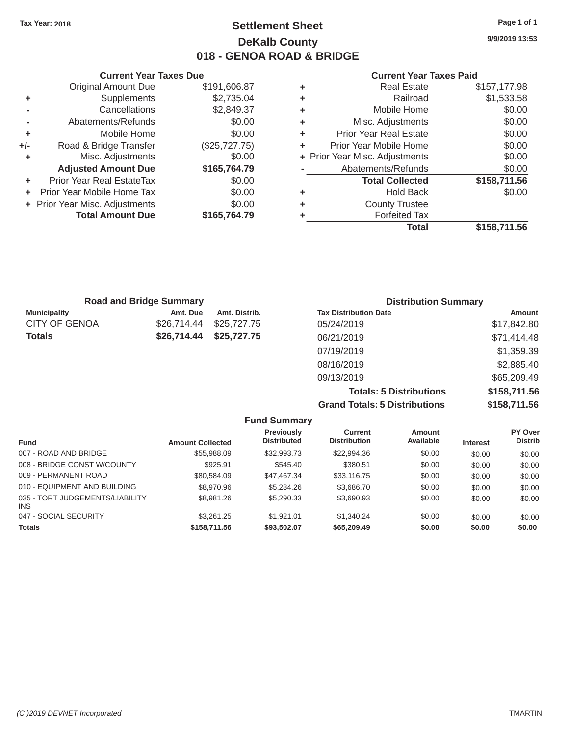Tax Year: 2018

# Settlement Sheet

## DeKalb County

## 018 - GENOA ROAD & BRIDGE

9/9/2019 13:53

### Current Year Taxes Due

| | | |
|---|---|---|
| | Original Amount Due | $191,606.87 |
| + | Supplements | $2,735.04 |
| - | Cancellations | $2,849.37 |
| - | Abatements/Refunds | $0.00 |
| + | Mobile Home | $0.00 |
| +/- | Road & Bridge Transfer | ($25,727.75) |
| + | Misc. Adjustments | $0.00 |
| | **Adjusted Amount Due** | **$165,764.79** |
| + | Prior Year Real EstateTax | $0.00 |
| + | Prior Year Mobile Home Tax | $0.00 |
| + | Prior Year Misc. Adjustments | $0.00 |
| | **Total Amount Due** | **$165,764.79** |

### Current Year Taxes Paid

| | | |
|---|---|---|
| + | Real Estate | $157,177.98 |
| + | Railroad | $1,533.58 |
| + | Mobile Home | $0.00 |
| + | Misc. Adjustments | $0.00 |
| + | Prior Year Real Estate | $0.00 |
| + | Prior Year Mobile Home | $0.00 |
| + | Prior Year Misc. Adjustments | $0.00 |
| - | Abatements/Refunds | $0.00 |
| | **Total Collected** | **$158,711.56** |
| + | Hold Back | $0.00 |
| + | County Trustee | |
| + | Forfeited Tax | |
| | **Total** | **$158,711.56** |

### Road and Bridge Summary

| Municipality | Amt. Due | Amt. Distrib. |
|---|---|---|
| CITY OF GENOA | $26,714.44 | $25,727.75 |
| **Totals** | **$26,714.44** | **$25,727.75** |

### Distribution Summary

| Tax Distribution Date | Amount |
|---|---|
| 05/24/2019 | $17,842.80 |
| 06/21/2019 | $71,414.48 |
| 07/19/2019 | $1,359.39 |
| 08/16/2019 | $2,885.40 |
| 09/13/2019 | $65,209.49 |
| **Totals: 5 Distributions** | **$158,711.56** |
| **Grand Totals: 5 Distributions** | **$158,711.56** |

### Fund Summary

| Fund | Amount Collected | Previously Distributed | Current Distribution | Amount Available | Interest | PY Over Distrib |
|---|---|---|---|---|---|---|
| 007 - ROAD AND BRIDGE | $55,988.09 | $32,993.73 | $22,994.36 | $0.00 | $0.00 | $0.00 |
| 008 - BRIDGE CONST W/COUNTY | $925.91 | $545.40 | $380.51 | $0.00 | $0.00 | $0.00 |
| 009 - PERMANENT ROAD | $80,584.09 | $47,467.34 | $33,116.75 | $0.00 | $0.00 | $0.00 |
| 010 - EQUIPMENT AND BUILDING | $8,970.96 | $5,284.26 | $3,686.70 | $0.00 | $0.00 | $0.00 |
| 035 - TORT JUDGEMENTS/LIABILITY INS | $8,981.26 | $5,290.33 | $3,690.93 | $0.00 | $0.00 | $0.00 |
| 047 - SOCIAL SECURITY | $3,261.25 | $1,921.01 | $1,340.24 | $0.00 | $0.00 | $0.00 |
| **Totals** | **$158,711.56** | **$93,502.07** | **$65,209.49** | **$0.00** | **$0.00** | **$0.00** |

(C )2019 DEVNET Incorporated TMARTIN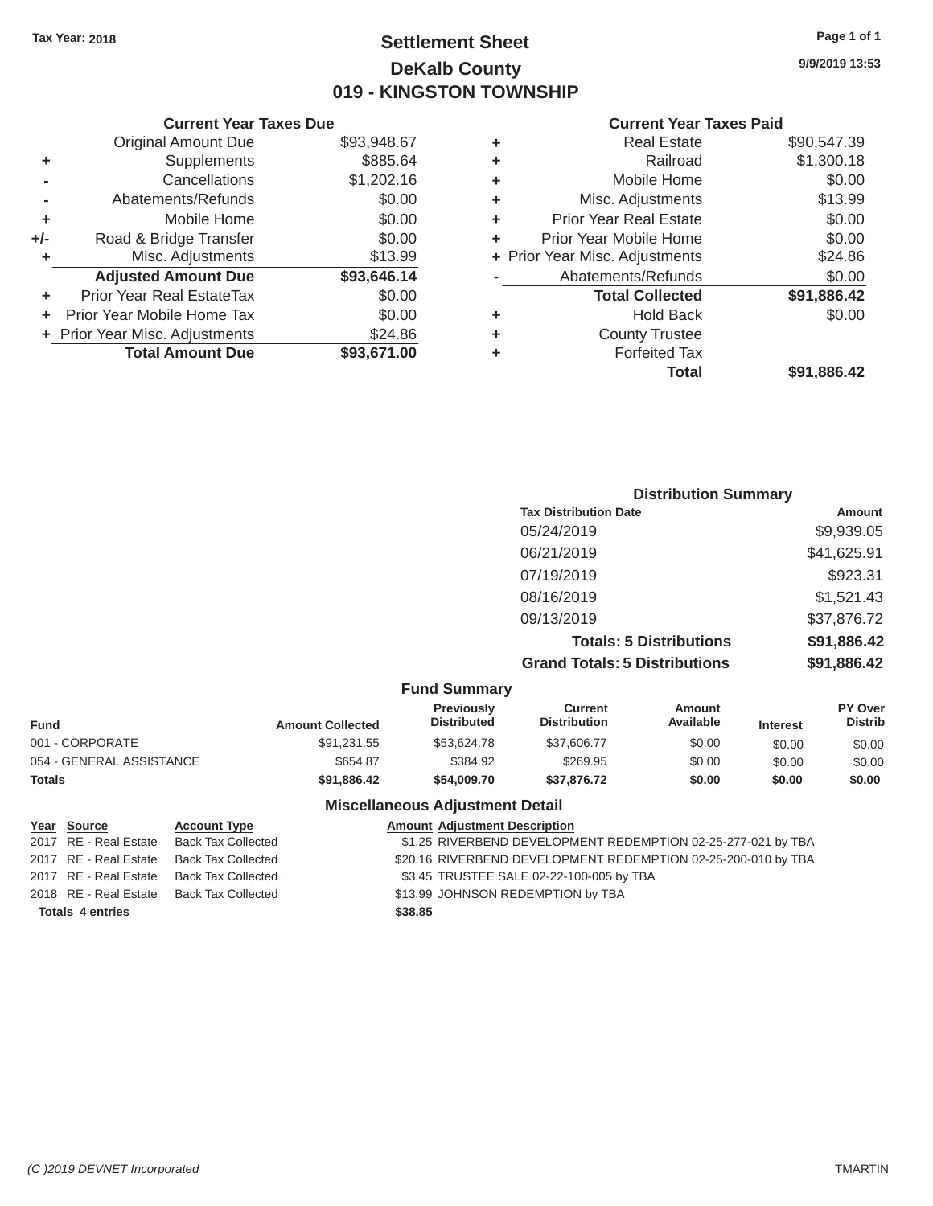Tax Year: 2018

# Settlement Sheet
## DeKalb County
## 019 - KINGSTON TOWNSHIP

9/9/2019 13:53

### Current Year Taxes Due

| | | |
|---|---|---|
| | Original Amount Due | $93,948.67 |
| + | Supplements | $885.64 |
| - | Cancellations | $1,202.16 |
| - | Abatements/Refunds | $0.00 |
| + | Mobile Home | $0.00 |
| +/- | Road & Bridge Transfer | $0.00 |
| + | Misc. Adjustments | $13.99 |
| | **Adjusted Amount Due** | **$93,646.14** |
| + | Prior Year Real EstateTax | $0.00 |
| + | Prior Year Mobile Home Tax | $0.00 |
| + | Prior Year Misc. Adjustments | $24.86 |
| | **Total Amount Due** | **$93,671.00** |

### Current Year Taxes Paid

| | | |
|---|---|---|
| + | Real Estate | $90,547.39 |
| + | Railroad | $1,300.18 |
| + | Mobile Home | $0.00 |
| + | Misc. Adjustments | $13.99 |
| + | Prior Year Real Estate | $0.00 |
| + | Prior Year Mobile Home | $0.00 |
| + | Prior Year Misc. Adjustments | $24.86 |
| - | Abatements/Refunds | $0.00 |
| | **Total Collected** | **$91,886.42** |
| + | Hold Back | $0.00 |
| + | County Trustee | |
| + | Forfeited Tax | |
| | **Total** | **$91,886.42** |

### Distribution Summary

| Tax Distribution Date | Amount |
|---|---|
| 05/24/2019 | $9,939.05 |
| 06/21/2019 | $41,625.91 |
| 07/19/2019 | $923.31 |
| 08/16/2019 | $1,521.43 |
| 09/13/2019 | $37,876.72 |
| **Totals: 5 Distributions** | **$91,886.42** |
| **Grand Totals: 5 Distributions** | **$91,886.42** |

### Fund Summary

| Fund | Amount Collected | Previously Distributed | Current Distribution | Amount Available | Interest | PY Over Distrib |
|---|---|---|---|---|---|---|
| 001 - CORPORATE | $91,231.55 | $53,624.78 | $37,606.77 | $0.00 | $0.00 | $0.00 |
| 054 - GENERAL ASSISTANCE | $654.87 | $384.92 | $269.95 | $0.00 | $0.00 | $0.00 |
| **Totals** | **$91,886.42** | **$54,009.70** | **$37,876.72** | **$0.00** | **$0.00** | **$0.00** |

### Miscellaneous Adjustment Detail

| Year | Source | Account Type | Amount | Adjustment Description |
|---|---|---|---|---|
| 2017 | RE - Real Estate | Back Tax Collected | $1.25 | RIVERBEND DEVELOPMENT REDEMPTION 02-25-277-021 by TBA |
| 2017 | RE - Real Estate | Back Tax Collected | $20.16 | RIVERBEND DEVELOPMENT REDEMPTION 02-25-200-010 by TBA |
| 2017 | RE - Real Estate | Back Tax Collected | $3.45 | TRUSTEE SALE 02-22-100-005 by TBA |
| 2018 | RE - Real Estate | Back Tax Collected | $13.99 | JOHNSON REDEMPTION by TBA |
| **Totals 4 entries** | | | **$38.85** | |

(C )2019 DEVNET Incorporated

TMARTIN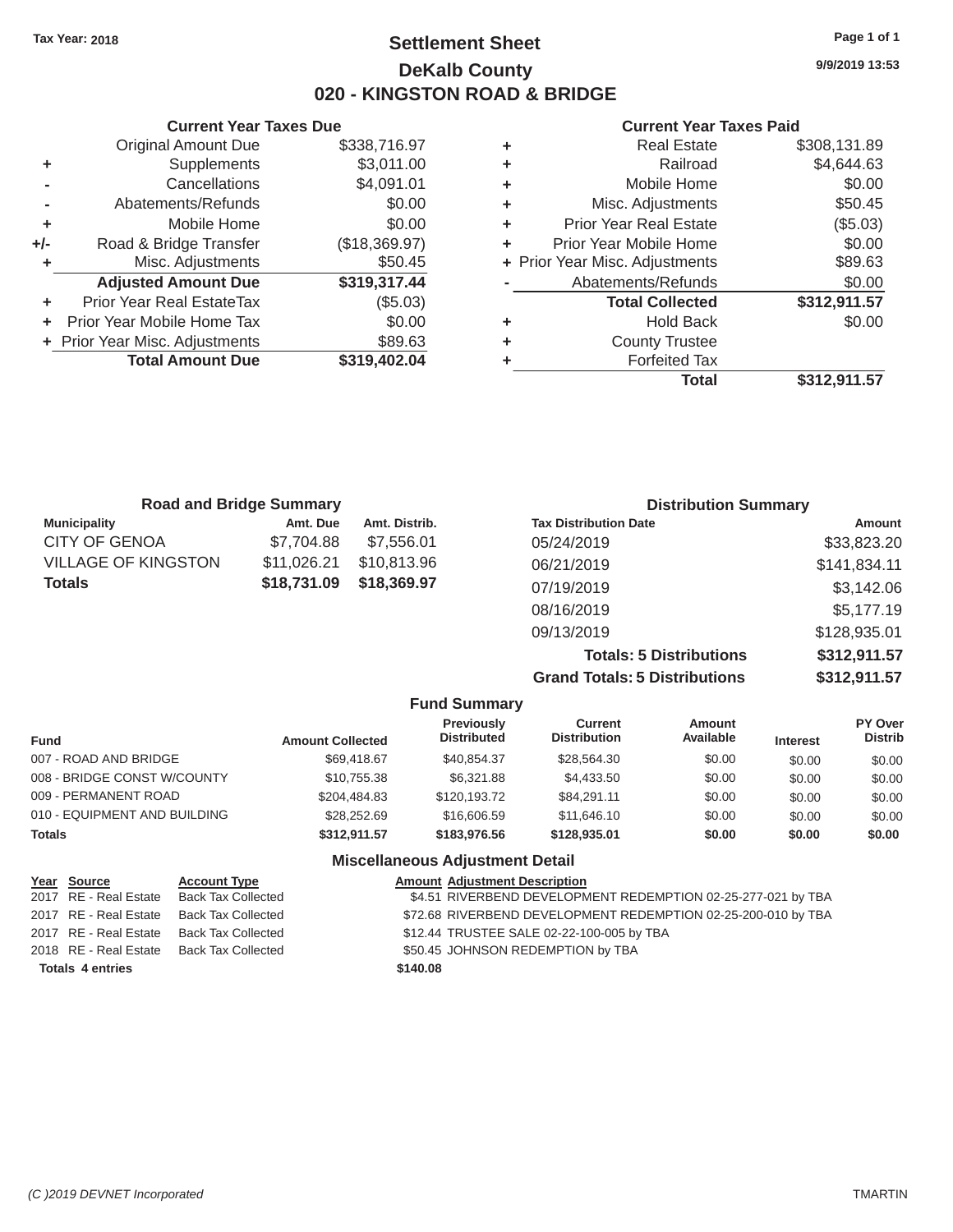Tax Year: 2018

# Settlement Sheet

## DeKalb County

## 020 - KINGSTON ROAD & BRIDGE

9/9/2019 13:53

### Current Year Taxes Due

| | | |
|---|---|---|
| | Original Amount Due | $338,716.97 |
| + | Supplements | $3,011.00 |
| - | Cancellations | $4,091.01 |
| - | Abatements/Refunds | $0.00 |
| + | Mobile Home | $0.00 |
| +/- | Road & Bridge Transfer | ($18,369.97) |
| + | Misc. Adjustments | $50.45 |
| | **Adjusted Amount Due** | **$319,317.44** |
| + | Prior Year Real EstateTax | ($5.03) |
| + | Prior Year Mobile Home Tax | $0.00 |
| + | Prior Year Misc. Adjustments | $89.63 |
| | **Total Amount Due** | **$319,402.04** |

### Current Year Taxes Paid

| | | |
|---|---|---|
| + | Real Estate | $308,131.89 |
| + | Railroad | $4,644.63 |
| + | Mobile Home | $0.00 |
| + | Misc. Adjustments | $50.45 |
| + | Prior Year Real Estate | ($5.03) |
| + | Prior Year Mobile Home | $0.00 |
| + | Prior Year Misc. Adjustments | $89.63 |
| - | Abatements/Refunds | $0.00 |
| | **Total Collected** | **$312,911.57** |
| + | Hold Back | $0.00 |
| + | County Trustee | |
| + | Forfeited Tax | |
| | **Total** | **$312,911.57** |

### Road and Bridge Summary

| Municipality | Amt. Due | Amt. Distrib. |
|---|---|---|
| CITY OF GENOA | $7,704.88 | $7,556.01 |
| VILLAGE OF KINGSTON | $11,026.21 | $10,813.96 |
| **Totals** | **$18,731.09** | **$18,369.97** |

### Distribution Summary

| Tax Distribution Date | Amount |
|---|---|
| 05/24/2019 | $33,823.20 |
| 06/21/2019 | $141,834.11 |
| 07/19/2019 | $3,142.06 |
| 08/16/2019 | $5,177.19 |
| 09/13/2019 | $128,935.01 |
| **Totals: 5 Distributions** | **$312,911.57** |
| **Grand Totals: 5 Distributions** | **$312,911.57** |

### Fund Summary

| Fund | Amount Collected | Previously Distributed | Current Distribution | Amount Available | Interest | PY Over Distrib |
|---|---|---|---|---|---|---|
| 007 - ROAD AND BRIDGE | $69,418.67 | $40,854.37 | $28,564.30 | $0.00 | $0.00 | $0.00 |
| 008 - BRIDGE CONST W/COUNTY | $10,755.38 | $6,321.88 | $4,433.50 | $0.00 | $0.00 | $0.00 |
| 009 - PERMANENT ROAD | $204,484.83 | $120,193.72 | $84,291.11 | $0.00 | $0.00 | $0.00 |
| 010 - EQUIPMENT AND BUILDING | $28,252.69 | $16,606.59 | $11,646.10 | $0.00 | $0.00 | $0.00 |
| **Totals** | **$312,911.57** | **$183,976.56** | **$128,935.01** | **$0.00** | **$0.00** | **$0.00** |

### Miscellaneous Adjustment Detail

| Year | Source | Account Type | Amount | Adjustment Description |
|---|---|---|---|---|
| 2017 | RE - Real Estate | Back Tax Collected | $4.51 | RIVERBEND DEVELOPMENT REDEMPTION 02-25-277-021 by TBA |
| 2017 | RE - Real Estate | Back Tax Collected | $72.68 | RIVERBEND DEVELOPMENT REDEMPTION 02-25-200-010 by TBA |
| 2017 | RE - Real Estate | Back Tax Collected | $12.44 | TRUSTEE SALE 02-22-100-005 by TBA |
| 2018 | RE - Real Estate | Back Tax Collected | $50.45 | JOHNSON REDEMPTION by TBA |
| **Totals 4 entries** | | | **$140.08** | |

(C )2019 DEVNET Incorporated TMARTIN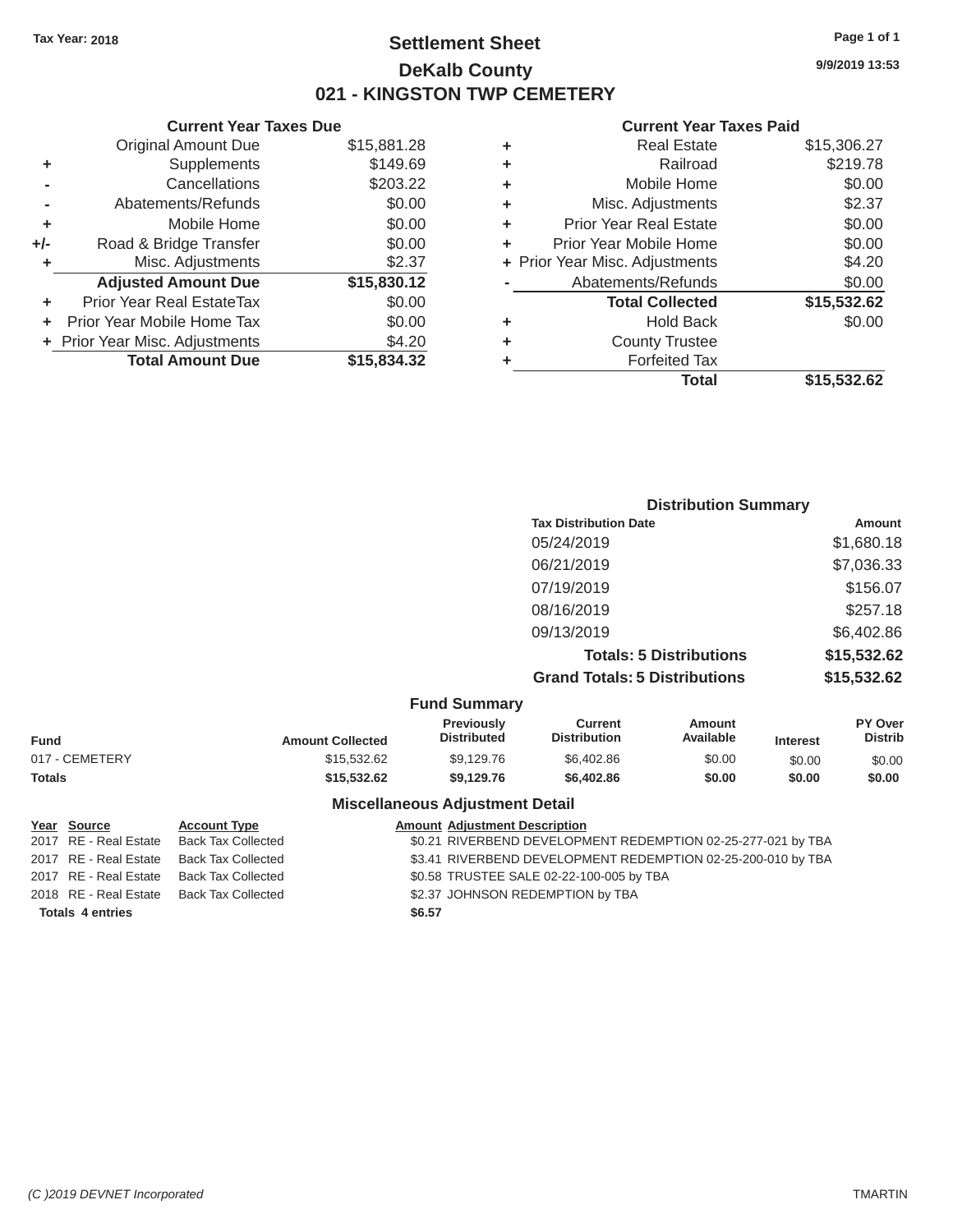Tax Year: 2018

# Settlement Sheet
## DeKalb County
## 021 - KINGSTON TWP CEMETERY

9/9/2019 13:53

### Current Year Taxes Due

| | | |
|---|---|---|
| | Original Amount Due | $15,881.28 |
| + | Supplements | $149.69 |
| - | Cancellations | $203.22 |
| - | Abatements/Refunds | $0.00 |
| + | Mobile Home | $0.00 |
| +/- | Road & Bridge Transfer | $0.00 |
| + | Misc. Adjustments | $2.37 |
| | **Adjusted Amount Due** | **$15,830.12** |
| + | Prior Year Real EstateTax | $0.00 |
| + | Prior Year Mobile Home Tax | $0.00 |
| + | Prior Year Misc. Adjustments | $4.20 |
| | **Total Amount Due** | **$15,834.32** |

### Current Year Taxes Paid

| | | |
|---|---|---|
| + | Real Estate | $15,306.27 |
| + | Railroad | $219.78 |
| + | Mobile Home | $0.00 |
| + | Misc. Adjustments | $2.37 |
| + | Prior Year Real Estate | $0.00 |
| + | Prior Year Mobile Home | $0.00 |
| + | Prior Year Misc. Adjustments | $4.20 |
| - | Abatements/Refunds | $0.00 |
| | **Total Collected** | **$15,532.62** |
| + | Hold Back | $0.00 |
| + | County Trustee | |
| + | Forfeited Tax | |
| | **Total** | **$15,532.62** |

### Distribution Summary

| Tax Distribution Date | Amount |
|---|---|
| 05/24/2019 | $1,680.18 |
| 06/21/2019 | $7,036.33 |
| 07/19/2019 | $156.07 |
| 08/16/2019 | $257.18 |
| 09/13/2019 | $6,402.86 |
| **Totals: 5 Distributions** | **$15,532.62** |
| **Grand Totals: 5 Distributions** | **$15,532.62** |

### Fund Summary

| Fund | Amount Collected | Previously Distributed | Current Distribution | Amount Available | Interest | PY Over Distrib |
|---|---|---|---|---|---|---|
| 017 - CEMETERY | $15,532.62 | $9,129.76 | $6,402.86 | $0.00 | $0.00 | $0.00 |
| **Totals** | **$15,532.62** | **$9,129.76** | **$6,402.86** | **$0.00** | **$0.00** | **$0.00** |

### Miscellaneous Adjustment Detail

| Year | Source | Account Type | Amount | Adjustment Description |
|---|---|---|---|---|
| 2017 | RE - Real Estate | Back Tax Collected | $0.21 | RIVERBEND DEVELOPMENT REDEMPTION 02-25-277-021 by TBA |
| 2017 | RE - Real Estate | Back Tax Collected | $3.41 | RIVERBEND DEVELOPMENT REDEMPTION 02-25-200-010 by TBA |
| 2017 | RE - Real Estate | Back Tax Collected | $0.58 | TRUSTEE SALE 02-22-100-005 by TBA |
| 2018 | RE - Real Estate | Back Tax Collected | $2.37 | JOHNSON REDEMPTION by TBA |
| **Totals** | **4 entries** | | **$6.57** | |

(C )2019 DEVNET Incorporated TMARTIN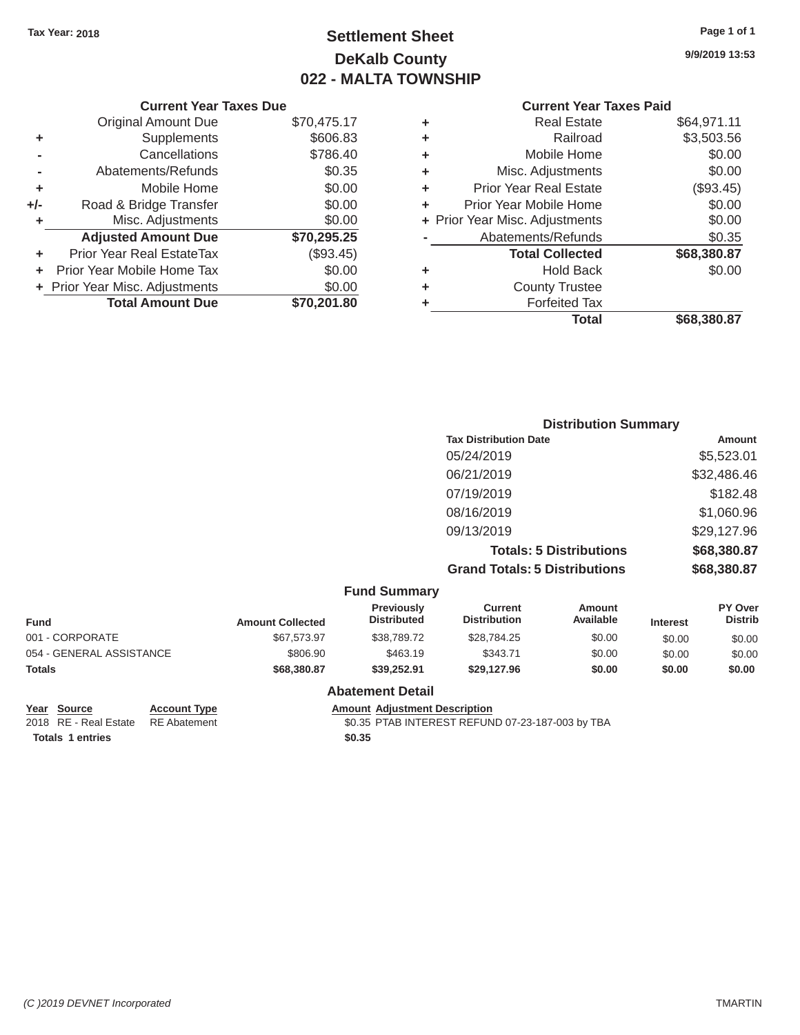Tax Year: 2018

# Settlement Sheet
## DeKalb County
## 022 - MALTA TOWNSHIP

9/9/2019 13:53

### Current Year Taxes Due

| | | |
|---|---|---|
| | Original Amount Due | $70,475.17 |
| + | Supplements | $606.83 |
| - | Cancellations | $786.40 |
| - | Abatements/Refunds | $0.35 |
| + | Mobile Home | $0.00 |
| +/- | Road & Bridge Transfer | $0.00 |
| + | Misc. Adjustments | $0.00 |
| | **Adjusted Amount Due** | **$70,295.25** |
| + | Prior Year Real EstateTax | ($93.45) |
| + | Prior Year Mobile Home Tax | $0.00 |
| + | Prior Year Misc. Adjustments | $0.00 |
| | **Total Amount Due** | **$70,201.80** |

### Current Year Taxes Paid

| | | |
|---|---|---|
| + | Real Estate | $64,971.11 |
| + | Railroad | $3,503.56 |
| + | Mobile Home | $0.00 |
| + | Misc. Adjustments | $0.00 |
| + | Prior Year Real Estate | ($93.45) |
| + | Prior Year Mobile Home | $0.00 |
| + | Prior Year Misc. Adjustments | $0.00 |
| - | Abatements/Refunds | $0.35 |
| | **Total Collected** | **$68,380.87** |
| + | Hold Back | $0.00 |
| + | County Trustee | |
| + | Forfeited Tax | |
| | **Total** | **$68,380.87** |

### Distribution Summary

| Tax Distribution Date | Amount |
|---|---|
| 05/24/2019 | $5,523.01 |
| 06/21/2019 | $32,486.46 |
| 07/19/2019 | $182.48 |
| 08/16/2019 | $1,060.96 |
| 09/13/2019 | $29,127.96 |
| **Totals: 5 Distributions** | **$68,380.87** |
| **Grand Totals: 5 Distributions** | **$68,380.87** |

### Fund Summary

| Fund | Amount Collected | Previously Distributed | Current Distribution | Amount Available | Interest | PY Over Distrib |
|---|---|---|---|---|---|---|
| 001 - CORPORATE | $67,573.97 | $38,789.72 | $28,784.25 | $0.00 | $0.00 | $0.00 |
| 054 - GENERAL ASSISTANCE | $806.90 | $463.19 | $343.71 | $0.00 | $0.00 | $0.00 |
| **Totals** | **$68,380.87** | **$39,252.91** | **$29,127.96** | **$0.00** | **$0.00** | **$0.00** |

### Abatement Detail

| Year | Source | Account Type | Amount | Adjustment Description |
|---|---|---|---|---|
| 2018 | RE - Real Estate | RE Abatement | $0.35 | PTAB INTEREST REFUND 07-23-187-003 by TBA |
| **Totals** | **1 entries** | | **$0.35** | |

(C )2019 DEVNET Incorporated

TMARTIN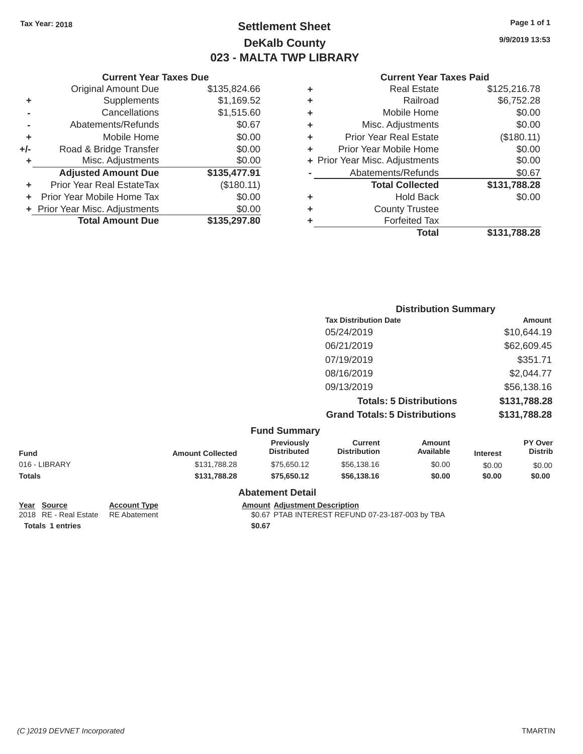Tax Year: 2018

# Settlement Sheet
## DeKalb County
## 023 - MALTA TWP LIBRARY

9/9/2019 13:53

### Current Year Taxes Due

| | | |
|---|---|---|
| | Original Amount Due | $135,824.66 |
| + | Supplements | $1,169.52 |
| - | Cancellations | $1,515.60 |
| - | Abatements/Refunds | $0.67 |
| + | Mobile Home | $0.00 |
| +/- | Road & Bridge Transfer | $0.00 |
| + | Misc. Adjustments | $0.00 |
| | **Adjusted Amount Due** | **$135,477.91** |
| + | Prior Year Real EstateTax | ($180.11) |
| + | Prior Year Mobile Home Tax | $0.00 |
| + | Prior Year Misc. Adjustments | $0.00 |
| | **Total Amount Due** | **$135,297.80** |

### Current Year Taxes Paid

| | | |
|---|---|---|
| + | Real Estate | $125,216.78 |
| + | Railroad | $6,752.28 |
| + | Mobile Home | $0.00 |
| + | Misc. Adjustments | $0.00 |
| + | Prior Year Real Estate | ($180.11) |
| + | Prior Year Mobile Home | $0.00 |
| + | Prior Year Misc. Adjustments | $0.00 |
| - | Abatements/Refunds | $0.67 |
| | **Total Collected** | **$131,788.28** |
| + | Hold Back | $0.00 |
| + | County Trustee | |
| + | Forfeited Tax | |
| | **Total** | **$131,788.28** |

### Distribution Summary

| Tax Distribution Date | Amount |
|---|---|
| 05/24/2019 | $10,644.19 |
| 06/21/2019 | $62,609.45 |
| 07/19/2019 | $351.71 |
| 08/16/2019 | $2,044.77 |
| 09/13/2019 | $56,138.16 |
| **Totals: 5 Distributions** | **$131,788.28** |
| **Grand Totals: 5 Distributions** | **$131,788.28** |

### Fund Summary

| Fund | Amount Collected | Previously Distributed | Current Distribution | Amount Available | Interest | PY Over Distrib |
|---|---|---|---|---|---|---|
| 016 - LIBRARY | $131,788.28 | $75,650.12 | $56,138.16 | $0.00 | $0.00 | $0.00 |
| **Totals** | **$131,788.28** | **$75,650.12** | **$56,138.16** | **$0.00** | **$0.00** | **$0.00** |

### Abatement Detail

| Year | Source | Account Type | Amount | Adjustment Description |
|---|---|---|---|---|
| 2018 | RE - Real Estate | RE Abatement | $0.67 | PTAB INTEREST REFUND 07-23-187-003 by TBA |
| **Totals** | **1 entries** | | **$0.67** | |

*(C )2019 DEVNET Incorporated* TMARTIN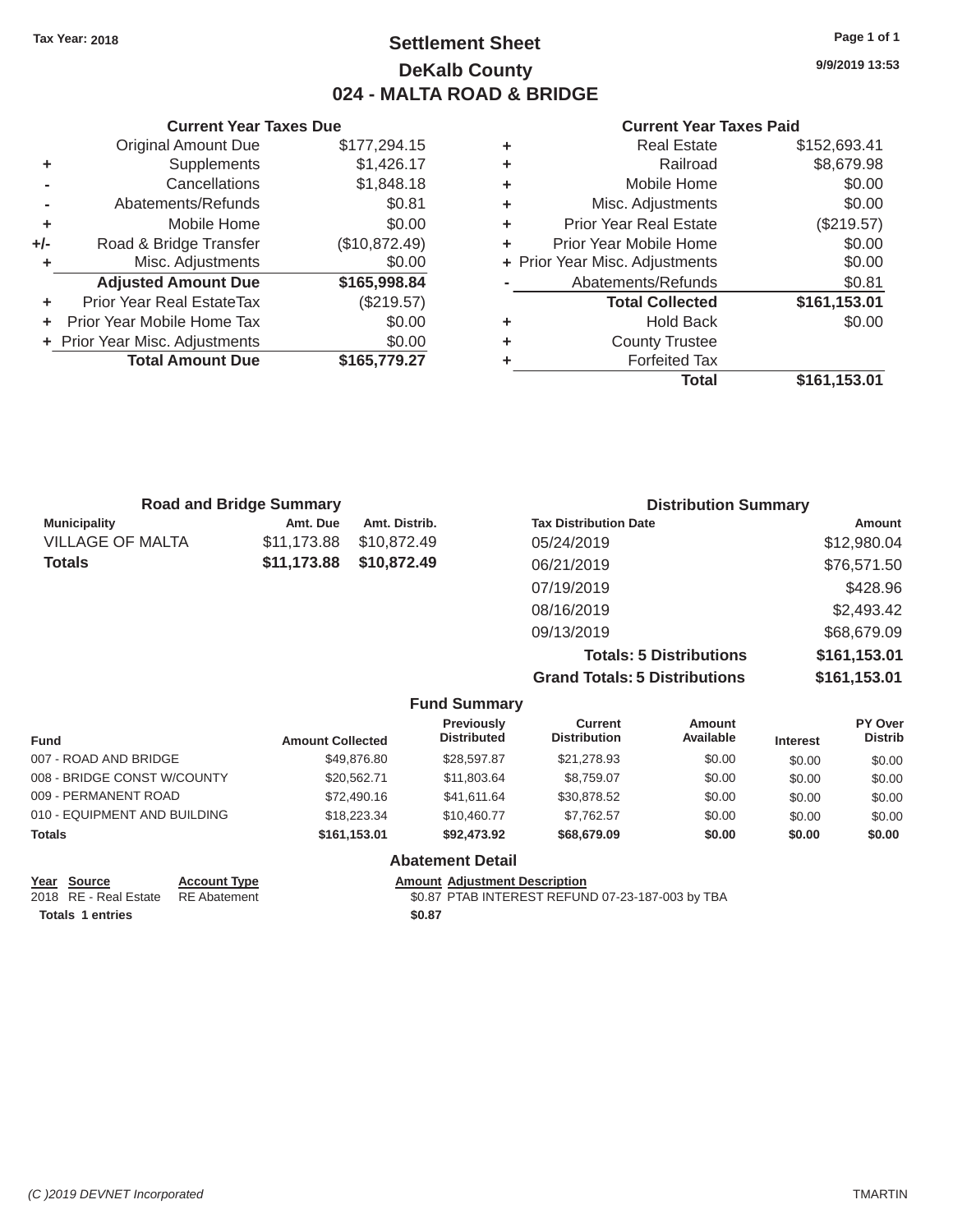Tax Year: 2018

# Settlement Sheet
## DeKalb County
## 024 - MALTA ROAD & BRIDGE

9/9/2019 13:53

### Current Year Taxes Due

| | | |
|---|---|---|
| | Original Amount Due | $177,294.15 |
| + | Supplements | $1,426.17 |
| - | Cancellations | $1,848.18 |
| - | Abatements/Refunds | $0.81 |
| + | Mobile Home | $0.00 |
| +/- | Road & Bridge Transfer | ($10,872.49) |
| + | Misc. Adjustments | $0.00 |
| | **Adjusted Amount Due** | **$165,998.84** |
| + | Prior Year Real EstateTax | ($219.57) |
| + | Prior Year Mobile Home Tax | $0.00 |
| + | Prior Year Misc. Adjustments | $0.00 |
| | **Total Amount Due** | **$165,779.27** |

### Current Year Taxes Paid

| | | |
|---|---|---|
| + | Real Estate | $152,693.41 |
| + | Railroad | $8,679.98 |
| + | Mobile Home | $0.00 |
| + | Misc. Adjustments | $0.00 |
| + | Prior Year Real Estate | ($219.57) |
| + | Prior Year Mobile Home | $0.00 |
| + | Prior Year Misc. Adjustments | $0.00 |
| - | Abatements/Refunds | $0.81 |
| | **Total Collected** | **$161,153.01** |
| + | Hold Back | $0.00 |
| + | County Trustee | |
| + | Forfeited Tax | |
| | **Total** | **$161,153.01** |

### Road and Bridge Summary

| Municipality | Amt. Due | Amt. Distrib. |
|---|---|---|
| VILLAGE OF MALTA | $11,173.88 | $10,872.49 |
| **Totals** | **$11,173.88** | **$10,872.49** |

### Distribution Summary

| Tax Distribution Date | Amount |
|---|---|
| 05/24/2019 | $12,980.04 |
| 06/21/2019 | $76,571.50 |
| 07/19/2019 | $428.96 |
| 08/16/2019 | $2,493.42 |
| 09/13/2019 | $68,679.09 |
| **Totals: 5 Distributions** | **$161,153.01** |
| **Grand Totals: 5 Distributions** | **$161,153.01** |

### Fund Summary

| Fund | Amount Collected | Previously Distributed | Current Distribution | Amount Available | Interest | PY Over Distrib |
|---|---|---|---|---|---|---|
| 007 - ROAD AND BRIDGE | $49,876.80 | $28,597.87 | $21,278.93 | $0.00 | $0.00 | $0.00 |
| 008 - BRIDGE CONST W/COUNTY | $20,562.71 | $11,803.64 | $8,759.07 | $0.00 | $0.00 | $0.00 |
| 009 - PERMANENT ROAD | $72,490.16 | $41,611.64 | $30,878.52 | $0.00 | $0.00 | $0.00 |
| 010 - EQUIPMENT AND BUILDING | $18,223.34 | $10,460.77 | $7,762.57 | $0.00 | $0.00 | $0.00 |
| **Totals** | **$161,153.01** | **$92,473.92** | **$68,679.09** | **$0.00** | **$0.00** | **$0.00** |

### Abatement Detail

| Year | Source | Account Type | Amount | Adjustment Description |
|---|---|---|---|---|
| 2018 | RE - Real Estate | RE Abatement | $0.87 | PTAB INTEREST REFUND 07-23-187-003 by TBA |
| **Totals** | **1 entries** | | **$0.87** | |

(C )2019 DEVNET Incorporated TMARTIN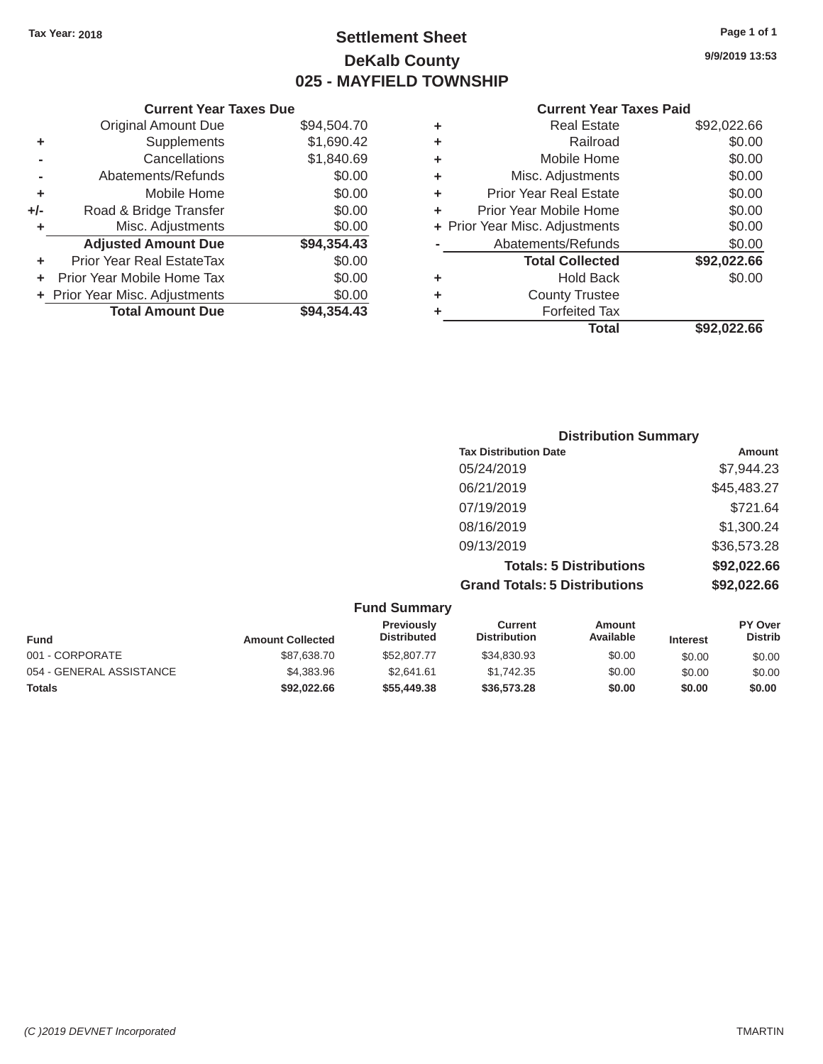Tax Year: 2018

# Settlement Sheet

## DeKalb County

## 025 - MAYFIELD TOWNSHIP

9/9/2019 13:53

### Current Year Taxes Due

| | | |
|---|---|---|
| | Original Amount Due | $94,504.70 |
| + | Supplements | $1,690.42 |
| - | Cancellations | $1,840.69 |
| - | Abatements/Refunds | $0.00 |
| + | Mobile Home | $0.00 |
| +/- | Road & Bridge Transfer | $0.00 |
| + | Misc. Adjustments | $0.00 |
| | **Adjusted Amount Due** | **$94,354.43** |
| + | Prior Year Real EstateTax | $0.00 |
| + | Prior Year Mobile Home Tax | $0.00 |
| + | Prior Year Misc. Adjustments | $0.00 |
| | **Total Amount Due** | **$94,354.43** |

### Current Year Taxes Paid

| | | |
|---|---|---|
| + | Real Estate | $92,022.66 |
| + | Railroad | $0.00 |
| + | Mobile Home | $0.00 |
| + | Misc. Adjustments | $0.00 |
| + | Prior Year Real Estate | $0.00 |
| + | Prior Year Mobile Home | $0.00 |
| + | Prior Year Misc. Adjustments | $0.00 |
| - | Abatements/Refunds | $0.00 |
| | **Total Collected** | **$92,022.66** |
| + | Hold Back | $0.00 |
| + | County Trustee | |
| + | Forfeited Tax | |
| | **Total** | **$92,022.66** |

### Distribution Summary

| Tax Distribution Date | Amount |
|---|---|
| 05/24/2019 | $7,944.23 |
| 06/21/2019 | $45,483.27 |
| 07/19/2019 | $721.64 |
| 08/16/2019 | $1,300.24 |
| 09/13/2019 | $36,573.28 |
| **Totals: 5 Distributions** | **$92,022.66** |
| **Grand Totals: 5 Distributions** | **$92,022.66** |

### Fund Summary

| Fund | Amount Collected | Previously Distributed | Current Distribution | Amount Available | Interest | PY Over Distrib |
|---|---|---|---|---|---|---|
| 001 - CORPORATE | $87,638.70 | $52,807.77 | $34,830.93 | $0.00 | $0.00 | $0.00 |
| 054 - GENERAL ASSISTANCE | $4,383.96 | $2,641.61 | $1,742.35 | $0.00 | $0.00 | $0.00 |
| **Totals** | **$92,022.66** | **$55,449.38** | **$36,573.28** | **$0.00** | **$0.00** | **$0.00** |

*(C )2019 DEVNET Incorporated*

TMARTIN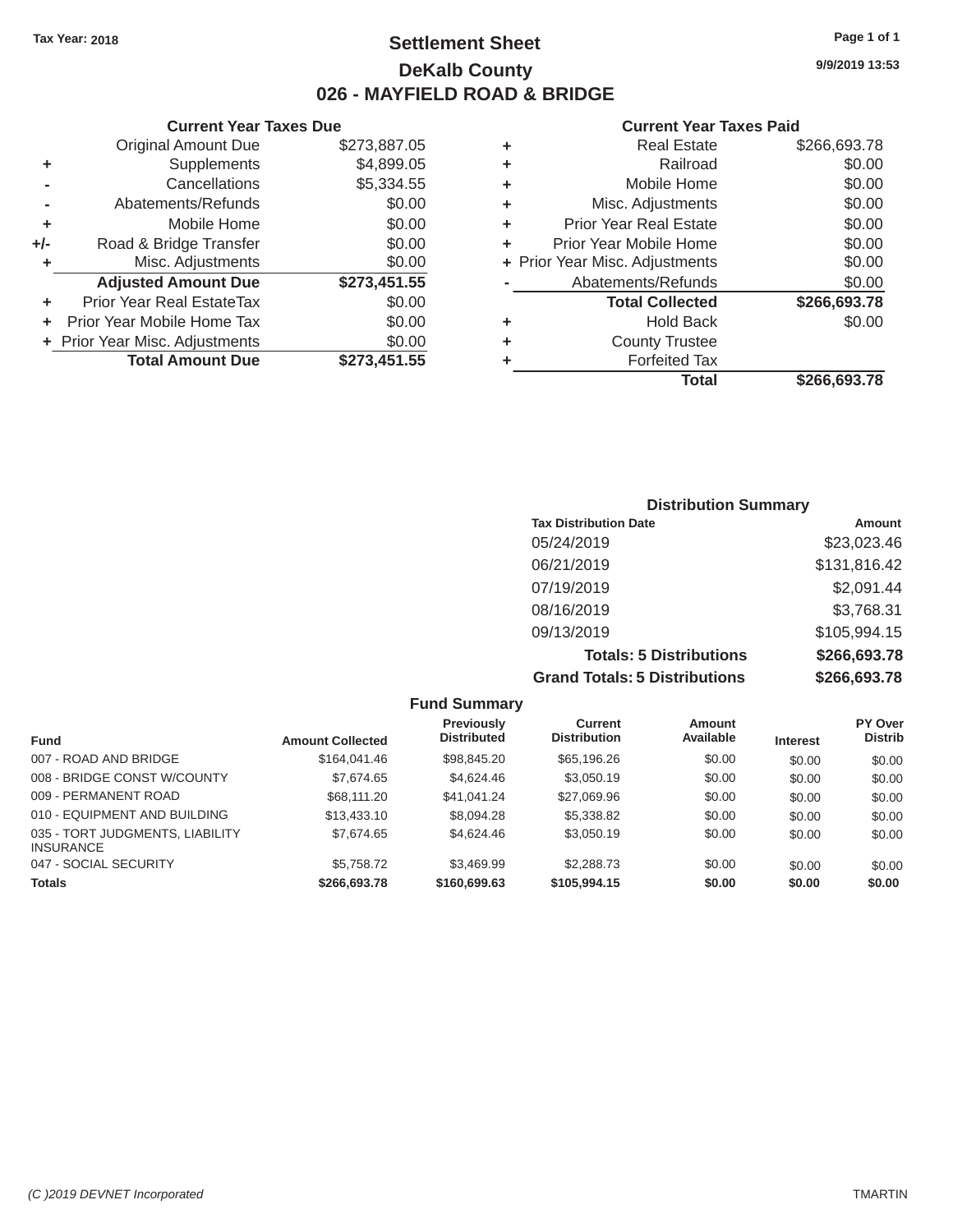Tax Year: 2018

# Settlement Sheet

## DeKalb County

## 026 - MAYFIELD ROAD & BRIDGE

9/9/2019 13:53

### Current Year Taxes Due

| | | |
|---|---|---|
| | Original Amount Due | $273,887.05 |
| + | Supplements | $4,899.05 |
| - | Cancellations | $5,334.55 |
| - | Abatements/Refunds | $0.00 |
| + | Mobile Home | $0.00 |
| +/- | Road & Bridge Transfer | $0.00 |
| + | Misc. Adjustments | $0.00 |
| | **Adjusted Amount Due** | **$273,451.55** |
| + | Prior Year Real EstateTax | $0.00 |
| + | Prior Year Mobile Home Tax | $0.00 |
| + | Prior Year Misc. Adjustments | $0.00 |
| | **Total Amount Due** | **$273,451.55** |

### Current Year Taxes Paid

| | | |
|---|---|---|
| + | Real Estate | $266,693.78 |
| + | Railroad | $0.00 |
| + | Mobile Home | $0.00 |
| + | Misc. Adjustments | $0.00 |
| + | Prior Year Real Estate | $0.00 |
| + | Prior Year Mobile Home | $0.00 |
| + | Prior Year Misc. Adjustments | $0.00 |
| - | Abatements/Refunds | $0.00 |
| | **Total Collected** | **$266,693.78** |
| + | Hold Back | $0.00 |
| + | County Trustee | |
| + | Forfeited Tax | |
| | **Total** | **$266,693.78** |

### Distribution Summary

| Tax Distribution Date | Amount |
|---|---|
| 05/24/2019 | $23,023.46 |
| 06/21/2019 | $131,816.42 |
| 07/19/2019 | $2,091.44 |
| 08/16/2019 | $3,768.31 |
| 09/13/2019 | $105,994.15 |
| **Totals: 5 Distributions** | **$266,693.78** |
| **Grand Totals: 5 Distributions** | **$266,693.78** |

### Fund Summary

| Fund | Amount Collected | Previously Distributed | Current Distribution | Amount Available | Interest | PY Over Distrib |
|---|---|---|---|---|---|---|
| 007 - ROAD AND BRIDGE | $164,041.46 | $98,845.20 | $65,196.26 | $0.00 | $0.00 | $0.00 |
| 008 - BRIDGE CONST W/COUNTY | $7,674.65 | $4,624.46 | $3,050.19 | $0.00 | $0.00 | $0.00 |
| 009 - PERMANENT ROAD | $68,111.20 | $41,041.24 | $27,069.96 | $0.00 | $0.00 | $0.00 |
| 010 - EQUIPMENT AND BUILDING | $13,433.10 | $8,094.28 | $5,338.82 | $0.00 | $0.00 | $0.00 |
| 035 - TORT JUDGMENTS, LIABILITY INSURANCE | $7,674.65 | $4,624.46 | $3,050.19 | $0.00 | $0.00 | $0.00 |
| 047 - SOCIAL SECURITY | $5,758.72 | $3,469.99 | $2,288.73 | $0.00 | $0.00 | $0.00 |
| **Totals** | **$266,693.78** | **$160,699.63** | **$105,994.15** | **$0.00** | **$0.00** | **$0.00** |

(C )2019 DEVNET Incorporated

TMARTIN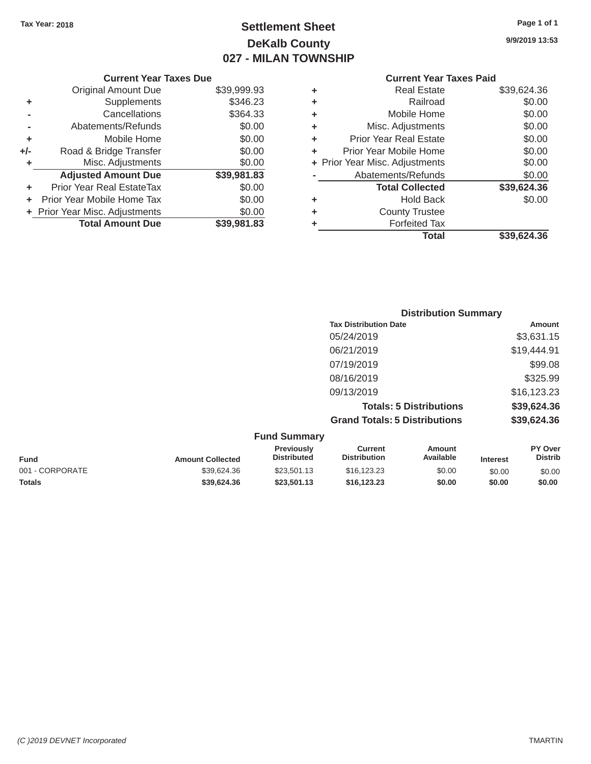**Tax Year: 2018**

# Settlement Sheet
## DeKalb County
## 027 - MILAN TOWNSHIP

9/9/2019 13:53

### Current Year Taxes Due

| | | |
|---|---|---|
| | Original Amount Due | $39,999.93 |
| + | Supplements | $346.23 |
| - | Cancellations | $364.33 |
| - | Abatements/Refunds | $0.00 |
| + | Mobile Home | $0.00 |
| +/- | Road & Bridge Transfer | $0.00 |
| + | Misc. Adjustments | $0.00 |
| | **Adjusted Amount Due** | **$39,981.83** |
| + | Prior Year Real EstateTax | $0.00 |
| + | Prior Year Mobile Home Tax | $0.00 |
| + | Prior Year Misc. Adjustments | $0.00 |
| | **Total Amount Due** | **$39,981.83** |

### Current Year Taxes Paid

| | | |
|---|---|---|
| + | Real Estate | $39,624.36 |
| + | Railroad | $0.00 |
| + | Mobile Home | $0.00 |
| + | Misc. Adjustments | $0.00 |
| + | Prior Year Real Estate | $0.00 |
| + | Prior Year Mobile Home | $0.00 |
| + | Prior Year Misc. Adjustments | $0.00 |
| - | Abatements/Refunds | $0.00 |
| | **Total Collected** | **$39,624.36** |
| + | Hold Back | $0.00 |
| + | County Trustee | |
| + | Forfeited Tax | |
| | **Total** | **$39,624.36** |

### Distribution Summary

| Tax Distribution Date | Amount |
|---|---|
| 05/24/2019 | $3,631.15 |
| 06/21/2019 | $19,444.91 |
| 07/19/2019 | $99.08 |
| 08/16/2019 | $325.99 |
| 09/13/2019 | $16,123.23 |
| **Totals: 5 Distributions** | **$39,624.36** |
| **Grand Totals: 5 Distributions** | **$39,624.36** |

### Fund Summary

| Fund | Amount Collected | Previously Distributed | Current Distribution | Amount Available | Interest | PY Over Distrib |
|---|---|---|---|---|---|---|
| 001 - CORPORATE | $39,624.36 | $23,501.13 | $16,123.23 | $0.00 | $0.00 | $0.00 |
| **Totals** | **$39,624.36** | **$23,501.13** | **$16,123.23** | **$0.00** | **$0.00** | **$0.00** |

*(C )2019 DEVNET Incorporated* TMARTIN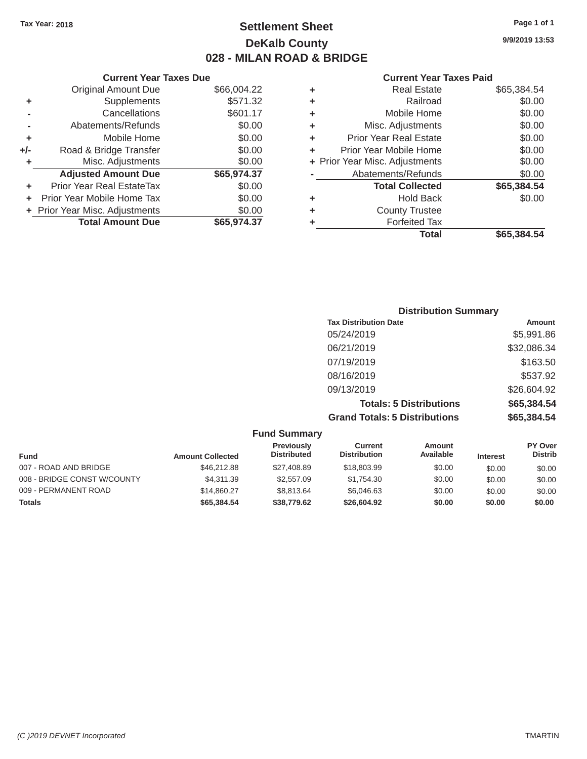Tax Year: 2018

# Settlement Sheet
## DeKalb County
## 028 - MILAN ROAD & BRIDGE

9/9/2019 13:53

### Current Year Taxes Due

| | | |
|---|---|---|
| | Original Amount Due | $66,004.22 |
| + | Supplements | $571.32 |
| - | Cancellations | $601.17 |
| - | Abatements/Refunds | $0.00 |
| + | Mobile Home | $0.00 |
| +/- | Road & Bridge Transfer | $0.00 |
| + | Misc. Adjustments | $0.00 |
| | **Adjusted Amount Due** | **$65,974.37** |
| + | Prior Year Real EstateTax | $0.00 |
| + | Prior Year Mobile Home Tax | $0.00 |
| + | Prior Year Misc. Adjustments | $0.00 |
| | **Total Amount Due** | **$65,974.37** |

### Current Year Taxes Paid

| | | |
|---|---|---|
| + | Real Estate | $65,384.54 |
| + | Railroad | $0.00 |
| + | Mobile Home | $0.00 |
| + | Misc. Adjustments | $0.00 |
| + | Prior Year Real Estate | $0.00 |
| + | Prior Year Mobile Home | $0.00 |
| + | Prior Year Misc. Adjustments | $0.00 |
| - | Abatements/Refunds | $0.00 |
| | **Total Collected** | **$65,384.54** |
| + | Hold Back | $0.00 |
| + | County Trustee | |
| + | Forfeited Tax | |
| | **Total** | **$65,384.54** |

### Distribution Summary

| Tax Distribution Date | Amount |
|---|---|
| 05/24/2019 | $5,991.86 |
| 06/21/2019 | $32,086.34 |
| 07/19/2019 | $163.50 |
| 08/16/2019 | $537.92 |
| 09/13/2019 | $26,604.92 |
| **Totals: 5 Distributions** | **$65,384.54** |
| **Grand Totals: 5 Distributions** | **$65,384.54** |

### Fund Summary

| Fund | Amount Collected | Previously Distributed | Current Distribution | Amount Available | Interest | PY Over Distrib |
|---|---|---|---|---|---|---|
| 007 - ROAD AND BRIDGE | $46,212.88 | $27,408.89 | $18,803.99 | $0.00 | $0.00 | $0.00 |
| 008 - BRIDGE CONST W/COUNTY | $4,311.39 | $2,557.09 | $1,754.30 | $0.00 | $0.00 | $0.00 |
| 009 - PERMANENT ROAD | $14,860.27 | $8,813.64 | $6,046.63 | $0.00 | $0.00 | $0.00 |
| **Totals** | **$65,384.54** | **$38,779.62** | **$26,604.92** | **$0.00** | **$0.00** | **$0.00** |

(C )2019 DEVNET Incorporated    TMARTIN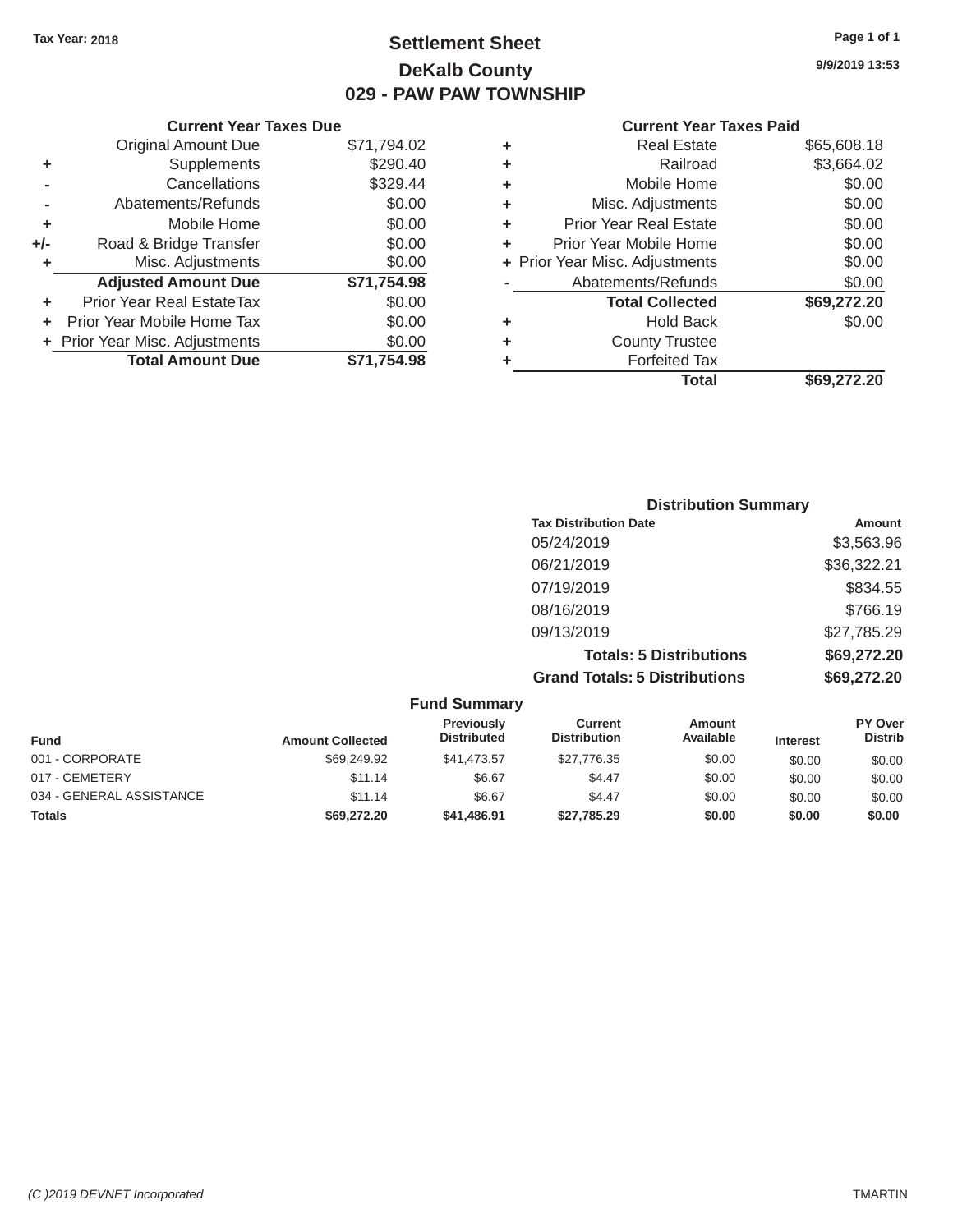Tax Year: 2018

# Settlement Sheet
## DeKalb County
## 029 - PAW PAW TOWNSHIP

9/9/2019 13:53

### Current Year Taxes Due

| | | |
|---|---|---|
| | Original Amount Due | $71,794.02 |
| + | Supplements | $290.40 |
| - | Cancellations | $329.44 |
| - | Abatements/Refunds | $0.00 |
| + | Mobile Home | $0.00 |
| +/- | Road & Bridge Transfer | $0.00 |
| + | Misc. Adjustments | $0.00 |
| | **Adjusted Amount Due** | **$71,754.98** |
| + | Prior Year Real EstateTax | $0.00 |
| + | Prior Year Mobile Home Tax | $0.00 |
| + | Prior Year Misc. Adjustments | $0.00 |
| | **Total Amount Due** | **$71,754.98** |

### Current Year Taxes Paid

| | | |
|---|---|---|
| + | Real Estate | $65,608.18 |
| + | Railroad | $3,664.02 |
| + | Mobile Home | $0.00 |
| + | Misc. Adjustments | $0.00 |
| + | Prior Year Real Estate | $0.00 |
| + | Prior Year Mobile Home | $0.00 |
| + | Prior Year Misc. Adjustments | $0.00 |
| - | Abatements/Refunds | $0.00 |
| | **Total Collected** | **$69,272.20** |
| + | Hold Back | $0.00 |
| + | County Trustee | |
| + | Forfeited Tax | |
| | **Total** | **$69,272.20** |

### Distribution Summary

| Tax Distribution Date | Amount |
|---|---|
| 05/24/2019 | $3,563.96 |
| 06/21/2019 | $36,322.21 |
| 07/19/2019 | $834.55 |
| 08/16/2019 | $766.19 |
| 09/13/2019 | $27,785.29 |
| **Totals: 5 Distributions** | **$69,272.20** |
| **Grand Totals: 5 Distributions** | **$69,272.20** |

### Fund Summary

| Fund | Amount Collected | Previously Distributed | Current Distribution | Amount Available | Interest | PY Over Distrib |
|---|---|---|---|---|---|---|
| 001 - CORPORATE | $69,249.92 | $41,473.57 | $27,776.35 | $0.00 | $0.00 | $0.00 |
| 017 - CEMETERY | $11.14 | $6.67 | $4.47 | $0.00 | $0.00 | $0.00 |
| 034 - GENERAL ASSISTANCE | $11.14 | $6.67 | $4.47 | $0.00 | $0.00 | $0.00 |
| **Totals** | **$69,272.20** | **$41,486.91** | **$27,785.29** | **$0.00** | **$0.00** | **$0.00** |

(C )2019 DEVNET Incorporated TMARTIN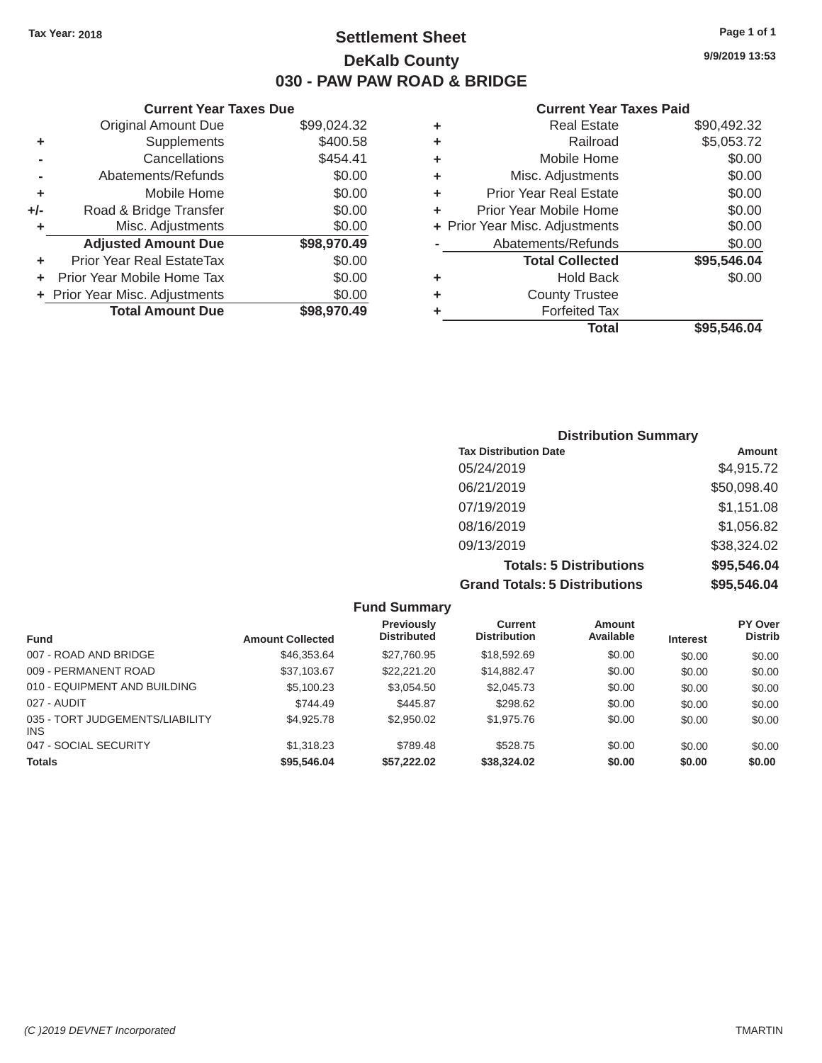Tax Year: 2018

# Settlement Sheet
## DeKalb County
## 030 - PAW PAW ROAD & BRIDGE

9/9/2019 13:53

### Current Year Taxes Due

| | | |
|---|---|---|
| | Original Amount Due | $99,024.32 |
| + | Supplements | $400.58 |
| - | Cancellations | $454.41 |
| - | Abatements/Refunds | $0.00 |
| + | Mobile Home | $0.00 |
| +/- | Road & Bridge Transfer | $0.00 |
| + | Misc. Adjustments | $0.00 |
| | **Adjusted Amount Due** | **$98,970.49** |
| + | Prior Year Real EstateTax | $0.00 |
| + | Prior Year Mobile Home Tax | $0.00 |
| + | Prior Year Misc. Adjustments | $0.00 |
| | **Total Amount Due** | **$98,970.49** |

### Current Year Taxes Paid

| | | |
|---|---|---|
| + | Real Estate | $90,492.32 |
| + | Railroad | $5,053.72 |
| + | Mobile Home | $0.00 |
| + | Misc. Adjustments | $0.00 |
| + | Prior Year Real Estate | $0.00 |
| + | Prior Year Mobile Home | $0.00 |
| + | Prior Year Misc. Adjustments | $0.00 |
| - | Abatements/Refunds | $0.00 |
| | **Total Collected** | **$95,546.04** |
| + | Hold Back | $0.00 |
| + | County Trustee | |
| + | Forfeited Tax | |
| | **Total** | **$95,546.04** |

### Distribution Summary

| Tax Distribution Date | Amount |
|---|---|
| 05/24/2019 | $4,915.72 |
| 06/21/2019 | $50,098.40 |
| 07/19/2019 | $1,151.08 |
| 08/16/2019 | $1,056.82 |
| 09/13/2019 | $38,324.02 |
| **Totals: 5 Distributions** | **$95,546.04** |
| **Grand Totals: 5 Distributions** | **$95,546.04** |

### Fund Summary

| Fund | Amount Collected | Previously Distributed | Current Distribution | Amount Available | Interest | PY Over Distrib |
|---|---|---|---|---|---|---|
| 007 - ROAD AND BRIDGE | $46,353.64 | $27,760.95 | $18,592.69 | $0.00 | $0.00 | $0.00 |
| 009 - PERMANENT ROAD | $37,103.67 | $22,221.20 | $14,882.47 | $0.00 | $0.00 | $0.00 |
| 010 - EQUIPMENT AND BUILDING | $5,100.23 | $3,054.50 | $2,045.73 | $0.00 | $0.00 | $0.00 |
| 027 - AUDIT | $744.49 | $445.87 | $298.62 | $0.00 | $0.00 | $0.00 |
| 035 - TORT JUDGEMENTS/LIABILITY INS | $4,925.78 | $2,950.02 | $1,975.76 | $0.00 | $0.00 | $0.00 |
| 047 - SOCIAL SECURITY | $1,318.23 | $789.48 | $528.75 | $0.00 | $0.00 | $0.00 |
| **Totals** | **$95,546.04** | **$57,222.02** | **$38,324.02** | **$0.00** | **$0.00** | **$0.00** |

(C )2019 DEVNET Incorporated TMARTIN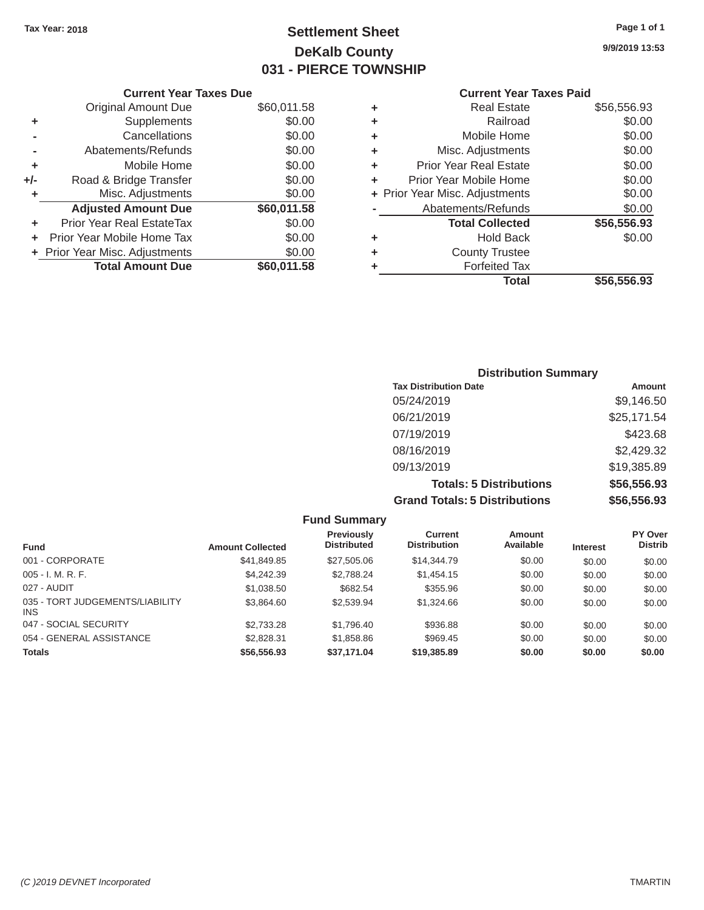Tax Year: 2018

# Settlement Sheet

## DeKalb County

## 031 - PIERCE TOWNSHIP

9/9/2019 13:53

### Current Year Taxes Due

| | | |
|---|---|---|
| | Original Amount Due | $60,011.58 |
| + | Supplements | $0.00 |
| - | Cancellations | $0.00 |
| - | Abatements/Refunds | $0.00 |
| + | Mobile Home | $0.00 |
| +/- | Road & Bridge Transfer | $0.00 |
| + | Misc. Adjustments | $0.00 |
| | **Adjusted Amount Due** | **$60,011.58** |
| + | Prior Year Real EstateTax | $0.00 |
| + | Prior Year Mobile Home Tax | $0.00 |
| + | Prior Year Misc. Adjustments | $0.00 |
| | **Total Amount Due** | **$60,011.58** |

### Current Year Taxes Paid

| | | |
|---|---|---|
| + | Real Estate | $56,556.93 |
| + | Railroad | $0.00 |
| + | Mobile Home | $0.00 |
| + | Misc. Adjustments | $0.00 |
| + | Prior Year Real Estate | $0.00 |
| + | Prior Year Mobile Home | $0.00 |
| + | Prior Year Misc. Adjustments | $0.00 |
| - | Abatements/Refunds | $0.00 |
| | **Total Collected** | **$56,556.93** |
| + | Hold Back | $0.00 |
| + | County Trustee | |
| + | Forfeited Tax | |
| | **Total** | **$56,556.93** |

### Distribution Summary

| Tax Distribution Date | Amount |
|---|---|
| 05/24/2019 | $9,146.50 |
| 06/21/2019 | $25,171.54 |
| 07/19/2019 | $423.68 |
| 08/16/2019 | $2,429.32 |
| 09/13/2019 | $19,385.89 |
| **Totals: 5 Distributions** | **$56,556.93** |
| **Grand Totals: 5 Distributions** | **$56,556.93** |

### Fund Summary

| Fund | Amount Collected | Previously Distributed | Current Distribution | Amount Available | Interest | PY Over Distrib |
|---|---|---|---|---|---|---|
| 001 - CORPORATE | $41,849.85 | $27,505.06 | $14,344.79 | $0.00 | $0.00 | $0.00 |
| 005 - I. M. R. F. | $4,242.39 | $2,788.24 | $1,454.15 | $0.00 | $0.00 | $0.00 |
| 027 - AUDIT | $1,038.50 | $682.54 | $355.96 | $0.00 | $0.00 | $0.00 |
| 035 - TORT JUDGEMENTS/LIABILITY INS | $3,864.60 | $2,539.94 | $1,324.66 | $0.00 | $0.00 | $0.00 |
| 047 - SOCIAL SECURITY | $2,733.28 | $1,796.40 | $936.88 | $0.00 | $0.00 | $0.00 |
| 054 - GENERAL ASSISTANCE | $2,828.31 | $1,858.86 | $969.45 | $0.00 | $0.00 | $0.00 |
| **Totals** | **$56,556.93** | **$37,171.04** | **$19,385.89** | **$0.00** | **$0.00** | **$0.00** |

(C )2019 DEVNET Incorporated TMARTIN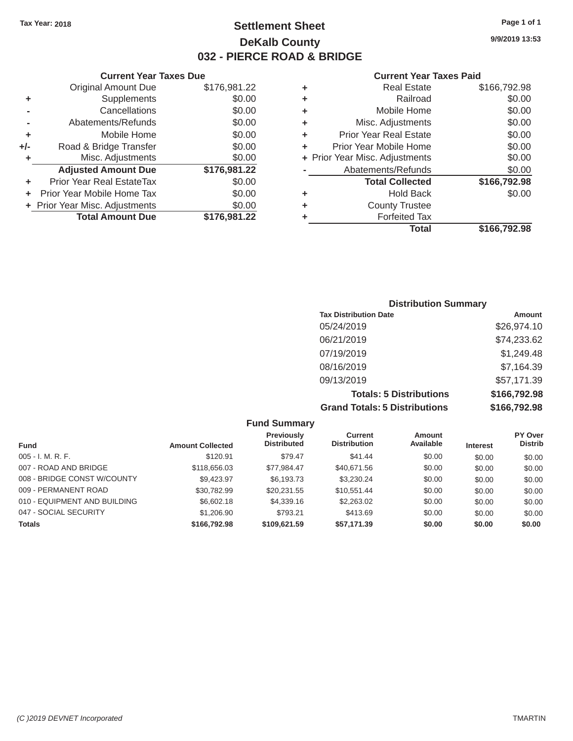Tax Year: 2018

# Settlement Sheet

## DeKalb County

## 032 - PIERCE ROAD & BRIDGE

9/9/2019 13:53

### Current Year Taxes Due

| | | |
|---|---|---|
| | Original Amount Due | $176,981.22 |
| + | Supplements | $0.00 |
| - | Cancellations | $0.00 |
| - | Abatements/Refunds | $0.00 |
| + | Mobile Home | $0.00 |
| +/- | Road & Bridge Transfer | $0.00 |
| + | Misc. Adjustments | $0.00 |
| | **Adjusted Amount Due** | **$176,981.22** |
| + | Prior Year Real EstateTax | $0.00 |
| + | Prior Year Mobile Home Tax | $0.00 |
| + | Prior Year Misc. Adjustments | $0.00 |
| | **Total Amount Due** | **$176,981.22** |

### Current Year Taxes Paid

| | | |
|---|---|---|
| + | Real Estate | $166,792.98 |
| + | Railroad | $0.00 |
| + | Mobile Home | $0.00 |
| + | Misc. Adjustments | $0.00 |
| + | Prior Year Real Estate | $0.00 |
| + | Prior Year Mobile Home | $0.00 |
| + | Prior Year Misc. Adjustments | $0.00 |
| - | Abatements/Refunds | $0.00 |
| | **Total Collected** | **$166,792.98** |
| + | Hold Back | $0.00 |
| + | County Trustee | |
| + | Forfeited Tax | |
| | **Total** | **$166,792.98** |

### Distribution Summary

| Tax Distribution Date | Amount |
|---|---|
| 05/24/2019 | $26,974.10 |
| 06/21/2019 | $74,233.62 |
| 07/19/2019 | $1,249.48 |
| 08/16/2019 | $7,164.39 |
| 09/13/2019 | $57,171.39 |
| **Totals: 5 Distributions** | **$166,792.98** |
| **Grand Totals: 5 Distributions** | **$166,792.98** |

### Fund Summary

| Fund | Amount Collected | Previously Distributed | Current Distribution | Amount Available | Interest | PY Over Distrib |
|---|---|---|---|---|---|---|
| 005 - I. M. R. F. | $120.91 | $79.47 | $41.44 | $0.00 | $0.00 | $0.00 |
| 007 - ROAD AND BRIDGE | $118,656.03 | $77,984.47 | $40,671.56 | $0.00 | $0.00 | $0.00 |
| 008 - BRIDGE CONST W/COUNTY | $9,423.97 | $6,193.73 | $3,230.24 | $0.00 | $0.00 | $0.00 |
| 009 - PERMANENT ROAD | $30,782.99 | $20,231.55 | $10,551.44 | $0.00 | $0.00 | $0.00 |
| 010 - EQUIPMENT AND BUILDING | $6,602.18 | $4,339.16 | $2,263.02 | $0.00 | $0.00 | $0.00 |
| 047 - SOCIAL SECURITY | $1,206.90 | $793.21 | $413.69 | $0.00 | $0.00 | $0.00 |
| **Totals** | **$166,792.98** | **$109,621.59** | **$57,171.39** | **$0.00** | **$0.00** | **$0.00** |

(C )2019 DEVNET Incorporated TMARTIN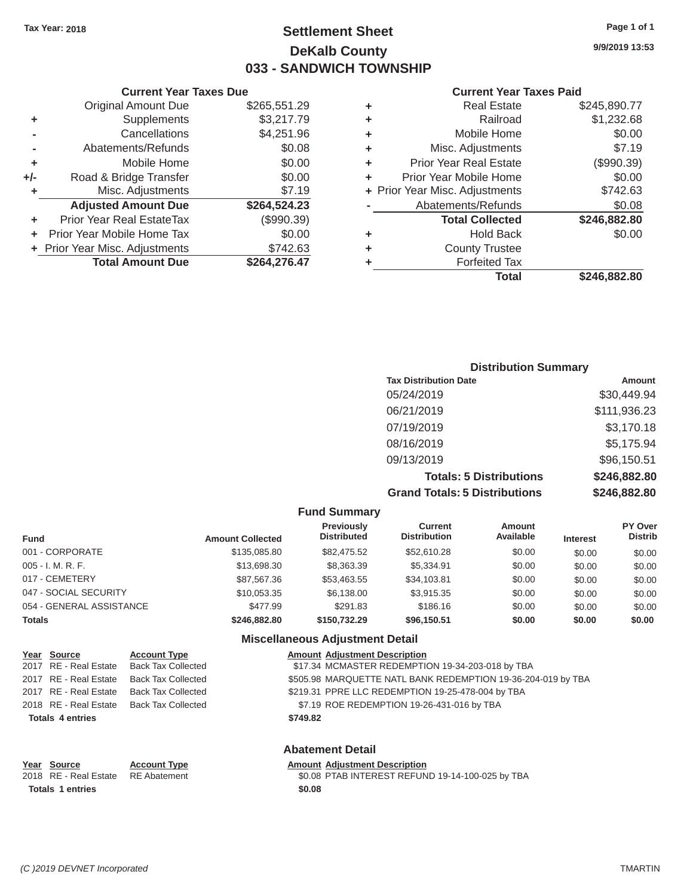Tax Year: 2018

# Settlement Sheet
## DeKalb County
## 033 - SANDWICH TOWNSHIP

9/9/2019 13:53

### Current Year Taxes Due

| | | |
|---|---|---|
| | Original Amount Due | $265,551.29 |
| + | Supplements | $3,217.79 |
| - | Cancellations | $4,251.96 |
| - | Abatements/Refunds | $0.08 |
| + | Mobile Home | $0.00 |
| +/- | Road & Bridge Transfer | $0.00 |
| + | Misc. Adjustments | $7.19 |
| | **Adjusted Amount Due** | **$264,524.23** |
| + | Prior Year Real EstateTax | ($990.39) |
| + | Prior Year Mobile Home Tax | $0.00 |
| + | Prior Year Misc. Adjustments | $742.63 |
| | **Total Amount Due** | **$264,276.47** |

### Current Year Taxes Paid

| | | |
|---|---|---|
| + | Real Estate | $245,890.77 |
| + | Railroad | $1,232.68 |
| + | Mobile Home | $0.00 |
| + | Misc. Adjustments | $7.19 |
| + | Prior Year Real Estate | ($990.39) |
| + | Prior Year Mobile Home | $0.00 |
| + | Prior Year Misc. Adjustments | $742.63 |
| - | Abatements/Refunds | $0.08 |
| | **Total Collected** | **$246,882.80** |
| + | Hold Back | $0.00 |
| + | County Trustee | |
| + | Forfeited Tax | |
| | **Total** | **$246,882.80** |

### Distribution Summary

| Tax Distribution Date | Amount |
|---|---|
| 05/24/2019 | $30,449.94 |
| 06/21/2019 | $111,936.23 |
| 07/19/2019 | $3,170.18 |
| 08/16/2019 | $5,175.94 |
| 09/13/2019 | $96,150.51 |
| **Totals: 5 Distributions** | **$246,882.80** |
| **Grand Totals: 5 Distributions** | **$246,882.80** |

### Fund Summary

| Fund | Amount Collected | Previously Distributed | Current Distribution | Amount Available | Interest | PY Over Distrib |
|---|---|---|---|---|---|---|
| 001 - CORPORATE | $135,085.80 | $82,475.52 | $52,610.28 | $0.00 | $0.00 | $0.00 |
| 005 - I. M. R. F. | $13,698.30 | $8,363.39 | $5,334.91 | $0.00 | $0.00 | $0.00 |
| 017 - CEMETERY | $87,567.36 | $53,463.55 | $34,103.81 | $0.00 | $0.00 | $0.00 |
| 047 - SOCIAL SECURITY | $10,053.35 | $6,138.00 | $3,915.35 | $0.00 | $0.00 | $0.00 |
| 054 - GENERAL ASSISTANCE | $477.99 | $291.83 | $186.16 | $0.00 | $0.00 | $0.00 |
| **Totals** | **$246,882.80** | **$150,732.29** | **$96,150.51** | **$0.00** | **$0.00** | **$0.00** |

### Miscellaneous Adjustment Detail

| Year | Source | Account Type | Amount | Adjustment Description |
|---|---|---|---|---|
| 2017 | RE - Real Estate | Back Tax Collected | $17.34 | MCMASTER REDEMPTION 19-34-203-018 by TBA |
| 2017 | RE - Real Estate | Back Tax Collected | $505.98 | MARQUETTE NATL BANK REDEMPTION 19-36-204-019 by TBA |
| 2017 | RE - Real Estate | Back Tax Collected | $219.31 | PPRE LLC REDEMPTION 19-25-478-004 by TBA |
| 2018 | RE - Real Estate | Back Tax Collected | $7.19 | ROE REDEMPTION 19-26-431-016 by TBA |
| **Totals 4 entries** | | | **$749.82** | |

### Abatement Detail

| Year | Source | Account Type | Amount | Adjustment Description |
|---|---|---|---|---|
| 2018 | RE - Real Estate | RE Abatement | $0.08 | PTAB INTEREST REFUND 19-14-100-025 by TBA |
| **Totals 1 entries** | | | **$0.08** | |

(C )2019 DEVNET Incorporated — TMARTIN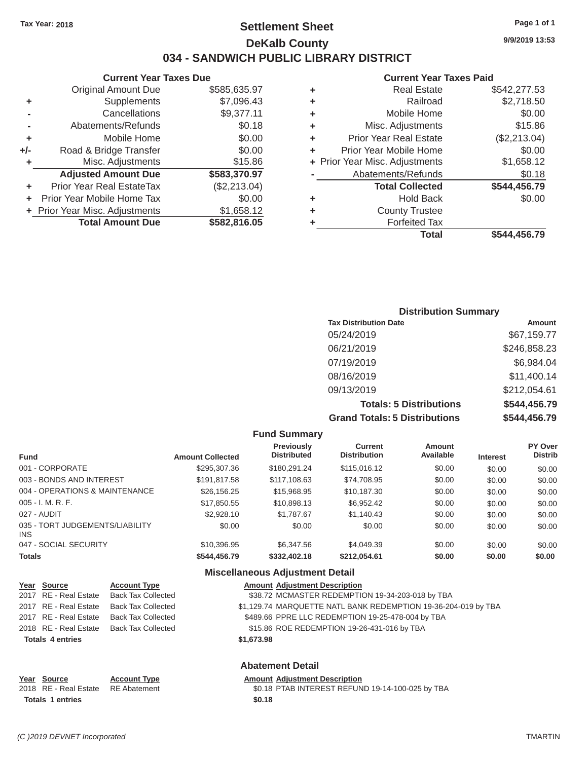Tax Year: 2018

# Settlement Sheet

## DeKalb County

## 034 - SANDWICH PUBLIC LIBRARY DISTRICT

9/9/2019 13:53

### Current Year Taxes Due

| | | |
|---|---|---|
| | Original Amount Due | $585,635.97 |
| + | Supplements | $7,096.43 |
| - | Cancellations | $9,377.11 |
| - | Abatements/Refunds | $0.18 |
| + | Mobile Home | $0.00 |
| +/- | Road & Bridge Transfer | $0.00 |
| + | Misc. Adjustments | $15.86 |
| | **Adjusted Amount Due** | **$583,370.97** |
| + | Prior Year Real EstateTax | ($2,213.04) |
| + | Prior Year Mobile Home Tax | $0.00 |
| + | Prior Year Misc. Adjustments | $1,658.12 |
| | **Total Amount Due** | **$582,816.05** |

### Current Year Taxes Paid

| | | |
|---|---|---|
| + | Real Estate | $542,277.53 |
| + | Railroad | $2,718.50 |
| + | Mobile Home | $0.00 |
| + | Misc. Adjustments | $15.86 |
| + | Prior Year Real Estate | ($2,213.04) |
| + | Prior Year Mobile Home | $0.00 |
| + | Prior Year Misc. Adjustments | $1,658.12 |
| - | Abatements/Refunds | $0.18 |
| | **Total Collected** | **$544,456.79** |
| + | Hold Back | $0.00 |
| + | County Trustee | |
| + | Forfeited Tax | |
| | **Total** | **$544,456.79** |

### Distribution Summary

| Tax Distribution Date | Amount |
|---|---|
| 05/24/2019 | $67,159.77 |
| 06/21/2019 | $246,858.23 |
| 07/19/2019 | $6,984.04 |
| 08/16/2019 | $11,400.14 |
| 09/13/2019 | $212,054.61 |
| **Totals: 5 Distributions** | **$544,456.79** |
| **Grand Totals: 5 Distributions** | **$544,456.79** |

### Fund Summary

| Fund | Amount Collected | Previously Distributed | Current Distribution | Amount Available | Interest | PY Over Distrib |
|---|---|---|---|---|---|---|
| 001 - CORPORATE | $295,307.36 | $180,291.24 | $115,016.12 | $0.00 | $0.00 | $0.00 |
| 003 - BONDS AND INTEREST | $191,817.58 | $117,108.63 | $74,708.95 | $0.00 | $0.00 | $0.00 |
| 004 - OPERATIONS & MAINTENANCE | $26,156.25 | $15,968.95 | $10,187.30 | $0.00 | $0.00 | $0.00 |
| 005 - I. M. R. F. | $17,850.55 | $10,898.13 | $6,952.42 | $0.00 | $0.00 | $0.00 |
| 027 - AUDIT | $2,928.10 | $1,787.67 | $1,140.43 | $0.00 | $0.00 | $0.00 |
| 035 - TORT JUDGEMENTS/LIABILITY INS | $0.00 | $0.00 | $0.00 | $0.00 | $0.00 | $0.00 |
| 047 - SOCIAL SECURITY | $10,396.95 | $6,347.56 | $4,049.39 | $0.00 | $0.00 | $0.00 |
| **Totals** | **$544,456.79** | **$332,402.18** | **$212,054.61** | **$0.00** | **$0.00** | **$0.00** |

### Miscellaneous Adjustment Detail

| Year | Source | Account Type | Amount | Adjustment Description |
|---|---|---|---|---|
| 2017 | RE - Real Estate | Back Tax Collected | $38.72 | MCMASTER REDEMPTION 19-34-203-018 by TBA |
| 2017 | RE - Real Estate | Back Tax Collected | $1,129.74 | MARQUETTE NATL BANK REDEMPTION 19-36-204-019 by TBA |
| 2017 | RE - Real Estate | Back Tax Collected | $489.66 | PPRE LLC REDEMPTION 19-25-478-004 by TBA |
| 2018 | RE - Real Estate | Back Tax Collected | $15.86 | ROE REDEMPTION 19-26-431-016 by TBA |
| **Totals 4 entries** | | | **$1,673.98** | |

### Abatement Detail

| Year | Source | Account Type | Amount | Adjustment Description |
|---|---|---|---|---|
| 2018 | RE - Real Estate | RE Abatement | $0.18 | PTAB INTEREST REFUND 19-14-100-025 by TBA |
| **Totals 1 entries** | | | **$0.18** | |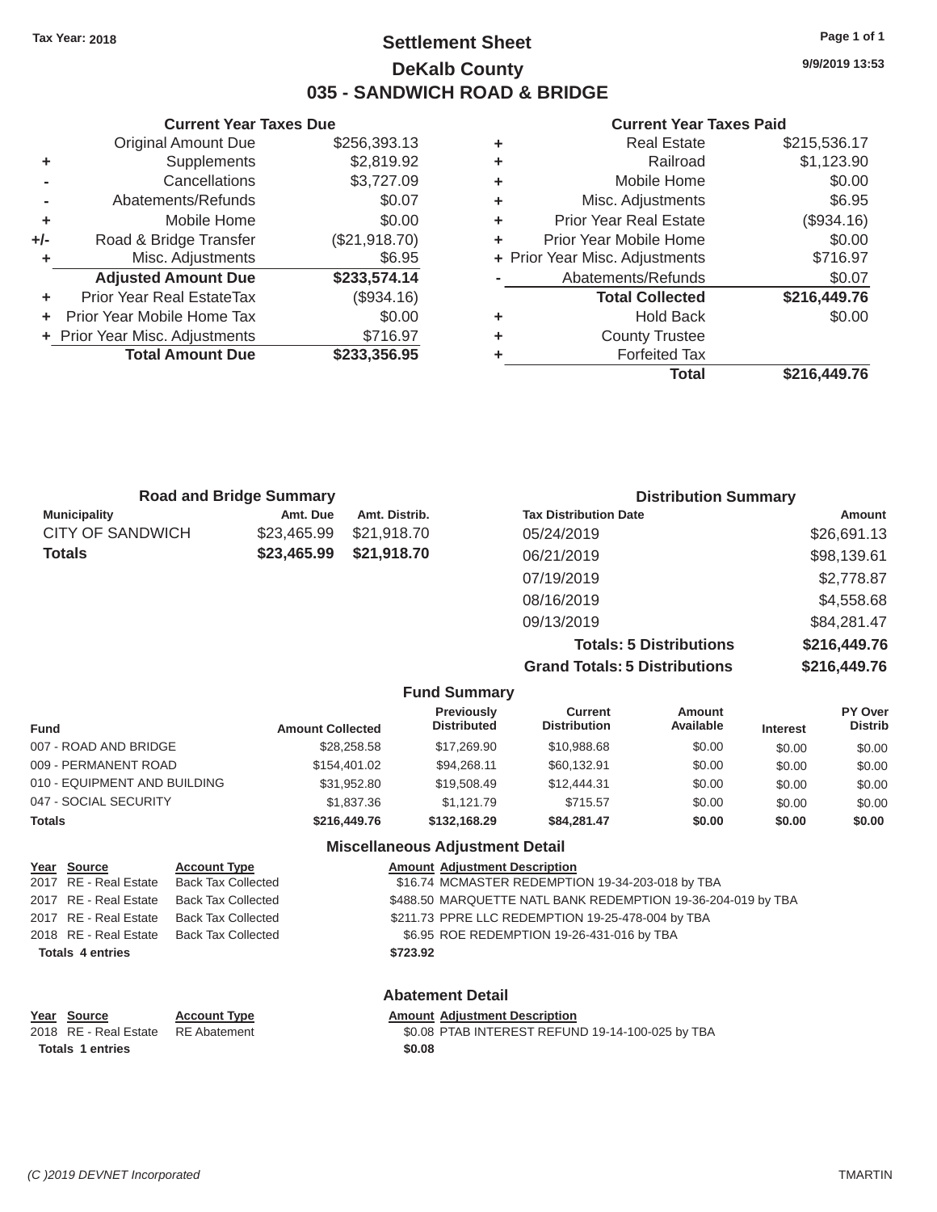Tax Year: 2018

# Settlement Sheet

## DeKalb County

## 035 - SANDWICH ROAD & BRIDGE

9/9/2019 13:53

### Current Year Taxes Due

| | | |
|---|---|---|
| | Original Amount Due | $256,393.13 |
| + | Supplements | $2,819.92 |
| - | Cancellations | $3,727.09 |
| - | Abatements/Refunds | $0.07 |
| + | Mobile Home | $0.00 |
| +/- | Road & Bridge Transfer | ($21,918.70) |
| + | Misc. Adjustments | $6.95 |
| | **Adjusted Amount Due** | **$233,574.14** |
| + | Prior Year Real EstateTax | ($934.16) |
| + | Prior Year Mobile Home Tax | $0.00 |
| + | Prior Year Misc. Adjustments | $716.97 |
| | **Total Amount Due** | **$233,356.95** |

### Current Year Taxes Paid

| | | |
|---|---|---|
| + | Real Estate | $215,536.17 |
| + | Railroad | $1,123.90 |
| + | Mobile Home | $0.00 |
| + | Misc. Adjustments | $6.95 |
| + | Prior Year Real Estate | ($934.16) |
| + | Prior Year Mobile Home | $0.00 |
| + | Prior Year Misc. Adjustments | $716.97 |
| - | Abatements/Refunds | $0.07 |
| | **Total Collected** | **$216,449.76** |
| + | Hold Back | $0.00 |
| + | County Trustee | |
| + | Forfeited Tax | |
| | **Total** | **$216,449.76** |

### Road and Bridge Summary

| Municipality | Amt. Due | Amt. Distrib. |
|---|---|---|
| CITY OF SANDWICH | $23,465.99 | $21,918.70 |
| **Totals** | **$23,465.99** | **$21,918.70** |

### Distribution Summary

| Tax Distribution Date | Amount |
|---|---|
| 05/24/2019 | $26,691.13 |
| 06/21/2019 | $98,139.61 |
| 07/19/2019 | $2,778.87 |
| 08/16/2019 | $4,558.68 |
| 09/13/2019 | $84,281.47 |
| **Totals: 5 Distributions** | **$216,449.76** |
| **Grand Totals: 5 Distributions** | **$216,449.76** |

### Fund Summary

| Fund | Amount Collected | Previously Distributed | Current Distribution | Amount Available | Interest | PY Over Distrib |
|---|---|---|---|---|---|---|
| 007 - ROAD AND BRIDGE | $28,258.58 | $17,269.90 | $10,988.68 | $0.00 | $0.00 | $0.00 |
| 009 - PERMANENT ROAD | $154,401.02 | $94,268.11 | $60,132.91 | $0.00 | $0.00 | $0.00 |
| 010 - EQUIPMENT AND BUILDING | $31,952.80 | $19,508.49 | $12,444.31 | $0.00 | $0.00 | $0.00 |
| 047 - SOCIAL SECURITY | $1,837.36 | $1,121.79 | $715.57 | $0.00 | $0.00 | $0.00 |
| **Totals** | **$216,449.76** | **$132,168.29** | **$84,281.47** | **$0.00** | **$0.00** | **$0.00** |

### Miscellaneous Adjustment Detail

| Year | Source | Account Type | Amount | Adjustment Description |
|---|---|---|---|---|
| 2017 | RE - Real Estate | Back Tax Collected | $16.74 | MCMASTER REDEMPTION 19-34-203-018 by TBA |
| 2017 | RE - Real Estate | Back Tax Collected | $488.50 | MARQUETTE NATL BANK REDEMPTION 19-36-204-019 by TBA |
| 2017 | RE - Real Estate | Back Tax Collected | $211.73 | PPRE LLC REDEMPTION 19-25-478-004 by TBA |
| 2018 | RE - Real Estate | Back Tax Collected | $6.95 | ROE REDEMPTION 19-26-431-016 by TBA |
| **Totals 4 entries** | | | **$723.92** | |

### Abatement Detail

| Year | Source | Account Type | Amount | Adjustment Description |
|---|---|---|---|---|
| 2018 | RE - Real Estate | RE Abatement | $0.08 | PTAB INTEREST REFUND 19-14-100-025 by TBA |
| **Totals 1 entries** | | | **$0.08** | |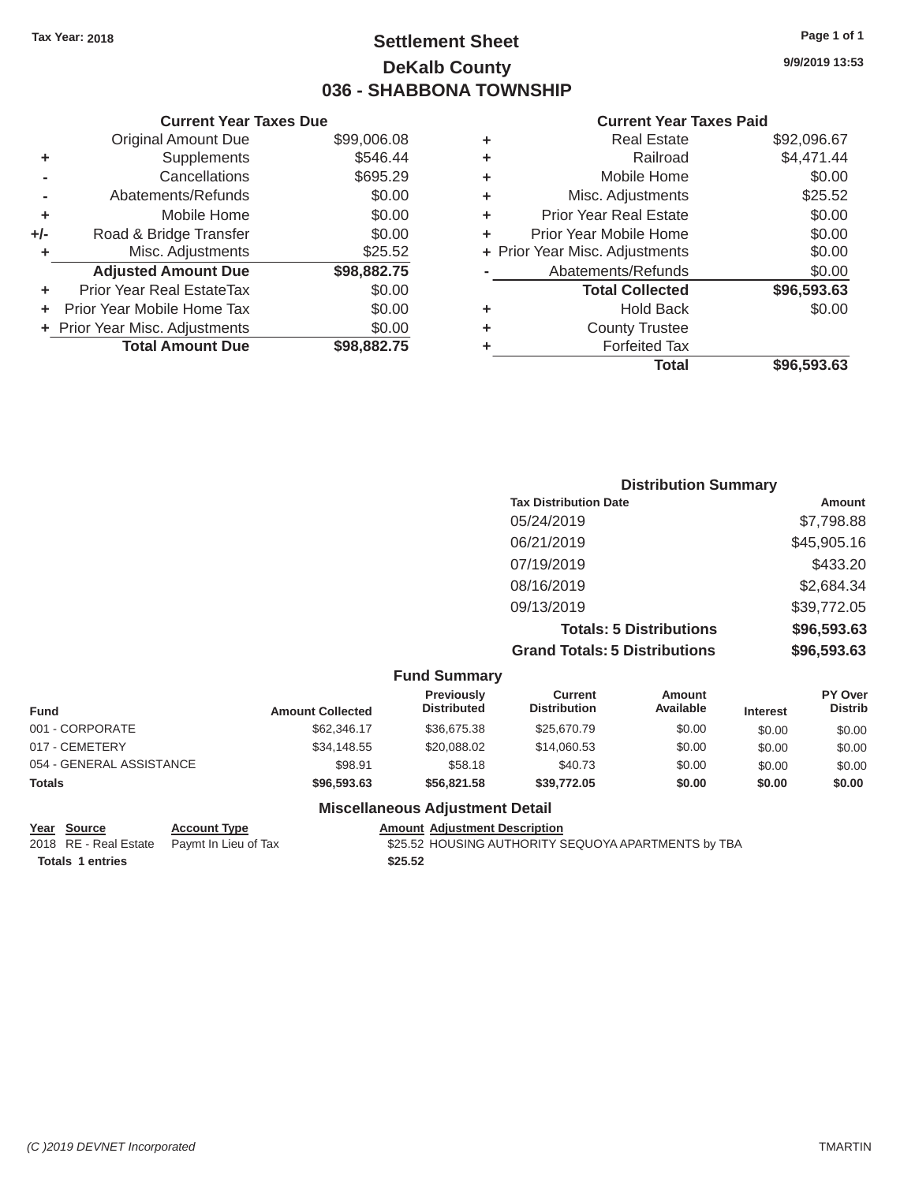**Tax Year: 2018**

# Settlement Sheet
## DeKalb County
## 036 - SHABBONA TOWNSHIP

9/9/2019 13:53

### Current Year Taxes Due

| | | |
|---|---|---|
| | Original Amount Due | $99,006.08 |
| + | Supplements | $546.44 |
| - | Cancellations | $695.29 |
| - | Abatements/Refunds | $0.00 |
| + | Mobile Home | $0.00 |
| +/- | Road & Bridge Transfer | $0.00 |
| + | Misc. Adjustments | $25.52 |
| | **Adjusted Amount Due** | **$98,882.75** |
| + | Prior Year Real EstateTax | $0.00 |
| + | Prior Year Mobile Home Tax | $0.00 |
| + | Prior Year Misc. Adjustments | $0.00 |
| | **Total Amount Due** | **$98,882.75** |

### Current Year Taxes Paid

| | | |
|---|---|---|
| + | Real Estate | $92,096.67 |
| + | Railroad | $4,471.44 |
| + | Mobile Home | $0.00 |
| + | Misc. Adjustments | $25.52 |
| + | Prior Year Real Estate | $0.00 |
| + | Prior Year Mobile Home | $0.00 |
| + | Prior Year Misc. Adjustments | $0.00 |
| - | Abatements/Refunds | $0.00 |
| | **Total Collected** | **$96,593.63** |
| + | Hold Back | $0.00 |
| + | County Trustee | |
| + | Forfeited Tax | |
| | **Total** | **$96,593.63** |

### Distribution Summary

| Tax Distribution Date | Amount |
|---|---|
| 05/24/2019 | $7,798.88 |
| 06/21/2019 | $45,905.16 |
| 07/19/2019 | $433.20 |
| 08/16/2019 | $2,684.34 |
| 09/13/2019 | $39,772.05 |
| **Totals: 5 Distributions** | **$96,593.63** |
| **Grand Totals: 5 Distributions** | **$96,593.63** |

### Fund Summary

| Fund | Amount Collected | Previously Distributed | Current Distribution | Amount Available | Interest | PY Over Distrib |
|---|---|---|---|---|---|---|
| 001 - CORPORATE | $62,346.17 | $36,675.38 | $25,670.79 | $0.00 | $0.00 | $0.00 |
| 017 - CEMETERY | $34,148.55 | $20,088.02 | $14,060.53 | $0.00 | $0.00 | $0.00 |
| 054 - GENERAL ASSISTANCE | $98.91 | $58.18 | $40.73 | $0.00 | $0.00 | $0.00 |
| **Totals** | **$96,593.63** | **$56,821.58** | **$39,772.05** | **$0.00** | **$0.00** | **$0.00** |

### Miscellaneous Adjustment Detail

| Year | Source | Account Type | Amount | Adjustment Description |
|---|---|---|---|---|
| 2018 | RE - Real Estate | Paymt In Lieu of Tax | $25.52 | HOUSING AUTHORITY SEQUOYA APARTMENTS by TBA |
| **Totals** | **1 entries** | | **$25.52** | |

(C )2019 DEVNET Incorporated TMARTIN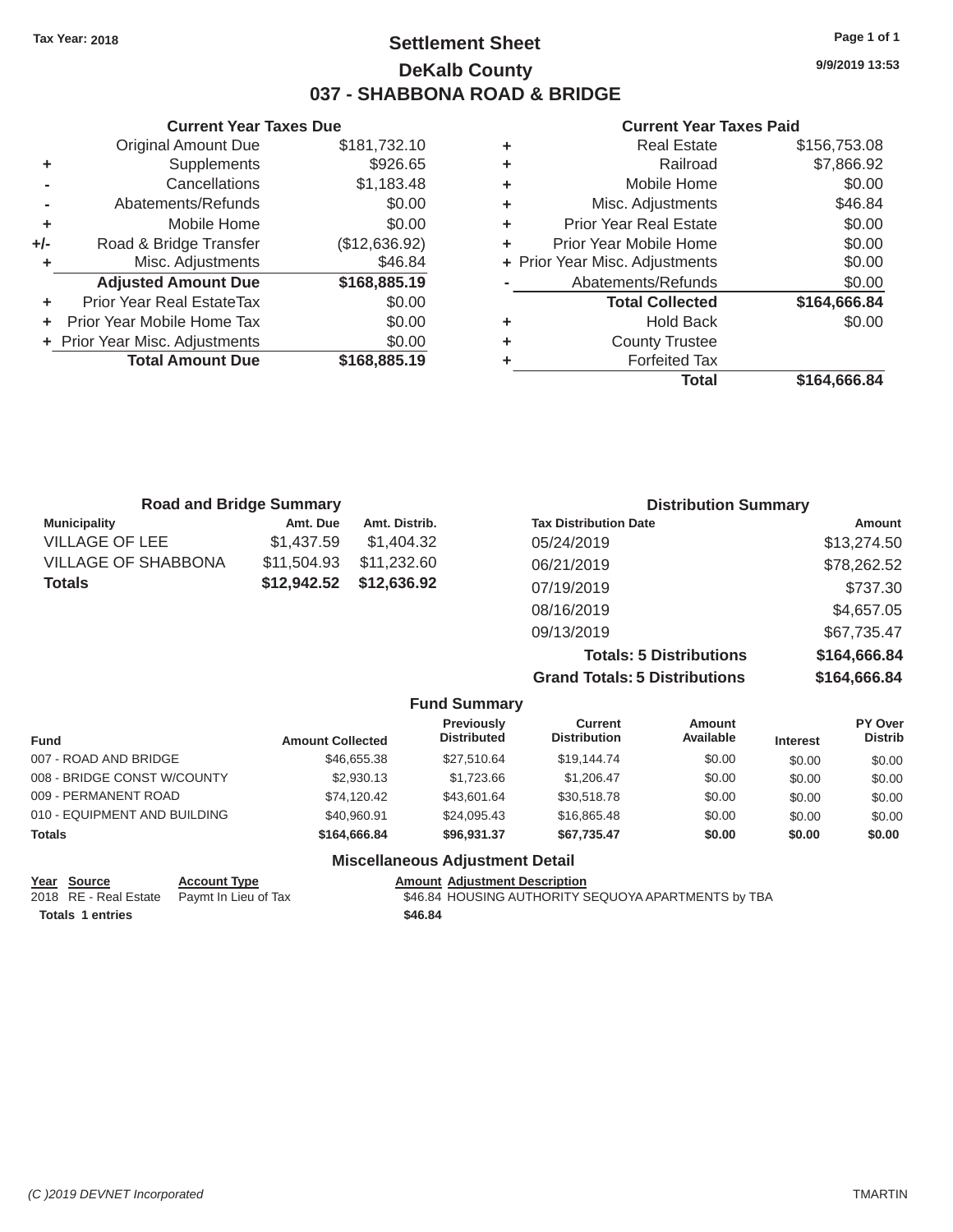Tax Year: 2018

# Settlement Sheet
## DeKalb County
## 037 - SHABBONA ROAD & BRIDGE

9/9/2019 13:53

### Current Year Taxes Due

| | | |
|---|---|---|
| | Original Amount Due | $181,732.10 |
| + | Supplements | $926.65 |
| - | Cancellations | $1,183.48 |
| - | Abatements/Refunds | $0.00 |
| + | Mobile Home | $0.00 |
| +/- | Road & Bridge Transfer | ($12,636.92) |
| + | Misc. Adjustments | $46.84 |
| | **Adjusted Amount Due** | **$168,885.19** |
| + | Prior Year Real EstateTax | $0.00 |
| + | Prior Year Mobile Home Tax | $0.00 |
| + | Prior Year Misc. Adjustments | $0.00 |
| | **Total Amount Due** | **$168,885.19** |

### Current Year Taxes Paid

| | | |
|---|---|---|
| + | Real Estate | $156,753.08 |
| + | Railroad | $7,866.92 |
| + | Mobile Home | $0.00 |
| + | Misc. Adjustments | $46.84 |
| + | Prior Year Real Estate | $0.00 |
| + | Prior Year Mobile Home | $0.00 |
| + | Prior Year Misc. Adjustments | $0.00 |
| - | Abatements/Refunds | $0.00 |
| | **Total Collected** | **$164,666.84** |
| + | Hold Back | $0.00 |
| + | County Trustee | |
| + | Forfeited Tax | |
| | **Total** | **$164,666.84** |

### Road and Bridge Summary

| Municipality | Amt. Due | Amt. Distrib. |
|---|---|---|
| VILLAGE OF LEE | $1,437.59 | $1,404.32 |
| VILLAGE OF SHABBONA | $11,504.93 | $11,232.60 |
| **Totals** | **$12,942.52** | **$12,636.92** |

### Distribution Summary

| Tax Distribution Date | Amount |
|---|---|
| 05/24/2019 | $13,274.50 |
| 06/21/2019 | $78,262.52 |
| 07/19/2019 | $737.30 |
| 08/16/2019 | $4,657.05 |
| 09/13/2019 | $67,735.47 |
| **Totals: 5 Distributions** | **$164,666.84** |
| **Grand Totals: 5 Distributions** | **$164,666.84** |

### Fund Summary

| Fund | Amount Collected | Previously Distributed | Current Distribution | Amount Available | Interest | PY Over Distrib |
|---|---|---|---|---|---|---|
| 007 - ROAD AND BRIDGE | $46,655.38 | $27,510.64 | $19,144.74 | $0.00 | $0.00 | $0.00 |
| 008 - BRIDGE CONST W/COUNTY | $2,930.13 | $1,723.66 | $1,206.47 | $0.00 | $0.00 | $0.00 |
| 009 - PERMANENT ROAD | $74,120.42 | $43,601.64 | $30,518.78 | $0.00 | $0.00 | $0.00 |
| 010 - EQUIPMENT AND BUILDING | $40,960.91 | $24,095.43 | $16,865.48 | $0.00 | $0.00 | $0.00 |
| **Totals** | **$164,666.84** | **$96,931.37** | **$67,735.47** | **$0.00** | **$0.00** | **$0.00** |

### Miscellaneous Adjustment Detail

| Year | Source | Account Type | Amount | Adjustment Description |
|---|---|---|---|---|
| 2018 | RE - Real Estate | Paymt In Lieu of Tax | $46.84 | HOUSING AUTHORITY SEQUOYA APARTMENTS by TBA |
| **Totals 1 entries** | | | **$46.84** | |

(C )2019 DEVNET Incorporated

TMARTIN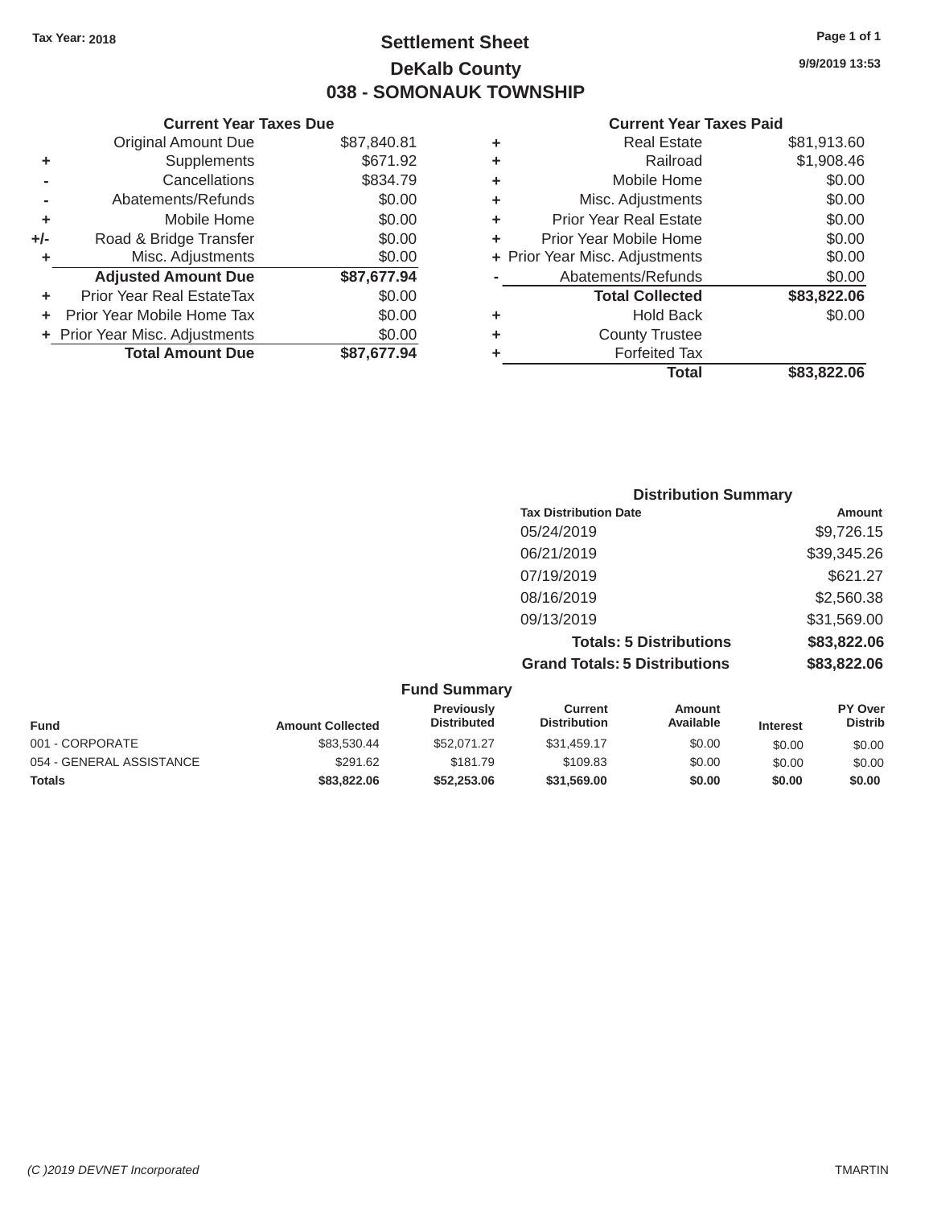Tax Year: 2018

# Settlement Sheet
## DeKalb County
## 038 - SOMONAUK TOWNSHIP

9/9/2019 13:53

### Current Year Taxes Due

| | | |
|---|---|---|
| | Original Amount Due | $87,840.81 |
| + | Supplements | $671.92 |
| - | Cancellations | $834.79 |
| - | Abatements/Refunds | $0.00 |
| + | Mobile Home | $0.00 |
| +/- | Road & Bridge Transfer | $0.00 |
| + | Misc. Adjustments | $0.00 |
| | **Adjusted Amount Due** | **$87,677.94** |
| + | Prior Year Real EstateTax | $0.00 |
| + | Prior Year Mobile Home Tax | $0.00 |
| + | Prior Year Misc. Adjustments | $0.00 |
| | **Total Amount Due** | **$87,677.94** |

### Current Year Taxes Paid

| | | |
|---|---|---|
| + | Real Estate | $81,913.60 |
| + | Railroad | $1,908.46 |
| + | Mobile Home | $0.00 |
| + | Misc. Adjustments | $0.00 |
| + | Prior Year Real Estate | $0.00 |
| + | Prior Year Mobile Home | $0.00 |
| + | Prior Year Misc. Adjustments | $0.00 |
| - | Abatements/Refunds | $0.00 |
| | **Total Collected** | **$83,822.06** |
| + | Hold Back | $0.00 |
| + | County Trustee | |
| + | Forfeited Tax | |
| | **Total** | **$83,822.06** |

### Distribution Summary

| Tax Distribution Date | Amount |
|---|---|
| 05/24/2019 | $9,726.15 |
| 06/21/2019 | $39,345.26 |
| 07/19/2019 | $621.27 |
| 08/16/2019 | $2,560.38 |
| 09/13/2019 | $31,569.00 |
| **Totals: 5 Distributions** | **$83,822.06** |
| **Grand Totals: 5 Distributions** | **$83,822.06** |

### Fund Summary

| Fund | Amount Collected | Previously Distributed | Current Distribution | Amount Available | Interest | PY Over Distrib |
|---|---|---|---|---|---|---|
| 001 - CORPORATE | $83,530.44 | $52,071.27 | $31,459.17 | $0.00 | $0.00 | $0.00 |
| 054 - GENERAL ASSISTANCE | $291.62 | $181.79 | $109.83 | $0.00 | $0.00 | $0.00 |
| **Totals** | **$83,822.06** | **$52,253.06** | **$31,569.00** | **$0.00** | **$0.00** | **$0.00** |

*(C )2019 DEVNET Incorporated* TMARTIN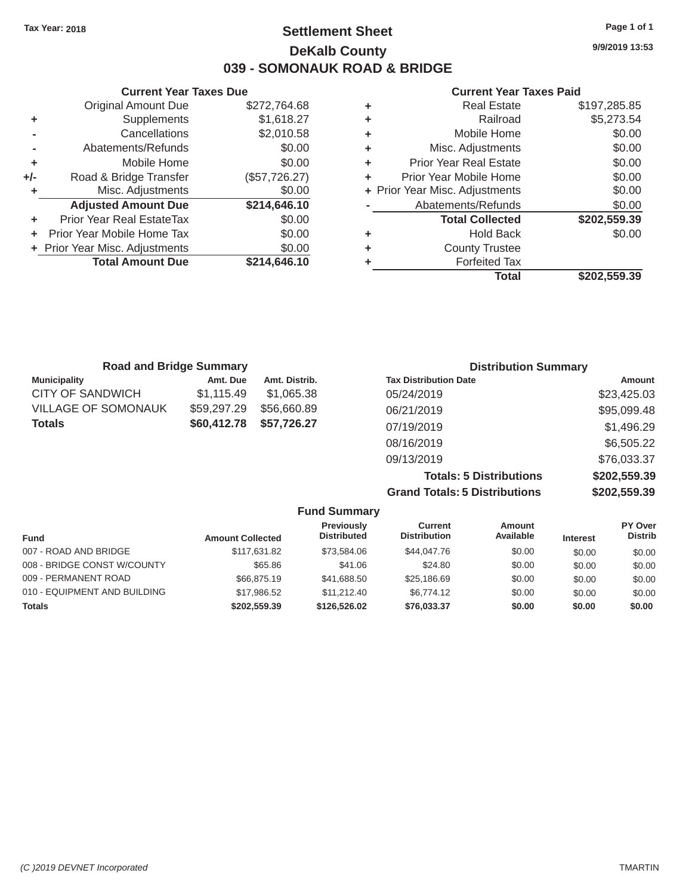Tax Year: 2018

# Settlement Sheet

## DeKalb County

## 039 - SOMONAUK ROAD & BRIDGE

9/9/2019 13:53

### Current Year Taxes Due

| | | |
|---|---|---|
| | Original Amount Due | $272,764.68 |
| + | Supplements | $1,618.27 |
| - | Cancellations | $2,010.58 |
| - | Abatements/Refunds | $0.00 |
| + | Mobile Home | $0.00 |
| +/- | Road & Bridge Transfer | ($57,726.27) |
| + | Misc. Adjustments | $0.00 |
| | **Adjusted Amount Due** | **$214,646.10** |
| + | Prior Year Real EstateTax | $0.00 |
| + | Prior Year Mobile Home Tax | $0.00 |
| + | Prior Year Misc. Adjustments | $0.00 |
| | **Total Amount Due** | **$214,646.10** |

### Current Year Taxes Paid

| | | |
|---|---|---|
| + | Real Estate | $197,285.85 |
| + | Railroad | $5,273.54 |
| + | Mobile Home | $0.00 |
| + | Misc. Adjustments | $0.00 |
| + | Prior Year Real Estate | $0.00 |
| + | Prior Year Mobile Home | $0.00 |
| + | Prior Year Misc. Adjustments | $0.00 |
| - | Abatements/Refunds | $0.00 |
| | **Total Collected** | **$202,559.39** |
| + | Hold Back | $0.00 |
| + | County Trustee | |
| + | Forfeited Tax | |
| | **Total** | **$202,559.39** |

### Road and Bridge Summary

| Municipality | Amt. Due | Amt. Distrib. |
|---|---|---|
| CITY OF SANDWICH | $1,115.49 | $1,065.38 |
| VILLAGE OF SOMONAUK | $59,297.29 | $56,660.89 |
| **Totals** | **$60,412.78** | **$57,726.27** |

### Distribution Summary

| Tax Distribution Date | Amount |
|---|---|
| 05/24/2019 | $23,425.03 |
| 06/21/2019 | $95,099.48 |
| 07/19/2019 | $1,496.29 |
| 08/16/2019 | $6,505.22 |
| 09/13/2019 | $76,033.37 |
| **Totals: 5 Distributions** | **$202,559.39** |
| **Grand Totals: 5 Distributions** | **$202,559.39** |

### Fund Summary

| Fund | Amount Collected | Previously Distributed | Current Distribution | Amount Available | Interest | PY Over Distrib |
|---|---|---|---|---|---|---|
| 007 - ROAD AND BRIDGE | $117,631.82 | $73,584.06 | $44,047.76 | $0.00 | $0.00 | $0.00 |
| 008 - BRIDGE CONST W/COUNTY | $65.86 | $41.06 | $24.80 | $0.00 | $0.00 | $0.00 |
| 009 - PERMANENT ROAD | $66,875.19 | $41,688.50 | $25,186.69 | $0.00 | $0.00 | $0.00 |
| 010 - EQUIPMENT AND BUILDING | $17,986.52 | $11,212.40 | $6,774.12 | $0.00 | $0.00 | $0.00 |
| **Totals** | **$202,559.39** | **$126,526.02** | **$76,033.37** | **$0.00** | **$0.00** | **$0.00** |

(C )2019 DEVNET Incorporated TMARTIN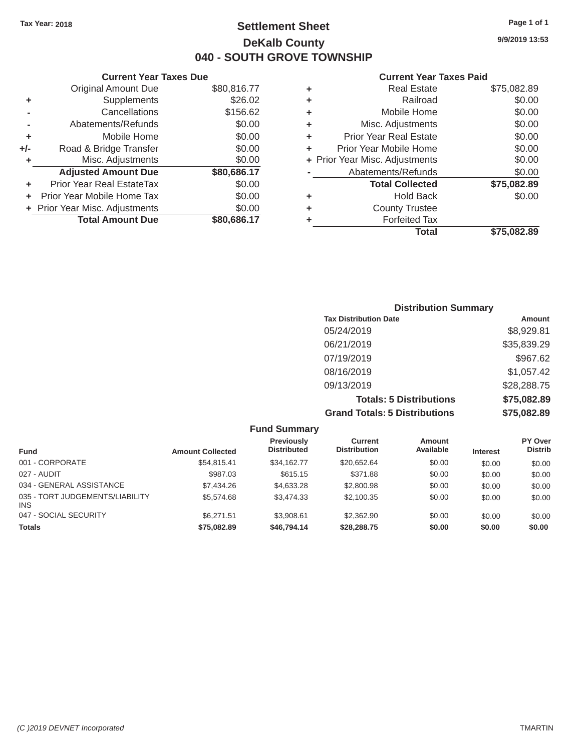Tax Year: 2018

# Settlement Sheet
## DeKalb County
## 040 - SOUTH GROVE TOWNSHIP

9/9/2019 13:53

### Current Year Taxes Due

| | | |
|---|---|---|
| | Original Amount Due | $80,816.77 |
| + | Supplements | $26.02 |
| - | Cancellations | $156.62 |
| - | Abatements/Refunds | $0.00 |
| + | Mobile Home | $0.00 |
| +/- | Road & Bridge Transfer | $0.00 |
| + | Misc. Adjustments | $0.00 |
| | **Adjusted Amount Due** | **$80,686.17** |
| + | Prior Year Real EstateTax | $0.00 |
| + | Prior Year Mobile Home Tax | $0.00 |
| + | Prior Year Misc. Adjustments | $0.00 |
| | **Total Amount Due** | **$80,686.17** |

### Current Year Taxes Paid

| | | |
|---|---|---|
| + | Real Estate | $75,082.89 |
| + | Railroad | $0.00 |
| + | Mobile Home | $0.00 |
| + | Misc. Adjustments | $0.00 |
| + | Prior Year Real Estate | $0.00 |
| + | Prior Year Mobile Home | $0.00 |
| + | Prior Year Misc. Adjustments | $0.00 |
| - | Abatements/Refunds | $0.00 |
| | **Total Collected** | **$75,082.89** |
| + | Hold Back | $0.00 |
| + | County Trustee | |
| + | Forfeited Tax | |
| | **Total** | **$75,082.89** |

### Distribution Summary

| Tax Distribution Date | Amount |
|---|---|
| 05/24/2019 | $8,929.81 |
| 06/21/2019 | $35,839.29 |
| 07/19/2019 | $967.62 |
| 08/16/2019 | $1,057.42 |
| 09/13/2019 | $28,288.75 |
| **Totals: 5 Distributions** | **$75,082.89** |
| **Grand Totals: 5 Distributions** | **$75,082.89** |

### Fund Summary

| Fund | Amount Collected | Previously Distributed | Current Distribution | Amount Available | Interest | PY Over Distrib |
|---|---|---|---|---|---|---|
| 001 - CORPORATE | $54,815.41 | $34,162.77 | $20,652.64 | $0.00 | $0.00 | $0.00 |
| 027 - AUDIT | $987.03 | $615.15 | $371.88 | $0.00 | $0.00 | $0.00 |
| 034 - GENERAL ASSISTANCE | $7,434.26 | $4,633.28 | $2,800.98 | $0.00 | $0.00 | $0.00 |
| 035 - TORT JUDGEMENTS/LIABILITY INS | $5,574.68 | $3,474.33 | $2,100.35 | $0.00 | $0.00 | $0.00 |
| 047 - SOCIAL SECURITY | $6,271.51 | $3,908.61 | $2,362.90 | $0.00 | $0.00 | $0.00 |
| **Totals** | **$75,082.89** | **$46,794.14** | **$28,288.75** | **$0.00** | **$0.00** | **$0.00** |

(C )2019 DEVNET Incorporated    TMARTIN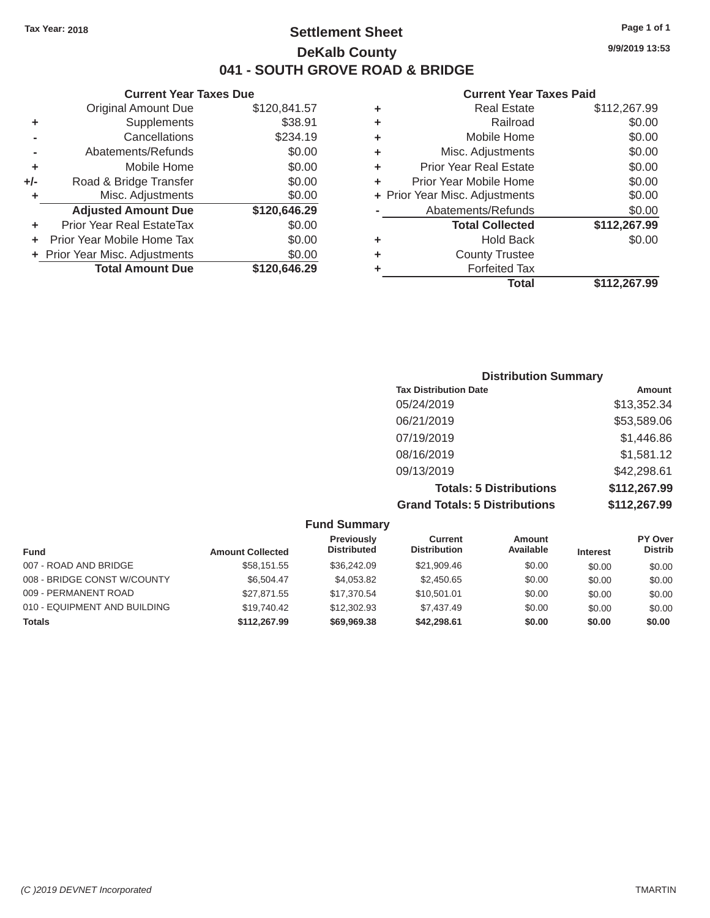Tax Year: 2018

# Settlement Sheet

## DeKalb County

## 041 - SOUTH GROVE ROAD & BRIDGE

9/9/2019 13:53

### Current Year Taxes Due

| | | |
|---|---|---|
| | Original Amount Due | $120,841.57 |
| + | Supplements | $38.91 |
| - | Cancellations | $234.19 |
| - | Abatements/Refunds | $0.00 |
| + | Mobile Home | $0.00 |
| +/- | Road & Bridge Transfer | $0.00 |
| + | Misc. Adjustments | $0.00 |
| | **Adjusted Amount Due** | **$120,646.29** |
| + | Prior Year Real EstateTax | $0.00 |
| + | Prior Year Mobile Home Tax | $0.00 |
| + | Prior Year Misc. Adjustments | $0.00 |
| | **Total Amount Due** | **$120,646.29** |

### Current Year Taxes Paid

| | | |
|---|---|---|
| + | Real Estate | $112,267.99 |
| + | Railroad | $0.00 |
| + | Mobile Home | $0.00 |
| + | Misc. Adjustments | $0.00 |
| + | Prior Year Real Estate | $0.00 |
| + | Prior Year Mobile Home | $0.00 |
| + | Prior Year Misc. Adjustments | $0.00 |
| - | Abatements/Refunds | $0.00 |
| | **Total Collected** | **$112,267.99** |
| + | Hold Back | $0.00 |
| + | County Trustee | |
| + | Forfeited Tax | |
| | **Total** | **$112,267.99** |

### Distribution Summary

| Tax Distribution Date | Amount |
|---|---|
| 05/24/2019 | $13,352.34 |
| 06/21/2019 | $53,589.06 |
| 07/19/2019 | $1,446.86 |
| 08/16/2019 | $1,581.12 |
| 09/13/2019 | $42,298.61 |
| **Totals: 5 Distributions** | **$112,267.99** |
| **Grand Totals: 5 Distributions** | **$112,267.99** |

### Fund Summary

| Fund | Amount Collected | Previously Distributed | Current Distribution | Amount Available | Interest | PY Over Distrib |
|---|---|---|---|---|---|---|
| 007 - ROAD AND BRIDGE | $58,151.55 | $36,242.09 | $21,909.46 | $0.00 | $0.00 | $0.00 |
| 008 - BRIDGE CONST W/COUNTY | $6,504.47 | $4,053.82 | $2,450.65 | $0.00 | $0.00 | $0.00 |
| 009 - PERMANENT ROAD | $27,871.55 | $17,370.54 | $10,501.01 | $0.00 | $0.00 | $0.00 |
| 010 - EQUIPMENT AND BUILDING | $19,740.42 | $12,302.93 | $7,437.49 | $0.00 | $0.00 | $0.00 |
| **Totals** | **$112,267.99** | **$69,969.38** | **$42,298.61** | **$0.00** | **$0.00** | **$0.00** |

(C )2019 DEVNET Incorporated TMARTIN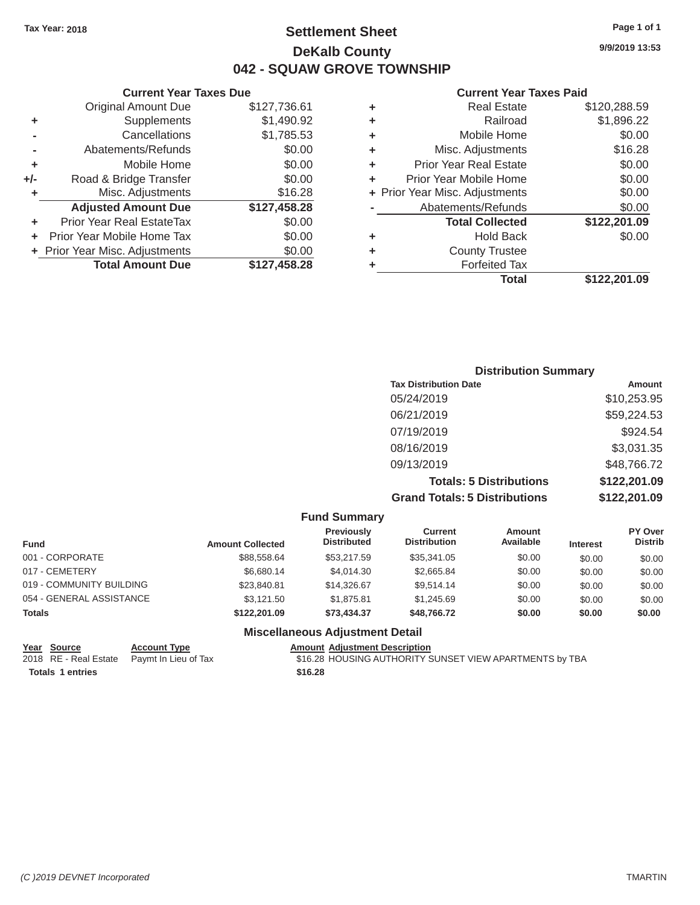Tax Year: 2018

# Settlement Sheet
## DeKalb County
## 042 - SQUAW GROVE TOWNSHIP

9/9/2019 13:53

### Current Year Taxes Due

| | | |
|---|---|---|
| | Original Amount Due | $127,736.61 |
| + | Supplements | $1,490.92 |
| - | Cancellations | $1,785.53 |
| - | Abatements/Refunds | $0.00 |
| + | Mobile Home | $0.00 |
| +/- | Road & Bridge Transfer | $0.00 |
| + | Misc. Adjustments | $16.28 |
| | **Adjusted Amount Due** | **$127,458.28** |
| + | Prior Year Real EstateTax | $0.00 |
| + | Prior Year Mobile Home Tax | $0.00 |
| + | Prior Year Misc. Adjustments | $0.00 |
| | **Total Amount Due** | **$127,458.28** |

### Current Year Taxes Paid

| | | |
|---|---|---|
| + | Real Estate | $120,288.59 |
| + | Railroad | $1,896.22 |
| + | Mobile Home | $0.00 |
| + | Misc. Adjustments | $16.28 |
| + | Prior Year Real Estate | $0.00 |
| + | Prior Year Mobile Home | $0.00 |
| + | Prior Year Misc. Adjustments | $0.00 |
| - | Abatements/Refunds | $0.00 |
| | **Total Collected** | **$122,201.09** |
| + | Hold Back | $0.00 |
| + | County Trustee | |
| + | Forfeited Tax | |
| | **Total** | **$122,201.09** |

### Distribution Summary

| Tax Distribution Date | Amount |
|---|---|
| 05/24/2019 | $10,253.95 |
| 06/21/2019 | $59,224.53 |
| 07/19/2019 | $924.54 |
| 08/16/2019 | $3,031.35 |
| 09/13/2019 | $48,766.72 |
| **Totals: 5 Distributions** | **$122,201.09** |
| **Grand Totals: 5 Distributions** | **$122,201.09** |

### Fund Summary

| Fund | Amount Collected | Previously Distributed | Current Distribution | Amount Available | Interest | PY Over Distrib |
|---|---|---|---|---|---|---|
| 001 - CORPORATE | $88,558.64 | $53,217.59 | $35,341.05 | $0.00 | $0.00 | $0.00 |
| 017 - CEMETERY | $6,680.14 | $4,014.30 | $2,665.84 | $0.00 | $0.00 | $0.00 |
| 019 - COMMUNITY BUILDING | $23,840.81 | $14,326.67 | $9,514.14 | $0.00 | $0.00 | $0.00 |
| 054 - GENERAL ASSISTANCE | $3,121.50 | $1,875.81 | $1,245.69 | $0.00 | $0.00 | $0.00 |
| **Totals** | **$122,201.09** | **$73,434.37** | **$48,766.72** | **$0.00** | **$0.00** | **$0.00** |

### Miscellaneous Adjustment Detail

| Year | Source | Account Type | Amount | Adjustment Description |
|---|---|---|---|---|
| 2018 | RE - Real Estate | Paymt In Lieu of Tax | $16.28 | HOUSING AUTHORITY SUNSET VIEW APARTMENTS by TBA |
| **Totals 1 entries** | | | **$16.28** | |

(C )2019 DEVNET Incorporated TMARTIN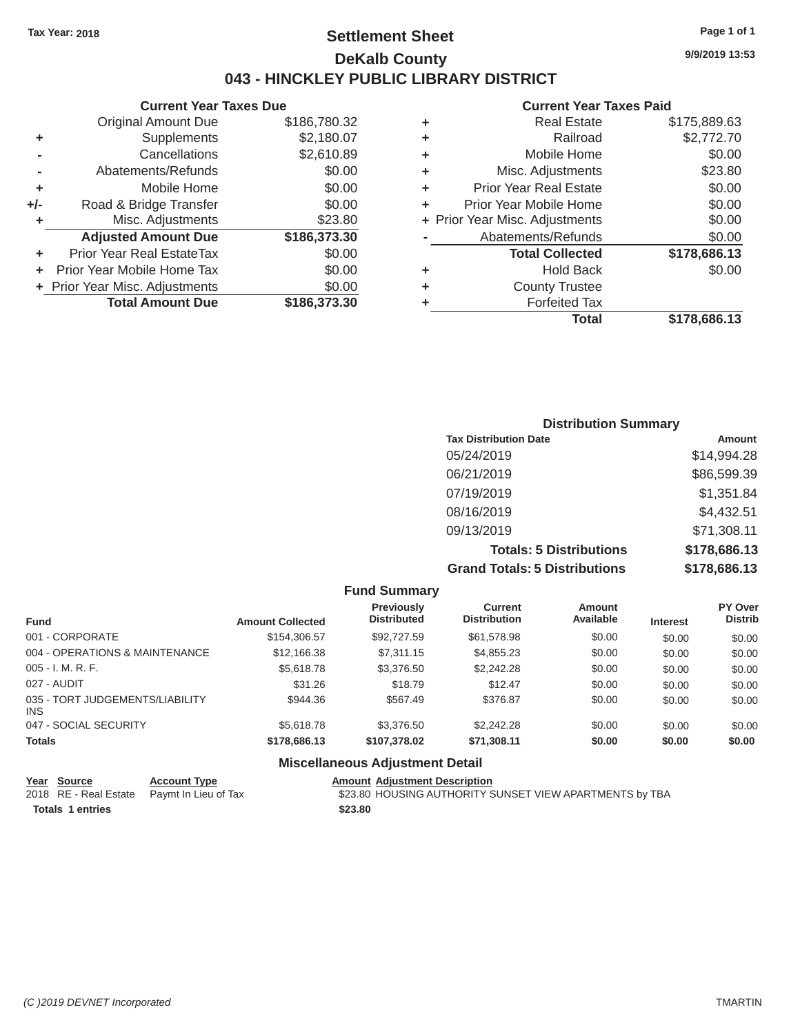Tax Year: 2018

# Settlement Sheet

## DeKalb County

## 043 - HINCKLEY PUBLIC LIBRARY DISTRICT

9/9/2019 13:53

### Current Year Taxes Due

| | | |
|---|---|---|
| | Original Amount Due | $186,780.32 |
| + | Supplements | $2,180.07 |
| - | Cancellations | $2,610.89 |
| - | Abatements/Refunds | $0.00 |
| + | Mobile Home | $0.00 |
| +/- | Road & Bridge Transfer | $0.00 |
| + | Misc. Adjustments | $23.80 |
| | **Adjusted Amount Due** | **$186,373.30** |
| + | Prior Year Real EstateTax | $0.00 |
| + | Prior Year Mobile Home Tax | $0.00 |
| + | Prior Year Misc. Adjustments | $0.00 |
| | **Total Amount Due** | **$186,373.30** |

### Current Year Taxes Paid

| | | |
|---|---|---|
| + | Real Estate | $175,889.63 |
| + | Railroad | $2,772.70 |
| + | Mobile Home | $0.00 |
| + | Misc. Adjustments | $23.80 |
| + | Prior Year Real Estate | $0.00 |
| + | Prior Year Mobile Home | $0.00 |
| + | Prior Year Misc. Adjustments | $0.00 |
| - | Abatements/Refunds | $0.00 |
| | **Total Collected** | **$178,686.13** |
| + | Hold Back | $0.00 |
| + | County Trustee | |
| + | Forfeited Tax | |
| | **Total** | **$178,686.13** |

### Distribution Summary

| Tax Distribution Date | Amount |
|---|---|
| 05/24/2019 | $14,994.28 |
| 06/21/2019 | $86,599.39 |
| 07/19/2019 | $1,351.84 |
| 08/16/2019 | $4,432.51 |
| 09/13/2019 | $71,308.11 |
| **Totals: 5 Distributions** | **$178,686.13** |
| **Grand Totals: 5 Distributions** | **$178,686.13** |

### Fund Summary

| Fund | Amount Collected | Previously Distributed | Current Distribution | Amount Available | Interest | PY Over Distrib |
|---|---|---|---|---|---|---|
| 001 - CORPORATE | $154,306.57 | $92,727.59 | $61,578.98 | $0.00 | $0.00 | $0.00 |
| 004 - OPERATIONS & MAINTENANCE | $12,166.38 | $7,311.15 | $4,855.23 | $0.00 | $0.00 | $0.00 |
| 005 - I. M. R. F. | $5,618.78 | $3,376.50 | $2,242.28 | $0.00 | $0.00 | $0.00 |
| 027 - AUDIT | $31.26 | $18.79 | $12.47 | $0.00 | $0.00 | $0.00 |
| 035 - TORT JUDGEMENTS/LIABILITY INS | $944.36 | $567.49 | $376.87 | $0.00 | $0.00 | $0.00 |
| 047 - SOCIAL SECURITY | $5,618.78 | $3,376.50 | $2,242.28 | $0.00 | $0.00 | $0.00 |
| **Totals** | **$178,686.13** | **$107,378.02** | **$71,308.11** | **$0.00** | **$0.00** | **$0.00** |

### Miscellaneous Adjustment Detail

| Year | Source | Account Type | Amount | Adjustment Description |
|---|---|---|---|---|
| 2018 | RE - Real Estate | Paymt In Lieu of Tax | $23.80 | HOUSING AUTHORITY SUNSET VIEW APARTMENTS by TBA |
| **Totals 1 entries** | | | **$23.80** | |

(C )2019 DEVNET Incorporated TMARTIN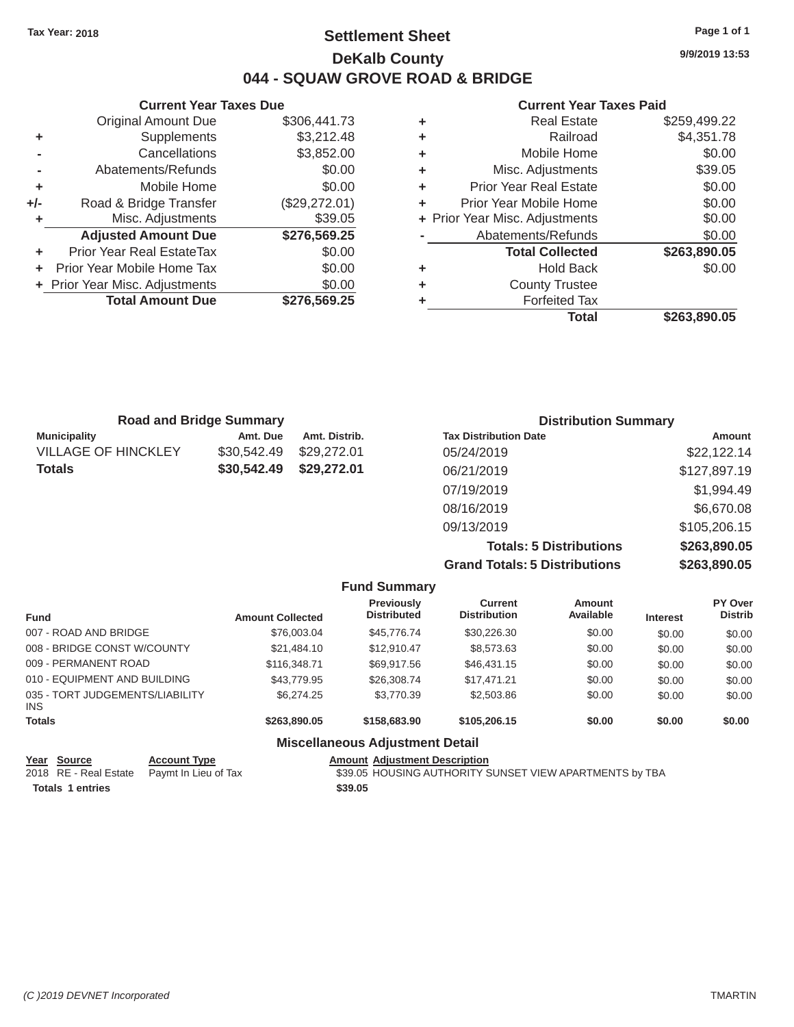Tax Year: 2018

# Settlement Sheet

## DeKalb County

## 044 - SQUAW GROVE ROAD & BRIDGE

9/9/2019 13:53

### Current Year Taxes Due

| | | |
|---|---|---|
| | Original Amount Due | $306,441.73 |
| + | Supplements | $3,212.48 |
| - | Cancellations | $3,852.00 |
| - | Abatements/Refunds | $0.00 |
| + | Mobile Home | $0.00 |
| +/- | Road & Bridge Transfer | ($29,272.01) |
| + | Misc. Adjustments | $39.05 |
| | **Adjusted Amount Due** | **$276,569.25** |
| + | Prior Year Real EstateTax | $0.00 |
| + | Prior Year Mobile Home Tax | $0.00 |
| + | Prior Year Misc. Adjustments | $0.00 |
| | **Total Amount Due** | **$276,569.25** |

### Current Year Taxes Paid

| | | |
|---|---|---|
| + | Real Estate | $259,499.22 |
| + | Railroad | $4,351.78 |
| + | Mobile Home | $0.00 |
| + | Misc. Adjustments | $39.05 |
| + | Prior Year Real Estate | $0.00 |
| + | Prior Year Mobile Home | $0.00 |
| + | Prior Year Misc. Adjustments | $0.00 |
| - | Abatements/Refunds | $0.00 |
| | **Total Collected** | **$263,890.05** |
| + | Hold Back | $0.00 |
| + | County Trustee | |
| + | Forfeited Tax | |
| | **Total** | **$263,890.05** |

### Road and Bridge Summary

| Municipality | Amt. Due | Amt. Distrib. |
|---|---|---|
| VILLAGE OF HINCKLEY | $30,542.49 | $29,272.01 |
| **Totals** | **$30,542.49** | **$29,272.01** |

### Distribution Summary

| Tax Distribution Date | Amount |
|---|---|
| 05/24/2019 | $22,122.14 |
| 06/21/2019 | $127,897.19 |
| 07/19/2019 | $1,994.49 |
| 08/16/2019 | $6,670.08 |
| 09/13/2019 | $105,206.15 |
| **Totals: 5 Distributions** | **$263,890.05** |
| **Grand Totals: 5 Distributions** | **$263,890.05** |

### Fund Summary

| Fund | Amount Collected | Previously Distributed | Current Distribution | Amount Available | Interest | PY Over Distrib |
|---|---|---|---|---|---|---|
| 007 - ROAD AND BRIDGE | $76,003.04 | $45,776.74 | $30,226.30 | $0.00 | $0.00 | $0.00 |
| 008 - BRIDGE CONST W/COUNTY | $21,484.10 | $12,910.47 | $8,573.63 | $0.00 | $0.00 | $0.00 |
| 009 - PERMANENT ROAD | $116,348.71 | $69,917.56 | $46,431.15 | $0.00 | $0.00 | $0.00 |
| 010 - EQUIPMENT AND BUILDING | $43,779.95 | $26,308.74 | $17,471.21 | $0.00 | $0.00 | $0.00 |
| 035 - TORT JUDGEMENTS/LIABILITY INS | $6,274.25 | $3,770.39 | $2,503.86 | $0.00 | $0.00 | $0.00 |
| **Totals** | **$263,890.05** | **$158,683.90** | **$105,206.15** | **$0.00** | **$0.00** | **$0.00** |

### Miscellaneous Adjustment Detail

| Year | Source | Account Type | Amount | Adjustment Description |
|---|---|---|---|---|
| 2018 | RE - Real Estate | Paymt In Lieu of Tax | $39.05 | HOUSING AUTHORITY SUNSET VIEW APARTMENTS by TBA |
| **Totals** | **1 entries** | | **$39.05** | |

(C )2019 DEVNET Incorporated

TMARTIN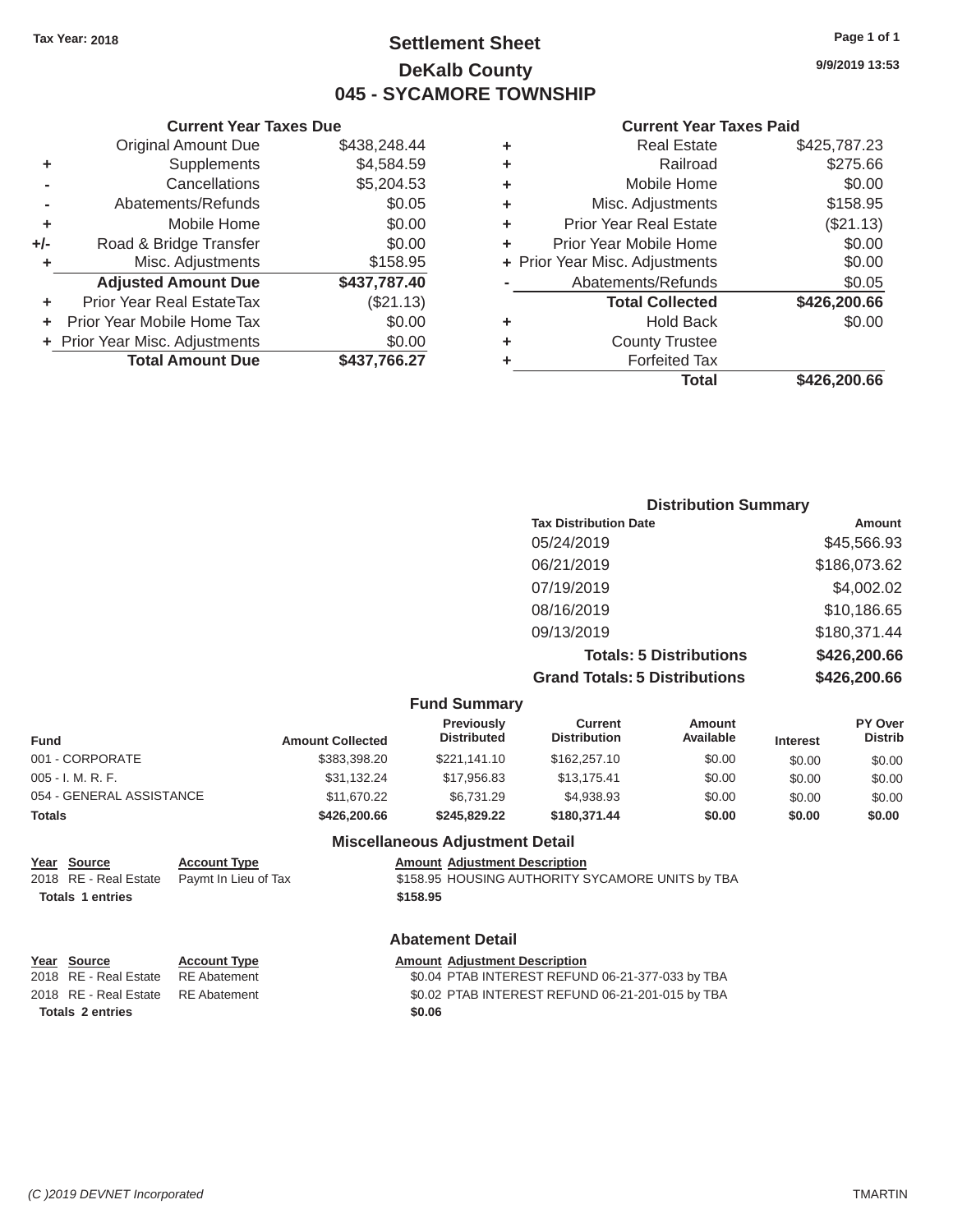**Tax Year: 2018**

# Settlement Sheet
## DeKalb County
## 045 - SYCAMORE TOWNSHIP

9/9/2019 13:53

### Current Year Taxes Due

| | | |
|---|---|---|
| | Original Amount Due | $438,248.44 |
| + | Supplements | $4,584.59 |
| - | Cancellations | $5,204.53 |
| - | Abatements/Refunds | $0.05 |
| + | Mobile Home | $0.00 |
| +/- | Road & Bridge Transfer | $0.00 |
| + | Misc. Adjustments | $158.95 |
| | **Adjusted Amount Due** | **$437,787.40** |
| + | Prior Year Real EstateTax | ($21.13) |
| + | Prior Year Mobile Home Tax | $0.00 |
| + | Prior Year Misc. Adjustments | $0.00 |
| | **Total Amount Due** | **$437,766.27** |

### Current Year Taxes Paid

| | | |
|---|---|---|
| + | Real Estate | $425,787.23 |
| + | Railroad | $275.66 |
| + | Mobile Home | $0.00 |
| + | Misc. Adjustments | $158.95 |
| + | Prior Year Real Estate | ($21.13) |
| + | Prior Year Mobile Home | $0.00 |
| + | Prior Year Misc. Adjustments | $0.00 |
| - | Abatements/Refunds | $0.05 |
| | **Total Collected** | **$426,200.66** |
| + | Hold Back | $0.00 |
| + | County Trustee | |
| + | Forfeited Tax | |
| | **Total** | **$426,200.66** |

### Distribution Summary

| Tax Distribution Date | Amount |
|---|---|
| 05/24/2019 | $45,566.93 |
| 06/21/2019 | $186,073.62 |
| 07/19/2019 | $4,002.02 |
| 08/16/2019 | $10,186.65 |
| 09/13/2019 | $180,371.44 |
| **Totals: 5 Distributions** | **$426,200.66** |
| **Grand Totals: 5 Distributions** | **$426,200.66** |

### Fund Summary

| Fund | Amount Collected | Previously Distributed | Current Distribution | Amount Available | Interest | PY Over Distrib |
|---|---|---|---|---|---|---|
| 001 - CORPORATE | $383,398.20 | $221,141.10 | $162,257.10 | $0.00 | $0.00 | $0.00 |
| 005 - I. M. R. F. | $31,132.24 | $17,956.83 | $13,175.41 | $0.00 | $0.00 | $0.00 |
| 054 - GENERAL ASSISTANCE | $11,670.22 | $6,731.29 | $4,938.93 | $0.00 | $0.00 | $0.00 |
| **Totals** | **$426,200.66** | **$245,829.22** | **$180,371.44** | **$0.00** | **$0.00** | **$0.00** |

### Miscellaneous Adjustment Detail

| Year | Source | Account Type | Amount | Adjustment Description |
|---|---|---|---|---|
| 2018 | RE - Real Estate | Paymt In Lieu of Tax | $158.95 | HOUSING AUTHORITY SYCAMORE UNITS by TBA |
| **Totals 1 entries** | | | **$158.95** | |

### Abatement Detail

| Year | Source | Account Type | Amount | Adjustment Description |
|---|---|---|---|---|
| 2018 | RE - Real Estate | RE Abatement | $0.04 | PTAB INTEREST REFUND 06-21-377-033 by TBA |
| 2018 | RE - Real Estate | RE Abatement | $0.02 | PTAB INTEREST REFUND 06-21-201-015 by TBA |
| **Totals 2 entries** | | | **$0.06** | |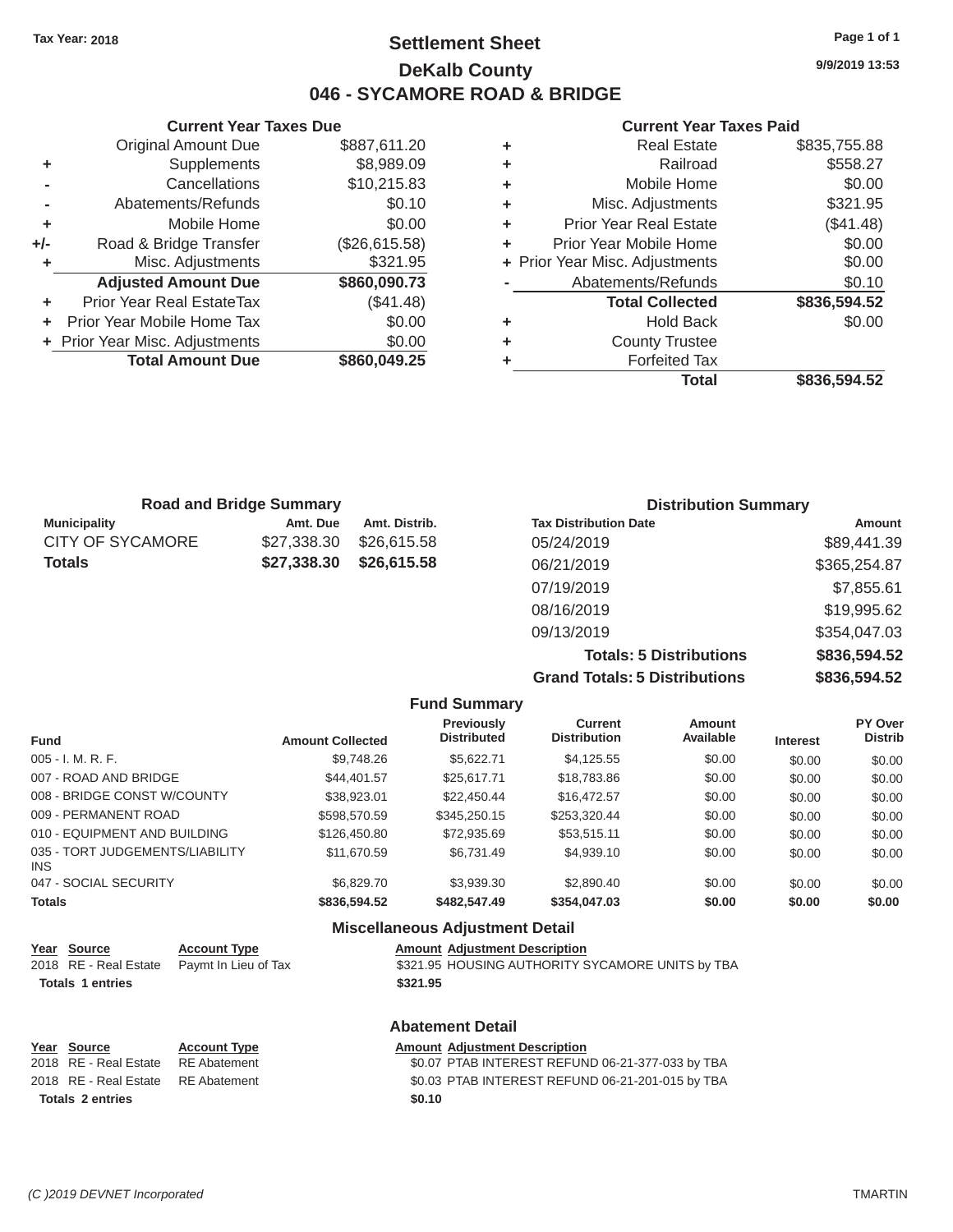Tax Year: 2018

# Settlement Sheet

## DeKalb County

## 046 - SYCAMORE ROAD & BRIDGE

9/9/2019 13:53

### Current Year Taxes Due

| | | |
|---|---|---|
| | Original Amount Due | $887,611.20 |
| + | Supplements | $8,989.09 |
| - | Cancellations | $10,215.83 |
| - | Abatements/Refunds | $0.10 |
| + | Mobile Home | $0.00 |
| +/- | Road & Bridge Transfer | ($26,615.58) |
| + | Misc. Adjustments | $321.95 |
| | **Adjusted Amount Due** | **$860,090.73** |
| + | Prior Year Real EstateTax | ($41.48) |
| + | Prior Year Mobile Home Tax | $0.00 |
| + | Prior Year Misc. Adjustments | $0.00 |
| | **Total Amount Due** | **$860,049.25** |

### Current Year Taxes Paid

| | | |
|---|---|---|
| + | Real Estate | $835,755.88 |
| + | Railroad | $558.27 |
| + | Mobile Home | $0.00 |
| + | Misc. Adjustments | $321.95 |
| + | Prior Year Real Estate | ($41.48) |
| + | Prior Year Mobile Home | $0.00 |
| + | Prior Year Misc. Adjustments | $0.00 |
| - | Abatements/Refunds | $0.10 |
| | **Total Collected** | **$836,594.52** |
| + | Hold Back | $0.00 |
| + | County Trustee | |
| + | Forfeited Tax | |
| | **Total** | **$836,594.52** |

### Road and Bridge Summary

| Municipality | Amt. Due | Amt. Distrib. |
|---|---|---|
| CITY OF SYCAMORE | $27,338.30 | $26,615.58 |
| **Totals** | **$27,338.30** | **$26,615.58** |

### Distribution Summary

| Tax Distribution Date | Amount |
|---|---|
| 05/24/2019 | $89,441.39 |
| 06/21/2019 | $365,254.87 |
| 07/19/2019 | $7,855.61 |
| 08/16/2019 | $19,995.62 |
| 09/13/2019 | $354,047.03 |
| **Totals: 5 Distributions** | **$836,594.52** |
| **Grand Totals: 5 Distributions** | **$836,594.52** |

### Fund Summary

| Fund | Amount Collected | Previously Distributed | Current Distribution | Amount Available | Interest | PY Over Distrib |
|---|---|---|---|---|---|---|
| 005 - I. M. R. F. | $9,748.26 | $5,622.71 | $4,125.55 | $0.00 | $0.00 | $0.00 |
| 007 - ROAD AND BRIDGE | $44,401.57 | $25,617.71 | $18,783.86 | $0.00 | $0.00 | $0.00 |
| 008 - BRIDGE CONST W/COUNTY | $38,923.01 | $22,450.44 | $16,472.57 | $0.00 | $0.00 | $0.00 |
| 009 - PERMANENT ROAD | $598,570.59 | $345,250.15 | $253,320.44 | $0.00 | $0.00 | $0.00 |
| 010 - EQUIPMENT AND BUILDING | $126,450.80 | $72,935.69 | $53,515.11 | $0.00 | $0.00 | $0.00 |
| 035 - TORT JUDGEMENTS/LIABILITY INS | $11,670.59 | $6,731.49 | $4,939.10 | $0.00 | $0.00 | $0.00 |
| 047 - SOCIAL SECURITY | $6,829.70 | $3,939.30 | $2,890.40 | $0.00 | $0.00 | $0.00 |
| **Totals** | **$836,594.52** | **$482,547.49** | **$354,047.03** | **$0.00** | **$0.00** | **$0.00** |

### Miscellaneous Adjustment Detail

| Year | Source | Account Type | Amount | Adjustment Description |
|---|---|---|---|---|
| 2018 | RE - Real Estate | Paymt In Lieu of Tax | $321.95 | HOUSING AUTHORITY SYCAMORE UNITS by TBA |
| **Totals** | **1 entries** | | **$321.95** | |

### Abatement Detail

| Year | Source | Account Type | Amount | Adjustment Description |
|---|---|---|---|---|
| 2018 | RE - Real Estate | RE Abatement | $0.07 | PTAB INTEREST REFUND 06-21-377-033 by TBA |
| 2018 | RE - Real Estate | RE Abatement | $0.03 | PTAB INTEREST REFUND 06-21-201-015 by TBA |
| **Totals** | **2 entries** | | **$0.10** | |

(C )2019 DEVNET Incorporated TMARTIN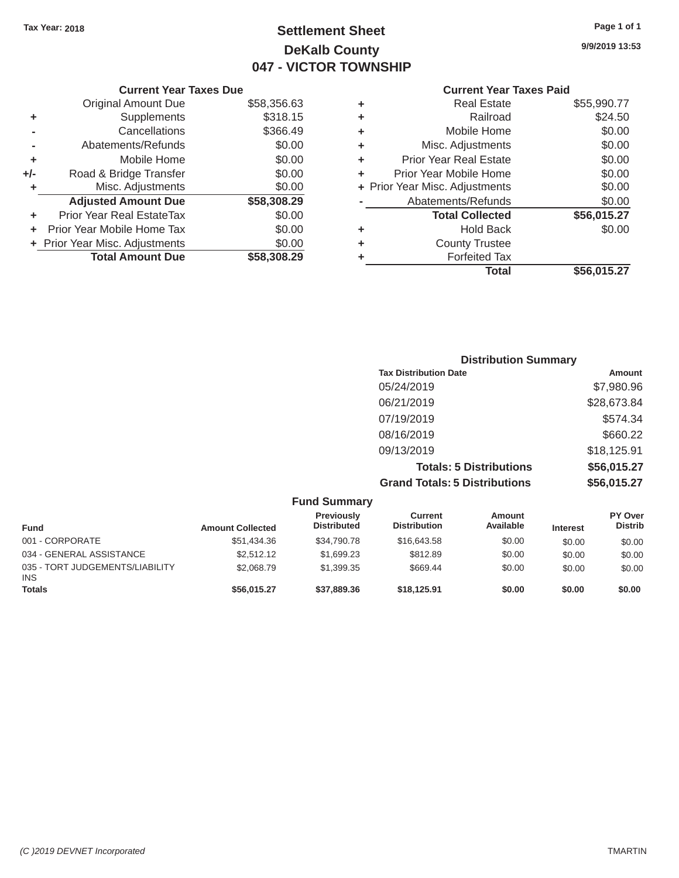Tax Year: 2018

# Settlement Sheet
## DeKalb County
## 047 - VICTOR TOWNSHIP

9/9/2019 13:53

### Current Year Taxes Due

| | | |
|---|---|---|
| | Original Amount Due | $58,356.63 |
| + | Supplements | $318.15 |
| - | Cancellations | $366.49 |
| - | Abatements/Refunds | $0.00 |
| + | Mobile Home | $0.00 |
| +/- | Road & Bridge Transfer | $0.00 |
| + | Misc. Adjustments | $0.00 |
| | **Adjusted Amount Due** | **$58,308.29** |
| + | Prior Year Real EstateTax | $0.00 |
| + | Prior Year Mobile Home Tax | $0.00 |
| + | Prior Year Misc. Adjustments | $0.00 |
| | **Total Amount Due** | **$58,308.29** |

### Current Year Taxes Paid

| | | |
|---|---|---|
| + | Real Estate | $55,990.77 |
| + | Railroad | $24.50 |
| + | Mobile Home | $0.00 |
| + | Misc. Adjustments | $0.00 |
| + | Prior Year Real Estate | $0.00 |
| + | Prior Year Mobile Home | $0.00 |
| + | Prior Year Misc. Adjustments | $0.00 |
| - | Abatements/Refunds | $0.00 |
| | **Total Collected** | **$56,015.27** |
| + | Hold Back | $0.00 |
| + | County Trustee | |
| + | Forfeited Tax | |
| | **Total** | **$56,015.27** |

### Distribution Summary

| Tax Distribution Date | Amount |
|---|---|
| 05/24/2019 | $7,980.96 |
| 06/21/2019 | $28,673.84 |
| 07/19/2019 | $574.34 |
| 08/16/2019 | $660.22 |
| 09/13/2019 | $18,125.91 |
| **Totals: 5 Distributions** | **$56,015.27** |
| **Grand Totals: 5 Distributions** | **$56,015.27** |

### Fund Summary

| Fund | Amount Collected | Previously Distributed | Current Distribution | Amount Available | Interest | PY Over Distrib |
|---|---|---|---|---|---|---|
| 001 - CORPORATE | $51,434.36 | $34,790.78 | $16,643.58 | $0.00 | $0.00 | $0.00 |
| 034 - GENERAL ASSISTANCE | $2,512.12 | $1,699.23 | $812.89 | $0.00 | $0.00 | $0.00 |
| 035 - TORT JUDGEMENTS/LIABILITY INS | $2,068.79 | $1,399.35 | $669.44 | $0.00 | $0.00 | $0.00 |
| **Totals** | **$56,015.27** | **$37,889.36** | **$18,125.91** | **$0.00** | **$0.00** | **$0.00** |

(C )2019 DEVNET Incorporated — TMARTIN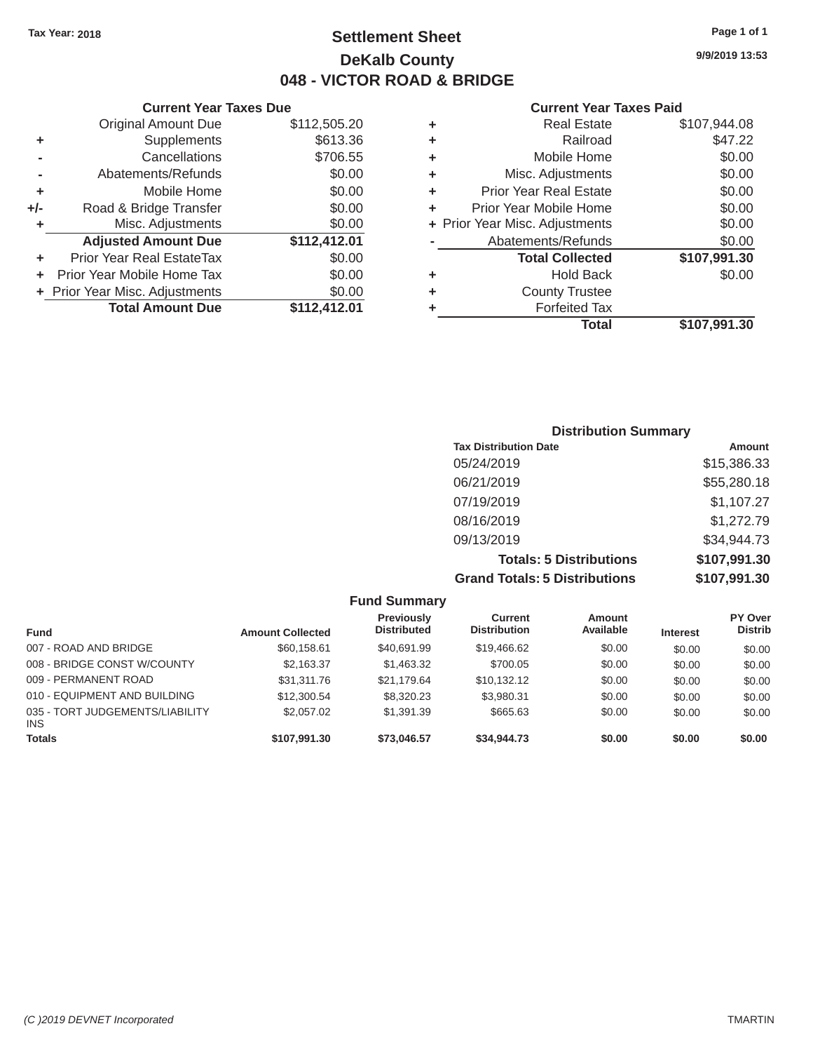Tax Year: 2018

# Settlement Sheet

## DeKalb County

## 048 - VICTOR ROAD & BRIDGE

9/9/2019 13:53

### Current Year Taxes Due

| | | |
|---|---|---|
| | Original Amount Due | $112,505.20 |
| + | Supplements | $613.36 |
| - | Cancellations | $706.55 |
| - | Abatements/Refunds | $0.00 |
| + | Mobile Home | $0.00 |
| +/- | Road & Bridge Transfer | $0.00 |
| + | Misc. Adjustments | $0.00 |
| | **Adjusted Amount Due** | **$112,412.01** |
| + | Prior Year Real EstateTax | $0.00 |
| + | Prior Year Mobile Home Tax | $0.00 |
| + | Prior Year Misc. Adjustments | $0.00 |
| | **Total Amount Due** | **$112,412.01** |

### Current Year Taxes Paid

| | | |
|---|---|---|
| + | Real Estate | $107,944.08 |
| + | Railroad | $47.22 |
| + | Mobile Home | $0.00 |
| + | Misc. Adjustments | $0.00 |
| + | Prior Year Real Estate | $0.00 |
| + | Prior Year Mobile Home | $0.00 |
| + | Prior Year Misc. Adjustments | $0.00 |
| - | Abatements/Refunds | $0.00 |
| | **Total Collected** | **$107,991.30** |
| + | Hold Back | $0.00 |
| + | County Trustee | |
| + | Forfeited Tax | |
| | **Total** | **$107,991.30** |

### Distribution Summary

| Tax Distribution Date | Amount |
|---|---|
| 05/24/2019 | $15,386.33 |
| 06/21/2019 | $55,280.18 |
| 07/19/2019 | $1,107.27 |
| 08/16/2019 | $1,272.79 |
| 09/13/2019 | $34,944.73 |
| **Totals: 5 Distributions** | **$107,991.30** |
| **Grand Totals: 5 Distributions** | **$107,991.30** |

### Fund Summary

| Fund | Amount Collected | Previously Distributed | Current Distribution | Amount Available | Interest | PY Over Distrib |
|---|---|---|---|---|---|---|
| 007 - ROAD AND BRIDGE | $60,158.61 | $40,691.99 | $19,466.62 | $0.00 | $0.00 | $0.00 |
| 008 - BRIDGE CONST W/COUNTY | $2,163.37 | $1,463.32 | $700.05 | $0.00 | $0.00 | $0.00 |
| 009 - PERMANENT ROAD | $31,311.76 | $21,179.64 | $10,132.12 | $0.00 | $0.00 | $0.00 |
| 010 - EQUIPMENT AND BUILDING | $12,300.54 | $8,320.23 | $3,980.31 | $0.00 | $0.00 | $0.00 |
| 035 - TORT JUDGEMENTS/LIABILITY INS | $2,057.02 | $1,391.39 | $665.63 | $0.00 | $0.00 | $0.00 |
| **Totals** | **$107,991.30** | **$73,046.57** | **$34,944.73** | **$0.00** | **$0.00** | **$0.00** |

(C )2019 DEVNET Incorporated TMARTIN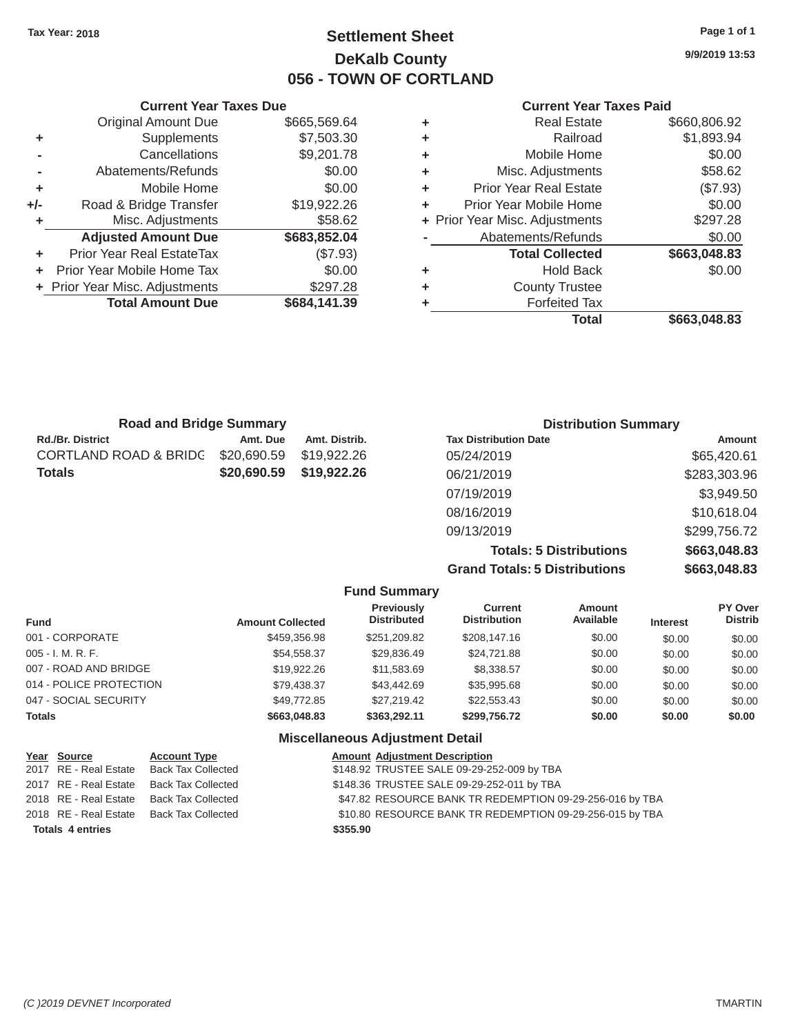Tax Year: 2018

# Settlement Sheet

## DeKalb County

## 056 - TOWN OF CORTLAND

9/9/2019 13:53

### Current Year Taxes Due

| | | |
|---|---|---|
| | Original Amount Due | $665,569.64 |
| + | Supplements | $7,503.30 |
| - | Cancellations | $9,201.78 |
| - | Abatements/Refunds | $0.00 |
| + | Mobile Home | $0.00 |
| +/- | Road & Bridge Transfer | $19,922.26 |
| + | Misc. Adjustments | $58.62 |
| | **Adjusted Amount Due** | **$683,852.04** |
| + | Prior Year Real EstateTax | ($7.93) |
| + | Prior Year Mobile Home Tax | $0.00 |
| + | Prior Year Misc. Adjustments | $297.28 |
| | **Total Amount Due** | **$684,141.39** |

### Current Year Taxes Paid

| | | |
|---|---|---|
| + | Real Estate | $660,806.92 |
| + | Railroad | $1,893.94 |
| + | Mobile Home | $0.00 |
| + | Misc. Adjustments | $58.62 |
| + | Prior Year Real Estate | ($7.93) |
| + | Prior Year Mobile Home | $0.00 |
| + | Prior Year Misc. Adjustments | $297.28 |
| - | Abatements/Refunds | $0.00 |
| | **Total Collected** | **$663,048.83** |
| + | Hold Back | $0.00 |
| + | County Trustee | |
| + | Forfeited Tax | |
| | **Total** | **$663,048.83** |

### Road and Bridge Summary

| Rd./Br. District | Amt. Due | Amt. Distrib. |
|---|---|---|
| CORTLAND ROAD & BRIDG | $20,690.59 | $19,922.26 |
| **Totals** | **$20,690.59** | **$19,922.26** |

### Distribution Summary

| Tax Distribution Date | Amount |
|---|---|
| 05/24/2019 | $65,420.61 |
| 06/21/2019 | $283,303.96 |
| 07/19/2019 | $3,949.50 |
| 08/16/2019 | $10,618.04 |
| 09/13/2019 | $299,756.72 |
| **Totals: 5 Distributions** | **$663,048.83** |
| **Grand Totals: 5 Distributions** | **$663,048.83** |

### Fund Summary

| Fund | Amount Collected | Previously Distributed | Current Distribution | Amount Available | Interest | PY Over Distrib |
|---|---|---|---|---|---|---|
| 001 - CORPORATE | $459,356.98 | $251,209.82 | $208,147.16 | $0.00 | $0.00 | $0.00 |
| 005 - I. M. R. F. | $54,558.37 | $29,836.49 | $24,721.88 | $0.00 | $0.00 | $0.00 |
| 007 - ROAD AND BRIDGE | $19,922.26 | $11,583.69 | $8,338.57 | $0.00 | $0.00 | $0.00 |
| 014 - POLICE PROTECTION | $79,438.37 | $43,442.69 | $35,995.68 | $0.00 | $0.00 | $0.00 |
| 047 - SOCIAL SECURITY | $49,772.85 | $27,219.42 | $22,553.43 | $0.00 | $0.00 | $0.00 |
| **Totals** | **$663,048.83** | **$363,292.11** | **$299,756.72** | **$0.00** | **$0.00** | **$0.00** |

### Miscellaneous Adjustment Detail

| Year | Source | Account Type | Amount | Adjustment Description |
|---|---|---|---|---|
| 2017 | RE - Real Estate | Back Tax Collected | $148.92 | TRUSTEE SALE 09-29-252-009 by TBA |
| 2017 | RE - Real Estate | Back Tax Collected | $148.36 | TRUSTEE SALE 09-29-252-011 by TBA |
| 2018 | RE - Real Estate | Back Tax Collected | $47.82 | RESOURCE BANK TR REDEMPTION 09-29-256-016 by TBA |
| 2018 | RE - Real Estate | Back Tax Collected | $10.80 | RESOURCE BANK TR REDEMPTION 09-29-256-015 by TBA |
| **Totals 4 entries** | | | **$355.90** | |

(C )2019 DEVNET Incorporated TMARTIN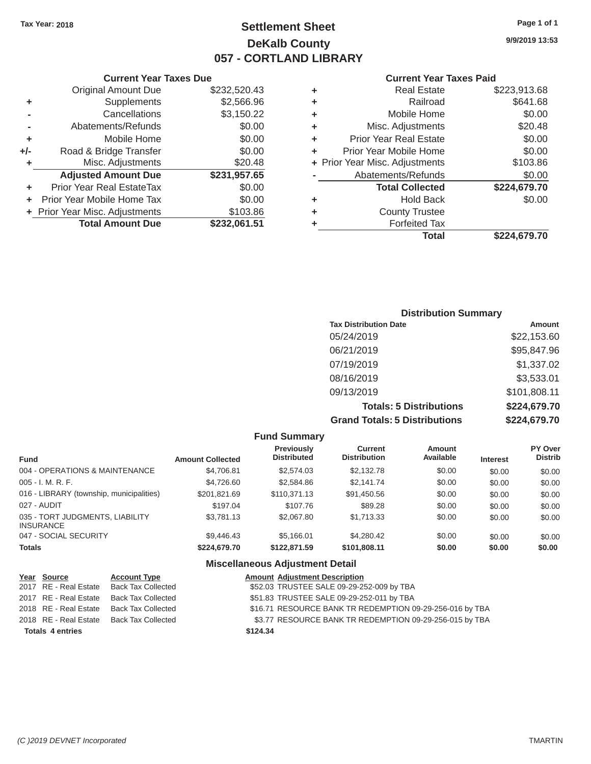Tax Year: 2018

# Settlement Sheet
## DeKalb County
## 057 - CORTLAND LIBRARY

9/9/2019 13:53

### Current Year Taxes Due

| | | |
|---|---|---|
| | Original Amount Due | $232,520.43 |
| + | Supplements | $2,566.96 |
| - | Cancellations | $3,150.22 |
| - | Abatements/Refunds | $0.00 |
| + | Mobile Home | $0.00 |
| +/- | Road & Bridge Transfer | $0.00 |
| + | Misc. Adjustments | $20.48 |
| | **Adjusted Amount Due** | **$231,957.65** |
| + | Prior Year Real EstateTax | $0.00 |
| + | Prior Year Mobile Home Tax | $0.00 |
| + | Prior Year Misc. Adjustments | $103.86 |
| | **Total Amount Due** | **$232,061.51** |

### Current Year Taxes Paid

| | | |
|---|---|---|
| + | Real Estate | $223,913.68 |
| + | Railroad | $641.68 |
| + | Mobile Home | $0.00 |
| + | Misc. Adjustments | $20.48 |
| + | Prior Year Real Estate | $0.00 |
| + | Prior Year Mobile Home | $0.00 |
| + | Prior Year Misc. Adjustments | $103.86 |
| - | Abatements/Refunds | $0.00 |
| | **Total Collected** | **$224,679.70** |
| + | Hold Back | $0.00 |
| + | County Trustee | |
| + | Forfeited Tax | |
| | **Total** | **$224,679.70** |

### Distribution Summary

| Tax Distribution Date | Amount |
|---|---|
| 05/24/2019 | $22,153.60 |
| 06/21/2019 | $95,847.96 |
| 07/19/2019 | $1,337.02 |
| 08/16/2019 | $3,533.01 |
| 09/13/2019 | $101,808.11 |
| **Totals: 5 Distributions** | **$224,679.70** |
| **Grand Totals: 5 Distributions** | **$224,679.70** |

### Fund Summary

| Fund | Amount Collected | Previously Distributed | Current Distribution | Amount Available | Interest | PY Over Distrib |
|---|---|---|---|---|---|---|
| 004 - OPERATIONS & MAINTENANCE | $4,706.81 | $2,574.03 | $2,132.78 | $0.00 | $0.00 | $0.00 |
| 005 - I. M. R. F. | $4,726.60 | $2,584.86 | $2,141.74 | $0.00 | $0.00 | $0.00 |
| 016 - LIBRARY (township, municipalities) | $201,821.69 | $110,371.13 | $91,450.56 | $0.00 | $0.00 | $0.00 |
| 027 - AUDIT | $197.04 | $107.76 | $89.28 | $0.00 | $0.00 | $0.00 |
| 035 - TORT JUDGMENTS, LIABILITY INSURANCE | $3,781.13 | $2,067.80 | $1,713.33 | $0.00 | $0.00 | $0.00 |
| 047 - SOCIAL SECURITY | $9,446.43 | $5,166.01 | $4,280.42 | $0.00 | $0.00 | $0.00 |
| **Totals** | **$224,679.70** | **$122,871.59** | **$101,808.11** | **$0.00** | **$0.00** | **$0.00** |

### Miscellaneous Adjustment Detail

| Year | Source | Account Type | Amount | Adjustment Description |
|---|---|---|---|---|
| 2017 | RE - Real Estate | Back Tax Collected | $52.03 | TRUSTEE SALE 09-29-252-009 by TBA |
| 2017 | RE - Real Estate | Back Tax Collected | $51.83 | TRUSTEE SALE 09-29-252-011 by TBA |
| 2018 | RE - Real Estate | Back Tax Collected | $16.71 | RESOURCE BANK TR REDEMPTION 09-29-256-016 by TBA |
| 2018 | RE - Real Estate | Back Tax Collected | $3.77 | RESOURCE BANK TR REDEMPTION 09-29-256-015 by TBA |
| **Totals 4 entries** | | | **$124.34** | |

(C )2019 DEVNET Incorporated TMARTIN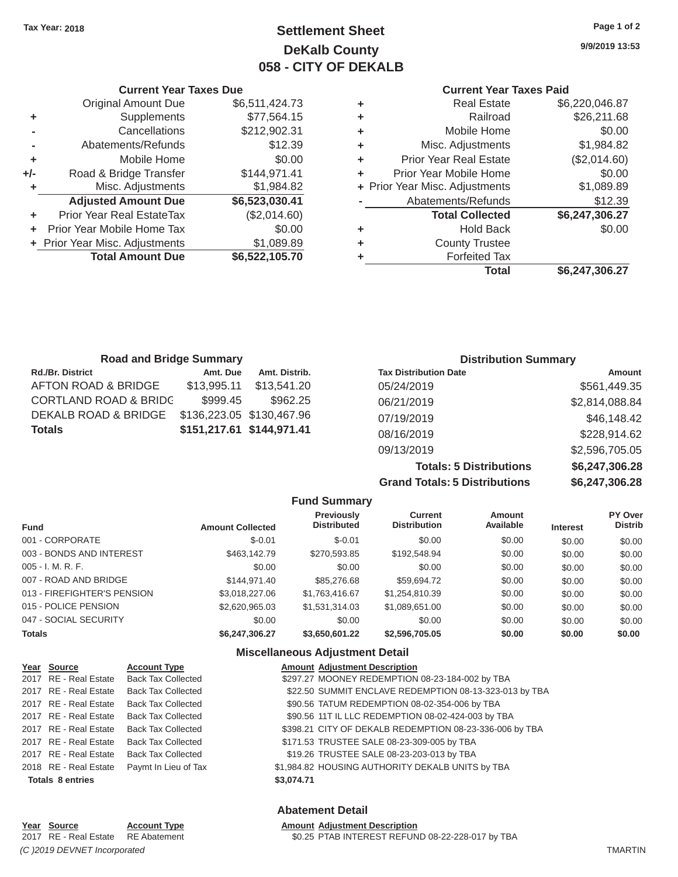Tax Year: 2018

# Settlement Sheet
## DeKalb County
## 058 - CITY OF DEKALB

9/9/2019 13:53

### Current Year Taxes Due

| | | |
|---|---|---|
| | Original Amount Due | $6,511,424.73 |
| + | Supplements | $77,564.15 |
| - | Cancellations | $212,902.31 |
| - | Abatements/Refunds | $12.39 |
| + | Mobile Home | $0.00 |
| +/- | Road & Bridge Transfer | $144,971.41 |
| + | Misc. Adjustments | $1,984.82 |
| | **Adjusted Amount Due** | **$6,523,030.41** |
| + | Prior Year Real EstateTax | ($2,014.60) |
| + | Prior Year Mobile Home Tax | $0.00 |
| + | Prior Year Misc. Adjustments | $1,089.89 |
| | **Total Amount Due** | **$6,522,105.70** |

### Current Year Taxes Paid

| | | |
|---|---|---|
| + | Real Estate | $6,220,046.87 |
| + | Railroad | $26,211.68 |
| + | Mobile Home | $0.00 |
| + | Misc. Adjustments | $1,984.82 |
| + | Prior Year Real Estate | ($2,014.60) |
| + | Prior Year Mobile Home | $0.00 |
| + | Prior Year Misc. Adjustments | $1,089.89 |
| - | Abatements/Refunds | $12.39 |
| | **Total Collected** | **$6,247,306.27** |
| + | Hold Back | $0.00 |
| + | County Trustee | |
| + | Forfeited Tax | |
| | **Total** | **$6,247,306.27** |

### Road and Bridge Summary

| Rd./Br. District | Amt. Due | Amt. Distrib. |
|---|---|---|
| AFTON ROAD & BRIDGE | $13,995.11 | $13,541.20 |
| CORTLAND ROAD & BRIDG | $999.45 | $962.25 |
| DEKALB ROAD & BRIDGE | $136,223.05 | $130,467.96 |
| **Totals** | **$151,217.61** | **$144,971.41** |

### Distribution Summary

| Tax Distribution Date | Amount |
|---|---|
| 05/24/2019 | $561,449.35 |
| 06/21/2019 | $2,814,088.84 |
| 07/19/2019 | $46,148.42 |
| 08/16/2019 | $228,914.62 |
| 09/13/2019 | $2,596,705.05 |
| **Totals: 5 Distributions** | **$6,247,306.28** |
| **Grand Totals: 5 Distributions** | **$6,247,306.28** |

### Fund Summary

| Fund | Amount Collected | Previously Distributed | Current Distribution | Amount Available | Interest | PY Over Distrib |
|---|---|---|---|---|---|---|
| 001 - CORPORATE | $-0.01 | $-0.01 | $0.00 | $0.00 | $0.00 | $0.00 |
| 003 - BONDS AND INTEREST | $463,142.79 | $270,593.85 | $192,548.94 | $0.00 | $0.00 | $0.00 |
| 005 - I. M. R. F. | $0.00 | $0.00 | $0.00 | $0.00 | $0.00 | $0.00 |
| 007 - ROAD AND BRIDGE | $144,971.40 | $85,276.68 | $59,694.72 | $0.00 | $0.00 | $0.00 |
| 013 - FIREFIGHTER'S PENSION | $3,018,227.06 | $1,763,416.67 | $1,254,810.39 | $0.00 | $0.00 | $0.00 |
| 015 - POLICE PENSION | $2,620,965.03 | $1,531,314.03 | $1,089,651.00 | $0.00 | $0.00 | $0.00 |
| 047 - SOCIAL SECURITY | $0.00 | $0.00 | $0.00 | $0.00 | $0.00 | $0.00 |
| **Totals** | **$6,247,306.27** | **$3,650,601.22** | **$2,596,705.05** | **$0.00** | **$0.00** | **$0.00** |

### Miscellaneous Adjustment Detail

| Year | Source | Account Type | Amount | Adjustment Description |
|---|---|---|---|---|
| 2017 | RE - Real Estate | Back Tax Collected | $297.27 | MOONEY REDEMPTION 08-23-184-002 by TBA |
| 2017 | RE - Real Estate | Back Tax Collected | $22.50 | SUMMIT ENCLAVE REDEMPTION 08-13-323-013 by TBA |
| 2017 | RE - Real Estate | Back Tax Collected | $90.56 | TATUM REDEMPTION 08-02-354-006 by TBA |
| 2017 | RE - Real Estate | Back Tax Collected | $90.56 | 11T IL LLC REDEMPTION 08-02-424-003 by TBA |
| 2017 | RE - Real Estate | Back Tax Collected | $398.21 | CITY OF DEKALB REDEMPTION 08-23-336-006 by TBA |
| 2017 | RE - Real Estate | Back Tax Collected | $171.53 | TRUSTEE SALE 08-23-309-005 by TBA |
| 2017 | RE - Real Estate | Back Tax Collected | $19.26 | TRUSTEE SALE 08-23-203-013 by TBA |
| 2018 | RE - Real Estate | Paymt In Lieu of Tax | $1,984.82 | HOUSING AUTHORITY DEKALB UNITS by TBA |
| **Totals 8 entries** | | | **$3,074.71** | |

### Abatement Detail

| Year | Source | Account Type | Amount | Adjustment Description |
|---|---|---|---|---|
| 2017 | RE - Real Estate | RE Abatement | $0.25 | PTAB INTEREST REFUND 08-22-228-017 by TBA |

*(C )2019 DEVNET Incorporated* TMARTIN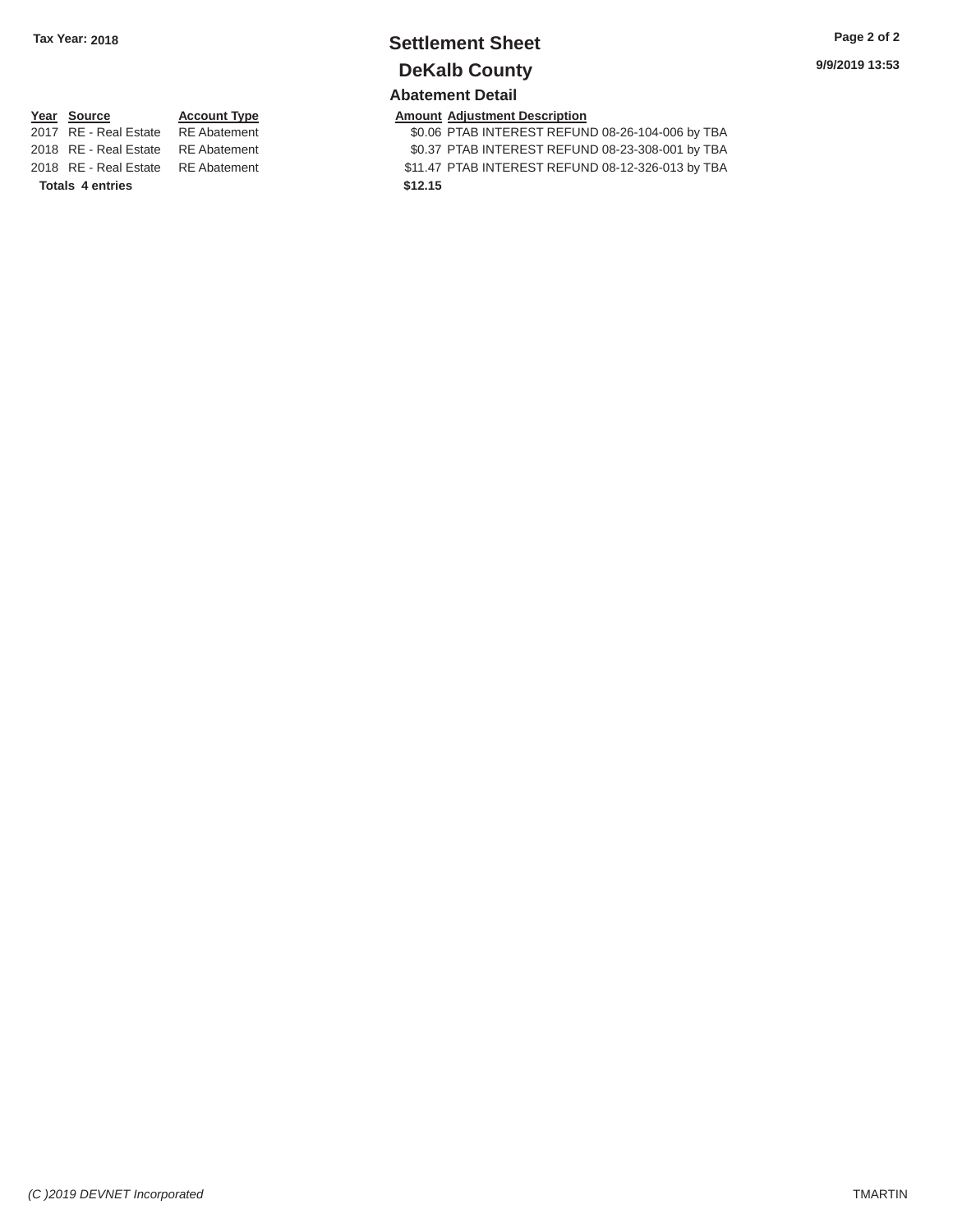Tax Year: 2018

# Settlement Sheet

## DeKalb County

### Abatement Detail

| Year | Source | Account Type | Amount | Adjustment Description |
|---|---|---|---|---|
| 2017 | RE - Real Estate | RE Abatement | $0.06 | PTAB INTEREST REFUND 08-26-104-006 by TBA |
| 2018 | RE - Real Estate | RE Abatement | $0.37 | PTAB INTEREST REFUND 08-23-308-001 by TBA |
| 2018 | RE - Real Estate | RE Abatement | $11.47 | PTAB INTEREST REFUND 08-12-326-013 by TBA |
| **Totals 4 entries** | | | **$12.15** | |

*(C )2019 DEVNET Incorporated*

TMARTIN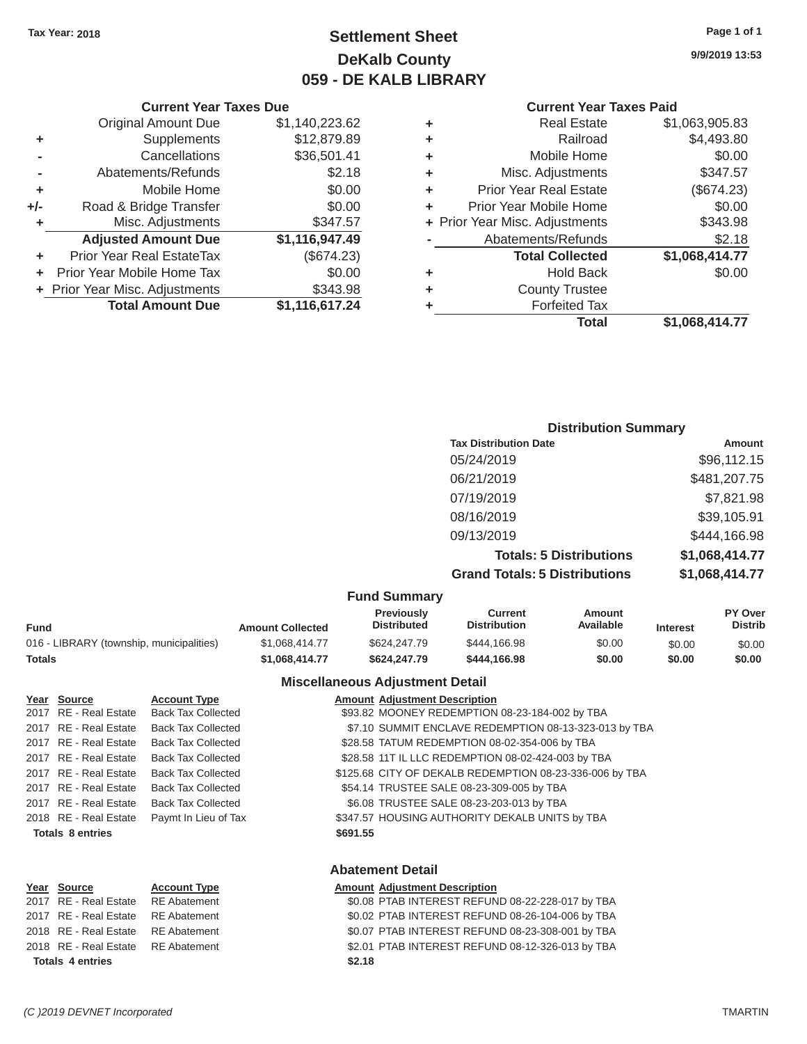Tax Year: 2018

# Settlement Sheet
## DeKalb County
## 059 - DE KALB LIBRARY

9/9/2019 13:53

### Current Year Taxes Due

| | | |
|---|---|---|
| | Original Amount Due | $1,140,223.62 |
| + | Supplements | $12,879.89 |
| - | Cancellations | $36,501.41 |
| - | Abatements/Refunds | $2.18 |
| + | Mobile Home | $0.00 |
| +/- | Road & Bridge Transfer | $0.00 |
| + | Misc. Adjustments | $347.57 |
| | **Adjusted Amount Due** | **$1,116,947.49** |
| + | Prior Year Real EstateTax | ($674.23) |
| + | Prior Year Mobile Home Tax | $0.00 |
| + | Prior Year Misc. Adjustments | $343.98 |
| | **Total Amount Due** | **$1,116,617.24** |

### Current Year Taxes Paid

| | | |
|---|---|---|
| + | Real Estate | $1,063,905.83 |
| + | Railroad | $4,493.80 |
| + | Mobile Home | $0.00 |
| + | Misc. Adjustments | $347.57 |
| + | Prior Year Real Estate | ($674.23) |
| + | Prior Year Mobile Home | $0.00 |
| + | Prior Year Misc. Adjustments | $343.98 |
| - | Abatements/Refunds | $2.18 |
| | **Total Collected** | **$1,068,414.77** |
| + | Hold Back | $0.00 |
| + | County Trustee | |
| + | Forfeited Tax | |
| | **Total** | **$1,068,414.77** |

### Distribution Summary

| Tax Distribution Date | Amount |
|---|---|
| 05/24/2019 | $96,112.15 |
| 06/21/2019 | $481,207.75 |
| 07/19/2019 | $7,821.98 |
| 08/16/2019 | $39,105.91 |
| 09/13/2019 | $444,166.98 |
| **Totals: 5 Distributions** | **$1,068,414.77** |
| **Grand Totals: 5 Distributions** | **$1,068,414.77** |

### Fund Summary

| Fund | Amount Collected | Previously Distributed | Current Distribution | Amount Available | Interest | PY Over Distrib |
|---|---|---|---|---|---|---|
| 016 - LIBRARY (township, municipalities) | $1,068,414.77 | $624,247.79 | $444,166.98 | $0.00 | $0.00 | $0.00 |
| **Totals** | **$1,068,414.77** | **$624,247.79** | **$444,166.98** | **$0.00** | **$0.00** | **$0.00** |

### Miscellaneous Adjustment Detail

| Year | Source | Account Type | Amount | Adjustment Description |
|---|---|---|---|---|
| 2017 | RE - Real Estate | Back Tax Collected | $93.82 | MOONEY REDEMPTION 08-23-184-002 by TBA |
| 2017 | RE - Real Estate | Back Tax Collected | $7.10 | SUMMIT ENCLAVE REDEMPTION 08-13-323-013 by TBA |
| 2017 | RE - Real Estate | Back Tax Collected | $28.58 | TATUM REDEMPTION 08-02-354-006 by TBA |
| 2017 | RE - Real Estate | Back Tax Collected | $28.58 | 11T IL LLC REDEMPTION 08-02-424-003 by TBA |
| 2017 | RE - Real Estate | Back Tax Collected | $125.68 | CITY OF DEKALB REDEMPTION 08-23-336-006 by TBA |
| 2017 | RE - Real Estate | Back Tax Collected | $54.14 | TRUSTEE SALE 08-23-309-005 by TBA |
| 2017 | RE - Real Estate | Back Tax Collected | $6.08 | TRUSTEE SALE 08-23-203-013 by TBA |
| 2018 | RE - Real Estate | Paymt In Lieu of Tax | $347.57 | HOUSING AUTHORITY DEKALB UNITS by TBA |
| **Totals 8 entries** | | | **$691.55** | |

### Abatement Detail

| Year | Source | Account Type | Amount | Adjustment Description |
|---|---|---|---|---|
| 2017 | RE - Real Estate | RE Abatement | $0.08 | PTAB INTEREST REFUND 08-22-228-017 by TBA |
| 2017 | RE - Real Estate | RE Abatement | $0.02 | PTAB INTEREST REFUND 08-26-104-006 by TBA |
| 2018 | RE - Real Estate | RE Abatement | $0.07 | PTAB INTEREST REFUND 08-23-308-001 by TBA |
| 2018 | RE - Real Estate | RE Abatement | $2.01 | PTAB INTEREST REFUND 08-12-326-013 by TBA |
| **Totals 4 entries** | | | **$2.18** | |

(C )2019 DEVNET Incorporated    TMARTIN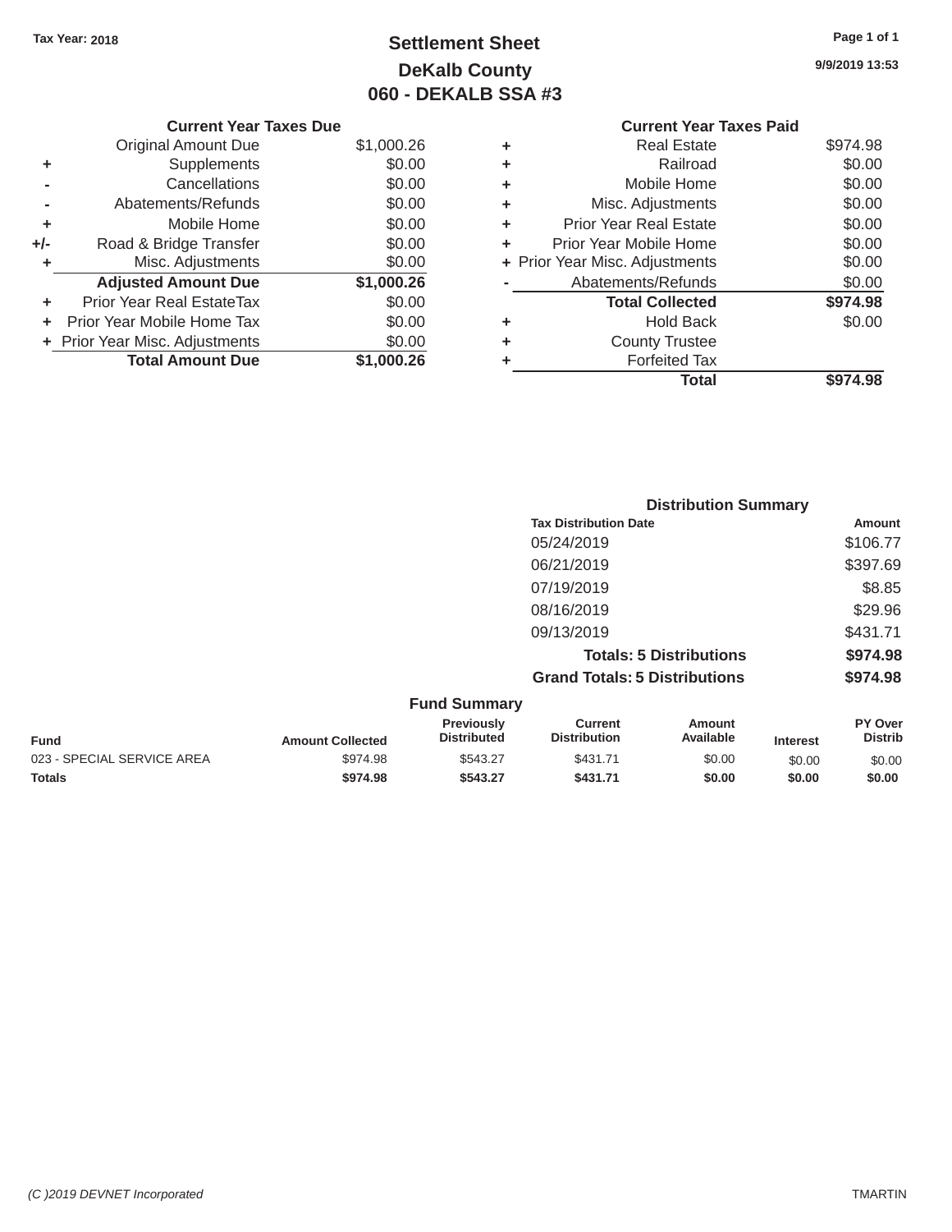Tax Year: 2018

# Settlement Sheet
## DeKalb County
## 060 - DEKALB SSA #3

9/9/2019 13:53

### Current Year Taxes Due

| | | |
|---|---|---|
| | Original Amount Due | $1,000.26 |
| + | Supplements | $0.00 |
| - | Cancellations | $0.00 |
| - | Abatements/Refunds | $0.00 |
| + | Mobile Home | $0.00 |
| +/- | Road & Bridge Transfer | $0.00 |
| + | Misc. Adjustments | $0.00 |
| | **Adjusted Amount Due** | **$1,000.26** |
| + | Prior Year Real EstateTax | $0.00 |
| + | Prior Year Mobile Home Tax | $0.00 |
| + | Prior Year Misc. Adjustments | $0.00 |
| | **Total Amount Due** | **$1,000.26** |

### Current Year Taxes Paid

| | | |
|---|---|---|
| + | Real Estate | $974.98 |
| + | Railroad | $0.00 |
| + | Mobile Home | $0.00 |
| + | Misc. Adjustments | $0.00 |
| + | Prior Year Real Estate | $0.00 |
| + | Prior Year Mobile Home | $0.00 |
| + | Prior Year Misc. Adjustments | $0.00 |
| - | Abatements/Refunds | $0.00 |
| | **Total Collected** | **$974.98** |
| + | Hold Back | $0.00 |
| + | County Trustee | |
| + | Forfeited Tax | |
| | **Total** | **$974.98** |

### Distribution Summary

| Tax Distribution Date | Amount |
|---|---|
| 05/24/2019 | $106.77 |
| 06/21/2019 | $397.69 |
| 07/19/2019 | $8.85 |
| 08/16/2019 | $29.96 |
| 09/13/2019 | $431.71 |
| **Totals: 5 Distributions** | **$974.98** |
| **Grand Totals: 5 Distributions** | **$974.98** |

### Fund Summary

| Fund | Amount Collected | Previously Distributed | Current Distribution | Amount Available | Interest | PY Over Distrib |
|---|---|---|---|---|---|---|
| 023 - SPECIAL SERVICE AREA | $974.98 | $543.27 | $431.71 | $0.00 | $0.00 | $0.00 |
| **Totals** | **$974.98** | **$543.27** | **$431.71** | **$0.00** | **$0.00** | **$0.00** |

(C )2019 DEVNET Incorporated — TMARTIN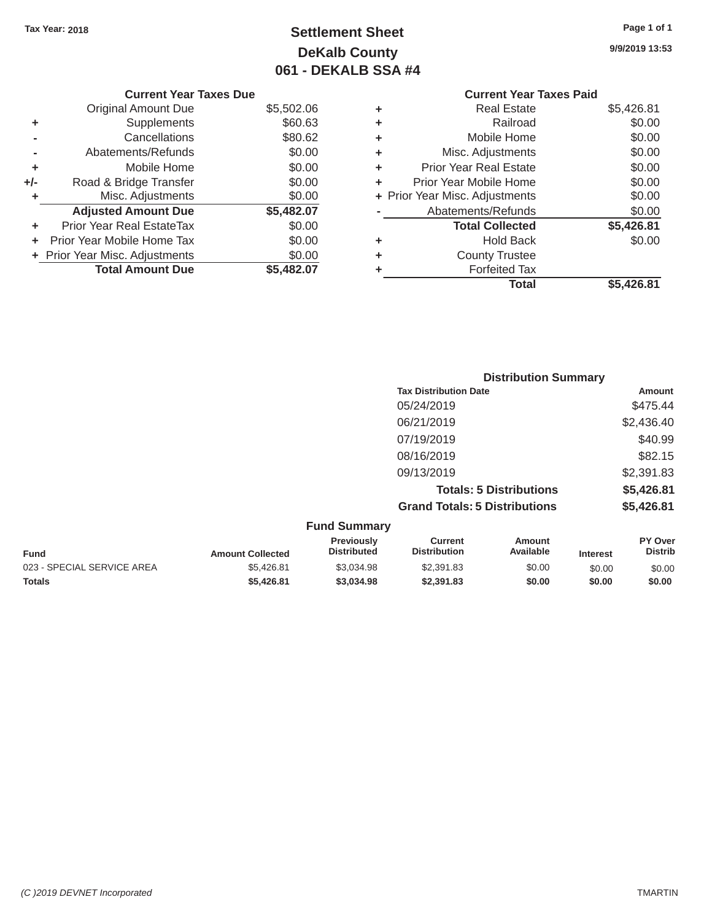Tax Year: 2018

# Settlement Sheet
## DeKalb County
## 061 - DEKALB SSA #4

9/9/2019 13:53

### Current Year Taxes Due

| | | |
|---|---|---|
| | Original Amount Due | $5,502.06 |
| + | Supplements | $60.63 |
| - | Cancellations | $80.62 |
| - | Abatements/Refunds | $0.00 |
| + | Mobile Home | $0.00 |
| +/- | Road & Bridge Transfer | $0.00 |
| + | Misc. Adjustments | $0.00 |
| | **Adjusted Amount Due** | **$5,482.07** |
| + | Prior Year Real EstateTax | $0.00 |
| + | Prior Year Mobile Home Tax | $0.00 |
| + | Prior Year Misc. Adjustments | $0.00 |
| | **Total Amount Due** | **$5,482.07** |

### Current Year Taxes Paid

| | | |
|---|---|---|
| + | Real Estate | $5,426.81 |
| + | Railroad | $0.00 |
| + | Mobile Home | $0.00 |
| + | Misc. Adjustments | $0.00 |
| + | Prior Year Real Estate | $0.00 |
| + | Prior Year Mobile Home | $0.00 |
| + | Prior Year Misc. Adjustments | $0.00 |
| - | Abatements/Refunds | $0.00 |
| | **Total Collected** | **$5,426.81** |
| + | Hold Back | $0.00 |
| + | County Trustee | |
| + | Forfeited Tax | |
| | **Total** | **$5,426.81** |

### Distribution Summary

| Tax Distribution Date | Amount |
|---|---|
| 05/24/2019 | $475.44 |
| 06/21/2019 | $2,436.40 |
| 07/19/2019 | $40.99 |
| 08/16/2019 | $82.15 |
| 09/13/2019 | $2,391.83 |
| **Totals: 5 Distributions** | **$5,426.81** |
| **Grand Totals: 5 Distributions** | **$5,426.81** |

### Fund Summary

| Fund | Amount Collected | Previously Distributed | Current Distribution | Amount Available | Interest | PY Over Distrib |
|---|---|---|---|---|---|---|
| 023 - SPECIAL SERVICE AREA | $5,426.81 | $3,034.98 | $2,391.83 | $0.00 | $0.00 | $0.00 |
| **Totals** | **$5,426.81** | **$3,034.98** | **$2,391.83** | **$0.00** | **$0.00** | **$0.00** |

*(C )2019 DEVNET Incorporated* TMARTIN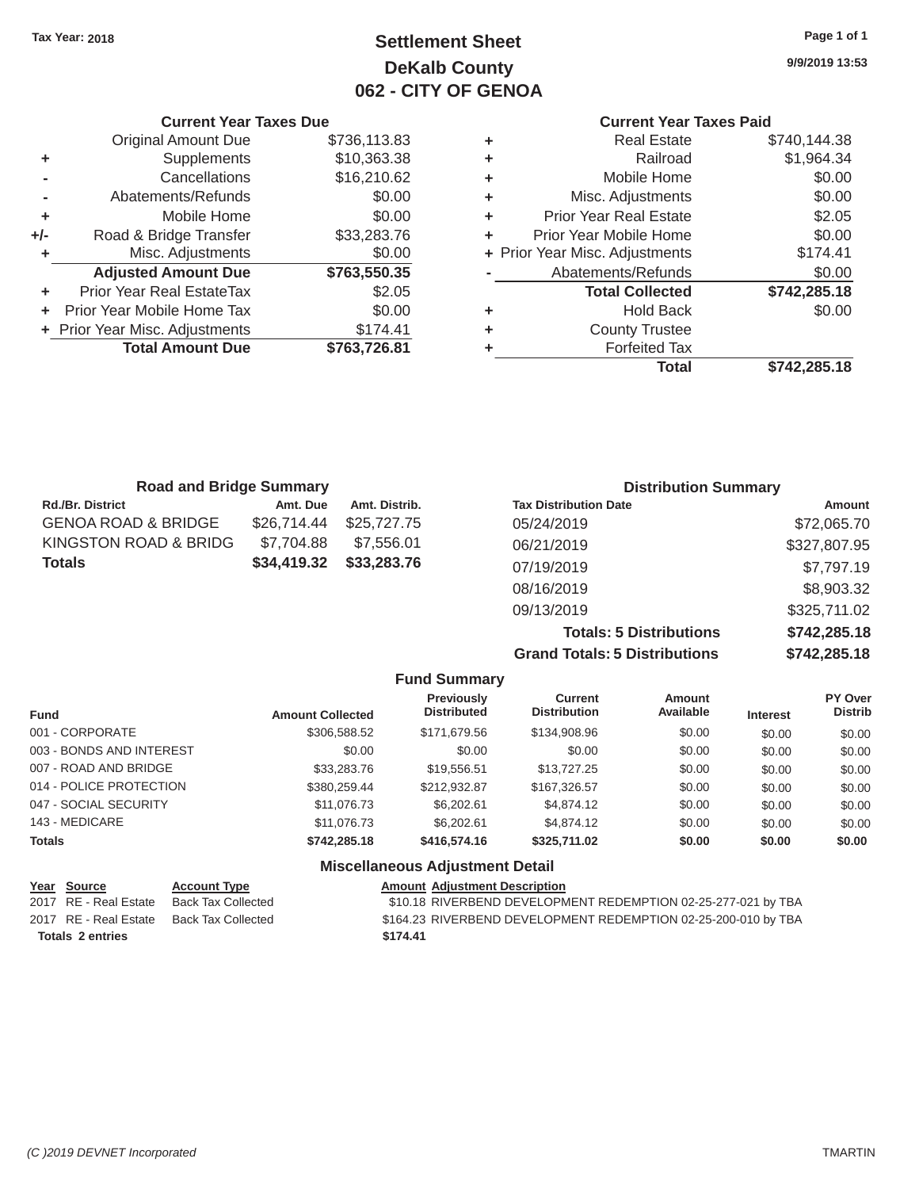Tax Year: 2018

# Settlement Sheet
## DeKalb County
## 062 - CITY OF GENOA

9/9/2019 13:53

### Current Year Taxes Due

| | | |
|---|---|---|
| | Original Amount Due | $736,113.83 |
| + | Supplements | $10,363.38 |
| - | Cancellations | $16,210.62 |
| - | Abatements/Refunds | $0.00 |
| + | Mobile Home | $0.00 |
| +/- | Road & Bridge Transfer | $33,283.76 |
| + | Misc. Adjustments | $0.00 |
| | **Adjusted Amount Due** | **$763,550.35** |
| + | Prior Year Real EstateTax | $2.05 |
| + | Prior Year Mobile Home Tax | $0.00 |
| + | Prior Year Misc. Adjustments | $174.41 |
| | **Total Amount Due** | **$763,726.81** |

### Current Year Taxes Paid

| | | |
|---|---|---|
| + | Real Estate | $740,144.38 |
| + | Railroad | $1,964.34 |
| + | Mobile Home | $0.00 |
| + | Misc. Adjustments | $0.00 |
| + | Prior Year Real Estate | $2.05 |
| + | Prior Year Mobile Home | $0.00 |
| + | Prior Year Misc. Adjustments | $174.41 |
| - | Abatements/Refunds | $0.00 |
| | **Total Collected** | **$742,285.18** |
| + | Hold Back | $0.00 |
| + | County Trustee | |
| + | Forfeited Tax | |
| | **Total** | **$742,285.18** |

### Road and Bridge Summary

| Rd./Br. District | Amt. Due | Amt. Distrib. |
|---|---|---|
| GENOA ROAD & BRIDGE | $26,714.44 | $25,727.75 |
| KINGSTON ROAD & BRIDG | $7,704.88 | $7,556.01 |
| **Totals** | **$34,419.32** | **$33,283.76** |

### Distribution Summary

| Tax Distribution Date | Amount |
|---|---|
| 05/24/2019 | $72,065.70 |
| 06/21/2019 | $327,807.95 |
| 07/19/2019 | $7,797.19 |
| 08/16/2019 | $8,903.32 |
| 09/13/2019 | $325,711.02 |
| **Totals: 5 Distributions** | **$742,285.18** |
| **Grand Totals: 5 Distributions** | **$742,285.18** |

### Fund Summary

| Fund | Amount Collected | Previously Distributed | Current Distribution | Amount Available | Interest | PY Over Distrib |
|---|---|---|---|---|---|---|
| 001 - CORPORATE | $306,588.52 | $171,679.56 | $134,908.96 | $0.00 | $0.00 | $0.00 |
| 003 - BONDS AND INTEREST | $0.00 | $0.00 | $0.00 | $0.00 | $0.00 | $0.00 |
| 007 - ROAD AND BRIDGE | $33,283.76 | $19,556.51 | $13,727.25 | $0.00 | $0.00 | $0.00 |
| 014 - POLICE PROTECTION | $380,259.44 | $212,932.87 | $167,326.57 | $0.00 | $0.00 | $0.00 |
| 047 - SOCIAL SECURITY | $11,076.73 | $6,202.61 | $4,874.12 | $0.00 | $0.00 | $0.00 |
| 143 - MEDICARE | $11,076.73 | $6,202.61 | $4,874.12 | $0.00 | $0.00 | $0.00 |
| **Totals** | **$742,285.18** | **$416,574.16** | **$325,711.02** | **$0.00** | **$0.00** | **$0.00** |

### Miscellaneous Adjustment Detail

| Year | Source | Account Type | Amount | Adjustment Description |
|---|---|---|---|---|
| 2017 | RE - Real Estate | Back Tax Collected | $10.18 | RIVERBEND DEVELOPMENT REDEMPTION 02-25-277-021 by TBA |
| 2017 | RE - Real Estate | Back Tax Collected | $164.23 | RIVERBEND DEVELOPMENT REDEMPTION 02-25-200-010 by TBA |
| **Totals 2 entries** | | | **$174.41** | |

(C )2019 DEVNET Incorporated TMARTIN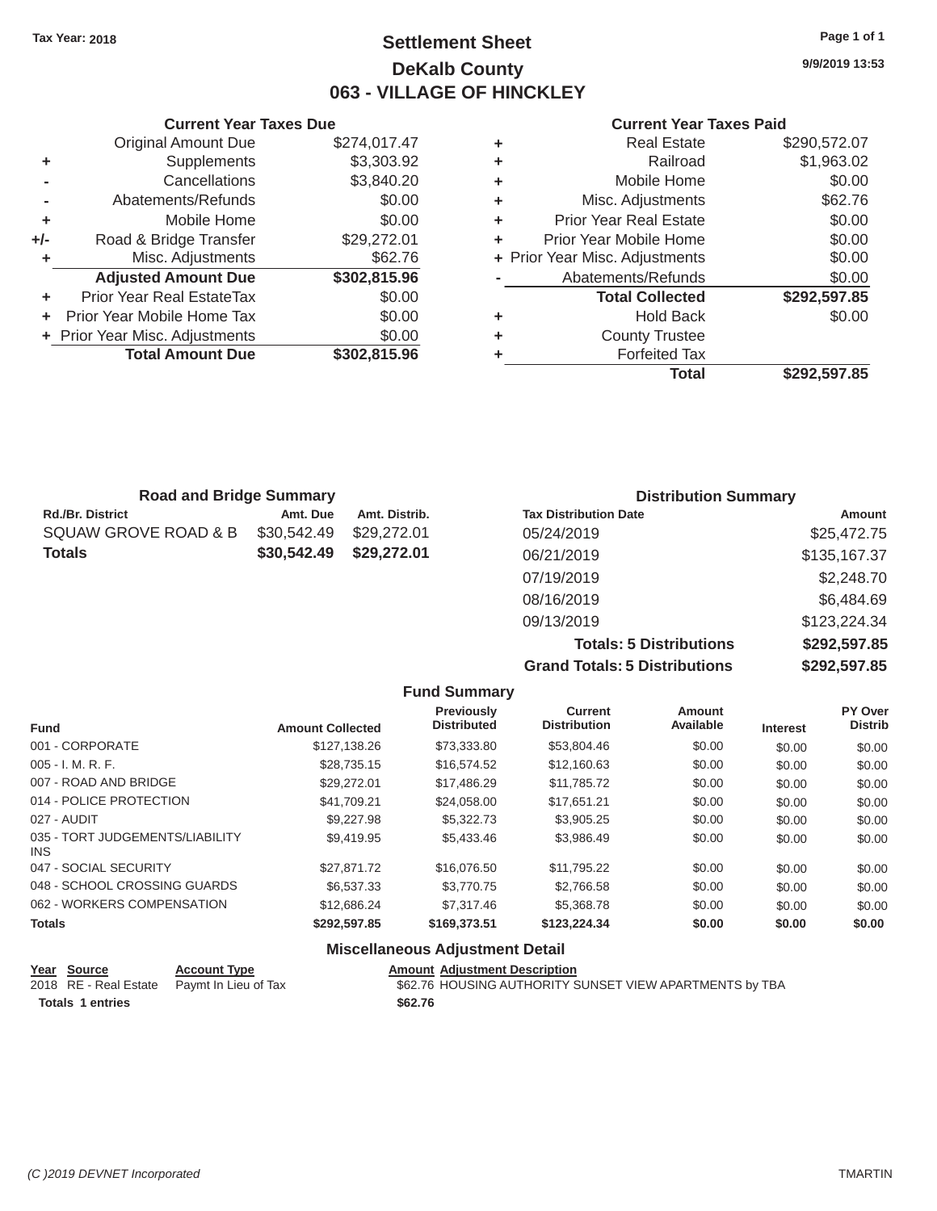Tax Year: 2018

# Settlement Sheet

## DeKalb County

## 063 - VILLAGE OF HINCKLEY

9/9/2019 13:53

### Current Year Taxes Due

| | | |
|---|---|---|
| | Original Amount Due | $274,017.47 |
| + | Supplements | $3,303.92 |
| - | Cancellations | $3,840.20 |
| - | Abatements/Refunds | $0.00 |
| + | Mobile Home | $0.00 |
| +/- | Road & Bridge Transfer | $29,272.01 |
| + | Misc. Adjustments | $62.76 |
| | **Adjusted Amount Due** | **$302,815.96** |
| + | Prior Year Real EstateTax | $0.00 |
| + | Prior Year Mobile Home Tax | $0.00 |
| + | Prior Year Misc. Adjustments | $0.00 |
| | **Total Amount Due** | **$302,815.96** |

### Current Year Taxes Paid

| | | |
|---|---|---|
| + | Real Estate | $290,572.07 |
| + | Railroad | $1,963.02 |
| + | Mobile Home | $0.00 |
| + | Misc. Adjustments | $62.76 |
| + | Prior Year Real Estate | $0.00 |
| + | Prior Year Mobile Home | $0.00 |
| + | Prior Year Misc. Adjustments | $0.00 |
| - | Abatements/Refunds | $0.00 |
| | **Total Collected** | **$292,597.85** |
| + | Hold Back | $0.00 |
| + | County Trustee | |
| + | Forfeited Tax | |
| | **Total** | **$292,597.85** |

### Road and Bridge Summary

| Rd./Br. District | Amt. Due | Amt. Distrib. |
|---|---|---|
| SQUAW GROVE ROAD & B | $30,542.49 | $29,272.01 |
| **Totals** | **$30,542.49** | **$29,272.01** |

### Distribution Summary

| Tax Distribution Date | Amount |
|---|---|
| 05/24/2019 | $25,472.75 |
| 06/21/2019 | $135,167.37 |
| 07/19/2019 | $2,248.70 |
| 08/16/2019 | $6,484.69 |
| 09/13/2019 | $123,224.34 |
| **Totals: 5 Distributions** | **$292,597.85** |
| **Grand Totals: 5 Distributions** | **$292,597.85** |

### Fund Summary

| Fund | Amount Collected | Previously Distributed | Current Distribution | Amount Available | Interest | PY Over Distrib |
|---|---|---|---|---|---|---|
| 001 - CORPORATE | $127,138.26 | $73,333.80 | $53,804.46 | $0.00 | $0.00 | $0.00 |
| 005 - I. M. R. F. | $28,735.15 | $16,574.52 | $12,160.63 | $0.00 | $0.00 | $0.00 |
| 007 - ROAD AND BRIDGE | $29,272.01 | $17,486.29 | $11,785.72 | $0.00 | $0.00 | $0.00 |
| 014 - POLICE PROTECTION | $41,709.21 | $24,058.00 | $17,651.21 | $0.00 | $0.00 | $0.00 |
| 027 - AUDIT | $9,227.98 | $5,322.73 | $3,905.25 | $0.00 | $0.00 | $0.00 |
| 035 - TORT JUDGEMENTS/LIABILITY INS | $9,419.95 | $5,433.46 | $3,986.49 | $0.00 | $0.00 | $0.00 |
| 047 - SOCIAL SECURITY | $27,871.72 | $16,076.50 | $11,795.22 | $0.00 | $0.00 | $0.00 |
| 048 - SCHOOL CROSSING GUARDS | $6,537.33 | $3,770.75 | $2,766.58 | $0.00 | $0.00 | $0.00 |
| 062 - WORKERS COMPENSATION | $12,686.24 | $7,317.46 | $5,368.78 | $0.00 | $0.00 | $0.00 |
| **Totals** | **$292,597.85** | **$169,373.51** | **$123,224.34** | **$0.00** | **$0.00** | **$0.00** |

### Miscellaneous Adjustment Detail

| Year | Source | Account Type | Amount | Adjustment Description |
|---|---|---|---|---|
| 2018 | RE - Real Estate | Paymt In Lieu of Tax | $62.76 | HOUSING AUTHORITY SUNSET VIEW APARTMENTS by TBA |
| **Totals 1 entries** | | | **$62.76** | |

(C )2019 DEVNET Incorporated

TMARTIN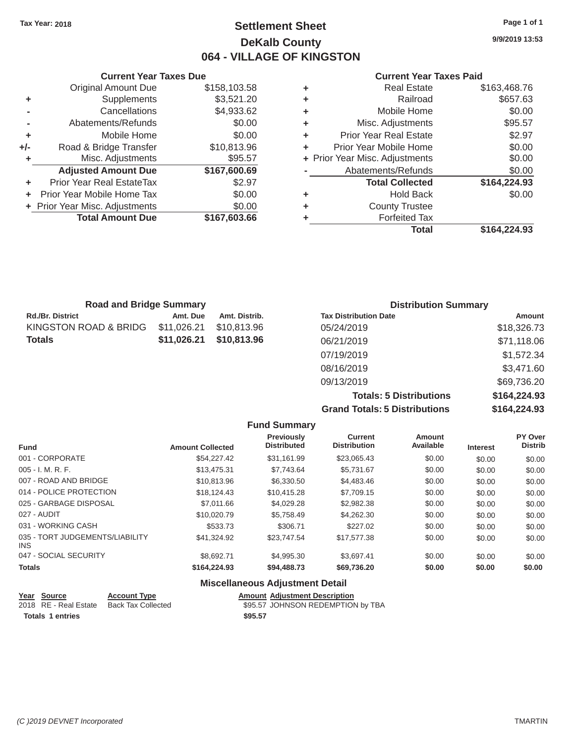Tax Year: 2018

# Settlement Sheet
## DeKalb County
## 064 - VILLAGE OF KINGSTON

9/9/2019 13:53

### Current Year Taxes Due

| | | |
|---|---|---|
| | Original Amount Due | $158,103.58 |
| + | Supplements | $3,521.20 |
| - | Cancellations | $4,933.62 |
| - | Abatements/Refunds | $0.00 |
| + | Mobile Home | $0.00 |
| +/- | Road & Bridge Transfer | $10,813.96 |
| + | Misc. Adjustments | $95.57 |
| | **Adjusted Amount Due** | **$167,600.69** |
| + | Prior Year Real EstateTax | $2.97 |
| + | Prior Year Mobile Home Tax | $0.00 |
| + | Prior Year Misc. Adjustments | $0.00 |
| | **Total Amount Due** | **$167,603.66** |

### Current Year Taxes Paid

| | | |
|---|---|---|
| + | Real Estate | $163,468.76 |
| + | Railroad | $657.63 |
| + | Mobile Home | $0.00 |
| + | Misc. Adjustments | $95.57 |
| + | Prior Year Real Estate | $2.97 |
| + | Prior Year Mobile Home | $0.00 |
| + | Prior Year Misc. Adjustments | $0.00 |
| - | Abatements/Refunds | $0.00 |
| | **Total Collected** | **$164,224.93** |
| + | Hold Back | $0.00 |
| + | County Trustee | |
| + | Forfeited Tax | |
| | **Total** | **$164,224.93** |

### Road and Bridge Summary

| Rd./Br. District | Amt. Due | Amt. Distrib. |
|---|---|---|
| KINGSTON ROAD & BRIDG | $11,026.21 | $10,813.96 |
| **Totals** | **$11,026.21** | **$10,813.96** |

### Distribution Summary

| Tax Distribution Date | Amount |
|---|---|
| 05/24/2019 | $18,326.73 |
| 06/21/2019 | $71,118.06 |
| 07/19/2019 | $1,572.34 |
| 08/16/2019 | $3,471.60 |
| 09/13/2019 | $69,736.20 |
| **Totals: 5 Distributions** | **$164,224.93** |
| **Grand Totals: 5 Distributions** | **$164,224.93** |

### Fund Summary

| Fund | Amount Collected | Previously Distributed | Current Distribution | Amount Available | Interest | PY Over Distrib |
|---|---|---|---|---|---|---|
| 001 - CORPORATE | $54,227.42 | $31,161.99 | $23,065.43 | $0.00 | $0.00 | $0.00 |
| 005 - I. M. R. F. | $13,475.31 | $7,743.64 | $5,731.67 | $0.00 | $0.00 | $0.00 |
| 007 - ROAD AND BRIDGE | $10,813.96 | $6,330.50 | $4,483.46 | $0.00 | $0.00 | $0.00 |
| 014 - POLICE PROTECTION | $18,124.43 | $10,415.28 | $7,709.15 | $0.00 | $0.00 | $0.00 |
| 025 - GARBAGE DISPOSAL | $7,011.66 | $4,029.28 | $2,982.38 | $0.00 | $0.00 | $0.00 |
| 027 - AUDIT | $10,020.79 | $5,758.49 | $4,262.30 | $0.00 | $0.00 | $0.00 |
| 031 - WORKING CASH | $533.73 | $306.71 | $227.02 | $0.00 | $0.00 | $0.00 |
| 035 - TORT JUDGEMENTS/LIABILITY INS | $41,324.92 | $23,747.54 | $17,577.38 | $0.00 | $0.00 | $0.00 |
| 047 - SOCIAL SECURITY | $8,692.71 | $4,995.30 | $3,697.41 | $0.00 | $0.00 | $0.00 |
| **Totals** | **$164,224.93** | **$94,488.73** | **$69,736.20** | **$0.00** | **$0.00** | **$0.00** |

### Miscellaneous Adjustment Detail

| Year | Source | Account Type | Amount | Adjustment Description |
|---|---|---|---|---|
| 2018 | RE - Real Estate | Back Tax Collected | $95.57 | JOHNSON REDEMPTION by TBA |
| **Totals** | **1 entries** | | **$95.57** | |

(C )2019 DEVNET Incorporated TMARTIN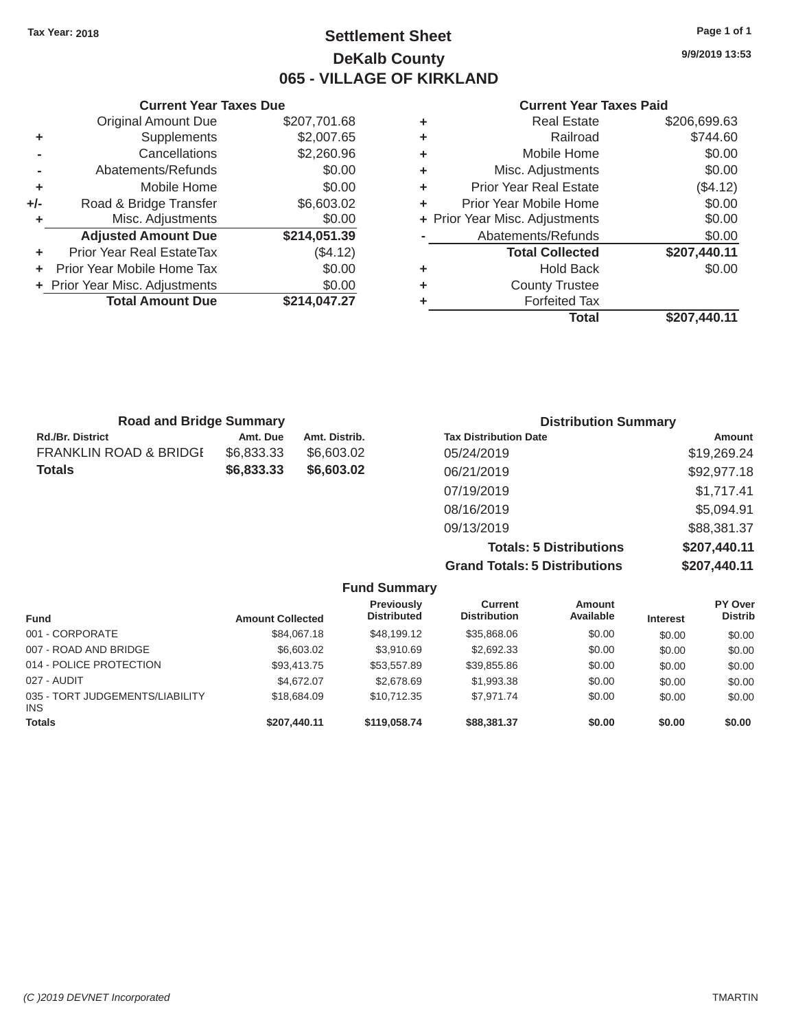Tax Year: 2018

# Settlement Sheet

## DeKalb County

## 065 - VILLAGE OF KIRKLAND

9/9/2019 13:53

### Current Year Taxes Due

| | | |
|---|---|---|
| | Original Amount Due | $207,701.68 |
| + | Supplements | $2,007.65 |
| - | Cancellations | $2,260.96 |
| - | Abatements/Refunds | $0.00 |
| + | Mobile Home | $0.00 |
| +/- | Road & Bridge Transfer | $6,603.02 |
| + | Misc. Adjustments | $0.00 |
| | **Adjusted Amount Due** | **$214,051.39** |
| + | Prior Year Real EstateTax | ($4.12) |
| + | Prior Year Mobile Home Tax | $0.00 |
| + | Prior Year Misc. Adjustments | $0.00 |
| | **Total Amount Due** | **$214,047.27** |

### Current Year Taxes Paid

| | | |
|---|---|---|
| + | Real Estate | $206,699.63 |
| + | Railroad | $744.60 |
| + | Mobile Home | $0.00 |
| + | Misc. Adjustments | $0.00 |
| + | Prior Year Real Estate | ($4.12) |
| + | Prior Year Mobile Home | $0.00 |
| + | Prior Year Misc. Adjustments | $0.00 |
| - | Abatements/Refunds | $0.00 |
| | **Total Collected** | **$207,440.11** |
| + | Hold Back | $0.00 |
| + | County Trustee | |
| + | Forfeited Tax | |
| | **Total** | **$207,440.11** |

### Road and Bridge Summary

| Rd./Br. District | Amt. Due | Amt. Distrib. |
|---|---|---|
| FRANKLIN ROAD & BRIDGE | $6,833.33 | $6,603.02 |
| **Totals** | **$6,833.33** | **$6,603.02** |

### Distribution Summary

| Tax Distribution Date | Amount |
|---|---|
| 05/24/2019 | $19,269.24 |
| 06/21/2019 | $92,977.18 |
| 07/19/2019 | $1,717.41 |
| 08/16/2019 | $5,094.91 |
| 09/13/2019 | $88,381.37 |
| **Totals: 5 Distributions** | **$207,440.11** |
| **Grand Totals: 5 Distributions** | **$207,440.11** |

### Fund Summary

| Fund | Amount Collected | Previously Distributed | Current Distribution | Amount Available | Interest | PY Over Distrib |
|---|---|---|---|---|---|---|
| 001 - CORPORATE | $84,067.18 | $48,199.12 | $35,868.06 | $0.00 | $0.00 | $0.00 |
| 007 - ROAD AND BRIDGE | $6,603.02 | $3,910.69 | $2,692.33 | $0.00 | $0.00 | $0.00 |
| 014 - POLICE PROTECTION | $93,413.75 | $53,557.89 | $39,855.86 | $0.00 | $0.00 | $0.00 |
| 027 - AUDIT | $4,672.07 | $2,678.69 | $1,993.38 | $0.00 | $0.00 | $0.00 |
| 035 - TORT JUDGEMENTS/LIABILITY INS | $18,684.09 | $10,712.35 | $7,971.74 | $0.00 | $0.00 | $0.00 |
| **Totals** | **$207,440.11** | **$119,058.74** | **$88,381.37** | **$0.00** | **$0.00** | **$0.00** |

(C )2019 DEVNET Incorporated TMARTIN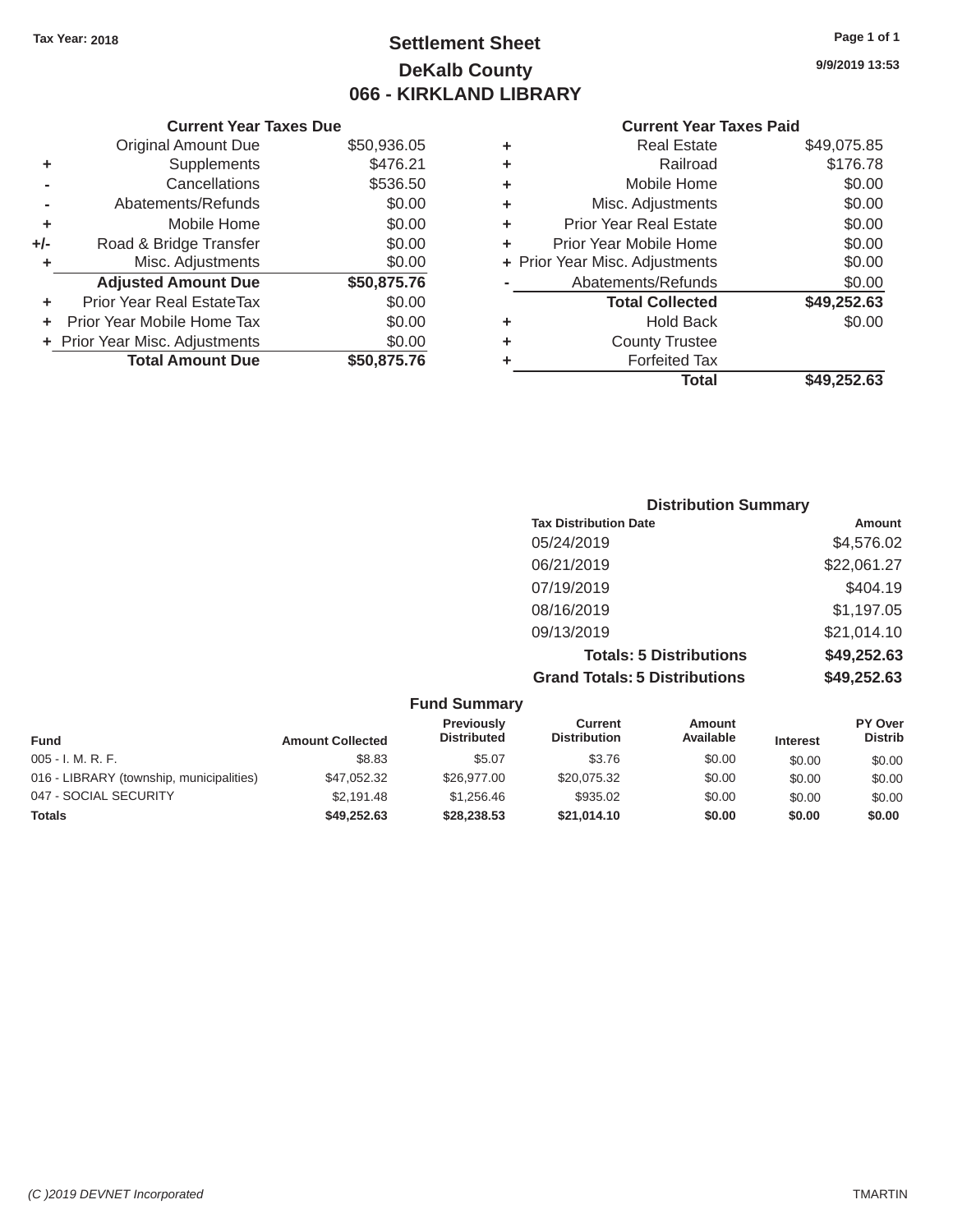Tax Year: 2018

# Settlement Sheet
## DeKalb County
## 066 - KIRKLAND LIBRARY

9/9/2019 13:53

### Current Year Taxes Due

| | | |
|---|---|---|
| | Original Amount Due | $50,936.05 |
| + | Supplements | $476.21 |
| - | Cancellations | $536.50 |
| - | Abatements/Refunds | $0.00 |
| + | Mobile Home | $0.00 |
| +/- | Road & Bridge Transfer | $0.00 |
| + | Misc. Adjustments | $0.00 |
| | **Adjusted Amount Due** | **$50,875.76** |
| + | Prior Year Real EstateTax | $0.00 |
| + | Prior Year Mobile Home Tax | $0.00 |
| + | Prior Year Misc. Adjustments | $0.00 |
| | **Total Amount Due** | **$50,875.76** |

### Current Year Taxes Paid

| | | |
|---|---|---|
| + | Real Estate | $49,075.85 |
| + | Railroad | $176.78 |
| + | Mobile Home | $0.00 |
| + | Misc. Adjustments | $0.00 |
| + | Prior Year Real Estate | $0.00 |
| + | Prior Year Mobile Home | $0.00 |
| + | Prior Year Misc. Adjustments | $0.00 |
| - | Abatements/Refunds | $0.00 |
| | **Total Collected** | **$49,252.63** |
| + | Hold Back | $0.00 |
| + | County Trustee | |
| + | Forfeited Tax | |
| | **Total** | **$49,252.63** |

### Distribution Summary

| Tax Distribution Date | Amount |
|---|---|
| 05/24/2019 | $4,576.02 |
| 06/21/2019 | $22,061.27 |
| 07/19/2019 | $404.19 |
| 08/16/2019 | $1,197.05 |
| 09/13/2019 | $21,014.10 |
| **Totals: 5 Distributions** | **$49,252.63** |
| **Grand Totals: 5 Distributions** | **$49,252.63** |

### Fund Summary

| Fund | Amount Collected | Previously Distributed | Current Distribution | Amount Available | Interest | PY Over Distrib |
|---|---|---|---|---|---|---|
| 005 - I. M. R. F. | $8.83 | $5.07 | $3.76 | $0.00 | $0.00 | $0.00 |
| 016 - LIBRARY (township, municipalities) | $47,052.32 | $26,977.00 | $20,075.32 | $0.00 | $0.00 | $0.00 |
| 047 - SOCIAL SECURITY | $2,191.48 | $1,256.46 | $935.02 | $0.00 | $0.00 | $0.00 |
| **Totals** | **$49,252.63** | **$28,238.53** | **$21,014.10** | **$0.00** | **$0.00** | **$0.00** |

(C )2019 DEVNET Incorporated — TMARTIN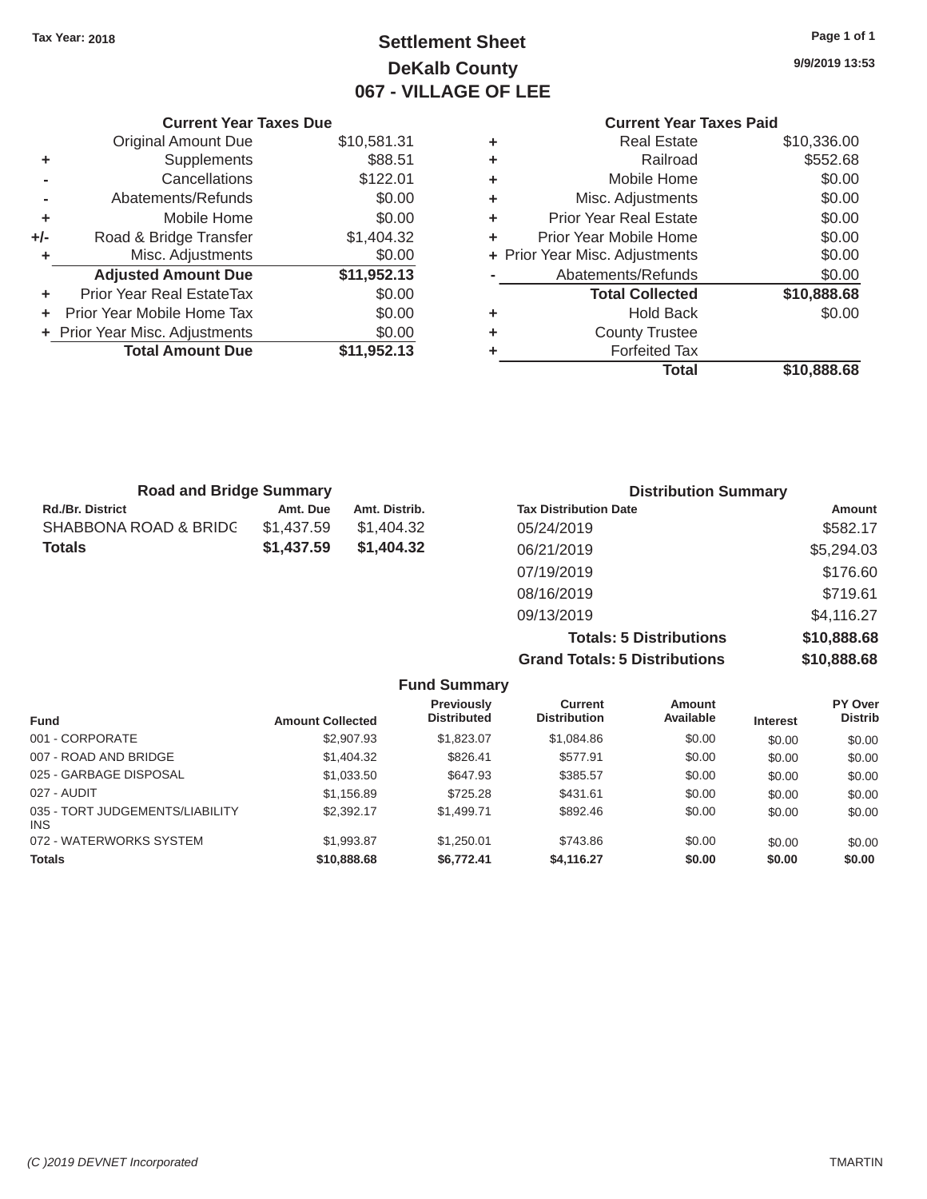Tax Year: 2018

# Settlement Sheet
## DeKalb County
## 067 - VILLAGE OF LEE

9/9/2019 13:53

### Current Year Taxes Due

| | | |
|---|---|---|
| | Original Amount Due | $10,581.31 |
| + | Supplements | $88.51 |
| - | Cancellations | $122.01 |
| - | Abatements/Refunds | $0.00 |
| + | Mobile Home | $0.00 |
| +/- | Road & Bridge Transfer | $1,404.32 |
| + | Misc. Adjustments | $0.00 |
| | **Adjusted Amount Due** | **$11,952.13** |
| + | Prior Year Real EstateTax | $0.00 |
| + | Prior Year Mobile Home Tax | $0.00 |
| + | Prior Year Misc. Adjustments | $0.00 |
| | **Total Amount Due** | **$11,952.13** |

### Current Year Taxes Paid

| | | |
|---|---|---|
| + | Real Estate | $10,336.00 |
| + | Railroad | $552.68 |
| + | Mobile Home | $0.00 |
| + | Misc. Adjustments | $0.00 |
| + | Prior Year Real Estate | $0.00 |
| + | Prior Year Mobile Home | $0.00 |
| + | Prior Year Misc. Adjustments | $0.00 |
| - | Abatements/Refunds | $0.00 |
| | **Total Collected** | **$10,888.68** |
| + | Hold Back | $0.00 |
| + | County Trustee | |
| + | Forfeited Tax | |
| | **Total** | **$10,888.68** |

### Road and Bridge Summary

| Rd./Br. District | Amt. Due | Amt. Distrib. |
|---|---|---|
| SHABBONA ROAD & BRIDG | $1,437.59 | $1,404.32 |
| **Totals** | **$1,437.59** | **$1,404.32** |

### Distribution Summary

| Tax Distribution Date | Amount |
|---|---|
| 05/24/2019 | $582.17 |
| 06/21/2019 | $5,294.03 |
| 07/19/2019 | $176.60 |
| 08/16/2019 | $719.61 |
| 09/13/2019 | $4,116.27 |
| **Totals: 5 Distributions** | **$10,888.68** |
| **Grand Totals: 5 Distributions** | **$10,888.68** |

### Fund Summary

| Fund | Amount Collected | Previously Distributed | Current Distribution | Amount Available | Interest | PY Over Distrib |
|---|---|---|---|---|---|---|
| 001 - CORPORATE | $2,907.93 | $1,823.07 | $1,084.86 | $0.00 | $0.00 | $0.00 |
| 007 - ROAD AND BRIDGE | $1,404.32 | $826.41 | $577.91 | $0.00 | $0.00 | $0.00 |
| 025 - GARBAGE DISPOSAL | $1,033.50 | $647.93 | $385.57 | $0.00 | $0.00 | $0.00 |
| 027 - AUDIT | $1,156.89 | $725.28 | $431.61 | $0.00 | $0.00 | $0.00 |
| 035 - TORT JUDGEMENTS/LIABILITY INS | $2,392.17 | $1,499.71 | $892.46 | $0.00 | $0.00 | $0.00 |
| 072 - WATERWORKS SYSTEM | $1,993.87 | $1,250.01 | $743.86 | $0.00 | $0.00 | $0.00 |
| **Totals** | **$10,888.68** | **$6,772.41** | **$4,116.27** | **$0.00** | **$0.00** | **$0.00** |

(C )2019 DEVNET Incorporated TMARTIN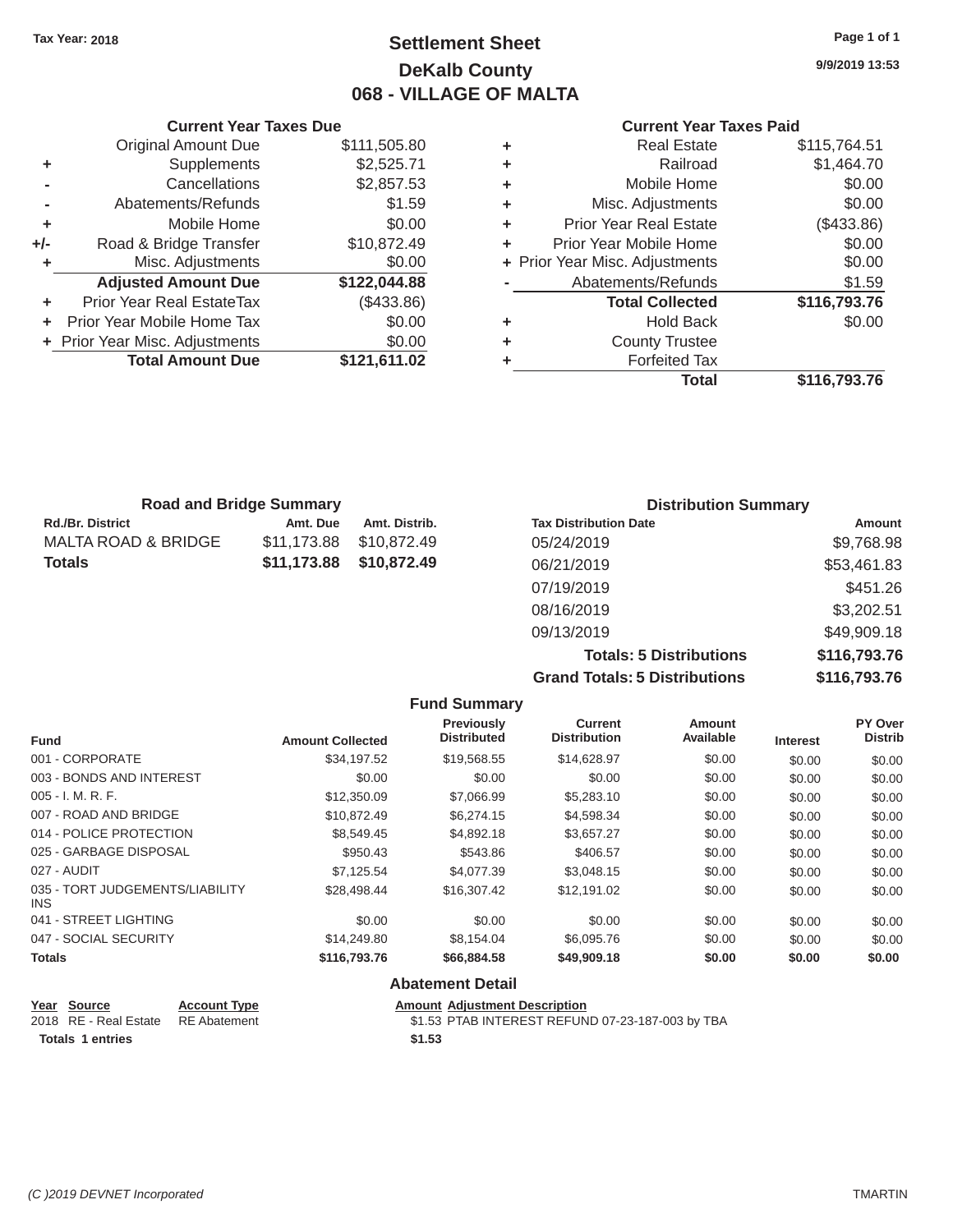Tax Year: 2018

# Settlement Sheet
## DeKalb County
## 068 - VILLAGE OF MALTA

9/9/2019 13:53

### Current Year Taxes Due

| | | |
|---|---|---|
| | Original Amount Due | $111,505.80 |
| + | Supplements | $2,525.71 |
| - | Cancellations | $2,857.53 |
| - | Abatements/Refunds | $1.59 |
| + | Mobile Home | $0.00 |
| +/- | Road & Bridge Transfer | $10,872.49 |
| + | Misc. Adjustments | $0.00 |
| | **Adjusted Amount Due** | **$122,044.88** |
| + | Prior Year Real EstateTax | ($433.86) |
| + | Prior Year Mobile Home Tax | $0.00 |
| + | Prior Year Misc. Adjustments | $0.00 |
| | **Total Amount Due** | **$121,611.02** |

### Current Year Taxes Paid

| | | |
|---|---|---|
| + | Real Estate | $115,764.51 |
| + | Railroad | $1,464.70 |
| + | Mobile Home | $0.00 |
| + | Misc. Adjustments | $0.00 |
| + | Prior Year Real Estate | ($433.86) |
| + | Prior Year Mobile Home | $0.00 |
| + | Prior Year Misc. Adjustments | $0.00 |
| - | Abatements/Refunds | $1.59 |
| | **Total Collected** | **$116,793.76** |
| + | Hold Back | $0.00 |
| + | County Trustee | |
| + | Forfeited Tax | |
| | **Total** | **$116,793.76** |

### Road and Bridge Summary

| Rd./Br. District | Amt. Due | Amt. Distrib. |
|---|---|---|
| MALTA ROAD & BRIDGE | $11,173.88 | $10,872.49 |
| **Totals** | **$11,173.88** | **$10,872.49** |

### Distribution Summary

| Tax Distribution Date | Amount |
|---|---|
| 05/24/2019 | $9,768.98 |
| 06/21/2019 | $53,461.83 |
| 07/19/2019 | $451.26 |
| 08/16/2019 | $3,202.51 |
| 09/13/2019 | $49,909.18 |
| **Totals: 5 Distributions** | **$116,793.76** |
| **Grand Totals: 5 Distributions** | **$116,793.76** |

### Fund Summary

| Fund | Amount Collected | Previously Distributed | Current Distribution | Amount Available | Interest | PY Over Distrib |
|---|---|---|---|---|---|---|
| 001 - CORPORATE | $34,197.52 | $19,568.55 | $14,628.97 | $0.00 | $0.00 | $0.00 |
| 003 - BONDS AND INTEREST | $0.00 | $0.00 | $0.00 | $0.00 | $0.00 | $0.00 |
| 005 - I. M. R. F. | $12,350.09 | $7,066.99 | $5,283.10 | $0.00 | $0.00 | $0.00 |
| 007 - ROAD AND BRIDGE | $10,872.49 | $6,274.15 | $4,598.34 | $0.00 | $0.00 | $0.00 |
| 014 - POLICE PROTECTION | $8,549.45 | $4,892.18 | $3,657.27 | $0.00 | $0.00 | $0.00 |
| 025 - GARBAGE DISPOSAL | $950.43 | $543.86 | $406.57 | $0.00 | $0.00 | $0.00 |
| 027 - AUDIT | $7,125.54 | $4,077.39 | $3,048.15 | $0.00 | $0.00 | $0.00 |
| 035 - TORT JUDGEMENTS/LIABILITY INS | $28,498.44 | $16,307.42 | $12,191.02 | $0.00 | $0.00 | $0.00 |
| 041 - STREET LIGHTING | $0.00 | $0.00 | $0.00 | $0.00 | $0.00 | $0.00 |
| 047 - SOCIAL SECURITY | $14,249.80 | $8,154.04 | $6,095.76 | $0.00 | $0.00 | $0.00 |
| **Totals** | **$116,793.76** | **$66,884.58** | **$49,909.18** | **$0.00** | **$0.00** | **$0.00** |

### Abatement Detail

| Year | Source | Account Type | Amount | Adjustment Description |
|---|---|---|---|---|
| 2018 | RE - Real Estate | RE Abatement | $1.53 | PTAB INTEREST REFUND 07-23-187-003 by TBA |
| **Totals** | **1 entries** | | **$1.53** | |

(C )2019 DEVNET Incorporated TMARTIN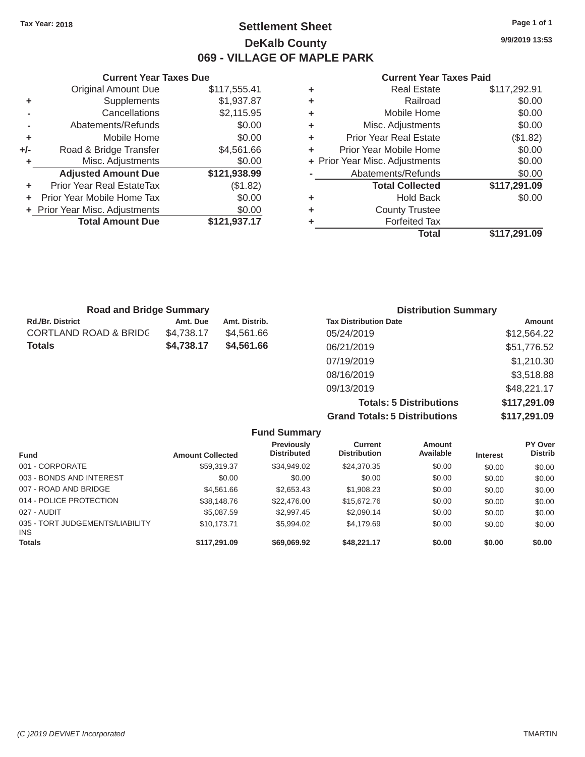Tax Year: 2018

# Settlement Sheet
## DeKalb County
## 069 - VILLAGE OF MAPLE PARK

9/9/2019 13:53

### Current Year Taxes Due

| | | |
|---|---|---|
| | Original Amount Due | $117,555.41 |
| + | Supplements | $1,937.87 |
| - | Cancellations | $2,115.95 |
| - | Abatements/Refunds | $0.00 |
| + | Mobile Home | $0.00 |
| +/- | Road & Bridge Transfer | $4,561.66 |
| + | Misc. Adjustments | $0.00 |
| | **Adjusted Amount Due** | **$121,938.99** |
| + | Prior Year Real EstateTax | ($1.82) |
| + | Prior Year Mobile Home Tax | $0.00 |
| + | Prior Year Misc. Adjustments | $0.00 |
| | **Total Amount Due** | **$121,937.17** |

### Current Year Taxes Paid

| | | |
|---|---|---|
| + | Real Estate | $117,292.91 |
| + | Railroad | $0.00 |
| + | Mobile Home | $0.00 |
| + | Misc. Adjustments | $0.00 |
| + | Prior Year Real Estate | ($1.82) |
| + | Prior Year Mobile Home | $0.00 |
| + | Prior Year Misc. Adjustments | $0.00 |
| - | Abatements/Refunds | $0.00 |
| | **Total Collected** | **$117,291.09** |
| + | Hold Back | $0.00 |
| + | County Trustee | |
| + | Forfeited Tax | |
| | **Total** | **$117,291.09** |

### Road and Bridge Summary

| Rd./Br. District | Amt. Due | Amt. Distrib. |
|---|---|---|
| CORTLAND ROAD & BRIDG | $4,738.17 | $4,561.66 |
| **Totals** | **$4,738.17** | **$4,561.66** |

### Distribution Summary

| Tax Distribution Date | Amount |
|---|---|
| 05/24/2019 | $12,564.22 |
| 06/21/2019 | $51,776.52 |
| 07/19/2019 | $1,210.30 |
| 08/16/2019 | $3,518.88 |
| 09/13/2019 | $48,221.17 |
| **Totals: 5 Distributions** | **$117,291.09** |
| **Grand Totals: 5 Distributions** | **$117,291.09** |

### Fund Summary

| Fund | Amount Collected | Previously Distributed | Current Distribution | Amount Available | Interest | PY Over Distrib |
|---|---|---|---|---|---|---|
| 001 - CORPORATE | $59,319.37 | $34,949.02 | $24,370.35 | $0.00 | $0.00 | $0.00 |
| 003 - BONDS AND INTEREST | $0.00 | $0.00 | $0.00 | $0.00 | $0.00 | $0.00 |
| 007 - ROAD AND BRIDGE | $4,561.66 | $2,653.43 | $1,908.23 | $0.00 | $0.00 | $0.00 |
| 014 - POLICE PROTECTION | $38,148.76 | $22,476.00 | $15,672.76 | $0.00 | $0.00 | $0.00 |
| 027 - AUDIT | $5,087.59 | $2,997.45 | $2,090.14 | $0.00 | $0.00 | $0.00 |
| 035 - TORT JUDGEMENTS/LIABILITY INS | $10,173.71 | $5,994.02 | $4,179.69 | $0.00 | $0.00 | $0.00 |
| **Totals** | **$117,291.09** | **$69,069.92** | **$48,221.17** | **$0.00** | **$0.00** | **$0.00** |

(C )2019 DEVNET Incorporated TMARTIN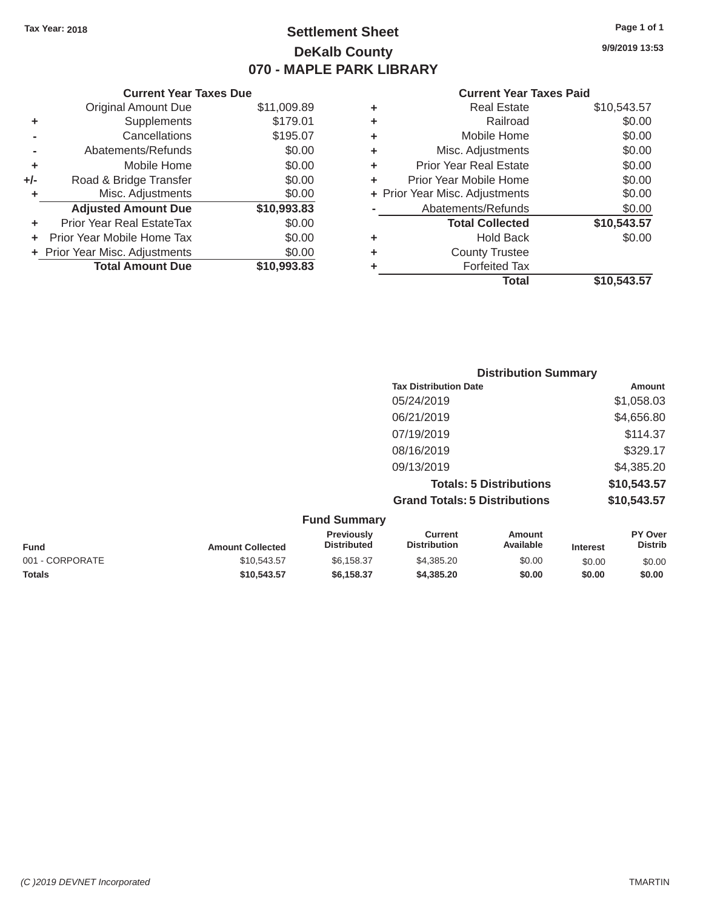Tax Year: 2018

# Settlement Sheet
## DeKalb County
## 070 - MAPLE PARK LIBRARY

9/9/2019 13:53

### Current Year Taxes Due

| | | |
|---|---|---|
| | Original Amount Due | $11,009.89 |
| + | Supplements | $179.01 |
| - | Cancellations | $195.07 |
| - | Abatements/Refunds | $0.00 |
| + | Mobile Home | $0.00 |
| +/- | Road & Bridge Transfer | $0.00 |
| + | Misc. Adjustments | $0.00 |
| | **Adjusted Amount Due** | **$10,993.83** |
| + | Prior Year Real EstateTax | $0.00 |
| + | Prior Year Mobile Home Tax | $0.00 |
| + | Prior Year Misc. Adjustments | $0.00 |
| | **Total Amount Due** | **$10,993.83** |

### Current Year Taxes Paid

| | | |
|---|---|---|
| + | Real Estate | $10,543.57 |
| + | Railroad | $0.00 |
| + | Mobile Home | $0.00 |
| + | Misc. Adjustments | $0.00 |
| + | Prior Year Real Estate | $0.00 |
| + | Prior Year Mobile Home | $0.00 |
| + | Prior Year Misc. Adjustments | $0.00 |
| - | Abatements/Refunds | $0.00 |
| | **Total Collected** | **$10,543.57** |
| + | Hold Back | $0.00 |
| + | County Trustee | |
| + | Forfeited Tax | |
| | **Total** | **$10,543.57** |

### Distribution Summary

| Tax Distribution Date | Amount |
|---|---|
| 05/24/2019 | $1,058.03 |
| 06/21/2019 | $4,656.80 |
| 07/19/2019 | $114.37 |
| 08/16/2019 | $329.17 |
| 09/13/2019 | $4,385.20 |
| **Totals: 5 Distributions** | **$10,543.57** |
| **Grand Totals: 5 Distributions** | **$10,543.57** |

### Fund Summary

| Fund | Amount Collected | Previously Distributed | Current Distribution | Amount Available | Interest | PY Over Distrib |
|---|---|---|---|---|---|---|
| 001 - CORPORATE | $10,543.57 | $6,158.37 | $4,385.20 | $0.00 | $0.00 | $0.00 |
| **Totals** | **$10,543.57** | **$6,158.37** | **$4,385.20** | **$0.00** | **$0.00** | **$0.00** |

*(C )2019 DEVNET Incorporated* TMARTIN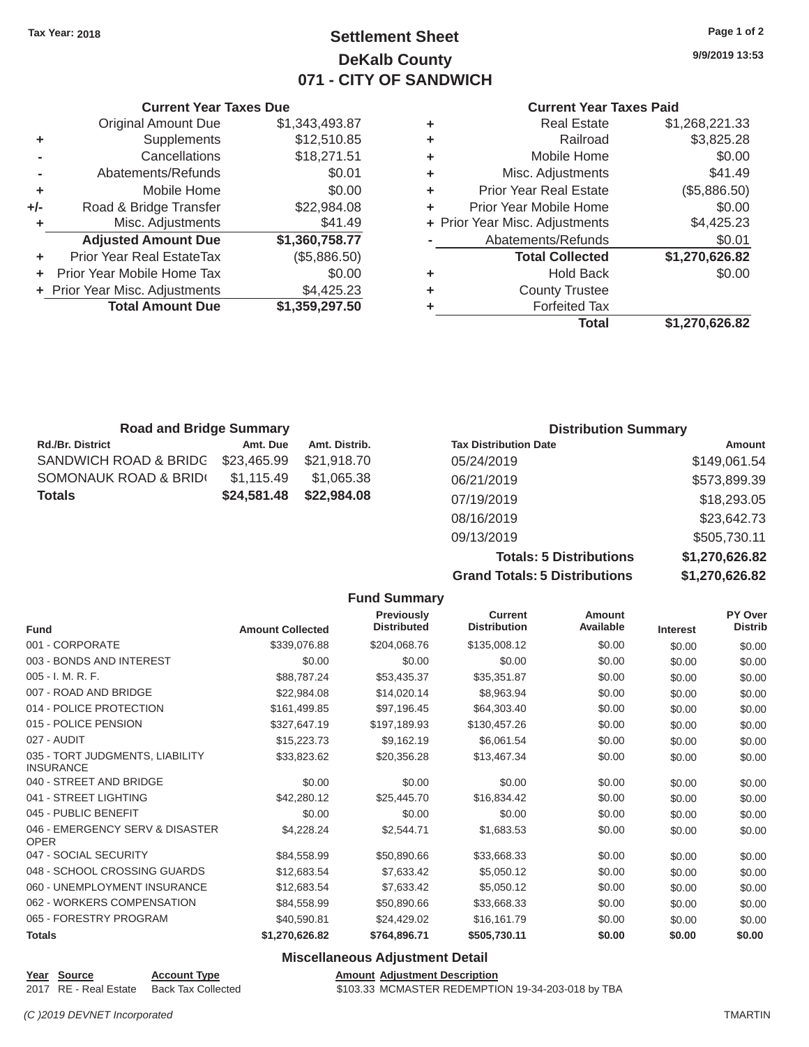Tax Year: 2018

# Settlement Sheet
## DeKalb County
## 071 - CITY OF SANDWICH

9/9/2019 13:53

### Current Year Taxes Due

| | | |
|---|---|---|
| | Original Amount Due | $1,343,493.87 |
| + | Supplements | $12,510.85 |
| - | Cancellations | $18,271.51 |
| - | Abatements/Refunds | $0.01 |
| + | Mobile Home | $0.00 |
| +/- | Road & Bridge Transfer | $22,984.08 |
| + | Misc. Adjustments | $41.49 |
| | **Adjusted Amount Due** | **$1,360,758.77** |
| + | Prior Year Real EstateTax | ($5,886.50) |
| + | Prior Year Mobile Home Tax | $0.00 |
| + | Prior Year Misc. Adjustments | $4,425.23 |
| | **Total Amount Due** | **$1,359,297.50** |

### Current Year Taxes Paid

| | | |
|---|---|---|
| + | Real Estate | $1,268,221.33 |
| + | Railroad | $3,825.28 |
| + | Mobile Home | $0.00 |
| + | Misc. Adjustments | $41.49 |
| + | Prior Year Real Estate | ($5,886.50) |
| + | Prior Year Mobile Home | $0.00 |
| + | Prior Year Misc. Adjustments | $4,425.23 |
| - | Abatements/Refunds | $0.01 |
| | **Total Collected** | **$1,270,626.82** |
| + | Hold Back | $0.00 |
| + | County Trustee | |
| + | Forfeited Tax | |
| | **Total** | **$1,270,626.82** |

### Road and Bridge Summary

| Rd./Br. District | Amt. Due | Amt. Distrib. |
|---|---|---|
| SANDWICH ROAD & BRIDG | $23,465.99 | $21,918.70 |
| SOMONAUK ROAD & BRID( | $1,115.49 | $1,065.38 |
| **Totals** | **$24,581.48** | **$22,984.08** |

### Distribution Summary

| Tax Distribution Date | Amount |
|---|---|
| 05/24/2019 | $149,061.54 |
| 06/21/2019 | $573,899.39 |
| 07/19/2019 | $18,293.05 |
| 08/16/2019 | $23,642.73 |
| 09/13/2019 | $505,730.11 |
| **Totals: 5 Distributions** | **$1,270,626.82** |
| **Grand Totals: 5 Distributions** | **$1,270,626.82** |

### Fund Summary

| Fund | Amount Collected | Previously Distributed | Current Distribution | Amount Available | Interest | PY Over Distrib |
|---|---|---|---|---|---|---|
| 001 - CORPORATE | $339,076.88 | $204,068.76 | $135,008.12 | $0.00 | $0.00 | $0.00 |
| 003 - BONDS AND INTEREST | $0.00 | $0.00 | $0.00 | $0.00 | $0.00 | $0.00 |
| 005 - I. M. R. F. | $88,787.24 | $53,435.37 | $35,351.87 | $0.00 | $0.00 | $0.00 |
| 007 - ROAD AND BRIDGE | $22,984.08 | $14,020.14 | $8,963.94 | $0.00 | $0.00 | $0.00 |
| 014 - POLICE PROTECTION | $161,499.85 | $97,196.45 | $64,303.40 | $0.00 | $0.00 | $0.00 |
| 015 - POLICE PENSION | $327,647.19 | $197,189.93 | $130,457.26 | $0.00 | $0.00 | $0.00 |
| 027 - AUDIT | $15,223.73 | $9,162.19 | $6,061.54 | $0.00 | $0.00 | $0.00 |
| 035 - TORT JUDGMENTS, LIABILITY INSURANCE | $33,823.62 | $20,356.28 | $13,467.34 | $0.00 | $0.00 | $0.00 |
| 040 - STREET AND BRIDGE | $0.00 | $0.00 | $0.00 | $0.00 | $0.00 | $0.00 |
| 041 - STREET LIGHTING | $42,280.12 | $25,445.70 | $16,834.42 | $0.00 | $0.00 | $0.00 |
| 045 - PUBLIC BENEFIT | $0.00 | $0.00 | $0.00 | $0.00 | $0.00 | $0.00 |
| 046 - EMERGENCY SERV & DISASTER OPER | $4,228.24 | $2,544.71 | $1,683.53 | $0.00 | $0.00 | $0.00 |
| 047 - SOCIAL SECURITY | $84,558.99 | $50,890.66 | $33,668.33 | $0.00 | $0.00 | $0.00 |
| 048 - SCHOOL CROSSING GUARDS | $12,683.54 | $7,633.42 | $5,050.12 | $0.00 | $0.00 | $0.00 |
| 060 - UNEMPLOYMENT INSURANCE | $12,683.54 | $7,633.42 | $5,050.12 | $0.00 | $0.00 | $0.00 |
| 062 - WORKERS COMPENSATION | $84,558.99 | $50,890.66 | $33,668.33 | $0.00 | $0.00 | $0.00 |
| 065 - FORESTRY PROGRAM | $40,590.81 | $24,429.02 | $16,161.79 | $0.00 | $0.00 | $0.00 |
| **Totals** | **$1,270,626.82** | **$764,896.71** | **$505,730.11** | **$0.00** | **$0.00** | **$0.00** |

### Miscellaneous Adjustment Detail

| Year | Source | Account Type | Amount | Adjustment Description |
|---|---|---|---|---|
| 2017 | RE - Real Estate | Back Tax Collected | $103.33 | MCMASTER REDEMPTION 19-34-203-018 by TBA |

(C )2019 DEVNET Incorporated — TMARTIN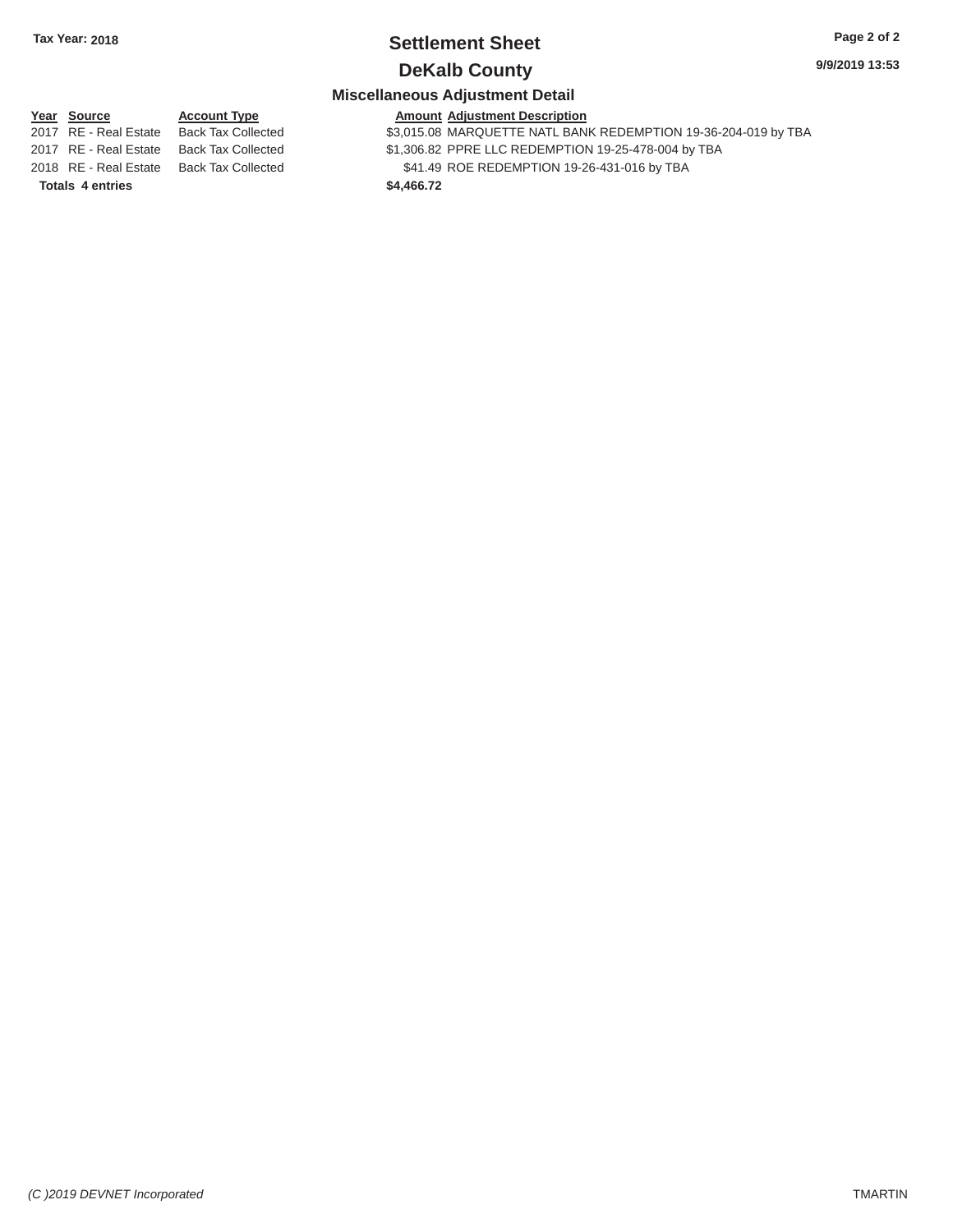**Tax Year: 2018**

# Settlement Sheet

## DeKalb County

9/9/2019 13:53

### Miscellaneous Adjustment Detail

| Year | Source | Account Type | Amount | Adjustment Description |
|---|---|---|---|---|
| 2017 | RE - Real Estate | Back Tax Collected | $3,015.08 | MARQUETTE NATL BANK REDEMPTION 19-36-204-019 by TBA |
| 2017 | RE - Real Estate | Back Tax Collected | $1,306.82 | PPRE LLC REDEMPTION 19-25-478-004 by TBA |
| 2018 | RE - Real Estate | Back Tax Collected | $41.49 | ROE REDEMPTION 19-26-431-016 by TBA |
| **Totals 4 entries** | | | **$4,466.72** | |

*(C )2019 DEVNET Incorporated*

TMARTIN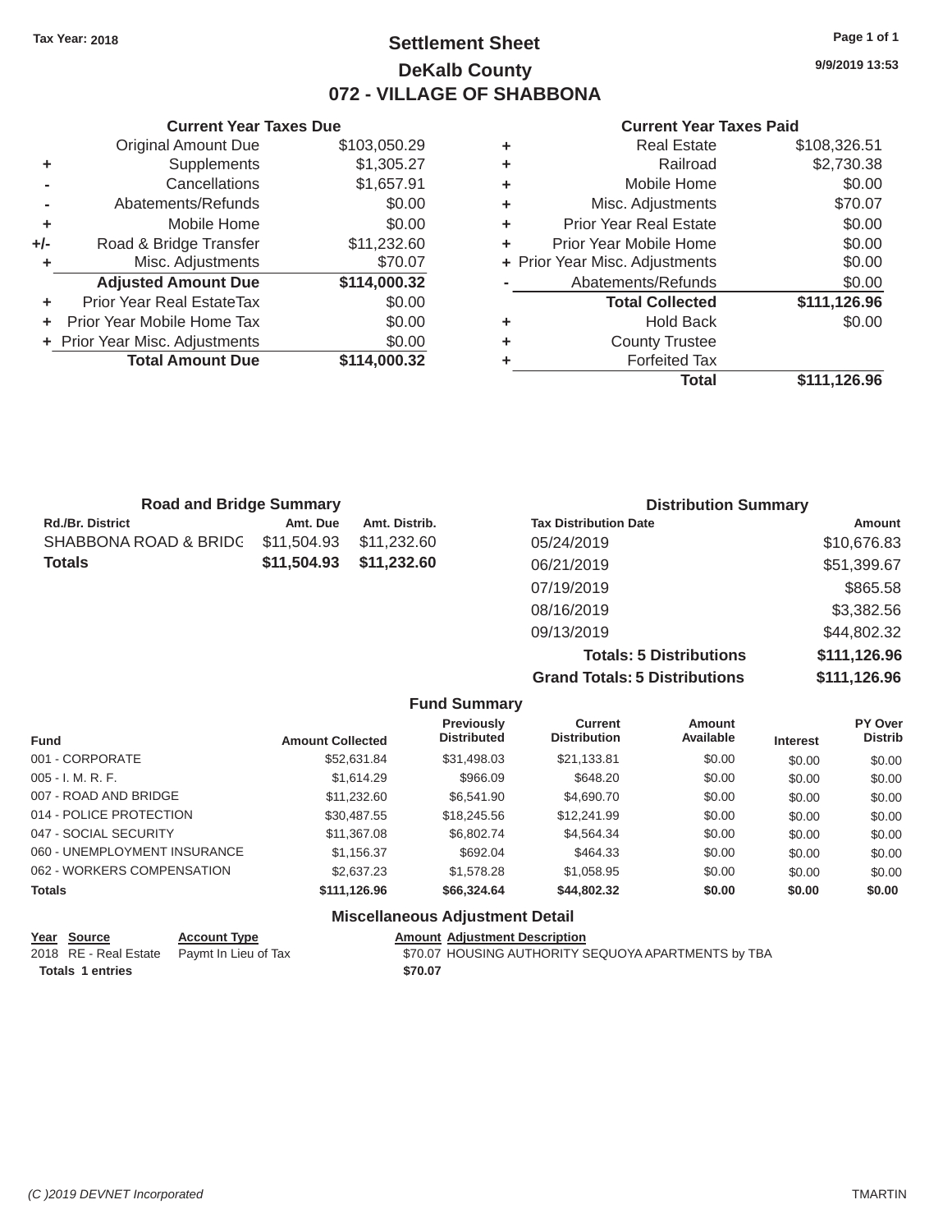Tax Year: 2018

# Settlement Sheet

## DeKalb County

## 072 - VILLAGE OF SHABBONA

9/9/2019 13:53

### Current Year Taxes Due

| | | |
|---|---|---|
| | Original Amount Due | $103,050.29 |
| + | Supplements | $1,305.27 |
| - | Cancellations | $1,657.91 |
| - | Abatements/Refunds | $0.00 |
| + | Mobile Home | $0.00 |
| +/- | Road & Bridge Transfer | $11,232.60 |
| + | Misc. Adjustments | $70.07 |
| | **Adjusted Amount Due** | **$114,000.32** |
| + | Prior Year Real EstateTax | $0.00 |
| + | Prior Year Mobile Home Tax | $0.00 |
| + | Prior Year Misc. Adjustments | $0.00 |
| | **Total Amount Due** | **$114,000.32** |

### Current Year Taxes Paid

| | | |
|---|---|---|
| + | Real Estate | $108,326.51 |
| + | Railroad | $2,730.38 |
| + | Mobile Home | $0.00 |
| + | Misc. Adjustments | $70.07 |
| + | Prior Year Real Estate | $0.00 |
| + | Prior Year Mobile Home | $0.00 |
| + | Prior Year Misc. Adjustments | $0.00 |
| - | Abatements/Refunds | $0.00 |
| | **Total Collected** | **$111,126.96** |
| + | Hold Back | $0.00 |
| + | County Trustee | |
| + | Forfeited Tax | |
| | **Total** | **$111,126.96** |

### Road and Bridge Summary

| Rd./Br. District | Amt. Due | Amt. Distrib. |
|---|---|---|
| SHABBONA ROAD & BRIDC | $11,504.93 | $11,232.60 |
| **Totals** | **$11,504.93** | **$11,232.60** |

### Distribution Summary

| Tax Distribution Date | Amount |
|---|---|
| 05/24/2019 | $10,676.83 |
| 06/21/2019 | $51,399.67 |
| 07/19/2019 | $865.58 |
| 08/16/2019 | $3,382.56 |
| 09/13/2019 | $44,802.32 |
| **Totals: 5 Distributions** | **$111,126.96** |
| **Grand Totals: 5 Distributions** | **$111,126.96** |

### Fund Summary

| Fund | Amount Collected | Previously Distributed | Current Distribution | Amount Available | Interest | PY Over Distrib |
|---|---|---|---|---|---|---|
| 001 - CORPORATE | $52,631.84 | $31,498.03 | $21,133.81 | $0.00 | $0.00 | $0.00 |
| 005 - I. M. R. F. | $1,614.29 | $966.09 | $648.20 | $0.00 | $0.00 | $0.00 |
| 007 - ROAD AND BRIDGE | $11,232.60 | $6,541.90 | $4,690.70 | $0.00 | $0.00 | $0.00 |
| 014 - POLICE PROTECTION | $30,487.55 | $18,245.56 | $12,241.99 | $0.00 | $0.00 | $0.00 |
| 047 - SOCIAL SECURITY | $11,367.08 | $6,802.74 | $4,564.34 | $0.00 | $0.00 | $0.00 |
| 060 - UNEMPLOYMENT INSURANCE | $1,156.37 | $692.04 | $464.33 | $0.00 | $0.00 | $0.00 |
| 062 - WORKERS COMPENSATION | $2,637.23 | $1,578.28 | $1,058.95 | $0.00 | $0.00 | $0.00 |
| **Totals** | **$111,126.96** | **$66,324.64** | **$44,802.32** | **$0.00** | **$0.00** | **$0.00** |

### Miscellaneous Adjustment Detail

| Year | Source | Account Type | Amount | Adjustment Description |
|---|---|---|---|---|
| 2018 | RE - Real Estate | Paymt In Lieu of Tax | $70.07 | HOUSING AUTHORITY SEQUOYA APARTMENTS by TBA |
| **Totals** | **1 entries** | | **$70.07** | |

(C )2019 DEVNET Incorporated TMARTIN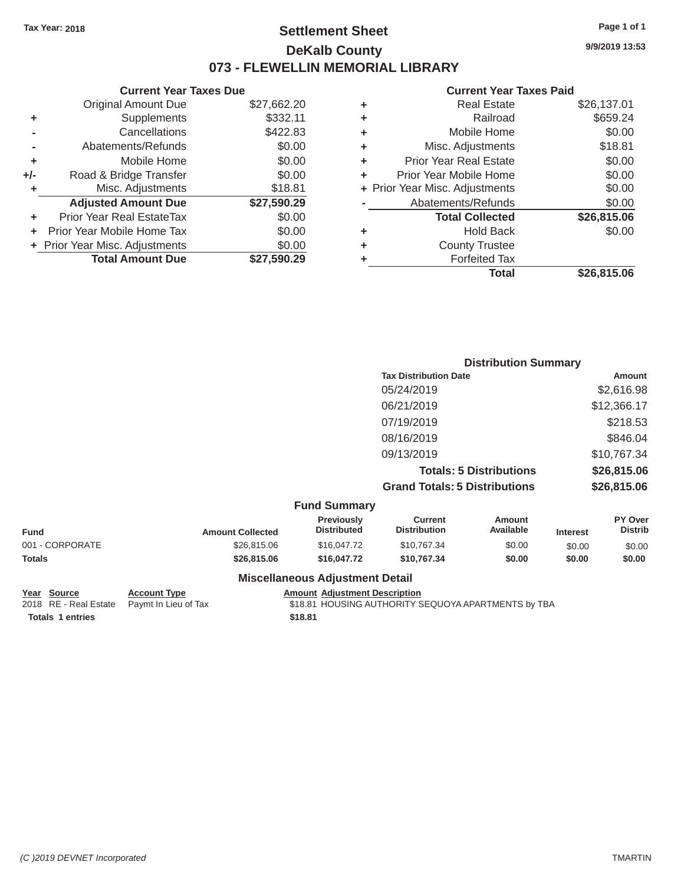Tax Year: 2018

# Settlement Sheet

## DeKalb County

## 073 - FLEWELLIN MEMORIAL LIBRARY

9/9/2019 13:53

### Current Year Taxes Due

| | | |
|---|---|---|
| | Original Amount Due | $27,662.20 |
| + | Supplements | $332.11 |
| - | Cancellations | $422.83 |
| - | Abatements/Refunds | $0.00 |
| + | Mobile Home | $0.00 |
| +/- | Road & Bridge Transfer | $0.00 |
| + | Misc. Adjustments | $18.81 |
| | **Adjusted Amount Due** | **$27,590.29** |
| + | Prior Year Real EstateTax | $0.00 |
| + | Prior Year Mobile Home Tax | $0.00 |
| + | Prior Year Misc. Adjustments | $0.00 |
| | **Total Amount Due** | **$27,590.29** |

### Current Year Taxes Paid

| | | |
|---|---|---|
| + | Real Estate | $26,137.01 |
| + | Railroad | $659.24 |
| + | Mobile Home | $0.00 |
| + | Misc. Adjustments | $18.81 |
| + | Prior Year Real Estate | $0.00 |
| + | Prior Year Mobile Home | $0.00 |
| + | Prior Year Misc. Adjustments | $0.00 |
| - | Abatements/Refunds | $0.00 |
| | **Total Collected** | **$26,815.06** |
| + | Hold Back | $0.00 |
| + | County Trustee | |
| + | Forfeited Tax | |
| | **Total** | **$26,815.06** |

### Distribution Summary

| Tax Distribution Date | Amount |
|---|---|
| 05/24/2019 | $2,616.98 |
| 06/21/2019 | $12,366.17 |
| 07/19/2019 | $218.53 |
| 08/16/2019 | $846.04 |
| 09/13/2019 | $10,767.34 |
| **Totals: 5 Distributions** | **$26,815.06** |
| **Grand Totals: 5 Distributions** | **$26,815.06** |

### Fund Summary

| Fund | Amount Collected | Previously Distributed | Current Distribution | Amount Available | Interest | PY Over Distrib |
|---|---|---|---|---|---|---|
| 001 - CORPORATE | $26,815.06 | $16,047.72 | $10,767.34 | $0.00 | $0.00 | $0.00 |
| **Totals** | **$26,815.06** | **$16,047.72** | **$10,767.34** | **$0.00** | **$0.00** | **$0.00** |

### Miscellaneous Adjustment Detail

| Year | Source | Account Type | Amount | Adjustment Description |
|---|---|---|---|---|
| 2018 | RE - Real Estate | Paymt In Lieu of Tax | $18.81 | HOUSING AUTHORITY SEQUOYA APARTMENTS by TBA |
| **Totals** | **1 entries** | | **$18.81** | |

(C )2019 DEVNET Incorporated TMARTIN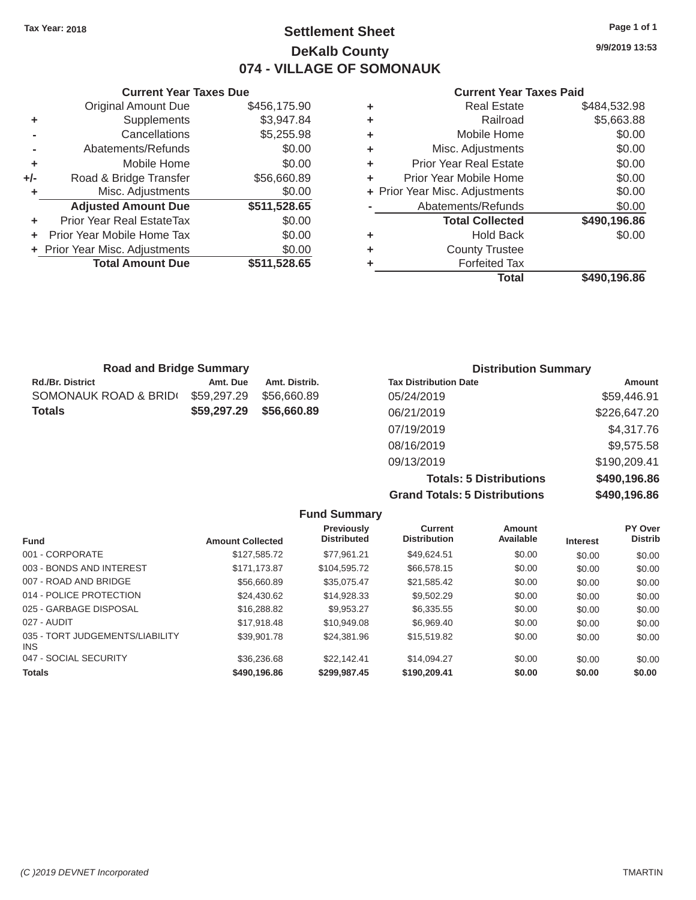Tax Year: 2018

# Settlement Sheet

## DeKalb County

## 074 - VILLAGE OF SOMONAUK

9/9/2019 13:53

### Current Year Taxes Due

| | | |
|---|---|---|
| | Original Amount Due | $456,175.90 |
| + | Supplements | $3,947.84 |
| - | Cancellations | $5,255.98 |
| - | Abatements/Refunds | $0.00 |
| + | Mobile Home | $0.00 |
| +/- | Road & Bridge Transfer | $56,660.89 |
| + | Misc. Adjustments | $0.00 |
| | **Adjusted Amount Due** | **$511,528.65** |
| + | Prior Year Real EstateTax | $0.00 |
| + | Prior Year Mobile Home Tax | $0.00 |
| + | Prior Year Misc. Adjustments | $0.00 |
| | **Total Amount Due** | **$511,528.65** |

### Current Year Taxes Paid

| | | |
|---|---|---|
| + | Real Estate | $484,532.98 |
| + | Railroad | $5,663.88 |
| + | Mobile Home | $0.00 |
| + | Misc. Adjustments | $0.00 |
| + | Prior Year Real Estate | $0.00 |
| + | Prior Year Mobile Home | $0.00 |
| + | Prior Year Misc. Adjustments | $0.00 |
| - | Abatements/Refunds | $0.00 |
| | **Total Collected** | **$490,196.86** |
| + | Hold Back | $0.00 |
| + | County Trustee | |
| + | Forfeited Tax | |
| | **Total** | **$490,196.86** |

### Road and Bridge Summary

| Rd./Br. District | Amt. Due | Amt. Distrib. |
|---|---|---|
| SOMONAUK ROAD & BRID( | $59,297.29 | $56,660.89 |
| **Totals** | **$59,297.29** | **$56,660.89** |

### Distribution Summary

| Tax Distribution Date | Amount |
|---|---|
| 05/24/2019 | $59,446.91 |
| 06/21/2019 | $226,647.20 |
| 07/19/2019 | $4,317.76 |
| 08/16/2019 | $9,575.58 |
| 09/13/2019 | $190,209.41 |
| **Totals: 5 Distributions** | **$490,196.86** |
| **Grand Totals: 5 Distributions** | **$490,196.86** |

### Fund Summary

| Fund | Amount Collected | Previously Distributed | Current Distribution | Amount Available | Interest | PY Over Distrib |
|---|---|---|---|---|---|---|
| 001 - CORPORATE | $127,585.72 | $77,961.21 | $49,624.51 | $0.00 | $0.00 | $0.00 |
| 003 - BONDS AND INTEREST | $171,173.87 | $104,595.72 | $66,578.15 | $0.00 | $0.00 | $0.00 |
| 007 - ROAD AND BRIDGE | $56,660.89 | $35,075.47 | $21,585.42 | $0.00 | $0.00 | $0.00 |
| 014 - POLICE PROTECTION | $24,430.62 | $14,928.33 | $9,502.29 | $0.00 | $0.00 | $0.00 |
| 025 - GARBAGE DISPOSAL | $16,288.82 | $9,953.27 | $6,335.55 | $0.00 | $0.00 | $0.00 |
| 027 - AUDIT | $17,918.48 | $10,949.08 | $6,969.40 | $0.00 | $0.00 | $0.00 |
| 035 - TORT JUDGEMENTS/LIABILITY INS | $39,901.78 | $24,381.96 | $15,519.82 | $0.00 | $0.00 | $0.00 |
| 047 - SOCIAL SECURITY | $36,236.68 | $22,142.41 | $14,094.27 | $0.00 | $0.00 | $0.00 |
| **Totals** | **$490,196.86** | **$299,987.45** | **$190,209.41** | **$0.00** | **$0.00** | **$0.00** |

(C )2019 DEVNET Incorporated

TMARTIN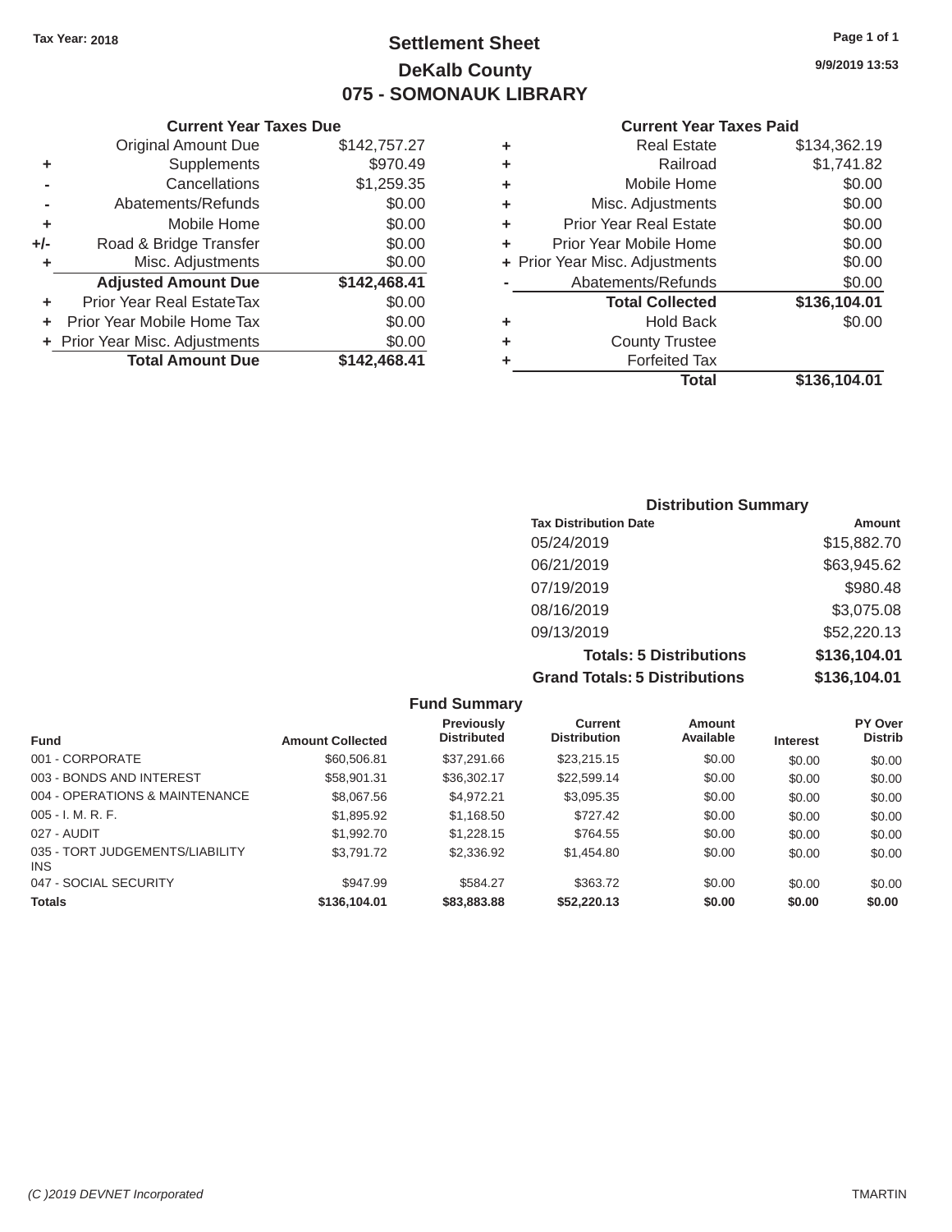Tax Year: 2018

# Settlement Sheet
## DeKalb County
## 075 - SOMONAUK LIBRARY

9/9/2019 13:53

### Current Year Taxes Due

| | | |
|---|---|---|
| | Original Amount Due | $142,757.27 |
| + | Supplements | $970.49 |
| - | Cancellations | $1,259.35 |
| - | Abatements/Refunds | $0.00 |
| + | Mobile Home | $0.00 |
| +/- | Road & Bridge Transfer | $0.00 |
| + | Misc. Adjustments | $0.00 |
| | **Adjusted Amount Due** | **$142,468.41** |
| + | Prior Year Real EstateTax | $0.00 |
| + | Prior Year Mobile Home Tax | $0.00 |
| + | Prior Year Misc. Adjustments | $0.00 |
| | **Total Amount Due** | **$142,468.41** |

### Current Year Taxes Paid

| | | |
|---|---|---|
| + | Real Estate | $134,362.19 |
| + | Railroad | $1,741.82 |
| + | Mobile Home | $0.00 |
| + | Misc. Adjustments | $0.00 |
| + | Prior Year Real Estate | $0.00 |
| + | Prior Year Mobile Home | $0.00 |
| + | Prior Year Misc. Adjustments | $0.00 |
| - | Abatements/Refunds | $0.00 |
| | **Total Collected** | **$136,104.01** |
| + | Hold Back | $0.00 |
| + | County Trustee | |
| + | Forfeited Tax | |
| | **Total** | **$136,104.01** |

### Distribution Summary

| Tax Distribution Date | Amount |
|---|---|
| 05/24/2019 | $15,882.70 |
| 06/21/2019 | $63,945.62 |
| 07/19/2019 | $980.48 |
| 08/16/2019 | $3,075.08 |
| 09/13/2019 | $52,220.13 |
| **Totals: 5 Distributions** | **$136,104.01** |
| **Grand Totals: 5 Distributions** | **$136,104.01** |

### Fund Summary

| Fund | Amount Collected | Previously Distributed | Current Distribution | Amount Available | Interest | PY Over Distrib |
|---|---|---|---|---|---|---|
| 001 - CORPORATE | $60,506.81 | $37,291.66 | $23,215.15 | $0.00 | $0.00 | $0.00 |
| 003 - BONDS AND INTEREST | $58,901.31 | $36,302.17 | $22,599.14 | $0.00 | $0.00 | $0.00 |
| 004 - OPERATIONS & MAINTENANCE | $8,067.56 | $4,972.21 | $3,095.35 | $0.00 | $0.00 | $0.00 |
| 005 - I. M. R. F. | $1,895.92 | $1,168.50 | $727.42 | $0.00 | $0.00 | $0.00 |
| 027 - AUDIT | $1,992.70 | $1,228.15 | $764.55 | $0.00 | $0.00 | $0.00 |
| 035 - TORT JUDGEMENTS/LIABILITY INS | $3,791.72 | $2,336.92 | $1,454.80 | $0.00 | $0.00 | $0.00 |
| 047 - SOCIAL SECURITY | $947.99 | $584.27 | $363.72 | $0.00 | $0.00 | $0.00 |
| **Totals** | **$136,104.01** | **$83,883.88** | **$52,220.13** | **$0.00** | **$0.00** | **$0.00** |

(C )2019 DEVNET Incorporated TMARTIN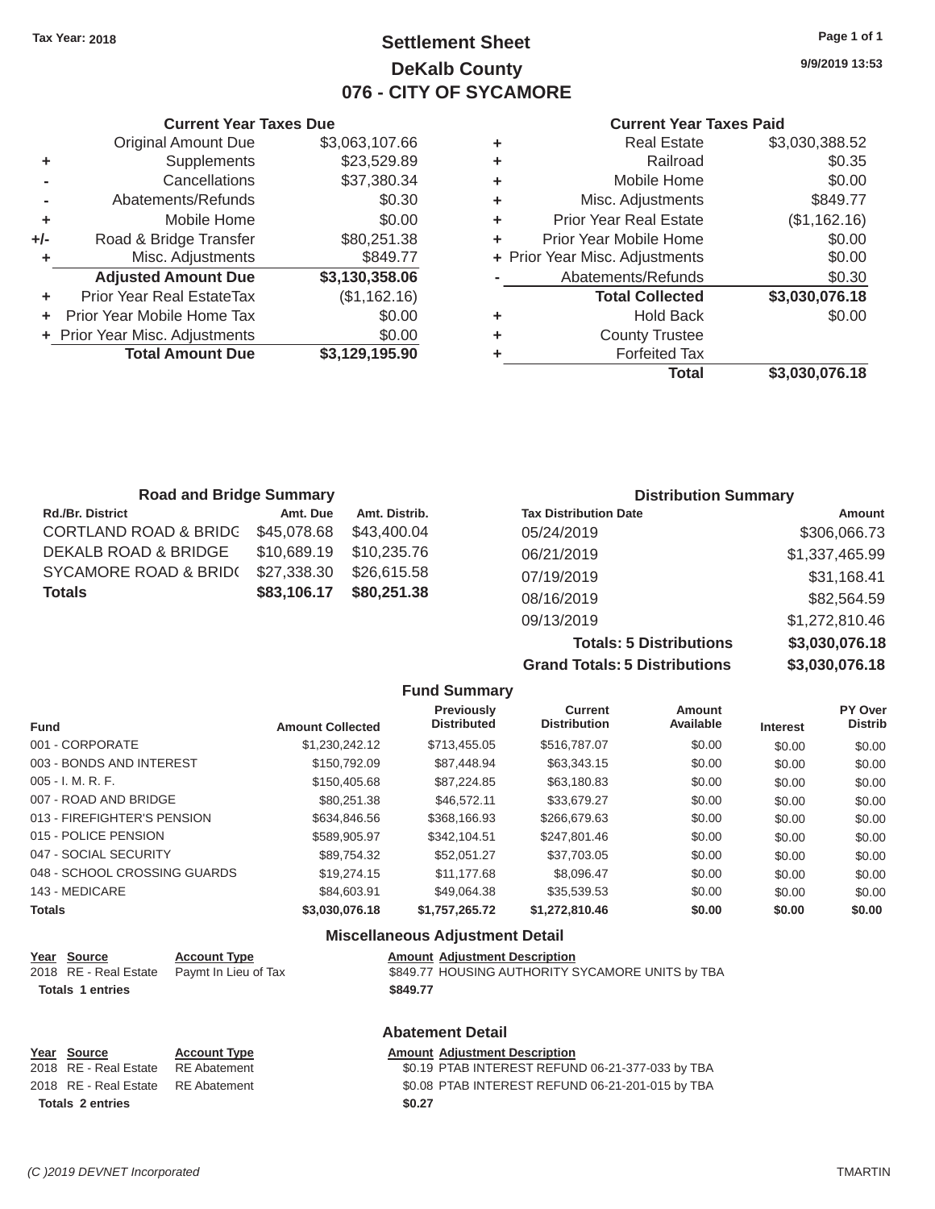Tax Year: 2018

# Settlement Sheet

## DeKalb County

## 076 - CITY OF SYCAMORE

9/9/2019 13:53

### Current Year Taxes Due

| | | |
|---|---|---|
| | Original Amount Due | $3,063,107.66 |
| + | Supplements | $23,529.89 |
| - | Cancellations | $37,380.34 |
| - | Abatements/Refunds | $0.30 |
| + | Mobile Home | $0.00 |
| +/- | Road & Bridge Transfer | $80,251.38 |
| + | Misc. Adjustments | $849.77 |
| | **Adjusted Amount Due** | **$3,130,358.06** |
| + | Prior Year Real EstateTax | ($1,162.16) |
| + | Prior Year Mobile Home Tax | $0.00 |
| + | Prior Year Misc. Adjustments | $0.00 |
| | **Total Amount Due** | **$3,129,195.90** |

### Current Year Taxes Paid

| | | |
|---|---|---|
| + | Real Estate | $3,030,388.52 |
| + | Railroad | $0.35 |
| + | Mobile Home | $0.00 |
| + | Misc. Adjustments | $849.77 |
| + | Prior Year Real Estate | ($1,162.16) |
| + | Prior Year Mobile Home | $0.00 |
| + | Prior Year Misc. Adjustments | $0.00 |
| - | Abatements/Refunds | $0.30 |
| | **Total Collected** | **$3,030,076.18** |
| + | Hold Back | $0.00 |
| + | County Trustee | |
| + | Forfeited Tax | |
| | **Total** | **$3,030,076.18** |

### Road and Bridge Summary

| Rd./Br. District | Amt. Due | Amt. Distrib. |
|---|---|---|
| CORTLAND ROAD & BRIDG | $45,078.68 | $43,400.04 |
| DEKALB ROAD & BRIDGE | $10,689.19 | $10,235.76 |
| SYCAMORE ROAD & BRID( | $27,338.30 | $26,615.58 |
| **Totals** | **$83,106.17** | **$80,251.38** |

### Distribution Summary

| Tax Distribution Date | Amount |
|---|---|
| 05/24/2019 | $306,066.73 |
| 06/21/2019 | $1,337,465.99 |
| 07/19/2019 | $31,168.41 |
| 08/16/2019 | $82,564.59 |
| 09/13/2019 | $1,272,810.46 |
| **Totals: 5 Distributions** | **$3,030,076.18** |
| **Grand Totals: 5 Distributions** | **$3,030,076.18** |

### Fund Summary

| Fund | Amount Collected | Previously Distributed | Current Distribution | Amount Available | Interest | PY Over Distrib |
|---|---|---|---|---|---|---|
| 001 - CORPORATE | $1,230,242.12 | $713,455.05 | $516,787.07 | $0.00 | $0.00 | $0.00 |
| 003 - BONDS AND INTEREST | $150,792.09 | $87,448.94 | $63,343.15 | $0.00 | $0.00 | $0.00 |
| 005 - I. M. R. F. | $150,405.68 | $87,224.85 | $63,180.83 | $0.00 | $0.00 | $0.00 |
| 007 - ROAD AND BRIDGE | $80,251.38 | $46,572.11 | $33,679.27 | $0.00 | $0.00 | $0.00 |
| 013 - FIREFIGHTER'S PENSION | $634,846.56 | $368,166.93 | $266,679.63 | $0.00 | $0.00 | $0.00 |
| 015 - POLICE PENSION | $589,905.97 | $342,104.51 | $247,801.46 | $0.00 | $0.00 | $0.00 |
| 047 - SOCIAL SECURITY | $89,754.32 | $52,051.27 | $37,703.05 | $0.00 | $0.00 | $0.00 |
| 048 - SCHOOL CROSSING GUARDS | $19,274.15 | $11,177.68 | $8,096.47 | $0.00 | $0.00 | $0.00 |
| 143 - MEDICARE | $84,603.91 | $49,064.38 | $35,539.53 | $0.00 | $0.00 | $0.00 |
| **Totals** | **$3,030,076.18** | **$1,757,265.72** | **$1,272,810.46** | **$0.00** | **$0.00** | **$0.00** |

### Miscellaneous Adjustment Detail

| Year | Source | Account Type | Amount | Adjustment Description |
|---|---|---|---|---|
| 2018 | RE - Real Estate | Paymt In Lieu of Tax | $849.77 | HOUSING AUTHORITY SYCAMORE UNITS by TBA |
| **Totals 1 entries** | | | **$849.77** | |

### Abatement Detail

| Year | Source | Account Type | Amount | Adjustment Description |
|---|---|---|---|---|
| 2018 | RE - Real Estate | RE Abatement | $0.19 | PTAB INTEREST REFUND 06-21-377-033 by TBA |
| 2018 | RE - Real Estate | RE Abatement | $0.08 | PTAB INTEREST REFUND 06-21-201-015 by TBA |
| **Totals 2 entries** | | | **$0.27** | |

(C )2019 DEVNET Incorporated TMARTIN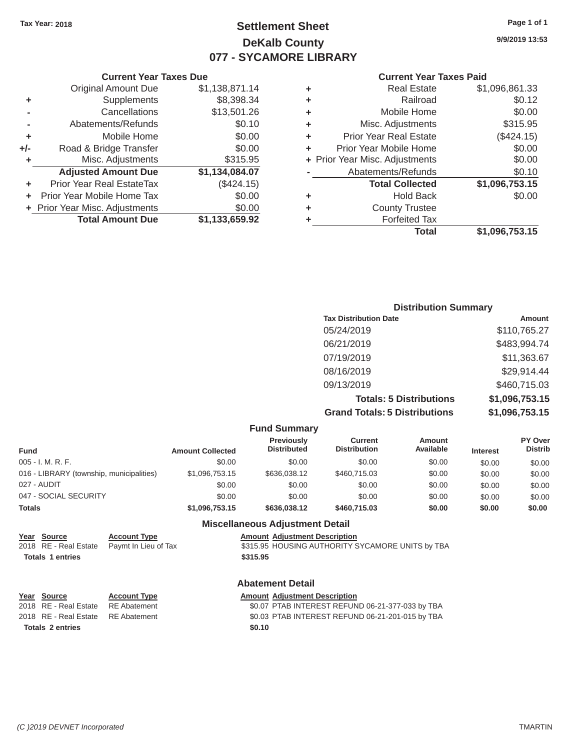Tax Year: 2018

# Settlement Sheet
## DeKalb County
## 077 - SYCAMORE LIBRARY

9/9/2019 13:53

### Current Year Taxes Due

| | | |
|---|---|---|
| | Original Amount Due | $1,138,871.14 |
| + | Supplements | $8,398.34 |
| - | Cancellations | $13,501.26 |
| - | Abatements/Refunds | $0.10 |
| + | Mobile Home | $0.00 |
| +/- | Road & Bridge Transfer | $0.00 |
| + | Misc. Adjustments | $315.95 |
| | **Adjusted Amount Due** | **$1,134,084.07** |
| + | Prior Year Real EstateTax | ($424.15) |
| + | Prior Year Mobile Home Tax | $0.00 |
| + | Prior Year Misc. Adjustments | $0.00 |
| | **Total Amount Due** | **$1,133,659.92** |

### Current Year Taxes Paid

| | | |
|---|---|---|
| + | Real Estate | $1,096,861.33 |
| + | Railroad | $0.12 |
| + | Mobile Home | $0.00 |
| + | Misc. Adjustments | $315.95 |
| + | Prior Year Real Estate | ($424.15) |
| + | Prior Year Mobile Home | $0.00 |
| + | Prior Year Misc. Adjustments | $0.00 |
| - | Abatements/Refunds | $0.10 |
| | **Total Collected** | **$1,096,753.15** |
| + | Hold Back | $0.00 |
| + | County Trustee | |
| + | Forfeited Tax | |
| | **Total** | **$1,096,753.15** |

### Distribution Summary

| Tax Distribution Date | Amount |
|---|---|
| 05/24/2019 | $110,765.27 |
| 06/21/2019 | $483,994.74 |
| 07/19/2019 | $11,363.67 |
| 08/16/2019 | $29,914.44 |
| 09/13/2019 | $460,715.03 |
| **Totals: 5 Distributions** | **$1,096,753.15** |
| **Grand Totals: 5 Distributions** | **$1,096,753.15** |

### Fund Summary

| Fund | Amount Collected | Previously Distributed | Current Distribution | Amount Available | Interest | PY Over Distrib |
|---|---|---|---|---|---|---|
| 005 - I. M. R. F. | $0.00 | $0.00 | $0.00 | $0.00 | $0.00 | $0.00 |
| 016 - LIBRARY (township, municipalities) | $1,096,753.15 | $636,038.12 | $460,715.03 | $0.00 | $0.00 | $0.00 |
| 027 - AUDIT | $0.00 | $0.00 | $0.00 | $0.00 | $0.00 | $0.00 |
| 047 - SOCIAL SECURITY | $0.00 | $0.00 | $0.00 | $0.00 | $0.00 | $0.00 |
| **Totals** | **$1,096,753.15** | **$636,038.12** | **$460,715.03** | **$0.00** | **$0.00** | **$0.00** |

### Miscellaneous Adjustment Detail

| Year | Source | Account Type | Amount | Adjustment Description |
|---|---|---|---|---|
| 2018 | RE - Real Estate | Paymt In Lieu of Tax | $315.95 | HOUSING AUTHORITY SYCAMORE UNITS by TBA |
| **Totals 1 entries** | | | **$315.95** | |

### Abatement Detail

| Year | Source | Account Type | Amount | Adjustment Description |
|---|---|---|---|---|
| 2018 | RE - Real Estate | RE Abatement | $0.07 | PTAB INTEREST REFUND 06-21-377-033 by TBA |
| 2018 | RE - Real Estate | RE Abatement | $0.03 | PTAB INTEREST REFUND 06-21-201-015 by TBA |
| **Totals 2 entries** | | | **$0.10** | |

(C )2019 DEVNET Incorporated — TMARTIN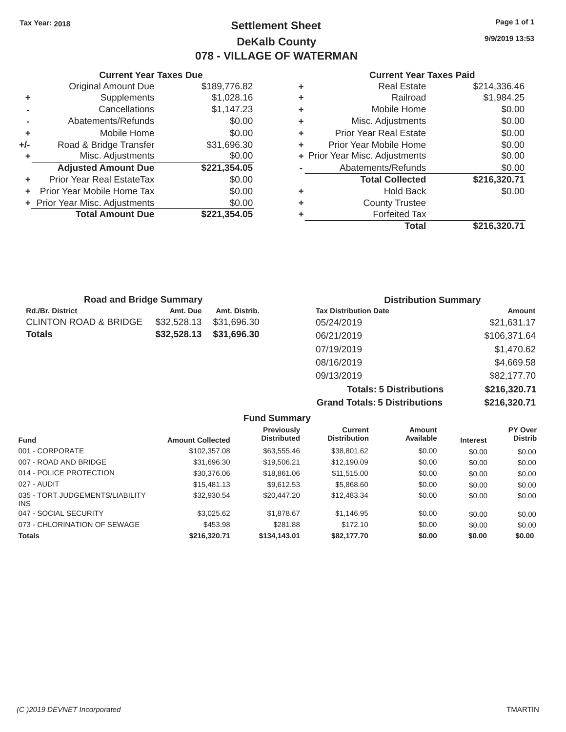Tax Year: 2018

# Settlement Sheet
## DeKalb County
## 078 - VILLAGE OF WATERMAN

9/9/2019 13:53

| | Current Year Taxes Due | |
|---|---|---|
| | Original Amount Due | $189,776.82 |
| + | Supplements | $1,028.16 |
| - | Cancellations | $1,147.23 |
| - | Abatements/Refunds | $0.00 |
| + | Mobile Home | $0.00 |
| +/- | Road & Bridge Transfer | $31,696.30 |
| + | Misc. Adjustments | $0.00 |
| | **Adjusted Amount Due** | **$221,354.05** |
| + | Prior Year Real EstateTax | $0.00 |
| + | Prior Year Mobile Home Tax | $0.00 |
| + | Prior Year Misc. Adjustments | $0.00 |
| | **Total Amount Due** | **$221,354.05** |

| | Current Year Taxes Paid | |
|---|---|---|
| + | Real Estate | $214,336.46 |
| + | Railroad | $1,984.25 |
| + | Mobile Home | $0.00 |
| + | Misc. Adjustments | $0.00 |
| + | Prior Year Real Estate | $0.00 |
| + | Prior Year Mobile Home | $0.00 |
| + | Prior Year Misc. Adjustments | $0.00 |
| - | Abatements/Refunds | $0.00 |
| | **Total Collected** | **$216,320.71** |
| + | Hold Back | $0.00 |
| + | County Trustee | |
| + | Forfeited Tax | |
| | **Total** | **$216,320.71** |

### Road and Bridge Summary

| Rd./Br. District | Amt. Due | Amt. Distrib. |
|---|---|---|
| CLINTON ROAD & BRIDGE | $32,528.13 | $31,696.30 |
| **Totals** | **$32,528.13** | **$31,696.30** |

### Distribution Summary

| Tax Distribution Date | Amount |
|---|---|
| 05/24/2019 | $21,631.17 |
| 06/21/2019 | $106,371.64 |
| 07/19/2019 | $1,470.62 |
| 08/16/2019 | $4,669.58 |
| 09/13/2019 | $82,177.70 |
| **Totals: 5 Distributions** | **$216,320.71** |
| **Grand Totals: 5 Distributions** | **$216,320.71** |

### Fund Summary

| Fund | Amount Collected | Previously Distributed | Current Distribution | Amount Available | Interest | PY Over Distrib |
|---|---|---|---|---|---|---|
| 001 - CORPORATE | $102,357.08 | $63,555.46 | $38,801.62 | $0.00 | $0.00 | $0.00 |
| 007 - ROAD AND BRIDGE | $31,696.30 | $19,506.21 | $12,190.09 | $0.00 | $0.00 | $0.00 |
| 014 - POLICE PROTECTION | $30,376.06 | $18,861.06 | $11,515.00 | $0.00 | $0.00 | $0.00 |
| 027 - AUDIT | $15,481.13 | $9,612.53 | $5,868.60 | $0.00 | $0.00 | $0.00 |
| 035 - TORT JUDGEMENTS/LIABILITY INS | $32,930.54 | $20,447.20 | $12,483.34 | $0.00 | $0.00 | $0.00 |
| 047 - SOCIAL SECURITY | $3,025.62 | $1,878.67 | $1,146.95 | $0.00 | $0.00 | $0.00 |
| 073 - CHLORINATION OF SEWAGE | $453.98 | $281.88 | $172.10 | $0.00 | $0.00 | $0.00 |
| **Totals** | **$216,320.71** | **$134,143.01** | **$82,177.70** | **$0.00** | **$0.00** | **$0.00** |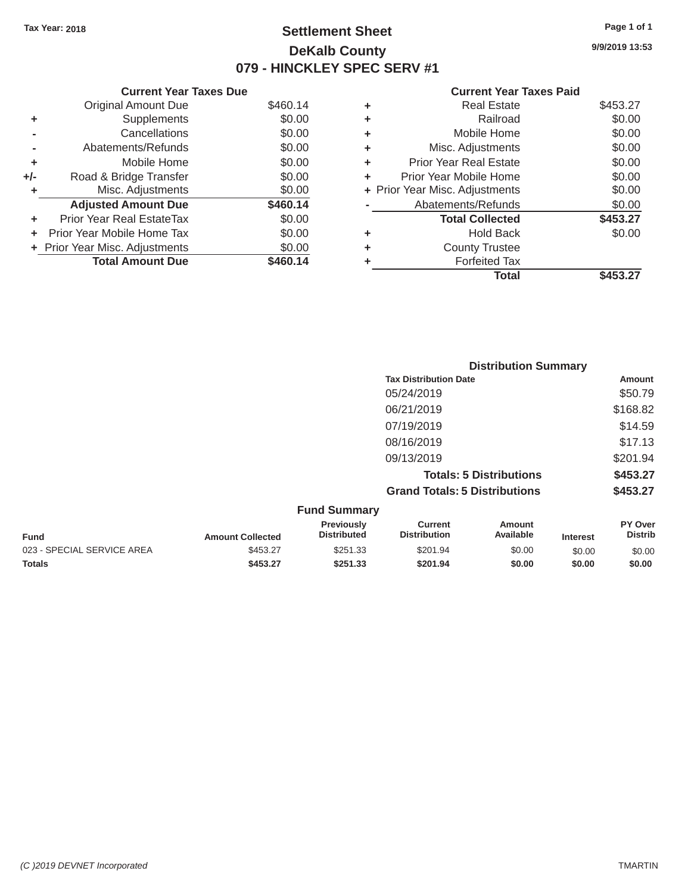Tax Year: 2018

# Settlement Sheet

## DeKalb County

## 079 - HINCKLEY SPEC SERV #1

9/9/2019 13:53

### Current Year Taxes Due

| | | |
|---|---|---|
| | Original Amount Due | $460.14 |
| + | Supplements | $0.00 |
| - | Cancellations | $0.00 |
| - | Abatements/Refunds | $0.00 |
| + | Mobile Home | $0.00 |
| +/- | Road & Bridge Transfer | $0.00 |
| + | Misc. Adjustments | $0.00 |
| | **Adjusted Amount Due** | **$460.14** |
| + | Prior Year Real EstateTax | $0.00 |
| + | Prior Year Mobile Home Tax | $0.00 |
| + | Prior Year Misc. Adjustments | $0.00 |
| | **Total Amount Due** | **$460.14** |

### Current Year Taxes Paid

| | | |
|---|---|---|
| + | Real Estate | $453.27 |
| + | Railroad | $0.00 |
| + | Mobile Home | $0.00 |
| + | Misc. Adjustments | $0.00 |
| + | Prior Year Real Estate | $0.00 |
| + | Prior Year Mobile Home | $0.00 |
| + | Prior Year Misc. Adjustments | $0.00 |
| - | Abatements/Refunds | $0.00 |
| | **Total Collected** | **$453.27** |
| + | Hold Back | $0.00 |
| + | County Trustee | |
| + | Forfeited Tax | |
| | **Total** | **$453.27** |

### Distribution Summary

| Tax Distribution Date | Amount |
|---|---|
| 05/24/2019 | $50.79 |
| 06/21/2019 | $168.82 |
| 07/19/2019 | $14.59 |
| 08/16/2019 | $17.13 |
| 09/13/2019 | $201.94 |
| **Totals: 5 Distributions** | **$453.27** |
| **Grand Totals: 5 Distributions** | **$453.27** |

### Fund Summary

| Fund | Amount Collected | Previously Distributed | Current Distribution | Amount Available | Interest | PY Over Distrib |
|---|---|---|---|---|---|---|
| 023 - SPECIAL SERVICE AREA | $453.27 | $251.33 | $201.94 | $0.00 | $0.00 | $0.00 |
| **Totals** | **$453.27** | **$251.33** | **$201.94** | **$0.00** | **$0.00** | **$0.00** |

(C )2019 DEVNET Incorporated    TMARTIN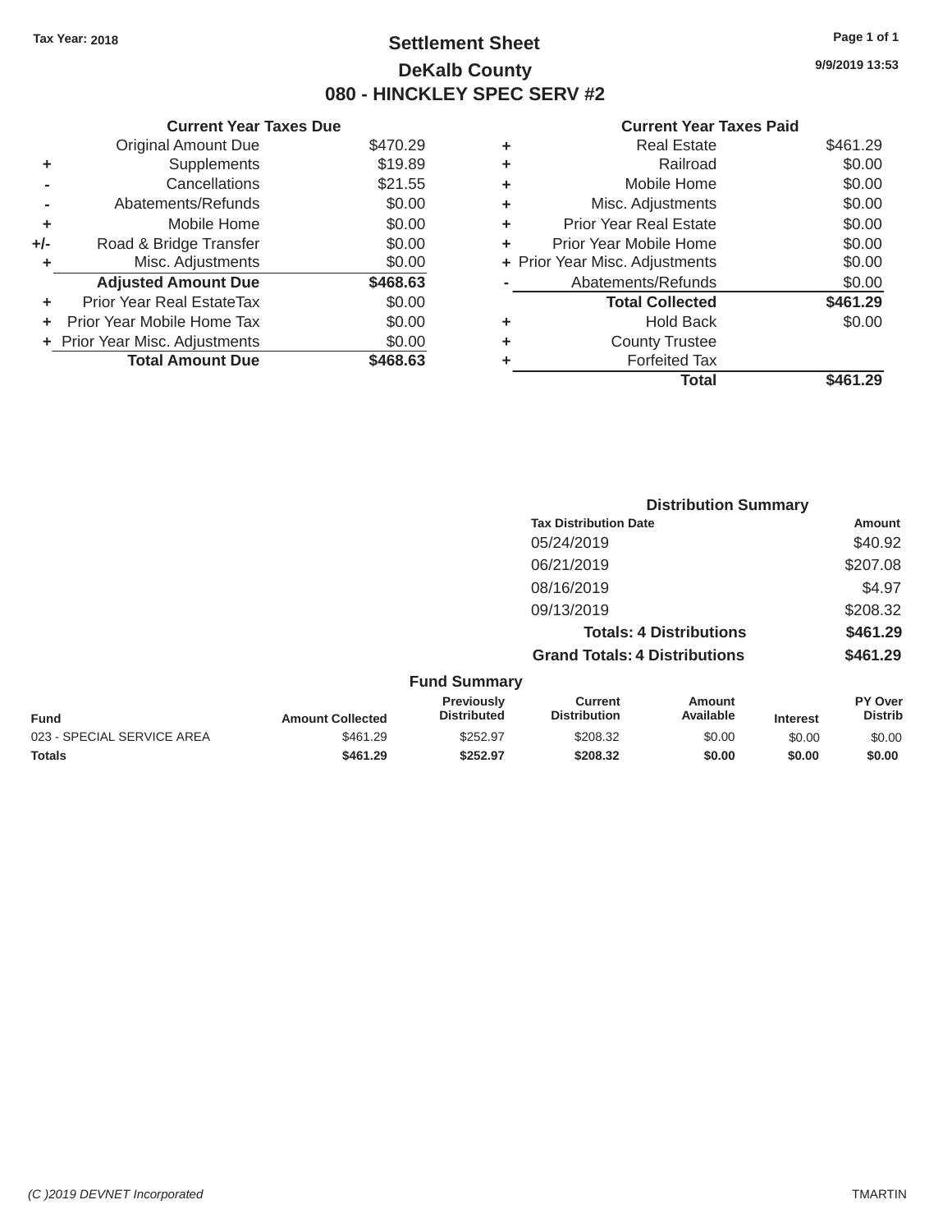Tax Year: 2018

# Settlement Sheet

## DeKalb County

## 080 - HINCKLEY SPEC SERV #2

9/9/2019 13:53

### Current Year Taxes Due

| | | Amount |
|---|---|---|
| | Original Amount Due | $470.29 |
| + | Supplements | $19.89 |
| - | Cancellations | $21.55 |
| - | Abatements/Refunds | $0.00 |
| + | Mobile Home | $0.00 |
| +/- | Road & Bridge Transfer | $0.00 |
| + | Misc. Adjustments | $0.00 |
| | **Adjusted Amount Due** | **$468.63** |
| + | Prior Year Real EstateTax | $0.00 |
| + | Prior Year Mobile Home Tax | $0.00 |
| + | Prior Year Misc. Adjustments | $0.00 |
| | **Total Amount Due** | **$468.63** |

### Current Year Taxes Paid

| | | Amount |
|---|---|---|
| + | Real Estate | $461.29 |
| + | Railroad | $0.00 |
| + | Mobile Home | $0.00 |
| + | Misc. Adjustments | $0.00 |
| + | Prior Year Real Estate | $0.00 |
| + | Prior Year Mobile Home | $0.00 |
| + | Prior Year Misc. Adjustments | $0.00 |
| - | Abatements/Refunds | $0.00 |
| | **Total Collected** | **$461.29** |
| + | Hold Back | $0.00 |
| + | County Trustee | |
| + | Forfeited Tax | |
| | **Total** | **$461.29** |

### Distribution Summary

| Tax Distribution Date | Amount |
|---|---|
| 05/24/2019 | $40.92 |
| 06/21/2019 | $207.08 |
| 08/16/2019 | $4.97 |
| 09/13/2019 | $208.32 |
| **Totals: 4 Distributions** | **$461.29** |
| **Grand Totals: 4 Distributions** | **$461.29** |

### Fund Summary

| Fund | Amount Collected | Previously Distributed | Current Distribution | Amount Available | Interest | PY Over Distrib |
|---|---|---|---|---|---|---|
| 023 - SPECIAL SERVICE AREA | $461.29 | $252.97 | $208.32 | $0.00 | $0.00 | $0.00 |
| **Totals** | **$461.29** | **$252.97** | **$208.32** | **$0.00** | **$0.00** | **$0.00** |

(C )2019 DEVNET Incorporated

TMARTIN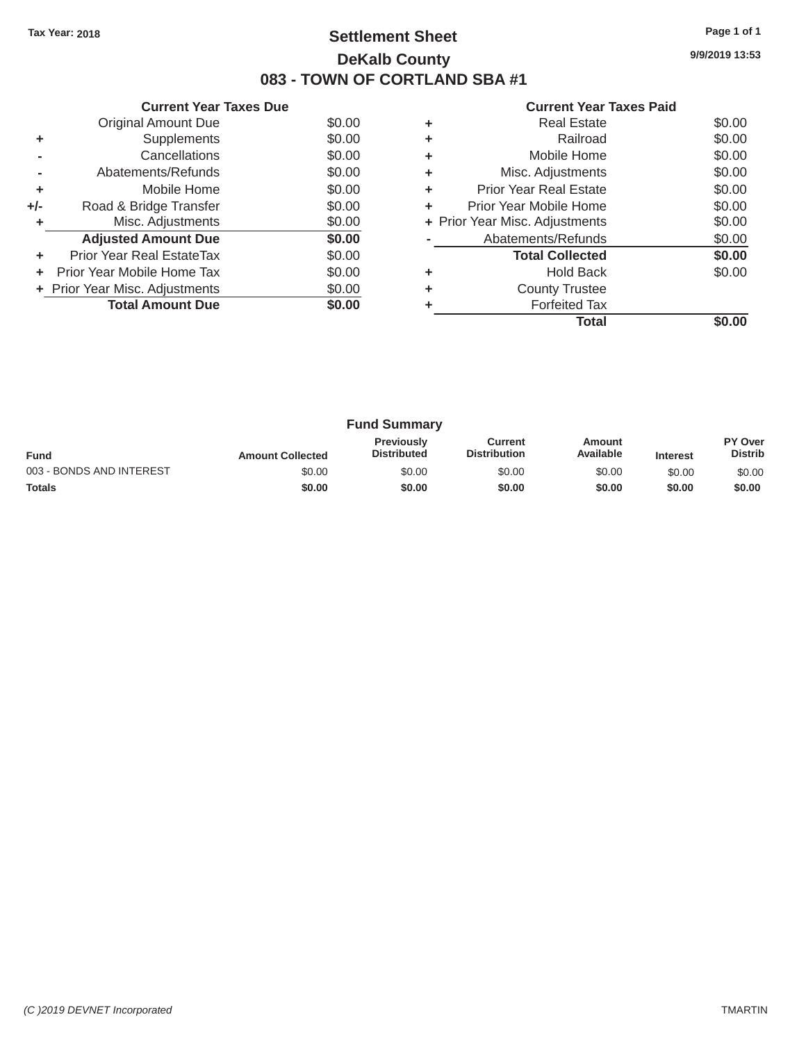**Tax Year: 2018**

# Settlement Sheet

## DeKalb County

## 083 - TOWN OF CORTLAND SBA #1

9/9/2019 13:53

### Current Year Taxes Due

| | | |
|---|---|---|
| | Original Amount Due | $0.00 |
| + | Supplements | $0.00 |
| - | Cancellations | $0.00 |
| - | Abatements/Refunds | $0.00 |
| + | Mobile Home | $0.00 |
| +/- | Road & Bridge Transfer | $0.00 |
| + | Misc. Adjustments | $0.00 |
| | **Adjusted Amount Due** | **$0.00** |
| + | Prior Year Real EstateTax | $0.00 |
| + | Prior Year Mobile Home Tax | $0.00 |
| + | Prior Year Misc. Adjustments | $0.00 |
| | **Total Amount Due** | **$0.00** |

### Current Year Taxes Paid

| | | |
|---|---|---|
| + | Real Estate | $0.00 |
| + | Railroad | $0.00 |
| + | Mobile Home | $0.00 |
| + | Misc. Adjustments | $0.00 |
| + | Prior Year Real Estate | $0.00 |
| + | Prior Year Mobile Home | $0.00 |
| + | Prior Year Misc. Adjustments | $0.00 |
| - | Abatements/Refunds | $0.00 |
| | **Total Collected** | **$0.00** |
| + | Hold Back | $0.00 |
| + | County Trustee | |
| + | Forfeited Tax | |
| | **Total** | **$0.00** |

### Fund Summary

| Fund | Amount Collected | Previously Distributed | Current Distribution | Amount Available | Interest | PY Over Distrib |
|---|---|---|---|---|---|---|
| 003 - BONDS AND INTEREST | $0.00 | $0.00 | $0.00 | $0.00 | $0.00 | $0.00 |
| **Totals** | **$0.00** | **$0.00** | **$0.00** | **$0.00** | **$0.00** | **$0.00** |

*(C )2019 DEVNET Incorporated* TMARTIN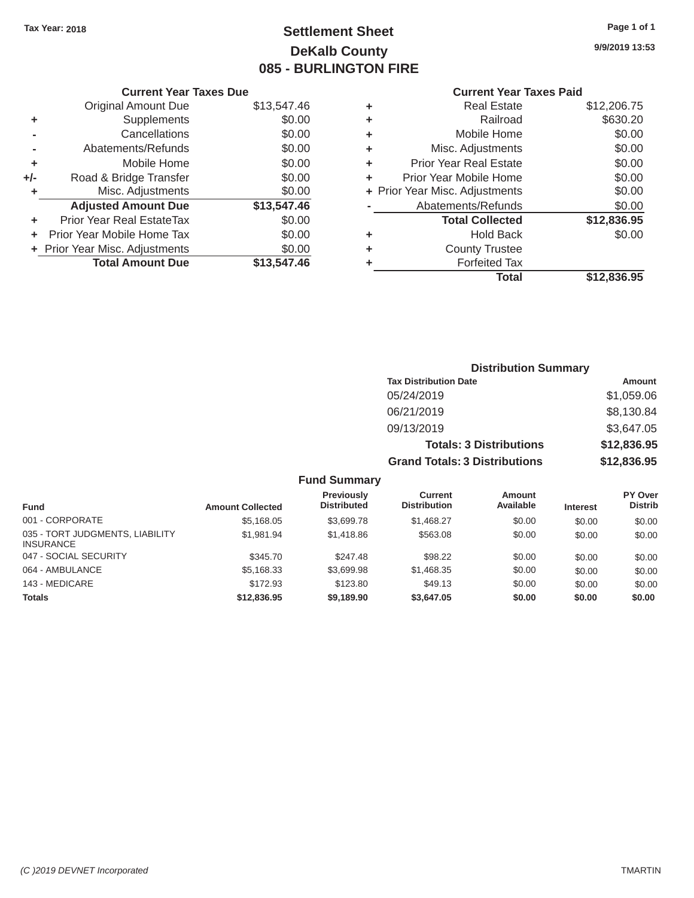Tax Year: 2018

# Settlement Sheet
## DeKalb County
## 085 - BURLINGTON FIRE

9/9/2019 13:53

### Current Year Taxes Due

| | | |
|---|---|---|
| | Original Amount Due | $13,547.46 |
| + | Supplements | $0.00 |
| - | Cancellations | $0.00 |
| - | Abatements/Refunds | $0.00 |
| + | Mobile Home | $0.00 |
| +/- | Road & Bridge Transfer | $0.00 |
| + | Misc. Adjustments | $0.00 |
| | **Adjusted Amount Due** | **$13,547.46** |
| + | Prior Year Real EstateTax | $0.00 |
| + | Prior Year Mobile Home Tax | $0.00 |
| + | Prior Year Misc. Adjustments | $0.00 |
| | **Total Amount Due** | **$13,547.46** |

### Current Year Taxes Paid

| | | |
|---|---|---|
| + | Real Estate | $12,206.75 |
| + | Railroad | $630.20 |
| + | Mobile Home | $0.00 |
| + | Misc. Adjustments | $0.00 |
| + | Prior Year Real Estate | $0.00 |
| + | Prior Year Mobile Home | $0.00 |
| + | Prior Year Misc. Adjustments | $0.00 |
| - | Abatements/Refunds | $0.00 |
| | **Total Collected** | **$12,836.95** |
| + | Hold Back | $0.00 |
| + | County Trustee | |
| + | Forfeited Tax | |
| | **Total** | **$12,836.95** |

### Distribution Summary

| Tax Distribution Date | Amount |
|---|---|
| 05/24/2019 | $1,059.06 |
| 06/21/2019 | $8,130.84 |
| 09/13/2019 | $3,647.05 |
| **Totals: 3 Distributions** | **$12,836.95** |
| **Grand Totals: 3 Distributions** | **$12,836.95** |

### Fund Summary

| Fund | Amount Collected | Previously Distributed | Current Distribution | Amount Available | Interest | PY Over Distrib |
|---|---|---|---|---|---|---|
| 001 - CORPORATE | $5,168.05 | $3,699.78 | $1,468.27 | $0.00 | $0.00 | $0.00 |
| 035 - TORT JUDGMENTS, LIABILITY INSURANCE | $1,981.94 | $1,418.86 | $563.08 | $0.00 | $0.00 | $0.00 |
| 047 - SOCIAL SECURITY | $345.70 | $247.48 | $98.22 | $0.00 | $0.00 | $0.00 |
| 064 - AMBULANCE | $5,168.33 | $3,699.98 | $1,468.35 | $0.00 | $0.00 | $0.00 |
| 143 - MEDICARE | $172.93 | $123.80 | $49.13 | $0.00 | $0.00 | $0.00 |
| **Totals** | **$12,836.95** | **$9,189.90** | **$3,647.05** | **$0.00** | **$0.00** | **$0.00** |

(C )2019 DEVNET Incorporated TMARTIN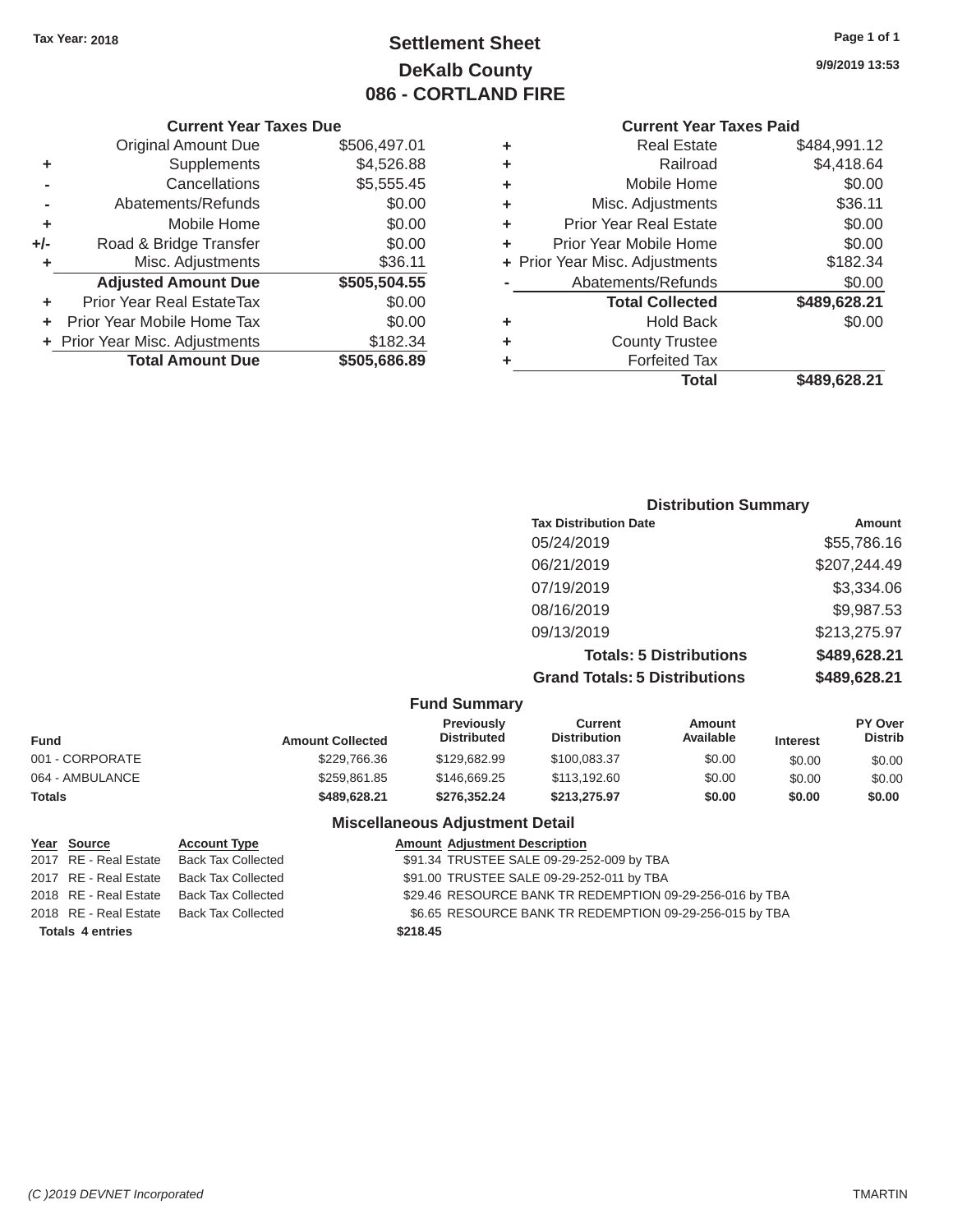Tax Year: 2018

# Settlement Sheet
## DeKalb County
## 086 - CORTLAND FIRE

9/9/2019 13:53

### Current Year Taxes Due

| | | |
|---|---|---|
| | Original Amount Due | $506,497.01 |
| + | Supplements | $4,526.88 |
| - | Cancellations | $5,555.45 |
| - | Abatements/Refunds | $0.00 |
| + | Mobile Home | $0.00 |
| +/- | Road & Bridge Transfer | $0.00 |
| + | Misc. Adjustments | $36.11 |
| | **Adjusted Amount Due** | **$505,504.55** |
| + | Prior Year Real EstateTax | $0.00 |
| + | Prior Year Mobile Home Tax | $0.00 |
| + | Prior Year Misc. Adjustments | $182.34 |
| | **Total Amount Due** | **$505,686.89** |

### Current Year Taxes Paid

| | | |
|---|---|---|
| + | Real Estate | $484,991.12 |
| + | Railroad | $4,418.64 |
| + | Mobile Home | $0.00 |
| + | Misc. Adjustments | $36.11 |
| + | Prior Year Real Estate | $0.00 |
| + | Prior Year Mobile Home | $0.00 |
| + | Prior Year Misc. Adjustments | $182.34 |
| - | Abatements/Refunds | $0.00 |
| | **Total Collected** | **$489,628.21** |
| + | Hold Back | $0.00 |
| + | County Trustee | |
| + | Forfeited Tax | |
| | **Total** | **$489,628.21** |

### Distribution Summary

| Tax Distribution Date | Amount |
|---|---|
| 05/24/2019 | $55,786.16 |
| 06/21/2019 | $207,244.49 |
| 07/19/2019 | $3,334.06 |
| 08/16/2019 | $9,987.53 |
| 09/13/2019 | $213,275.97 |
| **Totals: 5 Distributions** | **$489,628.21** |
| **Grand Totals: 5 Distributions** | **$489,628.21** |

### Fund Summary

| Fund | Amount Collected | Previously Distributed | Current Distribution | Amount Available | Interest | PY Over Distrib |
|---|---|---|---|---|---|---|
| 001 - CORPORATE | $229,766.36 | $129,682.99 | $100,083.37 | $0.00 | $0.00 | $0.00 |
| 064 - AMBULANCE | $259,861.85 | $146,669.25 | $113,192.60 | $0.00 | $0.00 | $0.00 |
| **Totals** | **$489,628.21** | **$276,352.24** | **$213,275.97** | **$0.00** | **$0.00** | **$0.00** |

### Miscellaneous Adjustment Detail

| Year | Source | Account Type | Amount | Adjustment Description |
|---|---|---|---|---|
| 2017 | RE - Real Estate | Back Tax Collected | $91.34 | TRUSTEE SALE 09-29-252-009 by TBA |
| 2017 | RE - Real Estate | Back Tax Collected | $91.00 | TRUSTEE SALE 09-29-252-011 by TBA |
| 2018 | RE - Real Estate | Back Tax Collected | $29.46 | RESOURCE BANK TR REDEMPTION 09-29-256-016 by TBA |
| 2018 | RE - Real Estate | Back Tax Collected | $6.65 | RESOURCE BANK TR REDEMPTION 09-29-256-015 by TBA |
| **Totals 4 entries** | | | **$218.45** | |

(C )2019 DEVNET Incorporated — TMARTIN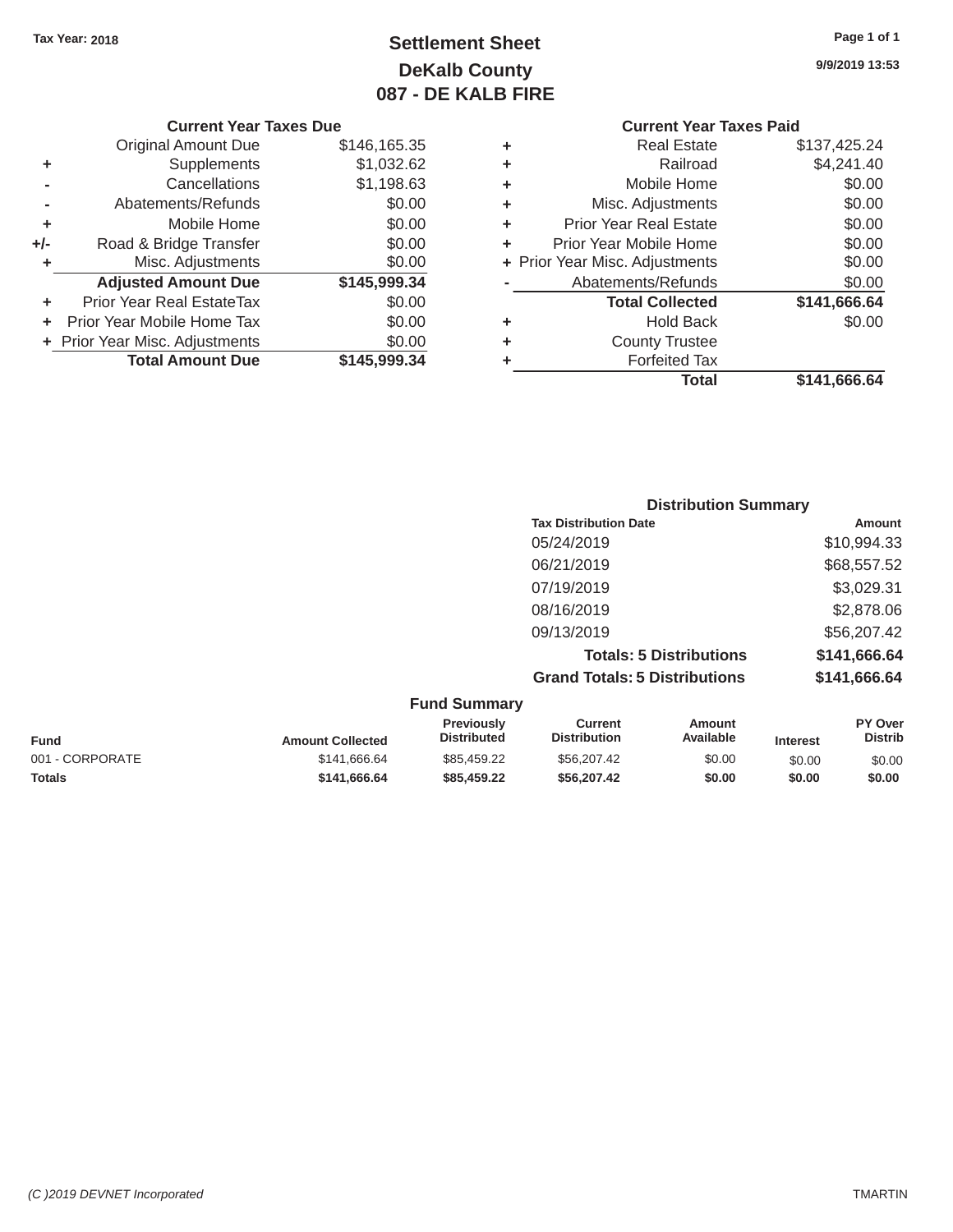Tax Year: 2018

# Settlement Sheet
## DeKalb County
## 087 - DE KALB FIRE

9/9/2019 13:53

### Current Year Taxes Due

| | | |
|---|---|---|
| | Original Amount Due | $146,165.35 |
| + | Supplements | $1,032.62 |
| - | Cancellations | $1,198.63 |
| - | Abatements/Refunds | $0.00 |
| + | Mobile Home | $0.00 |
| +/- | Road & Bridge Transfer | $0.00 |
| + | Misc. Adjustments | $0.00 |
| | **Adjusted Amount Due** | **$145,999.34** |
| + | Prior Year Real EstateTax | $0.00 |
| + | Prior Year Mobile Home Tax | $0.00 |
| + | Prior Year Misc. Adjustments | $0.00 |
| | **Total Amount Due** | **$145,999.34** |

### Current Year Taxes Paid

| | | |
|---|---|---|
| + | Real Estate | $137,425.24 |
| + | Railroad | $4,241.40 |
| + | Mobile Home | $0.00 |
| + | Misc. Adjustments | $0.00 |
| + | Prior Year Real Estate | $0.00 |
| + | Prior Year Mobile Home | $0.00 |
| + | Prior Year Misc. Adjustments | $0.00 |
| - | Abatements/Refunds | $0.00 |
| | **Total Collected** | **$141,666.64** |
| + | Hold Back | $0.00 |
| + | County Trustee | |
| + | Forfeited Tax | |
| | **Total** | **$141,666.64** |

### Distribution Summary

| Tax Distribution Date | Amount |
|---|---|
| 05/24/2019 | $10,994.33 |
| 06/21/2019 | $68,557.52 |
| 07/19/2019 | $3,029.31 |
| 08/16/2019 | $2,878.06 |
| 09/13/2019 | $56,207.42 |
| **Totals: 5 Distributions** | **$141,666.64** |
| **Grand Totals: 5 Distributions** | **$141,666.64** |

### Fund Summary

| Fund | Amount Collected | Previously Distributed | Current Distribution | Amount Available | Interest | PY Over Distrib |
|---|---|---|---|---|---|---|
| 001 - CORPORATE | $141,666.64 | $85,459.22 | $56,207.42 | $0.00 | $0.00 | $0.00 |
| **Totals** | **$141,666.64** | **$85,459.22** | **$56,207.42** | **$0.00** | **$0.00** | **$0.00** |

*(C )2019 DEVNET Incorporated* TMARTIN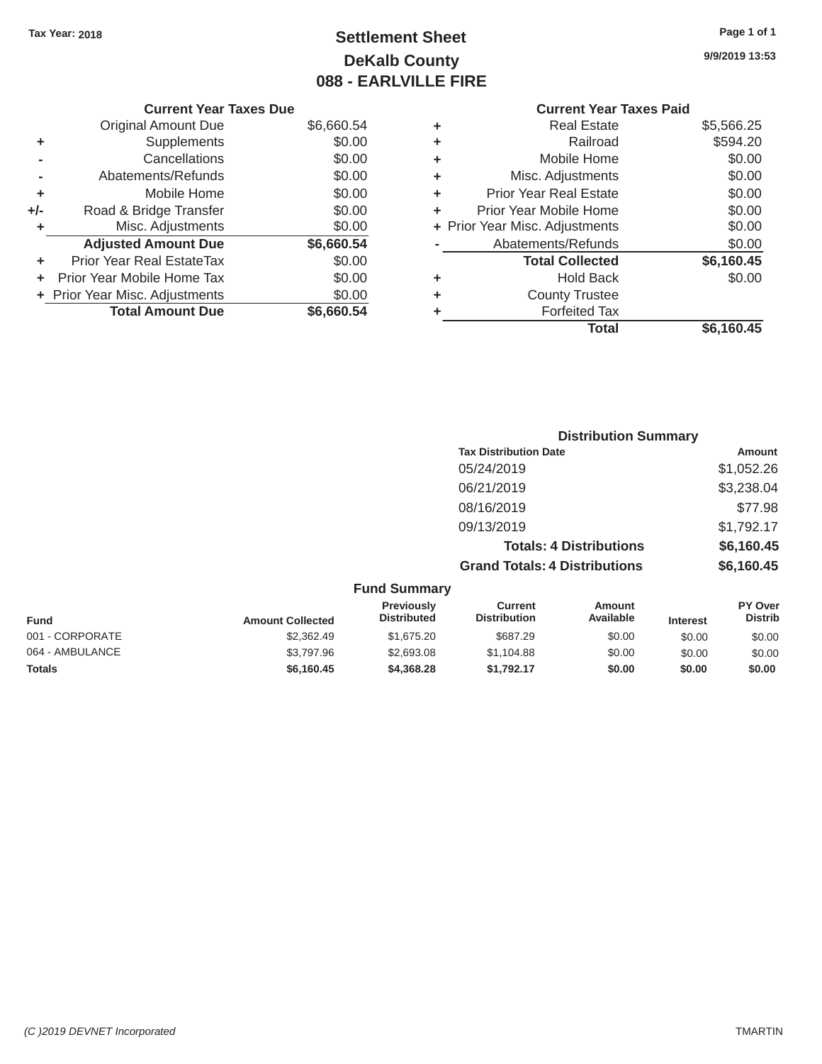Tax Year: 2018

# Settlement Sheet
## DeKalb County
## 088 - EARLVILLE FIRE

9/9/2019 13:53

### Current Year Taxes Due

| | | |
|---|---|---|
| | Original Amount Due | $6,660.54 |
| + | Supplements | $0.00 |
| - | Cancellations | $0.00 |
| - | Abatements/Refunds | $0.00 |
| + | Mobile Home | $0.00 |
| +/- | Road & Bridge Transfer | $0.00 |
| + | Misc. Adjustments | $0.00 |
| | **Adjusted Amount Due** | **$6,660.54** |
| + | Prior Year Real EstateTax | $0.00 |
| + | Prior Year Mobile Home Tax | $0.00 |
| + | Prior Year Misc. Adjustments | $0.00 |
| | **Total Amount Due** | **$6,660.54** |

### Current Year Taxes Paid

| | | |
|---|---|---|
| + | Real Estate | $5,566.25 |
| + | Railroad | $594.20 |
| + | Mobile Home | $0.00 |
| + | Misc. Adjustments | $0.00 |
| + | Prior Year Real Estate | $0.00 |
| + | Prior Year Mobile Home | $0.00 |
| + | Prior Year Misc. Adjustments | $0.00 |
| - | Abatements/Refunds | $0.00 |
| | **Total Collected** | **$6,160.45** |
| + | Hold Back | $0.00 |
| + | County Trustee | |
| + | Forfeited Tax | |
| | **Total** | **$6,160.45** |

### Distribution Summary

| Tax Distribution Date | Amount |
|---|---|
| 05/24/2019 | $1,052.26 |
| 06/21/2019 | $3,238.04 |
| 08/16/2019 | $77.98 |
| 09/13/2019 | $1,792.17 |
| **Totals: 4 Distributions** | **$6,160.45** |
| **Grand Totals: 4 Distributions** | **$6,160.45** |

### Fund Summary

| Fund | Amount Collected | Previously Distributed | Current Distribution | Amount Available | Interest | PY Over Distrib |
|---|---|---|---|---|---|---|
| 001 - CORPORATE | $2,362.49 | $1,675.20 | $687.29 | $0.00 | $0.00 | $0.00 |
| 064 - AMBULANCE | $3,797.96 | $2,693.08 | $1,104.88 | $0.00 | $0.00 | $0.00 |
| **Totals** | **$6,160.45** | **$4,368.28** | **$1,792.17** | **$0.00** | **$0.00** | **$0.00** |

(C )2019 DEVNET Incorporated TMARTIN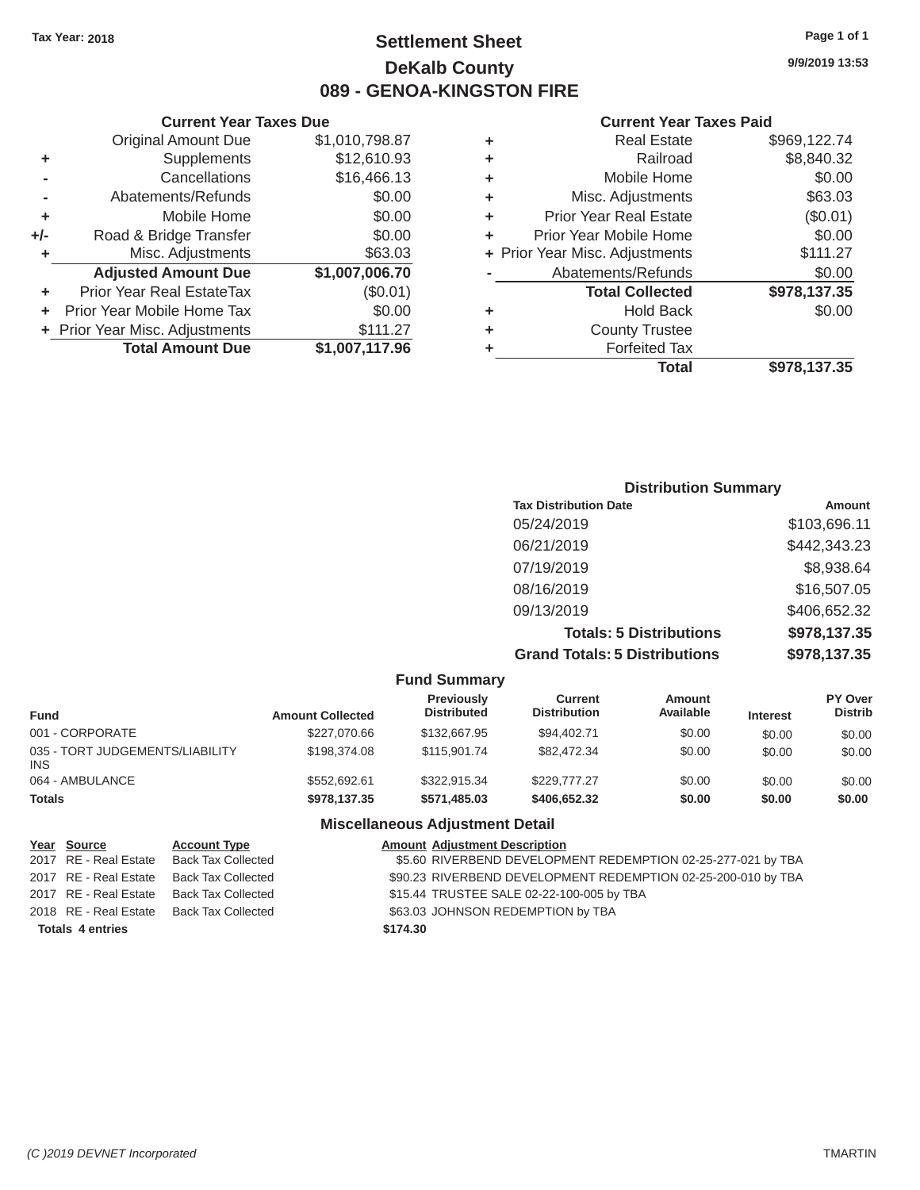Tax Year: 2018

# Settlement Sheet
## DeKalb County
## 089 - GENOA-KINGSTON FIRE

9/9/2019 13:53

### Current Year Taxes Due

| | | |
|---|---|---|
| | Original Amount Due | $1,010,798.87 |
| + | Supplements | $12,610.93 |
| - | Cancellations | $16,466.13 |
| - | Abatements/Refunds | $0.00 |
| + | Mobile Home | $0.00 |
| +/- | Road & Bridge Transfer | $0.00 |
| + | Misc. Adjustments | $63.03 |
| | **Adjusted Amount Due** | **$1,007,006.70** |
| + | Prior Year Real EstateTax | ($0.01) |
| + | Prior Year Mobile Home Tax | $0.00 |
| + | Prior Year Misc. Adjustments | $111.27 |
| | **Total Amount Due** | **$1,007,117.96** |

### Current Year Taxes Paid

| | | |
|---|---|---|
| + | Real Estate | $969,122.74 |
| + | Railroad | $8,840.32 |
| + | Mobile Home | $0.00 |
| + | Misc. Adjustments | $63.03 |
| + | Prior Year Real Estate | ($0.01) |
| + | Prior Year Mobile Home | $0.00 |
| + | Prior Year Misc. Adjustments | $111.27 |
| - | Abatements/Refunds | $0.00 |
| | **Total Collected** | **$978,137.35** |
| + | Hold Back | $0.00 |
| + | County Trustee | |
| + | Forfeited Tax | |
| | **Total** | **$978,137.35** |

### Distribution Summary

| Tax Distribution Date | Amount |
|---|---|
| 05/24/2019 | $103,696.11 |
| 06/21/2019 | $442,343.23 |
| 07/19/2019 | $8,938.64 |
| 08/16/2019 | $16,507.05 |
| 09/13/2019 | $406,652.32 |
| **Totals: 5 Distributions** | **$978,137.35** |
| **Grand Totals: 5 Distributions** | **$978,137.35** |

### Fund Summary

| Fund | Amount Collected | Previously Distributed | Current Distribution | Amount Available | Interest | PY Over Distrib |
|---|---|---|---|---|---|---|
| 001 - CORPORATE | $227,070.66 | $132,667.95 | $94,402.71 | $0.00 | $0.00 | $0.00 |
| 035 - TORT JUDGEMENTS/LIABILITY INS | $198,374.08 | $115,901.74 | $82,472.34 | $0.00 | $0.00 | $0.00 |
| 064 - AMBULANCE | $552,692.61 | $322,915.34 | $229,777.27 | $0.00 | $0.00 | $0.00 |
| **Totals** | **$978,137.35** | **$571,485.03** | **$406,652.32** | **$0.00** | **$0.00** | **$0.00** |

### Miscellaneous Adjustment Detail

| Year | Source | Account Type | Amount | Adjustment Description |
|---|---|---|---|---|
| 2017 | RE - Real Estate | Back Tax Collected | $5.60 | RIVERBEND DEVELOPMENT REDEMPTION 02-25-277-021 by TBA |
| 2017 | RE - Real Estate | Back Tax Collected | $90.23 | RIVERBEND DEVELOPMENT REDEMPTION 02-25-200-010 by TBA |
| 2017 | RE - Real Estate | Back Tax Collected | $15.44 | TRUSTEE SALE 02-22-100-005 by TBA |
| 2018 | RE - Real Estate | Back Tax Collected | $63.03 | JOHNSON REDEMPTION by TBA |
| **Totals** | **4 entries** | | **$174.30** | |

(C )2019 DEVNET Incorporated TMARTIN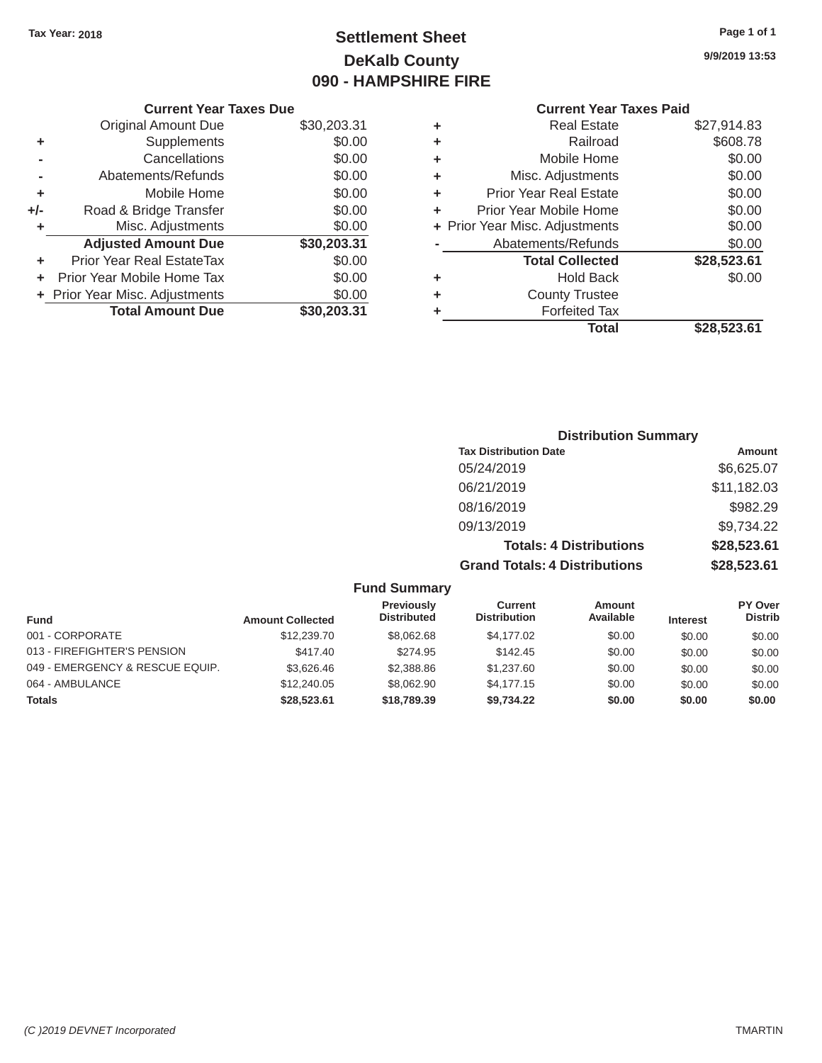Tax Year: 2018

# Settlement Sheet
## DeKalb County
## 090 - HAMPSHIRE FIRE

9/9/2019 13:53

### Current Year Taxes Due

| | | |
|---|---|---|
| | Original Amount Due | $30,203.31 |
| + | Supplements | $0.00 |
| - | Cancellations | $0.00 |
| - | Abatements/Refunds | $0.00 |
| + | Mobile Home | $0.00 |
| +/- | Road & Bridge Transfer | $0.00 |
| + | Misc. Adjustments | $0.00 |
| | **Adjusted Amount Due** | **$30,203.31** |
| + | Prior Year Real EstateTax | $0.00 |
| + | Prior Year Mobile Home Tax | $0.00 |
| + | Prior Year Misc. Adjustments | $0.00 |
| | **Total Amount Due** | **$30,203.31** |

### Current Year Taxes Paid

| | | |
|---|---|---|
| + | Real Estate | $27,914.83 |
| + | Railroad | $608.78 |
| + | Mobile Home | $0.00 |
| + | Misc. Adjustments | $0.00 |
| + | Prior Year Real Estate | $0.00 |
| + | Prior Year Mobile Home | $0.00 |
| + | Prior Year Misc. Adjustments | $0.00 |
| - | Abatements/Refunds | $0.00 |
| | **Total Collected** | **$28,523.61** |
| + | Hold Back | $0.00 |
| + | County Trustee | |
| + | Forfeited Tax | |
| | **Total** | **$28,523.61** |

### Distribution Summary

| Tax Distribution Date | Amount |
|---|---|
| 05/24/2019 | $6,625.07 |
| 06/21/2019 | $11,182.03 |
| 08/16/2019 | $982.29 |
| 09/13/2019 | $9,734.22 |
| **Totals: 4 Distributions** | **$28,523.61** |
| **Grand Totals: 4 Distributions** | **$28,523.61** |

### Fund Summary

| Fund | Amount Collected | Previously Distributed | Current Distribution | Amount Available | Interest | PY Over Distrib |
|---|---|---|---|---|---|---|
| 001 - CORPORATE | $12,239.70 | $8,062.68 | $4,177.02 | $0.00 | $0.00 | $0.00 |
| 013 - FIREFIGHTER'S PENSION | $417.40 | $274.95 | $142.45 | $0.00 | $0.00 | $0.00 |
| 049 - EMERGENCY & RESCUE EQUIP. | $3,626.46 | $2,388.86 | $1,237.60 | $0.00 | $0.00 | $0.00 |
| 064 - AMBULANCE | $12,240.05 | $8,062.90 | $4,177.15 | $0.00 | $0.00 | $0.00 |
| **Totals** | **$28,523.61** | **$18,789.39** | **$9,734.22** | **$0.00** | **$0.00** | **$0.00** |

(C )2019 DEVNET Incorporated TMARTIN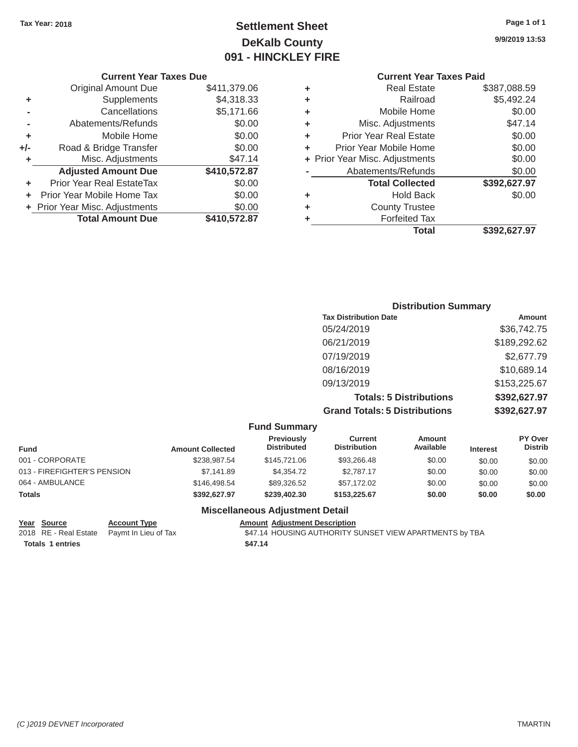Tax Year: 2018

# Settlement Sheet
## DeKalb County
## 091 - HINCKLEY FIRE

9/9/2019 13:53

### Current Year Taxes Due

| | | |
|---|---|---|
| | Original Amount Due | $411,379.06 |
| + | Supplements | $4,318.33 |
| - | Cancellations | $5,171.66 |
| - | Abatements/Refunds | $0.00 |
| + | Mobile Home | $0.00 |
| +/- | Road & Bridge Transfer | $0.00 |
| + | Misc. Adjustments | $47.14 |
| | **Adjusted Amount Due** | **$410,572.87** |
| + | Prior Year Real EstateTax | $0.00 |
| + | Prior Year Mobile Home Tax | $0.00 |
| + | Prior Year Misc. Adjustments | $0.00 |
| | **Total Amount Due** | **$410,572.87** |

### Current Year Taxes Paid

| | | |
|---|---|---|
| + | Real Estate | $387,088.59 |
| + | Railroad | $5,492.24 |
| + | Mobile Home | $0.00 |
| + | Misc. Adjustments | $47.14 |
| + | Prior Year Real Estate | $0.00 |
| + | Prior Year Mobile Home | $0.00 |
| + | Prior Year Misc. Adjustments | $0.00 |
| - | Abatements/Refunds | $0.00 |
| | **Total Collected** | **$392,627.97** |
| + | Hold Back | $0.00 |
| + | County Trustee | |
| + | Forfeited Tax | |
| | **Total** | **$392,627.97** |

### Distribution Summary

| Tax Distribution Date | Amount |
|---|---|
| 05/24/2019 | $36,742.75 |
| 06/21/2019 | $189,292.62 |
| 07/19/2019 | $2,677.79 |
| 08/16/2019 | $10,689.14 |
| 09/13/2019 | $153,225.67 |
| **Totals: 5 Distributions** | **$392,627.97** |
| **Grand Totals: 5 Distributions** | **$392,627.97** |

### Fund Summary

| Fund | Amount Collected | Previously Distributed | Current Distribution | Amount Available | Interest | PY Over Distrib |
|---|---|---|---|---|---|---|
| 001 - CORPORATE | $238,987.54 | $145,721.06 | $93,266.48 | $0.00 | $0.00 | $0.00 |
| 013 - FIREFIGHTER'S PENSION | $7,141.89 | $4,354.72 | $2,787.17 | $0.00 | $0.00 | $0.00 |
| 064 - AMBULANCE | $146,498.54 | $89,326.52 | $57,172.02 | $0.00 | $0.00 | $0.00 |
| **Totals** | **$392,627.97** | **$239,402.30** | **$153,225.67** | **$0.00** | **$0.00** | **$0.00** |

### Miscellaneous Adjustment Detail

| Year | Source | Account Type | Amount | Adjustment Description |
|---|---|---|---|---|
| 2018 | RE - Real Estate | Paymt In Lieu of Tax | $47.14 | HOUSING AUTHORITY SUNSET VIEW APARTMENTS by TBA |
| **Totals** | **1 entries** | | **$47.14** | |

(C )2019 DEVNET Incorporated — TMARTIN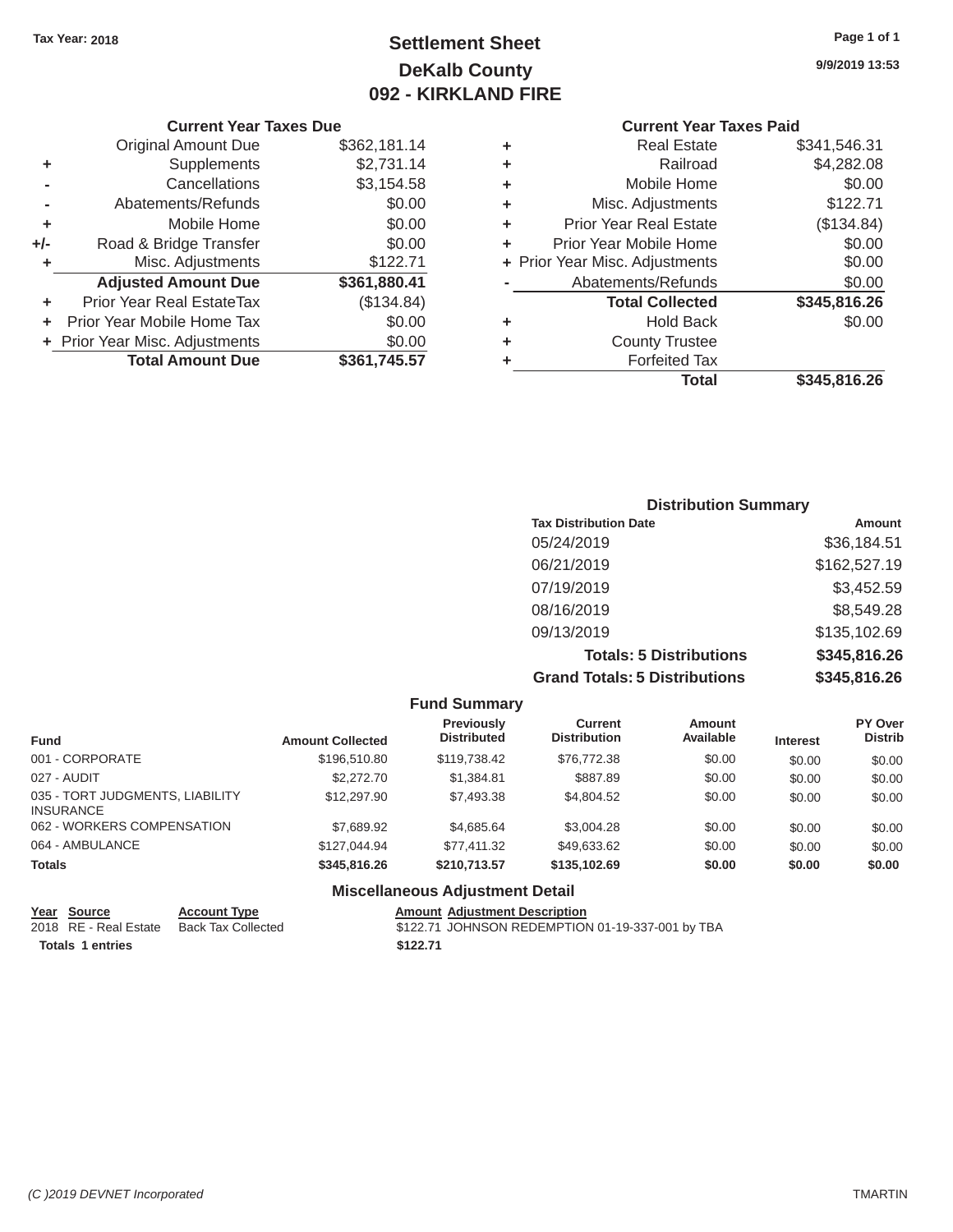Tax Year: 2018

# Settlement Sheet
## DeKalb County
## 092 - KIRKLAND FIRE

9/9/2019 13:53

### Current Year Taxes Due

| | | |
|---|---|---|
| | Original Amount Due | $362,181.14 |
| + | Supplements | $2,731.14 |
| - | Cancellations | $3,154.58 |
| - | Abatements/Refunds | $0.00 |
| + | Mobile Home | $0.00 |
| +/- | Road & Bridge Transfer | $0.00 |
| + | Misc. Adjustments | $122.71 |
| | **Adjusted Amount Due** | **$361,880.41** |
| + | Prior Year Real EstateTax | ($134.84) |
| + | Prior Year Mobile Home Tax | $0.00 |
| + | Prior Year Misc. Adjustments | $0.00 |
| | **Total Amount Due** | **$361,745.57** |

### Current Year Taxes Paid

| | | |
|---|---|---|
| + | Real Estate | $341,546.31 |
| + | Railroad | $4,282.08 |
| + | Mobile Home | $0.00 |
| + | Misc. Adjustments | $122.71 |
| + | Prior Year Real Estate | ($134.84) |
| + | Prior Year Mobile Home | $0.00 |
| + | Prior Year Misc. Adjustments | $0.00 |
| - | Abatements/Refunds | $0.00 |
| | **Total Collected** | **$345,816.26** |
| + | Hold Back | $0.00 |
| + | County Trustee | |
| + | Forfeited Tax | |
| | **Total** | **$345,816.26** |

### Distribution Summary

| Tax Distribution Date | Amount |
|---|---|
| 05/24/2019 | $36,184.51 |
| 06/21/2019 | $162,527.19 |
| 07/19/2019 | $3,452.59 |
| 08/16/2019 | $8,549.28 |
| 09/13/2019 | $135,102.69 |
| **Totals: 5 Distributions** | **$345,816.26** |
| **Grand Totals: 5 Distributions** | **$345,816.26** |

### Fund Summary

| Fund | Amount Collected | Previously Distributed | Current Distribution | Amount Available | Interest | PY Over Distrib |
|---|---|---|---|---|---|---|
| 001 - CORPORATE | $196,510.80 | $119,738.42 | $76,772.38 | $0.00 | $0.00 | $0.00 |
| 027 - AUDIT | $2,272.70 | $1,384.81 | $887.89 | $0.00 | $0.00 | $0.00 |
| 035 - TORT JUDGMENTS, LIABILITY INSURANCE | $12,297.90 | $7,493.38 | $4,804.52 | $0.00 | $0.00 | $0.00 |
| 062 - WORKERS COMPENSATION | $7,689.92 | $4,685.64 | $3,004.28 | $0.00 | $0.00 | $0.00 |
| 064 - AMBULANCE | $127,044.94 | $77,411.32 | $49,633.62 | $0.00 | $0.00 | $0.00 |
| **Totals** | **$345,816.26** | **$210,713.57** | **$135,102.69** | **$0.00** | **$0.00** | **$0.00** |

### Miscellaneous Adjustment Detail

| Year | Source | Account Type | Amount | Adjustment Description |
|---|---|---|---|---|
| 2018 | RE - Real Estate | Back Tax Collected | $122.71 | JOHNSON REDEMPTION 01-19-337-001 by TBA |
| **Totals** | **1 entries** | | **$122.71** | |

(C )2019 DEVNET Incorporated

TMARTIN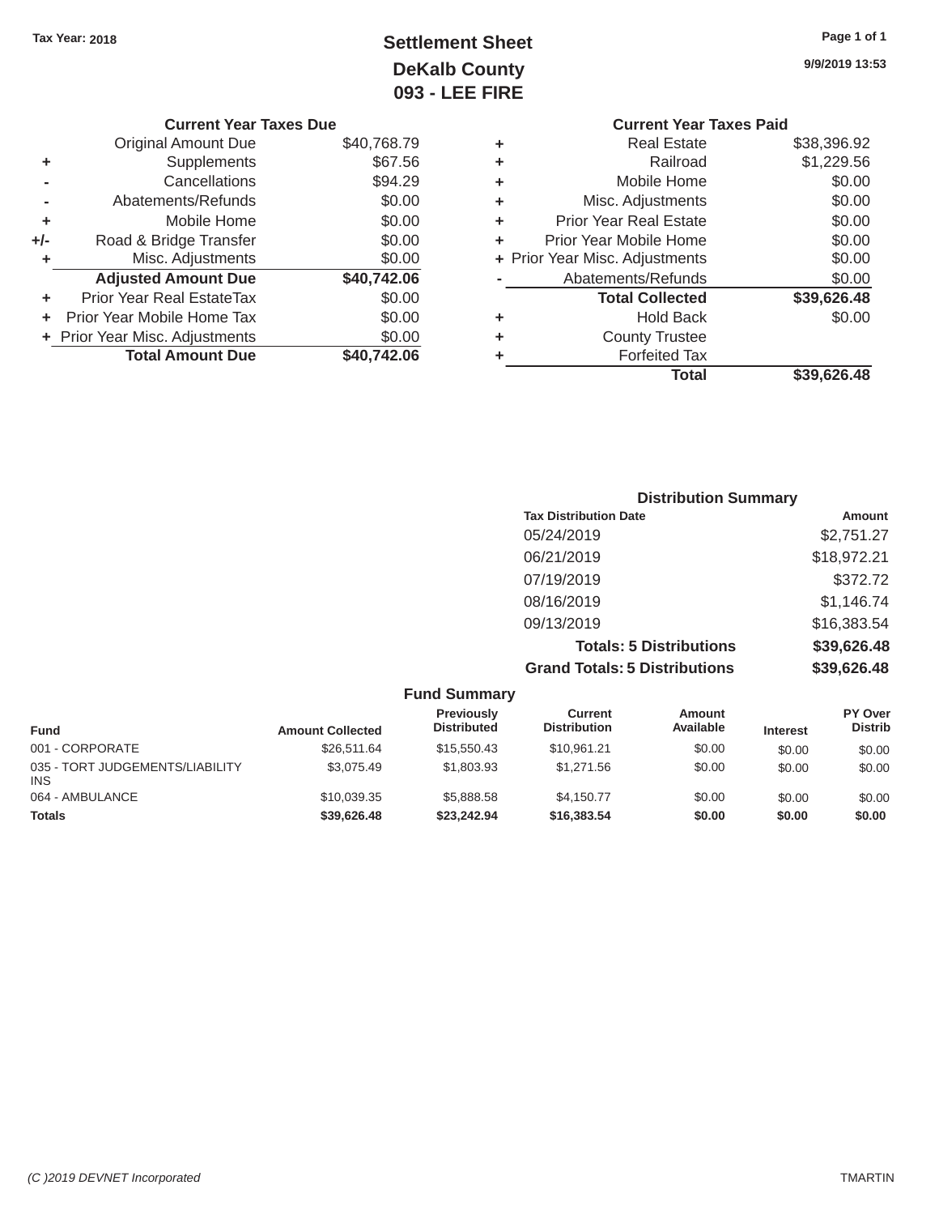Tax Year: 2018

# Settlement Sheet
## DeKalb County
## 093 - LEE FIRE

9/9/2019 13:53

| | Current Year Taxes Due | |
|---|---|---|
| | Original Amount Due | $40,768.79 |
| + | Supplements | $67.56 |
| - | Cancellations | $94.29 |
| - | Abatements/Refunds | $0.00 |
| + | Mobile Home | $0.00 |
| +/- | Road & Bridge Transfer | $0.00 |
| + | Misc. Adjustments | $0.00 |
| | **Adjusted Amount Due** | **$40,742.06** |
| + | Prior Year Real EstateTax | $0.00 |
| + | Prior Year Mobile Home Tax | $0.00 |
| + | Prior Year Misc. Adjustments | $0.00 |
| | **Total Amount Due** | **$40,742.06** |

| | Current Year Taxes Paid | |
|---|---|---|
| + | Real Estate | $38,396.92 |
| + | Railroad | $1,229.56 |
| + | Mobile Home | $0.00 |
| + | Misc. Adjustments | $0.00 |
| + | Prior Year Real Estate | $0.00 |
| + | Prior Year Mobile Home | $0.00 |
| + | Prior Year Misc. Adjustments | $0.00 |
| - | Abatements/Refunds | $0.00 |
| | **Total Collected** | **$39,626.48** |
| + | Hold Back | $0.00 |
| + | County Trustee | |
| + | Forfeited Tax | |
| | **Total** | **$39,626.48** |

### Distribution Summary

| Tax Distribution Date | Amount |
|---|---|
| 05/24/2019 | $2,751.27 |
| 06/21/2019 | $18,972.21 |
| 07/19/2019 | $372.72 |
| 08/16/2019 | $1,146.74 |
| 09/13/2019 | $16,383.54 |
| **Totals: 5 Distributions** | **$39,626.48** |
| **Grand Totals: 5 Distributions** | **$39,626.48** |

### Fund Summary

| Fund | Amount Collected | Previously Distributed | Current Distribution | Amount Available | Interest | PY Over Distrib |
|---|---|---|---|---|---|---|
| 001 - CORPORATE | $26,511.64 | $15,550.43 | $10,961.21 | $0.00 | $0.00 | $0.00 |
| 035 - TORT JUDGEMENTS/LIABILITY INS | $3,075.49 | $1,803.93 | $1,271.56 | $0.00 | $0.00 | $0.00 |
| 064 - AMBULANCE | $10,039.35 | $5,888.58 | $4,150.77 | $0.00 | $0.00 | $0.00 |
| **Totals** | **$39,626.48** | **$23,242.94** | **$16,383.54** | **$0.00** | **$0.00** | **$0.00** |

(C )2019 DEVNET Incorporated

TMARTIN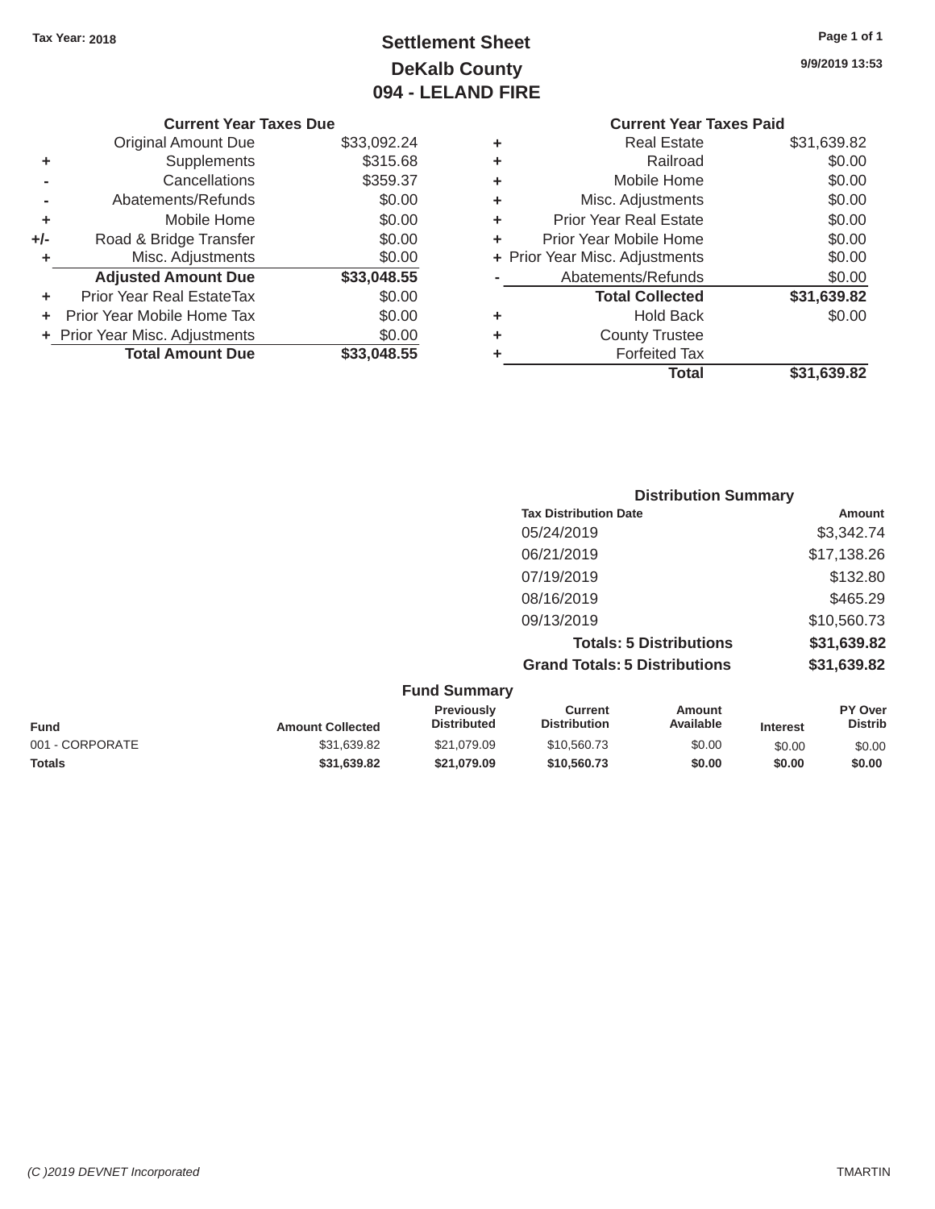Tax Year: 2018

# Settlement Sheet
## DeKalb County
## 094 - LELAND FIRE

9/9/2019 13:53

### Current Year Taxes Due

| | | |
|---|---|---|
| | Original Amount Due | $33,092.24 |
| + | Supplements | $315.68 |
| - | Cancellations | $359.37 |
| - | Abatements/Refunds | $0.00 |
| + | Mobile Home | $0.00 |
| +/- | Road & Bridge Transfer | $0.00 |
| + | Misc. Adjustments | $0.00 |
| | **Adjusted Amount Due** | **$33,048.55** |
| + | Prior Year Real EstateTax | $0.00 |
| + | Prior Year Mobile Home Tax | $0.00 |
| + | Prior Year Misc. Adjustments | $0.00 |
| | **Total Amount Due** | **$33,048.55** |

### Current Year Taxes Paid

| | | |
|---|---|---|
| + | Real Estate | $31,639.82 |
| + | Railroad | $0.00 |
| + | Mobile Home | $0.00 |
| + | Misc. Adjustments | $0.00 |
| + | Prior Year Real Estate | $0.00 |
| + | Prior Year Mobile Home | $0.00 |
| + | Prior Year Misc. Adjustments | $0.00 |
| - | Abatements/Refunds | $0.00 |
| | **Total Collected** | **$31,639.82** |
| + | Hold Back | $0.00 |
| + | County Trustee | |
| + | Forfeited Tax | |
| | **Total** | **$31,639.82** |

### Distribution Summary

| Tax Distribution Date | Amount |
|---|---|
| 05/24/2019 | $3,342.74 |
| 06/21/2019 | $17,138.26 |
| 07/19/2019 | $132.80 |
| 08/16/2019 | $465.29 |
| 09/13/2019 | $10,560.73 |
| **Totals: 5 Distributions** | **$31,639.82** |
| **Grand Totals: 5 Distributions** | **$31,639.82** |

### Fund Summary

| Fund | Amount Collected | Previously Distributed | Current Distribution | Amount Available | Interest | PY Over Distrib |
|---|---|---|---|---|---|---|
| 001 - CORPORATE | $31,639.82 | $21,079.09 | $10,560.73 | $0.00 | $0.00 | $0.00 |
| **Totals** | **$31,639.82** | **$21,079.09** | **$10,560.73** | **$0.00** | **$0.00** | **$0.00** |

*(C )2019 DEVNET Incorporated*

TMARTIN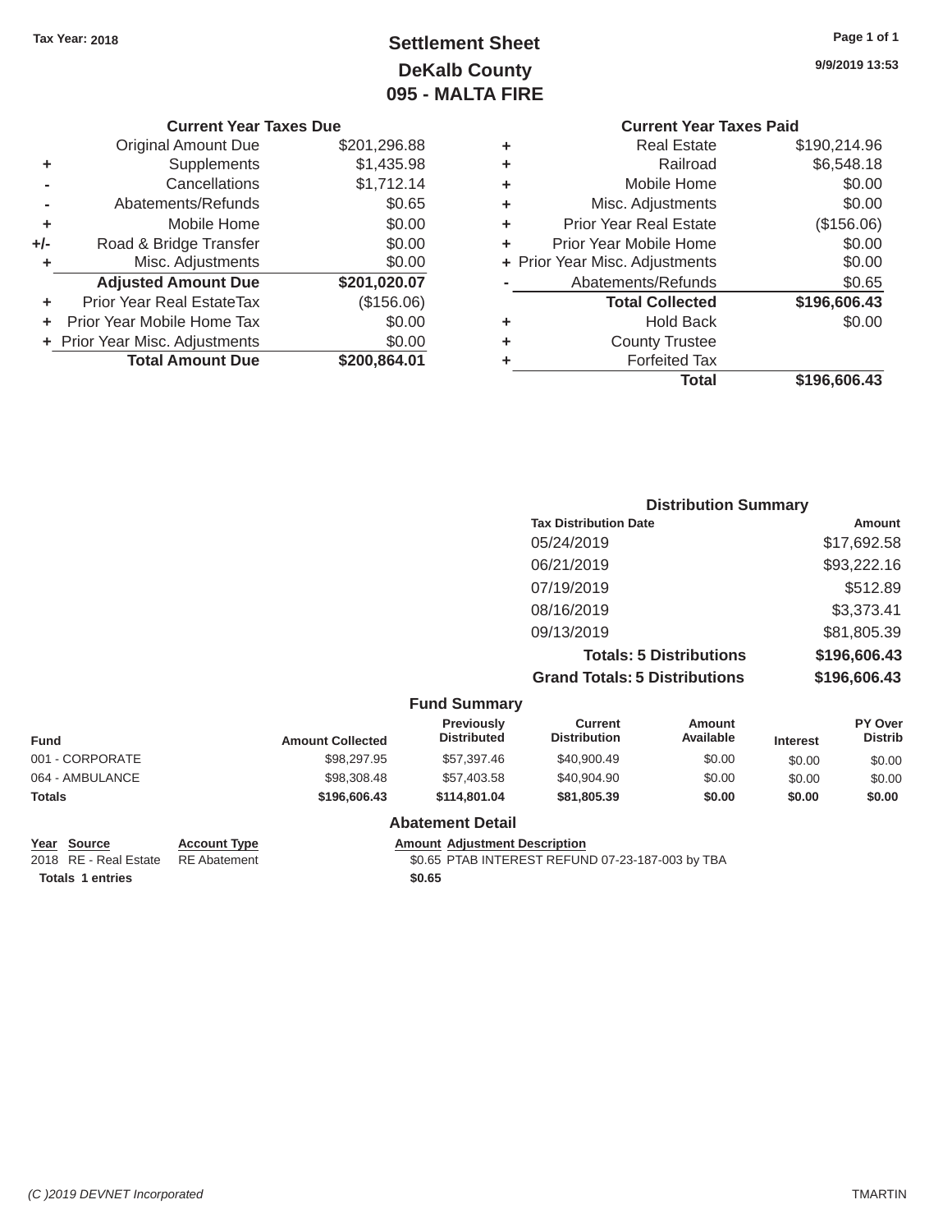Tax Year: 2018

# Settlement Sheet
## DeKalb County
## 095 - MALTA FIRE

9/9/2019 13:53

### Current Year Taxes Due

| | | |
|---|---|---|
| | Original Amount Due | $201,296.88 |
| + | Supplements | $1,435.98 |
| - | Cancellations | $1,712.14 |
| - | Abatements/Refunds | $0.65 |
| + | Mobile Home | $0.00 |
| +/- | Road & Bridge Transfer | $0.00 |
| + | Misc. Adjustments | $0.00 |
| | **Adjusted Amount Due** | **$201,020.07** |
| + | Prior Year Real EstateTax | ($156.06) |
| + | Prior Year Mobile Home Tax | $0.00 |
| + | Prior Year Misc. Adjustments | $0.00 |
| | **Total Amount Due** | **$200,864.01** |

### Current Year Taxes Paid

| | | |
|---|---|---|
| + | Real Estate | $190,214.96 |
| + | Railroad | $6,548.18 |
| + | Mobile Home | $0.00 |
| + | Misc. Adjustments | $0.00 |
| + | Prior Year Real Estate | ($156.06) |
| + | Prior Year Mobile Home | $0.00 |
| + | Prior Year Misc. Adjustments | $0.00 |
| - | Abatements/Refunds | $0.65 |
| | **Total Collected** | **$196,606.43** |
| + | Hold Back | $0.00 |
| + | County Trustee | |
| + | Forfeited Tax | |
| | **Total** | **$196,606.43** |

### Distribution Summary

| Tax Distribution Date | Amount |
|---|---|
| 05/24/2019 | $17,692.58 |
| 06/21/2019 | $93,222.16 |
| 07/19/2019 | $512.89 |
| 08/16/2019 | $3,373.41 |
| 09/13/2019 | $81,805.39 |
| **Totals: 5 Distributions** | **$196,606.43** |
| **Grand Totals: 5 Distributions** | **$196,606.43** |

### Fund Summary

| Fund | Amount Collected | Previously Distributed | Current Distribution | Amount Available | Interest | PY Over Distrib |
|---|---|---|---|---|---|---|
| 001 - CORPORATE | $98,297.95 | $57,397.46 | $40,900.49 | $0.00 | $0.00 | $0.00 |
| 064 - AMBULANCE | $98,308.48 | $57,403.58 | $40,904.90 | $0.00 | $0.00 | $0.00 |
| **Totals** | **$196,606.43** | **$114,801.04** | **$81,805.39** | **$0.00** | **$0.00** | **$0.00** |

### Abatement Detail

| Year | Source | Account Type | Amount | Adjustment Description |
|---|---|---|---|---|
| 2018 | RE - Real Estate | RE Abatement | $0.65 | PTAB INTEREST REFUND 07-23-187-003 by TBA |
| **Totals 1 entries** | | | **$0.65** | |

(C )2019 DEVNET Incorporated TMARTIN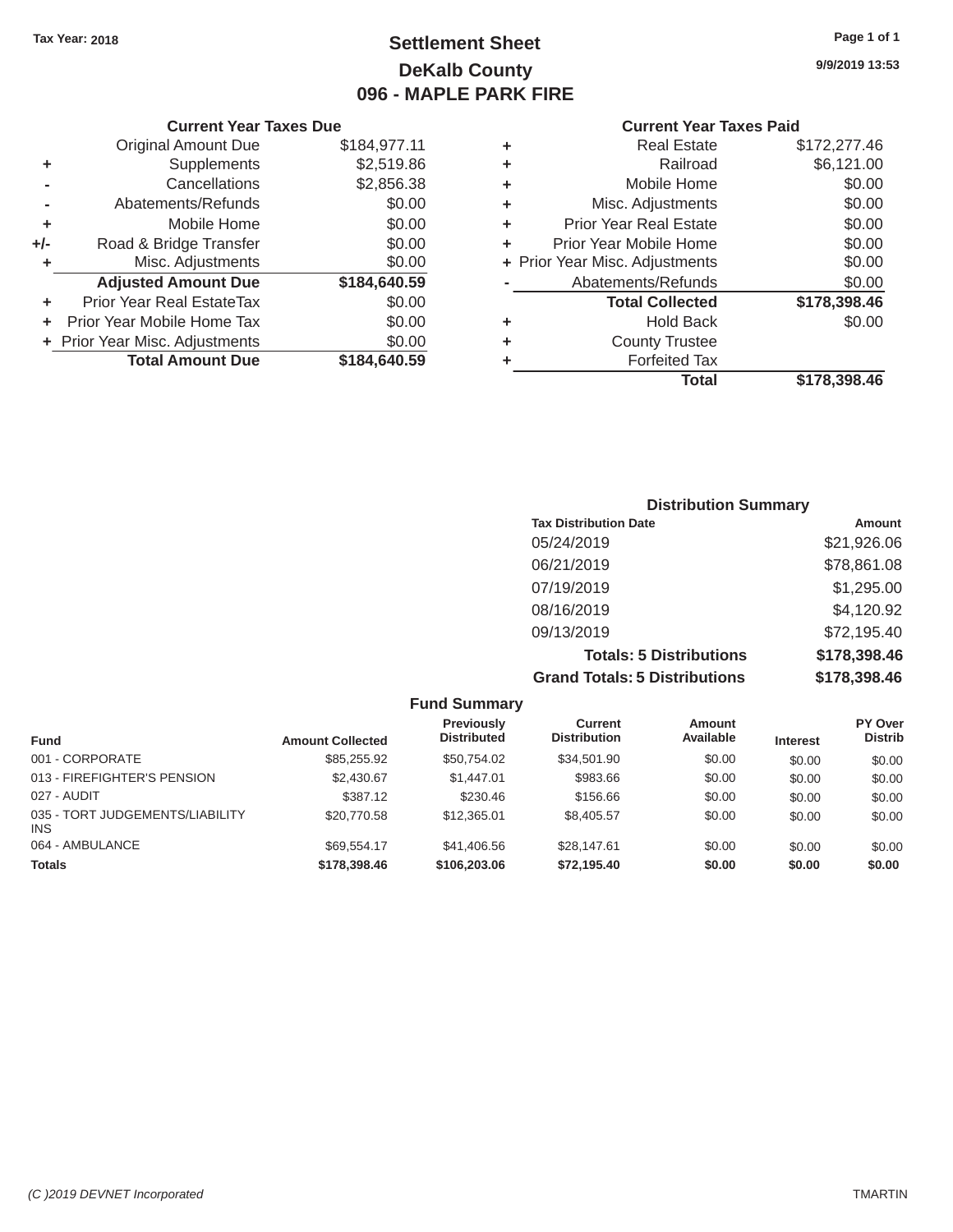Tax Year: 2018

# Settlement Sheet

## DeKalb County

## 096 - MAPLE PARK FIRE

9/9/2019 13:53

### Current Year Taxes Due

| | | |
|---|---|---|
| | Original Amount Due | $184,977.11 |
| + | Supplements | $2,519.86 |
| - | Cancellations | $2,856.38 |
| - | Abatements/Refunds | $0.00 |
| + | Mobile Home | $0.00 |
| +/- | Road & Bridge Transfer | $0.00 |
| + | Misc. Adjustments | $0.00 |
| | **Adjusted Amount Due** | **$184,640.59** |
| + | Prior Year Real EstateTax | $0.00 |
| + | Prior Year Mobile Home Tax | $0.00 |
| + | Prior Year Misc. Adjustments | $0.00 |
| | **Total Amount Due** | **$184,640.59** |

### Current Year Taxes Paid

| | | |
|---|---|---|
| + | Real Estate | $172,277.46 |
| + | Railroad | $6,121.00 |
| + | Mobile Home | $0.00 |
| + | Misc. Adjustments | $0.00 |
| + | Prior Year Real Estate | $0.00 |
| + | Prior Year Mobile Home | $0.00 |
| + | Prior Year Misc. Adjustments | $0.00 |
| - | Abatements/Refunds | $0.00 |
| | **Total Collected** | **$178,398.46** |
| + | Hold Back | $0.00 |
| + | County Trustee | |
| + | Forfeited Tax | |
| | **Total** | **$178,398.46** |

### Distribution Summary

| Tax Distribution Date | Amount |
|---|---|
| 05/24/2019 | $21,926.06 |
| 06/21/2019 | $78,861.08 |
| 07/19/2019 | $1,295.00 |
| 08/16/2019 | $4,120.92 |
| 09/13/2019 | $72,195.40 |
| **Totals: 5 Distributions** | **$178,398.46** |
| **Grand Totals: 5 Distributions** | **$178,398.46** |

### Fund Summary

| Fund | Amount Collected | Previously Distributed | Current Distribution | Amount Available | Interest | PY Over Distrib |
|---|---|---|---|---|---|---|
| 001 - CORPORATE | $85,255.92 | $50,754.02 | $34,501.90 | $0.00 | $0.00 | $0.00 |
| 013 - FIREFIGHTER'S PENSION | $2,430.67 | $1,447.01 | $983.66 | $0.00 | $0.00 | $0.00 |
| 027 - AUDIT | $387.12 | $230.46 | $156.66 | $0.00 | $0.00 | $0.00 |
| 035 - TORT JUDGEMENTS/LIABILITY INS | $20,770.58 | $12,365.01 | $8,405.57 | $0.00 | $0.00 | $0.00 |
| 064 - AMBULANCE | $69,554.17 | $41,406.56 | $28,147.61 | $0.00 | $0.00 | $0.00 |
| **Totals** | **$178,398.46** | **$106,203.06** | **$72,195.40** | **$0.00** | **$0.00** | **$0.00** |

(C )2019 DEVNET Incorporated — TMARTIN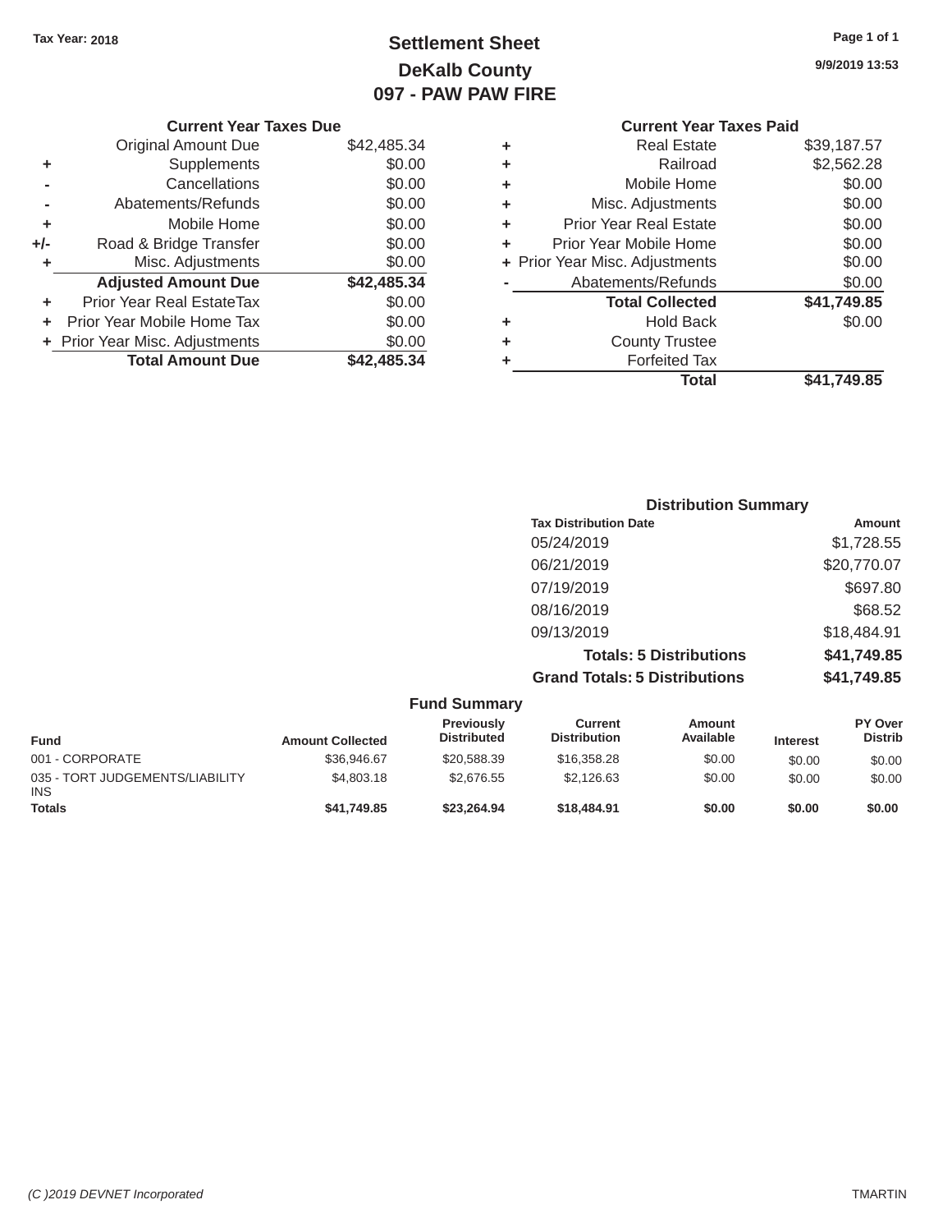Tax Year: 2018

# Settlement Sheet
## DeKalb County
## 097 - PAW PAW FIRE

9/9/2019 13:53

### Current Year Taxes Due

| | | |
|---|---|---|
| | Original Amount Due | $42,485.34 |
| + | Supplements | $0.00 |
| - | Cancellations | $0.00 |
| - | Abatements/Refunds | $0.00 |
| + | Mobile Home | $0.00 |
| +/- | Road & Bridge Transfer | $0.00 |
| + | Misc. Adjustments | $0.00 |
| | **Adjusted Amount Due** | **$42,485.34** |
| + | Prior Year Real EstateTax | $0.00 |
| + | Prior Year Mobile Home Tax | $0.00 |
| + | Prior Year Misc. Adjustments | $0.00 |
| | **Total Amount Due** | **$42,485.34** |

### Current Year Taxes Paid

| | | |
|---|---|---|
| + | Real Estate | $39,187.57 |
| + | Railroad | $2,562.28 |
| + | Mobile Home | $0.00 |
| + | Misc. Adjustments | $0.00 |
| + | Prior Year Real Estate | $0.00 |
| + | Prior Year Mobile Home | $0.00 |
| + | Prior Year Misc. Adjustments | $0.00 |
| - | Abatements/Refunds | $0.00 |
| | **Total Collected** | **$41,749.85** |
| + | Hold Back | $0.00 |
| + | County Trustee | |
| + | Forfeited Tax | |
| | **Total** | **$41,749.85** |

### Distribution Summary

| Tax Distribution Date | Amount |
|---|---|
| 05/24/2019 | $1,728.55 |
| 06/21/2019 | $20,770.07 |
| 07/19/2019 | $697.80 |
| 08/16/2019 | $68.52 |
| 09/13/2019 | $18,484.91 |
| **Totals: 5 Distributions** | **$41,749.85** |
| **Grand Totals: 5 Distributions** | **$41,749.85** |

### Fund Summary

| Fund | Amount Collected | Previously Distributed | Current Distribution | Amount Available | Interest | PY Over Distrib |
|---|---|---|---|---|---|---|
| 001 - CORPORATE | $36,946.67 | $20,588.39 | $16,358.28 | $0.00 | $0.00 | $0.00 |
| 035 - TORT JUDGEMENTS/LIABILITY INS | $4,803.18 | $2,676.55 | $2,126.63 | $0.00 | $0.00 | $0.00 |
| **Totals** | **$41,749.85** | **$23,264.94** | **$18,484.91** | **$0.00** | **$0.00** | **$0.00** |

(C )2019 DEVNET Incorporated

TMARTIN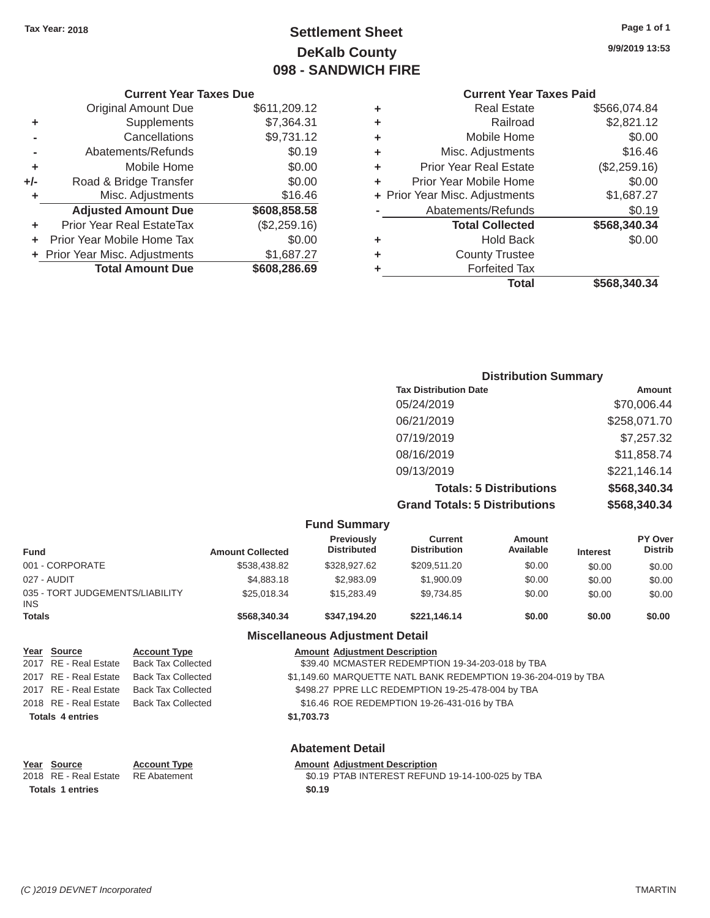Tax Year: 2018

# Settlement Sheet
## DeKalb County
## 098 - SANDWICH FIRE

9/9/2019 13:53

### Current Year Taxes Due

| | | |
|---|---|---|
| | Original Amount Due | $611,209.12 |
| + | Supplements | $7,364.31 |
| - | Cancellations | $9,731.12 |
| - | Abatements/Refunds | $0.19 |
| + | Mobile Home | $0.00 |
| +/- | Road & Bridge Transfer | $0.00 |
| + | Misc. Adjustments | $16.46 |
| | **Adjusted Amount Due** | **$608,858.58** |
| + | Prior Year Real EstateTax | ($2,259.16) |
| + | Prior Year Mobile Home Tax | $0.00 |
| + | Prior Year Misc. Adjustments | $1,687.27 |
| | **Total Amount Due** | **$608,286.69** |

### Current Year Taxes Paid

| | | |
|---|---|---|
| + | Real Estate | $566,074.84 |
| + | Railroad | $2,821.12 |
| + | Mobile Home | $0.00 |
| + | Misc. Adjustments | $16.46 |
| + | Prior Year Real Estate | ($2,259.16) |
| + | Prior Year Mobile Home | $0.00 |
| + | Prior Year Misc. Adjustments | $1,687.27 |
| - | Abatements/Refunds | $0.19 |
| | **Total Collected** | **$568,340.34** |
| + | Hold Back | $0.00 |
| + | County Trustee | |
| + | Forfeited Tax | |
| | **Total** | **$568,340.34** |

### Distribution Summary

| Tax Distribution Date | Amount |
|---|---|
| 05/24/2019 | $70,006.44 |
| 06/21/2019 | $258,071.70 |
| 07/19/2019 | $7,257.32 |
| 08/16/2019 | $11,858.74 |
| 09/13/2019 | $221,146.14 |
| **Totals: 5 Distributions** | **$568,340.34** |
| **Grand Totals: 5 Distributions** | **$568,340.34** |

### Fund Summary

| Fund | Amount Collected | Previously Distributed | Current Distribution | Amount Available | Interest | PY Over Distrib |
|---|---|---|---|---|---|---|
| 001 - CORPORATE | $538,438.82 | $328,927.62 | $209,511.20 | $0.00 | $0.00 | $0.00 |
| 027 - AUDIT | $4,883.18 | $2,983.09 | $1,900.09 | $0.00 | $0.00 | $0.00 |
| 035 - TORT JUDGEMENTS/LIABILITY INS | $25,018.34 | $15,283.49 | $9,734.85 | $0.00 | $0.00 | $0.00 |
| **Totals** | **$568,340.34** | **$347,194.20** | **$221,146.14** | **$0.00** | **$0.00** | **$0.00** |

### Miscellaneous Adjustment Detail

| Year | Source | Account Type | Amount | Adjustment Description |
|---|---|---|---|---|
| 2017 | RE - Real Estate | Back Tax Collected | $39.40 | MCMASTER REDEMPTION 19-34-203-018 by TBA |
| 2017 | RE - Real Estate | Back Tax Collected | $1,149.60 | MARQUETTE NATL BANK REDEMPTION 19-36-204-019 by TBA |
| 2017 | RE - Real Estate | Back Tax Collected | $498.27 | PPRE LLC REDEMPTION 19-25-478-004 by TBA |
| 2018 | RE - Real Estate | Back Tax Collected | $16.46 | ROE REDEMPTION 19-26-431-016 by TBA |
| **Totals 4 entries** | | | **$1,703.73** | |

### Abatement Detail

| Year | Source | Account Type | Amount | Adjustment Description |
|---|---|---|---|---|
| 2018 | RE - Real Estate | RE Abatement | $0.19 | PTAB INTEREST REFUND 19-14-100-025 by TBA |
| **Totals 1 entries** | | | **$0.19** | |

*(C )2019 DEVNET Incorporated* TMARTIN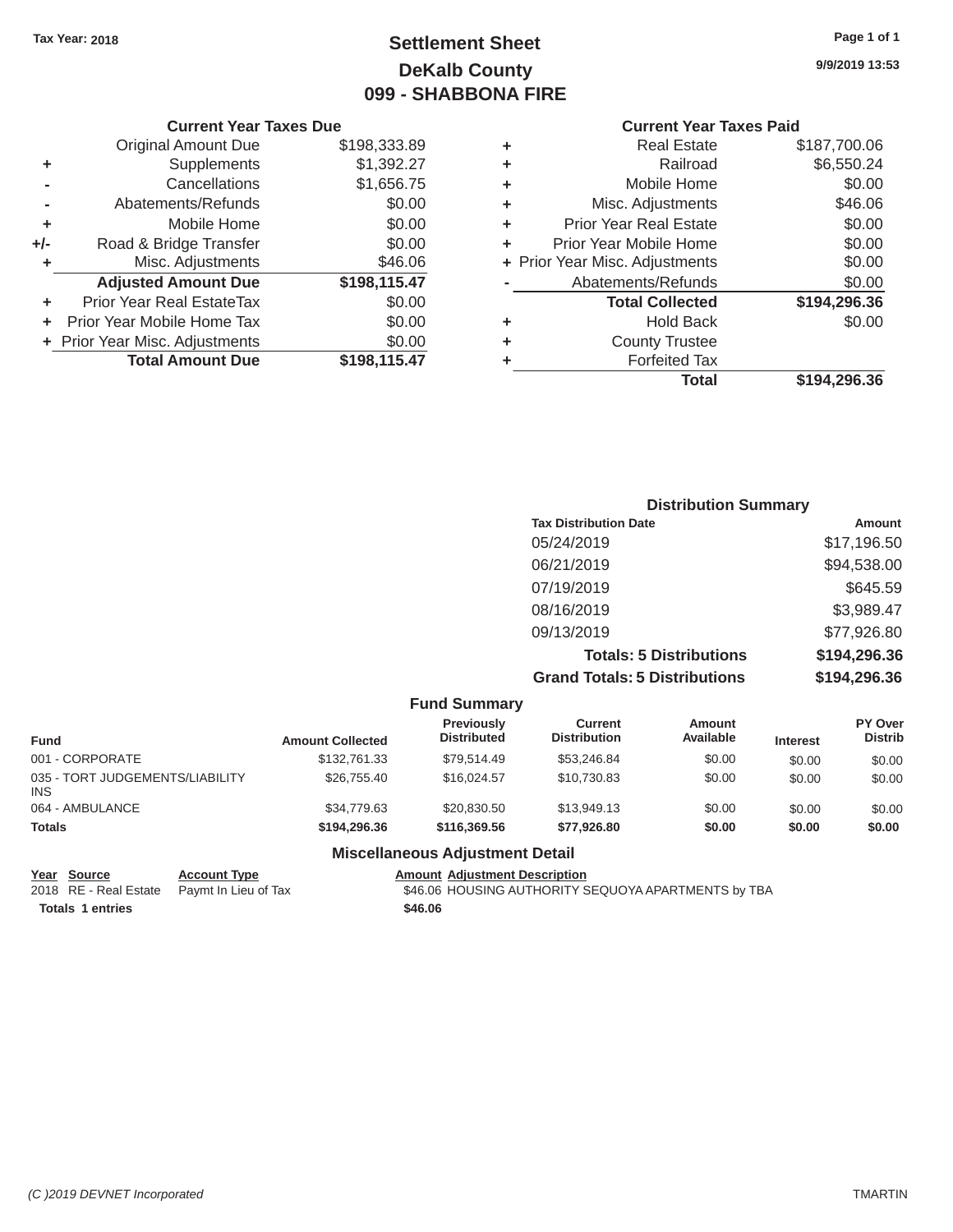Tax Year: 2018

# Settlement Sheet
## DeKalb County
## 099 - SHABBONA FIRE

9/9/2019 13:53

### Current Year Taxes Due

| | | |
|---|---|---|
| | Original Amount Due | $198,333.89 |
| + | Supplements | $1,392.27 |
| - | Cancellations | $1,656.75 |
| - | Abatements/Refunds | $0.00 |
| + | Mobile Home | $0.00 |
| +/- | Road & Bridge Transfer | $0.00 |
| + | Misc. Adjustments | $46.06 |
| | **Adjusted Amount Due** | **$198,115.47** |
| + | Prior Year Real EstateTax | $0.00 |
| + | Prior Year Mobile Home Tax | $0.00 |
| + | Prior Year Misc. Adjustments | $0.00 |
| | **Total Amount Due** | **$198,115.47** |

### Current Year Taxes Paid

| | | |
|---|---|---|
| + | Real Estate | $187,700.06 |
| + | Railroad | $6,550.24 |
| + | Mobile Home | $0.00 |
| + | Misc. Adjustments | $46.06 |
| + | Prior Year Real Estate | $0.00 |
| + | Prior Year Mobile Home | $0.00 |
| + | Prior Year Misc. Adjustments | $0.00 |
| - | Abatements/Refunds | $0.00 |
| | **Total Collected** | **$194,296.36** |
| + | Hold Back | $0.00 |
| + | County Trustee | |
| + | Forfeited Tax | |
| | **Total** | **$194,296.36** |

### Distribution Summary

| Tax Distribution Date | Amount |
|---|---|
| 05/24/2019 | $17,196.50 |
| 06/21/2019 | $94,538.00 |
| 07/19/2019 | $645.59 |
| 08/16/2019 | $3,989.47 |
| 09/13/2019 | $77,926.80 |
| **Totals: 5 Distributions** | **$194,296.36** |
| **Grand Totals: 5 Distributions** | **$194,296.36** |

### Fund Summary

| Fund | Amount Collected | Previously Distributed | Current Distribution | Amount Available | Interest | PY Over Distrib |
|---|---|---|---|---|---|---|
| 001 - CORPORATE | $132,761.33 | $79,514.49 | $53,246.84 | $0.00 | $0.00 | $0.00 |
| 035 - TORT JUDGEMENTS/LIABILITY INS | $26,755.40 | $16,024.57 | $10,730.83 | $0.00 | $0.00 | $0.00 |
| 064 - AMBULANCE | $34,779.63 | $20,830.50 | $13,949.13 | $0.00 | $0.00 | $0.00 |
| **Totals** | **$194,296.36** | **$116,369.56** | **$77,926.80** | **$0.00** | **$0.00** | **$0.00** |

### Miscellaneous Adjustment Detail

| Year | Source | Account Type | Amount | Adjustment Description |
|---|---|---|---|---|
| 2018 | RE - Real Estate | Paymt In Lieu of Tax | $46.06 | HOUSING AUTHORITY SEQUOYA APARTMENTS by TBA |
| **Totals** | **1 entries** | | **$46.06** | |

(C )2019 DEVNET Incorporated TMARTIN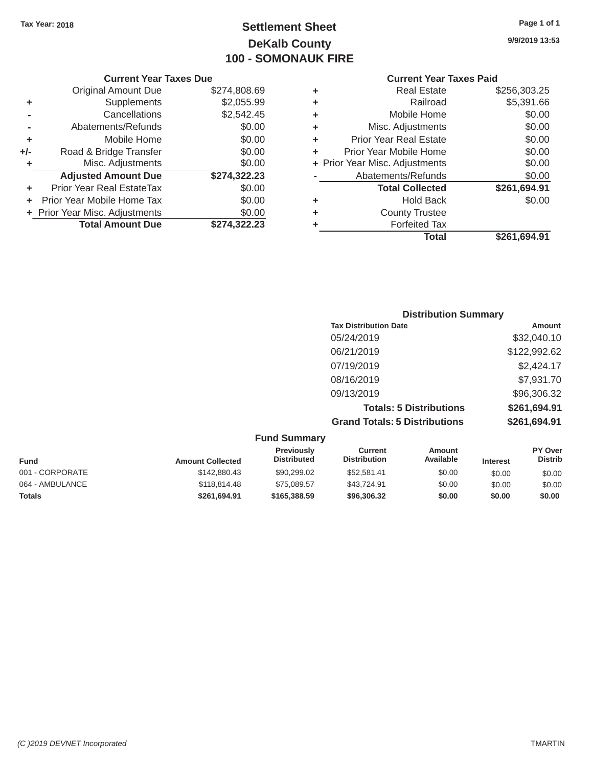Tax Year: 2018

# Settlement Sheet

## DeKalb County

## 100 - SOMONAUK FIRE

9/9/2019 13:53

### Current Year Taxes Due

| | | |
|---|---|---|
| | Original Amount Due | $274,808.69 |
| + | Supplements | $2,055.99 |
| - | Cancellations | $2,542.45 |
| - | Abatements/Refunds | $0.00 |
| + | Mobile Home | $0.00 |
| +/- | Road & Bridge Transfer | $0.00 |
| + | Misc. Adjustments | $0.00 |
| | **Adjusted Amount Due** | **$274,322.23** |
| + | Prior Year Real EstateTax | $0.00 |
| + | Prior Year Mobile Home Tax | $0.00 |
| + | Prior Year Misc. Adjustments | $0.00 |
| | **Total Amount Due** | **$274,322.23** |

### Current Year Taxes Paid

| | | |
|---|---|---|
| + | Real Estate | $256,303.25 |
| + | Railroad | $5,391.66 |
| + | Mobile Home | $0.00 |
| + | Misc. Adjustments | $0.00 |
| + | Prior Year Real Estate | $0.00 |
| + | Prior Year Mobile Home | $0.00 |
| + | Prior Year Misc. Adjustments | $0.00 |
| - | Abatements/Refunds | $0.00 |
| | **Total Collected** | **$261,694.91** |
| + | Hold Back | $0.00 |
| + | County Trustee | |
| + | Forfeited Tax | |
| | **Total** | **$261,694.91** |

### Distribution Summary

| Tax Distribution Date | Amount |
|---|---|
| 05/24/2019 | $32,040.10 |
| 06/21/2019 | $122,992.62 |
| 07/19/2019 | $2,424.17 |
| 08/16/2019 | $7,931.70 |
| 09/13/2019 | $96,306.32 |
| **Totals: 5 Distributions** | **$261,694.91** |
| **Grand Totals: 5 Distributions** | **$261,694.91** |

### Fund Summary

| Fund | Amount Collected | Previously Distributed | Current Distribution | Amount Available | Interest | PY Over Distrib |
|---|---|---|---|---|---|---|
| 001 - CORPORATE | $142,880.43 | $90,299.02 | $52,581.41 | $0.00 | $0.00 | $0.00 |
| 064 - AMBULANCE | $118,814.48 | $75,089.57 | $43,724.91 | $0.00 | $0.00 | $0.00 |
| **Totals** | **$261,694.91** | **$165,388.59** | **$96,306.32** | **$0.00** | **$0.00** | **$0.00** |

(C )2019 DEVNET Incorporated TMARTIN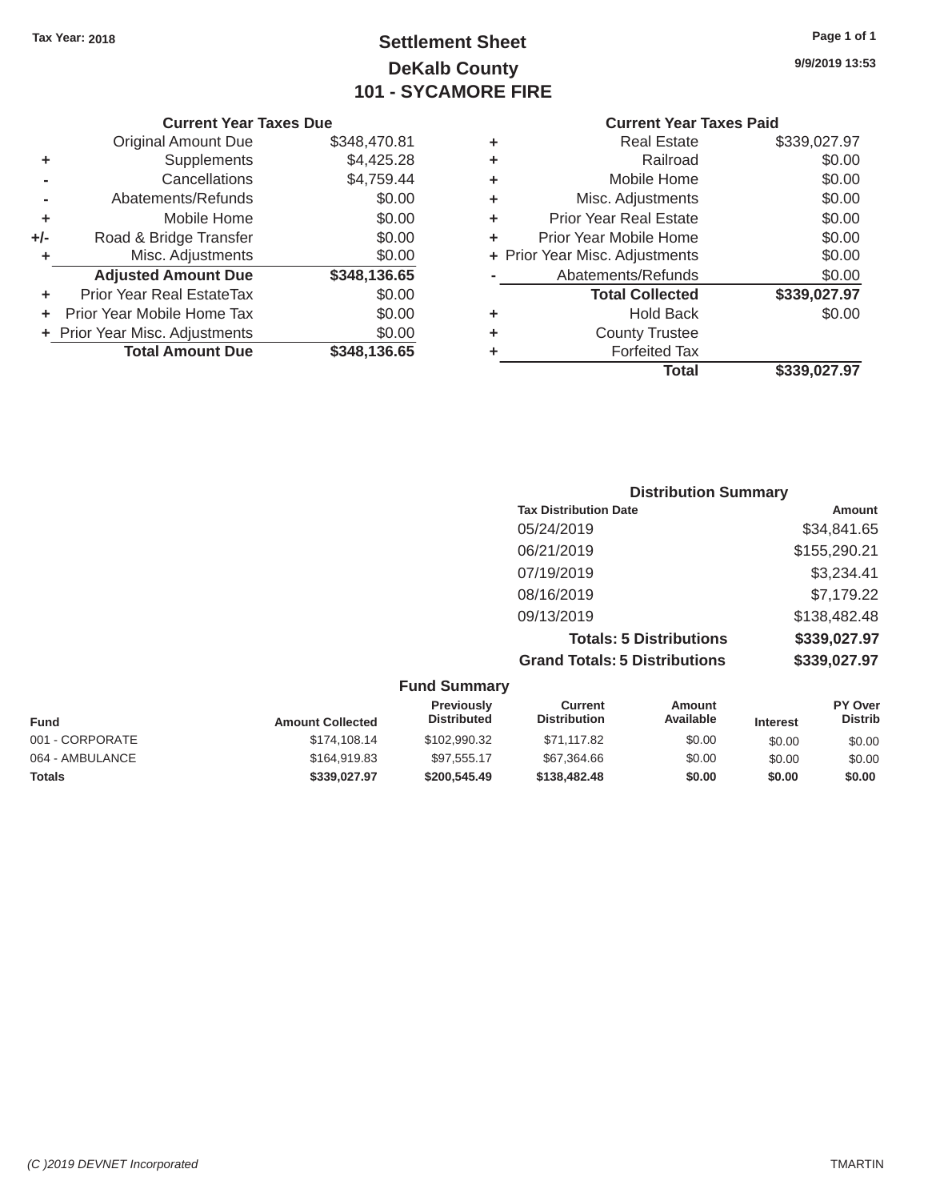Tax Year: 2018

# Settlement Sheet
## DeKalb County
## 101 - SYCAMORE FIRE

9/9/2019 13:53

### Current Year Taxes Due

| | | |
|---|---|---|
| | Original Amount Due | $348,470.81 |
| + | Supplements | $4,425.28 |
| - | Cancellations | $4,759.44 |
| - | Abatements/Refunds | $0.00 |
| + | Mobile Home | $0.00 |
| +/- | Road & Bridge Transfer | $0.00 |
| + | Misc. Adjustments | $0.00 |
| | **Adjusted Amount Due** | **$348,136.65** |
| + | Prior Year Real EstateTax | $0.00 |
| + | Prior Year Mobile Home Tax | $0.00 |
| + | Prior Year Misc. Adjustments | $0.00 |
| | **Total Amount Due** | **$348,136.65** |

### Current Year Taxes Paid

| | | |
|---|---|---|
| + | Real Estate | $339,027.97 |
| + | Railroad | $0.00 |
| + | Mobile Home | $0.00 |
| + | Misc. Adjustments | $0.00 |
| + | Prior Year Real Estate | $0.00 |
| + | Prior Year Mobile Home | $0.00 |
| + | Prior Year Misc. Adjustments | $0.00 |
| - | Abatements/Refunds | $0.00 |
| | **Total Collected** | **$339,027.97** |
| + | Hold Back | $0.00 |
| + | County Trustee | |
| + | Forfeited Tax | |
| | **Total** | **$339,027.97** |

### Distribution Summary

| Tax Distribution Date | Amount |
|---|---|
| 05/24/2019 | $34,841.65 |
| 06/21/2019 | $155,290.21 |
| 07/19/2019 | $3,234.41 |
| 08/16/2019 | $7,179.22 |
| 09/13/2019 | $138,482.48 |
| **Totals: 5 Distributions** | **$339,027.97** |
| **Grand Totals: 5 Distributions** | **$339,027.97** |

### Fund Summary

| Fund | Amount Collected | Previously Distributed | Current Distribution | Amount Available | Interest | PY Over Distrib |
|---|---|---|---|---|---|---|
| 001 - CORPORATE | $174,108.14 | $102,990.32 | $71,117.82 | $0.00 | $0.00 | $0.00 |
| 064 - AMBULANCE | $164,919.83 | $97,555.17 | $67,364.66 | $0.00 | $0.00 | $0.00 |
| **Totals** | **$339,027.97** | **$200,545.49** | **$138,482.48** | **$0.00** | **$0.00** | **$0.00** |

*(C )2019 DEVNET Incorporated* TMARTIN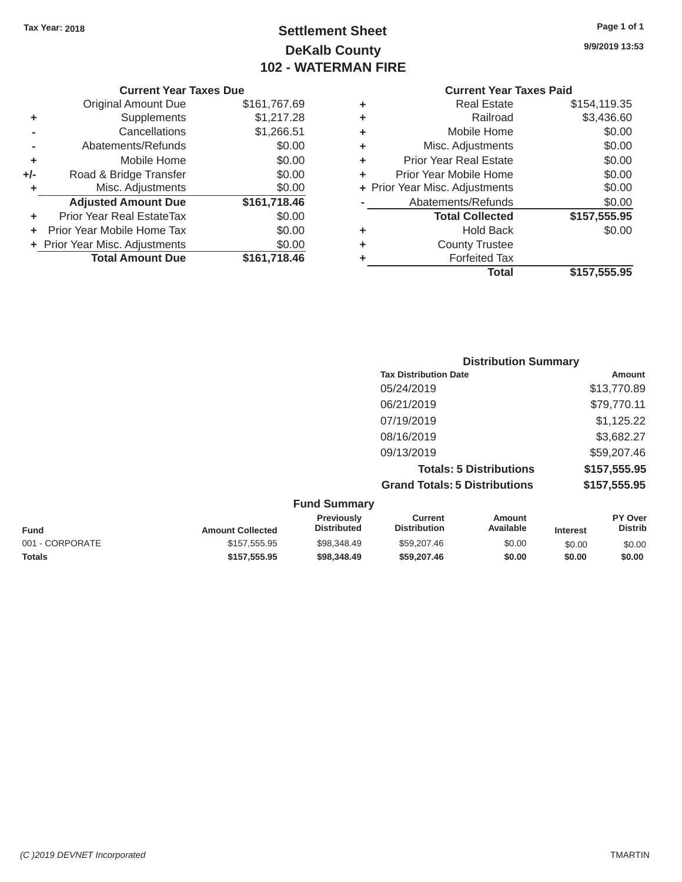Tax Year: 2018

# Settlement Sheet
## DeKalb County
## 102 - WATERMAN FIRE

9/9/2019 13:53

### Current Year Taxes Due

| | | |
|---|---|---|
| | Original Amount Due | $161,767.69 |
| + | Supplements | $1,217.28 |
| - | Cancellations | $1,266.51 |
| - | Abatements/Refunds | $0.00 |
| + | Mobile Home | $0.00 |
| +/- | Road & Bridge Transfer | $0.00 |
| + | Misc. Adjustments | $0.00 |
| | **Adjusted Amount Due** | **$161,718.46** |
| + | Prior Year Real EstateTax | $0.00 |
| + | Prior Year Mobile Home Tax | $0.00 |
| + | Prior Year Misc. Adjustments | $0.00 |
| | **Total Amount Due** | **$161,718.46** |

### Current Year Taxes Paid

| | | |
|---|---|---|
| + | Real Estate | $154,119.35 |
| + | Railroad | $3,436.60 |
| + | Mobile Home | $0.00 |
| + | Misc. Adjustments | $0.00 |
| + | Prior Year Real Estate | $0.00 |
| + | Prior Year Mobile Home | $0.00 |
| + | Prior Year Misc. Adjustments | $0.00 |
| - | Abatements/Refunds | $0.00 |
| | **Total Collected** | **$157,555.95** |
| + | Hold Back | $0.00 |
| + | County Trustee | |
| + | Forfeited Tax | |
| | **Total** | **$157,555.95** |

### Distribution Summary

| Tax Distribution Date | Amount |
|---|---|
| 05/24/2019 | $13,770.89 |
| 06/21/2019 | $79,770.11 |
| 07/19/2019 | $1,125.22 |
| 08/16/2019 | $3,682.27 |
| 09/13/2019 | $59,207.46 |
| **Totals: 5 Distributions** | **$157,555.95** |
| **Grand Totals: 5 Distributions** | **$157,555.95** |

### Fund Summary

| Fund | Amount Collected | Previously Distributed | Current Distribution | Amount Available | Interest | PY Over Distrib |
|---|---|---|---|---|---|---|
| 001 - CORPORATE | $157,555.95 | $98,348.49 | $59,207.46 | $0.00 | $0.00 | $0.00 |
| **Totals** | **$157,555.95** | **$98,348.49** | **$59,207.46** | **$0.00** | **$0.00** | **$0.00** |

(C )2019 DEVNET Incorporated

TMARTIN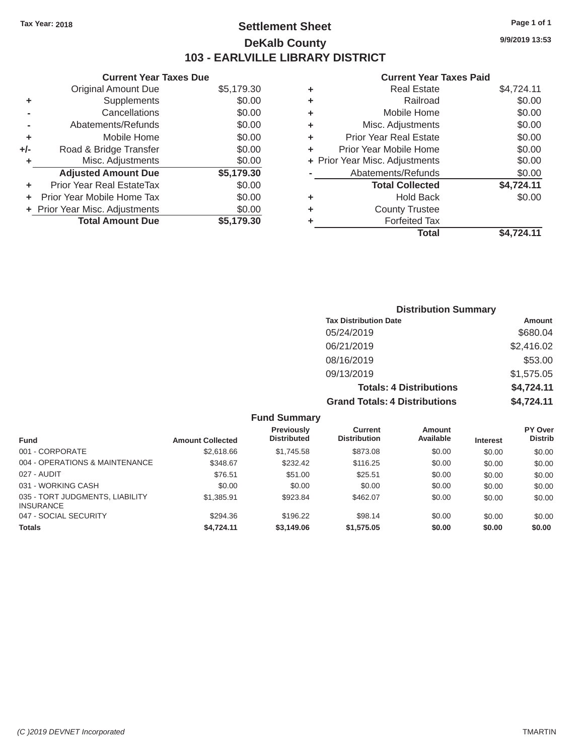Tax Year: 2018

# Settlement Sheet
## DeKalb County
## 103 - EARLVILLE LIBRARY DISTRICT

9/9/2019 13:53

### Current Year Taxes Due

| | | |
|---|---|---|
| | Original Amount Due | $5,179.30 |
| + | Supplements | $0.00 |
| - | Cancellations | $0.00 |
| - | Abatements/Refunds | $0.00 |
| + | Mobile Home | $0.00 |
| +/- | Road & Bridge Transfer | $0.00 |
| + | Misc. Adjustments | $0.00 |
| | **Adjusted Amount Due** | **$5,179.30** |
| + | Prior Year Real EstateTax | $0.00 |
| + | Prior Year Mobile Home Tax | $0.00 |
| + | Prior Year Misc. Adjustments | $0.00 |
| | **Total Amount Due** | **$5,179.30** |

### Current Year Taxes Paid

| | | |
|---|---|---|
| + | Real Estate | $4,724.11 |
| + | Railroad | $0.00 |
| + | Mobile Home | $0.00 |
| + | Misc. Adjustments | $0.00 |
| + | Prior Year Real Estate | $0.00 |
| + | Prior Year Mobile Home | $0.00 |
| + | Prior Year Misc. Adjustments | $0.00 |
| - | Abatements/Refunds | $0.00 |
| | **Total Collected** | **$4,724.11** |
| + | Hold Back | $0.00 |
| + | County Trustee | |
| + | Forfeited Tax | |
| | **Total** | **$4,724.11** |

### Distribution Summary

| Tax Distribution Date | Amount |
|---|---|
| 05/24/2019 | $680.04 |
| 06/21/2019 | $2,416.02 |
| 08/16/2019 | $53.00 |
| 09/13/2019 | $1,575.05 |
| **Totals: 4 Distributions** | **$4,724.11** |
| **Grand Totals: 4 Distributions** | **$4,724.11** |

### Fund Summary

| Fund | Amount Collected | Previously Distributed | Current Distribution | Amount Available | Interest | PY Over Distrib |
|---|---|---|---|---|---|---|
| 001 - CORPORATE | $2,618.66 | $1,745.58 | $873.08 | $0.00 | $0.00 | $0.00 |
| 004 - OPERATIONS & MAINTENANCE | $348.67 | $232.42 | $116.25 | $0.00 | $0.00 | $0.00 |
| 027 - AUDIT | $76.51 | $51.00 | $25.51 | $0.00 | $0.00 | $0.00 |
| 031 - WORKING CASH | $0.00 | $0.00 | $0.00 | $0.00 | $0.00 | $0.00 |
| 035 - TORT JUDGMENTS, LIABILITY INSURANCE | $1,385.91 | $923.84 | $462.07 | $0.00 | $0.00 | $0.00 |
| 047 - SOCIAL SECURITY | $294.36 | $196.22 | $98.14 | $0.00 | $0.00 | $0.00 |
| **Totals** | **$4,724.11** | **$3,149.06** | **$1,575.05** | **$0.00** | **$0.00** | **$0.00** |

(C )2019 DEVNET Incorporated — TMARTIN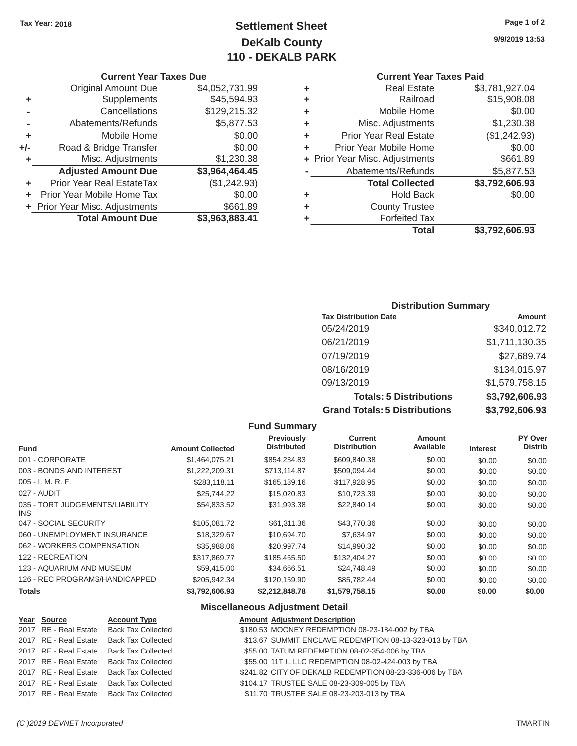Tax Year: 2018

# Settlement Sheet
## DeKalb County
## 110 - DEKALB PARK

9/9/2019 13:53

### Current Year Taxes Due

| | | |
|---|---|---|
| | Original Amount Due | $4,052,731.99 |
| + | Supplements | $45,594.93 |
| - | Cancellations | $129,215.32 |
| - | Abatements/Refunds | $5,877.53 |
| + | Mobile Home | $0.00 |
| +/- | Road & Bridge Transfer | $0.00 |
| + | Misc. Adjustments | $1,230.38 |
| | **Adjusted Amount Due** | **$3,964,464.45** |
| + | Prior Year Real EstateTax | ($1,242.93) |
| + | Prior Year Mobile Home Tax | $0.00 |
| + | Prior Year Misc. Adjustments | $661.89 |
| | **Total Amount Due** | **$3,963,883.41** |

### Current Year Taxes Paid

| | | |
|---|---|---|
| + | Real Estate | $3,781,927.04 |
| + | Railroad | $15,908.08 |
| + | Mobile Home | $0.00 |
| + | Misc. Adjustments | $1,230.38 |
| + | Prior Year Real Estate | ($1,242.93) |
| + | Prior Year Mobile Home | $0.00 |
| + | Prior Year Misc. Adjustments | $661.89 |
| - | Abatements/Refunds | $5,877.53 |
| | **Total Collected** | **$3,792,606.93** |
| + | Hold Back | $0.00 |
| + | County Trustee | |
| + | Forfeited Tax | |
| | **Total** | **$3,792,606.93** |

### Distribution Summary

| Tax Distribution Date | Amount |
|---|---|
| 05/24/2019 | $340,012.72 |
| 06/21/2019 | $1,711,130.35 |
| 07/19/2019 | $27,689.74 |
| 08/16/2019 | $134,015.97 |
| 09/13/2019 | $1,579,758.15 |
| **Totals: 5 Distributions** | **$3,792,606.93** |
| **Grand Totals: 5 Distributions** | **$3,792,606.93** |

### Fund Summary

| Fund | Amount Collected | Previously Distributed | Current Distribution | Amount Available | Interest | PY Over Distrib |
|---|---|---|---|---|---|---|
| 001 - CORPORATE | $1,464,075.21 | $854,234.83 | $609,840.38 | $0.00 | $0.00 | $0.00 |
| 003 - BONDS AND INTEREST | $1,222,209.31 | $713,114.87 | $509,094.44 | $0.00 | $0.00 | $0.00 |
| 005 - I. M. R. F. | $283,118.11 | $165,189.16 | $117,928.95 | $0.00 | $0.00 | $0.00 |
| 027 - AUDIT | $25,744.22 | $15,020.83 | $10,723.39 | $0.00 | $0.00 | $0.00 |
| 035 - TORT JUDGEMENTS/LIABILITY INS | $54,833.52 | $31,993.38 | $22,840.14 | $0.00 | $0.00 | $0.00 |
| 047 - SOCIAL SECURITY | $105,081.72 | $61,311.36 | $43,770.36 | $0.00 | $0.00 | $0.00 |
| 060 - UNEMPLOYMENT INSURANCE | $18,329.67 | $10,694.70 | $7,634.97 | $0.00 | $0.00 | $0.00 |
| 062 - WORKERS COMPENSATION | $35,988.06 | $20,997.74 | $14,990.32 | $0.00 | $0.00 | $0.00 |
| 122 - RECREATION | $317,869.77 | $185,465.50 | $132,404.27 | $0.00 | $0.00 | $0.00 |
| 123 - AQUARIUM AND MUSEUM | $59,415.00 | $34,666.51 | $24,748.49 | $0.00 | $0.00 | $0.00 |
| 126 - REC PROGRAMS/HANDICAPPED | $205,942.34 | $120,159.90 | $85,782.44 | $0.00 | $0.00 | $0.00 |
| **Totals** | **$3,792,606.93** | **$2,212,848.78** | **$1,579,758.15** | **$0.00** | **$0.00** | **$0.00** |

### Miscellaneous Adjustment Detail

| Year | Source | Account Type | Amount | Adjustment Description |
|---|---|---|---|---|
| 2017 | RE - Real Estate | Back Tax Collected | $180.53 | MOONEY REDEMPTION 08-23-184-002 by TBA |
| 2017 | RE - Real Estate | Back Tax Collected | $13.67 | SUMMIT ENCLAVE REDEMPTION 08-13-323-013 by TBA |
| 2017 | RE - Real Estate | Back Tax Collected | $55.00 | TATUM REDEMPTION 08-02-354-006 by TBA |
| 2017 | RE - Real Estate | Back Tax Collected | $55.00 | 11T IL LLC REDEMPTION 08-02-424-003 by TBA |
| 2017 | RE - Real Estate | Back Tax Collected | $241.82 | CITY OF DEKALB REDEMPTION 08-23-336-006 by TBA |
| 2017 | RE - Real Estate | Back Tax Collected | $104.17 | TRUSTEE SALE 08-23-309-005 by TBA |
| 2017 | RE - Real Estate | Back Tax Collected | $11.70 | TRUSTEE SALE 08-23-203-013 by TBA |

(C )2019 DEVNET Incorporated TMARTIN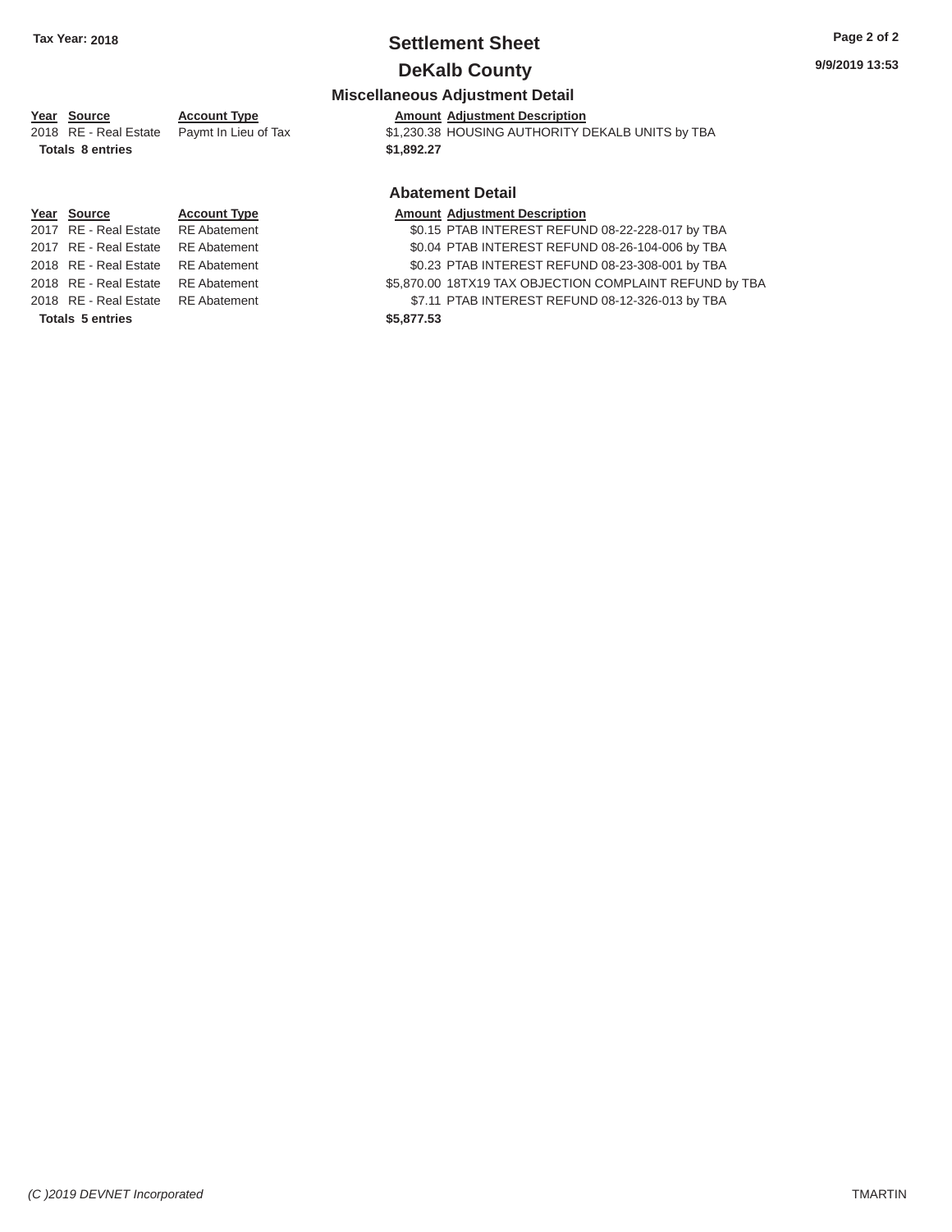# Settlement Sheet

## DeKalb County

Tax Year: 2018

9/9/2019 13:53

### Miscellaneous Adjustment Detail

| Year | Source | Account Type | Amount | Adjustment Description |
|---|---|---|---|---|
| 2018 | RE - Real Estate | Paymt In Lieu of Tax | $1,230.38 | HOUSING AUTHORITY DEKALB UNITS by TBA |
| **Totals** | **8 entries** | | **$1,892.27** | |

### Abatement Detail

| Year | Source | Account Type | Amount | Adjustment Description |
|---|---|---|---|---|
| 2017 | RE - Real Estate | RE Abatement | $0.15 | PTAB INTEREST REFUND 08-22-228-017 by TBA |
| 2017 | RE - Real Estate | RE Abatement | $0.04 | PTAB INTEREST REFUND 08-26-104-006 by TBA |
| 2018 | RE - Real Estate | RE Abatement | $0.23 | PTAB INTEREST REFUND 08-23-308-001 by TBA |
| 2018 | RE - Real Estate | RE Abatement | $5,870.00 | 18TX19 TAX OBJECTION COMPLAINT REFUND by TBA |
| 2018 | RE - Real Estate | RE Abatement | $7.11 | PTAB INTEREST REFUND 08-12-326-013 by TBA |
| **Totals** | **5 entries** | | **$5,877.53** | |

*(C )2019 DEVNET Incorporated*

TMARTIN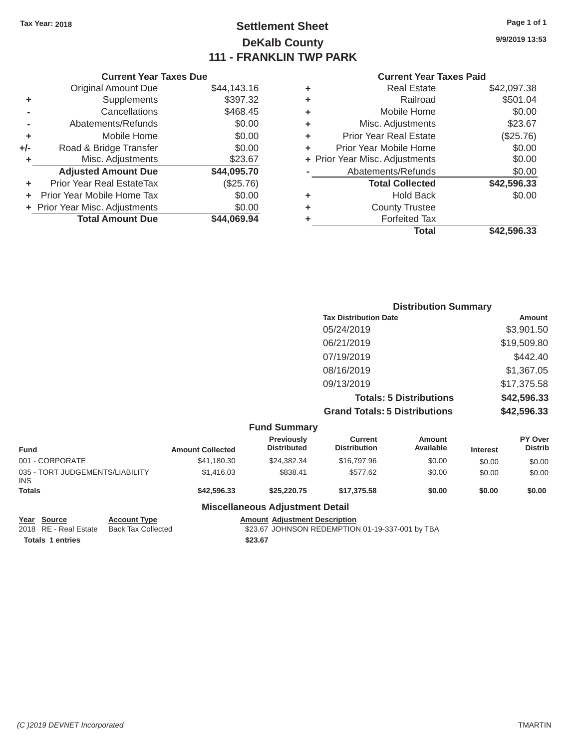Tax Year: 2018

# Settlement Sheet
## DeKalb County
## 111 - FRANKLIN TWP PARK

9/9/2019 13:53

### Current Year Taxes Due

| | | |
|---|---|---|
| | Original Amount Due | $44,143.16 |
| + | Supplements | $397.32 |
| - | Cancellations | $468.45 |
| - | Abatements/Refunds | $0.00 |
| + | Mobile Home | $0.00 |
| +/- | Road & Bridge Transfer | $0.00 |
| + | Misc. Adjustments | $23.67 |
| | **Adjusted Amount Due** | **$44,095.70** |
| + | Prior Year Real EstateTax | ($25.76) |
| + | Prior Year Mobile Home Tax | $0.00 |
| + | Prior Year Misc. Adjustments | $0.00 |
| | **Total Amount Due** | **$44,069.94** |

### Current Year Taxes Paid

| | | |
|---|---|---|
| + | Real Estate | $42,097.38 |
| + | Railroad | $501.04 |
| + | Mobile Home | $0.00 |
| + | Misc. Adjustments | $23.67 |
| + | Prior Year Real Estate | ($25.76) |
| + | Prior Year Mobile Home | $0.00 |
| + | Prior Year Misc. Adjustments | $0.00 |
| - | Abatements/Refunds | $0.00 |
| | **Total Collected** | **$42,596.33** |
| + | Hold Back | $0.00 |
| + | County Trustee | |
| + | Forfeited Tax | |
| | **Total** | **$42,596.33** |

### Distribution Summary

| Tax Distribution Date | Amount |
|---|---|
| 05/24/2019 | $3,901.50 |
| 06/21/2019 | $19,509.80 |
| 07/19/2019 | $442.40 |
| 08/16/2019 | $1,367.05 |
| 09/13/2019 | $17,375.58 |
| **Totals: 5 Distributions** | **$42,596.33** |
| **Grand Totals: 5 Distributions** | **$42,596.33** |

### Fund Summary

| Fund | Amount Collected | Previously Distributed | Current Distribution | Amount Available | Interest | PY Over Distrib |
|---|---|---|---|---|---|---|
| 001 - CORPORATE | $41,180.30 | $24,382.34 | $16,797.96 | $0.00 | $0.00 | $0.00 |
| 035 - TORT JUDGEMENTS/LIABILITY INS | $1,416.03 | $838.41 | $577.62 | $0.00 | $0.00 | $0.00 |
| **Totals** | **$42,596.33** | **$25,220.75** | **$17,375.58** | **$0.00** | **$0.00** | **$0.00** |

### Miscellaneous Adjustment Detail

| Year | Source | Account Type | Amount | Adjustment Description |
|---|---|---|---|---|
| 2018 | RE - Real Estate | Back Tax Collected | $23.67 | JOHNSON REDEMPTION 01-19-337-001 by TBA |
| **Totals** | **1 entries** | | **$23.67** | |

(C )2019 DEVNET Incorporated — TMARTIN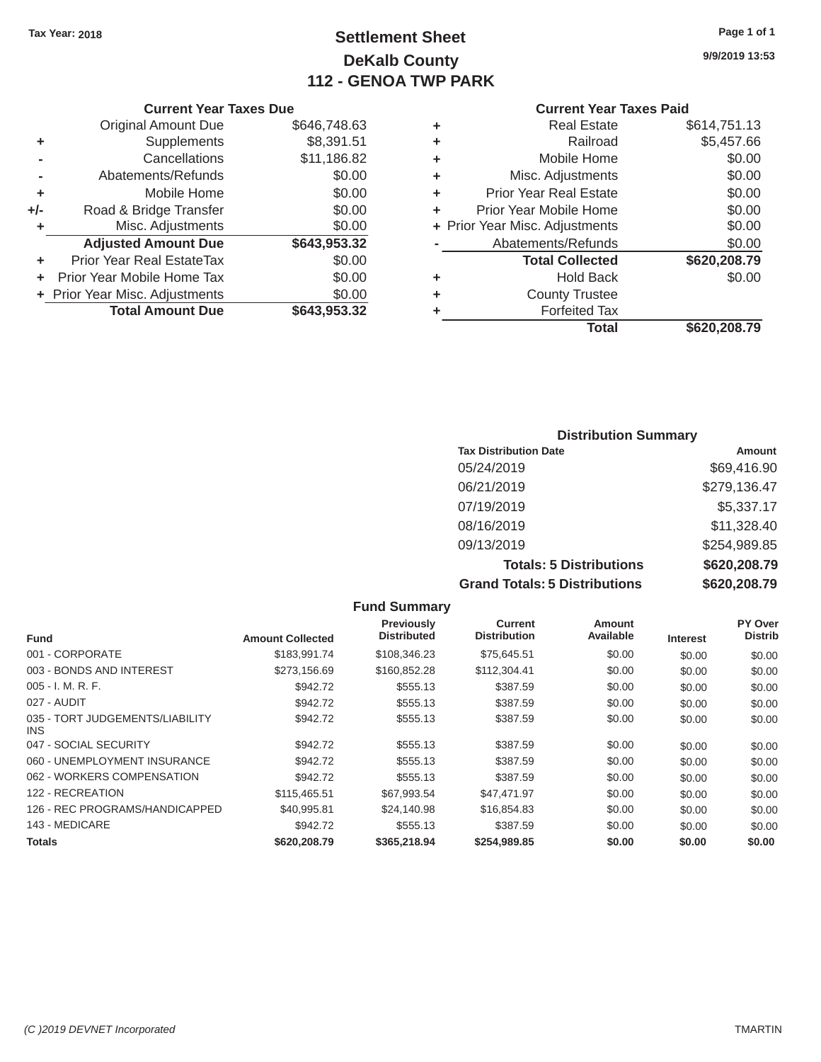Tax Year: 2018

# Settlement Sheet

## DeKalb County

## 112 - GENOA TWP PARK

9/9/2019 13:53

### Current Year Taxes Due

| | | |
|---|---|---|
| | Original Amount Due | $646,748.63 |
| + | Supplements | $8,391.51 |
| - | Cancellations | $11,186.82 |
| - | Abatements/Refunds | $0.00 |
| + | Mobile Home | $0.00 |
| +/- | Road & Bridge Transfer | $0.00 |
| + | Misc. Adjustments | $0.00 |
| | **Adjusted Amount Due** | **$643,953.32** |
| + | Prior Year Real EstateTax | $0.00 |
| + | Prior Year Mobile Home Tax | $0.00 |
| + | Prior Year Misc. Adjustments | $0.00 |
| | **Total Amount Due** | **$643,953.32** |

### Current Year Taxes Paid

| | | |
|---|---|---|
| + | Real Estate | $614,751.13 |
| + | Railroad | $5,457.66 |
| + | Mobile Home | $0.00 |
| + | Misc. Adjustments | $0.00 |
| + | Prior Year Real Estate | $0.00 |
| + | Prior Year Mobile Home | $0.00 |
| + | Prior Year Misc. Adjustments | $0.00 |
| - | Abatements/Refunds | $0.00 |
| | **Total Collected** | **$620,208.79** |
| + | Hold Back | $0.00 |
| + | County Trustee | |
| + | Forfeited Tax | |
| | **Total** | **$620,208.79** |

### Distribution Summary

| Tax Distribution Date | Amount |
|---|---|
| 05/24/2019 | $69,416.90 |
| 06/21/2019 | $279,136.47 |
| 07/19/2019 | $5,337.17 |
| 08/16/2019 | $11,328.40 |
| 09/13/2019 | $254,989.85 |
| **Totals: 5 Distributions** | **$620,208.79** |
| **Grand Totals: 5 Distributions** | **$620,208.79** |

### Fund Summary

| Fund | Amount Collected | Previously Distributed | Current Distribution | Amount Available | Interest | PY Over Distrib |
|---|---|---|---|---|---|---|
| 001 - CORPORATE | $183,991.74 | $108,346.23 | $75,645.51 | $0.00 | $0.00 | $0.00 |
| 003 - BONDS AND INTEREST | $273,156.69 | $160,852.28 | $112,304.41 | $0.00 | $0.00 | $0.00 |
| 005 - I. M. R. F. | $942.72 | $555.13 | $387.59 | $0.00 | $0.00 | $0.00 |
| 027 - AUDIT | $942.72 | $555.13 | $387.59 | $0.00 | $0.00 | $0.00 |
| 035 - TORT JUDGEMENTS/LIABILITY INS | $942.72 | $555.13 | $387.59 | $0.00 | $0.00 | $0.00 |
| 047 - SOCIAL SECURITY | $942.72 | $555.13 | $387.59 | $0.00 | $0.00 | $0.00 |
| 060 - UNEMPLOYMENT INSURANCE | $942.72 | $555.13 | $387.59 | $0.00 | $0.00 | $0.00 |
| 062 - WORKERS COMPENSATION | $942.72 | $555.13 | $387.59 | $0.00 | $0.00 | $0.00 |
| 122 - RECREATION | $115,465.51 | $67,993.54 | $47,471.97 | $0.00 | $0.00 | $0.00 |
| 126 - REC PROGRAMS/HANDICAPPED | $40,995.81 | $24,140.98 | $16,854.83 | $0.00 | $0.00 | $0.00 |
| 143 - MEDICARE | $942.72 | $555.13 | $387.59 | $0.00 | $0.00 | $0.00 |
| **Totals** | **$620,208.79** | **$365,218.94** | **$254,989.85** | **$0.00** | **$0.00** | **$0.00** |

(C )2019 DEVNET Incorporated TMARTIN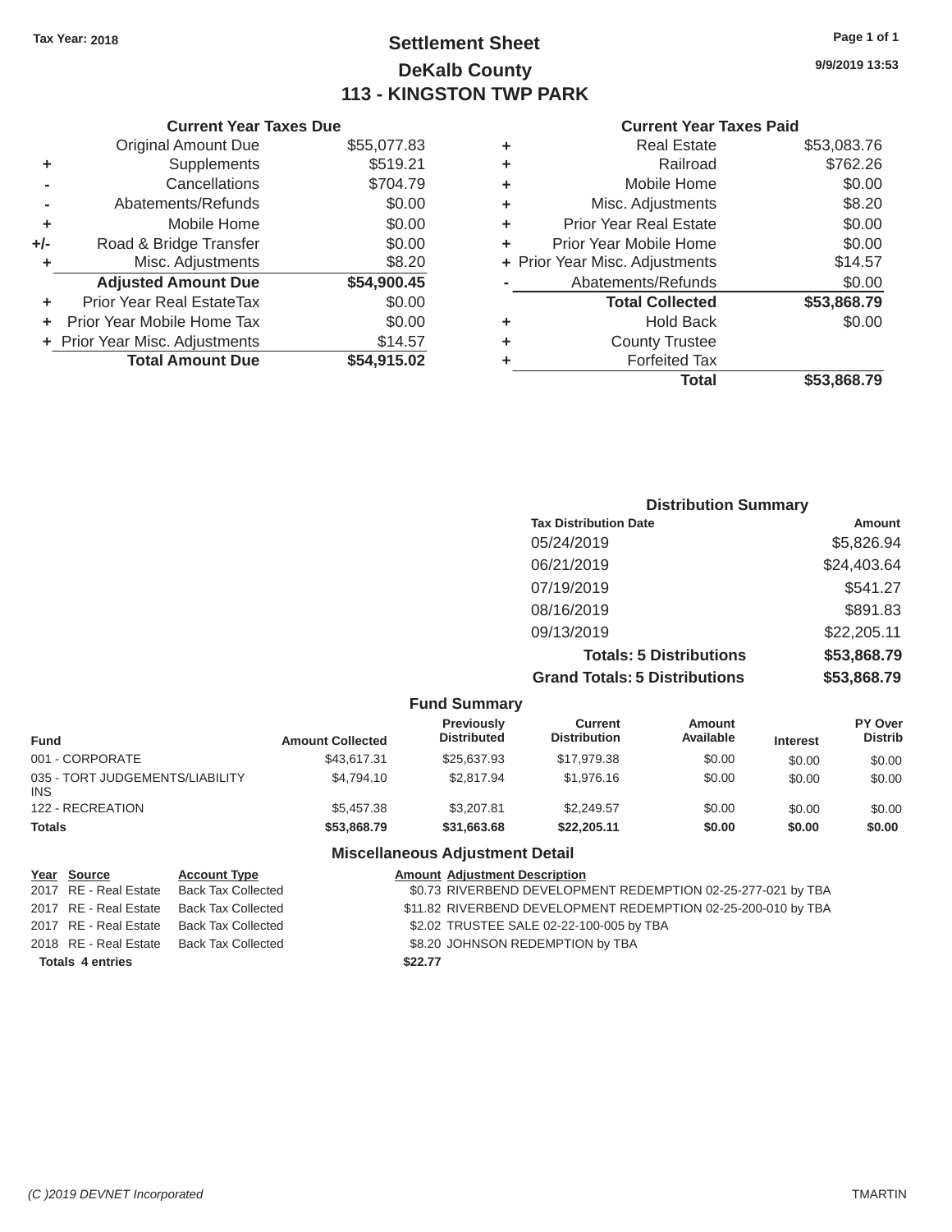Tax Year: 2018

# Settlement Sheet
## DeKalb County
## 113 - KINGSTON TWP PARK

9/9/2019 13:53

### Current Year Taxes Due

| | | |
|---|---|---|
| | Original Amount Due | $55,077.83 |
| + | Supplements | $519.21 |
| - | Cancellations | $704.79 |
| - | Abatements/Refunds | $0.00 |
| + | Mobile Home | $0.00 |
| +/- | Road & Bridge Transfer | $0.00 |
| + | Misc. Adjustments | $8.20 |
| | **Adjusted Amount Due** | **$54,900.45** |
| + | Prior Year Real EstateTax | $0.00 |
| + | Prior Year Mobile Home Tax | $0.00 |
| + | Prior Year Misc. Adjustments | $14.57 |
| | **Total Amount Due** | **$54,915.02** |

### Current Year Taxes Paid

| | | |
|---|---|---|
| + | Real Estate | $53,083.76 |
| + | Railroad | $762.26 |
| + | Mobile Home | $0.00 |
| + | Misc. Adjustments | $8.20 |
| + | Prior Year Real Estate | $0.00 |
| + | Prior Year Mobile Home | $0.00 |
| + | Prior Year Misc. Adjustments | $14.57 |
| - | Abatements/Refunds | $0.00 |
| | **Total Collected** | **$53,868.79** |
| + | Hold Back | $0.00 |
| + | County Trustee | |
| + | Forfeited Tax | |
| | **Total** | **$53,868.79** |

### Distribution Summary

| Tax Distribution Date | Amount |
|---|---|
| 05/24/2019 | $5,826.94 |
| 06/21/2019 | $24,403.64 |
| 07/19/2019 | $541.27 |
| 08/16/2019 | $891.83 |
| 09/13/2019 | $22,205.11 |
| **Totals: 5 Distributions** | **$53,868.79** |
| **Grand Totals: 5 Distributions** | **$53,868.79** |

### Fund Summary

| Fund | Amount Collected | Previously Distributed | Current Distribution | Amount Available | Interest | PY Over Distrib |
|---|---|---|---|---|---|---|
| 001 - CORPORATE | $43,617.31 | $25,637.93 | $17,979.38 | $0.00 | $0.00 | $0.00 |
| 035 - TORT JUDGEMENTS/LIABILITY INS | $4,794.10 | $2,817.94 | $1,976.16 | $0.00 | $0.00 | $0.00 |
| 122 - RECREATION | $5,457.38 | $3,207.81 | $2,249.57 | $0.00 | $0.00 | $0.00 |
| **Totals** | **$53,868.79** | **$31,663.68** | **$22,205.11** | **$0.00** | **$0.00** | **$0.00** |

### Miscellaneous Adjustment Detail

| Year | Source | Account Type | Amount | Adjustment Description |
|---|---|---|---|---|
| 2017 | RE - Real Estate | Back Tax Collected | $0.73 | RIVERBEND DEVELOPMENT REDEMPTION 02-25-277-021 by TBA |
| 2017 | RE - Real Estate | Back Tax Collected | $11.82 | RIVERBEND DEVELOPMENT REDEMPTION 02-25-200-010 by TBA |
| 2017 | RE - Real Estate | Back Tax Collected | $2.02 | TRUSTEE SALE 02-22-100-005 by TBA |
| 2018 | RE - Real Estate | Back Tax Collected | $8.20 | JOHNSON REDEMPTION by TBA |
| **Totals 4 entries** | | | **$22.77** | |

(C )2019 DEVNET Incorporated TMARTIN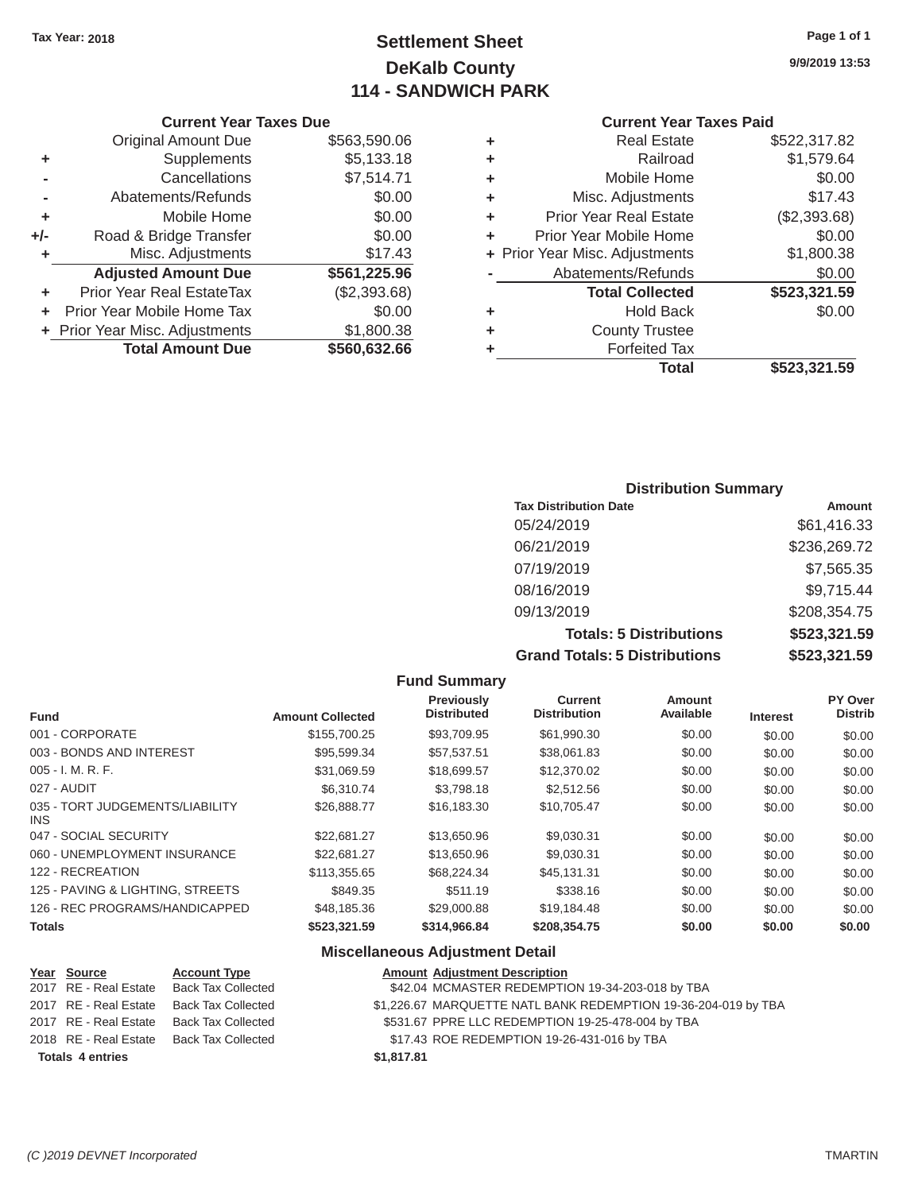Tax Year: 2018

# Settlement Sheet
## DeKalb County
## 114 - SANDWICH PARK

9/9/2019 13:53

### Current Year Taxes Due

| | | |
|---|---|---|
| | Original Amount Due | $563,590.06 |
| + | Supplements | $5,133.18 |
| - | Cancellations | $7,514.71 |
| - | Abatements/Refunds | $0.00 |
| + | Mobile Home | $0.00 |
| +/- | Road & Bridge Transfer | $0.00 |
| + | Misc. Adjustments | $17.43 |
| | **Adjusted Amount Due** | **$561,225.96** |
| + | Prior Year Real EstateTax | ($2,393.68) |
| + | Prior Year Mobile Home Tax | $0.00 |
| + | Prior Year Misc. Adjustments | $1,800.38 |
| | **Total Amount Due** | **$560,632.66** |

### Current Year Taxes Paid

| | | |
|---|---|---|
| + | Real Estate | $522,317.82 |
| + | Railroad | $1,579.64 |
| + | Mobile Home | $0.00 |
| + | Misc. Adjustments | $17.43 |
| + | Prior Year Real Estate | ($2,393.68) |
| + | Prior Year Mobile Home | $0.00 |
| + | Prior Year Misc. Adjustments | $1,800.38 |
| - | Abatements/Refunds | $0.00 |
| | **Total Collected** | **$523,321.59** |
| + | Hold Back | $0.00 |
| + | County Trustee | |
| + | Forfeited Tax | |
| | **Total** | **$523,321.59** |

### Distribution Summary

| Tax Distribution Date | Amount |
|---|---|
| 05/24/2019 | $61,416.33 |
| 06/21/2019 | $236,269.72 |
| 07/19/2019 | $7,565.35 |
| 08/16/2019 | $9,715.44 |
| 09/13/2019 | $208,354.75 |
| **Totals: 5 Distributions** | **$523,321.59** |
| **Grand Totals: 5 Distributions** | **$523,321.59** |

### Fund Summary

| Fund | Amount Collected | Previously Distributed | Current Distribution | Amount Available | Interest | PY Over Distrib |
|---|---|---|---|---|---|---|
| 001 - CORPORATE | $155,700.25 | $93,709.95 | $61,990.30 | $0.00 | $0.00 | $0.00 |
| 003 - BONDS AND INTEREST | $95,599.34 | $57,537.51 | $38,061.83 | $0.00 | $0.00 | $0.00 |
| 005 - I. M. R. F. | $31,069.59 | $18,699.57 | $12,370.02 | $0.00 | $0.00 | $0.00 |
| 027 - AUDIT | $6,310.74 | $3,798.18 | $2,512.56 | $0.00 | $0.00 | $0.00 |
| 035 - TORT JUDGEMENTS/LIABILITY INS | $26,888.77 | $16,183.30 | $10,705.47 | $0.00 | $0.00 | $0.00 |
| 047 - SOCIAL SECURITY | $22,681.27 | $13,650.96 | $9,030.31 | $0.00 | $0.00 | $0.00 |
| 060 - UNEMPLOYMENT INSURANCE | $22,681.27 | $13,650.96 | $9,030.31 | $0.00 | $0.00 | $0.00 |
| 122 - RECREATION | $113,355.65 | $68,224.34 | $45,131.31 | $0.00 | $0.00 | $0.00 |
| 125 - PAVING & LIGHTING, STREETS | $849.35 | $511.19 | $338.16 | $0.00 | $0.00 | $0.00 |
| 126 - REC PROGRAMS/HANDICAPPED | $48,185.36 | $29,000.88 | $19,184.48 | $0.00 | $0.00 | $0.00 |
| **Totals** | **$523,321.59** | **$314,966.84** | **$208,354.75** | **$0.00** | **$0.00** | **$0.00** |

### Miscellaneous Adjustment Detail

| Year | Source | Account Type | Amount | Adjustment Description |
|---|---|---|---|---|
| 2017 | RE - Real Estate | Back Tax Collected | $42.04 | MCMASTER REDEMPTION 19-34-203-018 by TBA |
| 2017 | RE - Real Estate | Back Tax Collected | $1,226.67 | MARQUETTE NATL BANK REDEMPTION 19-36-204-019 by TBA |
| 2017 | RE - Real Estate | Back Tax Collected | $531.67 | PPRE LLC REDEMPTION 19-25-478-004 by TBA |
| 2018 | RE - Real Estate | Back Tax Collected | $17.43 | ROE REDEMPTION 19-26-431-016 by TBA |
| **Totals 4 entries** | | | **$1,817.81** | |

(C )2019 DEVNET Incorporated — TMARTIN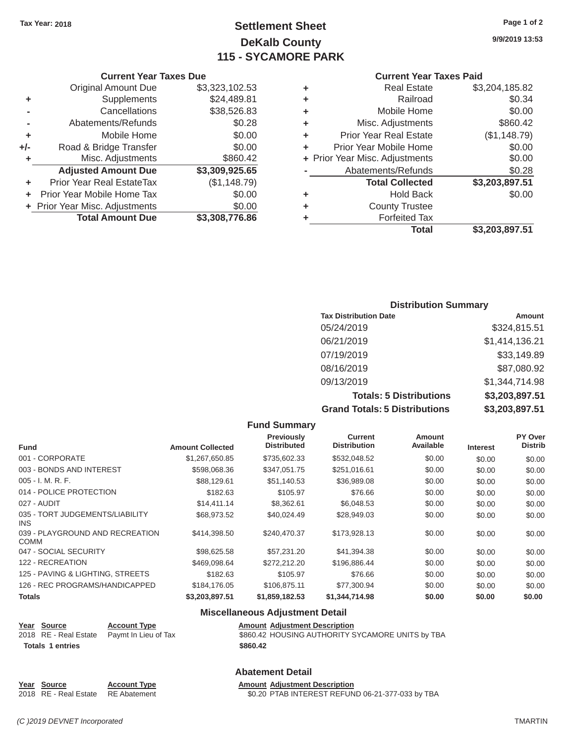Tax Year: 2018

# Settlement Sheet
## DeKalb County
## 115 - SYCAMORE PARK

9/9/2019 13:53

### Current Year Taxes Due

| | | |
|---|---|---|
| | Original Amount Due | $3,323,102.53 |
| + | Supplements | $24,489.81 |
| - | Cancellations | $38,526.83 |
| - | Abatements/Refunds | $0.28 |
| + | Mobile Home | $0.00 |
| +/- | Road & Bridge Transfer | $0.00 |
| + | Misc. Adjustments | $860.42 |
| | **Adjusted Amount Due** | **$3,309,925.65** |
| + | Prior Year Real EstateTax | ($1,148.79) |
| + | Prior Year Mobile Home Tax | $0.00 |
| + | Prior Year Misc. Adjustments | $0.00 |
| | **Total Amount Due** | **$3,308,776.86** |

### Current Year Taxes Paid

| | | |
|---|---|---|
| + | Real Estate | $3,204,185.82 |
| + | Railroad | $0.34 |
| + | Mobile Home | $0.00 |
| + | Misc. Adjustments | $860.42 |
| + | Prior Year Real Estate | ($1,148.79) |
| + | Prior Year Mobile Home | $0.00 |
| + | Prior Year Misc. Adjustments | $0.00 |
| - | Abatements/Refunds | $0.28 |
| | **Total Collected** | **$3,203,897.51** |
| + | Hold Back | $0.00 |
| + | County Trustee | |
| + | Forfeited Tax | |
| | **Total** | **$3,203,897.51** |

### Distribution Summary

| Tax Distribution Date | Amount |
|---|---|
| 05/24/2019 | $324,815.51 |
| 06/21/2019 | $1,414,136.21 |
| 07/19/2019 | $33,149.89 |
| 08/16/2019 | $87,080.92 |
| 09/13/2019 | $1,344,714.98 |
| **Totals: 5 Distributions** | **$3,203,897.51** |
| **Grand Totals: 5 Distributions** | **$3,203,897.51** |

### Fund Summary

| Fund | Amount Collected | Previously Distributed | Current Distribution | Amount Available | Interest | PY Over Distrib |
|---|---|---|---|---|---|---|
| 001 - CORPORATE | $1,267,650.85 | $735,602.33 | $532,048.52 | $0.00 | $0.00 | $0.00 |
| 003 - BONDS AND INTEREST | $598,068.36 | $347,051.75 | $251,016.61 | $0.00 | $0.00 | $0.00 |
| 005 - I. M. R. F. | $88,129.61 | $51,140.53 | $36,989.08 | $0.00 | $0.00 | $0.00 |
| 014 - POLICE PROTECTION | $182.63 | $105.97 | $76.66 | $0.00 | $0.00 | $0.00 |
| 027 - AUDIT | $14,411.14 | $8,362.61 | $6,048.53 | $0.00 | $0.00 | $0.00 |
| 035 - TORT JUDGEMENTS/LIABILITY INS | $68,973.52 | $40,024.49 | $28,949.03 | $0.00 | $0.00 | $0.00 |
| 039 - PLAYGROUND AND RECREATION COMM | $414,398.50 | $240,470.37 | $173,928.13 | $0.00 | $0.00 | $0.00 |
| 047 - SOCIAL SECURITY | $98,625.58 | $57,231.20 | $41,394.38 | $0.00 | $0.00 | $0.00 |
| 122 - RECREATION | $469,098.64 | $272,212.20 | $196,886.44 | $0.00 | $0.00 | $0.00 |
| 125 - PAVING & LIGHTING, STREETS | $182.63 | $105.97 | $76.66 | $0.00 | $0.00 | $0.00 |
| 126 - REC PROGRAMS/HANDICAPPED | $184,176.05 | $106,875.11 | $77,300.94 | $0.00 | $0.00 | $0.00 |
| **Totals** | **$3,203,897.51** | **$1,859,182.53** | **$1,344,714.98** | **$0.00** | **$0.00** | **$0.00** |

### Miscellaneous Adjustment Detail

| Year | Source | Account Type | Amount | Adjustment Description |
|---|---|---|---|---|
| 2018 | RE - Real Estate | Paymt In Lieu of Tax | $860.42 | HOUSING AUTHORITY SYCAMORE UNITS by TBA |
| **Totals 1 entries** | | | **$860.42** | |

### Abatement Detail

| Year | Source | Account Type | Amount | Adjustment Description |
|---|---|---|---|---|
| 2018 | RE - Real Estate | RE Abatement | $0.20 | PTAB INTEREST REFUND 06-21-377-033 by TBA |

(C )2019 DEVNET Incorporated TMARTIN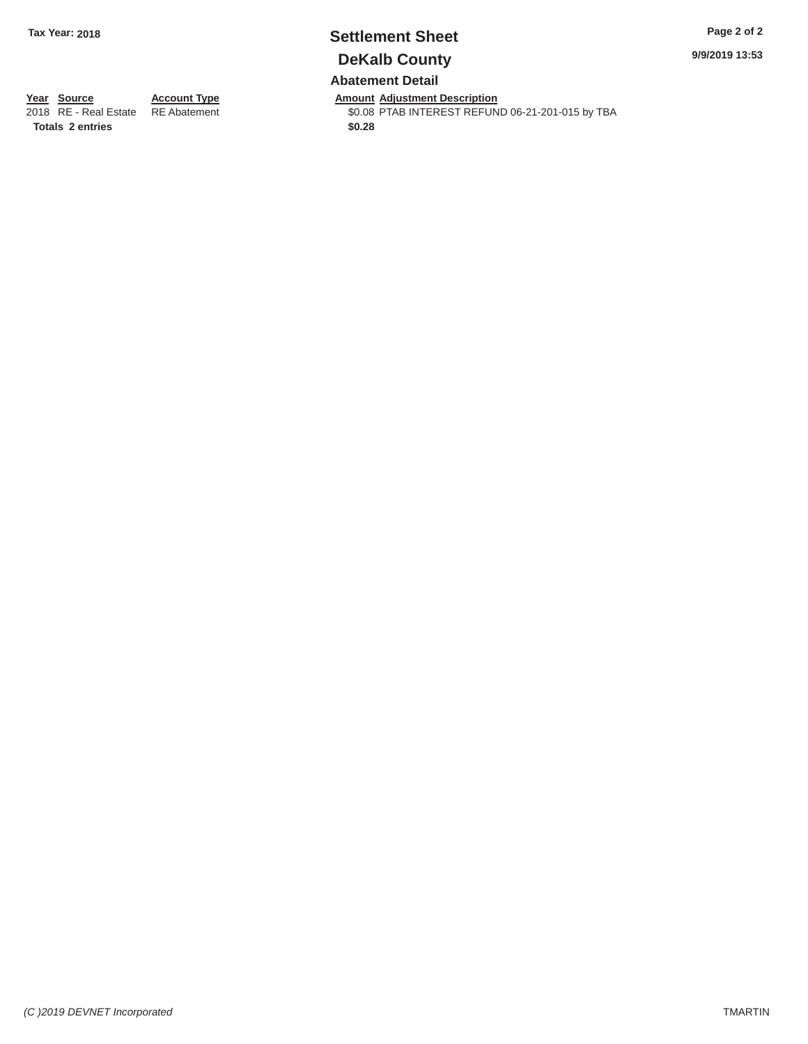Tax Year: 2018

# Settlement Sheet

## DeKalb County

9/9/2019 13:53

### Abatement Detail

| Year | Source | Account Type | Amount | Adjustment Description |
|---|---|---|---|---|
| 2018 | RE - Real Estate | RE Abatement | $0.08 | PTAB INTEREST REFUND 06-21-201-015 by TBA |
| **Totals** | **2 entries** | | **$0.28** | |

*(C )2019 DEVNET Incorporated* TMARTIN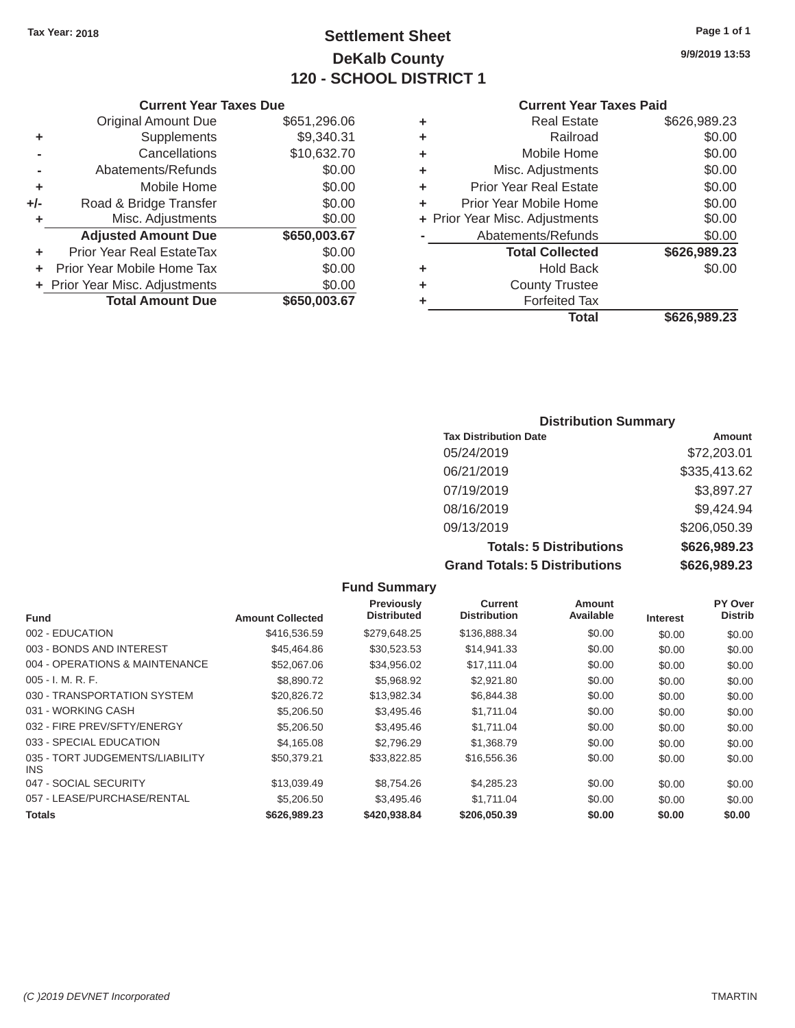Tax Year: 2018

# Settlement Sheet
## DeKalb County
## 120 - SCHOOL DISTRICT 1

9/9/2019 13:53

### Current Year Taxes Due

| | | |
|---|---|---|
| | Original Amount Due | $651,296.06 |
| + | Supplements | $9,340.31 |
| - | Cancellations | $10,632.70 |
| - | Abatements/Refunds | $0.00 |
| + | Mobile Home | $0.00 |
| +/- | Road & Bridge Transfer | $0.00 |
| + | Misc. Adjustments | $0.00 |
| | **Adjusted Amount Due** | **$650,003.67** |
| + | Prior Year Real EstateTax | $0.00 |
| + | Prior Year Mobile Home Tax | $0.00 |
| + | Prior Year Misc. Adjustments | $0.00 |
| | **Total Amount Due** | **$650,003.67** |

### Current Year Taxes Paid

| | | |
|---|---|---|
| + | Real Estate | $626,989.23 |
| + | Railroad | $0.00 |
| + | Mobile Home | $0.00 |
| + | Misc. Adjustments | $0.00 |
| + | Prior Year Real Estate | $0.00 |
| + | Prior Year Mobile Home | $0.00 |
| + | Prior Year Misc. Adjustments | $0.00 |
| - | Abatements/Refunds | $0.00 |
| | **Total Collected** | **$626,989.23** |
| + | Hold Back | $0.00 |
| + | County Trustee | |
| + | Forfeited Tax | |
| | **Total** | **$626,989.23** |

### Distribution Summary

| Tax Distribution Date | Amount |
|---|---|
| 05/24/2019 | $72,203.01 |
| 06/21/2019 | $335,413.62 |
| 07/19/2019 | $3,897.27 |
| 08/16/2019 | $9,424.94 |
| 09/13/2019 | $206,050.39 |
| **Totals: 5 Distributions** | **$626,989.23** |
| **Grand Totals: 5 Distributions** | **$626,989.23** |

### Fund Summary

| Fund | Amount Collected | Previously Distributed | Current Distribution | Amount Available | Interest | PY Over Distrib |
|---|---|---|---|---|---|---|
| 002 - EDUCATION | $416,536.59 | $279,648.25 | $136,888.34 | $0.00 | $0.00 | $0.00 |
| 003 - BONDS AND INTEREST | $45,464.86 | $30,523.53 | $14,941.33 | $0.00 | $0.00 | $0.00 |
| 004 - OPERATIONS & MAINTENANCE | $52,067.06 | $34,956.02 | $17,111.04 | $0.00 | $0.00 | $0.00 |
| 005 - I. M. R. F. | $8,890.72 | $5,968.92 | $2,921.80 | $0.00 | $0.00 | $0.00 |
| 030 - TRANSPORTATION SYSTEM | $20,826.72 | $13,982.34 | $6,844.38 | $0.00 | $0.00 | $0.00 |
| 031 - WORKING CASH | $5,206.50 | $3,495.46 | $1,711.04 | $0.00 | $0.00 | $0.00 |
| 032 - FIRE PREV/SFTY/ENERGY | $5,206.50 | $3,495.46 | $1,711.04 | $0.00 | $0.00 | $0.00 |
| 033 - SPECIAL EDUCATION | $4,165.08 | $2,796.29 | $1,368.79 | $0.00 | $0.00 | $0.00 |
| 035 - TORT JUDGEMENTS/LIABILITY INS | $50,379.21 | $33,822.85 | $16,556.36 | $0.00 | $0.00 | $0.00 |
| 047 - SOCIAL SECURITY | $13,039.49 | $8,754.26 | $4,285.23 | $0.00 | $0.00 | $0.00 |
| 057 - LEASE/PURCHASE/RENTAL | $5,206.50 | $3,495.46 | $1,711.04 | $0.00 | $0.00 | $0.00 |
| **Totals** | **$626,989.23** | **$420,938.84** | **$206,050.39** | **$0.00** | **$0.00** | **$0.00** |

(C )2019 DEVNET Incorporated TMARTIN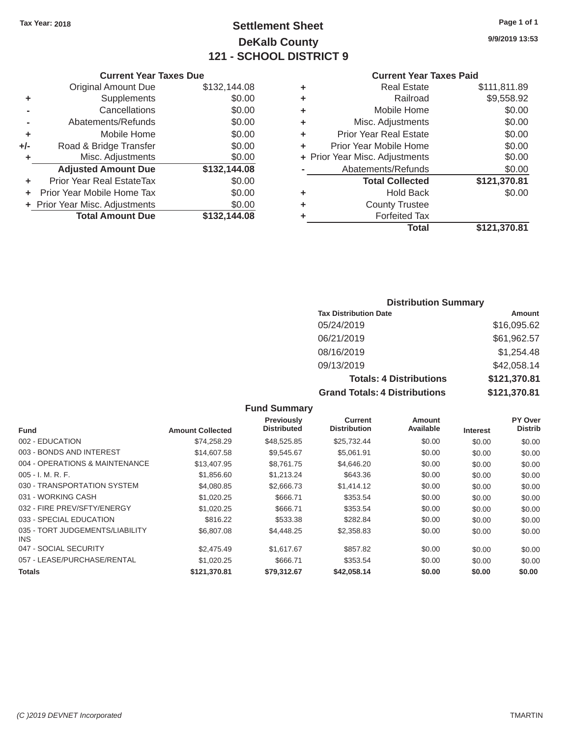Tax Year: 2018

# Settlement Sheet

## DeKalb County

## 121 - SCHOOL DISTRICT 9

9/9/2019 13:53

### Current Year Taxes Due

| | | |
|---|---|---|
| | Original Amount Due | $132,144.08 |
| + | Supplements | $0.00 |
| - | Cancellations | $0.00 |
| - | Abatements/Refunds | $0.00 |
| + | Mobile Home | $0.00 |
| +/- | Road & Bridge Transfer | $0.00 |
| + | Misc. Adjustments | $0.00 |
| | **Adjusted Amount Due** | **$132,144.08** |
| + | Prior Year Real EstateTax | $0.00 |
| + | Prior Year Mobile Home Tax | $0.00 |
| + | Prior Year Misc. Adjustments | $0.00 |
| | **Total Amount Due** | **$132,144.08** |

### Current Year Taxes Paid

| | | |
|---|---|---|
| + | Real Estate | $111,811.89 |
| + | Railroad | $9,558.92 |
| + | Mobile Home | $0.00 |
| + | Misc. Adjustments | $0.00 |
| + | Prior Year Real Estate | $0.00 |
| + | Prior Year Mobile Home | $0.00 |
| + | Prior Year Misc. Adjustments | $0.00 |
| - | Abatements/Refunds | $0.00 |
| | **Total Collected** | **$121,370.81** |
| + | Hold Back | $0.00 |
| + | County Trustee | |
| + | Forfeited Tax | |
| | **Total** | **$121,370.81** |

### Distribution Summary

| Tax Distribution Date | Amount |
|---|---|
| 05/24/2019 | $16,095.62 |
| 06/21/2019 | $61,962.57 |
| 08/16/2019 | $1,254.48 |
| 09/13/2019 | $42,058.14 |
| **Totals: 4 Distributions** | **$121,370.81** |
| **Grand Totals: 4 Distributions** | **$121,370.81** |

### Fund Summary

| Fund | Amount Collected | Previously Distributed | Current Distribution | Amount Available | Interest | PY Over Distrib |
|---|---|---|---|---|---|---|
| 002 - EDUCATION | $74,258.29 | $48,525.85 | $25,732.44 | $0.00 | $0.00 | $0.00 |
| 003 - BONDS AND INTEREST | $14,607.58 | $9,545.67 | $5,061.91 | $0.00 | $0.00 | $0.00 |
| 004 - OPERATIONS & MAINTENANCE | $13,407.95 | $8,761.75 | $4,646.20 | $0.00 | $0.00 | $0.00 |
| 005 - I. M. R. F. | $1,856.60 | $1,213.24 | $643.36 | $0.00 | $0.00 | $0.00 |
| 030 - TRANSPORTATION SYSTEM | $4,080.85 | $2,666.73 | $1,414.12 | $0.00 | $0.00 | $0.00 |
| 031 - WORKING CASH | $1,020.25 | $666.71 | $353.54 | $0.00 | $0.00 | $0.00 |
| 032 - FIRE PREV/SFTY/ENERGY | $1,020.25 | $666.71 | $353.54 | $0.00 | $0.00 | $0.00 |
| 033 - SPECIAL EDUCATION | $816.22 | $533.38 | $282.84 | $0.00 | $0.00 | $0.00 |
| 035 - TORT JUDGEMENTS/LIABILITY INS | $6,807.08 | $4,448.25 | $2,358.83 | $0.00 | $0.00 | $0.00 |
| 047 - SOCIAL SECURITY | $2,475.49 | $1,617.67 | $857.82 | $0.00 | $0.00 | $0.00 |
| 057 - LEASE/PURCHASE/RENTAL | $1,020.25 | $666.71 | $353.54 | $0.00 | $0.00 | $0.00 |
| **Totals** | **$121,370.81** | **$79,312.67** | **$42,058.14** | **$0.00** | **$0.00** | **$0.00** |

(C )2019 DEVNET Incorporated TMARTIN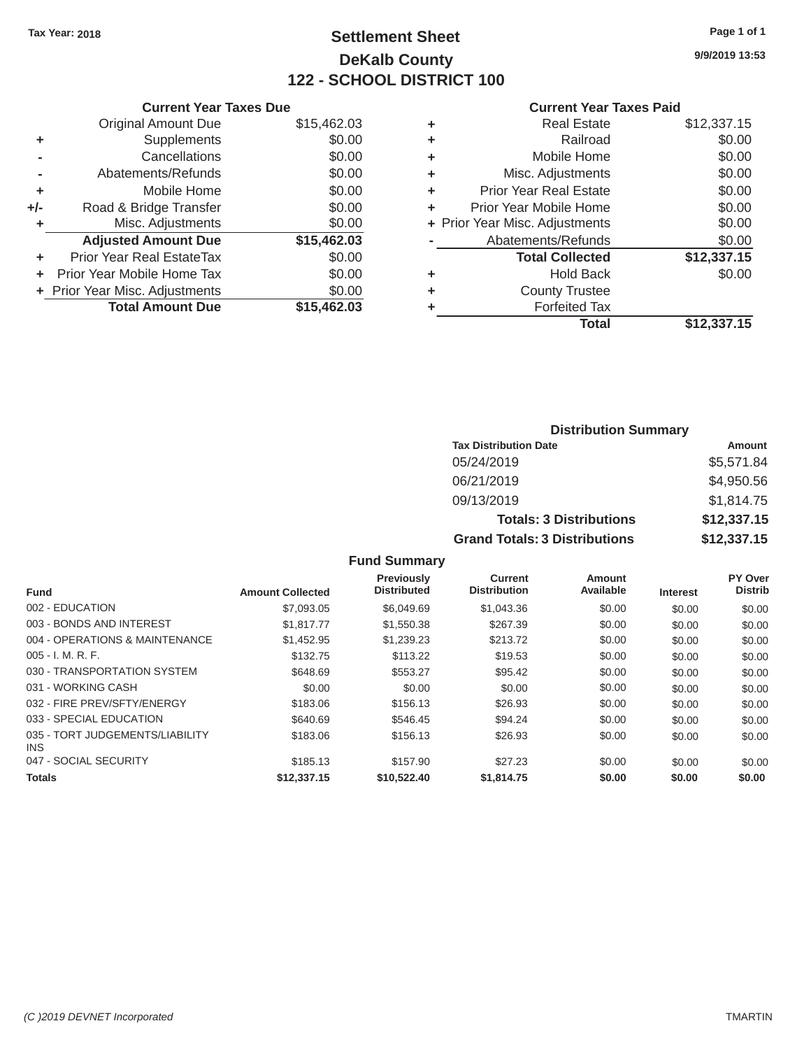Tax Year: 2018

# Settlement Sheet
## DeKalb County
## 122 - SCHOOL DISTRICT 100

9/9/2019 13:53

### Current Year Taxes Due

| | | |
|---|---|---|
| | Original Amount Due | $15,462.03 |
| + | Supplements | $0.00 |
| - | Cancellations | $0.00 |
| - | Abatements/Refunds | $0.00 |
| + | Mobile Home | $0.00 |
| +/- | Road & Bridge Transfer | $0.00 |
| + | Misc. Adjustments | $0.00 |
| | **Adjusted Amount Due** | **$15,462.03** |
| + | Prior Year Real EstateTax | $0.00 |
| + | Prior Year Mobile Home Tax | $0.00 |
| + | Prior Year Misc. Adjustments | $0.00 |
| | **Total Amount Due** | **$15,462.03** |

### Current Year Taxes Paid

| | | |
|---|---|---|
| + | Real Estate | $12,337.15 |
| + | Railroad | $0.00 |
| + | Mobile Home | $0.00 |
| + | Misc. Adjustments | $0.00 |
| + | Prior Year Real Estate | $0.00 |
| + | Prior Year Mobile Home | $0.00 |
| + | Prior Year Misc. Adjustments | $0.00 |
| - | Abatements/Refunds | $0.00 |
| | **Total Collected** | **$12,337.15** |
| + | Hold Back | $0.00 |
| + | County Trustee | |
| + | Forfeited Tax | |
| | **Total** | **$12,337.15** |

### Distribution Summary

| Tax Distribution Date | Amount |
|---|---|
| 05/24/2019 | $5,571.84 |
| 06/21/2019 | $4,950.56 |
| 09/13/2019 | $1,814.75 |
| **Totals: 3 Distributions** | **$12,337.15** |
| **Grand Totals: 3 Distributions** | **$12,337.15** |

### Fund Summary

| Fund | Amount Collected | Previously Distributed | Current Distribution | Amount Available | Interest | PY Over Distrib |
|---|---|---|---|---|---|---|
| 002 - EDUCATION | $7,093.05 | $6,049.69 | $1,043.36 | $0.00 | $0.00 | $0.00 |
| 003 - BONDS AND INTEREST | $1,817.77 | $1,550.38 | $267.39 | $0.00 | $0.00 | $0.00 |
| 004 - OPERATIONS & MAINTENANCE | $1,452.95 | $1,239.23 | $213.72 | $0.00 | $0.00 | $0.00 |
| 005 - I. M. R. F. | $132.75 | $113.22 | $19.53 | $0.00 | $0.00 | $0.00 |
| 030 - TRANSPORTATION SYSTEM | $648.69 | $553.27 | $95.42 | $0.00 | $0.00 | $0.00 |
| 031 - WORKING CASH | $0.00 | $0.00 | $0.00 | $0.00 | $0.00 | $0.00 |
| 032 - FIRE PREV/SFTY/ENERGY | $183.06 | $156.13 | $26.93 | $0.00 | $0.00 | $0.00 |
| 033 - SPECIAL EDUCATION | $640.69 | $546.45 | $94.24 | $0.00 | $0.00 | $0.00 |
| 035 - TORT JUDGEMENTS/LIABILITY INS | $183.06 | $156.13 | $26.93 | $0.00 | $0.00 | $0.00 |
| 047 - SOCIAL SECURITY | $185.13 | $157.90 | $27.23 | $0.00 | $0.00 | $0.00 |
| **Totals** | **$12,337.15** | **$10,522.40** | **$1,814.75** | **$0.00** | **$0.00** | **$0.00** |

(C )2019 DEVNET Incorporated — TMARTIN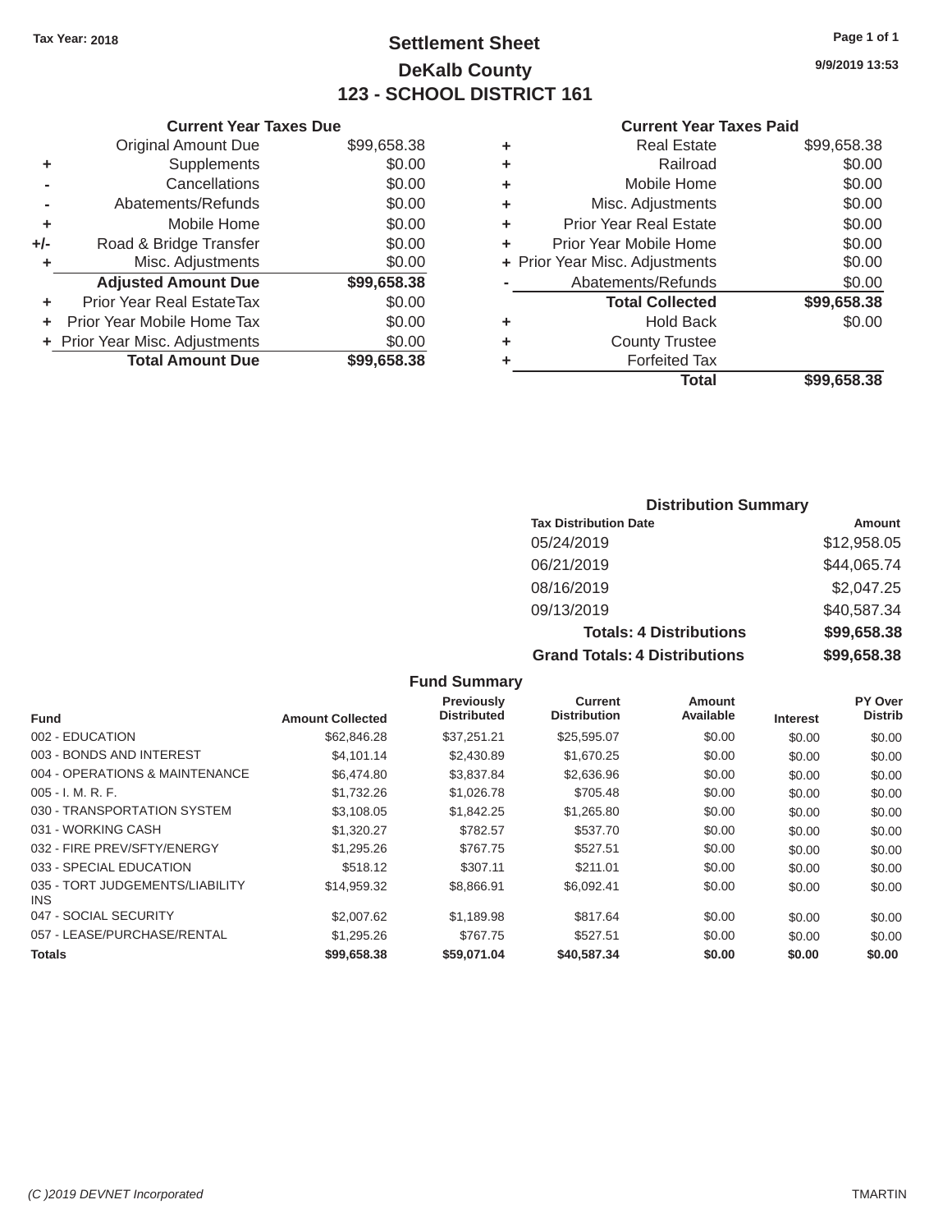Tax Year: 2018

# Settlement Sheet

## DeKalb County

## 123 - SCHOOL DISTRICT 161

9/9/2019 13:53

### Current Year Taxes Due

| | | |
|---|---|---|
| | Original Amount Due | $99,658.38 |
| + | Supplements | $0.00 |
| - | Cancellations | $0.00 |
| - | Abatements/Refunds | $0.00 |
| + | Mobile Home | $0.00 |
| +/- | Road & Bridge Transfer | $0.00 |
| + | Misc. Adjustments | $0.00 |
| | **Adjusted Amount Due** | **$99,658.38** |
| + | Prior Year Real EstateTax | $0.00 |
| + | Prior Year Mobile Home Tax | $0.00 |
| + | Prior Year Misc. Adjustments | $0.00 |
| | **Total Amount Due** | **$99,658.38** |

### Current Year Taxes Paid

| | | |
|---|---|---|
| + | Real Estate | $99,658.38 |
| + | Railroad | $0.00 |
| + | Mobile Home | $0.00 |
| + | Misc. Adjustments | $0.00 |
| + | Prior Year Real Estate | $0.00 |
| + | Prior Year Mobile Home | $0.00 |
| + | Prior Year Misc. Adjustments | $0.00 |
| - | Abatements/Refunds | $0.00 |
| | **Total Collected** | **$99,658.38** |
| + | Hold Back | $0.00 |
| + | County Trustee | |
| + | Forfeited Tax | |
| | **Total** | **$99,658.38** |

### Distribution Summary

| Tax Distribution Date | Amount |
|---|---|
| 05/24/2019 | $12,958.05 |
| 06/21/2019 | $44,065.74 |
| 08/16/2019 | $2,047.25 |
| 09/13/2019 | $40,587.34 |
| **Totals: 4 Distributions** | **$99,658.38** |
| **Grand Totals: 4 Distributions** | **$99,658.38** |

### Fund Summary

| Fund | Amount Collected | Previously Distributed | Current Distribution | Amount Available | Interest | PY Over Distrib |
|---|---|---|---|---|---|---|
| 002 - EDUCATION | $62,846.28 | $37,251.21 | $25,595.07 | $0.00 | $0.00 | $0.00 |
| 003 - BONDS AND INTEREST | $4,101.14 | $2,430.89 | $1,670.25 | $0.00 | $0.00 | $0.00 |
| 004 - OPERATIONS & MAINTENANCE | $6,474.80 | $3,837.84 | $2,636.96 | $0.00 | $0.00 | $0.00 |
| 005 - I. M. R. F. | $1,732.26 | $1,026.78 | $705.48 | $0.00 | $0.00 | $0.00 |
| 030 - TRANSPORTATION SYSTEM | $3,108.05 | $1,842.25 | $1,265.80 | $0.00 | $0.00 | $0.00 |
| 031 - WORKING CASH | $1,320.27 | $782.57 | $537.70 | $0.00 | $0.00 | $0.00 |
| 032 - FIRE PREV/SFTY/ENERGY | $1,295.26 | $767.75 | $527.51 | $0.00 | $0.00 | $0.00 |
| 033 - SPECIAL EDUCATION | $518.12 | $307.11 | $211.01 | $0.00 | $0.00 | $0.00 |
| 035 - TORT JUDGEMENTS/LIABILITY INS | $14,959.32 | $8,866.91 | $6,092.41 | $0.00 | $0.00 | $0.00 |
| 047 - SOCIAL SECURITY | $2,007.62 | $1,189.98 | $817.64 | $0.00 | $0.00 | $0.00 |
| 057 - LEASE/PURCHASE/RENTAL | $1,295.26 | $767.75 | $527.51 | $0.00 | $0.00 | $0.00 |
| **Totals** | **$99,658.38** | **$59,071.04** | **$40,587.34** | **$0.00** | **$0.00** | **$0.00** |

(C )2019 DEVNET Incorporated TMARTIN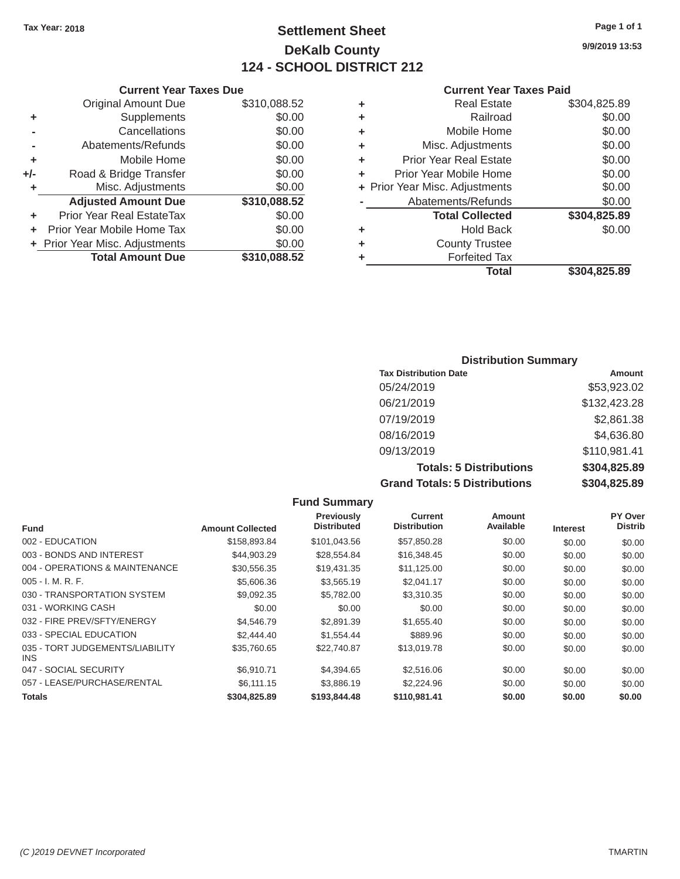Tax Year: 2018

# Settlement Sheet

## DeKalb County

## 124 - SCHOOL DISTRICT 212

9/9/2019 13:53

### Current Year Taxes Due

| | | |
|---|---|---|
| | Original Amount Due | $310,088.52 |
| + | Supplements | $0.00 |
| - | Cancellations | $0.00 |
| - | Abatements/Refunds | $0.00 |
| + | Mobile Home | $0.00 |
| +/- | Road & Bridge Transfer | $0.00 |
| + | Misc. Adjustments | $0.00 |
| | **Adjusted Amount Due** | **$310,088.52** |
| + | Prior Year Real EstateTax | $0.00 |
| + | Prior Year Mobile Home Tax | $0.00 |
| + | Prior Year Misc. Adjustments | $0.00 |
| | **Total Amount Due** | **$310,088.52** |

### Current Year Taxes Paid

| | | |
|---|---|---|
| + | Real Estate | $304,825.89 |
| + | Railroad | $0.00 |
| + | Mobile Home | $0.00 |
| + | Misc. Adjustments | $0.00 |
| + | Prior Year Real Estate | $0.00 |
| + | Prior Year Mobile Home | $0.00 |
| + | Prior Year Misc. Adjustments | $0.00 |
| - | Abatements/Refunds | $0.00 |
| | **Total Collected** | **$304,825.89** |
| + | Hold Back | $0.00 |
| + | County Trustee | |
| + | Forfeited Tax | |
| | **Total** | **$304,825.89** |

### Distribution Summary

| Tax Distribution Date | Amount |
|---|---|
| 05/24/2019 | $53,923.02 |
| 06/21/2019 | $132,423.28 |
| 07/19/2019 | $2,861.38 |
| 08/16/2019 | $4,636.80 |
| 09/13/2019 | $110,981.41 |
| **Totals: 5 Distributions** | **$304,825.89** |
| **Grand Totals: 5 Distributions** | **$304,825.89** |

### Fund Summary

| Fund | Amount Collected | Previously Distributed | Current Distribution | Amount Available | Interest | PY Over Distrib |
|---|---|---|---|---|---|---|
| 002 - EDUCATION | $158,893.84 | $101,043.56 | $57,850.28 | $0.00 | $0.00 | $0.00 |
| 003 - BONDS AND INTEREST | $44,903.29 | $28,554.84 | $16,348.45 | $0.00 | $0.00 | $0.00 |
| 004 - OPERATIONS & MAINTENANCE | $30,556.35 | $19,431.35 | $11,125.00 | $0.00 | $0.00 | $0.00 |
| 005 - I. M. R. F. | $5,606.36 | $3,565.19 | $2,041.17 | $0.00 | $0.00 | $0.00 |
| 030 - TRANSPORTATION SYSTEM | $9,092.35 | $5,782.00 | $3,310.35 | $0.00 | $0.00 | $0.00 |
| 031 - WORKING CASH | $0.00 | $0.00 | $0.00 | $0.00 | $0.00 | $0.00 |
| 032 - FIRE PREV/SFTY/ENERGY | $4,546.79 | $2,891.39 | $1,655.40 | $0.00 | $0.00 | $0.00 |
| 033 - SPECIAL EDUCATION | $2,444.40 | $1,554.44 | $889.96 | $0.00 | $0.00 | $0.00 |
| 035 - TORT JUDGEMENTS/LIABILITY INS | $35,760.65 | $22,740.87 | $13,019.78 | $0.00 | $0.00 | $0.00 |
| 047 - SOCIAL SECURITY | $6,910.71 | $4,394.65 | $2,516.06 | $0.00 | $0.00 | $0.00 |
| 057 - LEASE/PURCHASE/RENTAL | $6,111.15 | $3,886.19 | $2,224.96 | $0.00 | $0.00 | $0.00 |
| **Totals** | **$304,825.89** | **$193,844.48** | **$110,981.41** | **$0.00** | **$0.00** | **$0.00** |

(C )2019 DEVNET Incorporated TMARTIN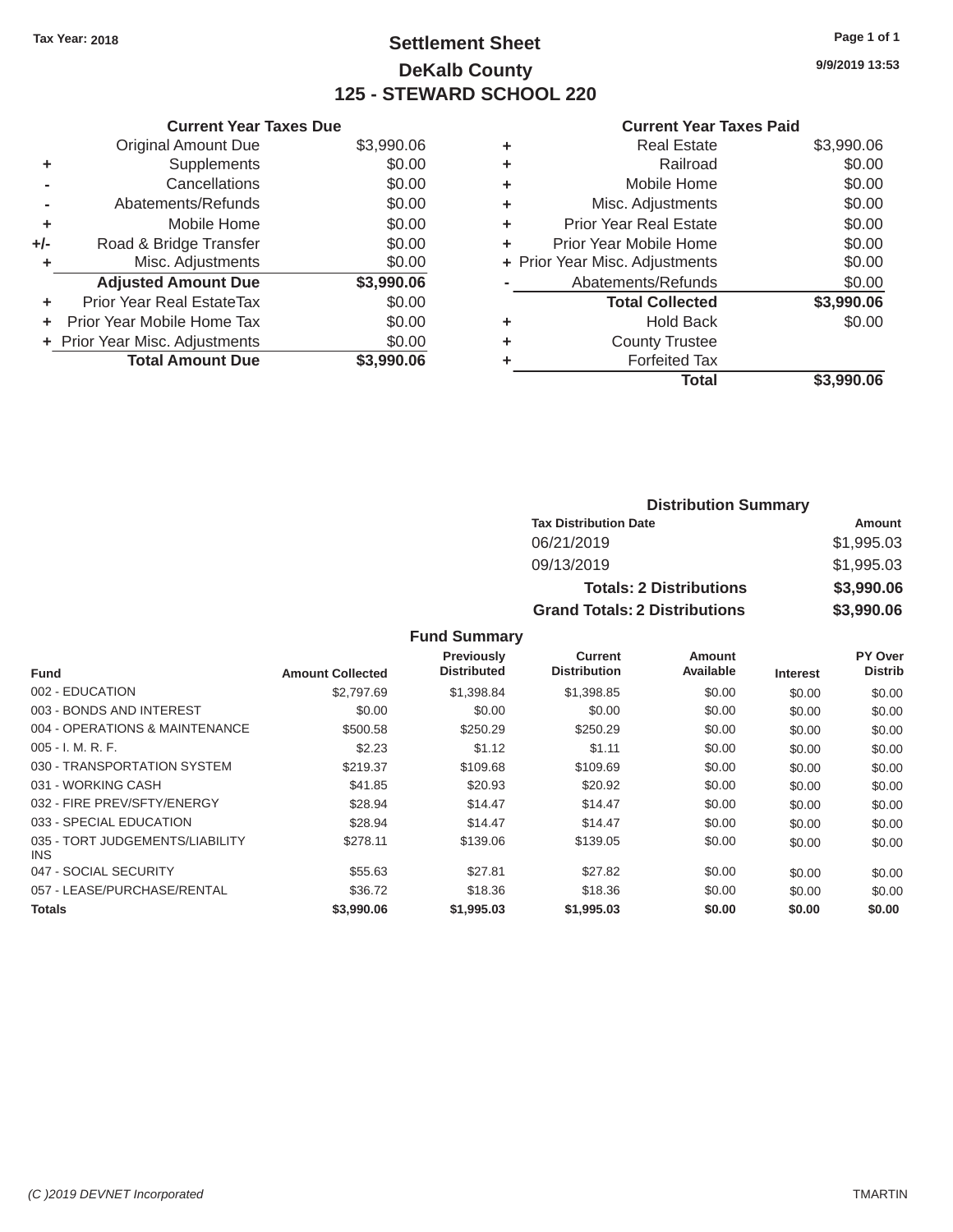Tax Year: 2018

# Settlement Sheet

## DeKalb County

## 125 - STEWARD SCHOOL 220

9/9/2019 13:53

| | Current Year Taxes Due | |
|---|---|---|
| | Original Amount Due | $3,990.06 |
| + | Supplements | $0.00 |
| - | Cancellations | $0.00 |
| - | Abatements/Refunds | $0.00 |
| + | Mobile Home | $0.00 |
| +/- | Road & Bridge Transfer | $0.00 |
| + | Misc. Adjustments | $0.00 |
| | **Adjusted Amount Due** | **$3,990.06** |
| + | Prior Year Real EstateTax | $0.00 |
| + | Prior Year Mobile Home Tax | $0.00 |
| + | Prior Year Misc. Adjustments | $0.00 |
| | **Total Amount Due** | **$3,990.06** |

| | Current Year Taxes Paid | |
|---|---|---|
| + | Real Estate | $3,990.06 |
| + | Railroad | $0.00 |
| + | Mobile Home | $0.00 |
| + | Misc. Adjustments | $0.00 |
| + | Prior Year Real Estate | $0.00 |
| + | Prior Year Mobile Home | $0.00 |
| + | Prior Year Misc. Adjustments | $0.00 |
| - | Abatements/Refunds | $0.00 |
| | **Total Collected** | **$3,990.06** |
| + | Hold Back | $0.00 |
| + | County Trustee | |
| + | Forfeited Tax | |
| | **Total** | **$3,990.06** |

### Distribution Summary

| Tax Distribution Date | Amount |
|---|---|
| 06/21/2019 | $1,995.03 |
| 09/13/2019 | $1,995.03 |
| **Totals: 2 Distributions** | **$3,990.06** |
| **Grand Totals: 2 Distributions** | **$3,990.06** |

### Fund Summary

| Fund | Amount Collected | Previously Distributed | Current Distribution | Amount Available | Interest | PY Over Distrib |
|---|---|---|---|---|---|---|
| 002 - EDUCATION | $2,797.69 | $1,398.84 | $1,398.85 | $0.00 | $0.00 | $0.00 |
| 003 - BONDS AND INTEREST | $0.00 | $0.00 | $0.00 | $0.00 | $0.00 | $0.00 |
| 004 - OPERATIONS & MAINTENANCE | $500.58 | $250.29 | $250.29 | $0.00 | $0.00 | $0.00 |
| 005 - I. M. R. F. | $2.23 | $1.12 | $1.11 | $0.00 | $0.00 | $0.00 |
| 030 - TRANSPORTATION SYSTEM | $219.37 | $109.68 | $109.69 | $0.00 | $0.00 | $0.00 |
| 031 - WORKING CASH | $41.85 | $20.93 | $20.92 | $0.00 | $0.00 | $0.00 |
| 032 - FIRE PREV/SFTY/ENERGY | $28.94 | $14.47 | $14.47 | $0.00 | $0.00 | $0.00 |
| 033 - SPECIAL EDUCATION | $28.94 | $14.47 | $14.47 | $0.00 | $0.00 | $0.00 |
| 035 - TORT JUDGEMENTS/LIABILITY INS | $278.11 | $139.06 | $139.05 | $0.00 | $0.00 | $0.00 |
| 047 - SOCIAL SECURITY | $55.63 | $27.81 | $27.82 | $0.00 | $0.00 | $0.00 |
| 057 - LEASE/PURCHASE/RENTAL | $36.72 | $18.36 | $18.36 | $0.00 | $0.00 | $0.00 |
| **Totals** | **$3,990.06** | **$1,995.03** | **$1,995.03** | **$0.00** | **$0.00** | **$0.00** |

(C )2019 DEVNET Incorporated TMARTIN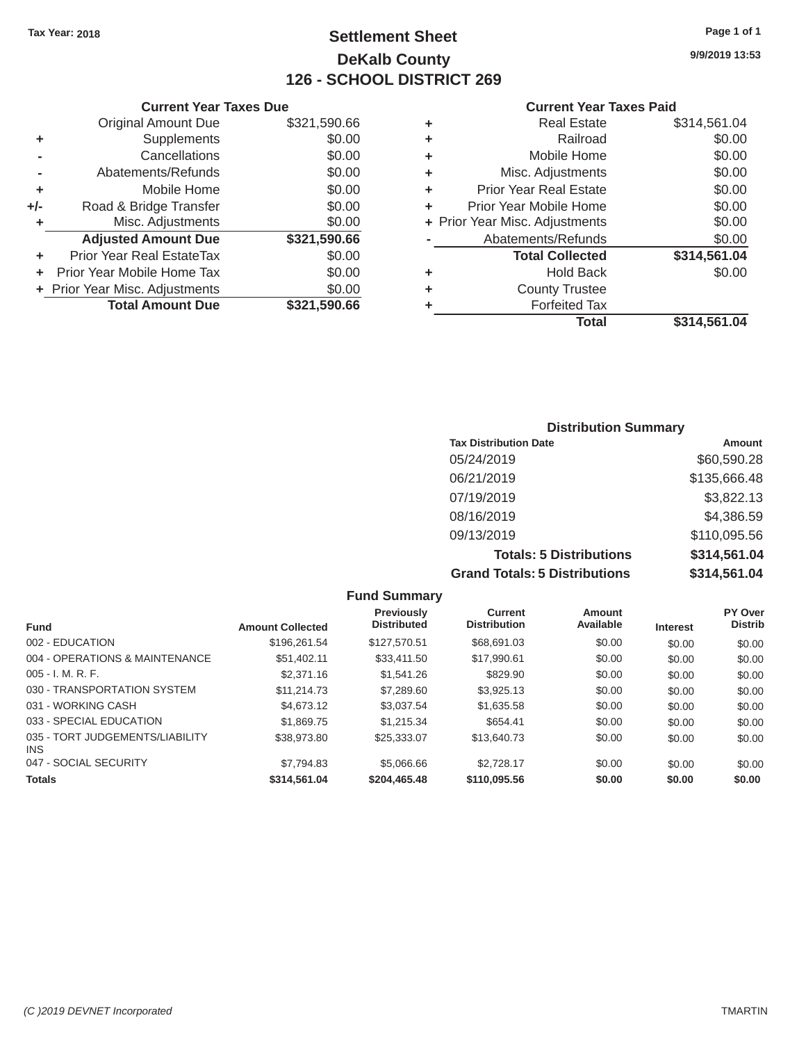**Tax Year: 2018**

# Settlement Sheet

## DeKalb County

## 126 - SCHOOL DISTRICT 269

**9/9/2019 13:53**

### Current Year Taxes Due

| | | |
|---|---|---|
| | Original Amount Due | $321,590.66 |
| + | Supplements | $0.00 |
| - | Cancellations | $0.00 |
| - | Abatements/Refunds | $0.00 |
| + | Mobile Home | $0.00 |
| +/- | Road & Bridge Transfer | $0.00 |
| + | Misc. Adjustments | $0.00 |
| | **Adjusted Amount Due** | **$321,590.66** |
| + | Prior Year Real EstateTax | $0.00 |
| + | Prior Year Mobile Home Tax | $0.00 |
| + | Prior Year Misc. Adjustments | $0.00 |
| | **Total Amount Due** | **$321,590.66** |

### Current Year Taxes Paid

| | | |
|---|---|---|
| + | Real Estate | $314,561.04 |
| + | Railroad | $0.00 |
| + | Mobile Home | $0.00 |
| + | Misc. Adjustments | $0.00 |
| + | Prior Year Real Estate | $0.00 |
| + | Prior Year Mobile Home | $0.00 |
| + | Prior Year Misc. Adjustments | $0.00 |
| - | Abatements/Refunds | $0.00 |
| | **Total Collected** | **$314,561.04** |
| + | Hold Back | $0.00 |
| + | County Trustee | |
| + | Forfeited Tax | |
| | **Total** | **$314,561.04** |

### Distribution Summary

| Tax Distribution Date | Amount |
|---|---|
| 05/24/2019 | $60,590.28 |
| 06/21/2019 | $135,666.48 |
| 07/19/2019 | $3,822.13 |
| 08/16/2019 | $4,386.59 |
| 09/13/2019 | $110,095.56 |
| **Totals: 5 Distributions** | **$314,561.04** |
| **Grand Totals: 5 Distributions** | **$314,561.04** |

### Fund Summary

| Fund | Amount Collected | Previously Distributed | Current Distribution | Amount Available | Interest | PY Over Distrib |
|---|---|---|---|---|---|---|
| 002 - EDUCATION | $196,261.54 | $127,570.51 | $68,691.03 | $0.00 | $0.00 | $0.00 |
| 004 - OPERATIONS & MAINTENANCE | $51,402.11 | $33,411.50 | $17,990.61 | $0.00 | $0.00 | $0.00 |
| 005 - I. M. R. F. | $2,371.16 | $1,541.26 | $829.90 | $0.00 | $0.00 | $0.00 |
| 030 - TRANSPORTATION SYSTEM | $11,214.73 | $7,289.60 | $3,925.13 | $0.00 | $0.00 | $0.00 |
| 031 - WORKING CASH | $4,673.12 | $3,037.54 | $1,635.58 | $0.00 | $0.00 | $0.00 |
| 033 - SPECIAL EDUCATION | $1,869.75 | $1,215.34 | $654.41 | $0.00 | $0.00 | $0.00 |
| 035 - TORT JUDGEMENTS/LIABILITY INS | $38,973.80 | $25,333.07 | $13,640.73 | $0.00 | $0.00 | $0.00 |
| 047 - SOCIAL SECURITY | $7,794.83 | $5,066.66 | $2,728.17 | $0.00 | $0.00 | $0.00 |
| **Totals** | **$314,561.04** | **$204,465.48** | **$110,095.56** | **$0.00** | **$0.00** | **$0.00** |

*(C )2019 DEVNET Incorporated* TMARTIN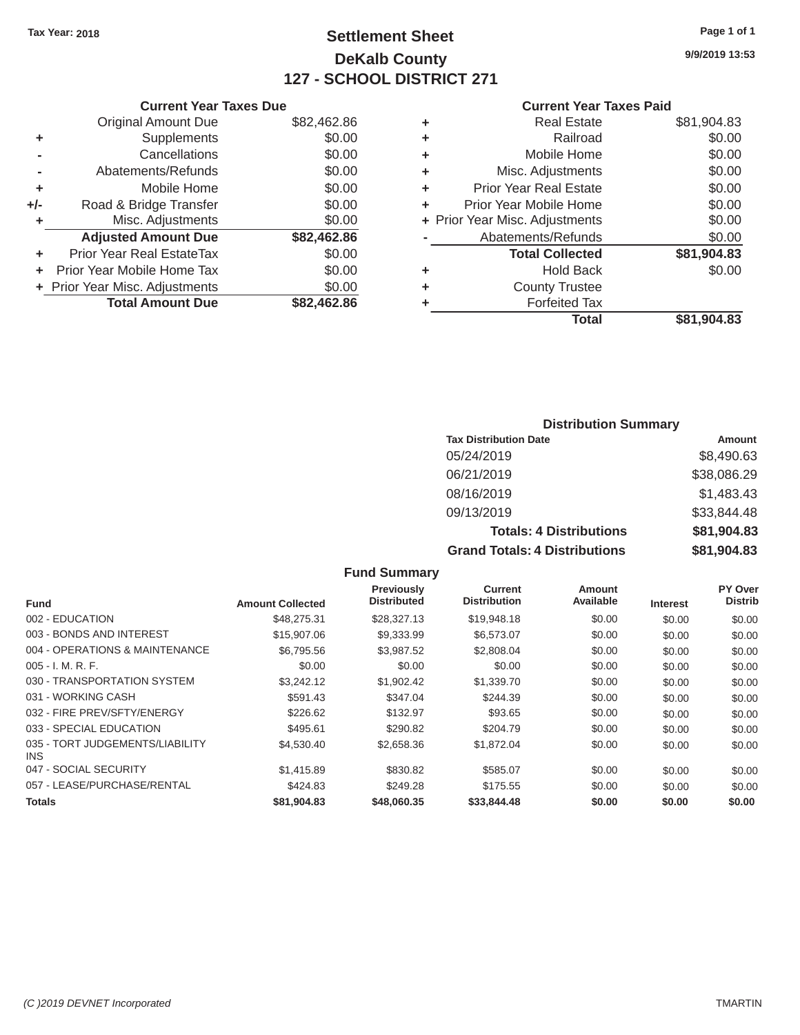**Tax Year: 2018**

# Settlement Sheet
## DeKalb County
## 127 - SCHOOL DISTRICT 271

9/9/2019 13:53

### Current Year Taxes Due

| | | |
|---|---|---|
| | Original Amount Due | $82,462.86 |
| + | Supplements | $0.00 |
| - | Cancellations | $0.00 |
| - | Abatements/Refunds | $0.00 |
| + | Mobile Home | $0.00 |
| +/- | Road & Bridge Transfer | $0.00 |
| + | Misc. Adjustments | $0.00 |
| | **Adjusted Amount Due** | **$82,462.86** |
| + | Prior Year Real EstateTax | $0.00 |
| + | Prior Year Mobile Home Tax | $0.00 |
| + | Prior Year Misc. Adjustments | $0.00 |
| | **Total Amount Due** | **$82,462.86** |

### Current Year Taxes Paid

| | | |
|---|---|---|
| + | Real Estate | $81,904.83 |
| + | Railroad | $0.00 |
| + | Mobile Home | $0.00 |
| + | Misc. Adjustments | $0.00 |
| + | Prior Year Real Estate | $0.00 |
| + | Prior Year Mobile Home | $0.00 |
| + | Prior Year Misc. Adjustments | $0.00 |
| - | Abatements/Refunds | $0.00 |
| | **Total Collected** | **$81,904.83** |
| + | Hold Back | $0.00 |
| + | County Trustee | |
| + | Forfeited Tax | |
| | **Total** | **$81,904.83** |

### Distribution Summary

| Tax Distribution Date | Amount |
|---|---|
| 05/24/2019 | $8,490.63 |
| 06/21/2019 | $38,086.29 |
| 08/16/2019 | $1,483.43 |
| 09/13/2019 | $33,844.48 |
| **Totals: 4 Distributions** | **$81,904.83** |
| **Grand Totals: 4 Distributions** | **$81,904.83** |

### Fund Summary

| Fund | Amount Collected | Previously Distributed | Current Distribution | Amount Available | Interest | PY Over Distrib |
|---|---|---|---|---|---|---|
| 002 - EDUCATION | $48,275.31 | $28,327.13 | $19,948.18 | $0.00 | $0.00 | $0.00 |
| 003 - BONDS AND INTEREST | $15,907.06 | $9,333.99 | $6,573.07 | $0.00 | $0.00 | $0.00 |
| 004 - OPERATIONS & MAINTENANCE | $6,795.56 | $3,987.52 | $2,808.04 | $0.00 | $0.00 | $0.00 |
| 005 - I. M. R. F. | $0.00 | $0.00 | $0.00 | $0.00 | $0.00 | $0.00 |
| 030 - TRANSPORTATION SYSTEM | $3,242.12 | $1,902.42 | $1,339.70 | $0.00 | $0.00 | $0.00 |
| 031 - WORKING CASH | $591.43 | $347.04 | $244.39 | $0.00 | $0.00 | $0.00 |
| 032 - FIRE PREV/SFTY/ENERGY | $226.62 | $132.97 | $93.65 | $0.00 | $0.00 | $0.00 |
| 033 - SPECIAL EDUCATION | $495.61 | $290.82 | $204.79 | $0.00 | $0.00 | $0.00 |
| 035 - TORT JUDGEMENTS/LIABILITY INS | $4,530.40 | $2,658.36 | $1,872.04 | $0.00 | $0.00 | $0.00 |
| 047 - SOCIAL SECURITY | $1,415.89 | $830.82 | $585.07 | $0.00 | $0.00 | $0.00 |
| 057 - LEASE/PURCHASE/RENTAL | $424.83 | $249.28 | $175.55 | $0.00 | $0.00 | $0.00 |
| **Totals** | **$81,904.83** | **$48,060.35** | **$33,844.48** | **$0.00** | **$0.00** | **$0.00** |

(C )2019 DEVNET Incorporated TMARTIN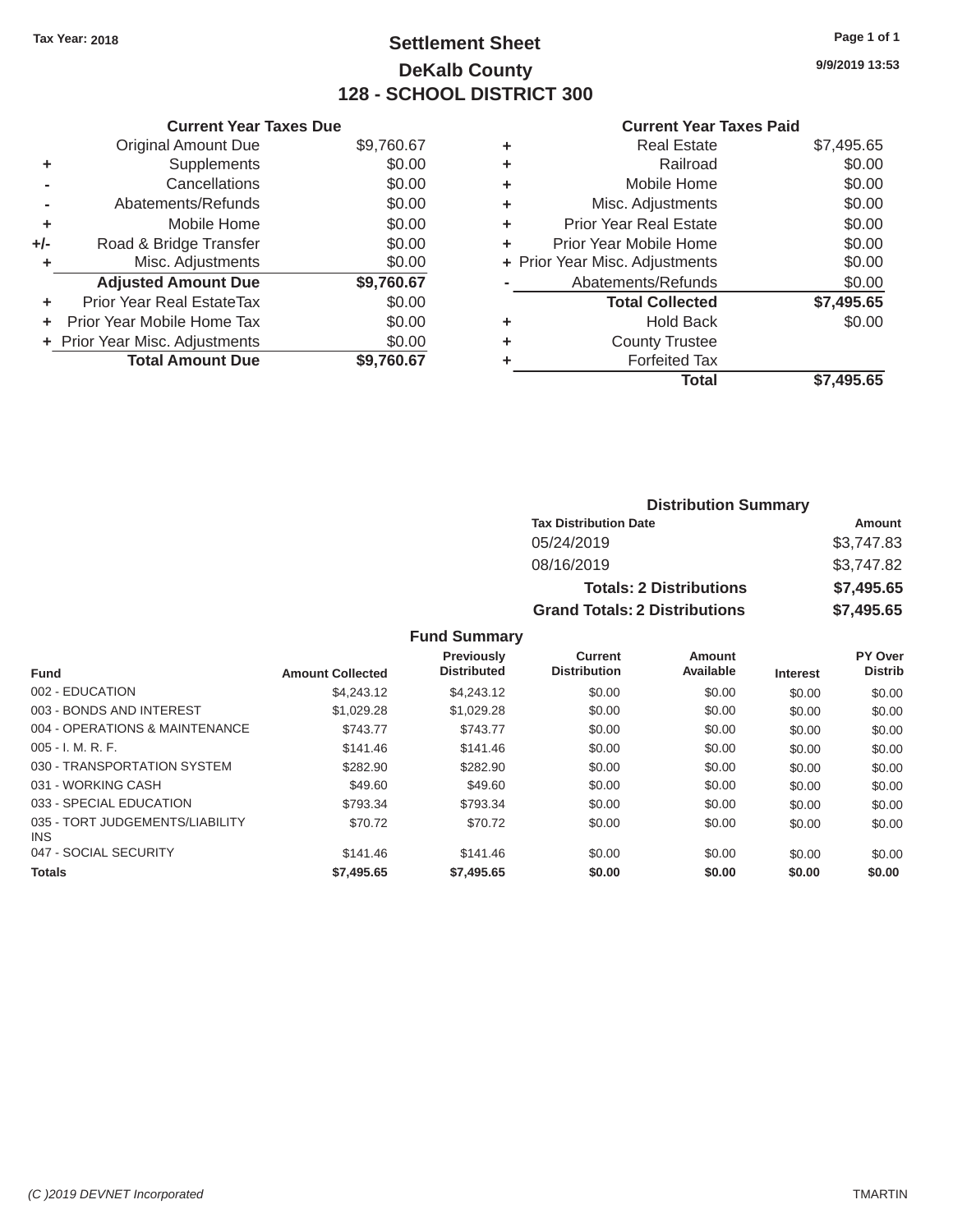**Tax Year: 2018**

# Settlement Sheet

## DeKalb County

## 128 - SCHOOL DISTRICT 300

9/9/2019 13:53

### Current Year Taxes Due

| | | |
|---|---|---|
| | Original Amount Due | $9,760.67 |
| + | Supplements | $0.00 |
| - | Cancellations | $0.00 |
| - | Abatements/Refunds | $0.00 |
| + | Mobile Home | $0.00 |
| +/- | Road & Bridge Transfer | $0.00 |
| + | Misc. Adjustments | $0.00 |
| | **Adjusted Amount Due** | **$9,760.67** |
| + | Prior Year Real EstateTax | $0.00 |
| + | Prior Year Mobile Home Tax | $0.00 |
| + | Prior Year Misc. Adjustments | $0.00 |
| | **Total Amount Due** | **$9,760.67** |

### Current Year Taxes Paid

| | | |
|---|---|---|
| + | Real Estate | $7,495.65 |
| + | Railroad | $0.00 |
| + | Mobile Home | $0.00 |
| + | Misc. Adjustments | $0.00 |
| + | Prior Year Real Estate | $0.00 |
| + | Prior Year Mobile Home | $0.00 |
| + | Prior Year Misc. Adjustments | $0.00 |
| - | Abatements/Refunds | $0.00 |
| | **Total Collected** | **$7,495.65** |
| + | Hold Back | $0.00 |
| + | County Trustee | |
| + | Forfeited Tax | |
| | **Total** | **$7,495.65** |

### Distribution Summary

| Tax Distribution Date | Amount |
|---|---|
| 05/24/2019 | $3,747.83 |
| 08/16/2019 | $3,747.82 |
| **Totals: 2 Distributions** | **$7,495.65** |
| **Grand Totals: 2 Distributions** | **$7,495.65** |

### Fund Summary

| Fund | Amount Collected | Previously Distributed | Current Distribution | Amount Available | Interest | PY Over Distrib |
|---|---|---|---|---|---|---|
| 002 - EDUCATION | $4,243.12 | $4,243.12 | $0.00 | $0.00 | $0.00 | $0.00 |
| 003 - BONDS AND INTEREST | $1,029.28 | $1,029.28 | $0.00 | $0.00 | $0.00 | $0.00 |
| 004 - OPERATIONS & MAINTENANCE | $743.77 | $743.77 | $0.00 | $0.00 | $0.00 | $0.00 |
| 005 - I. M. R. F. | $141.46 | $141.46 | $0.00 | $0.00 | $0.00 | $0.00 |
| 030 - TRANSPORTATION SYSTEM | $282.90 | $282.90 | $0.00 | $0.00 | $0.00 | $0.00 |
| 031 - WORKING CASH | $49.60 | $49.60 | $0.00 | $0.00 | $0.00 | $0.00 |
| 033 - SPECIAL EDUCATION | $793.34 | $793.34 | $0.00 | $0.00 | $0.00 | $0.00 |
| 035 - TORT JUDGEMENTS/LIABILITY INS | $70.72 | $70.72 | $0.00 | $0.00 | $0.00 | $0.00 |
| 047 - SOCIAL SECURITY | $141.46 | $141.46 | $0.00 | $0.00 | $0.00 | $0.00 |
| **Totals** | **$7,495.65** | **$7,495.65** | **$0.00** | **$0.00** | **$0.00** | **$0.00** |

(C )2019 DEVNET Incorporated — TMARTIN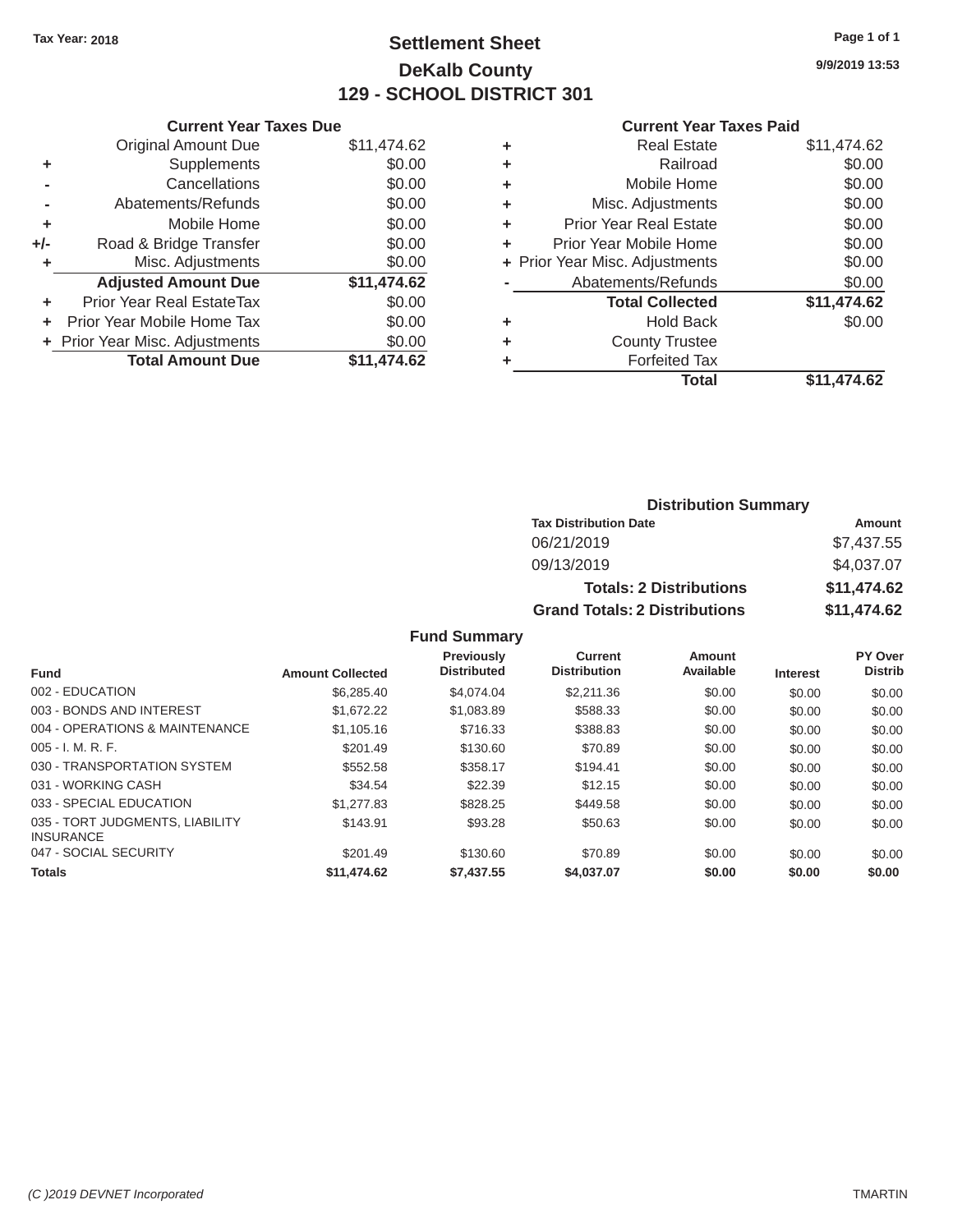Tax Year: 2018

# Settlement Sheet

## DeKalb County

## 129 - SCHOOL DISTRICT 301

9/9/2019 13:53

### Current Year Taxes Due

| | | |
|---|---|---|
| | Original Amount Due | $11,474.62 |
| + | Supplements | $0.00 |
| - | Cancellations | $0.00 |
| - | Abatements/Refunds | $0.00 |
| + | Mobile Home | $0.00 |
| +/- | Road & Bridge Transfer | $0.00 |
| + | Misc. Adjustments | $0.00 |
| | **Adjusted Amount Due** | **$11,474.62** |
| + | Prior Year Real EstateTax | $0.00 |
| + | Prior Year Mobile Home Tax | $0.00 |
| + | Prior Year Misc. Adjustments | $0.00 |
| | **Total Amount Due** | **$11,474.62** |

### Current Year Taxes Paid

| | | |
|---|---|---|
| + | Real Estate | $11,474.62 |
| + | Railroad | $0.00 |
| + | Mobile Home | $0.00 |
| + | Misc. Adjustments | $0.00 |
| + | Prior Year Real Estate | $0.00 |
| + | Prior Year Mobile Home | $0.00 |
| + | Prior Year Misc. Adjustments | $0.00 |
| - | Abatements/Refunds | $0.00 |
| | **Total Collected** | **$11,474.62** |
| + | Hold Back | $0.00 |
| + | County Trustee | |
| + | Forfeited Tax | |
| | **Total** | **$11,474.62** |

### Distribution Summary

| Tax Distribution Date | Amount |
|---|---|
| 06/21/2019 | $7,437.55 |
| 09/13/2019 | $4,037.07 |
| **Totals: 2 Distributions** | **$11,474.62** |
| **Grand Totals: 2 Distributions** | **$11,474.62** |

### Fund Summary

| Fund | Amount Collected | Previously Distributed | Current Distribution | Amount Available | Interest | PY Over Distrib |
|---|---|---|---|---|---|---|
| 002 - EDUCATION | $6,285.40 | $4,074.04 | $2,211.36 | $0.00 | $0.00 | $0.00 |
| 003 - BONDS AND INTEREST | $1,672.22 | $1,083.89 | $588.33 | $0.00 | $0.00 | $0.00 |
| 004 - OPERATIONS & MAINTENANCE | $1,105.16 | $716.33 | $388.83 | $0.00 | $0.00 | $0.00 |
| 005 - I. M. R. F. | $201.49 | $130.60 | $70.89 | $0.00 | $0.00 | $0.00 |
| 030 - TRANSPORTATION SYSTEM | $552.58 | $358.17 | $194.41 | $0.00 | $0.00 | $0.00 |
| 031 - WORKING CASH | $34.54 | $22.39 | $12.15 | $0.00 | $0.00 | $0.00 |
| 033 - SPECIAL EDUCATION | $1,277.83 | $828.25 | $449.58 | $0.00 | $0.00 | $0.00 |
| 035 - TORT JUDGMENTS, LIABILITY INSURANCE | $143.91 | $93.28 | $50.63 | $0.00 | $0.00 | $0.00 |
| 047 - SOCIAL SECURITY | $201.49 | $130.60 | $70.89 | $0.00 | $0.00 | $0.00 |
| **Totals** | **$11,474.62** | **$7,437.55** | **$4,037.07** | **$0.00** | **$0.00** | **$0.00** |

(C )2019 DEVNET Incorporated — TMARTIN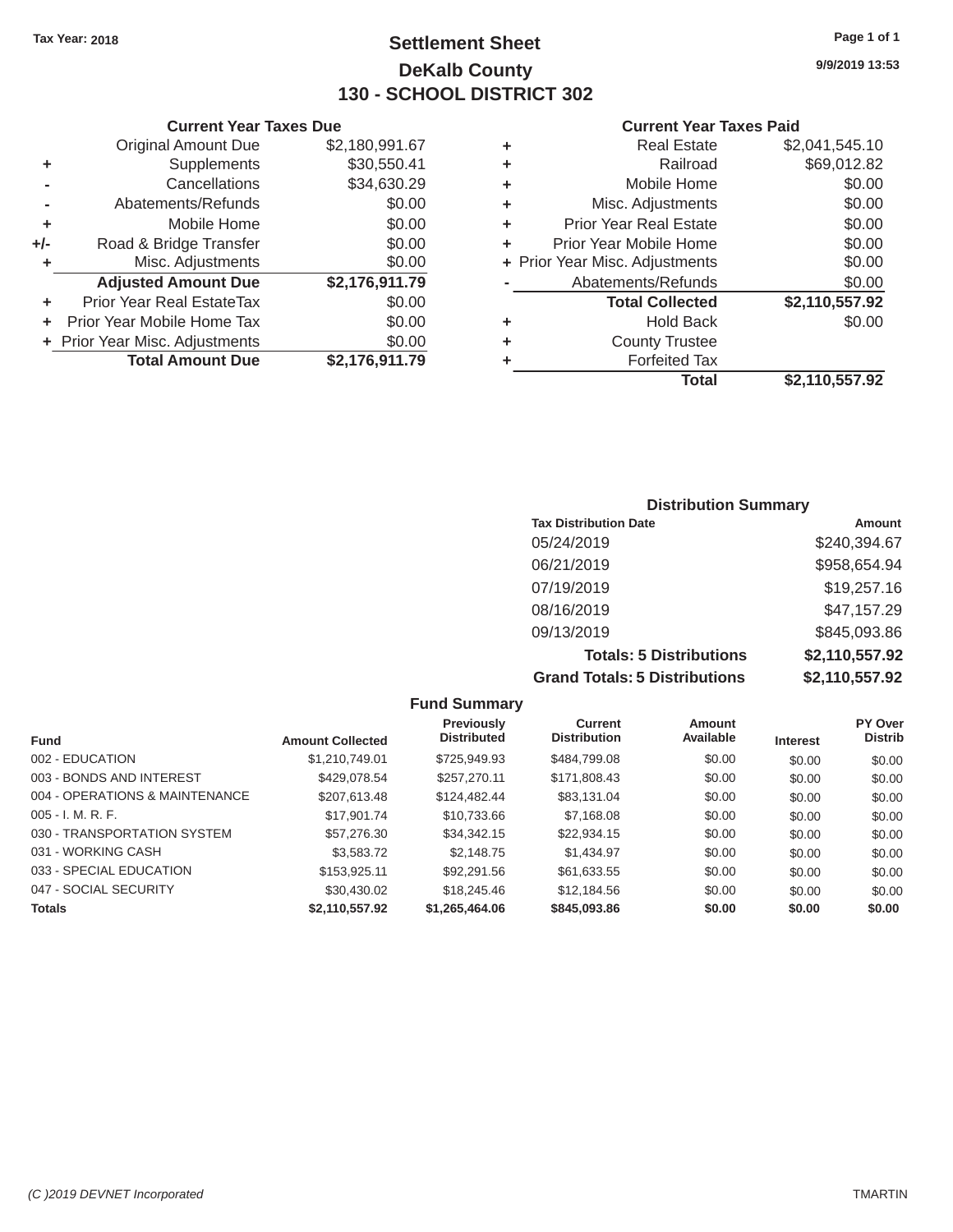Tax Year: 2018

# Settlement Sheet

## DeKalb County

## 130 - SCHOOL DISTRICT 302

9/9/2019 13:53

### Current Year Taxes Due

| | | |
|---|---|---|
| | Original Amount Due | $2,180,991.67 |
| + | Supplements | $30,550.41 |
| - | Cancellations | $34,630.29 |
| - | Abatements/Refunds | $0.00 |
| + | Mobile Home | $0.00 |
| +/- | Road & Bridge Transfer | $0.00 |
| + | Misc. Adjustments | $0.00 |
| | **Adjusted Amount Due** | **$2,176,911.79** |
| + | Prior Year Real EstateTax | $0.00 |
| + | Prior Year Mobile Home Tax | $0.00 |
| + | Prior Year Misc. Adjustments | $0.00 |
| | **Total Amount Due** | **$2,176,911.79** |

### Current Year Taxes Paid

| | | |
|---|---|---|
| + | Real Estate | $2,041,545.10 |
| + | Railroad | $69,012.82 |
| + | Mobile Home | $0.00 |
| + | Misc. Adjustments | $0.00 |
| + | Prior Year Real Estate | $0.00 |
| + | Prior Year Mobile Home | $0.00 |
| + | Prior Year Misc. Adjustments | $0.00 |
| - | Abatements/Refunds | $0.00 |
| | **Total Collected** | **$2,110,557.92** |
| + | Hold Back | $0.00 |
| + | County Trustee | |
| + | Forfeited Tax | |
| | **Total** | **$2,110,557.92** |

### Distribution Summary

| Tax Distribution Date | Amount |
|---|---|
| 05/24/2019 | $240,394.67 |
| 06/21/2019 | $958,654.94 |
| 07/19/2019 | $19,257.16 |
| 08/16/2019 | $47,157.29 |
| 09/13/2019 | $845,093.86 |
| **Totals: 5 Distributions** | **$2,110,557.92** |
| **Grand Totals: 5 Distributions** | **$2,110,557.92** |

### Fund Summary

| Fund | Amount Collected | Previously Distributed | Current Distribution | Amount Available | Interest | PY Over Distrib |
|---|---|---|---|---|---|---|
| 002 - EDUCATION | $1,210,749.01 | $725,949.93 | $484,799.08 | $0.00 | $0.00 | $0.00 |
| 003 - BONDS AND INTEREST | $429,078.54 | $257,270.11 | $171,808.43 | $0.00 | $0.00 | $0.00 |
| 004 - OPERATIONS & MAINTENANCE | $207,613.48 | $124,482.44 | $83,131.04 | $0.00 | $0.00 | $0.00 |
| 005 - I. M. R. F. | $17,901.74 | $10,733.66 | $7,168.08 | $0.00 | $0.00 | $0.00 |
| 030 - TRANSPORTATION SYSTEM | $57,276.30 | $34,342.15 | $22,934.15 | $0.00 | $0.00 | $0.00 |
| 031 - WORKING CASH | $3,583.72 | $2,148.75 | $1,434.97 | $0.00 | $0.00 | $0.00 |
| 033 - SPECIAL EDUCATION | $153,925.11 | $92,291.56 | $61,633.55 | $0.00 | $0.00 | $0.00 |
| 047 - SOCIAL SECURITY | $30,430.02 | $18,245.46 | $12,184.56 | $0.00 | $0.00 | $0.00 |
| **Totals** | **$2,110,557.92** | **$1,265,464.06** | **$845,093.86** | **$0.00** | **$0.00** | **$0.00** |

(C )2019 DEVNET Incorporated TMARTIN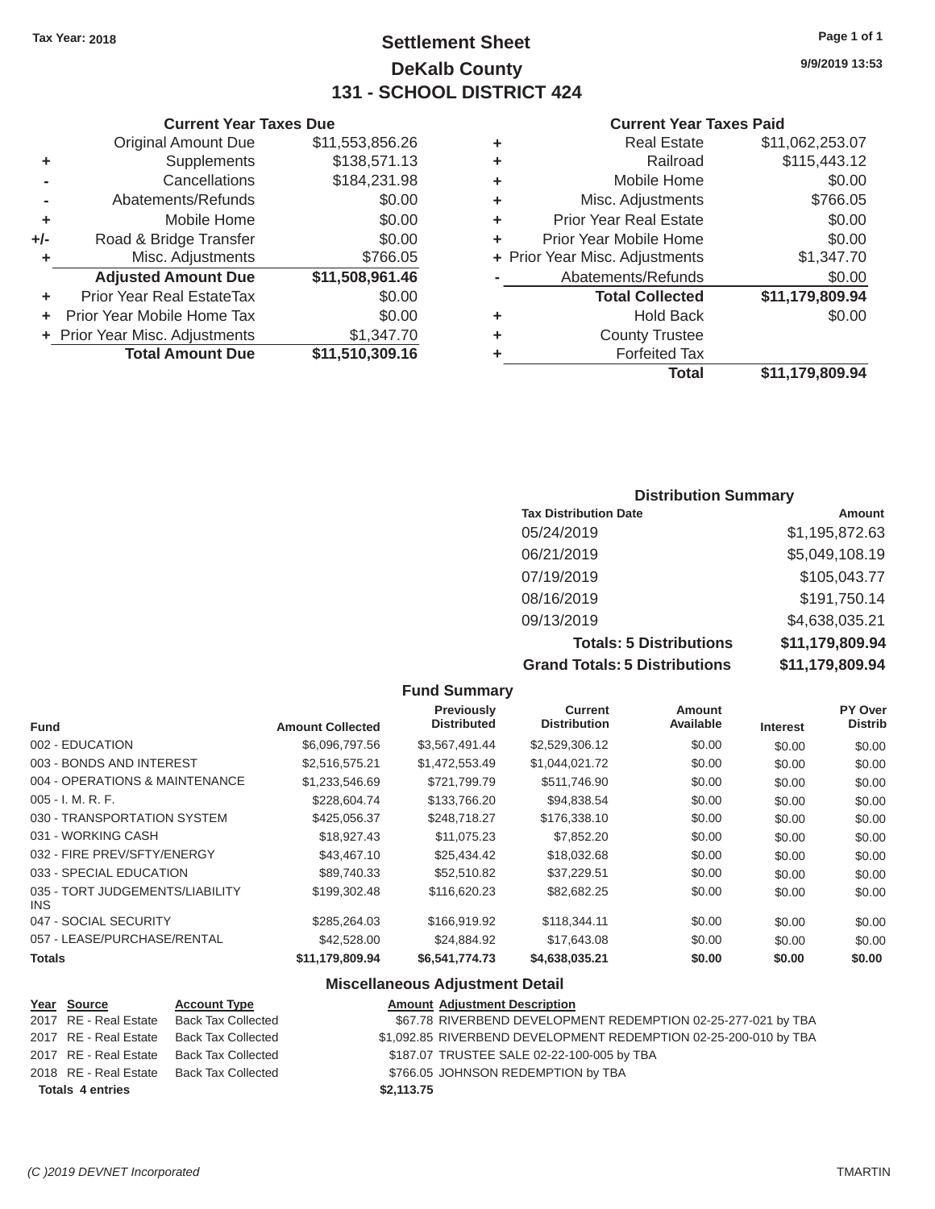Tax Year: 2018

# Settlement Sheet

## DeKalb County

## 131 - SCHOOL DISTRICT 424

9/9/2019 13:53

### Current Year Taxes Due

| | | |
|---|---|---|
| | Original Amount Due | $11,553,856.26 |
| + | Supplements | $138,571.13 |
| - | Cancellations | $184,231.98 |
| - | Abatements/Refunds | $0.00 |
| + | Mobile Home | $0.00 |
| +/- | Road & Bridge Transfer | $0.00 |
| + | Misc. Adjustments | $766.05 |
| | **Adjusted Amount Due** | **$11,508,961.46** |
| + | Prior Year Real EstateTax | $0.00 |
| + | Prior Year Mobile Home Tax | $0.00 |
| + | Prior Year Misc. Adjustments | $1,347.70 |
| | **Total Amount Due** | **$11,510,309.16** |

### Current Year Taxes Paid

| | | |
|---|---|---|
| + | Real Estate | $11,062,253.07 |
| + | Railroad | $115,443.12 |
| + | Mobile Home | $0.00 |
| + | Misc. Adjustments | $766.05 |
| + | Prior Year Real Estate | $0.00 |
| + | Prior Year Mobile Home | $0.00 |
| + | Prior Year Misc. Adjustments | $1,347.70 |
| - | Abatements/Refunds | $0.00 |
| | **Total Collected** | **$11,179,809.94** |
| + | Hold Back | $0.00 |
| + | County Trustee | |
| + | Forfeited Tax | |
| | **Total** | **$11,179,809.94** |

### Distribution Summary

| Tax Distribution Date | Amount |
|---|---|
| 05/24/2019 | $1,195,872.63 |
| 06/21/2019 | $5,049,108.19 |
| 07/19/2019 | $105,043.77 |
| 08/16/2019 | $191,750.14 |
| 09/13/2019 | $4,638,035.21 |
| **Totals: 5 Distributions** | **$11,179,809.94** |
| **Grand Totals: 5 Distributions** | **$11,179,809.94** |

### Fund Summary

| Fund | Amount Collected | Previously Distributed | Current Distribution | Amount Available | Interest | PY Over Distrib |
|---|---|---|---|---|---|---|
| 002 - EDUCATION | $6,096,797.56 | $3,567,491.44 | $2,529,306.12 | $0.00 | $0.00 | $0.00 |
| 003 - BONDS AND INTEREST | $2,516,575.21 | $1,472,553.49 | $1,044,021.72 | $0.00 | $0.00 | $0.00 |
| 004 - OPERATIONS & MAINTENANCE | $1,233,546.69 | $721,799.79 | $511,746.90 | $0.00 | $0.00 | $0.00 |
| 005 - I. M. R. F. | $228,604.74 | $133,766.20 | $94,838.54 | $0.00 | $0.00 | $0.00 |
| 030 - TRANSPORTATION SYSTEM | $425,056.37 | $248,718.27 | $176,338.10 | $0.00 | $0.00 | $0.00 |
| 031 - WORKING CASH | $18,927.43 | $11,075.23 | $7,852.20 | $0.00 | $0.00 | $0.00 |
| 032 - FIRE PREV/SFTY/ENERGY | $43,467.10 | $25,434.42 | $18,032.68 | $0.00 | $0.00 | $0.00 |
| 033 - SPECIAL EDUCATION | $89,740.33 | $52,510.82 | $37,229.51 | $0.00 | $0.00 | $0.00 |
| 035 - TORT JUDGEMENTS/LIABILITY INS | $199,302.48 | $116,620.23 | $82,682.25 | $0.00 | $0.00 | $0.00 |
| 047 - SOCIAL SECURITY | $285,264.03 | $166,919.92 | $118,344.11 | $0.00 | $0.00 | $0.00 |
| 057 - LEASE/PURCHASE/RENTAL | $42,528.00 | $24,884.92 | $17,643.08 | $0.00 | $0.00 | $0.00 |
| **Totals** | **$11,179,809.94** | **$6,541,774.73** | **$4,638,035.21** | **$0.00** | **$0.00** | **$0.00** |

### Miscellaneous Adjustment Detail

| Year | Source | Account Type | Amount | Adjustment Description |
|---|---|---|---|---|
| 2017 | RE - Real Estate | Back Tax Collected | $67.78 | RIVERBEND DEVELOPMENT REDEMPTION 02-25-277-021 by TBA |
| 2017 | RE - Real Estate | Back Tax Collected | $1,092.85 | RIVERBEND DEVELOPMENT REDEMPTION 02-25-200-010 by TBA |
| 2017 | RE - Real Estate | Back Tax Collected | $187.07 | TRUSTEE SALE 02-22-100-005 by TBA |
| 2018 | RE - Real Estate | Back Tax Collected | $766.05 | JOHNSON REDEMPTION by TBA |
| **Totals 4 entries** | | | **$2,113.75** | |

(C )2019 DEVNET Incorporated TMARTIN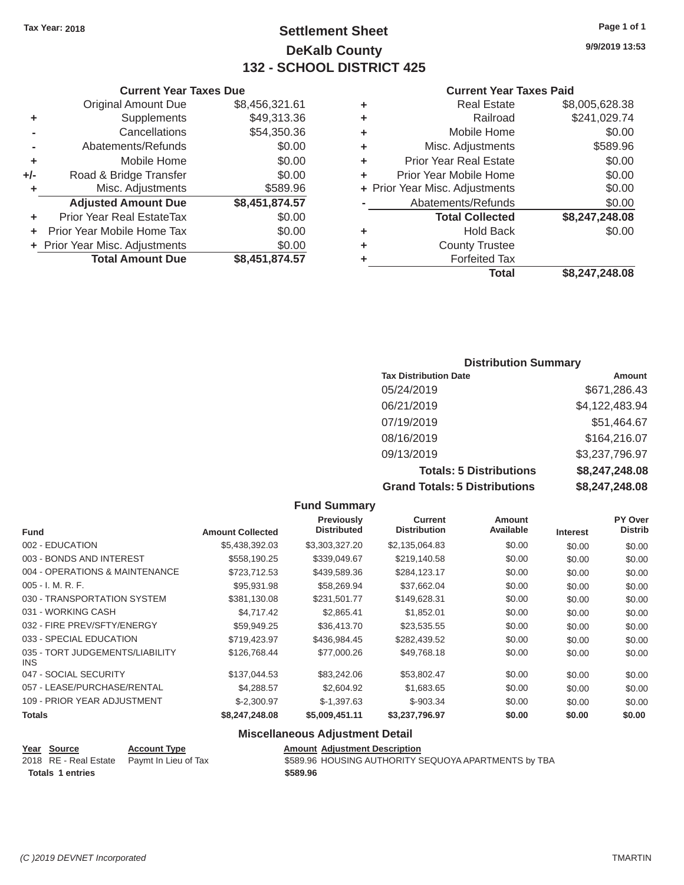Tax Year: 2018

# Settlement Sheet
## DeKalb County
## 132 - SCHOOL DISTRICT 425

9/9/2019 13:53

### Current Year Taxes Due

| | | |
|---|---|---|
| | Original Amount Due | $8,456,321.61 |
| + | Supplements | $49,313.36 |
| - | Cancellations | $54,350.36 |
| - | Abatements/Refunds | $0.00 |
| + | Mobile Home | $0.00 |
| +/- | Road & Bridge Transfer | $0.00 |
| + | Misc. Adjustments | $589.96 |
| | **Adjusted Amount Due** | **$8,451,874.57** |
| + | Prior Year Real EstateTax | $0.00 |
| + | Prior Year Mobile Home Tax | $0.00 |
| + | Prior Year Misc. Adjustments | $0.00 |
| | **Total Amount Due** | **$8,451,874.57** |

### Current Year Taxes Paid

| | | |
|---|---|---|
| + | Real Estate | $8,005,628.38 |
| + | Railroad | $241,029.74 |
| + | Mobile Home | $0.00 |
| + | Misc. Adjustments | $589.96 |
| + | Prior Year Real Estate | $0.00 |
| + | Prior Year Mobile Home | $0.00 |
| + | Prior Year Misc. Adjustments | $0.00 |
| - | Abatements/Refunds | $0.00 |
| | **Total Collected** | **$8,247,248.08** |
| + | Hold Back | $0.00 |
| + | County Trustee | |
| + | Forfeited Tax | |
| | **Total** | **$8,247,248.08** |

### Distribution Summary

| Tax Distribution Date | Amount |
|---|---|
| 05/24/2019 | $671,286.43 |
| 06/21/2019 | $4,122,483.94 |
| 07/19/2019 | $51,464.67 |
| 08/16/2019 | $164,216.07 |
| 09/13/2019 | $3,237,796.97 |
| **Totals: 5 Distributions** | **$8,247,248.08** |
| **Grand Totals: 5 Distributions** | **$8,247,248.08** |

### Fund Summary

| Fund | Amount Collected | Previously Distributed | Current Distribution | Amount Available | Interest | PY Over Distrib |
|---|---|---|---|---|---|---|
| 002 - EDUCATION | $5,438,392.03 | $3,303,327.20 | $2,135,064.83 | $0.00 | $0.00 | $0.00 |
| 003 - BONDS AND INTEREST | $558,190.25 | $339,049.67 | $219,140.58 | $0.00 | $0.00 | $0.00 |
| 004 - OPERATIONS & MAINTENANCE | $723,712.53 | $439,589.36 | $284,123.17 | $0.00 | $0.00 | $0.00 |
| 005 - I. M. R. F. | $95,931.98 | $58,269.94 | $37,662.04 | $0.00 | $0.00 | $0.00 |
| 030 - TRANSPORTATION SYSTEM | $381,130.08 | $231,501.77 | $149,628.31 | $0.00 | $0.00 | $0.00 |
| 031 - WORKING CASH | $4,717.42 | $2,865.41 | $1,852.01 | $0.00 | $0.00 | $0.00 |
| 032 - FIRE PREV/SFTY/ENERGY | $59,949.25 | $36,413.70 | $23,535.55 | $0.00 | $0.00 | $0.00 |
| 033 - SPECIAL EDUCATION | $719,423.97 | $436,984.45 | $282,439.52 | $0.00 | $0.00 | $0.00 |
| 035 - TORT JUDGEMENTS/LIABILITY INS | $126,768.44 | $77,000.26 | $49,768.18 | $0.00 | $0.00 | $0.00 |
| 047 - SOCIAL SECURITY | $137,044.53 | $83,242.06 | $53,802.47 | $0.00 | $0.00 | $0.00 |
| 057 - LEASE/PURCHASE/RENTAL | $4,288.57 | $2,604.92 | $1,683.65 | $0.00 | $0.00 | $0.00 |
| 109 - PRIOR YEAR ADJUSTMENT | $-2,300.97 | $-1,397.63 | $-903.34 | $0.00 | $0.00 | $0.00 |
| **Totals** | **$8,247,248.08** | **$5,009,451.11** | **$3,237,796.97** | **$0.00** | **$0.00** | **$0.00** |

### Miscellaneous Adjustment Detail

| Year | Source | Account Type | Amount | Adjustment Description |
|---|---|---|---|---|
| 2018 | RE - Real Estate | Paymt In Lieu of Tax | $589.96 | HOUSING AUTHORITY SEQUOYA APARTMENTS by TBA |
| **Totals** | **1 entries** | | **$589.96** | |

(C )2019 DEVNET Incorporated — TMARTIN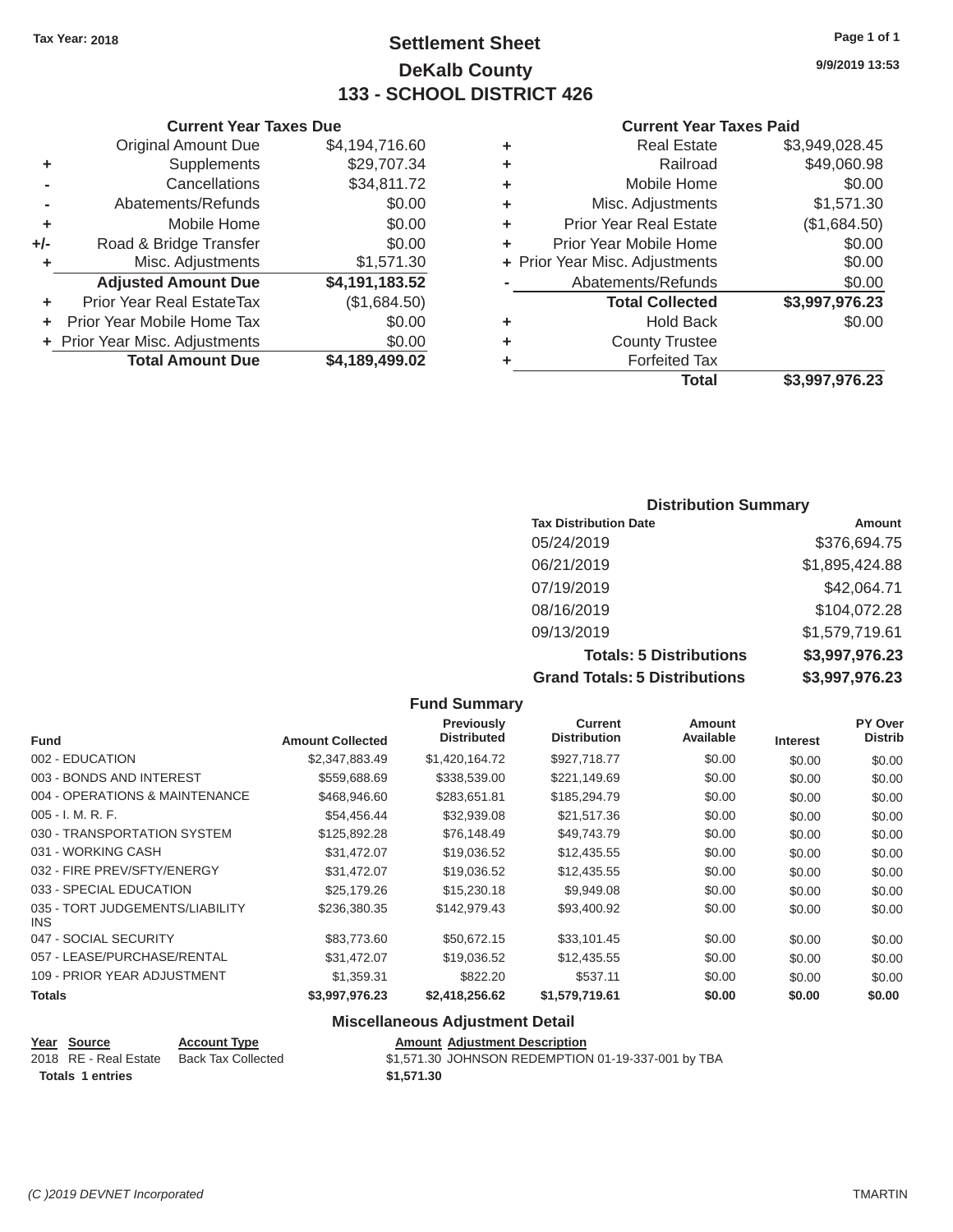**Tax Year: 2018**

# Settlement Sheet

## DeKalb County

## 133 - SCHOOL DISTRICT 426

9/9/2019 13:53

### Current Year Taxes Due

| | | |
|---|---|---|
| | Original Amount Due | $4,194,716.60 |
| + | Supplements | $29,707.34 |
| - | Cancellations | $34,811.72 |
| - | Abatements/Refunds | $0.00 |
| + | Mobile Home | $0.00 |
| +/- | Road & Bridge Transfer | $0.00 |
| + | Misc. Adjustments | $1,571.30 |
| | **Adjusted Amount Due** | **$4,191,183.52** |
| + | Prior Year Real EstateTax | ($1,684.50) |
| + | Prior Year Mobile Home Tax | $0.00 |
| + | Prior Year Misc. Adjustments | $0.00 |
| | **Total Amount Due** | **$4,189,499.02** |

### Current Year Taxes Paid

| | | |
|---|---|---|
| + | Real Estate | $3,949,028.45 |
| + | Railroad | $49,060.98 |
| + | Mobile Home | $0.00 |
| + | Misc. Adjustments | $1,571.30 |
| + | Prior Year Real Estate | ($1,684.50) |
| + | Prior Year Mobile Home | $0.00 |
| + | Prior Year Misc. Adjustments | $0.00 |
| - | Abatements/Refunds | $0.00 |
| | **Total Collected** | **$3,997,976.23** |
| + | Hold Back | $0.00 |
| + | County Trustee | |
| + | Forfeited Tax | |
| | **Total** | **$3,997,976.23** |

### Distribution Summary

| Tax Distribution Date | Amount |
|---|---|
| 05/24/2019 | $376,694.75 |
| 06/21/2019 | $1,895,424.88 |
| 07/19/2019 | $42,064.71 |
| 08/16/2019 | $104,072.28 |
| 09/13/2019 | $1,579,719.61 |
| **Totals: 5 Distributions** | **$3,997,976.23** |
| **Grand Totals: 5 Distributions** | **$3,997,976.23** |

### Fund Summary

| Fund | Amount Collected | Previously Distributed | Current Distribution | Amount Available | Interest | PY Over Distrib |
|---|---|---|---|---|---|---|
| 002 - EDUCATION | $2,347,883.49 | $1,420,164.72 | $927,718.77 | $0.00 | $0.00 | $0.00 |
| 003 - BONDS AND INTEREST | $559,688.69 | $338,539.00 | $221,149.69 | $0.00 | $0.00 | $0.00 |
| 004 - OPERATIONS & MAINTENANCE | $468,946.60 | $283,651.81 | $185,294.79 | $0.00 | $0.00 | $0.00 |
| 005 - I. M. R. F. | $54,456.44 | $32,939.08 | $21,517.36 | $0.00 | $0.00 | $0.00 |
| 030 - TRANSPORTATION SYSTEM | $125,892.28 | $76,148.49 | $49,743.79 | $0.00 | $0.00 | $0.00 |
| 031 - WORKING CASH | $31,472.07 | $19,036.52 | $12,435.55 | $0.00 | $0.00 | $0.00 |
| 032 - FIRE PREV/SFTY/ENERGY | $31,472.07 | $19,036.52 | $12,435.55 | $0.00 | $0.00 | $0.00 |
| 033 - SPECIAL EDUCATION | $25,179.26 | $15,230.18 | $9,949.08 | $0.00 | $0.00 | $0.00 |
| 035 - TORT JUDGEMENTS/LIABILITY INS | $236,380.35 | $142,979.43 | $93,400.92 | $0.00 | $0.00 | $0.00 |
| 047 - SOCIAL SECURITY | $83,773.60 | $50,672.15 | $33,101.45 | $0.00 | $0.00 | $0.00 |
| 057 - LEASE/PURCHASE/RENTAL | $31,472.07 | $19,036.52 | $12,435.55 | $0.00 | $0.00 | $0.00 |
| 109 - PRIOR YEAR ADJUSTMENT | $1,359.31 | $822.20 | $537.11 | $0.00 | $0.00 | $0.00 |
| **Totals** | **$3,997,976.23** | **$2,418,256.62** | **$1,579,719.61** | **$0.00** | **$0.00** | **$0.00** |

### Miscellaneous Adjustment Detail

| Year | Source | Account Type | Amount | Adjustment Description |
|---|---|---|---|---|
| 2018 | RE - Real Estate | Back Tax Collected | $1,571.30 | JOHNSON REDEMPTION 01-19-337-001 by TBA |
| **Totals** | **1 entries** | | **$1,571.30** | |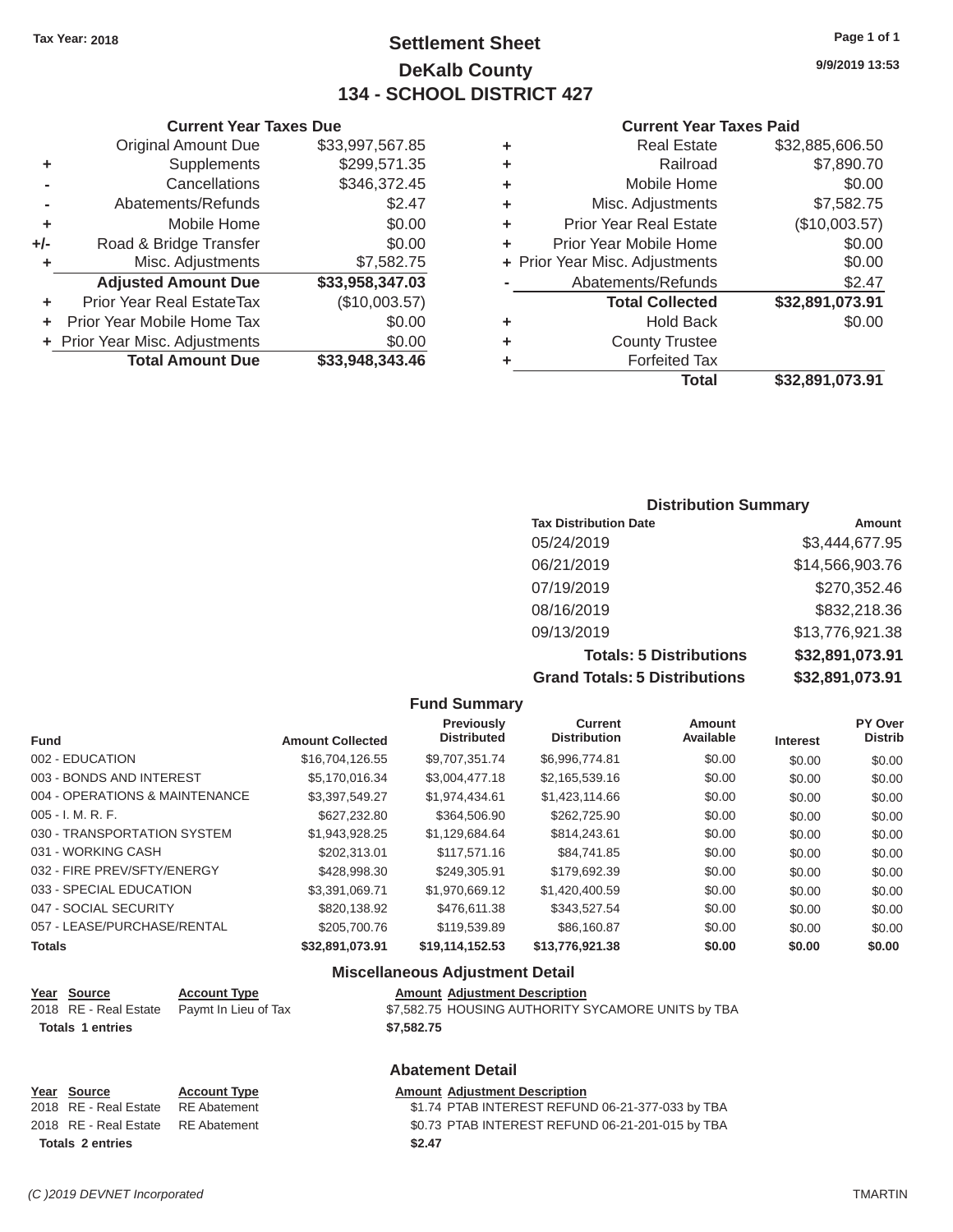Tax Year: 2018

# Settlement Sheet
## DeKalb County
## 134 - SCHOOL DISTRICT 427

9/9/2019 13:53

### Current Year Taxes Due

| | | |
|---|---|---|
| | Original Amount Due | $33,997,567.85 |
| + | Supplements | $299,571.35 |
| - | Cancellations | $346,372.45 |
| - | Abatements/Refunds | $2.47 |
| + | Mobile Home | $0.00 |
| +/- | Road & Bridge Transfer | $0.00 |
| + | Misc. Adjustments | $7,582.75 |
| | **Adjusted Amount Due** | **$33,958,347.03** |
| + | Prior Year Real EstateTax | ($10,003.57) |
| + | Prior Year Mobile Home Tax | $0.00 |
| + | Prior Year Misc. Adjustments | $0.00 |
| | **Total Amount Due** | **$33,948,343.46** |

### Current Year Taxes Paid

| | | |
|---|---|---|
| + | Real Estate | $32,885,606.50 |
| + | Railroad | $7,890.70 |
| + | Mobile Home | $0.00 |
| + | Misc. Adjustments | $7,582.75 |
| + | Prior Year Real Estate | ($10,003.57) |
| + | Prior Year Mobile Home | $0.00 |
| + | Prior Year Misc. Adjustments | $0.00 |
| - | Abatements/Refunds | $2.47 |
| | **Total Collected** | **$32,891,073.91** |
| + | Hold Back | $0.00 |
| + | County Trustee | |
| + | Forfeited Tax | |
| | **Total** | **$32,891,073.91** |

### Distribution Summary

| Tax Distribution Date | Amount |
|---|---|
| 05/24/2019 | $3,444,677.95 |
| 06/21/2019 | $14,566,903.76 |
| 07/19/2019 | $270,352.46 |
| 08/16/2019 | $832,218.36 |
| 09/13/2019 | $13,776,921.38 |
| **Totals: 5 Distributions** | **$32,891,073.91** |
| **Grand Totals: 5 Distributions** | **$32,891,073.91** |

### Fund Summary

| Fund | Amount Collected | Previously Distributed | Current Distribution | Amount Available | Interest | PY Over Distrib |
|---|---|---|---|---|---|---|
| 002 - EDUCATION | $16,704,126.55 | $9,707,351.74 | $6,996,774.81 | $0.00 | $0.00 | $0.00 |
| 003 - BONDS AND INTEREST | $5,170,016.34 | $3,004,477.18 | $2,165,539.16 | $0.00 | $0.00 | $0.00 |
| 004 - OPERATIONS & MAINTENANCE | $3,397,549.27 | $1,974,434.61 | $1,423,114.66 | $0.00 | $0.00 | $0.00 |
| 005 - I. M. R. F. | $627,232.80 | $364,506.90 | $262,725.90 | $0.00 | $0.00 | $0.00 |
| 030 - TRANSPORTATION SYSTEM | $1,943,928.25 | $1,129,684.64 | $814,243.61 | $0.00 | $0.00 | $0.00 |
| 031 - WORKING CASH | $202,313.01 | $117,571.16 | $84,741.85 | $0.00 | $0.00 | $0.00 |
| 032 - FIRE PREV/SFTY/ENERGY | $428,998.30 | $249,305.91 | $179,692.39 | $0.00 | $0.00 | $0.00 |
| 033 - SPECIAL EDUCATION | $3,391,069.71 | $1,970,669.12 | $1,420,400.59 | $0.00 | $0.00 | $0.00 |
| 047 - SOCIAL SECURITY | $820,138.92 | $476,611.38 | $343,527.54 | $0.00 | $0.00 | $0.00 |
| 057 - LEASE/PURCHASE/RENTAL | $205,700.76 | $119,539.89 | $86,160.87 | $0.00 | $0.00 | $0.00 |
| **Totals** | **$32,891,073.91** | **$19,114,152.53** | **$13,776,921.38** | **$0.00** | **$0.00** | **$0.00** |

### Miscellaneous Adjustment Detail

| Year | Source | Account Type | Amount | Adjustment Description |
|---|---|---|---|---|
| 2018 | RE - Real Estate | Paymt In Lieu of Tax | $7,582.75 | HOUSING AUTHORITY SYCAMORE UNITS by TBA |
| **Totals 1 entries** | | | **$7,582.75** | |

### Abatement Detail

| Year | Source | Account Type | Amount | Adjustment Description |
|---|---|---|---|---|
| 2018 | RE - Real Estate | RE Abatement | $1.74 | PTAB INTEREST REFUND 06-21-377-033 by TBA |
| 2018 | RE - Real Estate | RE Abatement | $0.73 | PTAB INTEREST REFUND 06-21-201-015 by TBA |
| **Totals 2 entries** | | | **$2.47** | |

(C )2019 DEVNET Incorporated TMARTIN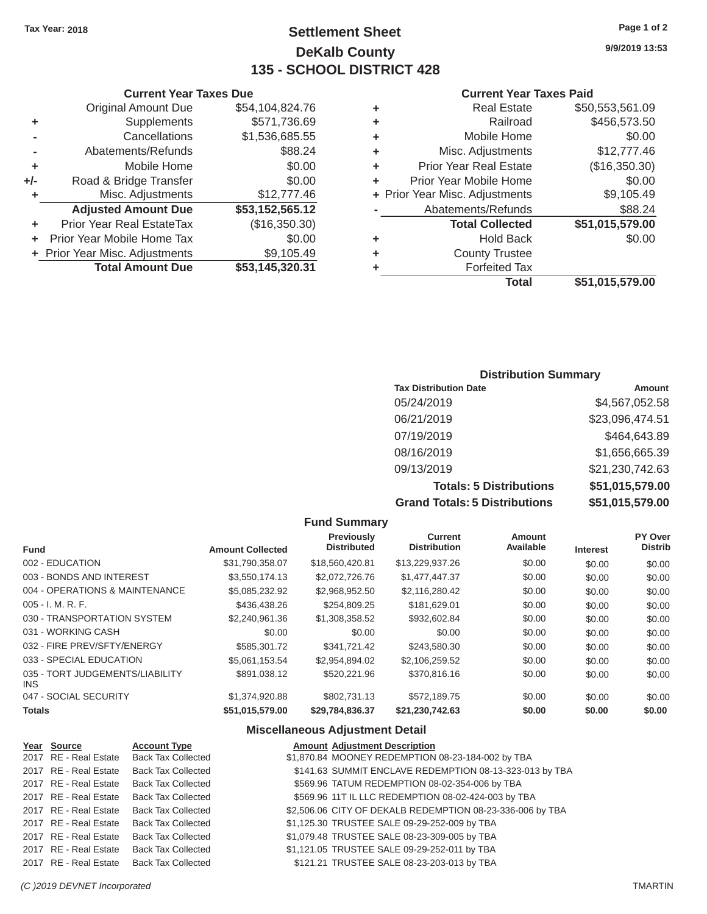Tax Year: 2018

# Settlement Sheet
## DeKalb County
## 135 - SCHOOL DISTRICT 428

9/9/2019 13:53

### Current Year Taxes Due

| | | |
|---|---|---|
| | Original Amount Due | $54,104,824.76 |
| + | Supplements | $571,736.69 |
| - | Cancellations | $1,536,685.55 |
| - | Abatements/Refunds | $88.24 |
| + | Mobile Home | $0.00 |
| +/- | Road & Bridge Transfer | $0.00 |
| + | Misc. Adjustments | $12,777.46 |
| | **Adjusted Amount Due** | **$53,152,565.12** |
| + | Prior Year Real EstateTax | ($16,350.30) |
| + | Prior Year Mobile Home Tax | $0.00 |
| + | Prior Year Misc. Adjustments | $9,105.49 |
| | **Total Amount Due** | **$53,145,320.31** |

### Current Year Taxes Paid

| | | |
|---|---|---|
| + | Real Estate | $50,553,561.09 |
| + | Railroad | $456,573.50 |
| + | Mobile Home | $0.00 |
| + | Misc. Adjustments | $12,777.46 |
| + | Prior Year Real Estate | ($16,350.30) |
| + | Prior Year Mobile Home | $0.00 |
| + | Prior Year Misc. Adjustments | $9,105.49 |
| - | Abatements/Refunds | $88.24 |
| | **Total Collected** | **$51,015,579.00** |
| + | Hold Back | $0.00 |
| + | County Trustee | |
| + | Forfeited Tax | |
| | **Total** | **$51,015,579.00** |

### Distribution Summary

| Tax Distribution Date | Amount |
|---|---|
| 05/24/2019 | $4,567,052.58 |
| 06/21/2019 | $23,096,474.51 |
| 07/19/2019 | $464,643.89 |
| 08/16/2019 | $1,656,665.39 |
| 09/13/2019 | $21,230,742.63 |
| **Totals: 5 Distributions** | **$51,015,579.00** |
| **Grand Totals: 5 Distributions** | **$51,015,579.00** |

### Fund Summary

| Fund | Amount Collected | Previously Distributed | Current Distribution | Amount Available | Interest | PY Over Distrib |
|---|---|---|---|---|---|---|
| 002 - EDUCATION | $31,790,358.07 | $18,560,420.81 | $13,229,937.26 | $0.00 | $0.00 | $0.00 |
| 003 - BONDS AND INTEREST | $3,550,174.13 | $2,072,726.76 | $1,477,447.37 | $0.00 | $0.00 | $0.00 |
| 004 - OPERATIONS & MAINTENANCE | $5,085,232.92 | $2,968,952.50 | $2,116,280.42 | $0.00 | $0.00 | $0.00 |
| 005 - I. M. R. F. | $436,438.26 | $254,809.25 | $181,629.01 | $0.00 | $0.00 | $0.00 |
| 030 - TRANSPORTATION SYSTEM | $2,240,961.36 | $1,308,358.52 | $932,602.84 | $0.00 | $0.00 | $0.00 |
| 031 - WORKING CASH | $0.00 | $0.00 | $0.00 | $0.00 | $0.00 | $0.00 |
| 032 - FIRE PREV/SFTY/ENERGY | $585,301.72 | $341,721.42 | $243,580.30 | $0.00 | $0.00 | $0.00 |
| 033 - SPECIAL EDUCATION | $5,061,153.54 | $2,954,894.02 | $2,106,259.52 | $0.00 | $0.00 | $0.00 |
| 035 - TORT JUDGEMENTS/LIABILITY INS | $891,038.12 | $520,221.96 | $370,816.16 | $0.00 | $0.00 | $0.00 |
| 047 - SOCIAL SECURITY | $1,374,920.88 | $802,731.13 | $572,189.75 | $0.00 | $0.00 | $0.00 |
| **Totals** | **$51,015,579.00** | **$29,784,836.37** | **$21,230,742.63** | **$0.00** | **$0.00** | **$0.00** |

### Miscellaneous Adjustment Detail

| Year | Source | Account Type | Amount | Adjustment Description |
|---|---|---|---|---|
| 2017 | RE - Real Estate | Back Tax Collected | $1,870.84 | MOONEY REDEMPTION 08-23-184-002 by TBA |
| 2017 | RE - Real Estate | Back Tax Collected | $141.63 | SUMMIT ENCLAVE REDEMPTION 08-13-323-013 by TBA |
| 2017 | RE - Real Estate | Back Tax Collected | $569.96 | TATUM REDEMPTION 08-02-354-006 by TBA |
| 2017 | RE - Real Estate | Back Tax Collected | $569.96 | 11T IL LLC REDEMPTION 08-02-424-003 by TBA |
| 2017 | RE - Real Estate | Back Tax Collected | $2,506.06 | CITY OF DEKALB REDEMPTION 08-23-336-006 by TBA |
| 2017 | RE - Real Estate | Back Tax Collected | $1,125.30 | TRUSTEE SALE 09-29-252-009 by TBA |
| 2017 | RE - Real Estate | Back Tax Collected | $1,079.48 | TRUSTEE SALE 08-23-309-005 by TBA |
| 2017 | RE - Real Estate | Back Tax Collected | $1,121.05 | TRUSTEE SALE 09-29-252-011 by TBA |
| 2017 | RE - Real Estate | Back Tax Collected | $121.21 | TRUSTEE SALE 08-23-203-013 by TBA |

(C )2019 DEVNET Incorporated — TMARTIN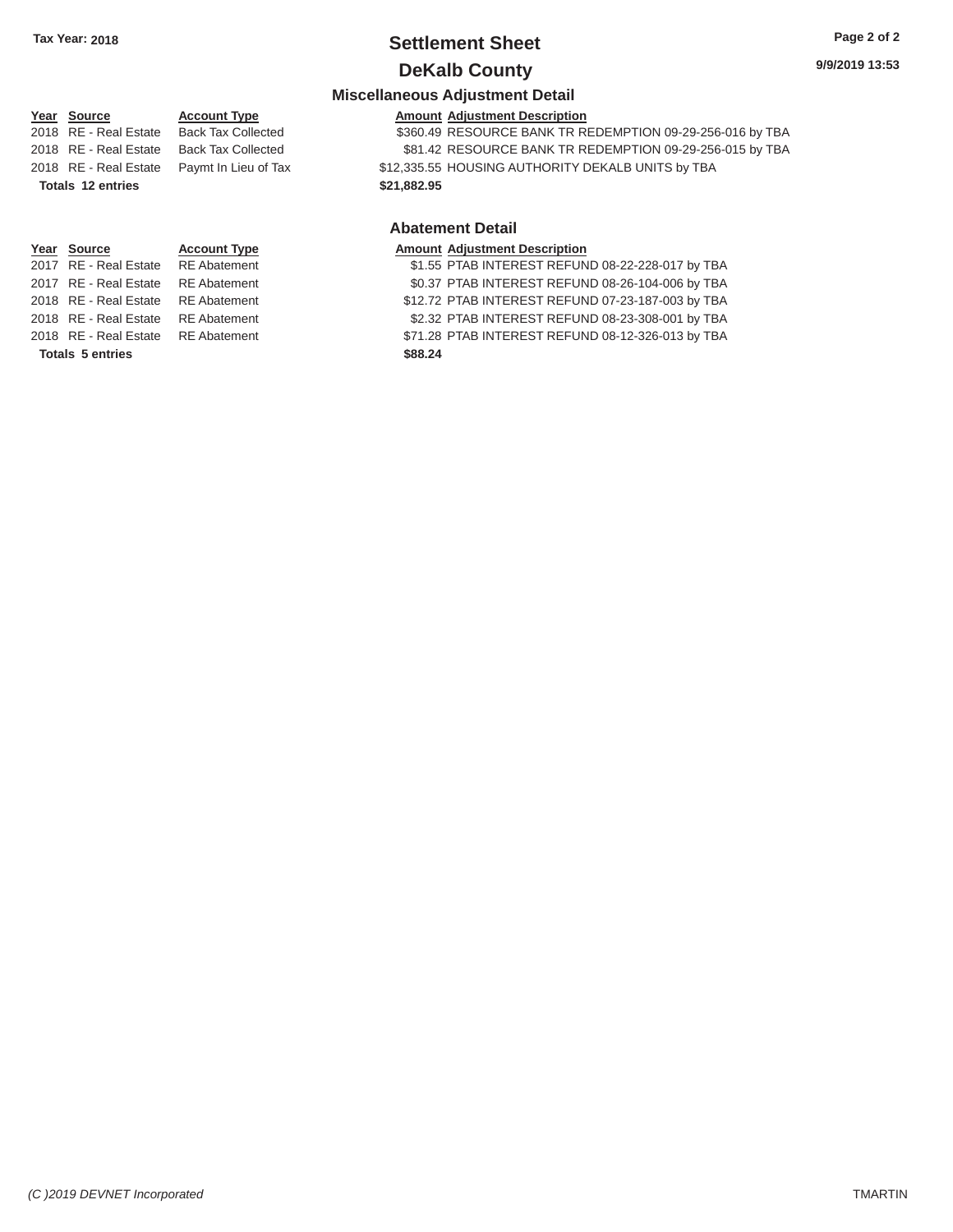Tax Year: 2018

# Settlement Sheet

## DeKalb County

### Miscellaneous Adjustment Detail

| Year | Source | Account Type | Amount | Adjustment Description |
|---|---|---|---|---|
| 2018 | RE - Real Estate | Back Tax Collected | $360.49 | RESOURCE BANK TR REDEMPTION 09-29-256-016 by TBA |
| 2018 | RE - Real Estate | Back Tax Collected | $81.42 | RESOURCE BANK TR REDEMPTION 09-29-256-015 by TBA |
| 2018 | RE - Real Estate | Paymt In Lieu of Tax | $12,335.55 | HOUSING AUTHORITY DEKALB UNITS by TBA |
| **Totals 12 entries** | | | **$21,882.95** | |

### Abatement Detail

| Year | Source | Account Type | Amount | Adjustment Description |
|---|---|---|---|---|
| 2017 | RE - Real Estate | RE Abatement | $1.55 | PTAB INTEREST REFUND 08-22-228-017 by TBA |
| 2017 | RE - Real Estate | RE Abatement | $0.37 | PTAB INTEREST REFUND 08-26-104-006 by TBA |
| 2018 | RE - Real Estate | RE Abatement | $12.72 | PTAB INTEREST REFUND 07-23-187-003 by TBA |
| 2018 | RE - Real Estate | RE Abatement | $2.32 | PTAB INTEREST REFUND 08-23-308-001 by TBA |
| 2018 | RE - Real Estate | RE Abatement | $71.28 | PTAB INTEREST REFUND 08-12-326-013 by TBA |
| **Totals 5 entries** | | | **$88.24** | |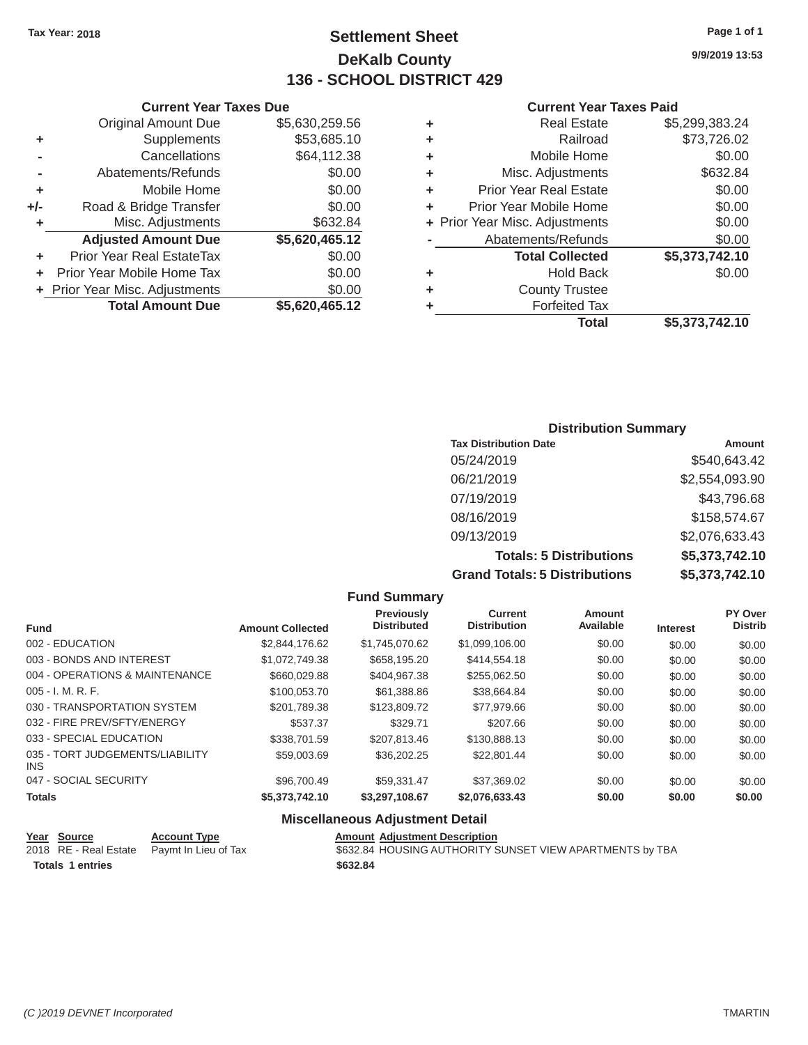Tax Year: 2018

# Settlement Sheet
## DeKalb County
## 136 - SCHOOL DISTRICT 429

9/9/2019 13:53

### Current Year Taxes Due

| | | |
|---|---|---|
| | Original Amount Due | $5,630,259.56 |
| + | Supplements | $53,685.10 |
| - | Cancellations | $64,112.38 |
| - | Abatements/Refunds | $0.00 |
| + | Mobile Home | $0.00 |
| +/- | Road & Bridge Transfer | $0.00 |
| + | Misc. Adjustments | $632.84 |
| | **Adjusted Amount Due** | **$5,620,465.12** |
| + | Prior Year Real EstateTax | $0.00 |
| + | Prior Year Mobile Home Tax | $0.00 |
| + | Prior Year Misc. Adjustments | $0.00 |
| | **Total Amount Due** | **$5,620,465.12** |

### Current Year Taxes Paid

| | | |
|---|---|---|
| + | Real Estate | $5,299,383.24 |
| + | Railroad | $73,726.02 |
| + | Mobile Home | $0.00 |
| + | Misc. Adjustments | $632.84 |
| + | Prior Year Real Estate | $0.00 |
| + | Prior Year Mobile Home | $0.00 |
| + | Prior Year Misc. Adjustments | $0.00 |
| - | Abatements/Refunds | $0.00 |
| | **Total Collected** | **$5,373,742.10** |
| + | Hold Back | $0.00 |
| + | County Trustee | |
| + | Forfeited Tax | |
| | **Total** | **$5,373,742.10** |

### Distribution Summary

| Tax Distribution Date | Amount |
|---|---|
| 05/24/2019 | $540,643.42 |
| 06/21/2019 | $2,554,093.90 |
| 07/19/2019 | $43,796.68 |
| 08/16/2019 | $158,574.67 |
| 09/13/2019 | $2,076,633.43 |
| **Totals: 5 Distributions** | **$5,373,742.10** |
| **Grand Totals: 5 Distributions** | **$5,373,742.10** |

### Fund Summary

| Fund | Amount Collected | Previously Distributed | Current Distribution | Amount Available | Interest | PY Over Distrib |
|---|---|---|---|---|---|---|
| 002 - EDUCATION | $2,844,176.62 | $1,745,070.62 | $1,099,106.00 | $0.00 | $0.00 | $0.00 |
| 003 - BONDS AND INTEREST | $1,072,749.38 | $658,195.20 | $414,554.18 | $0.00 | $0.00 | $0.00 |
| 004 - OPERATIONS & MAINTENANCE | $660,029.88 | $404,967.38 | $255,062.50 | $0.00 | $0.00 | $0.00 |
| 005 - I. M. R. F. | $100,053.70 | $61,388.86 | $38,664.84 | $0.00 | $0.00 | $0.00 |
| 030 - TRANSPORTATION SYSTEM | $201,789.38 | $123,809.72 | $77,979.66 | $0.00 | $0.00 | $0.00 |
| 032 - FIRE PREV/SFTY/ENERGY | $537.37 | $329.71 | $207.66 | $0.00 | $0.00 | $0.00 |
| 033 - SPECIAL EDUCATION | $338,701.59 | $207,813.46 | $130,888.13 | $0.00 | $0.00 | $0.00 |
| 035 - TORT JUDGEMENTS/LIABILITY INS | $59,003.69 | $36,202.25 | $22,801.44 | $0.00 | $0.00 | $0.00 |
| 047 - SOCIAL SECURITY | $96,700.49 | $59,331.47 | $37,369.02 | $0.00 | $0.00 | $0.00 |
| **Totals** | **$5,373,742.10** | **$3,297,108.67** | **$2,076,633.43** | **$0.00** | **$0.00** | **$0.00** |

### Miscellaneous Adjustment Detail

| Year | Source | Account Type | Amount | Adjustment Description |
|---|---|---|---|---|
| 2018 | RE - Real Estate | Paymt In Lieu of Tax | $632.84 | HOUSING AUTHORITY SUNSET VIEW APARTMENTS by TBA |
| **Totals** | **1 entries** | | **$632.84** | |

(C )2019 DEVNET Incorporated — TMARTIN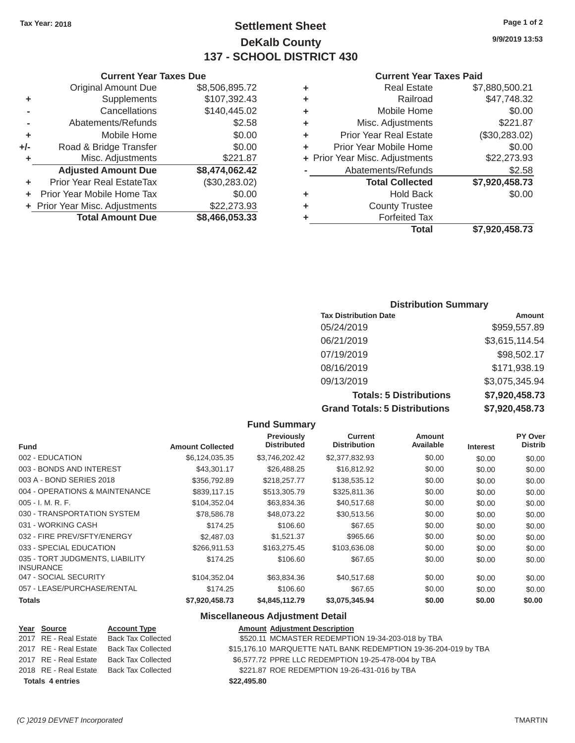**Tax Year: 2018**

# Settlement Sheet
## DeKalb County
## 137 - SCHOOL DISTRICT 430

9/9/2019 13:53

### Current Year Taxes Due

| | | |
|---|---|---|
| | Original Amount Due | $8,506,895.72 |
| + | Supplements | $107,392.43 |
| - | Cancellations | $140,445.02 |
| - | Abatements/Refunds | $2.58 |
| + | Mobile Home | $0.00 |
| +/- | Road & Bridge Transfer | $0.00 |
| + | Misc. Adjustments | $221.87 |
| | **Adjusted Amount Due** | **$8,474,062.42** |
| + | Prior Year Real EstateTax | ($30,283.02) |
| + | Prior Year Mobile Home Tax | $0.00 |
| + | Prior Year Misc. Adjustments | $22,273.93 |
| | **Total Amount Due** | **$8,466,053.33** |

### Current Year Taxes Paid

| | | |
|---|---|---|
| + | Real Estate | $7,880,500.21 |
| + | Railroad | $47,748.32 |
| + | Mobile Home | $0.00 |
| + | Misc. Adjustments | $221.87 |
| + | Prior Year Real Estate | ($30,283.02) |
| + | Prior Year Mobile Home | $0.00 |
| + | Prior Year Misc. Adjustments | $22,273.93 |
| - | Abatements/Refunds | $2.58 |
| | **Total Collected** | **$7,920,458.73** |
| + | Hold Back | $0.00 |
| + | County Trustee | |
| + | Forfeited Tax | |
| | **Total** | **$7,920,458.73** |

### Distribution Summary

| Tax Distribution Date | Amount |
|---|---|
| 05/24/2019 | $959,557.89 |
| 06/21/2019 | $3,615,114.54 |
| 07/19/2019 | $98,502.17 |
| 08/16/2019 | $171,938.19 |
| 09/13/2019 | $3,075,345.94 |
| **Totals: 5 Distributions** | **$7,920,458.73** |
| **Grand Totals: 5 Distributions** | **$7,920,458.73** |

### Fund Summary

| Fund | Amount Collected | Previously Distributed | Current Distribution | Amount Available | Interest | PY Over Distrib |
|---|---|---|---|---|---|---|
| 002 - EDUCATION | $6,124,035.35 | $3,746,202.42 | $2,377,832.93 | $0.00 | $0.00 | $0.00 |
| 003 - BONDS AND INTEREST | $43,301.17 | $26,488.25 | $16,812.92 | $0.00 | $0.00 | $0.00 |
| 003 A - BOND SERIES 2018 | $356,792.89 | $218,257.77 | $138,535.12 | $0.00 | $0.00 | $0.00 |
| 004 - OPERATIONS & MAINTENANCE | $839,117.15 | $513,305.79 | $325,811.36 | $0.00 | $0.00 | $0.00 |
| 005 - I. M. R. F. | $104,352.04 | $63,834.36 | $40,517.68 | $0.00 | $0.00 | $0.00 |
| 030 - TRANSPORTATION SYSTEM | $78,586.78 | $48,073.22 | $30,513.56 | $0.00 | $0.00 | $0.00 |
| 031 - WORKING CASH | $174.25 | $106.60 | $67.65 | $0.00 | $0.00 | $0.00 |
| 032 - FIRE PREV/SFTY/ENERGY | $2,487.03 | $1,521.37 | $965.66 | $0.00 | $0.00 | $0.00 |
| 033 - SPECIAL EDUCATION | $266,911.53 | $163,275.45 | $103,636.08 | $0.00 | $0.00 | $0.00 |
| 035 - TORT JUDGMENTS, LIABILITY INSURANCE | $174.25 | $106.60 | $67.65 | $0.00 | $0.00 | $0.00 |
| 047 - SOCIAL SECURITY | $104,352.04 | $63,834.36 | $40,517.68 | $0.00 | $0.00 | $0.00 |
| 057 - LEASE/PURCHASE/RENTAL | $174.25 | $106.60 | $67.65 | $0.00 | $0.00 | $0.00 |
| **Totals** | **$7,920,458.73** | **$4,845,112.79** | **$3,075,345.94** | **$0.00** | **$0.00** | **$0.00** |

### Miscellaneous Adjustment Detail

| Year | Source | Account Type | Amount | Adjustment Description |
|---|---|---|---|---|
| 2017 | RE - Real Estate | Back Tax Collected | $520.11 | MCMASTER REDEMPTION 19-34-203-018 by TBA |
| 2017 | RE - Real Estate | Back Tax Collected | $15,176.10 | MARQUETTE NATL BANK REDEMPTION 19-36-204-019 by TBA |
| 2017 | RE - Real Estate | Back Tax Collected | $6,577.72 | PPRE LLC REDEMPTION 19-25-478-004 by TBA |
| 2018 | RE - Real Estate | Back Tax Collected | $221.87 | ROE REDEMPTION 19-26-431-016 by TBA |
| **Totals 4 entries** | | | **$22,495.80** | |

(C )2019 DEVNET Incorporated TMARTIN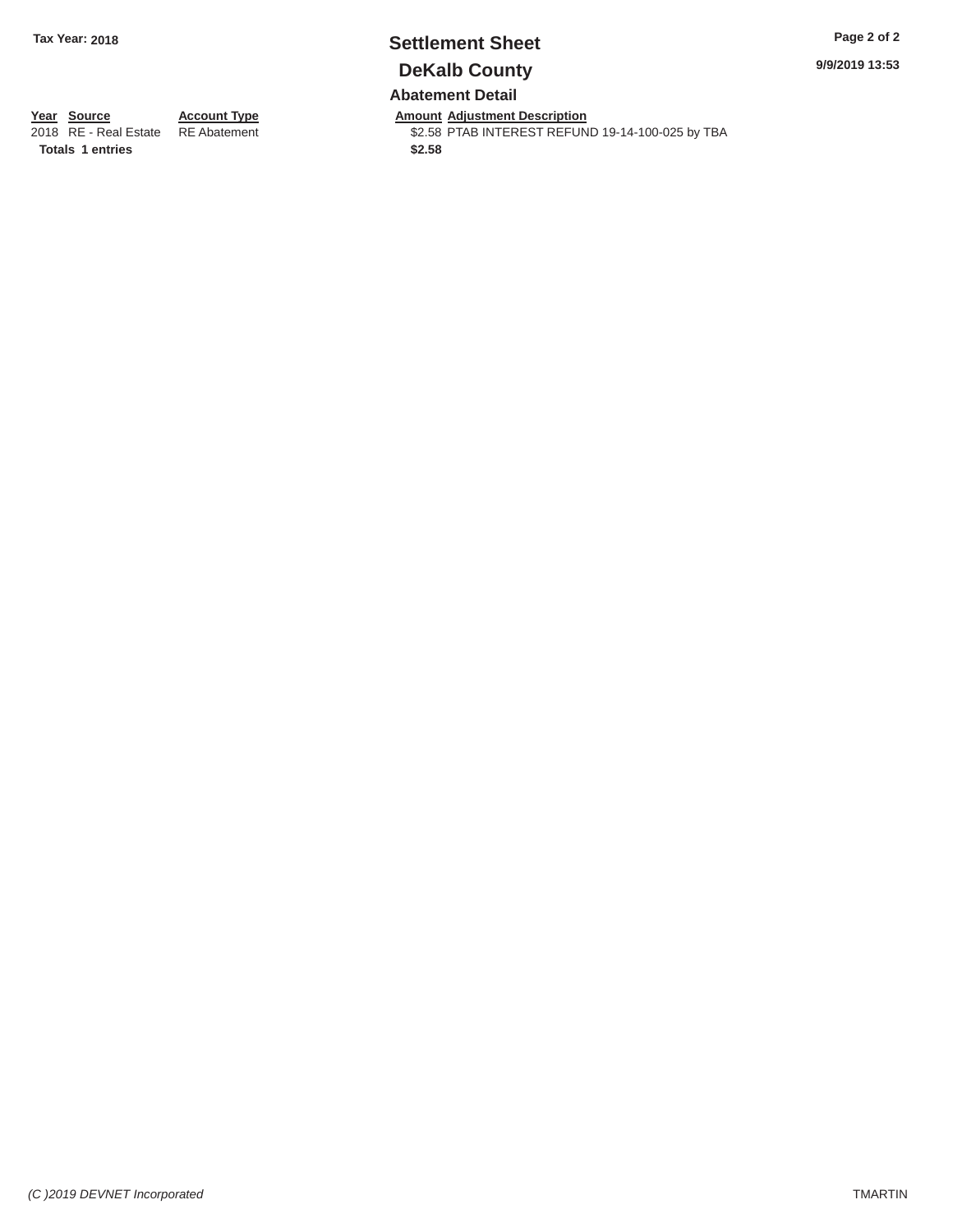Tax Year: 2018

# Settlement Sheet

## DeKalb County

### Abatement Detail

| Year | Source | Account Type | Amount | Adjustment Description |
|---|---|---|---|---|
| 2018 | RE - Real Estate | RE Abatement | $2.58 | PTAB INTEREST REFUND 19-14-100-025 by TBA |
| **Totals** | **1 entries** | | **$2.58** | |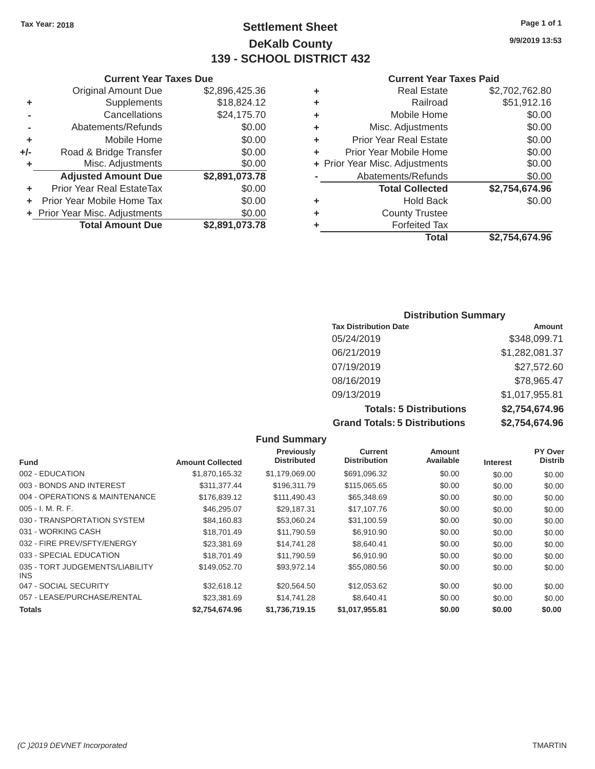Tax Year: 2018

# Settlement Sheet
## DeKalb County
## 139 - SCHOOL DISTRICT 432

9/9/2019 13:53

### Current Year Taxes Due

| | | |
|---|---|---|
| | Original Amount Due | $2,896,425.36 |
| + | Supplements | $18,824.12 |
| - | Cancellations | $24,175.70 |
| - | Abatements/Refunds | $0.00 |
| + | Mobile Home | $0.00 |
| +/- | Road & Bridge Transfer | $0.00 |
| + | Misc. Adjustments | $0.00 |
| | **Adjusted Amount Due** | **$2,891,073.78** |
| + | Prior Year Real EstateTax | $0.00 |
| + | Prior Year Mobile Home Tax | $0.00 |
| + | Prior Year Misc. Adjustments | $0.00 |
| | **Total Amount Due** | **$2,891,073.78** |

### Current Year Taxes Paid

| | | |
|---|---|---|
| + | Real Estate | $2,702,762.80 |
| + | Railroad | $51,912.16 |
| + | Mobile Home | $0.00 |
| + | Misc. Adjustments | $0.00 |
| + | Prior Year Real Estate | $0.00 |
| + | Prior Year Mobile Home | $0.00 |
| + | Prior Year Misc. Adjustments | $0.00 |
| - | Abatements/Refunds | $0.00 |
| | **Total Collected** | **$2,754,674.96** |
| + | Hold Back | $0.00 |
| + | County Trustee | |
| + | Forfeited Tax | |
| | **Total** | **$2,754,674.96** |

### Distribution Summary

| Tax Distribution Date | Amount |
|---|---|
| 05/24/2019 | $348,099.71 |
| 06/21/2019 | $1,282,081.37 |
| 07/19/2019 | $27,572.60 |
| 08/16/2019 | $78,965.47 |
| 09/13/2019 | $1,017,955.81 |
| **Totals: 5 Distributions** | **$2,754,674.96** |
| **Grand Totals: 5 Distributions** | **$2,754,674.96** |

### Fund Summary

| Fund | Amount Collected | Previously Distributed | Current Distribution | Amount Available | Interest | PY Over Distrib |
|---|---|---|---|---|---|---|
| 002 - EDUCATION | $1,870,165.32 | $1,179,069.00 | $691,096.32 | $0.00 | $0.00 | $0.00 |
| 003 - BONDS AND INTEREST | $311,377.44 | $196,311.79 | $115,065.65 | $0.00 | $0.00 | $0.00 |
| 004 - OPERATIONS & MAINTENANCE | $176,839.12 | $111,490.43 | $65,348.69 | $0.00 | $0.00 | $0.00 |
| 005 - I. M. R. F. | $46,295.07 | $29,187.31 | $17,107.76 | $0.00 | $0.00 | $0.00 |
| 030 - TRANSPORTATION SYSTEM | $84,160.83 | $53,060.24 | $31,100.59 | $0.00 | $0.00 | $0.00 |
| 031 - WORKING CASH | $18,701.49 | $11,790.59 | $6,910.90 | $0.00 | $0.00 | $0.00 |
| 032 - FIRE PREV/SFTY/ENERGY | $23,381.69 | $14,741.28 | $8,640.41 | $0.00 | $0.00 | $0.00 |
| 033 - SPECIAL EDUCATION | $18,701.49 | $11,790.59 | $6,910.90 | $0.00 | $0.00 | $0.00 |
| 035 - TORT JUDGEMENTS/LIABILITY INS | $149,052.70 | $93,972.14 | $55,080.56 | $0.00 | $0.00 | $0.00 |
| 047 - SOCIAL SECURITY | $32,618.12 | $20,564.50 | $12,053.62 | $0.00 | $0.00 | $0.00 |
| 057 - LEASE/PURCHASE/RENTAL | $23,381.69 | $14,741.28 | $8,640.41 | $0.00 | $0.00 | $0.00 |
| **Totals** | **$2,754,674.96** | **$1,736,719.15** | **$1,017,955.81** | **$0.00** | **$0.00** | **$0.00** |

(C )2019 DEVNET Incorporated TMARTIN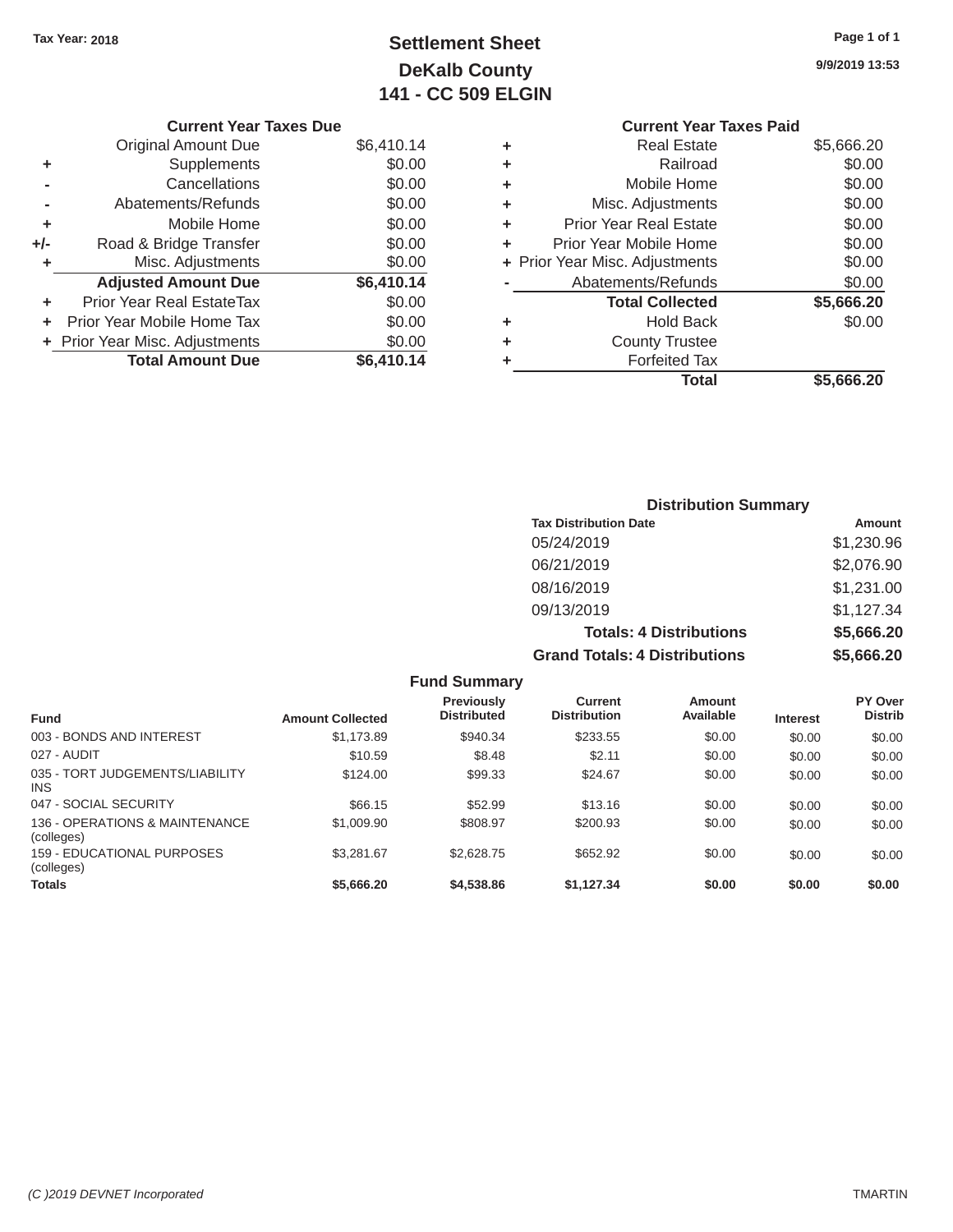Tax Year: 2018

# Settlement Sheet
## DeKalb County
## 141 - CC 509 ELGIN

9/9/2019 13:53

### Current Year Taxes Due

| | | |
|---|---|---|
| | Original Amount Due | $6,410.14 |
| + | Supplements | $0.00 |
| - | Cancellations | $0.00 |
| - | Abatements/Refunds | $0.00 |
| + | Mobile Home | $0.00 |
| +/- | Road & Bridge Transfer | $0.00 |
| + | Misc. Adjustments | $0.00 |
| | **Adjusted Amount Due** | **$6,410.14** |
| + | Prior Year Real EstateTax | $0.00 |
| + | Prior Year Mobile Home Tax | $0.00 |
| + | Prior Year Misc. Adjustments | $0.00 |
| | **Total Amount Due** | **$6,410.14** |

### Current Year Taxes Paid

| | | |
|---|---|---|
| + | Real Estate | $5,666.20 |
| + | Railroad | $0.00 |
| + | Mobile Home | $0.00 |
| + | Misc. Adjustments | $0.00 |
| + | Prior Year Real Estate | $0.00 |
| + | Prior Year Mobile Home | $0.00 |
| + | Prior Year Misc. Adjustments | $0.00 |
| - | Abatements/Refunds | $0.00 |
| | **Total Collected** | **$5,666.20** |
| + | Hold Back | $0.00 |
| + | County Trustee | |
| + | Forfeited Tax | |
| | **Total** | **$5,666.20** |

### Distribution Summary

| Tax Distribution Date | Amount |
|---|---|
| 05/24/2019 | $1,230.96 |
| 06/21/2019 | $2,076.90 |
| 08/16/2019 | $1,231.00 |
| 09/13/2019 | $1,127.34 |
| **Totals: 4 Distributions** | **$5,666.20** |
| **Grand Totals: 4 Distributions** | **$5,666.20** |

### Fund Summary

| Fund | Amount Collected | Previously Distributed | Current Distribution | Amount Available | Interest | PY Over Distrib |
|---|---|---|---|---|---|---|
| 003 - BONDS AND INTEREST | $1,173.89 | $940.34 | $233.55 | $0.00 | $0.00 | $0.00 |
| 027 - AUDIT | $10.59 | $8.48 | $2.11 | $0.00 | $0.00 | $0.00 |
| 035 - TORT JUDGEMENTS/LIABILITY INS | $124.00 | $99.33 | $24.67 | $0.00 | $0.00 | $0.00 |
| 047 - SOCIAL SECURITY | $66.15 | $52.99 | $13.16 | $0.00 | $0.00 | $0.00 |
| 136 - OPERATIONS & MAINTENANCE (colleges) | $1,009.90 | $808.97 | $200.93 | $0.00 | $0.00 | $0.00 |
| 159 - EDUCATIONAL PURPOSES (colleges) | $3,281.67 | $2,628.75 | $652.92 | $0.00 | $0.00 | $0.00 |
| **Totals** | **$5,666.20** | **$4,538.86** | **$1,127.34** | **$0.00** | **$0.00** | **$0.00** |

(C )2019 DEVNET Incorporated TMARTIN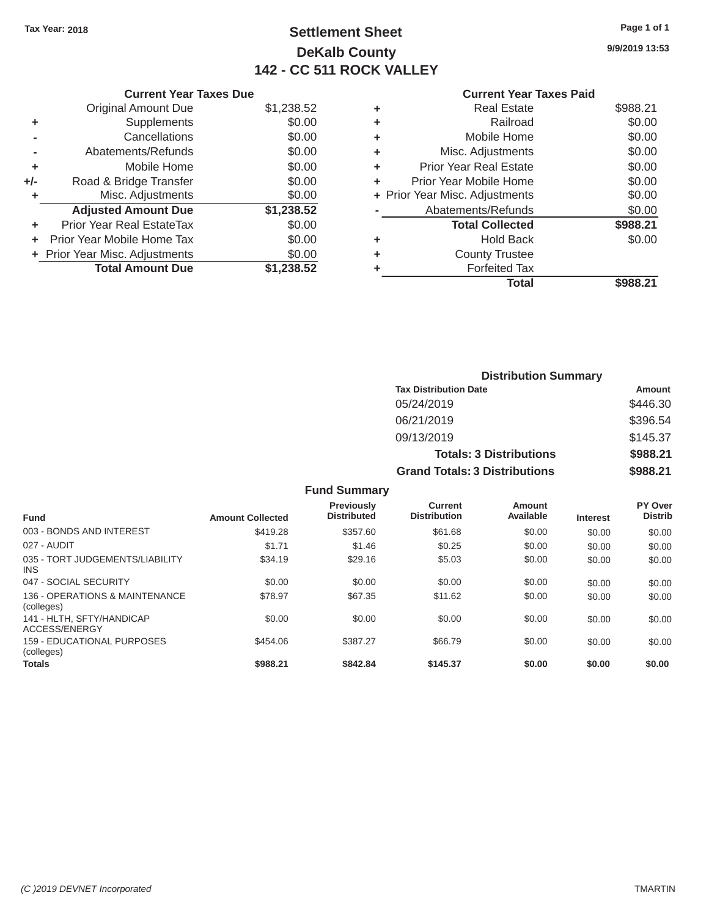Tax Year: 2018

# Settlement Sheet

## DeKalb County

## 142 - CC 511 ROCK VALLEY

9/9/2019 13:53

### Current Year Taxes Due

| | | |
|---|---|---|
| | Original Amount Due | $1,238.52 |
| + | Supplements | $0.00 |
| - | Cancellations | $0.00 |
| - | Abatements/Refunds | $0.00 |
| + | Mobile Home | $0.00 |
| +/- | Road & Bridge Transfer | $0.00 |
| + | Misc. Adjustments | $0.00 |
| | **Adjusted Amount Due** | **$1,238.52** |
| + | Prior Year Real EstateTax | $0.00 |
| + | Prior Year Mobile Home Tax | $0.00 |
| + | Prior Year Misc. Adjustments | $0.00 |
| | **Total Amount Due** | **$1,238.52** |

### Current Year Taxes Paid

| | | |
|---|---|---|
| + | Real Estate | $988.21 |
| + | Railroad | $0.00 |
| + | Mobile Home | $0.00 |
| + | Misc. Adjustments | $0.00 |
| + | Prior Year Real Estate | $0.00 |
| + | Prior Year Mobile Home | $0.00 |
| + | Prior Year Misc. Adjustments | $0.00 |
| - | Abatements/Refunds | $0.00 |
| | **Total Collected** | **$988.21** |
| + | Hold Back | $0.00 |
| + | County Trustee | |
| + | Forfeited Tax | |
| | **Total** | **$988.21** |

### Distribution Summary

| Tax Distribution Date | Amount |
|---|---|
| 05/24/2019 | $446.30 |
| 06/21/2019 | $396.54 |
| 09/13/2019 | $145.37 |
| **Totals: 3 Distributions** | **$988.21** |
| **Grand Totals: 3 Distributions** | **$988.21** |

### Fund Summary

| Fund | Amount Collected | Previously Distributed | Current Distribution | Amount Available | Interest | PY Over Distrib |
|---|---|---|---|---|---|---|
| 003 - BONDS AND INTEREST | $419.28 | $357.60 | $61.68 | $0.00 | $0.00 | $0.00 |
| 027 - AUDIT | $1.71 | $1.46 | $0.25 | $0.00 | $0.00 | $0.00 |
| 035 - TORT JUDGEMENTS/LIABILITY INS | $34.19 | $29.16 | $5.03 | $0.00 | $0.00 | $0.00 |
| 047 - SOCIAL SECURITY | $0.00 | $0.00 | $0.00 | $0.00 | $0.00 | $0.00 |
| 136 - OPERATIONS & MAINTENANCE (colleges) | $78.97 | $67.35 | $11.62 | $0.00 | $0.00 | $0.00 |
| 141 - HLTH, SFTY/HANDICAP ACCESS/ENERGY | $0.00 | $0.00 | $0.00 | $0.00 | $0.00 | $0.00 |
| 159 - EDUCATIONAL PURPOSES (colleges) | $454.06 | $387.27 | $66.79 | $0.00 | $0.00 | $0.00 |
| **Totals** | **$988.21** | **$842.84** | **$145.37** | **$0.00** | **$0.00** | **$0.00** |

(C )2019 DEVNET Incorporated TMARTIN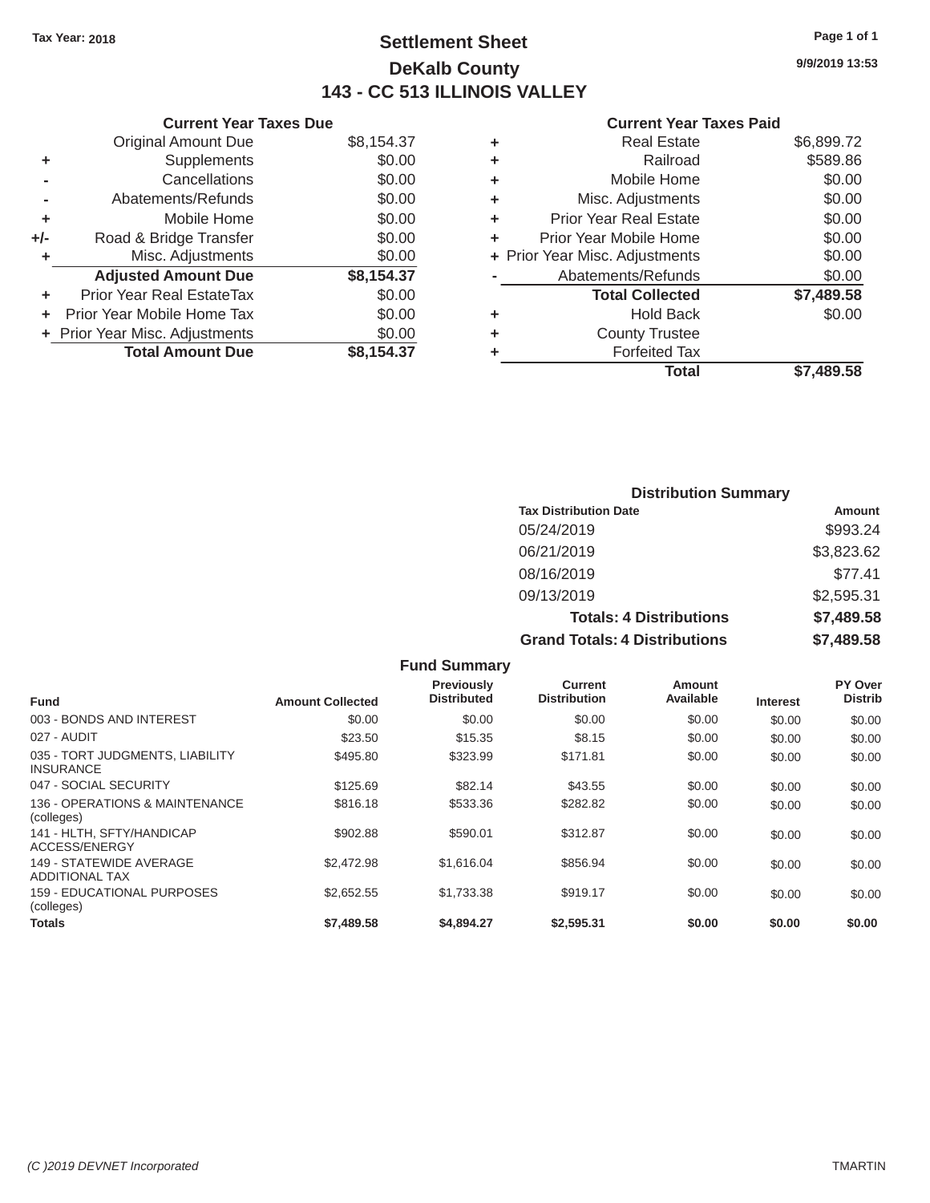**Tax Year: 2018**

# Settlement Sheet
## DeKalb County
## 143 - CC 513 ILLINOIS VALLEY

9/9/2019 13:53

### Current Year Taxes Due

| | | |
|---|---|---|
| | Original Amount Due | $8,154.37 |
| + | Supplements | $0.00 |
| - | Cancellations | $0.00 |
| - | Abatements/Refunds | $0.00 |
| + | Mobile Home | $0.00 |
| +/- | Road & Bridge Transfer | $0.00 |
| + | Misc. Adjustments | $0.00 |
| | **Adjusted Amount Due** | **$8,154.37** |
| + | Prior Year Real EstateTax | $0.00 |
| + | Prior Year Mobile Home Tax | $0.00 |
| + | Prior Year Misc. Adjustments | $0.00 |
| | **Total Amount Due** | **$8,154.37** |

### Current Year Taxes Paid

| | | |
|---|---|---|
| + | Real Estate | $6,899.72 |
| + | Railroad | $589.86 |
| + | Mobile Home | $0.00 |
| + | Misc. Adjustments | $0.00 |
| + | Prior Year Real Estate | $0.00 |
| + | Prior Year Mobile Home | $0.00 |
| + | Prior Year Misc. Adjustments | $0.00 |
| - | Abatements/Refunds | $0.00 |
| | **Total Collected** | **$7,489.58** |
| + | Hold Back | $0.00 |
| + | County Trustee | |
| + | Forfeited Tax | |
| | **Total** | **$7,489.58** |

### Distribution Summary

| Tax Distribution Date | Amount |
|---|---|
| 05/24/2019 | $993.24 |
| 06/21/2019 | $3,823.62 |
| 08/16/2019 | $77.41 |
| 09/13/2019 | $2,595.31 |
| **Totals: 4 Distributions** | **$7,489.58** |
| **Grand Totals: 4 Distributions** | **$7,489.58** |

### Fund Summary

| Fund | Amount Collected | Previously Distributed | Current Distribution | Amount Available | Interest | PY Over Distrib |
|---|---|---|---|---|---|---|
| 003 - BONDS AND INTEREST | $0.00 | $0.00 | $0.00 | $0.00 | $0.00 | $0.00 |
| 027 - AUDIT | $23.50 | $15.35 | $8.15 | $0.00 | $0.00 | $0.00 |
| 035 - TORT JUDGMENTS, LIABILITY INSURANCE | $495.80 | $323.99 | $171.81 | $0.00 | $0.00 | $0.00 |
| 047 - SOCIAL SECURITY | $125.69 | $82.14 | $43.55 | $0.00 | $0.00 | $0.00 |
| 136 - OPERATIONS & MAINTENANCE (colleges) | $816.18 | $533.36 | $282.82 | $0.00 | $0.00 | $0.00 |
| 141 - HLTH, SFTY/HANDICAP ACCESS/ENERGY | $902.88 | $590.01 | $312.87 | $0.00 | $0.00 | $0.00 |
| 149 - STATEWIDE AVERAGE ADDITIONAL TAX | $2,472.98 | $1,616.04 | $856.94 | $0.00 | $0.00 | $0.00 |
| 159 - EDUCATIONAL PURPOSES (colleges) | $2,652.55 | $1,733.38 | $919.17 | $0.00 | $0.00 | $0.00 |
| **Totals** | **$7,489.58** | **$4,894.27** | **$2,595.31** | **$0.00** | **$0.00** | **$0.00** |

(C )2019 DEVNET Incorporated TMARTIN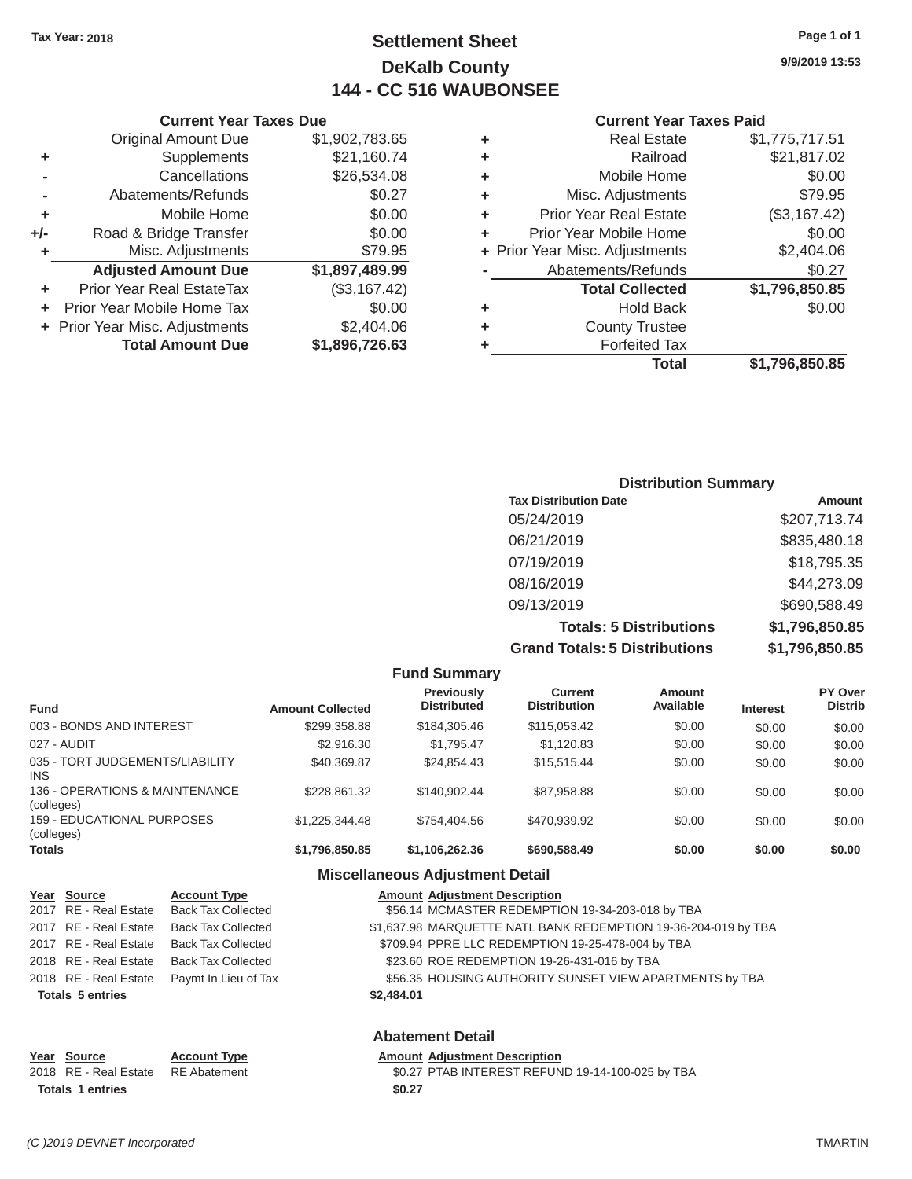Tax Year: 2018

# Settlement Sheet

## DeKalb County

## 144 - CC 516 WAUBONSEE

9/9/2019 13:53

### Current Year Taxes Due

| | | |
|---|---|---|
| | Original Amount Due | $1,902,783.65 |
| + | Supplements | $21,160.74 |
| - | Cancellations | $26,534.08 |
| - | Abatements/Refunds | $0.27 |
| + | Mobile Home | $0.00 |
| +/- | Road & Bridge Transfer | $0.00 |
| + | Misc. Adjustments | $79.95 |
| | **Adjusted Amount Due** | **$1,897,489.99** |
| + | Prior Year Real EstateTax | ($3,167.42) |
| + | Prior Year Mobile Home Tax | $0.00 |
| + | Prior Year Misc. Adjustments | $2,404.06 |
| | **Total Amount Due** | **$1,896,726.63** |

### Current Year Taxes Paid

| | | |
|---|---|---|
| + | Real Estate | $1,775,717.51 |
| + | Railroad | $21,817.02 |
| + | Mobile Home | $0.00 |
| + | Misc. Adjustments | $79.95 |
| + | Prior Year Real Estate | ($3,167.42) |
| + | Prior Year Mobile Home | $0.00 |
| + | Prior Year Misc. Adjustments | $2,404.06 |
| - | Abatements/Refunds | $0.27 |
| | **Total Collected** | **$1,796,850.85** |
| + | Hold Back | $0.00 |
| + | County Trustee | |
| + | Forfeited Tax | |
| | **Total** | **$1,796,850.85** |

### Distribution Summary

| Tax Distribution Date | Amount |
|---|---|
| 05/24/2019 | $207,713.74 |
| 06/21/2019 | $835,480.18 |
| 07/19/2019 | $18,795.35 |
| 08/16/2019 | $44,273.09 |
| 09/13/2019 | $690,588.49 |
| **Totals: 5 Distributions** | **$1,796,850.85** |
| **Grand Totals: 5 Distributions** | **$1,796,850.85** |

### Fund Summary

| Fund | Amount Collected | Previously Distributed | Current Distribution | Amount Available | Interest | PY Over Distrib |
|---|---|---|---|---|---|---|
| 003 - BONDS AND INTEREST | $299,358.88 | $184,305.46 | $115,053.42 | $0.00 | $0.00 | $0.00 |
| 027 - AUDIT | $2,916.30 | $1,795.47 | $1,120.83 | $0.00 | $0.00 | $0.00 |
| 035 - TORT JUDGEMENTS/LIABILITY INS | $40,369.87 | $24,854.43 | $15,515.44 | $0.00 | $0.00 | $0.00 |
| 136 - OPERATIONS & MAINTENANCE (colleges) | $228,861.32 | $140,902.44 | $87,958.88 | $0.00 | $0.00 | $0.00 |
| 159 - EDUCATIONAL PURPOSES (colleges) | $1,225,344.48 | $754,404.56 | $470,939.92 | $0.00 | $0.00 | $0.00 |
| **Totals** | **$1,796,850.85** | **$1,106,262.36** | **$690,588.49** | **$0.00** | **$0.00** | **$0.00** |

### Miscellaneous Adjustment Detail

| Year | Source | Account Type | Amount | Adjustment Description |
|---|---|---|---|---|
| 2017 | RE - Real Estate | Back Tax Collected | $56.14 | MCMASTER REDEMPTION 19-34-203-018 by TBA |
| 2017 | RE - Real Estate | Back Tax Collected | $1,637.98 | MARQUETTE NATL BANK REDEMPTION 19-36-204-019 by TBA |
| 2017 | RE - Real Estate | Back Tax Collected | $709.94 | PPRE LLC REDEMPTION 19-25-478-004 by TBA |
| 2018 | RE - Real Estate | Back Tax Collected | $23.60 | ROE REDEMPTION 19-26-431-016 by TBA |
| 2018 | RE - Real Estate | Paymt In Lieu of Tax | $56.35 | HOUSING AUTHORITY SUNSET VIEW APARTMENTS by TBA |
| **Totals 5 entries** | | | **$2,484.01** | |

### Abatement Detail

| Year | Source | Account Type | Amount | Adjustment Description |
|---|---|---|---|---|
| 2018 | RE - Real Estate | RE Abatement | $0.27 | PTAB INTEREST REFUND 19-14-100-025 by TBA |
| **Totals 1 entries** | | | **$0.27** | |

(C )2019 DEVNET Incorporated

TMARTIN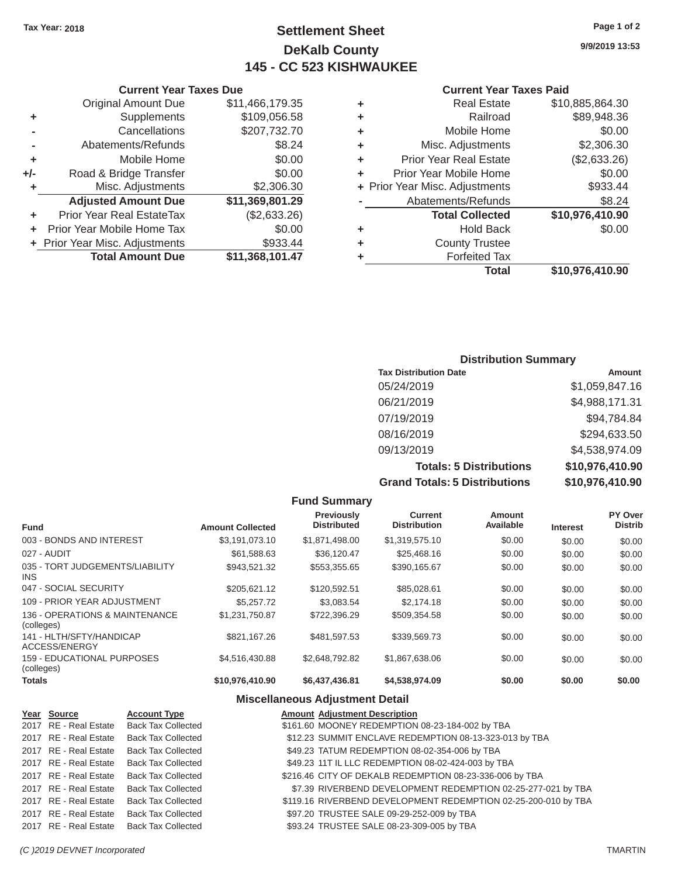Tax Year: 2018

# Settlement Sheet
## DeKalb County
## 145 - CC 523 KISHWAUKEE

9/9/2019 13:53

### Current Year Taxes Due

| | | |
|---|---|---|
| | Original Amount Due | $11,466,179.35 |
| + | Supplements | $109,056.58 |
| - | Cancellations | $207,732.70 |
| - | Abatements/Refunds | $8.24 |
| + | Mobile Home | $0.00 |
| +/- | Road & Bridge Transfer | $0.00 |
| + | Misc. Adjustments | $2,306.30 |
| | **Adjusted Amount Due** | **$11,369,801.29** |
| + | Prior Year Real EstateTax | ($2,633.26) |
| + | Prior Year Mobile Home Tax | $0.00 |
| + | Prior Year Misc. Adjustments | $933.44 |
| | **Total Amount Due** | **$11,368,101.47** |

### Current Year Taxes Paid

| | | |
|---|---|---|
| + | Real Estate | $10,885,864.30 |
| + | Railroad | $89,948.36 |
| + | Mobile Home | $0.00 |
| + | Misc. Adjustments | $2,306.30 |
| + | Prior Year Real Estate | ($2,633.26) |
| + | Prior Year Mobile Home | $0.00 |
| + | Prior Year Misc. Adjustments | $933.44 |
| - | Abatements/Refunds | $8.24 |
| | **Total Collected** | **$10,976,410.90** |
| + | Hold Back | $0.00 |
| + | County Trustee | |
| + | Forfeited Tax | |
| | **Total** | **$10,976,410.90** |

### Distribution Summary

| Tax Distribution Date | Amount |
|---|---|
| 05/24/2019 | $1,059,847.16 |
| 06/21/2019 | $4,988,171.31 |
| 07/19/2019 | $94,784.84 |
| 08/16/2019 | $294,633.50 |
| 09/13/2019 | $4,538,974.09 |
| **Totals: 5 Distributions** | **$10,976,410.90** |
| **Grand Totals: 5 Distributions** | **$10,976,410.90** |

### Fund Summary

| Fund | Amount Collected | Previously Distributed | Current Distribution | Amount Available | Interest | PY Over Distrib |
|---|---|---|---|---|---|---|
| 003 - BONDS AND INTEREST | $3,191,073.10 | $1,871,498.00 | $1,319,575.10 | $0.00 | $0.00 | $0.00 |
| 027 - AUDIT | $61,588.63 | $36,120.47 | $25,468.16 | $0.00 | $0.00 | $0.00 |
| 035 - TORT JUDGEMENTS/LIABILITY INS | $943,521.32 | $553,355.65 | $390,165.67 | $0.00 | $0.00 | $0.00 |
| 047 - SOCIAL SECURITY | $205,621.12 | $120,592.51 | $85,028.61 | $0.00 | $0.00 | $0.00 |
| 109 - PRIOR YEAR ADJUSTMENT | $5,257.72 | $3,083.54 | $2,174.18 | $0.00 | $0.00 | $0.00 |
| 136 - OPERATIONS & MAINTENANCE (colleges) | $1,231,750.87 | $722,396.29 | $509,354.58 | $0.00 | $0.00 | $0.00 |
| 141 - HLTH/SFTY/HANDICAP ACCESS/ENERGY | $821,167.26 | $481,597.53 | $339,569.73 | $0.00 | $0.00 | $0.00 |
| 159 - EDUCATIONAL PURPOSES (colleges) | $4,516,430.88 | $2,648,792.82 | $1,867,638.06 | $0.00 | $0.00 | $0.00 |
| **Totals** | **$10,976,410.90** | **$6,437,436.81** | **$4,538,974.09** | **$0.00** | **$0.00** | **$0.00** |

### Miscellaneous Adjustment Detail

| Year | Source | Account Type | Amount | Adjustment Description |
|---|---|---|---|---|
| 2017 | RE - Real Estate | Back Tax Collected | $161.60 | MOONEY REDEMPTION 08-23-184-002 by TBA |
| 2017 | RE - Real Estate | Back Tax Collected | $12.23 | SUMMIT ENCLAVE REDEMPTION 08-13-323-013 by TBA |
| 2017 | RE - Real Estate | Back Tax Collected | $49.23 | TATUM REDEMPTION 08-02-354-006 by TBA |
| 2017 | RE - Real Estate | Back Tax Collected | $49.23 | 11T IL LLC REDEMPTION 08-02-424-003 by TBA |
| 2017 | RE - Real Estate | Back Tax Collected | $216.46 | CITY OF DEKALB REDEMPTION 08-23-336-006 by TBA |
| 2017 | RE - Real Estate | Back Tax Collected | $7.39 | RIVERBEND DEVELOPMENT REDEMPTION 02-25-277-021 by TBA |
| 2017 | RE - Real Estate | Back Tax Collected | $119.16 | RIVERBEND DEVELOPMENT REDEMPTION 02-25-200-010 by TBA |
| 2017 | RE - Real Estate | Back Tax Collected | $97.20 | TRUSTEE SALE 09-29-252-009 by TBA |
| 2017 | RE - Real Estate | Back Tax Collected | $93.24 | TRUSTEE SALE 08-23-309-005 by TBA |

(C )2019 DEVNET Incorporated TMARTIN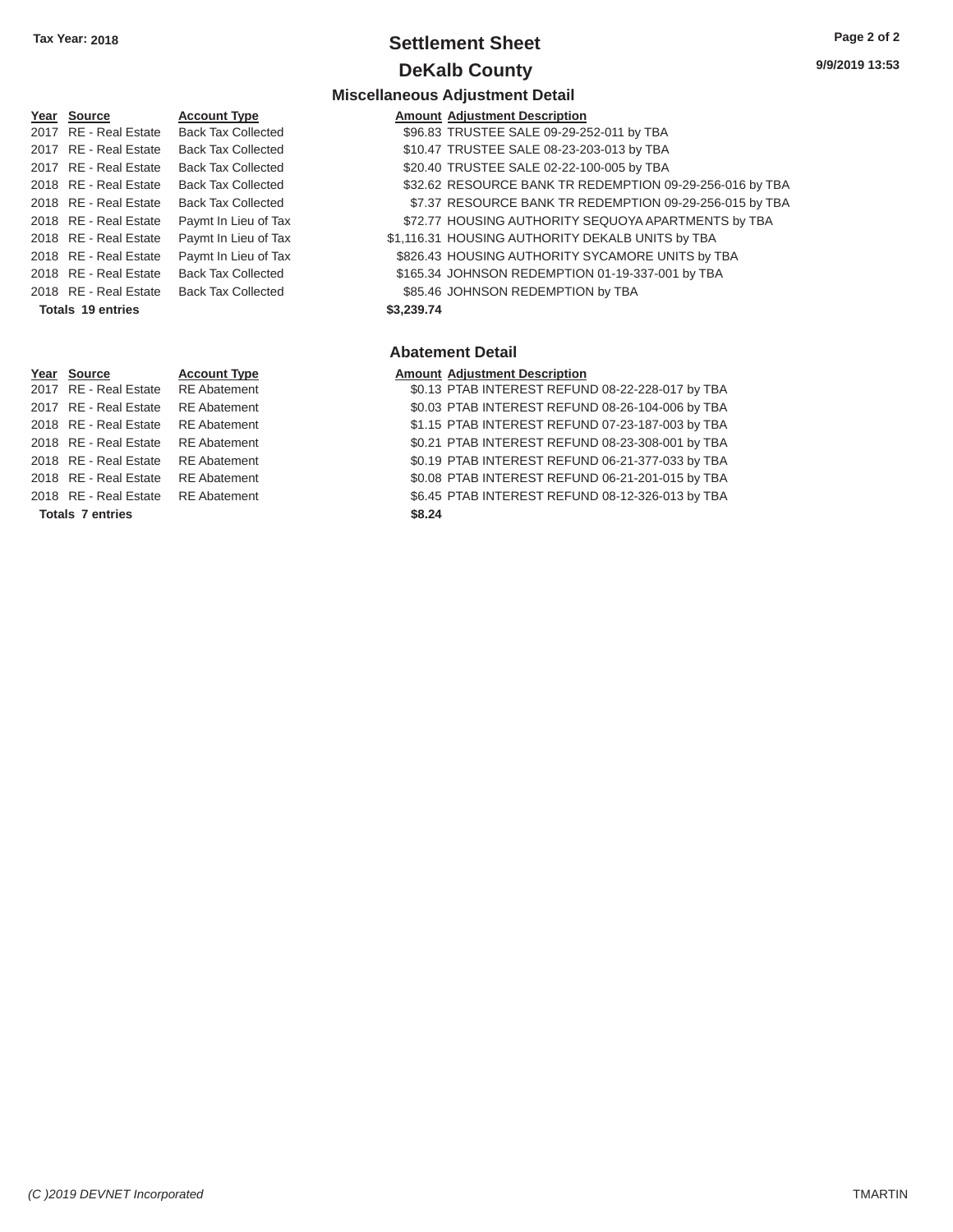Tax Year: 2018

# Settlement Sheet

## DeKalb County

### Miscellaneous Adjustment Detail

| Year | Source | Account Type | Amount | Adjustment Description |
|---|---|---|---|---|
| 2017 | RE - Real Estate | Back Tax Collected | $96.83 | TRUSTEE SALE 09-29-252-011 by TBA |
| 2017 | RE - Real Estate | Back Tax Collected | $10.47 | TRUSTEE SALE 08-23-203-013 by TBA |
| 2017 | RE - Real Estate | Back Tax Collected | $20.40 | TRUSTEE SALE 02-22-100-005 by TBA |
| 2018 | RE - Real Estate | Back Tax Collected | $32.62 | RESOURCE BANK TR REDEMPTION 09-29-256-016 by TBA |
| 2018 | RE - Real Estate | Back Tax Collected | $7.37 | RESOURCE BANK TR REDEMPTION 09-29-256-015 by TBA |
| 2018 | RE - Real Estate | Paymt In Lieu of Tax | $72.77 | HOUSING AUTHORITY SEQUOYA APARTMENTS by TBA |
| 2018 | RE - Real Estate | Paymt In Lieu of Tax | $1,116.31 | HOUSING AUTHORITY DEKALB UNITS by TBA |
| 2018 | RE - Real Estate | Paymt In Lieu of Tax | $826.43 | HOUSING AUTHORITY SYCAMORE UNITS by TBA |
| 2018 | RE - Real Estate | Back Tax Collected | $165.34 | JOHNSON REDEMPTION 01-19-337-001 by TBA |
| 2018 | RE - Real Estate | Back Tax Collected | $85.46 | JOHNSON REDEMPTION by TBA |
| **Totals 19 entries** | | | **$3,239.74** | |

### Abatement Detail

| Year | Source | Account Type | Amount | Adjustment Description |
|---|---|---|---|---|
| 2017 | RE - Real Estate | RE Abatement | $0.13 | PTAB INTEREST REFUND 08-22-228-017 by TBA |
| 2017 | RE - Real Estate | RE Abatement | $0.03 | PTAB INTEREST REFUND 08-26-104-006 by TBA |
| 2018 | RE - Real Estate | RE Abatement | $1.15 | PTAB INTEREST REFUND 07-23-187-003 by TBA |
| 2018 | RE - Real Estate | RE Abatement | $0.21 | PTAB INTEREST REFUND 08-23-308-001 by TBA |
| 2018 | RE - Real Estate | RE Abatement | $0.19 | PTAB INTEREST REFUND 06-21-377-033 by TBA |
| 2018 | RE - Real Estate | RE Abatement | $0.08 | PTAB INTEREST REFUND 06-21-201-015 by TBA |
| 2018 | RE - Real Estate | RE Abatement | $6.45 | PTAB INTEREST REFUND 08-12-326-013 by TBA |
| **Totals 7 entries** | | | **$8.24** | |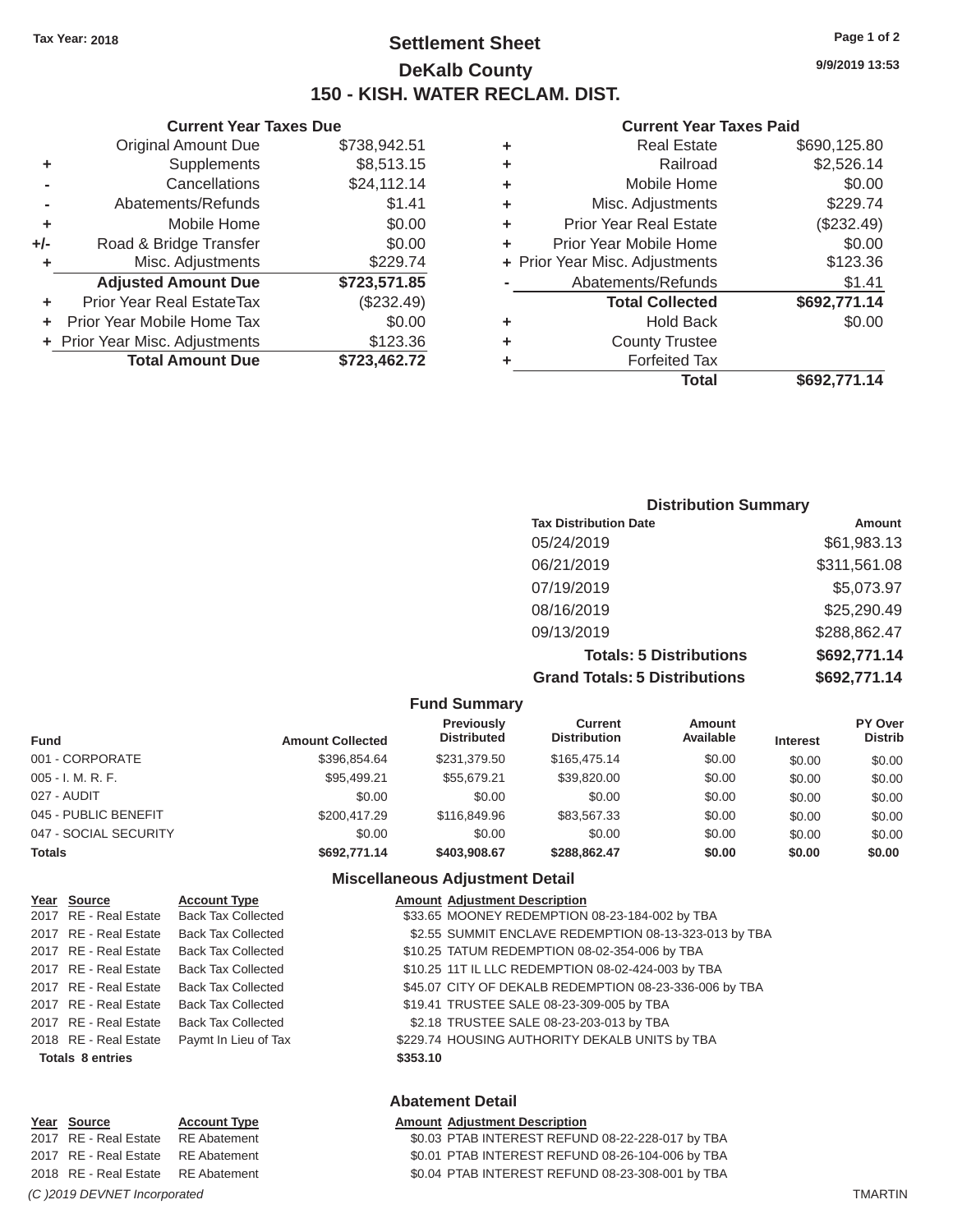Tax Year: 2018

# Settlement Sheet
## DeKalb County
## 150 - KISH. WATER RECLAM. DIST.

9/9/2019 13:53

### Current Year Taxes Due

| | | |
|---|---|---|
| | Original Amount Due | $738,942.51 |
| + | Supplements | $8,513.15 |
| - | Cancellations | $24,112.14 |
| - | Abatements/Refunds | $1.41 |
| + | Mobile Home | $0.00 |
| +/- | Road & Bridge Transfer | $0.00 |
| + | Misc. Adjustments | $229.74 |
| | **Adjusted Amount Due** | **$723,571.85** |
| + | Prior Year Real EstateTax | ($232.49) |
| + | Prior Year Mobile Home Tax | $0.00 |
| + | Prior Year Misc. Adjustments | $123.36 |
| | **Total Amount Due** | **$723,462.72** |

### Current Year Taxes Paid

| | | |
|---|---|---|
| + | Real Estate | $690,125.80 |
| + | Railroad | $2,526.14 |
| + | Mobile Home | $0.00 |
| + | Misc. Adjustments | $229.74 |
| + | Prior Year Real Estate | ($232.49) |
| + | Prior Year Mobile Home | $0.00 |
| + | Prior Year Misc. Adjustments | $123.36 |
| - | Abatements/Refunds | $1.41 |
| | **Total Collected** | **$692,771.14** |
| + | Hold Back | $0.00 |
| + | County Trustee | |
| + | Forfeited Tax | |
| | **Total** | **$692,771.14** |

### Distribution Summary

| Tax Distribution Date | Amount |
|---|---|
| 05/24/2019 | $61,983.13 |
| 06/21/2019 | $311,561.08 |
| 07/19/2019 | $5,073.97 |
| 08/16/2019 | $25,290.49 |
| 09/13/2019 | $288,862.47 |
| **Totals: 5 Distributions** | **$692,771.14** |
| **Grand Totals: 5 Distributions** | **$692,771.14** |

### Fund Summary

| Fund | Amount Collected | Previously Distributed | Current Distribution | Amount Available | Interest | PY Over Distrib |
|---|---|---|---|---|---|---|
| 001 - CORPORATE | $396,854.64 | $231,379.50 | $165,475.14 | $0.00 | $0.00 | $0.00 |
| 005 - I. M. R. F. | $95,499.21 | $55,679.21 | $39,820.00 | $0.00 | $0.00 | $0.00 |
| 027 - AUDIT | $0.00 | $0.00 | $0.00 | $0.00 | $0.00 | $0.00 |
| 045 - PUBLIC BENEFIT | $200,417.29 | $116,849.96 | $83,567.33 | $0.00 | $0.00 | $0.00 |
| 047 - SOCIAL SECURITY | $0.00 | $0.00 | $0.00 | $0.00 | $0.00 | $0.00 |
| **Totals** | **$692,771.14** | **$403,908.67** | **$288,862.47** | **$0.00** | **$0.00** | **$0.00** |

### Miscellaneous Adjustment Detail

| Year | Source | Account Type | Amount | Adjustment Description |
|---|---|---|---|---|
| 2017 | RE - Real Estate | Back Tax Collected | $33.65 | MOONEY REDEMPTION 08-23-184-002 by TBA |
| 2017 | RE - Real Estate | Back Tax Collected | $2.55 | SUMMIT ENCLAVE REDEMPTION 08-13-323-013 by TBA |
| 2017 | RE - Real Estate | Back Tax Collected | $10.25 | TATUM REDEMPTION 08-02-354-006 by TBA |
| 2017 | RE - Real Estate | Back Tax Collected | $10.25 | 11T IL LLC REDEMPTION 08-02-424-003 by TBA |
| 2017 | RE - Real Estate | Back Tax Collected | $45.07 | CITY OF DEKALB REDEMPTION 08-23-336-006 by TBA |
| 2017 | RE - Real Estate | Back Tax Collected | $19.41 | TRUSTEE SALE 08-23-309-005 by TBA |
| 2017 | RE - Real Estate | Back Tax Collected | $2.18 | TRUSTEE SALE 08-23-203-013 by TBA |
| 2018 | RE - Real Estate | Paymt In Lieu of Tax | $229.74 | HOUSING AUTHORITY DEKALB UNITS by TBA |
| **Totals 8 entries** | | | **$353.10** | |

### Abatement Detail

| Year | Source | Account Type | Amount | Adjustment Description |
|---|---|---|---|---|
| 2017 | RE - Real Estate | RE Abatement | $0.03 | PTAB INTEREST REFUND 08-22-228-017 by TBA |
| 2017 | RE - Real Estate | RE Abatement | $0.01 | PTAB INTEREST REFUND 08-26-104-006 by TBA |
| 2018 | RE - Real Estate | RE Abatement | $0.04 | PTAB INTEREST REFUND 08-23-308-001 by TBA |

*(C )2019 DEVNET Incorporated* TMARTIN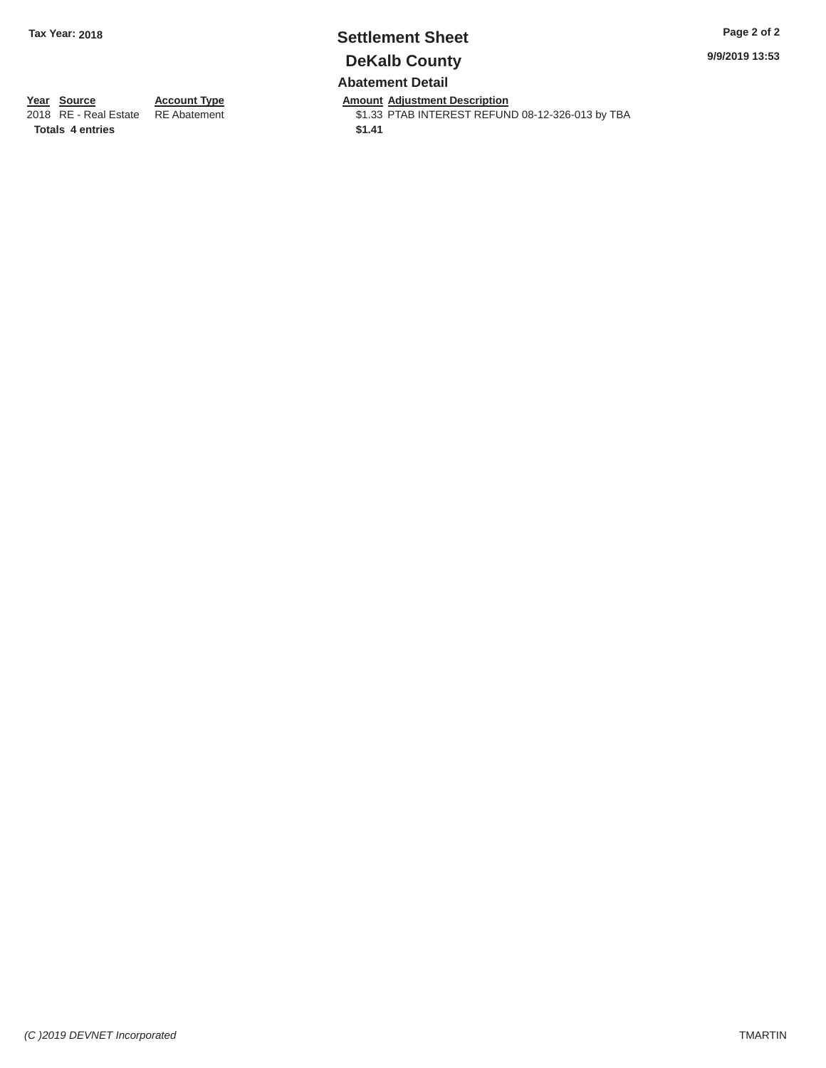Tax Year: 2018

# Settlement Sheet

## DeKalb County

### Abatement Detail

| Year | Source | Account Type | Amount | Adjustment Description |
| --- | --- | --- | --- | --- |
| 2018 | RE - Real Estate | RE Abatement | $1.33 | PTAB INTEREST REFUND 08-12-326-013 by TBA |
| **Totals** | **4 entries** | | **$1.41** | |

9/9/2019 13:53

(C )2019 DEVNET Incorporated

TMARTIN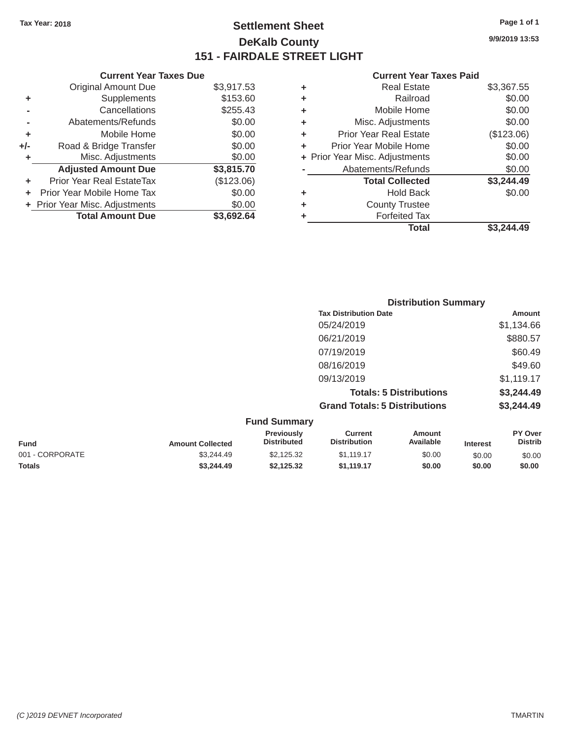Tax Year: 2018

# Settlement Sheet

## DeKalb County

## 151 - FAIRDALE STREET LIGHT

9/9/2019 13:53

### Current Year Taxes Due

| | | |
|---|---|---|
| | Original Amount Due | $3,917.53 |
| + | Supplements | $153.60 |
| - | Cancellations | $255.43 |
| - | Abatements/Refunds | $0.00 |
| + | Mobile Home | $0.00 |
| +/- | Road & Bridge Transfer | $0.00 |
| + | Misc. Adjustments | $0.00 |
| | **Adjusted Amount Due** | **$3,815.70** |
| + | Prior Year Real EstateTax | ($123.06) |
| + | Prior Year Mobile Home Tax | $0.00 |
| + | Prior Year Misc. Adjustments | $0.00 |
| | **Total Amount Due** | **$3,692.64** |

### Current Year Taxes Paid

| | | |
|---|---|---|
| + | Real Estate | $3,367.55 |
| + | Railroad | $0.00 |
| + | Mobile Home | $0.00 |
| + | Misc. Adjustments | $0.00 |
| + | Prior Year Real Estate | ($123.06) |
| + | Prior Year Mobile Home | $0.00 |
| + | Prior Year Misc. Adjustments | $0.00 |
| - | Abatements/Refunds | $0.00 |
| | **Total Collected** | **$3,244.49** |
| + | Hold Back | $0.00 |
| + | County Trustee | |
| + | Forfeited Tax | |
| | **Total** | **$3,244.49** |

### Distribution Summary

| Tax Distribution Date | Amount |
|---|---|
| 05/24/2019 | $1,134.66 |
| 06/21/2019 | $880.57 |
| 07/19/2019 | $60.49 |
| 08/16/2019 | $49.60 |
| 09/13/2019 | $1,119.17 |
| **Totals: 5 Distributions** | **$3,244.49** |
| **Grand Totals: 5 Distributions** | **$3,244.49** |

### Fund Summary

| Fund | Amount Collected | Previously Distributed | Current Distribution | Amount Available | Interest | PY Over Distrib |
|---|---|---|---|---|---|---|
| 001 - CORPORATE | $3,244.49 | $2,125.32 | $1,119.17 | $0.00 | $0.00 | $0.00 |
| **Totals** | **$3,244.49** | **$2,125.32** | **$1,119.17** | **$0.00** | **$0.00** | **$0.00** |

*(C )2019 DEVNET Incorporated* TMARTIN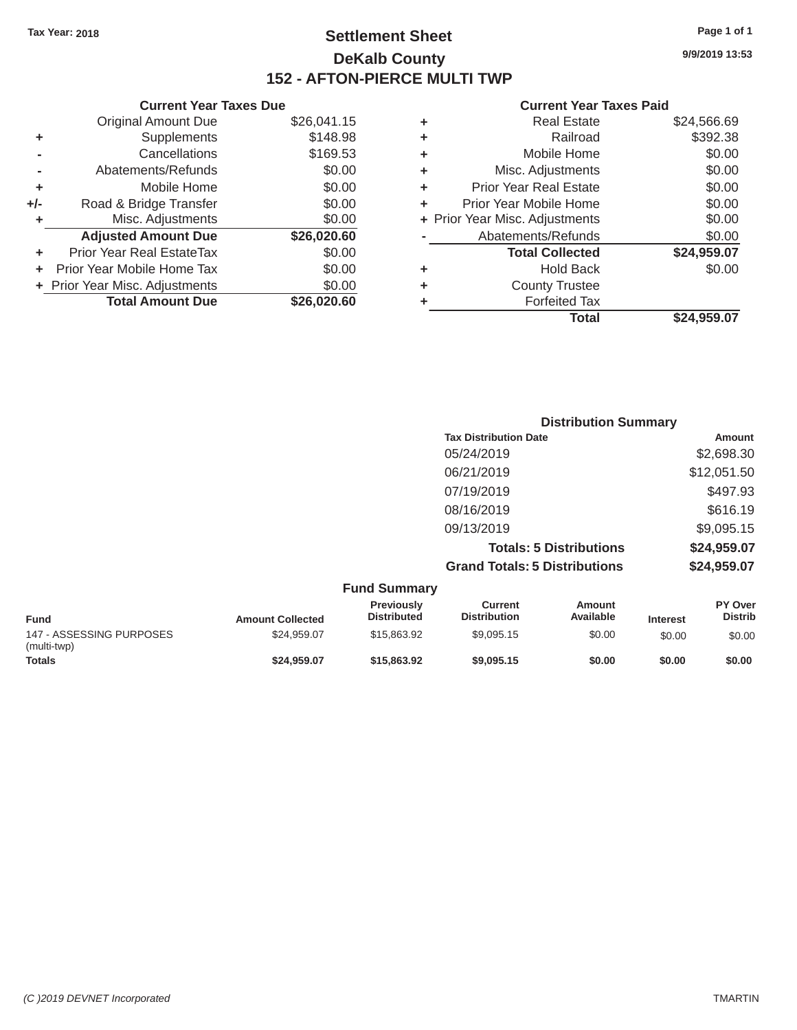Tax Year: 2018

# Settlement Sheet

## DeKalb County

## 152 - AFTON-PIERCE MULTI TWP

9/9/2019 13:53

### Current Year Taxes Due

| | | |
|---|---|---|
| | Original Amount Due | $26,041.15 |
| + | Supplements | $148.98 |
| - | Cancellations | $169.53 |
| - | Abatements/Refunds | $0.00 |
| + | Mobile Home | $0.00 |
| +/- | Road & Bridge Transfer | $0.00 |
| + | Misc. Adjustments | $0.00 |
| | **Adjusted Amount Due** | **$26,020.60** |
| + | Prior Year Real EstateTax | $0.00 |
| + | Prior Year Mobile Home Tax | $0.00 |
| + | Prior Year Misc. Adjustments | $0.00 |
| | **Total Amount Due** | **$26,020.60** |

### Current Year Taxes Paid

| | | |
|---|---|---|
| + | Real Estate | $24,566.69 |
| + | Railroad | $392.38 |
| + | Mobile Home | $0.00 |
| + | Misc. Adjustments | $0.00 |
| + | Prior Year Real Estate | $0.00 |
| + | Prior Year Mobile Home | $0.00 |
| + | Prior Year Misc. Adjustments | $0.00 |
| - | Abatements/Refunds | $0.00 |
| | **Total Collected** | **$24,959.07** |
| + | Hold Back | $0.00 |
| + | County Trustee | |
| + | Forfeited Tax | |
| | **Total** | **$24,959.07** |

### Distribution Summary

| Tax Distribution Date | Amount |
|---|---|
| 05/24/2019 | $2,698.30 |
| 06/21/2019 | $12,051.50 |
| 07/19/2019 | $497.93 |
| 08/16/2019 | $616.19 |
| 09/13/2019 | $9,095.15 |
| **Totals: 5 Distributions** | **$24,959.07** |
| **Grand Totals: 5 Distributions** | **$24,959.07** |

### Fund Summary

| Fund | Amount Collected | Previously Distributed | Current Distribution | Amount Available | Interest | PY Over Distrib |
|---|---|---|---|---|---|---|
| 147 - ASSESSING PURPOSES (multi-twp) | $24,959.07 | $15,863.92 | $9,095.15 | $0.00 | $0.00 | $0.00 |
| **Totals** | **$24,959.07** | **$15,863.92** | **$9,095.15** | **$0.00** | **$0.00** | **$0.00** |

(C )2019 DEVNET Incorporated

TMARTIN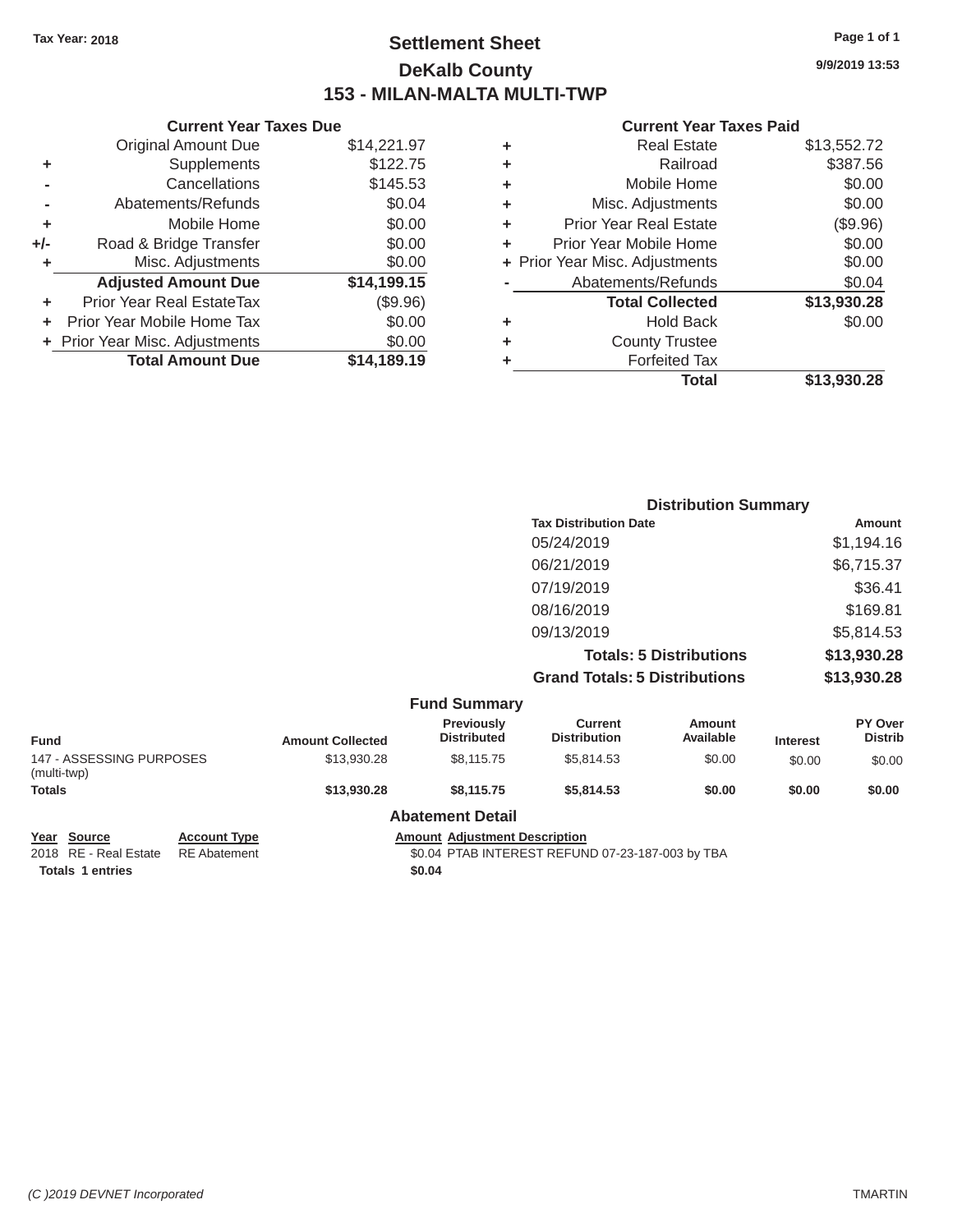Tax Year: 2018

# Settlement Sheet
## DeKalb County
## 153 - MILAN-MALTA MULTI-TWP

9/9/2019 13:53

### Current Year Taxes Due

| | | |
|---|---|---|
| | Original Amount Due | $14,221.97 |
| + | Supplements | $122.75 |
| - | Cancellations | $145.53 |
| - | Abatements/Refunds | $0.04 |
| + | Mobile Home | $0.00 |
| +/- | Road & Bridge Transfer | $0.00 |
| + | Misc. Adjustments | $0.00 |
| | **Adjusted Amount Due** | **$14,199.15** |
| + | Prior Year Real EstateTax | ($9.96) |
| + | Prior Year Mobile Home Tax | $0.00 |
| + | Prior Year Misc. Adjustments | $0.00 |
| | **Total Amount Due** | **$14,189.19** |

### Current Year Taxes Paid

| | | |
|---|---|---|
| + | Real Estate | $13,552.72 |
| + | Railroad | $387.56 |
| + | Mobile Home | $0.00 |
| + | Misc. Adjustments | $0.00 |
| + | Prior Year Real Estate | ($9.96) |
| + | Prior Year Mobile Home | $0.00 |
| + | Prior Year Misc. Adjustments | $0.00 |
| - | Abatements/Refunds | $0.04 |
| | **Total Collected** | **$13,930.28** |
| + | Hold Back | $0.00 |
| + | County Trustee | |
| + | Forfeited Tax | |
| | **Total** | **$13,930.28** |

### Distribution Summary

| Tax Distribution Date | Amount |
|---|---|
| 05/24/2019 | $1,194.16 |
| 06/21/2019 | $6,715.37 |
| 07/19/2019 | $36.41 |
| 08/16/2019 | $169.81 |
| 09/13/2019 | $5,814.53 |
| **Totals: 5 Distributions** | **$13,930.28** |
| **Grand Totals: 5 Distributions** | **$13,930.28** |

### Fund Summary

| Fund | Amount Collected | Previously Distributed | Current Distribution | Amount Available | Interest | PY Over Distrib |
|---|---|---|---|---|---|---|
| 147 - ASSESSING PURPOSES (multi-twp) | $13,930.28 | $8,115.75 | $5,814.53 | $0.00 | $0.00 | $0.00 |
| **Totals** | **$13,930.28** | **$8,115.75** | **$5,814.53** | **$0.00** | **$0.00** | **$0.00** |

### Abatement Detail

| Year | Source | Account Type | Amount | Adjustment Description |
|---|---|---|---|---|
| 2018 | RE - Real Estate | RE Abatement | $0.04 | PTAB INTEREST REFUND 07-23-187-003 by TBA |
| **Totals** | **1 entries** | | **$0.04** | |

(C )2019 DEVNET Incorporated TMARTIN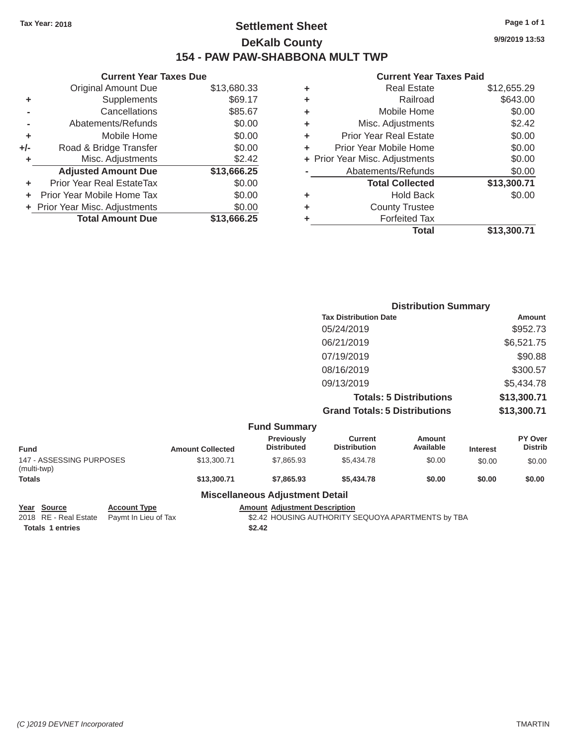Tax Year: 2018

# Settlement Sheet

## DeKalb County

## 154 - PAW PAW-SHABBONA MULT TWP

9/9/2019 13:53

| | Current Year Taxes Due | |
|---|---|---|
| | Original Amount Due | $13,680.33 |
| + | Supplements | $69.17 |
| - | Cancellations | $85.67 |
| - | Abatements/Refunds | $0.00 |
| + | Mobile Home | $0.00 |
| +/- | Road & Bridge Transfer | $0.00 |
| + | Misc. Adjustments | $2.42 |
| | **Adjusted Amount Due** | **$13,666.25** |
| + | Prior Year Real EstateTax | $0.00 |
| + | Prior Year Mobile Home Tax | $0.00 |
| + | Prior Year Misc. Adjustments | $0.00 |
| | **Total Amount Due** | **$13,666.25** |

| | Current Year Taxes Paid | |
|---|---|---|
| + | Real Estate | $12,655.29 |
| + | Railroad | $643.00 |
| + | Mobile Home | $0.00 |
| + | Misc. Adjustments | $2.42 |
| + | Prior Year Real Estate | $0.00 |
| + | Prior Year Mobile Home | $0.00 |
| + | Prior Year Misc. Adjustments | $0.00 |
| - | Abatements/Refunds | $0.00 |
| | **Total Collected** | **$13,300.71** |
| + | Hold Back | $0.00 |
| + | County Trustee | |
| + | Forfeited Tax | |
| | **Total** | **$13,300.71** |

### Distribution Summary

| Tax Distribution Date | Amount |
|---|---|
| 05/24/2019 | $952.73 |
| 06/21/2019 | $6,521.75 |
| 07/19/2019 | $90.88 |
| 08/16/2019 | $300.57 |
| 09/13/2019 | $5,434.78 |
| **Totals: 5 Distributions** | **$13,300.71** |
| **Grand Totals: 5 Distributions** | **$13,300.71** |

### Fund Summary

| Fund | Amount Collected | Previously Distributed | Current Distribution | Amount Available | Interest | PY Over Distrib |
|---|---|---|---|---|---|---|
| 147 - ASSESSING PURPOSES (multi-twp) | $13,300.71 | $7,865.93 | $5,434.78 | $0.00 | $0.00 | $0.00 |
| **Totals** | **$13,300.71** | **$7,865.93** | **$5,434.78** | **$0.00** | **$0.00** | **$0.00** |

### Miscellaneous Adjustment Detail

| Year | Source | Account Type | Amount | Adjustment Description |
|---|---|---|---|---|
| 2018 | RE - Real Estate | Paymt In Lieu of Tax | $2.42 | HOUSING AUTHORITY SEQUOYA APARTMENTS by TBA |
| **Totals** | **1 entries** | | **$2.42** | |

(C )2019 DEVNET Incorporated TMARTIN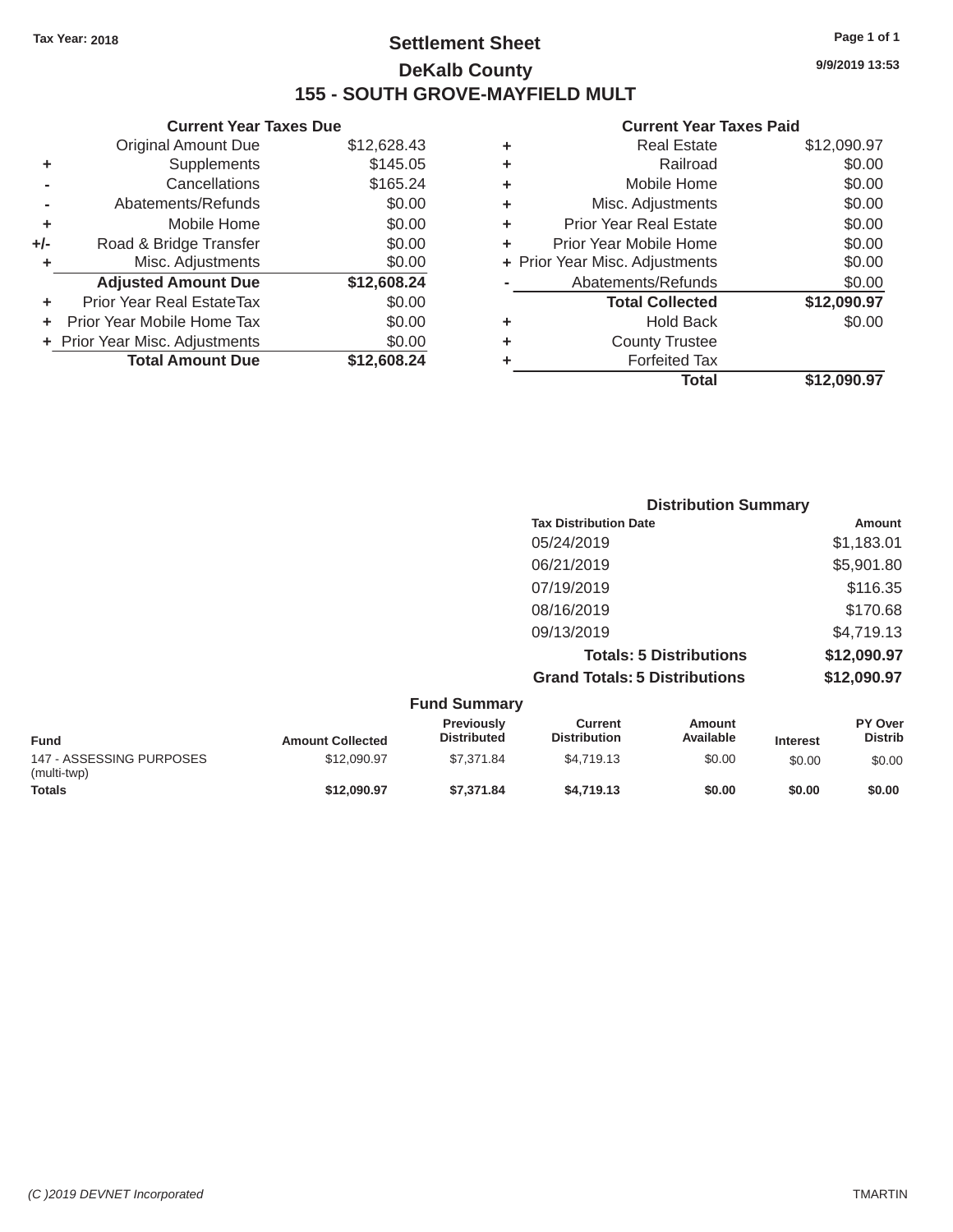Tax Year: 2018

# Settlement Sheet

## DeKalb County

## 155 - SOUTH GROVE-MAYFIELD MULT

9/9/2019 13:53

### Current Year Taxes Due

| | | |
|---|---|---|
| | Original Amount Due | $12,628.43 |
| + | Supplements | $145.05 |
| - | Cancellations | $165.24 |
| - | Abatements/Refunds | $0.00 |
| + | Mobile Home | $0.00 |
| +/- | Road & Bridge Transfer | $0.00 |
| + | Misc. Adjustments | $0.00 |
| | **Adjusted Amount Due** | **$12,608.24** |
| + | Prior Year Real EstateTax | $0.00 |
| + | Prior Year Mobile Home Tax | $0.00 |
| + | Prior Year Misc. Adjustments | $0.00 |
| | **Total Amount Due** | **$12,608.24** |

### Current Year Taxes Paid

| | | |
|---|---|---|
| + | Real Estate | $12,090.97 |
| + | Railroad | $0.00 |
| + | Mobile Home | $0.00 |
| + | Misc. Adjustments | $0.00 |
| + | Prior Year Real Estate | $0.00 |
| + | Prior Year Mobile Home | $0.00 |
| + | Prior Year Misc. Adjustments | $0.00 |
| - | Abatements/Refunds | $0.00 |
| | **Total Collected** | **$12,090.97** |
| + | Hold Back | $0.00 |
| + | County Trustee | |
| + | Forfeited Tax | |
| | **Total** | **$12,090.97** |

### Distribution Summary

| Tax Distribution Date | Amount |
|---|---|
| 05/24/2019 | $1,183.01 |
| 06/21/2019 | $5,901.80 |
| 07/19/2019 | $116.35 |
| 08/16/2019 | $170.68 |
| 09/13/2019 | $4,719.13 |
| **Totals: 5 Distributions** | **$12,090.97** |
| **Grand Totals: 5 Distributions** | **$12,090.97** |

### Fund Summary

| Fund | Amount Collected | Previously Distributed | Current Distribution | Amount Available | Interest | PY Over Distrib |
|---|---|---|---|---|---|---|
| 147 - ASSESSING PURPOSES (multi-twp) | $12,090.97 | $7,371.84 | $4,719.13 | $0.00 | $0.00 | $0.00 |
| **Totals** | **$12,090.97** | **$7,371.84** | **$4,719.13** | **$0.00** | **$0.00** | **$0.00** |

(C )2019 DEVNET Incorporated

TMARTIN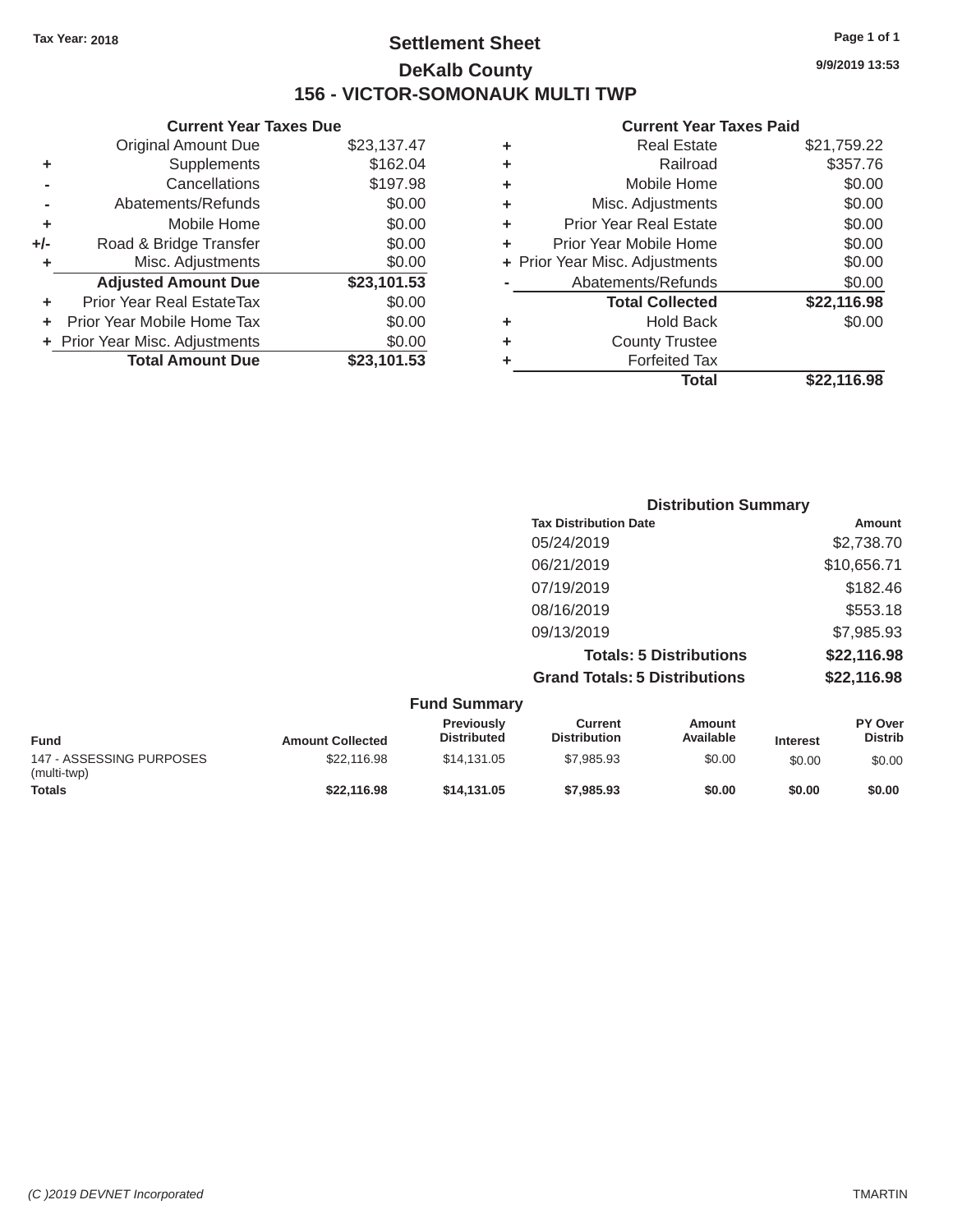Tax Year: 2018

# Settlement Sheet

## DeKalb County

## 156 - VICTOR-SOMONAUK MULTI TWP

9/9/2019 13:53

### Current Year Taxes Due

| | | |
|---|---|---|
| | Original Amount Due | $23,137.47 |
| + | Supplements | $162.04 |
| - | Cancellations | $197.98 |
| - | Abatements/Refunds | $0.00 |
| + | Mobile Home | $0.00 |
| +/- | Road & Bridge Transfer | $0.00 |
| + | Misc. Adjustments | $0.00 |
| | **Adjusted Amount Due** | **$23,101.53** |
| + | Prior Year Real EstateTax | $0.00 |
| + | Prior Year Mobile Home Tax | $0.00 |
| + | Prior Year Misc. Adjustments | $0.00 |
| | **Total Amount Due** | **$23,101.53** |

### Current Year Taxes Paid

| | | |
|---|---|---|
| + | Real Estate | $21,759.22 |
| + | Railroad | $357.76 |
| + | Mobile Home | $0.00 |
| + | Misc. Adjustments | $0.00 |
| + | Prior Year Real Estate | $0.00 |
| + | Prior Year Mobile Home | $0.00 |
| + | Prior Year Misc. Adjustments | $0.00 |
| - | Abatements/Refunds | $0.00 |
| | **Total Collected** | **$22,116.98** |
| + | Hold Back | $0.00 |
| + | County Trustee | |
| + | Forfeited Tax | |
| | **Total** | **$22,116.98** |

### Distribution Summary

| Tax Distribution Date | Amount |
|---|---|
| 05/24/2019 | $2,738.70 |
| 06/21/2019 | $10,656.71 |
| 07/19/2019 | $182.46 |
| 08/16/2019 | $553.18 |
| 09/13/2019 | $7,985.93 |
| **Totals: 5 Distributions** | **$22,116.98** |
| **Grand Totals: 5 Distributions** | **$22,116.98** |

### Fund Summary

| Fund | Amount Collected | Previously Distributed | Current Distribution | Amount Available | Interest | PY Over Distrib |
|---|---|---|---|---|---|---|
| 147 - ASSESSING PURPOSES (multi-twp) | $22,116.98 | $14,131.05 | $7,985.93 | $0.00 | $0.00 | $0.00 |
| **Totals** | **$22,116.98** | **$14,131.05** | **$7,985.93** | **$0.00** | **$0.00** | **$0.00** |

(C )2019 DEVNET Incorporated TMARTIN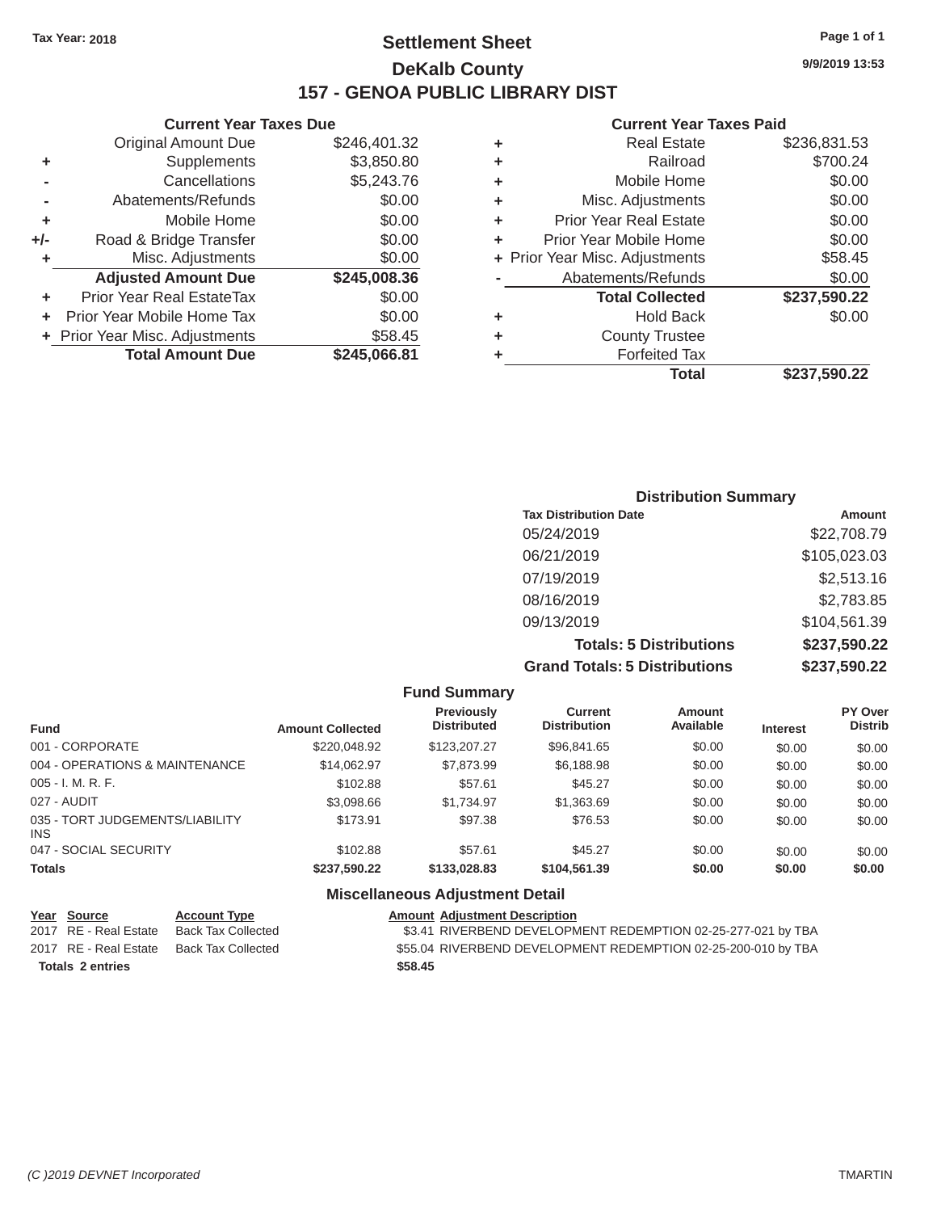Tax Year: 2018

# Settlement Sheet

## DeKalb County

## 157 - GENOA PUBLIC LIBRARY DIST

9/9/2019 13:53

### Current Year Taxes Due

| | | |
|---|---|---|
| | Original Amount Due | $246,401.32 |
| + | Supplements | $3,850.80 |
| - | Cancellations | $5,243.76 |
| - | Abatements/Refunds | $0.00 |
| + | Mobile Home | $0.00 |
| +/- | Road & Bridge Transfer | $0.00 |
| + | Misc. Adjustments | $0.00 |
| | **Adjusted Amount Due** | **$245,008.36** |
| + | Prior Year Real EstateTax | $0.00 |
| + | Prior Year Mobile Home Tax | $0.00 |
| + | Prior Year Misc. Adjustments | $58.45 |
| | **Total Amount Due** | **$245,066.81** |

### Current Year Taxes Paid

| | | |
|---|---|---|
| + | Real Estate | $236,831.53 |
| + | Railroad | $700.24 |
| + | Mobile Home | $0.00 |
| + | Misc. Adjustments | $0.00 |
| + | Prior Year Real Estate | $0.00 |
| + | Prior Year Mobile Home | $0.00 |
| + | Prior Year Misc. Adjustments | $58.45 |
| - | Abatements/Refunds | $0.00 |
| | **Total Collected** | **$237,590.22** |
| + | Hold Back | $0.00 |
| + | County Trustee | |
| + | Forfeited Tax | |
| | **Total** | **$237,590.22** |

### Distribution Summary

| Tax Distribution Date | Amount |
|---|---|
| 05/24/2019 | $22,708.79 |
| 06/21/2019 | $105,023.03 |
| 07/19/2019 | $2,513.16 |
| 08/16/2019 | $2,783.85 |
| 09/13/2019 | $104,561.39 |
| **Totals: 5 Distributions** | **$237,590.22** |
| **Grand Totals: 5 Distributions** | **$237,590.22** |

### Fund Summary

| Fund | Amount Collected | Previously Distributed | Current Distribution | Amount Available | Interest | PY Over Distrib |
|---|---|---|---|---|---|---|
| 001 - CORPORATE | $220,048.92 | $123,207.27 | $96,841.65 | $0.00 | $0.00 | $0.00 |
| 004 - OPERATIONS & MAINTENANCE | $14,062.97 | $7,873.99 | $6,188.98 | $0.00 | $0.00 | $0.00 |
| 005 - I. M. R. F. | $102.88 | $57.61 | $45.27 | $0.00 | $0.00 | $0.00 |
| 027 - AUDIT | $3,098.66 | $1,734.97 | $1,363.69 | $0.00 | $0.00 | $0.00 |
| 035 - TORT JUDGEMENTS/LIABILITY INS | $173.91 | $97.38 | $76.53 | $0.00 | $0.00 | $0.00 |
| 047 - SOCIAL SECURITY | $102.88 | $57.61 | $45.27 | $0.00 | $0.00 | $0.00 |
| **Totals** | **$237,590.22** | **$133,028.83** | **$104,561.39** | **$0.00** | **$0.00** | **$0.00** |

### Miscellaneous Adjustment Detail

| Year | Source | Account Type | Amount | Adjustment Description |
|---|---|---|---|---|
| 2017 | RE - Real Estate | Back Tax Collected | $3.41 | RIVERBEND DEVELOPMENT REDEMPTION 02-25-277-021 by TBA |
| 2017 | RE - Real Estate | Back Tax Collected | $55.04 | RIVERBEND DEVELOPMENT REDEMPTION 02-25-200-010 by TBA |
| **Totals** | **2 entries** | | **$58.45** | |

*(C )2019 DEVNET Incorporated* TMARTIN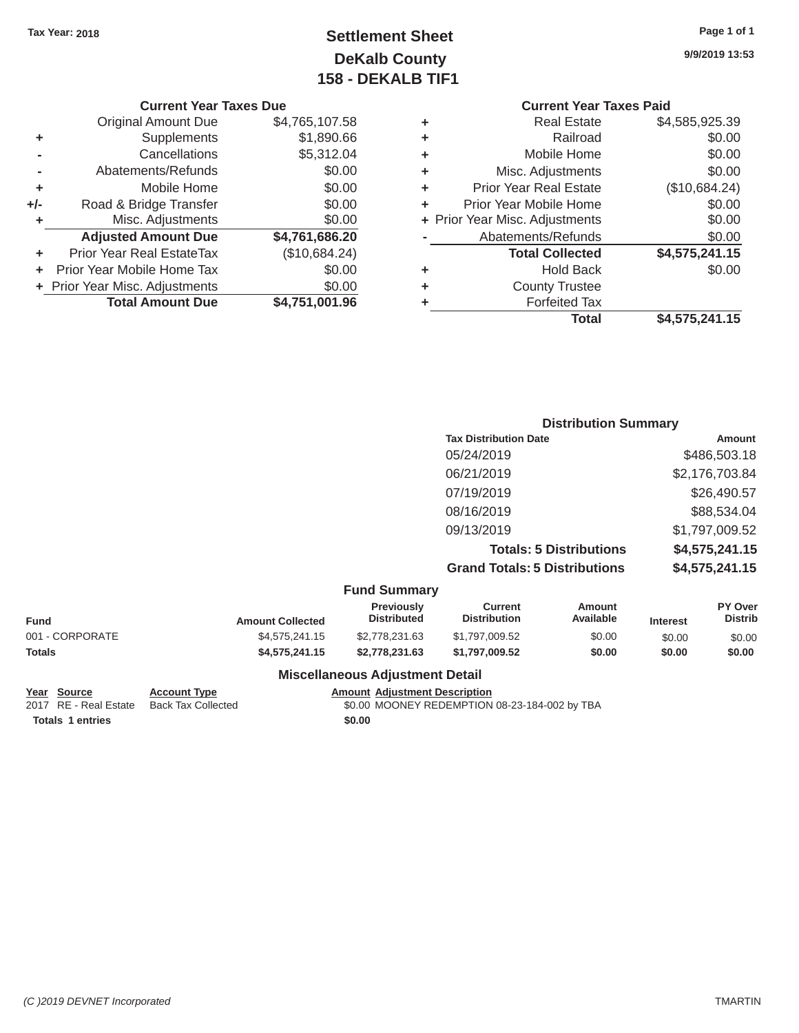Tax Year: 2018

# Settlement Sheet
## DeKalb County
## 158 - DEKALB TIF1

9/9/2019 13:53

### Current Year Taxes Due

| | | Amount |
|---|---|---|
| | Original Amount Due | $4,765,107.58 |
| + | Supplements | $1,890.66 |
| - | Cancellations | $5,312.04 |
| - | Abatements/Refunds | $0.00 |
| + | Mobile Home | $0.00 |
| +/- | Road & Bridge Transfer | $0.00 |
| + | Misc. Adjustments | $0.00 |
| | **Adjusted Amount Due** | **$4,761,686.20** |
| + | Prior Year Real EstateTax | ($10,684.24) |
| + | Prior Year Mobile Home Tax | $0.00 |
| + | Prior Year Misc. Adjustments | $0.00 |
| | **Total Amount Due** | **$4,751,001.96** |

### Current Year Taxes Paid

| | | Amount |
|---|---|---|
| + | Real Estate | $4,585,925.39 |
| + | Railroad | $0.00 |
| + | Mobile Home | $0.00 |
| + | Misc. Adjustments | $0.00 |
| + | Prior Year Real Estate | ($10,684.24) |
| + | Prior Year Mobile Home | $0.00 |
| + | Prior Year Misc. Adjustments | $0.00 |
| - | Abatements/Refunds | $0.00 |
| | **Total Collected** | **$4,575,241.15** |
| + | Hold Back | $0.00 |
| + | County Trustee | |
| + | Forfeited Tax | |
| | **Total** | **$4,575,241.15** |

### Distribution Summary

| Tax Distribution Date | Amount |
|---|---|
| 05/24/2019 | $486,503.18 |
| 06/21/2019 | $2,176,703.84 |
| 07/19/2019 | $26,490.57 |
| 08/16/2019 | $88,534.04 |
| 09/13/2019 | $1,797,009.52 |
| **Totals: 5 Distributions** | **$4,575,241.15** |
| **Grand Totals: 5 Distributions** | **$4,575,241.15** |

### Fund Summary

| Fund | Amount Collected | Previously Distributed | Current Distribution | Amount Available | Interest | PY Over Distrib |
|---|---|---|---|---|---|---|
| 001 - CORPORATE | $4,575,241.15 | $2,778,231.63 | $1,797,009.52 | $0.00 | $0.00 | $0.00 |
| **Totals** | **$4,575,241.15** | **$2,778,231.63** | **$1,797,009.52** | **$0.00** | **$0.00** | **$0.00** |

### Miscellaneous Adjustment Detail

| Year | Source | Account Type | Amount | Adjustment Description |
|---|---|---|---|---|
| 2017 | RE - Real Estate | Back Tax Collected | $0.00 | MOONEY REDEMPTION 08-23-184-002 by TBA |
| **Totals** | **1 entries** | | **$0.00** | |

(C )2019 DEVNET Incorporated TMARTIN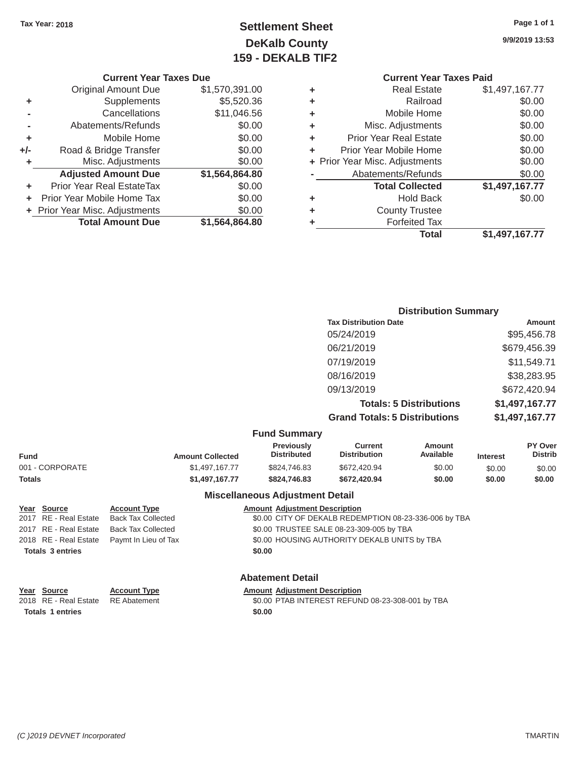Tax Year: 2018

# Settlement Sheet
## DeKalb County
## 159 - DEKALB TIF2

9/9/2019 13:53

### Current Year Taxes Due

| | | |
|---|---|---|
| | Original Amount Due | $1,570,391.00 |
| + | Supplements | $5,520.36 |
| - | Cancellations | $11,046.56 |
| - | Abatements/Refunds | $0.00 |
| + | Mobile Home | $0.00 |
| +/- | Road & Bridge Transfer | $0.00 |
| + | Misc. Adjustments | $0.00 |
| | **Adjusted Amount Due** | **$1,564,864.80** |
| + | Prior Year Real EstateTax | $0.00 |
| + | Prior Year Mobile Home Tax | $0.00 |
| + | Prior Year Misc. Adjustments | $0.00 |
| | **Total Amount Due** | **$1,564,864.80** |

### Current Year Taxes Paid

| | | |
|---|---|---|
| + | Real Estate | $1,497,167.77 |
| + | Railroad | $0.00 |
| + | Mobile Home | $0.00 |
| + | Misc. Adjustments | $0.00 |
| + | Prior Year Real Estate | $0.00 |
| + | Prior Year Mobile Home | $0.00 |
| + | Prior Year Misc. Adjustments | $0.00 |
| - | Abatements/Refunds | $0.00 |
| | **Total Collected** | **$1,497,167.77** |
| + | Hold Back | $0.00 |
| + | County Trustee | |
| + | Forfeited Tax | |
| | **Total** | **$1,497,167.77** |

### Distribution Summary

| Tax Distribution Date | Amount |
|---|---|
| 05/24/2019 | $95,456.78 |
| 06/21/2019 | $679,456.39 |
| 07/19/2019 | $11,549.71 |
| 08/16/2019 | $38,283.95 |
| 09/13/2019 | $672,420.94 |
| **Totals: 5 Distributions** | **$1,497,167.77** |
| **Grand Totals: 5 Distributions** | **$1,497,167.77** |

### Fund Summary

| Fund | Amount Collected | Previously Distributed | Current Distribution | Amount Available | Interest | PY Over Distrib |
|---|---|---|---|---|---|---|
| 001 - CORPORATE | $1,497,167.77 | $824,746.83 | $672,420.94 | $0.00 | $0.00 | $0.00 |
| **Totals** | **$1,497,167.77** | **$824,746.83** | **$672,420.94** | **$0.00** | **$0.00** | **$0.00** |

### Miscellaneous Adjustment Detail

| Year | Source | Account Type | Amount | Adjustment Description |
|---|---|---|---|---|
| 2017 | RE - Real Estate | Back Tax Collected | $0.00 | CITY OF DEKALB REDEMPTION 08-23-336-006 by TBA |
| 2017 | RE - Real Estate | Back Tax Collected | $0.00 | TRUSTEE SALE 08-23-309-005 by TBA |
| 2018 | RE - Real Estate | Paymt In Lieu of Tax | $0.00 | HOUSING AUTHORITY DEKALB UNITS by TBA |
| **Totals 3 entries** | | | **$0.00** | |

### Abatement Detail

| Year | Source | Account Type | Amount | Adjustment Description |
|---|---|---|---|---|
| 2018 | RE - Real Estate | RE Abatement | $0.00 | PTAB INTEREST REFUND 08-23-308-001 by TBA |
| **Totals 1 entries** | | | **$0.00** | |

(C )2019 DEVNET Incorporated TMARTIN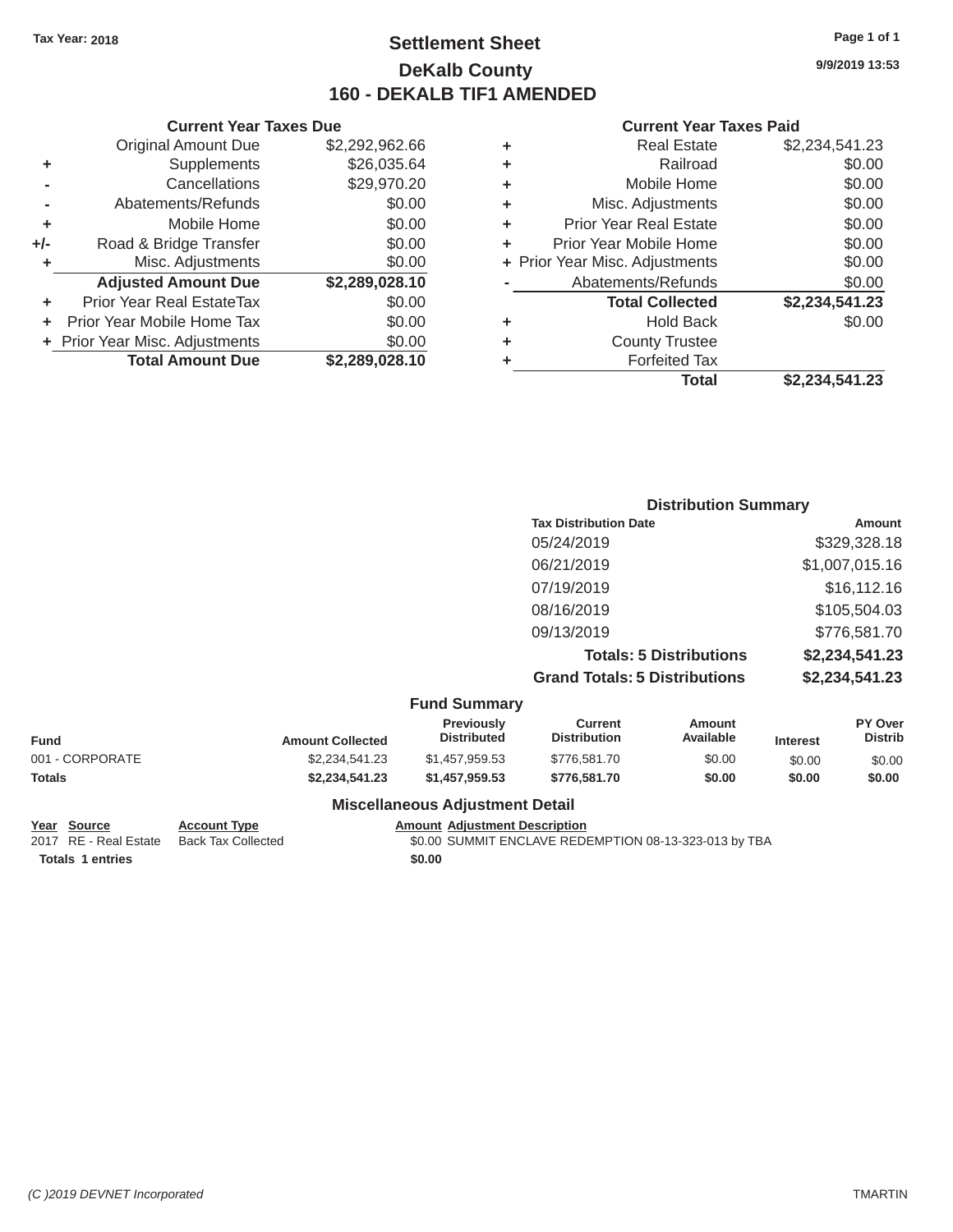Tax Year: 2018

# Settlement Sheet
## DeKalb County
## 160 - DEKALB TIF1 AMENDED

9/9/2019 13:53

### Current Year Taxes Due

| | | |
|---|---|---|
| | Original Amount Due | $2,292,962.66 |
| + | Supplements | $26,035.64 |
| - | Cancellations | $29,970.20 |
| - | Abatements/Refunds | $0.00 |
| + | Mobile Home | $0.00 |
| +/- | Road & Bridge Transfer | $0.00 |
| + | Misc. Adjustments | $0.00 |
| | **Adjusted Amount Due** | **$2,289,028.10** |
| + | Prior Year Real EstateTax | $0.00 |
| + | Prior Year Mobile Home Tax | $0.00 |
| + | Prior Year Misc. Adjustments | $0.00 |
| | **Total Amount Due** | **$2,289,028.10** |

### Current Year Taxes Paid

| | | |
|---|---|---|
| + | Real Estate | $2,234,541.23 |
| + | Railroad | $0.00 |
| + | Mobile Home | $0.00 |
| + | Misc. Adjustments | $0.00 |
| + | Prior Year Real Estate | $0.00 |
| + | Prior Year Mobile Home | $0.00 |
| + | Prior Year Misc. Adjustments | $0.00 |
| - | Abatements/Refunds | $0.00 |
| | **Total Collected** | **$2,234,541.23** |
| + | Hold Back | $0.00 |
| + | County Trustee | |
| + | Forfeited Tax | |
| | **Total** | **$2,234,541.23** |

### Distribution Summary

| Tax Distribution Date | Amount |
|---|---|
| 05/24/2019 | $329,328.18 |
| 06/21/2019 | $1,007,015.16 |
| 07/19/2019 | $16,112.16 |
| 08/16/2019 | $105,504.03 |
| 09/13/2019 | $776,581.70 |
| **Totals: 5 Distributions** | **$2,234,541.23** |
| **Grand Totals: 5 Distributions** | **$2,234,541.23** |

### Fund Summary

| Fund | Amount Collected | Previously Distributed | Current Distribution | Amount Available | Interest | PY Over Distrib |
|---|---|---|---|---|---|---|
| 001 - CORPORATE | $2,234,541.23 | $1,457,959.53 | $776,581.70 | $0.00 | $0.00 | $0.00 |
| **Totals** | **$2,234,541.23** | **$1,457,959.53** | **$776,581.70** | **$0.00** | **$0.00** | **$0.00** |

### Miscellaneous Adjustment Detail

| Year | Source | Account Type | Amount | Adjustment Description |
|---|---|---|---|---|
| 2017 | RE - Real Estate | Back Tax Collected | $0.00 | SUMMIT ENCLAVE REDEMPTION 08-13-323-013 by TBA |
| **Totals** | **1 entries** | | **$0.00** | |

(C )2019 DEVNET Incorporated

TMARTIN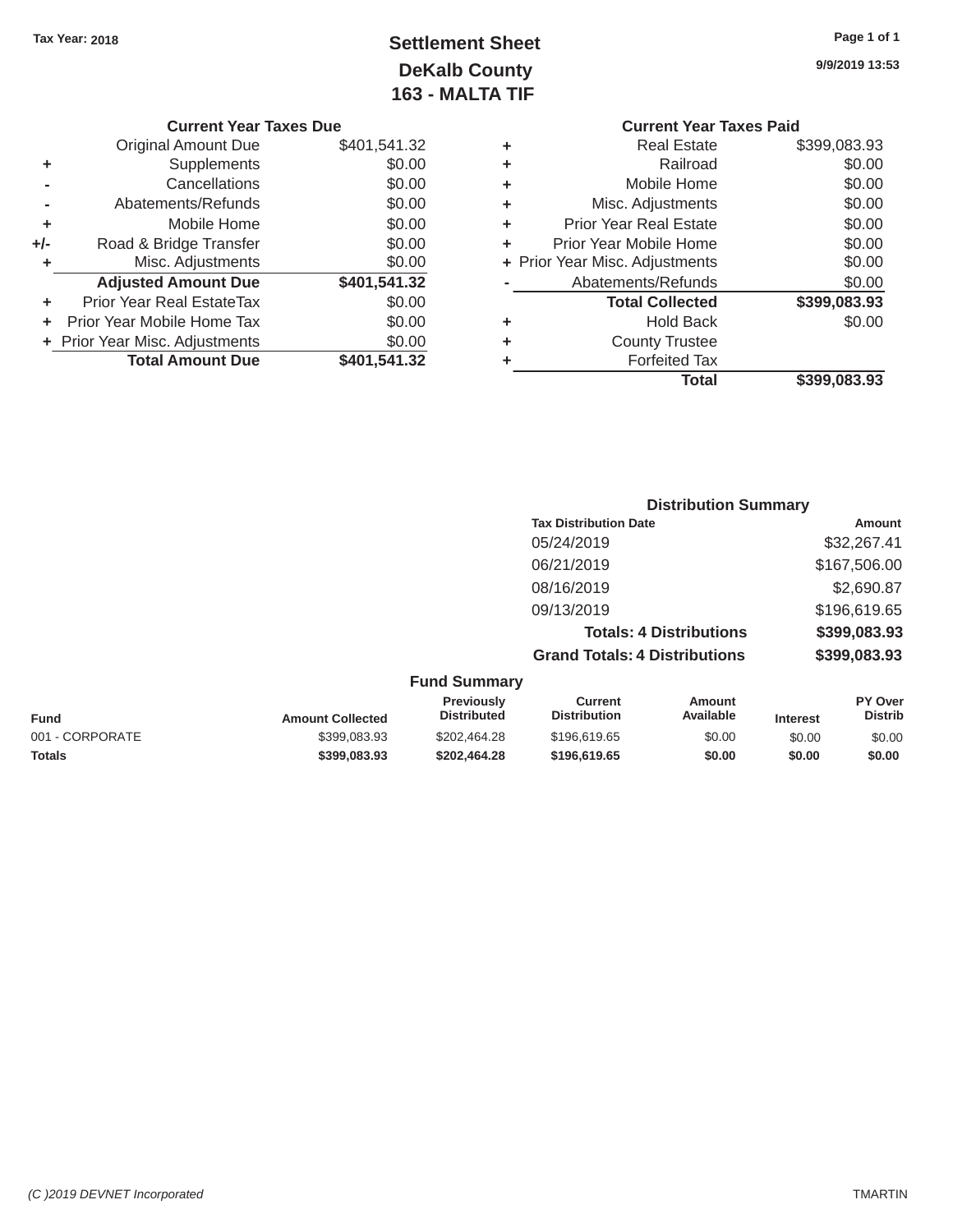Tax Year: 2018

# Settlement Sheet
## DeKalb County
## 163 - MALTA TIF

9/9/2019 13:53

### Current Year Taxes Due

| | | |
|---|---|---|
| | Original Amount Due | $401,541.32 |
| + | Supplements | $0.00 |
| - | Cancellations | $0.00 |
| - | Abatements/Refunds | $0.00 |
| + | Mobile Home | $0.00 |
| +/- | Road & Bridge Transfer | $0.00 |
| + | Misc. Adjustments | $0.00 |
| | **Adjusted Amount Due** | **$401,541.32** |
| + | Prior Year Real EstateTax | $0.00 |
| + | Prior Year Mobile Home Tax | $0.00 |
| + | Prior Year Misc. Adjustments | $0.00 |
| | **Total Amount Due** | **$401,541.32** |

### Current Year Taxes Paid

| | | |
|---|---|---|
| + | Real Estate | $399,083.93 |
| + | Railroad | $0.00 |
| + | Mobile Home | $0.00 |
| + | Misc. Adjustments | $0.00 |
| + | Prior Year Real Estate | $0.00 |
| + | Prior Year Mobile Home | $0.00 |
| + | Prior Year Misc. Adjustments | $0.00 |
| - | Abatements/Refunds | $0.00 |
| | **Total Collected** | **$399,083.93** |
| + | Hold Back | $0.00 |
| + | County Trustee | |
| + | Forfeited Tax | |
| | **Total** | **$399,083.93** |

### Distribution Summary

| Tax Distribution Date | Amount |
|---|---|
| 05/24/2019 | $32,267.41 |
| 06/21/2019 | $167,506.00 |
| 08/16/2019 | $2,690.87 |
| 09/13/2019 | $196,619.65 |
| **Totals: 4 Distributions** | **$399,083.93** |
| **Grand Totals: 4 Distributions** | **$399,083.93** |

### Fund Summary

| Fund | Amount Collected | Previously Distributed | Current Distribution | Amount Available | Interest | PY Over Distrib |
|---|---|---|---|---|---|---|
| 001 - CORPORATE | $399,083.93 | $202,464.28 | $196,619.65 | $0.00 | $0.00 | $0.00 |
| **Totals** | **$399,083.93** | **$202,464.28** | **$196,619.65** | **$0.00** | **$0.00** | **$0.00** |

(C )2019 DEVNET Incorporated TMARTIN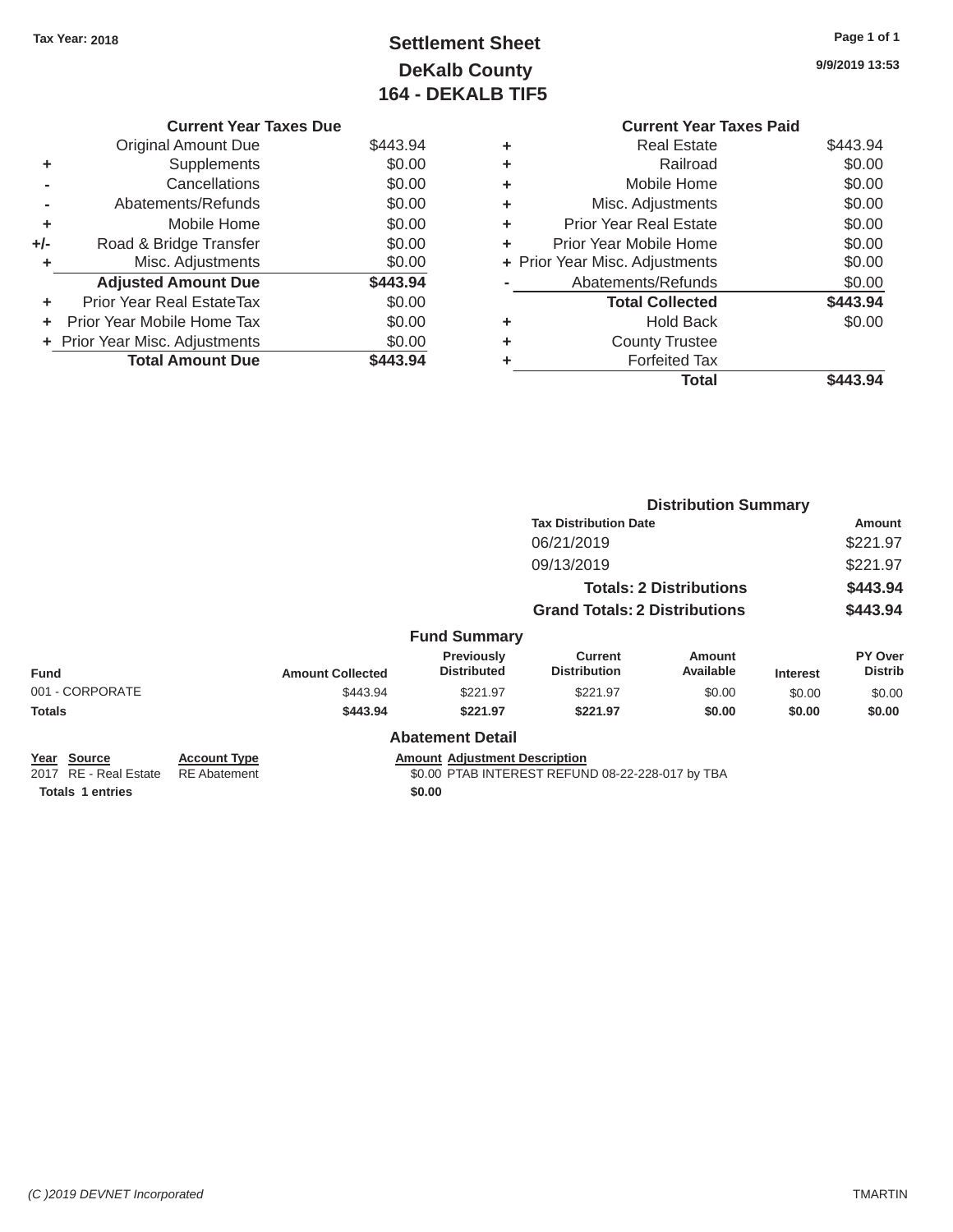Tax Year: 2018

# Settlement Sheet
## DeKalb County
## 164 - DEKALB TIF5

9/9/2019 13:53

### Current Year Taxes Due

| | | |
|---|---|---|
| | Original Amount Due | $443.94 |
| + | Supplements | $0.00 |
| - | Cancellations | $0.00 |
| - | Abatements/Refunds | $0.00 |
| + | Mobile Home | $0.00 |
| +/- | Road & Bridge Transfer | $0.00 |
| + | Misc. Adjustments | $0.00 |
| | **Adjusted Amount Due** | **$443.94** |
| + | Prior Year Real EstateTax | $0.00 |
| + | Prior Year Mobile Home Tax | $0.00 |
| + | Prior Year Misc. Adjustments | $0.00 |
| | **Total Amount Due** | **$443.94** |

### Current Year Taxes Paid

| | | |
|---|---|---|
| + | Real Estate | $443.94 |
| + | Railroad | $0.00 |
| + | Mobile Home | $0.00 |
| + | Misc. Adjustments | $0.00 |
| + | Prior Year Real Estate | $0.00 |
| + | Prior Year Mobile Home | $0.00 |
| + | Prior Year Misc. Adjustments | $0.00 |
| - | Abatements/Refunds | $0.00 |
| | **Total Collected** | **$443.94** |
| + | Hold Back | $0.00 |
| + | County Trustee | |
| + | Forfeited Tax | |
| | **Total** | **$443.94** |

### Distribution Summary

| Tax Distribution Date | Amount |
|---|---|
| 06/21/2019 | $221.97 |
| 09/13/2019 | $221.97 |
| **Totals: 2 Distributions** | **$443.94** |
| **Grand Totals: 2 Distributions** | **$443.94** |

### Fund Summary

| Fund | Amount Collected | Previously Distributed | Current Distribution | Amount Available | Interest | PY Over Distrib |
|---|---|---|---|---|---|---|
| 001 - CORPORATE | $443.94 | $221.97 | $221.97 | $0.00 | $0.00 | $0.00 |
| **Totals** | **$443.94** | **$221.97** | **$221.97** | **$0.00** | **$0.00** | **$0.00** |

### Abatement Detail

| Year | Source | Account Type | Amount | Adjustment Description |
|---|---|---|---|---|
| 2017 | RE - Real Estate | RE Abatement | $0.00 | PTAB INTEREST REFUND 08-22-228-017 by TBA |
| **Totals 1 entries** | | | **$0.00** | |

(C )2019 DEVNET Incorporated TMARTIN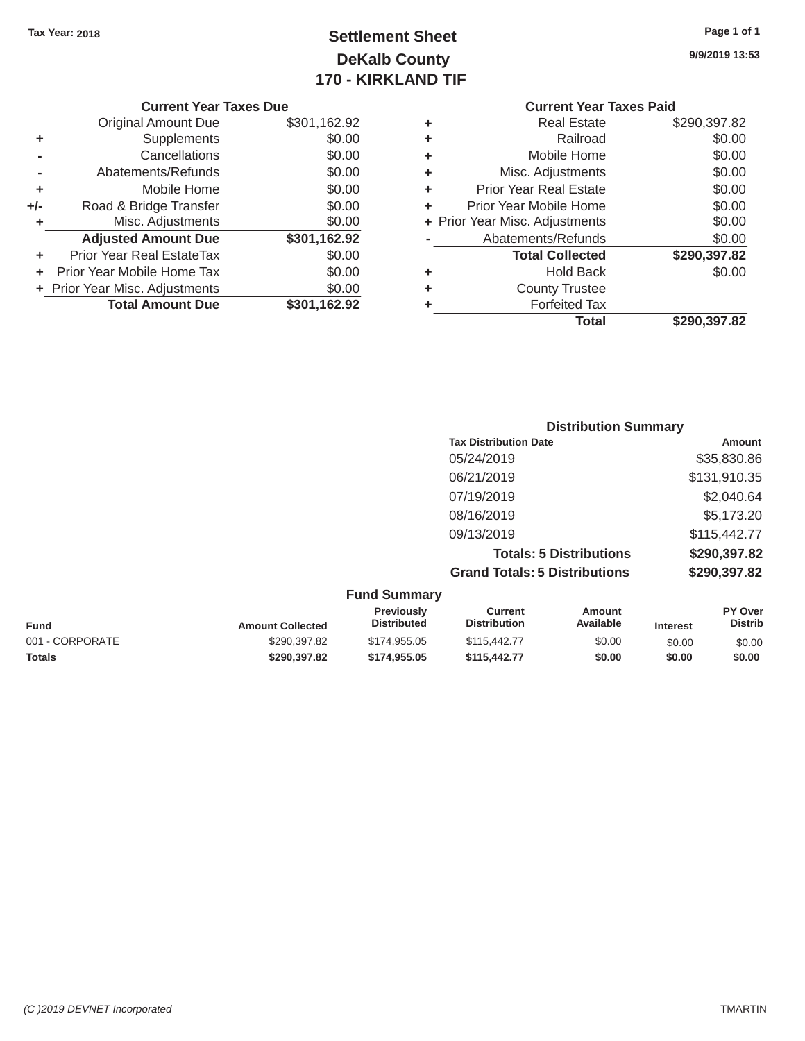Tax Year: 2018

# Settlement Sheet
## DeKalb County
## 170 - KIRKLAND TIF

9/9/2019 13:53

### Current Year Taxes Due

| | | |
|---|---|---|
| | Original Amount Due | $301,162.92 |
| + | Supplements | $0.00 |
| - | Cancellations | $0.00 |
| - | Abatements/Refunds | $0.00 |
| + | Mobile Home | $0.00 |
| +/- | Road & Bridge Transfer | $0.00 |
| + | Misc. Adjustments | $0.00 |
| | **Adjusted Amount Due** | **$301,162.92** |
| + | Prior Year Real EstateTax | $0.00 |
| + | Prior Year Mobile Home Tax | $0.00 |
| + | Prior Year Misc. Adjustments | $0.00 |
| | **Total Amount Due** | **$301,162.92** |

### Current Year Taxes Paid

| | | |
|---|---|---|
| + | Real Estate | $290,397.82 |
| + | Railroad | $0.00 |
| + | Mobile Home | $0.00 |
| + | Misc. Adjustments | $0.00 |
| + | Prior Year Real Estate | $0.00 |
| + | Prior Year Mobile Home | $0.00 |
| + | Prior Year Misc. Adjustments | $0.00 |
| - | Abatements/Refunds | $0.00 |
| | **Total Collected** | **$290,397.82** |
| + | Hold Back | $0.00 |
| + | County Trustee | |
| + | Forfeited Tax | |
| | **Total** | **$290,397.82** |

### Distribution Summary

| Tax Distribution Date | Amount |
|---|---|
| 05/24/2019 | $35,830.86 |
| 06/21/2019 | $131,910.35 |
| 07/19/2019 | $2,040.64 |
| 08/16/2019 | $5,173.20 |
| 09/13/2019 | $115,442.77 |
| **Totals: 5 Distributions** | **$290,397.82** |
| **Grand Totals: 5 Distributions** | **$290,397.82** |

### Fund Summary

| Fund | Amount Collected | Previously Distributed | Current Distribution | Amount Available | Interest | PY Over Distrib |
|---|---|---|---|---|---|---|
| 001 - CORPORATE | $290,397.82 | $174,955.05 | $115,442.77 | $0.00 | $0.00 | $0.00 |
| **Totals** | **$290,397.82** | **$174,955.05** | **$115,442.77** | **$0.00** | **$0.00** | **$0.00** |

(C )2019 DEVNET Incorporated TMARTIN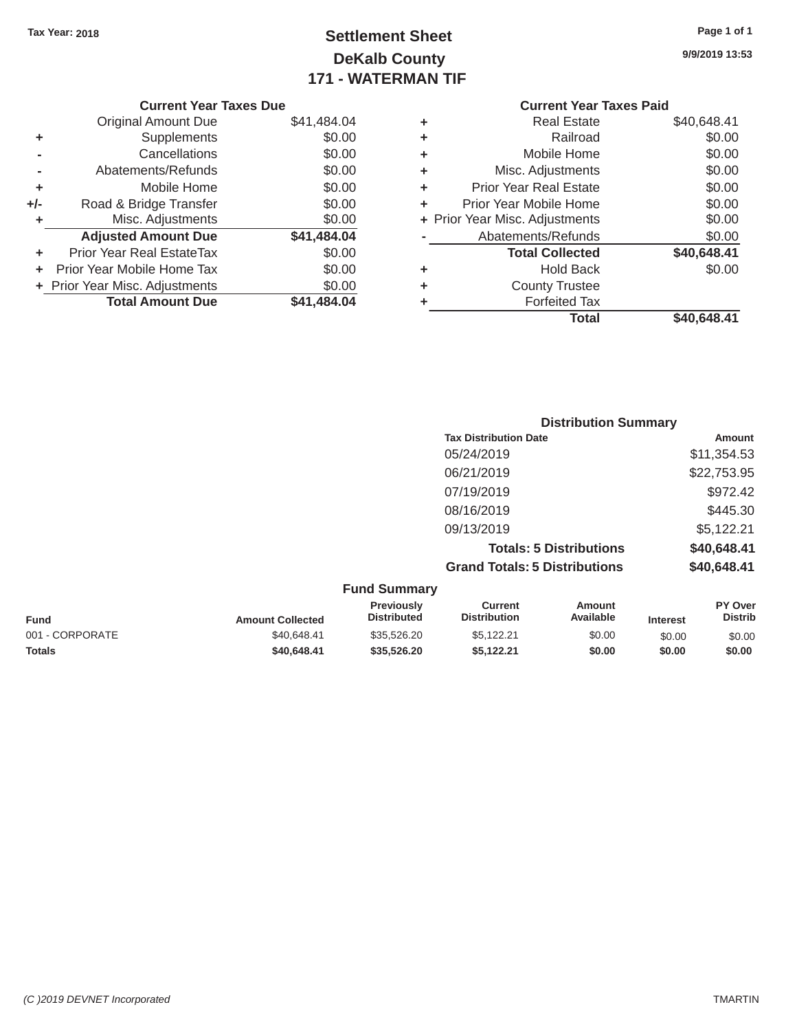Tax Year: 2018

# Settlement Sheet
## DeKalb County
## 171 - WATERMAN TIF

9/9/2019 13:53

### Current Year Taxes Due

| | | |
|---|---|---|
| | Original Amount Due | $41,484.04 |
| + | Supplements | $0.00 |
| - | Cancellations | $0.00 |
| - | Abatements/Refunds | $0.00 |
| + | Mobile Home | $0.00 |
| +/- | Road & Bridge Transfer | $0.00 |
| + | Misc. Adjustments | $0.00 |
| | **Adjusted Amount Due** | **$41,484.04** |
| + | Prior Year Real EstateTax | $0.00 |
| + | Prior Year Mobile Home Tax | $0.00 |
| + | Prior Year Misc. Adjustments | $0.00 |
| | **Total Amount Due** | **$41,484.04** |

### Current Year Taxes Paid

| | | |
|---|---|---|
| + | Real Estate | $40,648.41 |
| + | Railroad | $0.00 |
| + | Mobile Home | $0.00 |
| + | Misc. Adjustments | $0.00 |
| + | Prior Year Real Estate | $0.00 |
| + | Prior Year Mobile Home | $0.00 |
| + | Prior Year Misc. Adjustments | $0.00 |
| - | Abatements/Refunds | $0.00 |
| | **Total Collected** | **$40,648.41** |
| + | Hold Back | $0.00 |
| + | County Trustee | |
| + | Forfeited Tax | |
| | **Total** | **$40,648.41** |

### Distribution Summary

| Tax Distribution Date | Amount |
|---|---|
| 05/24/2019 | $11,354.53 |
| 06/21/2019 | $22,753.95 |
| 07/19/2019 | $972.42 |
| 08/16/2019 | $445.30 |
| 09/13/2019 | $5,122.21 |
| **Totals: 5 Distributions** | **$40,648.41** |
| **Grand Totals: 5 Distributions** | **$40,648.41** |

### Fund Summary

| Fund | Amount Collected | Previously Distributed | Current Distribution | Amount Available | Interest | PY Over Distrib |
|---|---|---|---|---|---|---|
| 001 - CORPORATE | $40,648.41 | $35,526.20 | $5,122.21 | $0.00 | $0.00 | $0.00 |
| **Totals** | **$40,648.41** | **$35,526.20** | **$5,122.21** | **$0.00** | **$0.00** | **$0.00** |

*(C )2019 DEVNET Incorporated* TMARTIN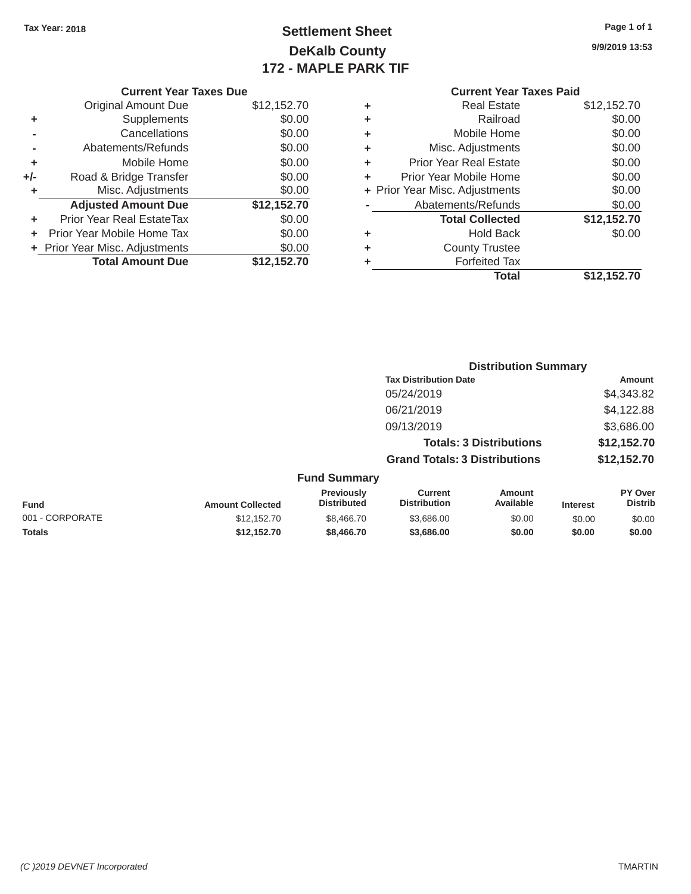Tax Year: 2018

# Settlement Sheet
## DeKalb County
## 172 - MAPLE PARK TIF

9/9/2019 13:53

### Current Year Taxes Due

| | | |
|---|---|---|
| | Original Amount Due | $12,152.70 |
| + | Supplements | $0.00 |
| - | Cancellations | $0.00 |
| - | Abatements/Refunds | $0.00 |
| + | Mobile Home | $0.00 |
| +/- | Road & Bridge Transfer | $0.00 |
| + | Misc. Adjustments | $0.00 |
| | **Adjusted Amount Due** | **$12,152.70** |
| + | Prior Year Real EstateTax | $0.00 |
| + | Prior Year Mobile Home Tax | $0.00 |
| + | Prior Year Misc. Adjustments | $0.00 |
| | **Total Amount Due** | **$12,152.70** |

### Current Year Taxes Paid

| | | |
|---|---|---|
| + | Real Estate | $12,152.70 |
| + | Railroad | $0.00 |
| + | Mobile Home | $0.00 |
| + | Misc. Adjustments | $0.00 |
| + | Prior Year Real Estate | $0.00 |
| + | Prior Year Mobile Home | $0.00 |
| + | Prior Year Misc. Adjustments | $0.00 |
| - | Abatements/Refunds | $0.00 |
| | **Total Collected** | **$12,152.70** |
| + | Hold Back | $0.00 |
| + | County Trustee | |
| + | Forfeited Tax | |
| | **Total** | **$12,152.70** |

### Distribution Summary

| Tax Distribution Date | Amount |
|---|---|
| 05/24/2019 | $4,343.82 |
| 06/21/2019 | $4,122.88 |
| 09/13/2019 | $3,686.00 |
| **Totals: 3 Distributions** | **$12,152.70** |
| **Grand Totals: 3 Distributions** | **$12,152.70** |

### Fund Summary

| Fund | Amount Collected | Previously Distributed | Current Distribution | Amount Available | Interest | PY Over Distrib |
|---|---|---|---|---|---|---|
| 001 - CORPORATE | $12,152.70 | $8,466.70 | $3,686.00 | $0.00 | $0.00 | $0.00 |
| **Totals** | **$12,152.70** | **$8,466.70** | **$3,686.00** | **$0.00** | **$0.00** | **$0.00** |

(C )2019 DEVNET Incorporated

TMARTIN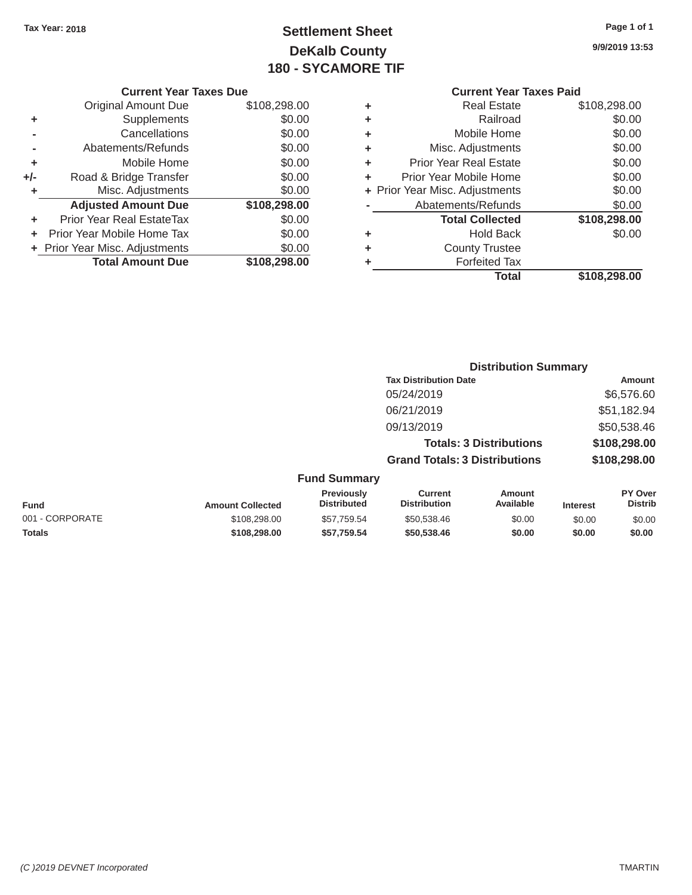Tax Year: 2018

# Settlement Sheet
## DeKalb County
## 180 - SYCAMORE TIF

9/9/2019 13:53

### Current Year Taxes Due

| | | |
|---|---|---|
| | Original Amount Due | $108,298.00 |
| + | Supplements | $0.00 |
| - | Cancellations | $0.00 |
| - | Abatements/Refunds | $0.00 |
| + | Mobile Home | $0.00 |
| +/- | Road & Bridge Transfer | $0.00 |
| + | Misc. Adjustments | $0.00 |
| | **Adjusted Amount Due** | **$108,298.00** |
| + | Prior Year Real EstateTax | $0.00 |
| + | Prior Year Mobile Home Tax | $0.00 |
| + | Prior Year Misc. Adjustments | $0.00 |
| | **Total Amount Due** | **$108,298.00** |

### Current Year Taxes Paid

| | | |
|---|---|---|
| + | Real Estate | $108,298.00 |
| + | Railroad | $0.00 |
| + | Mobile Home | $0.00 |
| + | Misc. Adjustments | $0.00 |
| + | Prior Year Real Estate | $0.00 |
| + | Prior Year Mobile Home | $0.00 |
| + | Prior Year Misc. Adjustments | $0.00 |
| - | Abatements/Refunds | $0.00 |
| | **Total Collected** | **$108,298.00** |
| + | Hold Back | $0.00 |
| + | County Trustee | |
| + | Forfeited Tax | |
| | **Total** | **$108,298.00** |

### Distribution Summary

| Tax Distribution Date | Amount |
|---|---|
| 05/24/2019 | $6,576.60 |
| 06/21/2019 | $51,182.94 |
| 09/13/2019 | $50,538.46 |
| **Totals: 3 Distributions** | **$108,298.00** |
| **Grand Totals: 3 Distributions** | **$108,298.00** |

### Fund Summary

| Fund | Amount Collected | Previously Distributed | Current Distribution | Amount Available | Interest | PY Over Distrib |
|---|---|---|---|---|---|---|
| 001 - CORPORATE | $108,298.00 | $57,759.54 | $50,538.46 | $0.00 | $0.00 | $0.00 |
| **Totals** | **$108,298.00** | **$57,759.54** | **$50,538.46** | **$0.00** | **$0.00** | **$0.00** |

*(C )2019 DEVNET Incorporated* TMARTIN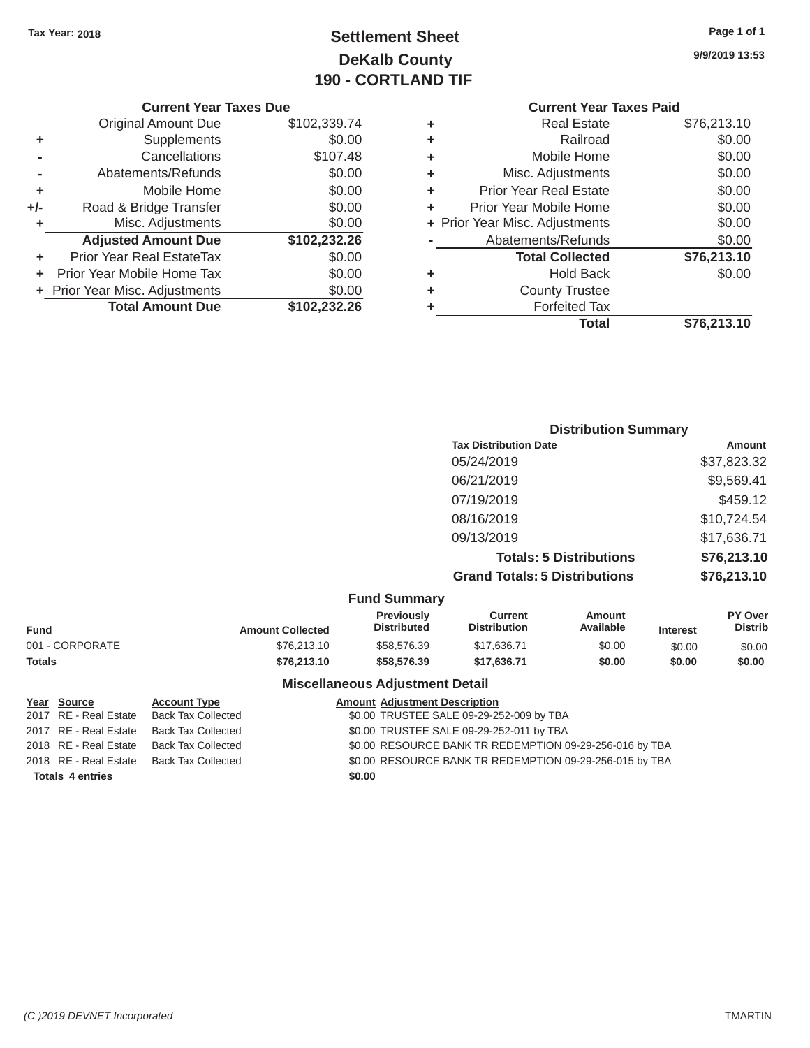Tax Year: 2018

# Settlement Sheet
## DeKalb County
## 190 - CORTLAND TIF

9/9/2019 13:53

### Current Year Taxes Due

| | | |
|---|---|---|
| | Original Amount Due | $102,339.74 |
| + | Supplements | $0.00 |
| - | Cancellations | $107.48 |
| - | Abatements/Refunds | $0.00 |
| + | Mobile Home | $0.00 |
| +/- | Road & Bridge Transfer | $0.00 |
| + | Misc. Adjustments | $0.00 |
| | **Adjusted Amount Due** | **$102,232.26** |
| + | Prior Year Real EstateTax | $0.00 |
| + | Prior Year Mobile Home Tax | $0.00 |
| + | Prior Year Misc. Adjustments | $0.00 |
| | **Total Amount Due** | **$102,232.26** |

### Current Year Taxes Paid

| | | |
|---|---|---|
| + | Real Estate | $76,213.10 |
| + | Railroad | $0.00 |
| + | Mobile Home | $0.00 |
| + | Misc. Adjustments | $0.00 |
| + | Prior Year Real Estate | $0.00 |
| + | Prior Year Mobile Home | $0.00 |
| + | Prior Year Misc. Adjustments | $0.00 |
| - | Abatements/Refunds | $0.00 |
| | **Total Collected** | **$76,213.10** |
| + | Hold Back | $0.00 |
| + | County Trustee | |
| + | Forfeited Tax | |
| | **Total** | **$76,213.10** |

### Distribution Summary

| Tax Distribution Date | Amount |
|---|---|
| 05/24/2019 | $37,823.32 |
| 06/21/2019 | $9,569.41 |
| 07/19/2019 | $459.12 |
| 08/16/2019 | $10,724.54 |
| 09/13/2019 | $17,636.71 |
| **Totals: 5 Distributions** | **$76,213.10** |
| **Grand Totals: 5 Distributions** | **$76,213.10** |

### Fund Summary

| Fund | Amount Collected | Previously Distributed | Current Distribution | Amount Available | Interest | PY Over Distrib |
|---|---|---|---|---|---|---|
| 001 - CORPORATE | $76,213.10 | $58,576.39 | $17,636.71 | $0.00 | $0.00 | $0.00 |
| **Totals** | **$76,213.10** | **$58,576.39** | **$17,636.71** | **$0.00** | **$0.00** | **$0.00** |

### Miscellaneous Adjustment Detail

| Year | Source | Account Type | Amount | Adjustment Description |
|---|---|---|---|---|
| 2017 | RE - Real Estate | Back Tax Collected | $0.00 | TRUSTEE SALE 09-29-252-009 by TBA |
| 2017 | RE - Real Estate | Back Tax Collected | $0.00 | TRUSTEE SALE 09-29-252-011 by TBA |
| 2018 | RE - Real Estate | Back Tax Collected | $0.00 | RESOURCE BANK TR REDEMPTION 09-29-256-016 by TBA |
| 2018 | RE - Real Estate | Back Tax Collected | $0.00 | RESOURCE BANK TR REDEMPTION 09-29-256-015 by TBA |
| **Totals 4 entries** | | | **$0.00** | |

(C )2019 DEVNET Incorporated TMARTIN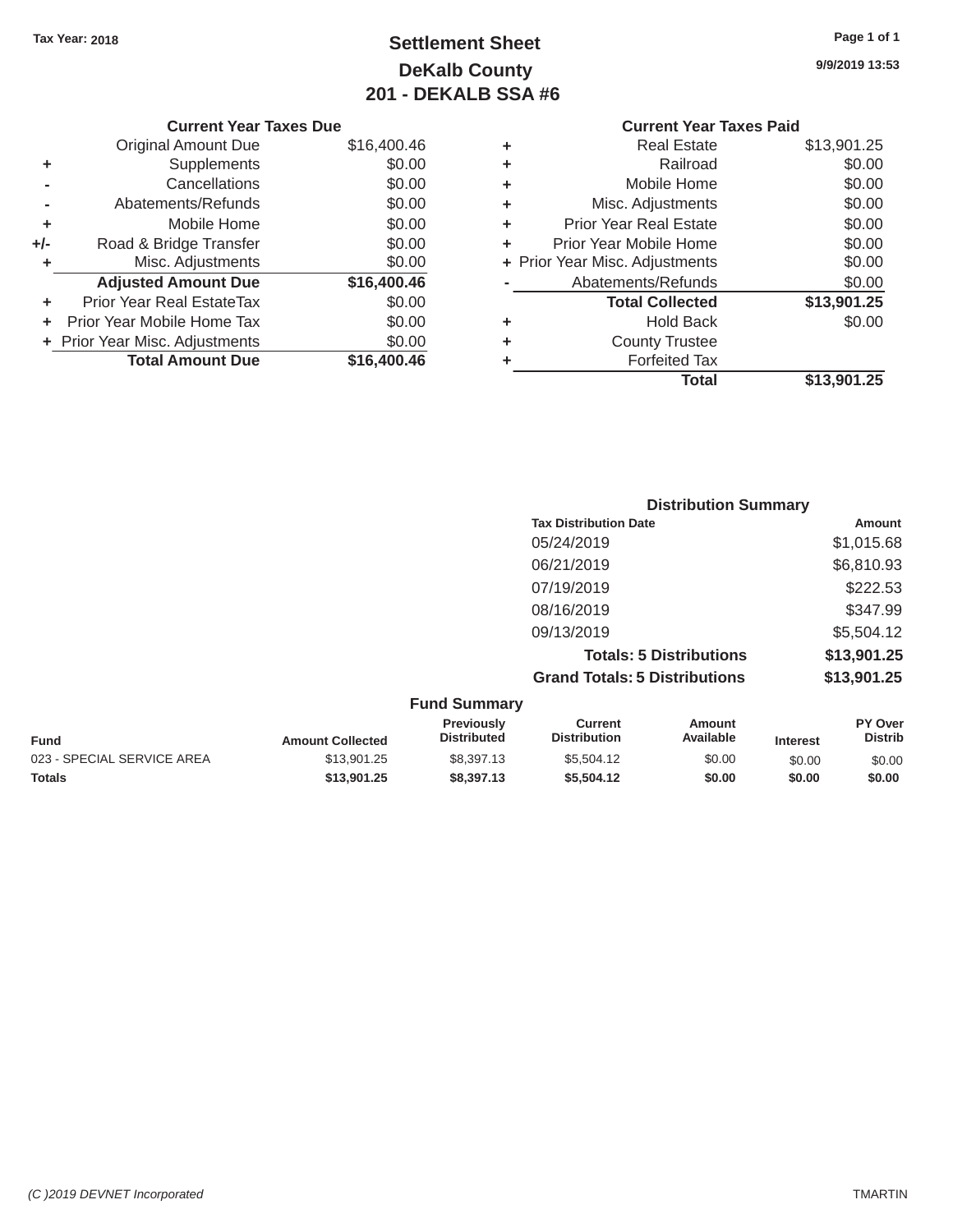Tax Year: 2018

# Settlement Sheet
## DeKalb County
## 201 - DEKALB SSA #6

9/9/2019 13:53

### Current Year Taxes Due

| | | |
|---|---|---|
| | Original Amount Due | $16,400.46 |
| + | Supplements | $0.00 |
| - | Cancellations | $0.00 |
| - | Abatements/Refunds | $0.00 |
| + | Mobile Home | $0.00 |
| +/- | Road & Bridge Transfer | $0.00 |
| + | Misc. Adjustments | $0.00 |
| | **Adjusted Amount Due** | **$16,400.46** |
| + | Prior Year Real EstateTax | $0.00 |
| + | Prior Year Mobile Home Tax | $0.00 |
| + | Prior Year Misc. Adjustments | $0.00 |
| | **Total Amount Due** | **$16,400.46** |

### Current Year Taxes Paid

| | | |
|---|---|---|
| + | Real Estate | $13,901.25 |
| + | Railroad | $0.00 |
| + | Mobile Home | $0.00 |
| + | Misc. Adjustments | $0.00 |
| + | Prior Year Real Estate | $0.00 |
| + | Prior Year Mobile Home | $0.00 |
| + | Prior Year Misc. Adjustments | $0.00 |
| - | Abatements/Refunds | $0.00 |
| | **Total Collected** | **$13,901.25** |
| + | Hold Back | $0.00 |
| + | County Trustee | |
| + | Forfeited Tax | |
| | **Total** | **$13,901.25** |

### Distribution Summary

| Tax Distribution Date | Amount |
|---|---|
| 05/24/2019 | $1,015.68 |
| 06/21/2019 | $6,810.93 |
| 07/19/2019 | $222.53 |
| 08/16/2019 | $347.99 |
| 09/13/2019 | $5,504.12 |
| **Totals: 5 Distributions** | **$13,901.25** |
| **Grand Totals: 5 Distributions** | **$13,901.25** |

### Fund Summary

| Fund | Amount Collected | Previously Distributed | Current Distribution | Amount Available | Interest | PY Over Distrib |
|---|---|---|---|---|---|---|
| 023 - SPECIAL SERVICE AREA | $13,901.25 | $8,397.13 | $5,504.12 | $0.00 | $0.00 | $0.00 |
| **Totals** | **$13,901.25** | **$8,397.13** | **$5,504.12** | **$0.00** | **$0.00** | **$0.00** |

*(C )2019 DEVNET Incorporated* TMARTIN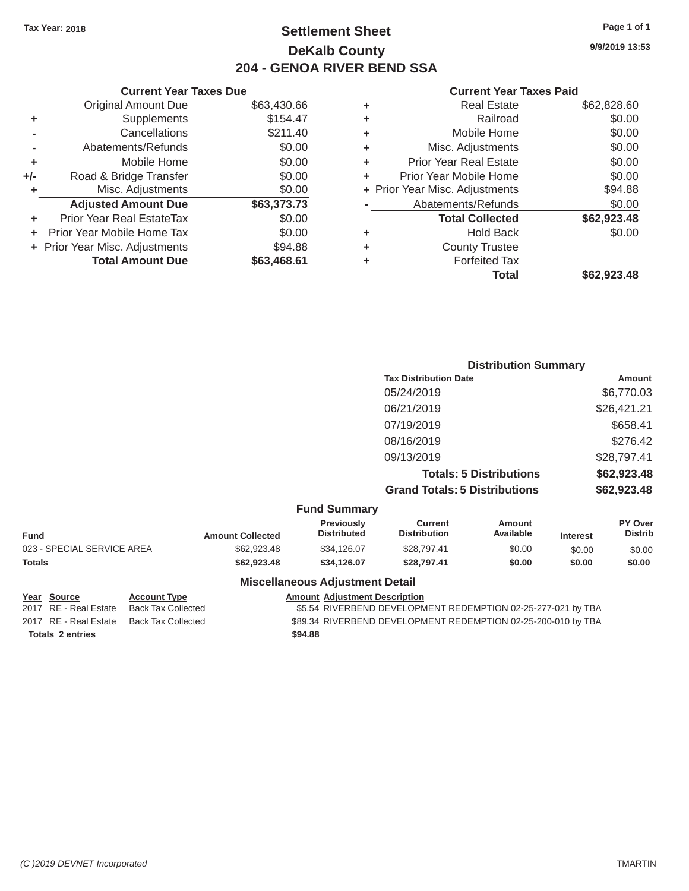Tax Year: 2018

# Settlement Sheet
## DeKalb County
## 204 - GENOA RIVER BEND SSA

9/9/2019 13:53

### Current Year Taxes Due

| | | Amount |
|---|---|---|
| | Original Amount Due | $63,430.66 |
| + | Supplements | $154.47 |
| - | Cancellations | $211.40 |
| - | Abatements/Refunds | $0.00 |
| + | Mobile Home | $0.00 |
| +/- | Road & Bridge Transfer | $0.00 |
| + | Misc. Adjustments | $0.00 |
| | **Adjusted Amount Due** | **$63,373.73** |
| + | Prior Year Real EstateTax | $0.00 |
| + | Prior Year Mobile Home Tax | $0.00 |
| + | Prior Year Misc. Adjustments | $94.88 |
| | **Total Amount Due** | **$63,468.61** |

### Current Year Taxes Paid

| | | Amount |
|---|---|---|
| + | Real Estate | $62,828.60 |
| + | Railroad | $0.00 |
| + | Mobile Home | $0.00 |
| + | Misc. Adjustments | $0.00 |
| + | Prior Year Real Estate | $0.00 |
| + | Prior Year Mobile Home | $0.00 |
| + | Prior Year Misc. Adjustments | $94.88 |
| - | Abatements/Refunds | $0.00 |
| | **Total Collected** | **$62,923.48** |
| + | Hold Back | $0.00 |
| + | County Trustee | |
| + | Forfeited Tax | |
| | **Total** | **$62,923.48** |

### Distribution Summary

| Tax Distribution Date | Amount |
|---|---|
| 05/24/2019 | $6,770.03 |
| 06/21/2019 | $26,421.21 |
| 07/19/2019 | $658.41 |
| 08/16/2019 | $276.42 |
| 09/13/2019 | $28,797.41 |
| **Totals: 5 Distributions** | **$62,923.48** |
| **Grand Totals: 5 Distributions** | **$62,923.48** |

### Fund Summary

| Fund | Amount Collected | Previously Distributed | Current Distribution | Amount Available | Interest | PY Over Distrib |
|---|---|---|---|---|---|---|
| 023 - SPECIAL SERVICE AREA | $62,923.48 | $34,126.07 | $28,797.41 | $0.00 | $0.00 | $0.00 |
| **Totals** | **$62,923.48** | **$34,126.07** | **$28,797.41** | **$0.00** | **$0.00** | **$0.00** |

### Miscellaneous Adjustment Detail

| Year | Source | Account Type | Amount | Adjustment Description |
|---|---|---|---|---|
| 2017 | RE - Real Estate | Back Tax Collected | $5.54 | RIVERBEND DEVELOPMENT REDEMPTION 02-25-277-021 by TBA |
| 2017 | RE - Real Estate | Back Tax Collected | $89.34 | RIVERBEND DEVELOPMENT REDEMPTION 02-25-200-010 by TBA |
| **Totals 2 entries** | | | **$94.88** | |

(C )2019 DEVNET Incorporated — TMARTIN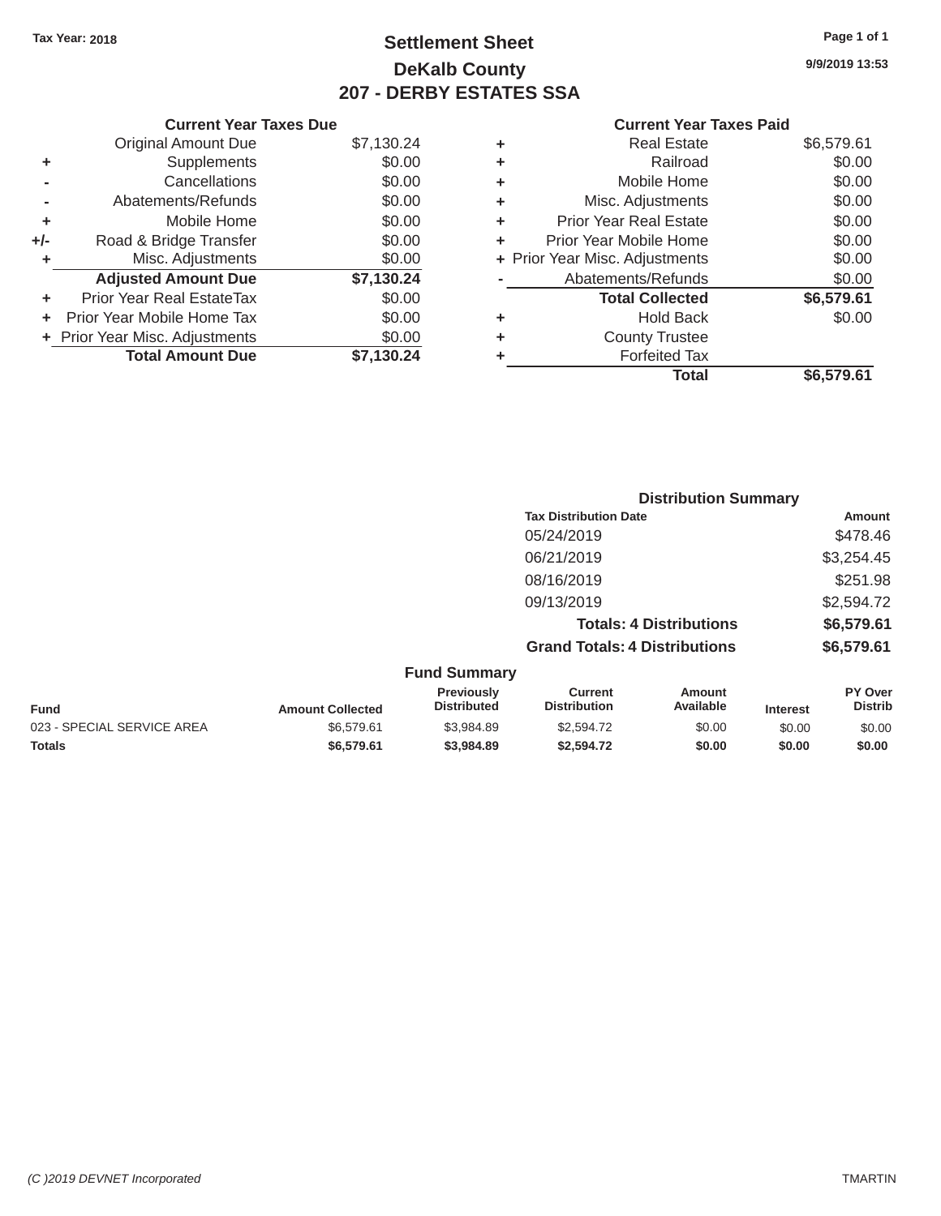Tax Year: 2018

# Settlement Sheet
## DeKalb County
## 207 - DERBY ESTATES SSA

9/9/2019 13:53

### Current Year Taxes Due

| | | Amount |
|---|---|---|
| | Original Amount Due | $7,130.24 |
| + | Supplements | $0.00 |
| - | Cancellations | $0.00 |
| - | Abatements/Refunds | $0.00 |
| + | Mobile Home | $0.00 |
| +/- | Road & Bridge Transfer | $0.00 |
| + | Misc. Adjustments | $0.00 |
| | **Adjusted Amount Due** | **$7,130.24** |
| + | Prior Year Real EstateTax | $0.00 |
| + | Prior Year Mobile Home Tax | $0.00 |
| + | Prior Year Misc. Adjustments | $0.00 |
| | **Total Amount Due** | **$7,130.24** |

### Current Year Taxes Paid

| | | Amount |
|---|---|---|
| + | Real Estate | $6,579.61 |
| + | Railroad | $0.00 |
| + | Mobile Home | $0.00 |
| + | Misc. Adjustments | $0.00 |
| + | Prior Year Real Estate | $0.00 |
| + | Prior Year Mobile Home | $0.00 |
| + | Prior Year Misc. Adjustments | $0.00 |
| - | Abatements/Refunds | $0.00 |
| | **Total Collected** | **$6,579.61** |
| + | Hold Back | $0.00 |
| + | County Trustee | |
| + | Forfeited Tax | |
| | **Total** | **$6,579.61** |

### Distribution Summary

| Tax Distribution Date | Amount |
|---|---|
| 05/24/2019 | $478.46 |
| 06/21/2019 | $3,254.45 |
| 08/16/2019 | $251.98 |
| 09/13/2019 | $2,594.72 |
| **Totals: 4 Distributions** | **$6,579.61** |
| **Grand Totals: 4 Distributions** | **$6,579.61** |

### Fund Summary

| Fund | Amount Collected | Previously Distributed | Current Distribution | Amount Available | Interest | PY Over Distrib |
|---|---|---|---|---|---|---|
| 023 - SPECIAL SERVICE AREA | $6,579.61 | $3,984.89 | $2,594.72 | $0.00 | $0.00 | $0.00 |
| **Totals** | **$6,579.61** | **$3,984.89** | **$2,594.72** | **$0.00** | **$0.00** | **$0.00** |

*(C )2019 DEVNET Incorporated* TMARTIN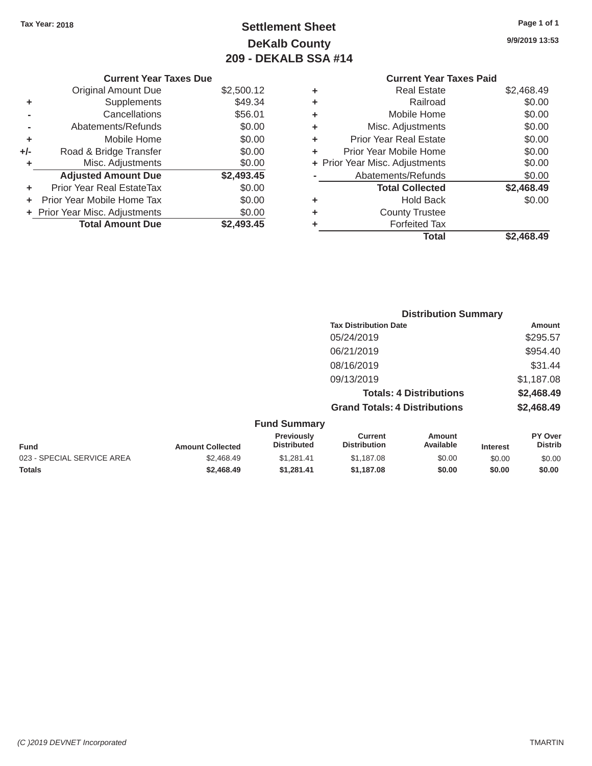Tax Year: 2018

# Settlement Sheet
## DeKalb County
## 209 - DEKALB SSA #14

9/9/2019 13:53

### Current Year Taxes Due

| | | |
|---|---|---|
| | Original Amount Due | $2,500.12 |
| + | Supplements | $49.34 |
| - | Cancellations | $56.01 |
| - | Abatements/Refunds | $0.00 |
| + | Mobile Home | $0.00 |
| +/- | Road & Bridge Transfer | $0.00 |
| + | Misc. Adjustments | $0.00 |
| | **Adjusted Amount Due** | **$2,493.45** |
| + | Prior Year Real EstateTax | $0.00 |
| + | Prior Year Mobile Home Tax | $0.00 |
| + | Prior Year Misc. Adjustments | $0.00 |
| | **Total Amount Due** | **$2,493.45** |

### Current Year Taxes Paid

| | | |
|---|---|---|
| + | Real Estate | $2,468.49 |
| + | Railroad | $0.00 |
| + | Mobile Home | $0.00 |
| + | Misc. Adjustments | $0.00 |
| + | Prior Year Real Estate | $0.00 |
| + | Prior Year Mobile Home | $0.00 |
| + | Prior Year Misc. Adjustments | $0.00 |
| - | Abatements/Refunds | $0.00 |
| | **Total Collected** | **$2,468.49** |
| + | Hold Back | $0.00 |
| + | County Trustee | |
| + | Forfeited Tax | |
| | **Total** | **$2,468.49** |

### Distribution Summary

| Tax Distribution Date | Amount |
|---|---|
| 05/24/2019 | $295.57 |
| 06/21/2019 | $954.40 |
| 08/16/2019 | $31.44 |
| 09/13/2019 | $1,187.08 |
| **Totals: 4 Distributions** | **$2,468.49** |
| **Grand Totals: 4 Distributions** | **$2,468.49** |

### Fund Summary

| Fund | Amount Collected | Previously Distributed | Current Distribution | Amount Available | Interest | PY Over Distrib |
|---|---|---|---|---|---|---|
| 023 - SPECIAL SERVICE AREA | $2,468.49 | $1,281.41 | $1,187.08 | $0.00 | $0.00 | $0.00 |
| **Totals** | **$2,468.49** | **$1,281.41** | **$1,187.08** | **$0.00** | **$0.00** | **$0.00** |

(C )2019 DEVNET Incorporated

TMARTIN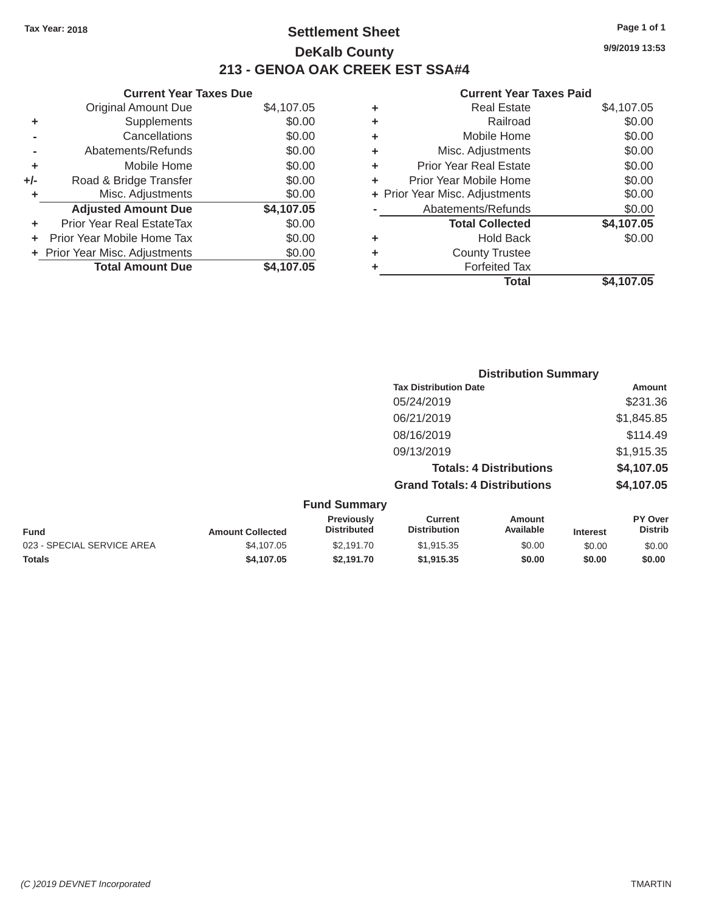Tax Year: 2018

# Settlement Sheet
## DeKalb County
## 213 - GENOA OAK CREEK EST SSA#4

9/9/2019 13:53

### Current Year Taxes Due

| | | |
|---|---|---|
| | Original Amount Due | $4,107.05 |
| + | Supplements | $0.00 |
| - | Cancellations | $0.00 |
| - | Abatements/Refunds | $0.00 |
| + | Mobile Home | $0.00 |
| +/- | Road & Bridge Transfer | $0.00 |
| + | Misc. Adjustments | $0.00 |
| | **Adjusted Amount Due** | **$4,107.05** |
| + | Prior Year Real EstateTax | $0.00 |
| + | Prior Year Mobile Home Tax | $0.00 |
| + | Prior Year Misc. Adjustments | $0.00 |
| | **Total Amount Due** | **$4,107.05** |

### Current Year Taxes Paid

| | | |
|---|---|---|
| + | Real Estate | $4,107.05 |
| + | Railroad | $0.00 |
| + | Mobile Home | $0.00 |
| + | Misc. Adjustments | $0.00 |
| + | Prior Year Real Estate | $0.00 |
| + | Prior Year Mobile Home | $0.00 |
| + | Prior Year Misc. Adjustments | $0.00 |
| - | Abatements/Refunds | $0.00 |
| | **Total Collected** | **$4,107.05** |
| + | Hold Back | $0.00 |
| + | County Trustee | |
| + | Forfeited Tax | |
| | **Total** | **$4,107.05** |

### Distribution Summary

| Tax Distribution Date | Amount |
|---|---|
| 05/24/2019 | $231.36 |
| 06/21/2019 | $1,845.85 |
| 08/16/2019 | $114.49 |
| 09/13/2019 | $1,915.35 |
| **Totals: 4 Distributions** | **$4,107.05** |
| **Grand Totals: 4 Distributions** | **$4,107.05** |

### Fund Summary

| Fund | Amount Collected | Previously Distributed | Current Distribution | Amount Available | Interest | PY Over Distrib |
|---|---|---|---|---|---|---|
| 023 - SPECIAL SERVICE AREA | $4,107.05 | $2,191.70 | $1,915.35 | $0.00 | $0.00 | $0.00 |
| **Totals** | **$4,107.05** | **$2,191.70** | **$1,915.35** | **$0.00** | **$0.00** | **$0.00** |

(C )2019 DEVNET Incorporated

TMARTIN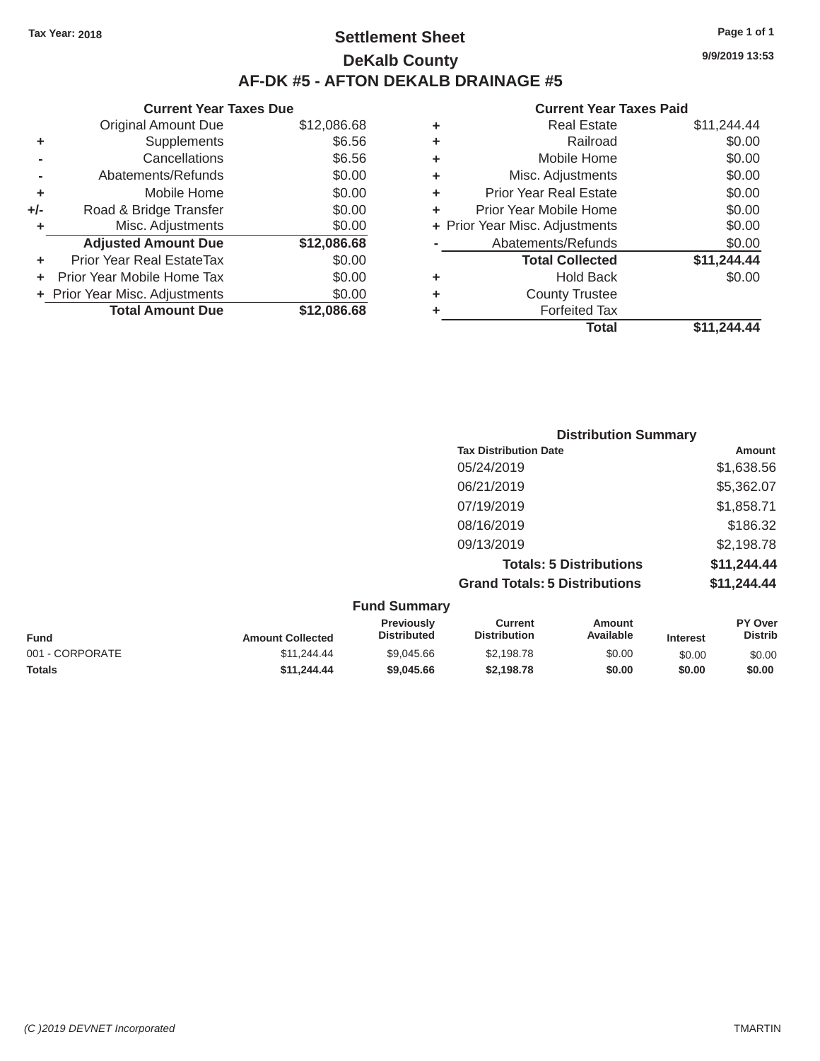Tax Year: 2018

# Settlement Sheet

## DeKalb County

## AF-DK #5 - AFTON DEKALB DRAINAGE #5

9/9/2019 13:53

### Current Year Taxes Due

| | | |
|---|---|---|
| | Original Amount Due | $12,086.68 |
| + | Supplements | $6.56 |
| - | Cancellations | $6.56 |
| - | Abatements/Refunds | $0.00 |
| + | Mobile Home | $0.00 |
| +/- | Road & Bridge Transfer | $0.00 |
| + | Misc. Adjustments | $0.00 |
| | **Adjusted Amount Due** | **$12,086.68** |
| + | Prior Year Real EstateTax | $0.00 |
| + | Prior Year Mobile Home Tax | $0.00 |
| + | Prior Year Misc. Adjustments | $0.00 |
| | **Total Amount Due** | **$12,086.68** |

### Current Year Taxes Paid

| | | |
|---|---|---|
| + | Real Estate | $11,244.44 |
| + | Railroad | $0.00 |
| + | Mobile Home | $0.00 |
| + | Misc. Adjustments | $0.00 |
| + | Prior Year Real Estate | $0.00 |
| + | Prior Year Mobile Home | $0.00 |
| + | Prior Year Misc. Adjustments | $0.00 |
| - | Abatements/Refunds | $0.00 |
| | **Total Collected** | **$11,244.44** |
| + | Hold Back | $0.00 |
| + | County Trustee | |
| + | Forfeited Tax | |
| | **Total** | **$11,244.44** |

### Distribution Summary

| Tax Distribution Date | Amount |
|---|---|
| 05/24/2019 | $1,638.56 |
| 06/21/2019 | $5,362.07 |
| 07/19/2019 | $1,858.71 |
| 08/16/2019 | $186.32 |
| 09/13/2019 | $2,198.78 |
| **Totals: 5 Distributions** | **$11,244.44** |
| **Grand Totals: 5 Distributions** | **$11,244.44** |

### Fund Summary

| Fund | Amount Collected | Previously Distributed | Current Distribution | Amount Available | Interest | PY Over Distrib |
|---|---|---|---|---|---|---|
| 001 - CORPORATE | $11,244.44 | $9,045.66 | $2,198.78 | $0.00 | $0.00 | $0.00 |
| **Totals** | **$11,244.44** | **$9,045.66** | **$2,198.78** | **$0.00** | **$0.00** | **$0.00** |

*(C )2019 DEVNET Incorporated* TMARTIN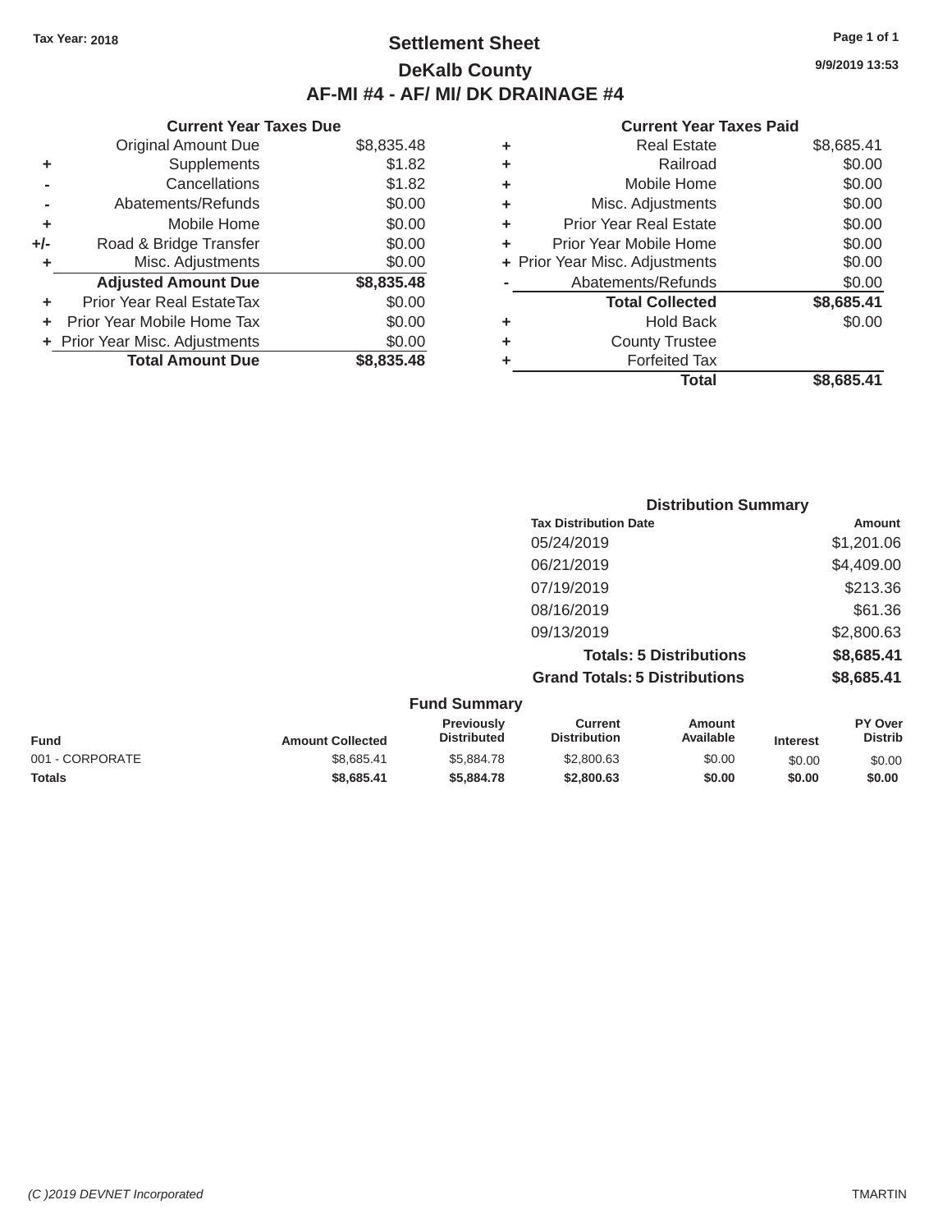Tax Year: 2018

# Settlement Sheet

## DeKalb County

## AF-MI #4 - AF/ MI/ DK DRAINAGE #4

9/9/2019 13:53

### Current Year Taxes Due

| | | |
|---|---|---|
| | Original Amount Due | $8,835.48 |
| + | Supplements | $1.82 |
| - | Cancellations | $1.82 |
| - | Abatements/Refunds | $0.00 |
| + | Mobile Home | $0.00 |
| +/- | Road & Bridge Transfer | $0.00 |
| + | Misc. Adjustments | $0.00 |
| | **Adjusted Amount Due** | **$8,835.48** |
| + | Prior Year Real EstateTax | $0.00 |
| + | Prior Year Mobile Home Tax | $0.00 |
| + | Prior Year Misc. Adjustments | $0.00 |
| | **Total Amount Due** | **$8,835.48** |

### Current Year Taxes Paid

| | | |
|---|---|---|
| + | Real Estate | $8,685.41 |
| + | Railroad | $0.00 |
| + | Mobile Home | $0.00 |
| + | Misc. Adjustments | $0.00 |
| + | Prior Year Real Estate | $0.00 |
| + | Prior Year Mobile Home | $0.00 |
| + | Prior Year Misc. Adjustments | $0.00 |
| - | Abatements/Refunds | $0.00 |
| | **Total Collected** | **$8,685.41** |
| + | Hold Back | $0.00 |
| + | County Trustee | |
| + | Forfeited Tax | |
| | **Total** | **$8,685.41** |

### Distribution Summary

| Tax Distribution Date | Amount |
|---|---|
| 05/24/2019 | $1,201.06 |
| 06/21/2019 | $4,409.00 |
| 07/19/2019 | $213.36 |
| 08/16/2019 | $61.36 |
| 09/13/2019 | $2,800.63 |
| **Totals: 5 Distributions** | **$8,685.41** |
| **Grand Totals: 5 Distributions** | **$8,685.41** |

### Fund Summary

| Fund | Amount Collected | Previously Distributed | Current Distribution | Amount Available | Interest | PY Over Distrib |
|---|---|---|---|---|---|---|
| 001 - CORPORATE | $8,685.41 | $5,884.78 | $2,800.63 | $0.00 | $0.00 | $0.00 |
| **Totals** | **$8,685.41** | **$5,884.78** | **$2,800.63** | **$0.00** | **$0.00** | **$0.00** |

(C )2019 DEVNET Incorporated TMARTIN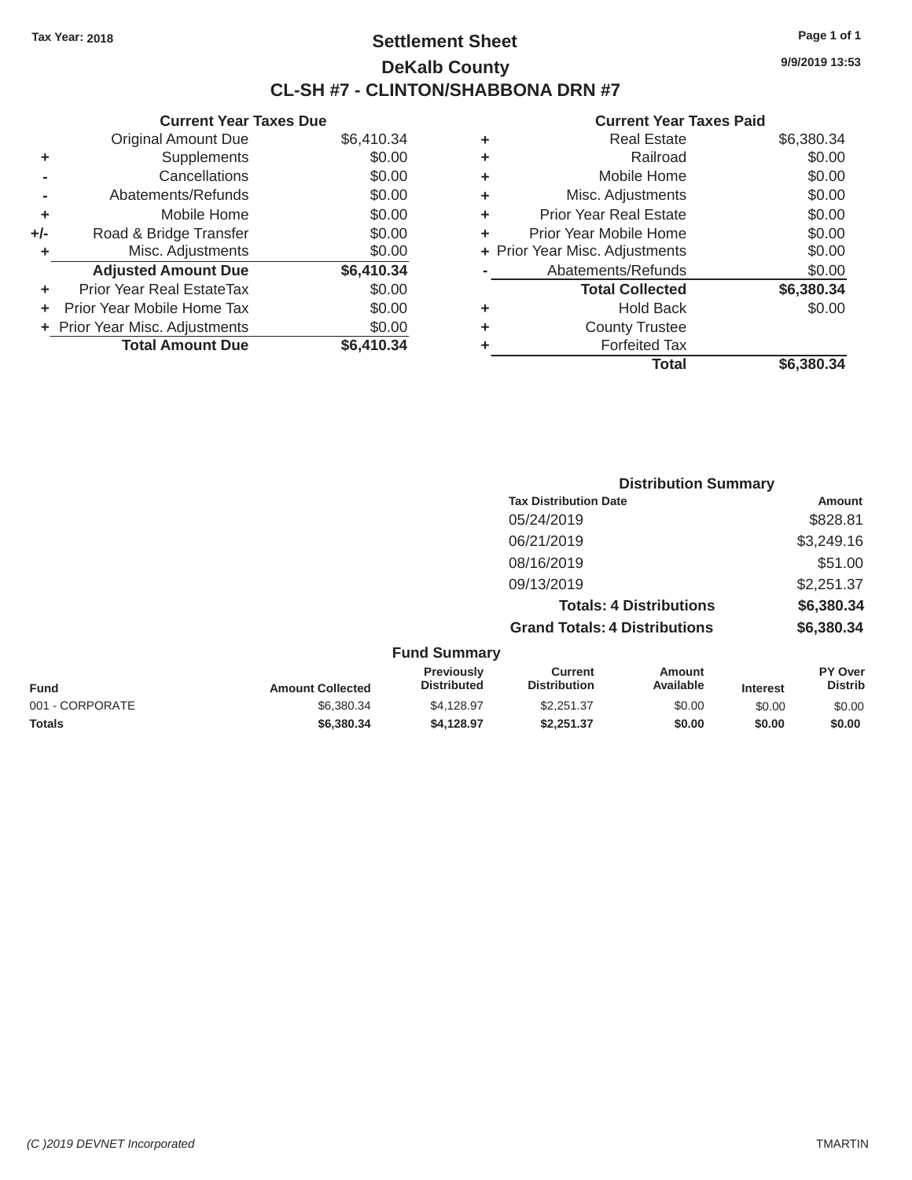Tax Year: 2018

# Settlement Sheet

## DeKalb County

## CL-SH #7 - CLINTON/SHABBONA DRN #7

9/9/2019 13:53

### Current Year Taxes Due

| | | |
|---|---|---|
| | Original Amount Due | $6,410.34 |
| + | Supplements | $0.00 |
| - | Cancellations | $0.00 |
| - | Abatements/Refunds | $0.00 |
| + | Mobile Home | $0.00 |
| +/- | Road & Bridge Transfer | $0.00 |
| + | Misc. Adjustments | $0.00 |
| | **Adjusted Amount Due** | **$6,410.34** |
| + | Prior Year Real EstateTax | $0.00 |
| + | Prior Year Mobile Home Tax | $0.00 |
| + | Prior Year Misc. Adjustments | $0.00 |
| | **Total Amount Due** | **$6,410.34** |

### Current Year Taxes Paid

| | | |
|---|---|---|
| + | Real Estate | $6,380.34 |
| + | Railroad | $0.00 |
| + | Mobile Home | $0.00 |
| + | Misc. Adjustments | $0.00 |
| + | Prior Year Real Estate | $0.00 |
| + | Prior Year Mobile Home | $0.00 |
| + | Prior Year Misc. Adjustments | $0.00 |
| - | Abatements/Refunds | $0.00 |
| | **Total Collected** | **$6,380.34** |
| + | Hold Back | $0.00 |
| + | County Trustee | |
| + | Forfeited Tax | |
| | **Total** | **$6,380.34** |

### Distribution Summary

| Tax Distribution Date | Amount |
|---|---|
| 05/24/2019 | $828.81 |
| 06/21/2019 | $3,249.16 |
| 08/16/2019 | $51.00 |
| 09/13/2019 | $2,251.37 |
| **Totals: 4 Distributions** | **$6,380.34** |
| **Grand Totals: 4 Distributions** | **$6,380.34** |

### Fund Summary

| Fund | Amount Collected | Previously Distributed | Current Distribution | Amount Available | Interest | PY Over Distrib |
|---|---|---|---|---|---|---|
| 001 - CORPORATE | $6,380.34 | $4,128.97 | $2,251.37 | $0.00 | $0.00 | $0.00 |
| **Totals** | **$6,380.34** | **$4,128.97** | **$2,251.37** | **$0.00** | **$0.00** | **$0.00** |

*(C )2019 DEVNET Incorporated* TMARTIN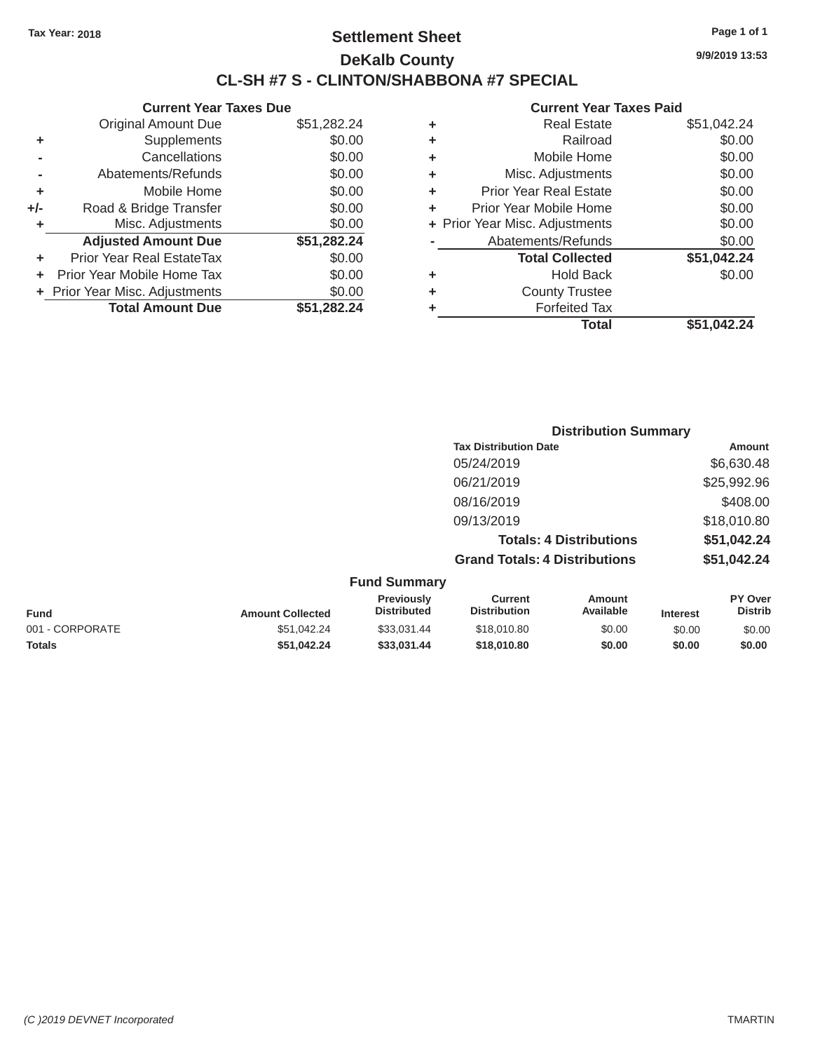Tax Year: 2018

# Settlement Sheet

## DeKalb County

## CL-SH #7 S - CLINTON/SHABBONA #7 SPECIAL

9/9/2019 13:53

### Current Year Taxes Due

| | | |
|---|---|---|
| | Original Amount Due | $51,282.24 |
| + | Supplements | $0.00 |
| - | Cancellations | $0.00 |
| - | Abatements/Refunds | $0.00 |
| + | Mobile Home | $0.00 |
| +/- | Road & Bridge Transfer | $0.00 |
| + | Misc. Adjustments | $0.00 |
| | **Adjusted Amount Due** | **$51,282.24** |
| + | Prior Year Real EstateTax | $0.00 |
| + | Prior Year Mobile Home Tax | $0.00 |
| + | Prior Year Misc. Adjustments | $0.00 |
| | **Total Amount Due** | **$51,282.24** |

### Current Year Taxes Paid

| | | |
|---|---|---|
| + | Real Estate | $51,042.24 |
| + | Railroad | $0.00 |
| + | Mobile Home | $0.00 |
| + | Misc. Adjustments | $0.00 |
| + | Prior Year Real Estate | $0.00 |
| + | Prior Year Mobile Home | $0.00 |
| + | Prior Year Misc. Adjustments | $0.00 |
| - | Abatements/Refunds | $0.00 |
| | **Total Collected** | **$51,042.24** |
| + | Hold Back | $0.00 |
| + | County Trustee | |
| + | Forfeited Tax | |
| | **Total** | **$51,042.24** |

### Distribution Summary

| Tax Distribution Date | Amount |
|---|---|
| 05/24/2019 | $6,630.48 |
| 06/21/2019 | $25,992.96 |
| 08/16/2019 | $408.00 |
| 09/13/2019 | $18,010.80 |
| **Totals: 4 Distributions** | **$51,042.24** |
| **Grand Totals: 4 Distributions** | **$51,042.24** |

### Fund Summary

| Fund | Amount Collected | Previously Distributed | Current Distribution | Amount Available | Interest | PY Over Distrib |
|---|---|---|---|---|---|---|
| 001 - CORPORATE | $51,042.24 | $33,031.44 | $18,010.80 | $0.00 | $0.00 | $0.00 |
| **Totals** | **$51,042.24** | **$33,031.44** | **$18,010.80** | **$0.00** | **$0.00** | **$0.00** |

(C )2019 DEVNET Incorporated TMARTIN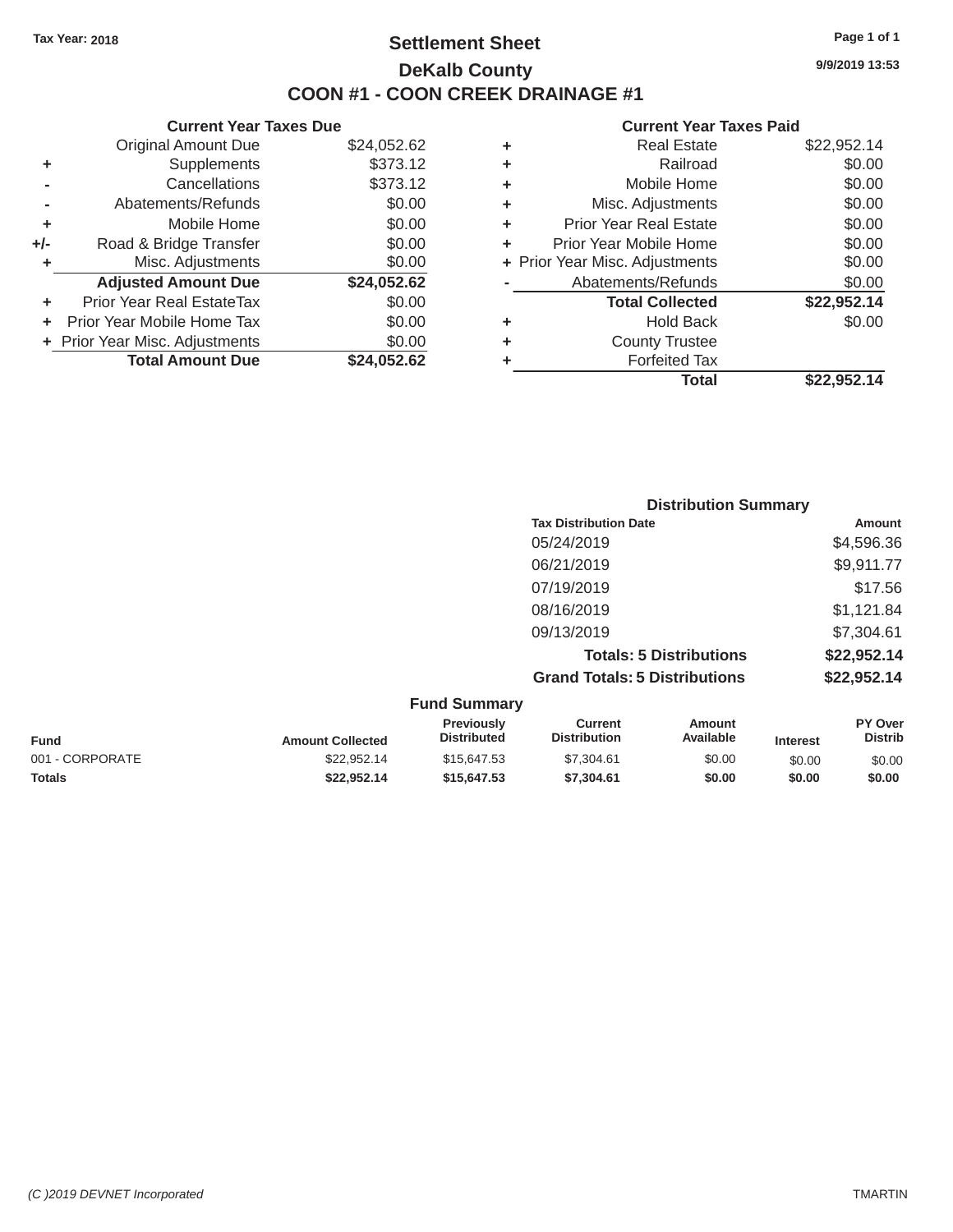Tax Year: 2018

# Settlement Sheet

## DeKalb County

## COON #1 - COON CREEK DRAINAGE #1

9/9/2019 13:53

### Current Year Taxes Due

| | | |
|---|---|---|
| | Original Amount Due | $24,052.62 |
| + | Supplements | $373.12 |
| - | Cancellations | $373.12 |
| - | Abatements/Refunds | $0.00 |
| + | Mobile Home | $0.00 |
| +/- | Road & Bridge Transfer | $0.00 |
| + | Misc. Adjustments | $0.00 |
| | **Adjusted Amount Due** | **$24,052.62** |
| + | Prior Year Real EstateTax | $0.00 |
| + | Prior Year Mobile Home Tax | $0.00 |
| + | Prior Year Misc. Adjustments | $0.00 |
| | **Total Amount Due** | **$24,052.62** |

### Current Year Taxes Paid

| | | |
|---|---|---|
| + | Real Estate | $22,952.14 |
| + | Railroad | $0.00 |
| + | Mobile Home | $0.00 |
| + | Misc. Adjustments | $0.00 |
| + | Prior Year Real Estate | $0.00 |
| + | Prior Year Mobile Home | $0.00 |
| + | Prior Year Misc. Adjustments | $0.00 |
| - | Abatements/Refunds | $0.00 |
| | **Total Collected** | **$22,952.14** |
| + | Hold Back | $0.00 |
| + | County Trustee | |
| + | Forfeited Tax | |
| | **Total** | **$22,952.14** |

### Distribution Summary

| Tax Distribution Date | Amount |
|---|---|
| 05/24/2019 | $4,596.36 |
| 06/21/2019 | $9,911.77 |
| 07/19/2019 | $17.56 |
| 08/16/2019 | $1,121.84 |
| 09/13/2019 | $7,304.61 |
| **Totals: 5 Distributions** | **$22,952.14** |
| **Grand Totals: 5 Distributions** | **$22,952.14** |

### Fund Summary

| Fund | Amount Collected | Previously Distributed | Current Distribution | Amount Available | Interest | PY Over Distrib |
|---|---|---|---|---|---|---|
| 001 - CORPORATE | $22,952.14 | $15,647.53 | $7,304.61 | $0.00 | $0.00 | $0.00 |
| **Totals** | **$22,952.14** | **$15,647.53** | **$7,304.61** | **$0.00** | **$0.00** | **$0.00** |

*(C )2019 DEVNET Incorporated* TMARTIN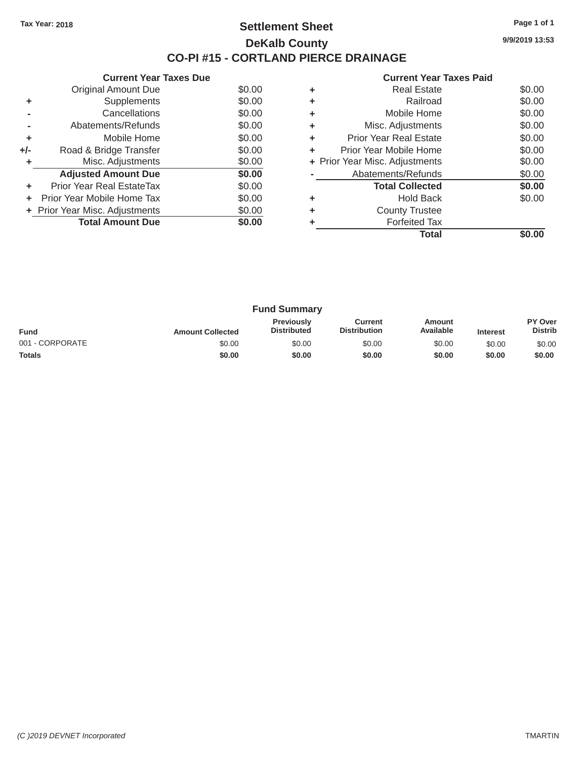Tax Year: 2018

# Settlement Sheet

## DeKalb County

## CO-PI #15 - CORTLAND PIERCE DRAINAGE

9/9/2019 13:53

### Current Year Taxes Due

| | | |
|---|---|---|
| | Original Amount Due | $0.00 |
| + | Supplements | $0.00 |
| - | Cancellations | $0.00 |
| - | Abatements/Refunds | $0.00 |
| + | Mobile Home | $0.00 |
| +/- | Road & Bridge Transfer | $0.00 |
| + | Misc. Adjustments | $0.00 |
| | **Adjusted Amount Due** | **$0.00** |
| + | Prior Year Real EstateTax | $0.00 |
| + | Prior Year Mobile Home Tax | $0.00 |
| + | Prior Year Misc. Adjustments | $0.00 |
| | **Total Amount Due** | **$0.00** |

### Current Year Taxes Paid

| | | |
|---|---|---|
| + | Real Estate | $0.00 |
| + | Railroad | $0.00 |
| + | Mobile Home | $0.00 |
| + | Misc. Adjustments | $0.00 |
| + | Prior Year Real Estate | $0.00 |
| + | Prior Year Mobile Home | $0.00 |
| + | Prior Year Misc. Adjustments | $0.00 |
| - | Abatements/Refunds | $0.00 |
| | **Total Collected** | **$0.00** |
| + | Hold Back | $0.00 |
| + | County Trustee | |
| + | Forfeited Tax | |
| | **Total** | **$0.00** |

### Fund Summary

| Fund | Amount Collected | Previously Distributed | Current Distribution | Amount Available | Interest | PY Over Distrib |
|---|---|---|---|---|---|---|
| 001 - CORPORATE | $0.00 | $0.00 | $0.00 | $0.00 | $0.00 | $0.00 |
| **Totals** | **$0.00** | **$0.00** | **$0.00** | **$0.00** | **$0.00** | **$0.00** |

*(C )2019 DEVNET Incorporated* TMARTIN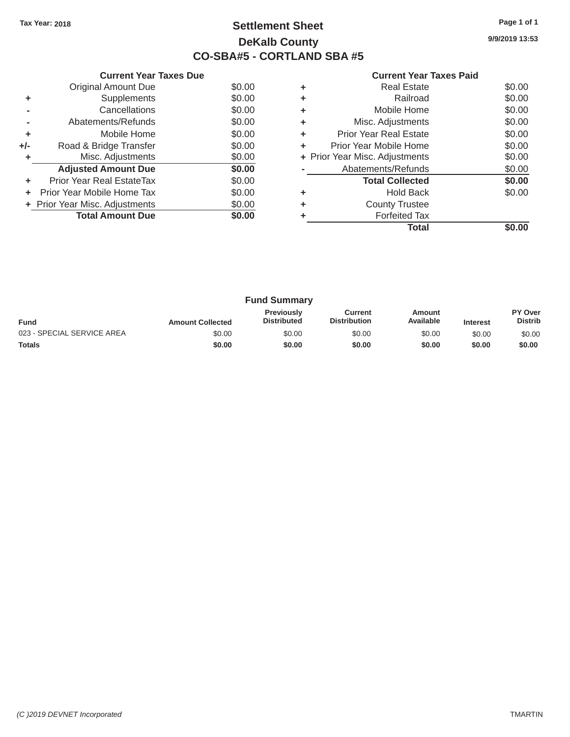Tax Year: 2018

# Settlement Sheet

## DeKalb County

## CO-SBA#5 - CORTLAND SBA #5

9/9/2019 13:53

### Current Year Taxes Due

| | | |
|---|---|---|
| | Original Amount Due | $0.00 |
| + | Supplements | $0.00 |
| - | Cancellations | $0.00 |
| - | Abatements/Refunds | $0.00 |
| + | Mobile Home | $0.00 |
| +/- | Road & Bridge Transfer | $0.00 |
| + | Misc. Adjustments | $0.00 |
| | **Adjusted Amount Due** | **$0.00** |
| + | Prior Year Real EstateTax | $0.00 |
| + | Prior Year Mobile Home Tax | $0.00 |
| + | Prior Year Misc. Adjustments | $0.00 |
| | **Total Amount Due** | **$0.00** |

### Current Year Taxes Paid

| | | |
|---|---|---|
| + | Real Estate | $0.00 |
| + | Railroad | $0.00 |
| + | Mobile Home | $0.00 |
| + | Misc. Adjustments | $0.00 |
| + | Prior Year Real Estate | $0.00 |
| + | Prior Year Mobile Home | $0.00 |
| + | Prior Year Misc. Adjustments | $0.00 |
| - | Abatements/Refunds | $0.00 |
| | **Total Collected** | **$0.00** |
| + | Hold Back | $0.00 |
| + | County Trustee | |
| + | Forfeited Tax | |
| | **Total** | **$0.00** |

### Fund Summary

| Fund | Amount Collected | Previously Distributed | Current Distribution | Amount Available | Interest | PY Over Distrib |
|---|---|---|---|---|---|---|
| 023 - SPECIAL SERVICE AREA | $0.00 | $0.00 | $0.00 | $0.00 | $0.00 | $0.00 |
| **Totals** | **$0.00** | **$0.00** | **$0.00** | **$0.00** | **$0.00** | **$0.00** |

*(C )2019 DEVNET Incorporated* TMARTIN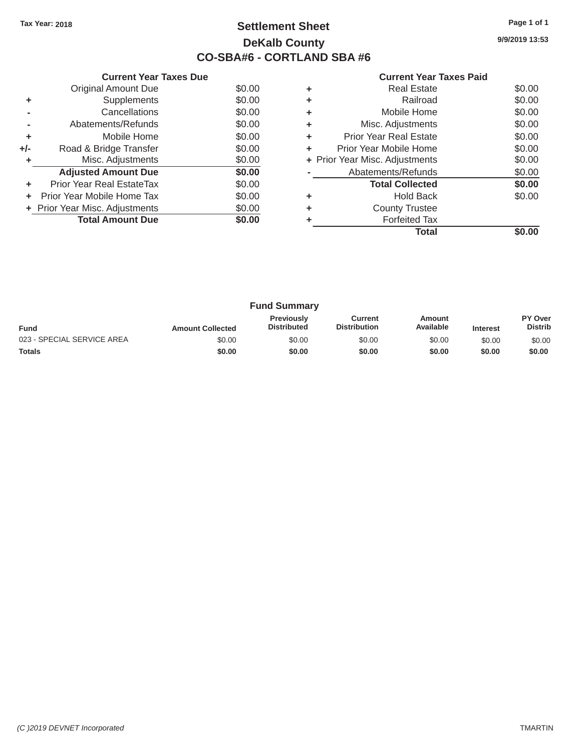Tax Year: 2018

# Settlement Sheet

## DeKalb County

## CO-SBA#6 - CORTLAND SBA #6

9/9/2019 13:53

### Current Year Taxes Due

| | | |
|---|---|---|
| | Original Amount Due | $0.00 |
| + | Supplements | $0.00 |
| - | Cancellations | $0.00 |
| - | Abatements/Refunds | $0.00 |
| + | Mobile Home | $0.00 |
| +/- | Road & Bridge Transfer | $0.00 |
| + | Misc. Adjustments | $0.00 |
| | **Adjusted Amount Due** | **$0.00** |
| + | Prior Year Real EstateTax | $0.00 |
| + | Prior Year Mobile Home Tax | $0.00 |
| + | Prior Year Misc. Adjustments | $0.00 |
| | **Total Amount Due** | **$0.00** |

### Current Year Taxes Paid

| | | |
|---|---|---|
| + | Real Estate | $0.00 |
| + | Railroad | $0.00 |
| + | Mobile Home | $0.00 |
| + | Misc. Adjustments | $0.00 |
| + | Prior Year Real Estate | $0.00 |
| + | Prior Year Mobile Home | $0.00 |
| + | Prior Year Misc. Adjustments | $0.00 |
| - | Abatements/Refunds | $0.00 |
| | **Total Collected** | **$0.00** |
| + | Hold Back | $0.00 |
| + | County Trustee | |
| + | Forfeited Tax | |
| | **Total** | **$0.00** |

### Fund Summary

| Fund | Amount Collected | Previously Distributed | Current Distribution | Amount Available | Interest | PY Over Distrib |
|---|---|---|---|---|---|---|
| 023 - SPECIAL SERVICE AREA | $0.00 | $0.00 | $0.00 | $0.00 | $0.00 | $0.00 |
| **Totals** | **$0.00** | **$0.00** | **$0.00** | **$0.00** | **$0.00** | **$0.00** |

*(C )2019 DEVNET Incorporated*

TMARTIN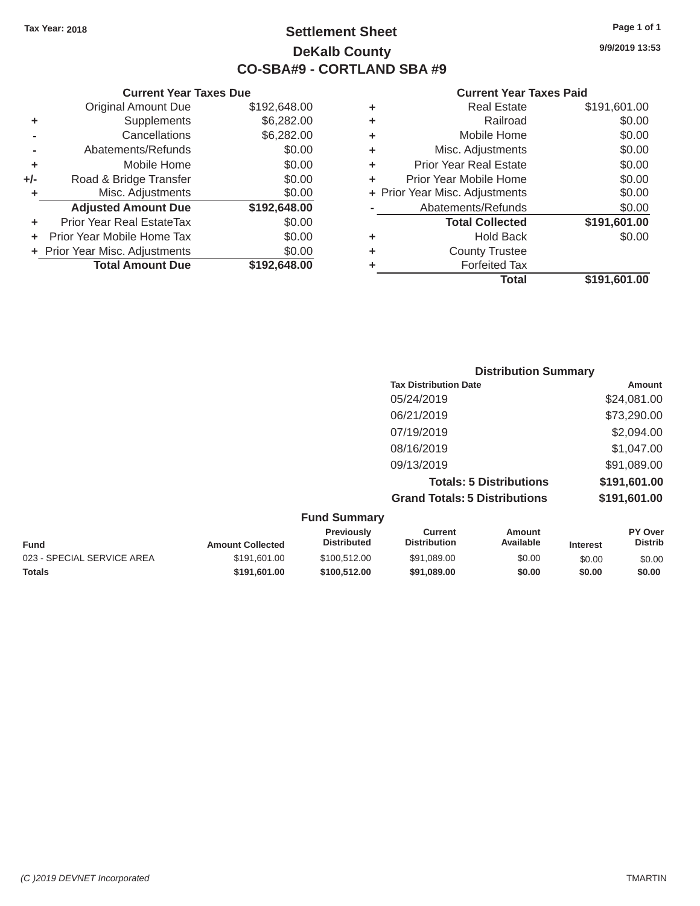Tax Year: 2018

# Settlement Sheet

## DeKalb County

## CO-SBA#9 - CORTLAND SBA #9

9/9/2019 13:53

### Current Year Taxes Due

| | | |
|---|---|---|
| | Original Amount Due | $192,648.00 |
| + | Supplements | $6,282.00 |
| - | Cancellations | $6,282.00 |
| - | Abatements/Refunds | $0.00 |
| + | Mobile Home | $0.00 |
| +/- | Road & Bridge Transfer | $0.00 |
| + | Misc. Adjustments | $0.00 |
| | **Adjusted Amount Due** | **$192,648.00** |
| + | Prior Year Real EstateTax | $0.00 |
| + | Prior Year Mobile Home Tax | $0.00 |
| + | Prior Year Misc. Adjustments | $0.00 |
| | **Total Amount Due** | **$192,648.00** |

### Current Year Taxes Paid

| | | |
|---|---|---|
| + | Real Estate | $191,601.00 |
| + | Railroad | $0.00 |
| + | Mobile Home | $0.00 |
| + | Misc. Adjustments | $0.00 |
| + | Prior Year Real Estate | $0.00 |
| + | Prior Year Mobile Home | $0.00 |
| + | Prior Year Misc. Adjustments | $0.00 |
| - | Abatements/Refunds | $0.00 |
| | **Total Collected** | **$191,601.00** |
| + | Hold Back | $0.00 |
| + | County Trustee | |
| + | Forfeited Tax | |
| | **Total** | **$191,601.00** |

### Distribution Summary

| Tax Distribution Date | Amount |
|---|---|
| 05/24/2019 | $24,081.00 |
| 06/21/2019 | $73,290.00 |
| 07/19/2019 | $2,094.00 |
| 08/16/2019 | $1,047.00 |
| 09/13/2019 | $91,089.00 |
| **Totals: 5 Distributions** | **$191,601.00** |
| **Grand Totals: 5 Distributions** | **$191,601.00** |

### Fund Summary

| Fund | Amount Collected | Previously Distributed | Current Distribution | Amount Available | Interest | PY Over Distrib |
|---|---|---|---|---|---|---|
| 023 - SPECIAL SERVICE AREA | $191,601.00 | $100,512.00 | $91,089.00 | $0.00 | $0.00 | $0.00 |
| **Totals** | **$191,601.00** | **$100,512.00** | **$91,089.00** | **$0.00** | **$0.00** | **$0.00** |

*(C )2019 DEVNET Incorporated* TMARTIN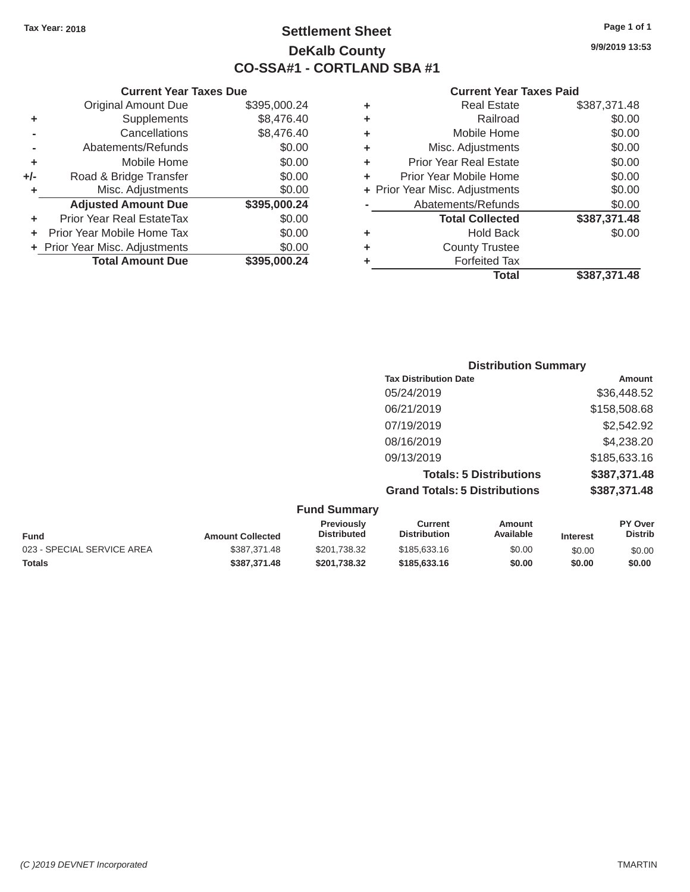Tax Year: 2018

# Settlement Sheet

## DeKalb County

## CO-SSA#1 - CORTLAND SBA #1

9/9/2019 13:53

### Current Year Taxes Due

| | | |
|---|---|---|
| | Original Amount Due | $395,000.24 |
| + | Supplements | $8,476.40 |
| - | Cancellations | $8,476.40 |
| - | Abatements/Refunds | $0.00 |
| + | Mobile Home | $0.00 |
| +/- | Road & Bridge Transfer | $0.00 |
| + | Misc. Adjustments | $0.00 |
| | **Adjusted Amount Due** | **$395,000.24** |
| + | Prior Year Real EstateTax | $0.00 |
| + | Prior Year Mobile Home Tax | $0.00 |
| + | Prior Year Misc. Adjustments | $0.00 |
| | **Total Amount Due** | **$395,000.24** |

### Current Year Taxes Paid

| | | |
|---|---|---|
| + | Real Estate | $387,371.48 |
| + | Railroad | $0.00 |
| + | Mobile Home | $0.00 |
| + | Misc. Adjustments | $0.00 |
| + | Prior Year Real Estate | $0.00 |
| + | Prior Year Mobile Home | $0.00 |
| + | Prior Year Misc. Adjustments | $0.00 |
| - | Abatements/Refunds | $0.00 |
| | **Total Collected** | **$387,371.48** |
| + | Hold Back | $0.00 |
| + | County Trustee | |
| + | Forfeited Tax | |
| | **Total** | **$387,371.48** |

### Distribution Summary

| Tax Distribution Date | Amount |
|---|---|
| 05/24/2019 | $36,448.52 |
| 06/21/2019 | $158,508.68 |
| 07/19/2019 | $2,542.92 |
| 08/16/2019 | $4,238.20 |
| 09/13/2019 | $185,633.16 |
| **Totals: 5 Distributions** | **$387,371.48** |
| **Grand Totals: 5 Distributions** | **$387,371.48** |

### Fund Summary

| Fund | Amount Collected | Previously Distributed | Current Distribution | Amount Available | Interest | PY Over Distrib |
|---|---|---|---|---|---|---|
| 023 - SPECIAL SERVICE AREA | $387,371.48 | $201,738.32 | $185,633.16 | $0.00 | $0.00 | $0.00 |
| **Totals** | **$387,371.48** | **$201,738.32** | **$185,633.16** | **$0.00** | **$0.00** | **$0.00** |

*(C )2019 DEVNET Incorporated* TMARTIN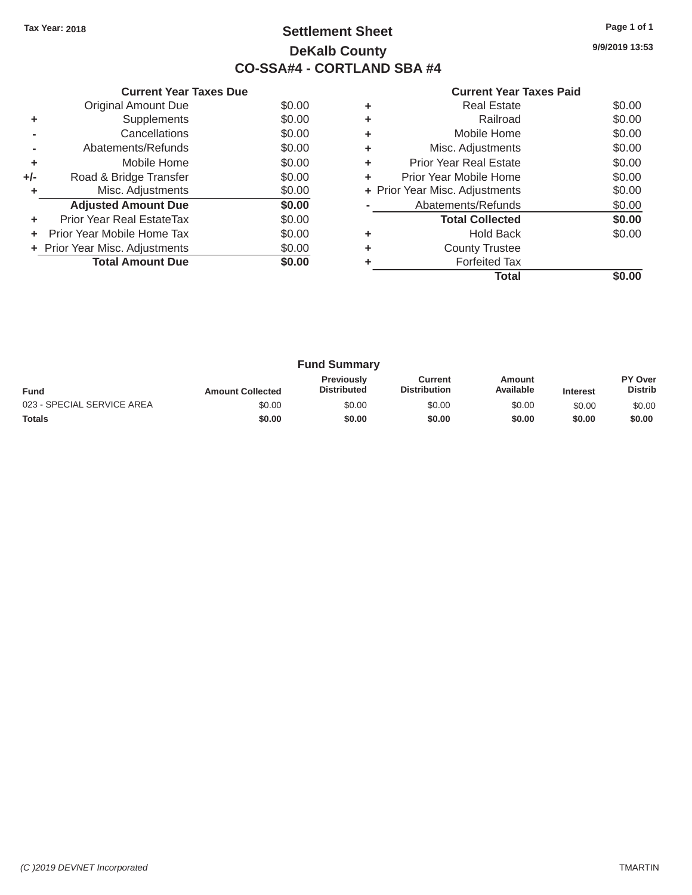Tax Year: 2018

# Settlement Sheet

## DeKalb County

## CO-SSA#4 - CORTLAND SBA #4

9/9/2019 13:53

### Current Year Taxes Due

| | | |
|---|---|---|
| | Original Amount Due | $0.00 |
| + | Supplements | $0.00 |
| - | Cancellations | $0.00 |
| - | Abatements/Refunds | $0.00 |
| + | Mobile Home | $0.00 |
| +/- | Road & Bridge Transfer | $0.00 |
| + | Misc. Adjustments | $0.00 |
| | **Adjusted Amount Due** | **$0.00** |
| + | Prior Year Real EstateTax | $0.00 |
| + | Prior Year Mobile Home Tax | $0.00 |
| + | Prior Year Misc. Adjustments | $0.00 |
| | **Total Amount Due** | **$0.00** |

### Current Year Taxes Paid

| | | |
|---|---|---|
| + | Real Estate | $0.00 |
| + | Railroad | $0.00 |
| + | Mobile Home | $0.00 |
| + | Misc. Adjustments | $0.00 |
| + | Prior Year Real Estate | $0.00 |
| + | Prior Year Mobile Home | $0.00 |
| + | Prior Year Misc. Adjustments | $0.00 |
| - | Abatements/Refunds | $0.00 |
| | **Total Collected** | **$0.00** |
| + | Hold Back | $0.00 |
| + | County Trustee | |
| + | Forfeited Tax | |
| | **Total** | **$0.00** |

### Fund Summary

| Fund | Amount Collected | Previously Distributed | Current Distribution | Amount Available | Interest | PY Over Distrib |
|---|---|---|---|---|---|---|
| 023 - SPECIAL SERVICE AREA | $0.00 | $0.00 | $0.00 | $0.00 | $0.00 | $0.00 |
| **Totals** | **$0.00** | **$0.00** | **$0.00** | **$0.00** | **$0.00** | **$0.00** |

(C )2019 DEVNET Incorporated TMARTIN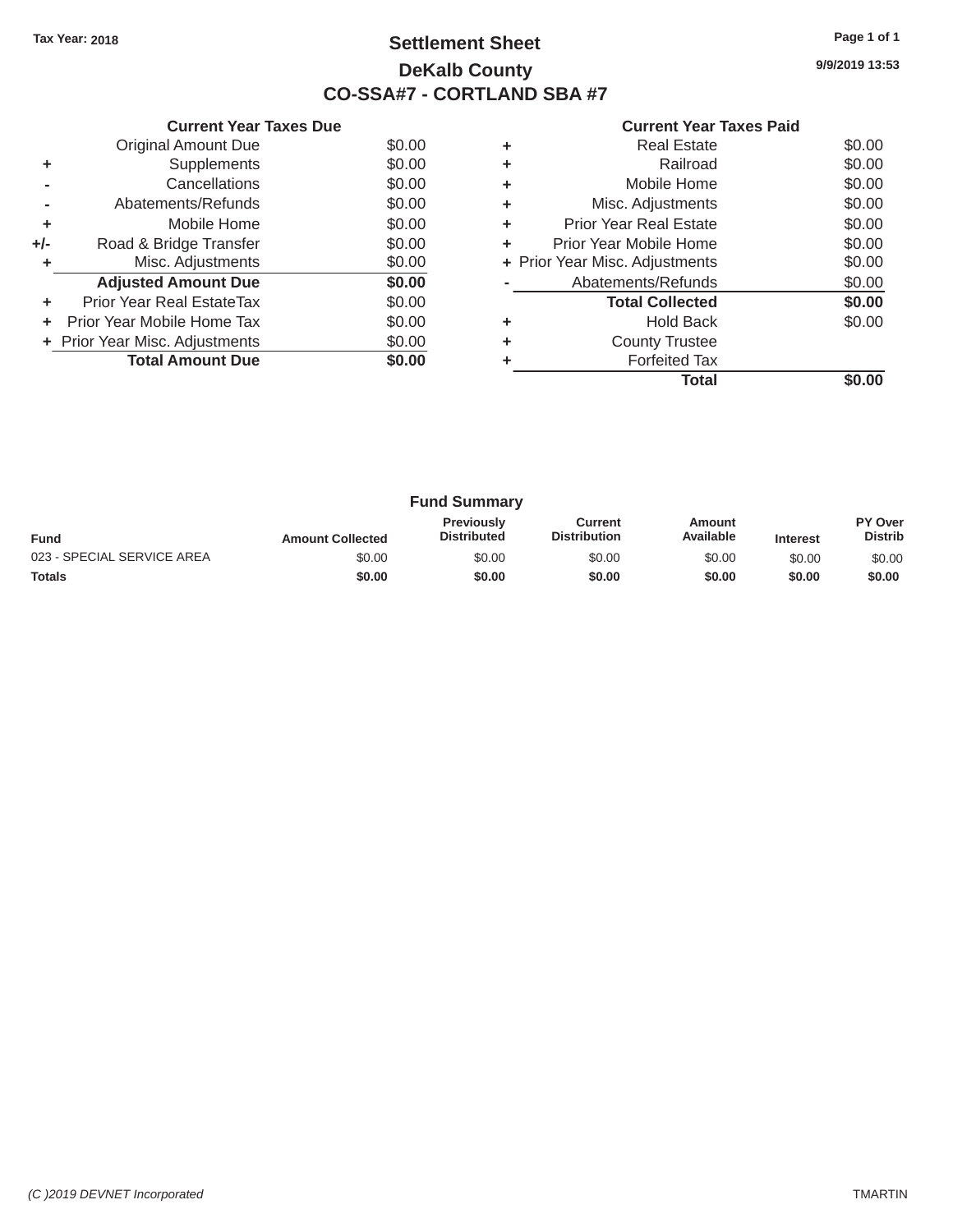**Tax Year: 2018**

# Settlement Sheet

## DeKalb County

## CO-SSA#7 - CORTLAND SBA #7

9/9/2019 13:53

### Current Year Taxes Due

| | | |
|---|---|---|
| | Original Amount Due | $0.00 |
| + | Supplements | $0.00 |
| - | Cancellations | $0.00 |
| - | Abatements/Refunds | $0.00 |
| + | Mobile Home | $0.00 |
| +/- | Road & Bridge Transfer | $0.00 |
| + | Misc. Adjustments | $0.00 |
| | **Adjusted Amount Due** | **$0.00** |
| + | Prior Year Real EstateTax | $0.00 |
| + | Prior Year Mobile Home Tax | $0.00 |
| + | Prior Year Misc. Adjustments | $0.00 |
| | **Total Amount Due** | **$0.00** |

### Current Year Taxes Paid

| | | |
|---|---|---|
| + | Real Estate | $0.00 |
| + | Railroad | $0.00 |
| + | Mobile Home | $0.00 |
| + | Misc. Adjustments | $0.00 |
| + | Prior Year Real Estate | $0.00 |
| + | Prior Year Mobile Home | $0.00 |
| + | Prior Year Misc. Adjustments | $0.00 |
| - | Abatements/Refunds | $0.00 |
| | **Total Collected** | **$0.00** |
| + | Hold Back | $0.00 |
| + | County Trustee | |
| + | Forfeited Tax | |
| | **Total** | **$0.00** |

### Fund Summary

| Fund | Amount Collected | Previously Distributed | Current Distribution | Amount Available | Interest | PY Over Distrib |
|---|---|---|---|---|---|---|
| 023 - SPECIAL SERVICE AREA | $0.00 | $0.00 | $0.00 | $0.00 | $0.00 | $0.00 |
| **Totals** | **$0.00** | **$0.00** | **$0.00** | **$0.00** | **$0.00** | **$0.00** |

*(C )2019 DEVNET Incorporated* TMARTIN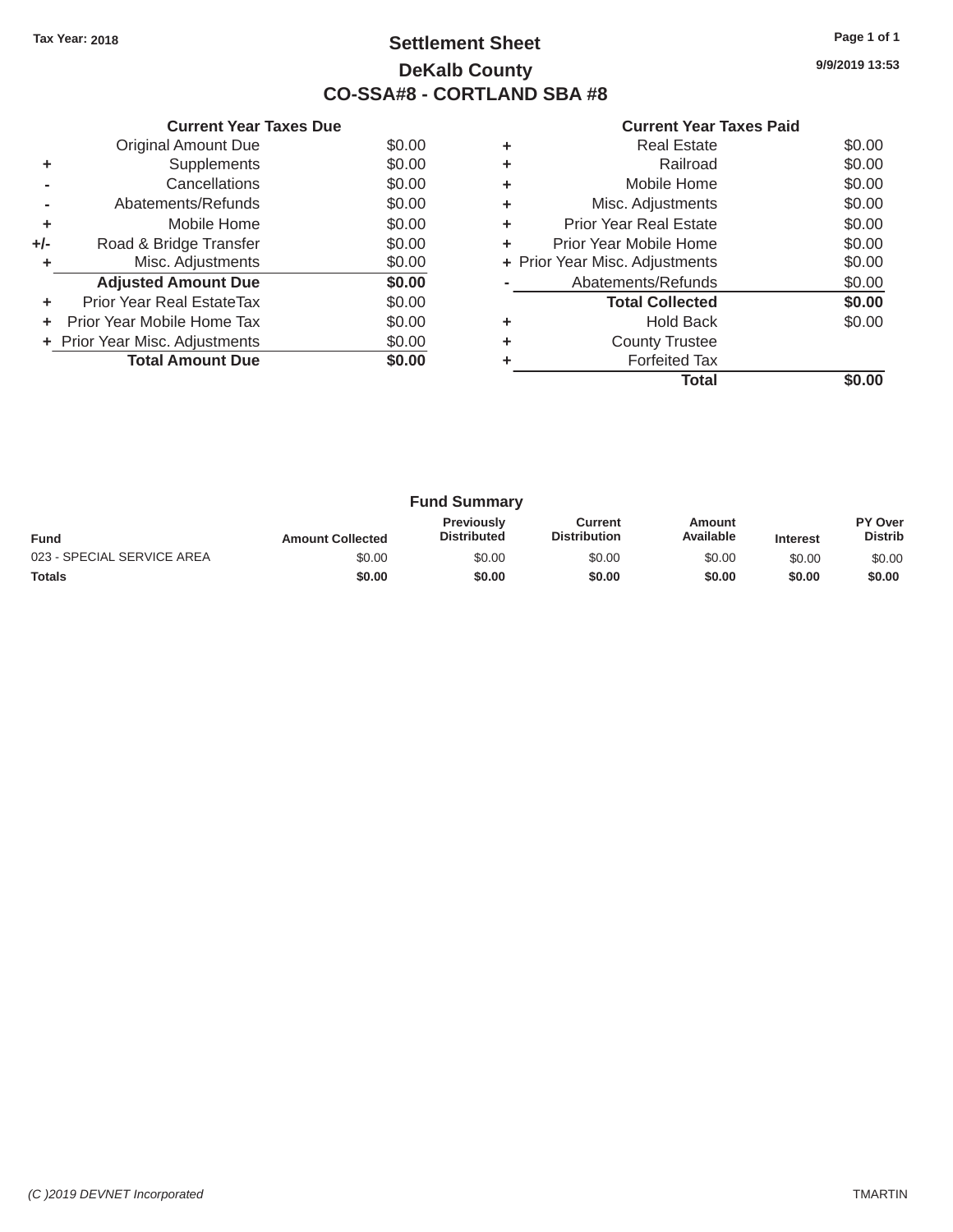Tax Year: 2018

# Settlement Sheet
## DeKalb County
## CO-SSA#8 - CORTLAND SBA #8

9/9/2019 13:53

### Current Year Taxes Due

| | | |
|---|---|---|
| | Original Amount Due | $0.00 |
| + | Supplements | $0.00 |
| - | Cancellations | $0.00 |
| - | Abatements/Refunds | $0.00 |
| + | Mobile Home | $0.00 |
| +/- | Road & Bridge Transfer | $0.00 |
| + | Misc. Adjustments | $0.00 |
| | **Adjusted Amount Due** | **$0.00** |
| + | Prior Year Real EstateTax | $0.00 |
| + | Prior Year Mobile Home Tax | $0.00 |
| + | Prior Year Misc. Adjustments | $0.00 |
| | **Total Amount Due** | **$0.00** |

### Current Year Taxes Paid

| | | |
|---|---|---|
| + | Real Estate | $0.00 |
| + | Railroad | $0.00 |
| + | Mobile Home | $0.00 |
| + | Misc. Adjustments | $0.00 |
| + | Prior Year Real Estate | $0.00 |
| + | Prior Year Mobile Home | $0.00 |
| + | Prior Year Misc. Adjustments | $0.00 |
| - | Abatements/Refunds | $0.00 |
| | **Total Collected** | **$0.00** |
| + | Hold Back | $0.00 |
| + | County Trustee | |
| + | Forfeited Tax | |
| | **Total** | **$0.00** |

### Fund Summary

| Fund | Amount Collected | Previously Distributed | Current Distribution | Amount Available | Interest | PY Over Distrib |
|---|---|---|---|---|---|---|
| 023 - SPECIAL SERVICE AREA | $0.00 | $0.00 | $0.00 | $0.00 | $0.00 | $0.00 |
| **Totals** | **$0.00** | **$0.00** | **$0.00** | **$0.00** | **$0.00** | **$0.00** |

*(C )2019 DEVNET Incorporated* TMARTIN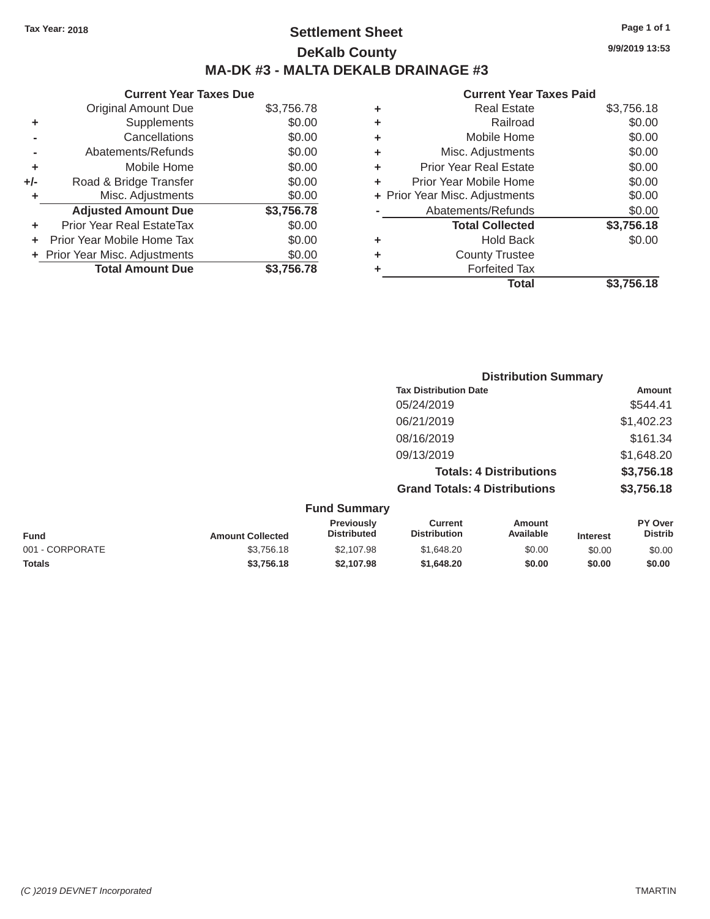Tax Year: 2018

# Settlement Sheet

## DeKalb County

## MA-DK #3 - MALTA DEKALB DRAINAGE #3

9/9/2019 13:53

### Current Year Taxes Due

| | | Amount |
|---|---|---|
| | Original Amount Due | $3,756.78 |
| + | Supplements | $0.00 |
| - | Cancellations | $0.00 |
| - | Abatements/Refunds | $0.00 |
| + | Mobile Home | $0.00 |
| +/- | Road & Bridge Transfer | $0.00 |
| + | Misc. Adjustments | $0.00 |
| | **Adjusted Amount Due** | **$3,756.78** |
| + | Prior Year Real EstateTax | $0.00 |
| + | Prior Year Mobile Home Tax | $0.00 |
| + | Prior Year Misc. Adjustments | $0.00 |
| | **Total Amount Due** | **$3,756.78** |

### Current Year Taxes Paid

| | | Amount |
|---|---|---|
| + | Real Estate | $3,756.18 |
| + | Railroad | $0.00 |
| + | Mobile Home | $0.00 |
| + | Misc. Adjustments | $0.00 |
| + | Prior Year Real Estate | $0.00 |
| + | Prior Year Mobile Home | $0.00 |
| + | Prior Year Misc. Adjustments | $0.00 |
| - | Abatements/Refunds | $0.00 |
| | **Total Collected** | **$3,756.18** |
| + | Hold Back | $0.00 |
| + | County Trustee | |
| + | Forfeited Tax | |
| | **Total** | **$3,756.18** |

### Distribution Summary

| Tax Distribution Date | Amount |
|---|---|
| 05/24/2019 | $544.41 |
| 06/21/2019 | $1,402.23 |
| 08/16/2019 | $161.34 |
| 09/13/2019 | $1,648.20 |
| **Totals: 4 Distributions** | **$3,756.18** |
| **Grand Totals: 4 Distributions** | **$3,756.18** |

### Fund Summary

| Fund | Amount Collected | Previously Distributed | Current Distribution | Amount Available | Interest | PY Over Distrib |
|---|---|---|---|---|---|---|
| 001 - CORPORATE | $3,756.18 | $2,107.98 | $1,648.20 | $0.00 | $0.00 | $0.00 |
| **Totals** | **$3,756.18** | **$2,107.98** | **$1,648.20** | **$0.00** | **$0.00** | **$0.00** |

(C )2019 DEVNET Incorporated

TMARTIN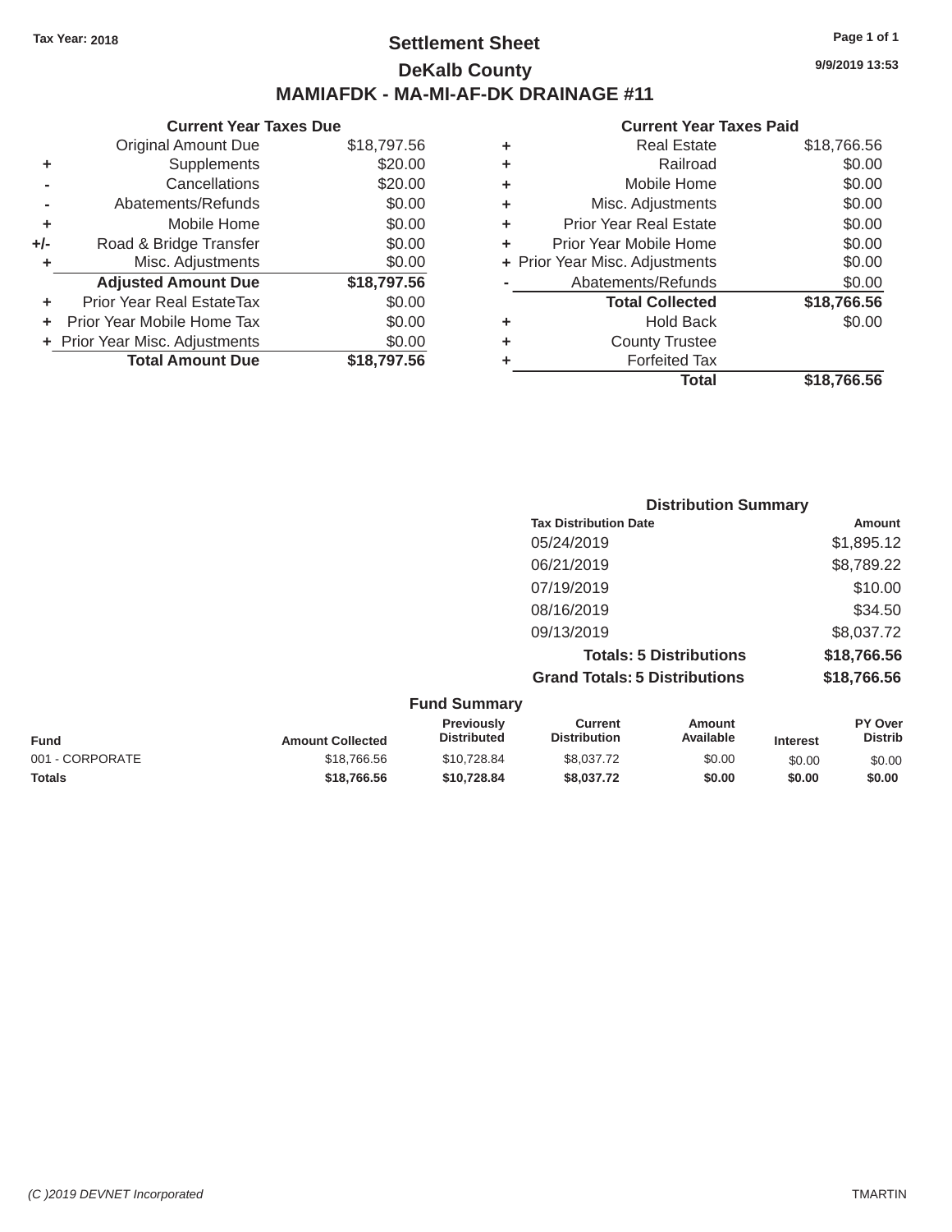Tax Year: 2018

# Settlement Sheet

## DeKalb County

## MAMIAFDK - MA-MI-AF-DK DRAINAGE #11

9/9/2019 13:53

### Current Year Taxes Due

| | | |
|---|---|---|
| | Original Amount Due | $18,797.56 |
| + | Supplements | $20.00 |
| - | Cancellations | $20.00 |
| - | Abatements/Refunds | $0.00 |
| + | Mobile Home | $0.00 |
| +/- | Road & Bridge Transfer | $0.00 |
| + | Misc. Adjustments | $0.00 |
| | **Adjusted Amount Due** | **$18,797.56** |
| + | Prior Year Real EstateTax | $0.00 |
| + | Prior Year Mobile Home Tax | $0.00 |
| + | Prior Year Misc. Adjustments | $0.00 |
| | **Total Amount Due** | **$18,797.56** |

### Current Year Taxes Paid

| | | |
|---|---|---|
| + | Real Estate | $18,766.56 |
| + | Railroad | $0.00 |
| + | Mobile Home | $0.00 |
| + | Misc. Adjustments | $0.00 |
| + | Prior Year Real Estate | $0.00 |
| + | Prior Year Mobile Home | $0.00 |
| + | Prior Year Misc. Adjustments | $0.00 |
| - | Abatements/Refunds | $0.00 |
| | **Total Collected** | **$18,766.56** |
| + | Hold Back | $0.00 |
| + | County Trustee | |
| + | Forfeited Tax | |
| | **Total** | **$18,766.56** |

### Distribution Summary

| Tax Distribution Date | Amount |
|---|---|
| 05/24/2019 | $1,895.12 |
| 06/21/2019 | $8,789.22 |
| 07/19/2019 | $10.00 |
| 08/16/2019 | $34.50 |
| 09/13/2019 | $8,037.72 |
| **Totals: 5 Distributions** | **$18,766.56** |
| **Grand Totals: 5 Distributions** | **$18,766.56** |

### Fund Summary

| Fund | Amount Collected | Previously Distributed | Current Distribution | Amount Available | Interest | PY Over Distrib |
|---|---|---|---|---|---|---|
| 001 - CORPORATE | $18,766.56 | $10,728.84 | $8,037.72 | $0.00 | $0.00 | $0.00 |
| **Totals** | **$18,766.56** | **$10,728.84** | **$8,037.72** | **$0.00** | **$0.00** | **$0.00** |

*(C )2019 DEVNET Incorporated* TMARTIN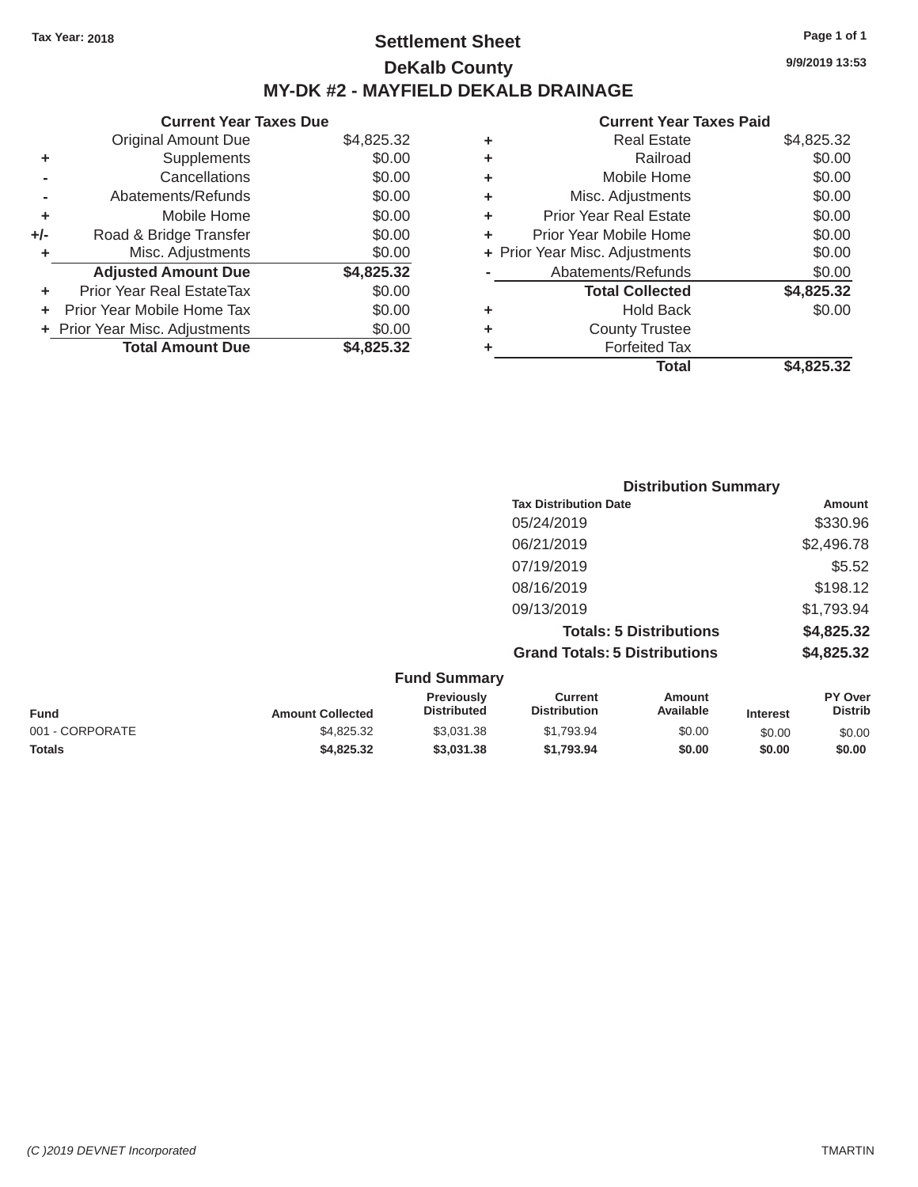Tax Year: 2018

# Settlement Sheet

## DeKalb County

## MY-DK #2 - MAYFIELD DEKALB DRAINAGE

9/9/2019 13:53

**Current Year Taxes Due**

| | | |
|---|---|---|
| | Original Amount Due | $4,825.32 |
| + | Supplements | $0.00 |
| - | Cancellations | $0.00 |
| - | Abatements/Refunds | $0.00 |
| + | Mobile Home | $0.00 |
| +/- | Road & Bridge Transfer | $0.00 |
| + | Misc. Adjustments | $0.00 |
| | **Adjusted Amount Due** | **$4,825.32** |
| + | Prior Year Real EstateTax | $0.00 |
| + | Prior Year Mobile Home Tax | $0.00 |
| + | Prior Year Misc. Adjustments | $0.00 |
| | **Total Amount Due** | **$4,825.32** |

**Current Year Taxes Paid**

| | | |
|---|---|---|
| + | Real Estate | $4,825.32 |
| + | Railroad | $0.00 |
| + | Mobile Home | $0.00 |
| + | Misc. Adjustments | $0.00 |
| + | Prior Year Real Estate | $0.00 |
| + | Prior Year Mobile Home | $0.00 |
| + | Prior Year Misc. Adjustments | $0.00 |
| - | Abatements/Refunds | $0.00 |
| | **Total Collected** | **$4,825.32** |
| + | Hold Back | $0.00 |
| + | County Trustee | |
| + | Forfeited Tax | |
| | **Total** | **$4,825.32** |

**Distribution Summary**

| Tax Distribution Date | Amount |
|---|---|
| 05/24/2019 | $330.96 |
| 06/21/2019 | $2,496.78 |
| 07/19/2019 | $5.52 |
| 08/16/2019 | $198.12 |
| 09/13/2019 | $1,793.94 |
| **Totals: 5 Distributions** | **$4,825.32** |
| **Grand Totals: 5 Distributions** | **$4,825.32** |

**Fund Summary**

| Fund | Amount Collected | Previously Distributed | Current Distribution | Amount Available | Interest | PY Over Distrib |
|---|---|---|---|---|---|---|
| 001 - CORPORATE | $4,825.32 | $3,031.38 | $1,793.94 | $0.00 | $0.00 | $0.00 |
| **Totals** | **$4,825.32** | **$3,031.38** | **$1,793.94** | **$0.00** | **$0.00** | **$0.00** |

*(C )2019 DEVNET Incorporated* TMARTIN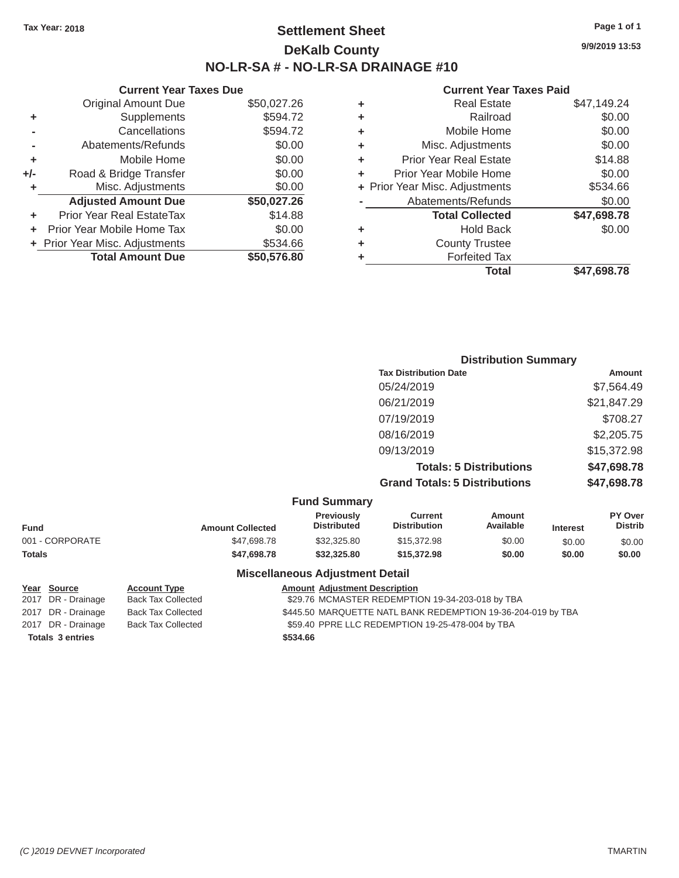Tax Year: 2018

# Settlement Sheet

## DeKalb County

## NO-LR-SA # - NO-LR-SA DRAINAGE #10

9/9/2019 13:53

### Current Year Taxes Due

| | | |
|---|---|---|
| | Original Amount Due | $50,027.26 |
| + | Supplements | $594.72 |
| - | Cancellations | $594.72 |
| - | Abatements/Refunds | $0.00 |
| + | Mobile Home | $0.00 |
| +/- | Road & Bridge Transfer | $0.00 |
| + | Misc. Adjustments | $0.00 |
| | **Adjusted Amount Due** | **$50,027.26** |
| + | Prior Year Real EstateTax | $14.88 |
| + | Prior Year Mobile Home Tax | $0.00 |
| + | Prior Year Misc. Adjustments | $534.66 |
| | **Total Amount Due** | **$50,576.80** |

### Current Year Taxes Paid

| | | |
|---|---|---|
| + | Real Estate | $47,149.24 |
| + | Railroad | $0.00 |
| + | Mobile Home | $0.00 |
| + | Misc. Adjustments | $0.00 |
| + | Prior Year Real Estate | $14.88 |
| + | Prior Year Mobile Home | $0.00 |
| + | Prior Year Misc. Adjustments | $534.66 |
| - | Abatements/Refunds | $0.00 |
| | **Total Collected** | **$47,698.78** |
| + | Hold Back | $0.00 |
| + | County Trustee | |
| + | Forfeited Tax | |
| | **Total** | **$47,698.78** |

### Distribution Summary

| Tax Distribution Date | Amount |
|---|---|
| 05/24/2019 | $7,564.49 |
| 06/21/2019 | $21,847.29 |
| 07/19/2019 | $708.27 |
| 08/16/2019 | $2,205.75 |
| 09/13/2019 | $15,372.98 |
| **Totals: 5 Distributions** | **$47,698.78** |
| **Grand Totals: 5 Distributions** | **$47,698.78** |

### Fund Summary

| Fund | Amount Collected | Previously Distributed | Current Distribution | Amount Available | Interest | PY Over Distrib |
|---|---|---|---|---|---|---|
| 001 - CORPORATE | $47,698.78 | $32,325.80 | $15,372.98 | $0.00 | $0.00 | $0.00 |
| **Totals** | **$47,698.78** | **$32,325.80** | **$15,372.98** | **$0.00** | **$0.00** | **$0.00** |

### Miscellaneous Adjustment Detail

| Year | Source | Account Type | Amount | Adjustment Description |
|---|---|---|---|---|
| 2017 | DR - Drainage | Back Tax Collected | $29.76 | MCMASTER REDEMPTION 19-34-203-018 by TBA |
| 2017 | DR - Drainage | Back Tax Collected | $445.50 | MARQUETTE NATL BANK REDEMPTION 19-36-204-019 by TBA |
| 2017 | DR - Drainage | Back Tax Collected | $59.40 | PPRE LLC REDEMPTION 19-25-478-004 by TBA |
| **Totals 3 entries** | | | **$534.66** | |

(C )2019 DEVNET Incorporated TMARTIN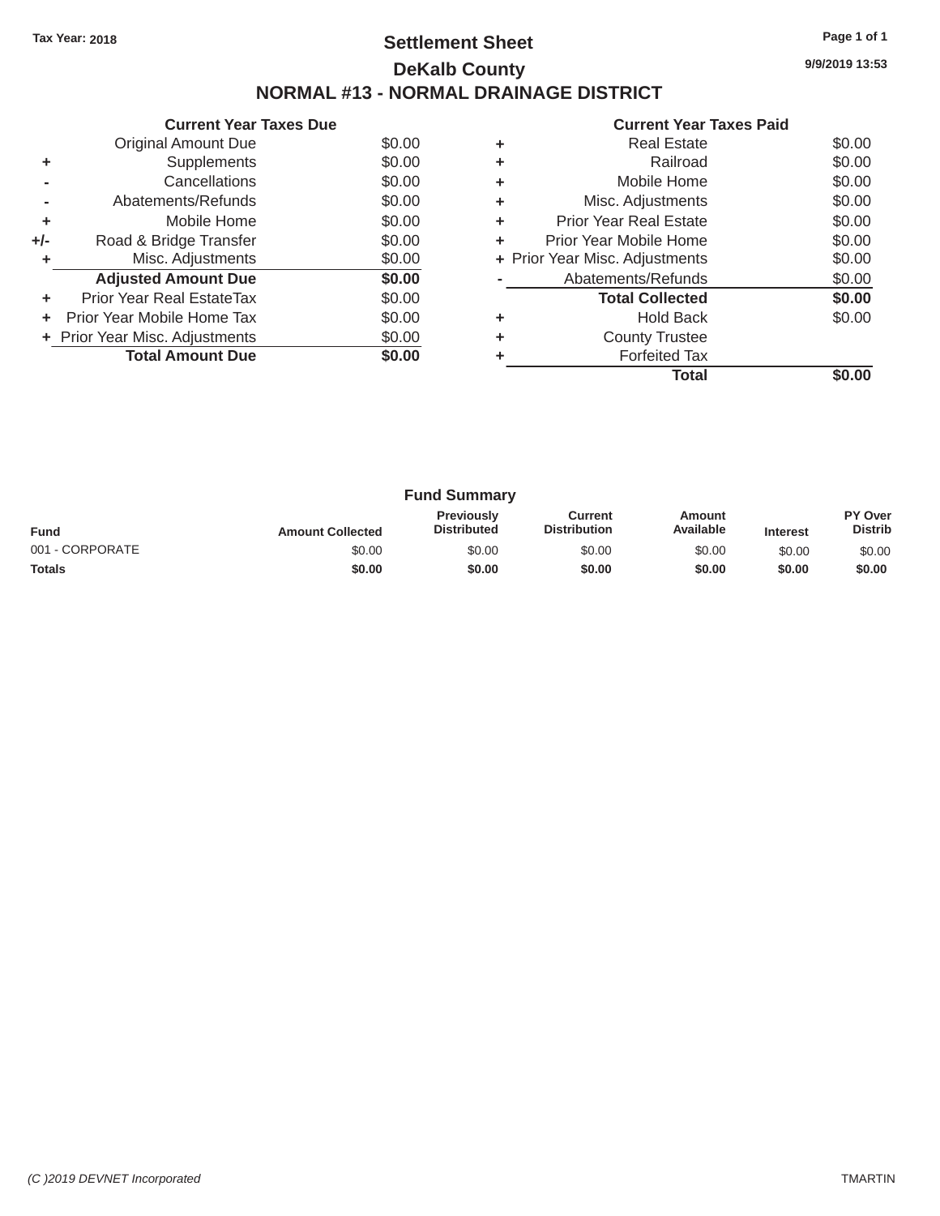Tax Year: 2018

# Settlement Sheet

## DeKalb County

## NORMAL #13 - NORMAL DRAINAGE DISTRICT

9/9/2019 13:53

**Current Year Taxes Due**

| | | |
|---|---|---|
| | Original Amount Due | $0.00 |
| + | Supplements | $0.00 |
| - | Cancellations | $0.00 |
| - | Abatements/Refunds | $0.00 |
| + | Mobile Home | $0.00 |
| +/- | Road & Bridge Transfer | $0.00 |
| + | Misc. Adjustments | $0.00 |
| | **Adjusted Amount Due** | **$0.00** |
| + | Prior Year Real EstateTax | $0.00 |
| + | Prior Year Mobile Home Tax | $0.00 |
| + | Prior Year Misc. Adjustments | $0.00 |
| | **Total Amount Due** | **$0.00** |

**Current Year Taxes Paid**

| | | |
|---|---|---|
| + | Real Estate | $0.00 |
| + | Railroad | $0.00 |
| + | Mobile Home | $0.00 |
| + | Misc. Adjustments | $0.00 |
| + | Prior Year Real Estate | $0.00 |
| + | Prior Year Mobile Home | $0.00 |
| + | Prior Year Misc. Adjustments | $0.00 |
| - | Abatements/Refunds | $0.00 |
| | **Total Collected** | **$0.00** |
| + | Hold Back | $0.00 |
| + | County Trustee | |
| + | Forfeited Tax | |
| | **Total** | **$0.00** |

### Fund Summary

| Fund | Amount Collected | Previously Distributed | Current Distribution | Amount Available | Interest | PY Over Distrib |
|---|---|---|---|---|---|---|
| 001 - CORPORATE | $0.00 | $0.00 | $0.00 | $0.00 | $0.00 | $0.00 |
| **Totals** | **$0.00** | **$0.00** | **$0.00** | **$0.00** | **$0.00** | **$0.00** |

*(C )2019 DEVNET Incorporated* TMARTIN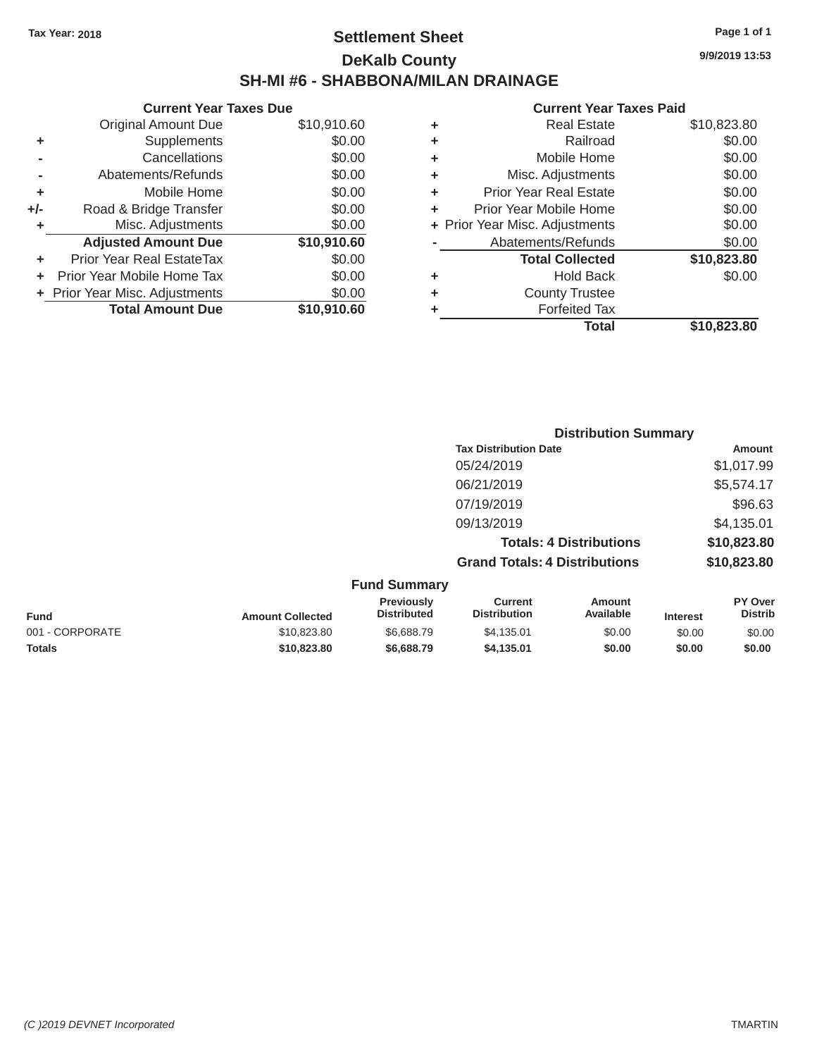Tax Year: 2018

# Settlement Sheet

## DeKalb County

## SH-MI #6 - SHABBONA/MILAN DRAINAGE

9/9/2019 13:53

### Current Year Taxes Due

| | | |
|---|---|---|
| | Original Amount Due | $10,910.60 |
| + | Supplements | $0.00 |
| - | Cancellations | $0.00 |
| - | Abatements/Refunds | $0.00 |
| + | Mobile Home | $0.00 |
| +/- | Road & Bridge Transfer | $0.00 |
| + | Misc. Adjustments | $0.00 |
| | **Adjusted Amount Due** | **$10,910.60** |
| + | Prior Year Real EstateTax | $0.00 |
| + | Prior Year Mobile Home Tax | $0.00 |
| + | Prior Year Misc. Adjustments | $0.00 |
| | **Total Amount Due** | **$10,910.60** |

### Current Year Taxes Paid

| | | |
|---|---|---|
| + | Real Estate | $10,823.80 |
| + | Railroad | $0.00 |
| + | Mobile Home | $0.00 |
| + | Misc. Adjustments | $0.00 |
| + | Prior Year Real Estate | $0.00 |
| + | Prior Year Mobile Home | $0.00 |
| + | Prior Year Misc. Adjustments | $0.00 |
| - | Abatements/Refunds | $0.00 |
| | **Total Collected** | **$10,823.80** |
| + | Hold Back | $0.00 |
| + | County Trustee | |
| + | Forfeited Tax | |
| | **Total** | **$10,823.80** |

### Distribution Summary

| Tax Distribution Date | Amount |
|---|---|
| 05/24/2019 | $1,017.99 |
| 06/21/2019 | $5,574.17 |
| 07/19/2019 | $96.63 |
| 09/13/2019 | $4,135.01 |
| **Totals: 4 Distributions** | **$10,823.80** |
| **Grand Totals: 4 Distributions** | **$10,823.80** |

### Fund Summary

| Fund | Amount Collected | Previously Distributed | Current Distribution | Amount Available | Interest | PY Over Distrib |
|---|---|---|---|---|---|---|
| 001 - CORPORATE | $10,823.80 | $6,688.79 | $4,135.01 | $0.00 | $0.00 | $0.00 |
| **Totals** | **$10,823.80** | **$6,688.79** | **$4,135.01** | **$0.00** | **$0.00** | **$0.00** |

(C )2019 DEVNET Incorporated

TMARTIN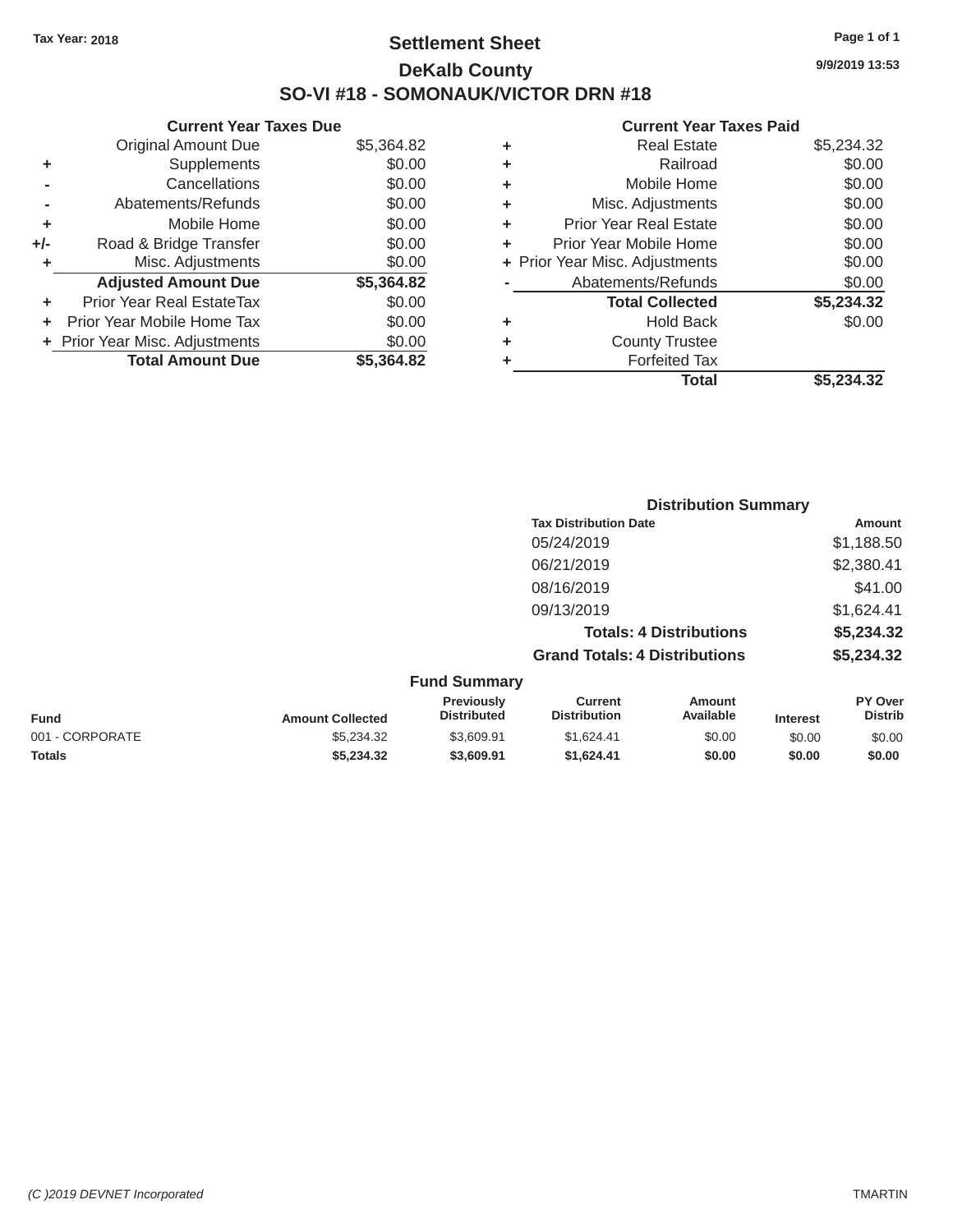Tax Year: 2018

# Settlement Sheet

## DeKalb County

## SO-VI #18 - SOMONAUK/VICTOR DRN #18

9/9/2019 13:53

### Current Year Taxes Due

| | | |
|---|---|---|
| | Original Amount Due | $5,364.82 |
| + | Supplements | $0.00 |
| - | Cancellations | $0.00 |
| - | Abatements/Refunds | $0.00 |
| + | Mobile Home | $0.00 |
| +/- | Road & Bridge Transfer | $0.00 |
| + | Misc. Adjustments | $0.00 |
| | **Adjusted Amount Due** | **$5,364.82** |
| + | Prior Year Real EstateTax | $0.00 |
| + | Prior Year Mobile Home Tax | $0.00 |
| + | Prior Year Misc. Adjustments | $0.00 |
| | **Total Amount Due** | **$5,364.82** |

### Current Year Taxes Paid

| | | |
|---|---|---|
| + | Real Estate | $5,234.32 |
| + | Railroad | $0.00 |
| + | Mobile Home | $0.00 |
| + | Misc. Adjustments | $0.00 |
| + | Prior Year Real Estate | $0.00 |
| + | Prior Year Mobile Home | $0.00 |
| + | Prior Year Misc. Adjustments | $0.00 |
| - | Abatements/Refunds | $0.00 |
| | **Total Collected** | **$5,234.32** |
| + | Hold Back | $0.00 |
| + | County Trustee | |
| + | Forfeited Tax | |
| | **Total** | **$5,234.32** |

### Distribution Summary

| Tax Distribution Date | Amount |
|---|---|
| 05/24/2019 | $1,188.50 |
| 06/21/2019 | $2,380.41 |
| 08/16/2019 | $41.00 |
| 09/13/2019 | $1,624.41 |
| **Totals: 4 Distributions** | **$5,234.32** |
| **Grand Totals: 4 Distributions** | **$5,234.32** |

### Fund Summary

| Fund | Amount Collected | Previously Distributed | Current Distribution | Amount Available | Interest | PY Over Distrib |
|---|---|---|---|---|---|---|
| 001 - CORPORATE | $5,234.32 | $3,609.91 | $1,624.41 | $0.00 | $0.00 | $0.00 |
| **Totals** | **$5,234.32** | **$3,609.91** | **$1,624.41** | **$0.00** | **$0.00** | **$0.00** |

(C )2019 DEVNET Incorporated TMARTIN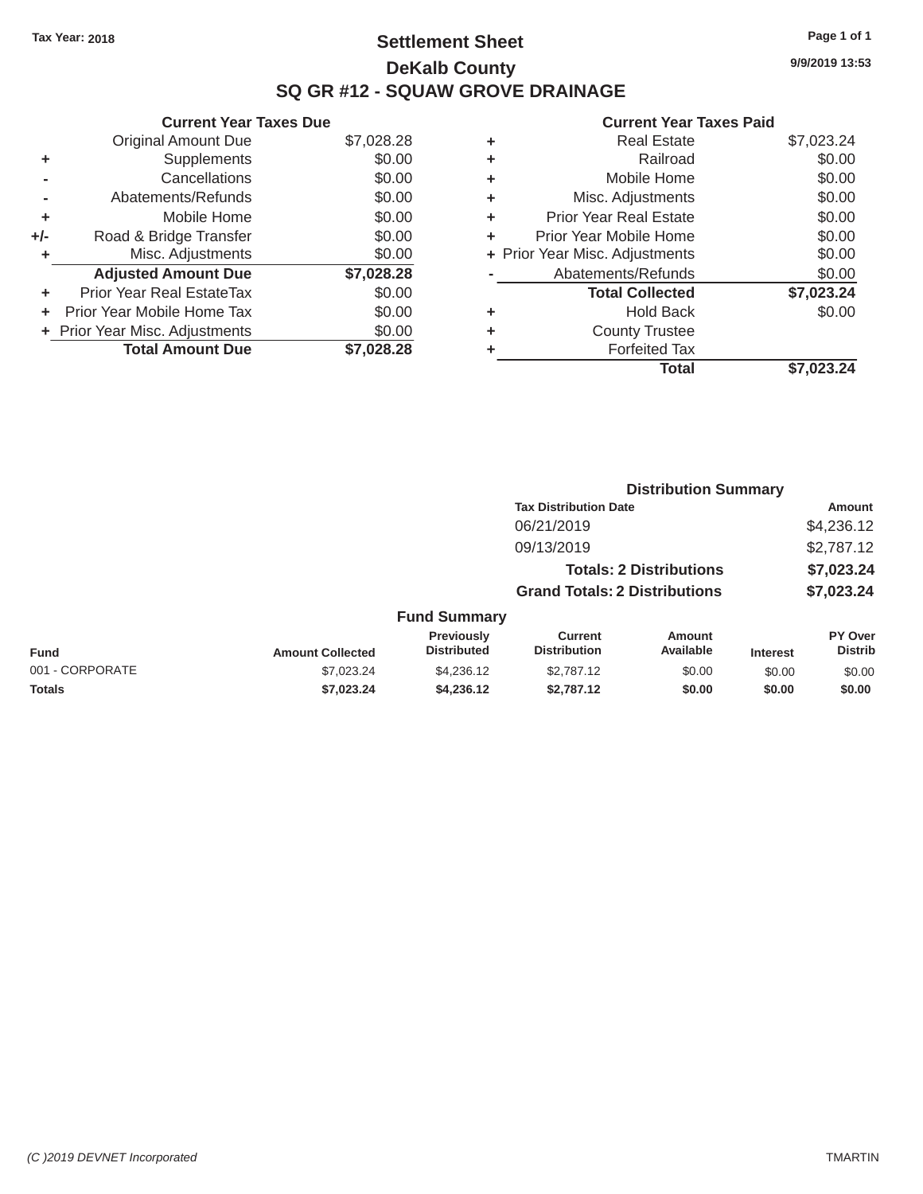Tax Year: 2018

# Settlement Sheet
## DeKalb County
## SQ GR #12 - SQUAW GROVE DRAINAGE

9/9/2019 13:53

### Current Year Taxes Due

| | | Amount |
|---|---|---|
| | Original Amount Due | $7,028.28 |
| + | Supplements | $0.00 |
| - | Cancellations | $0.00 |
| - | Abatements/Refunds | $0.00 |
| + | Mobile Home | $0.00 |
| +/- | Road & Bridge Transfer | $0.00 |
| + | Misc. Adjustments | $0.00 |
| | **Adjusted Amount Due** | **$7,028.28** |
| + | Prior Year Real EstateTax | $0.00 |
| + | Prior Year Mobile Home Tax | $0.00 |
| + | Prior Year Misc. Adjustments | $0.00 |
| | **Total Amount Due** | **$7,028.28** |

### Current Year Taxes Paid

| | | Amount |
|---|---|---|
| + | Real Estate | $7,023.24 |
| + | Railroad | $0.00 |
| + | Mobile Home | $0.00 |
| + | Misc. Adjustments | $0.00 |
| + | Prior Year Real Estate | $0.00 |
| + | Prior Year Mobile Home | $0.00 |
| + | Prior Year Misc. Adjustments | $0.00 |
| - | Abatements/Refunds | $0.00 |
| | **Total Collected** | **$7,023.24** |
| + | Hold Back | $0.00 |
| + | County Trustee | |
| + | Forfeited Tax | |
| | **Total** | **$7,023.24** |

### Distribution Summary

| Tax Distribution Date | Amount |
|---|---|
| 06/21/2019 | $4,236.12 |
| 09/13/2019 | $2,787.12 |
| **Totals: 2 Distributions** | **$7,023.24** |
| **Grand Totals: 2 Distributions** | **$7,023.24** |

### Fund Summary

| Fund | Amount Collected | Previously Distributed | Current Distribution | Amount Available | Interest | PY Over Distrib |
|---|---|---|---|---|---|---|
| 001 - CORPORATE | $7,023.24 | $4,236.12 | $2,787.12 | $0.00 | $0.00 | $0.00 |
| **Totals** | **$7,023.24** | **$4,236.12** | **$2,787.12** | **$0.00** | **$0.00** | **$0.00** |

(C )2019 DEVNET Incorporated TMARTIN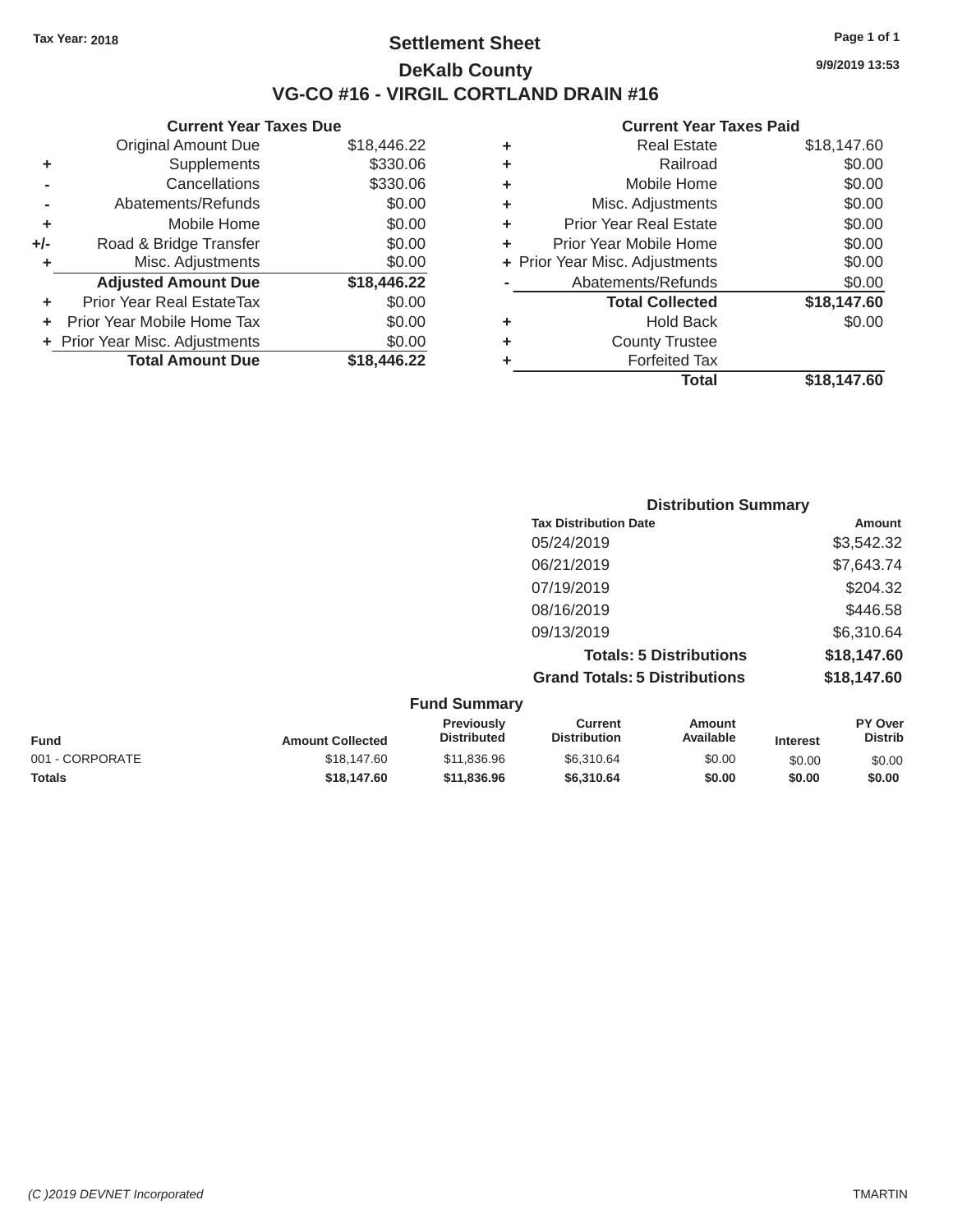Tax Year: 2018

# Settlement Sheet
## DeKalb County
## VG-CO #16 - VIRGIL CORTLAND DRAIN #16

9/9/2019 13:53

### Current Year Taxes Due

| | | |
|---|---|---|
| | Original Amount Due | $18,446.22 |
| + | Supplements | $330.06 |
| - | Cancellations | $330.06 |
| - | Abatements/Refunds | $0.00 |
| + | Mobile Home | $0.00 |
| +/- | Road & Bridge Transfer | $0.00 |
| + | Misc. Adjustments | $0.00 |
| | **Adjusted Amount Due** | **$18,446.22** |
| + | Prior Year Real EstateTax | $0.00 |
| + | Prior Year Mobile Home Tax | $0.00 |
| + | Prior Year Misc. Adjustments | $0.00 |
| | **Total Amount Due** | **$18,446.22** |

### Current Year Taxes Paid

| | | |
|---|---|---|
| + | Real Estate | $18,147.60 |
| + | Railroad | $0.00 |
| + | Mobile Home | $0.00 |
| + | Misc. Adjustments | $0.00 |
| + | Prior Year Real Estate | $0.00 |
| + | Prior Year Mobile Home | $0.00 |
| + | Prior Year Misc. Adjustments | $0.00 |
| - | Abatements/Refunds | $0.00 |
| | **Total Collected** | **$18,147.60** |
| + | Hold Back | $0.00 |
| + | County Trustee | |
| + | Forfeited Tax | |
| | **Total** | **$18,147.60** |

### Distribution Summary

| Tax Distribution Date | Amount |
|---|---|
| 05/24/2019 | $3,542.32 |
| 06/21/2019 | $7,643.74 |
| 07/19/2019 | $204.32 |
| 08/16/2019 | $446.58 |
| 09/13/2019 | $6,310.64 |
| **Totals: 5 Distributions** | **$18,147.60** |
| **Grand Totals: 5 Distributions** | **$18,147.60** |

### Fund Summary

| Fund | Amount Collected | Previously Distributed | Current Distribution | Amount Available | Interest | PY Over Distrib |
|---|---|---|---|---|---|---|
| 001 - CORPORATE | $18,147.60 | $11,836.96 | $6,310.64 | $0.00 | $0.00 | $0.00 |
| **Totals** | **$18,147.60** | **$11,836.96** | **$6,310.64** | **$0.00** | **$0.00** | **$0.00** |

(C )2019 DEVNET Incorporated TMARTIN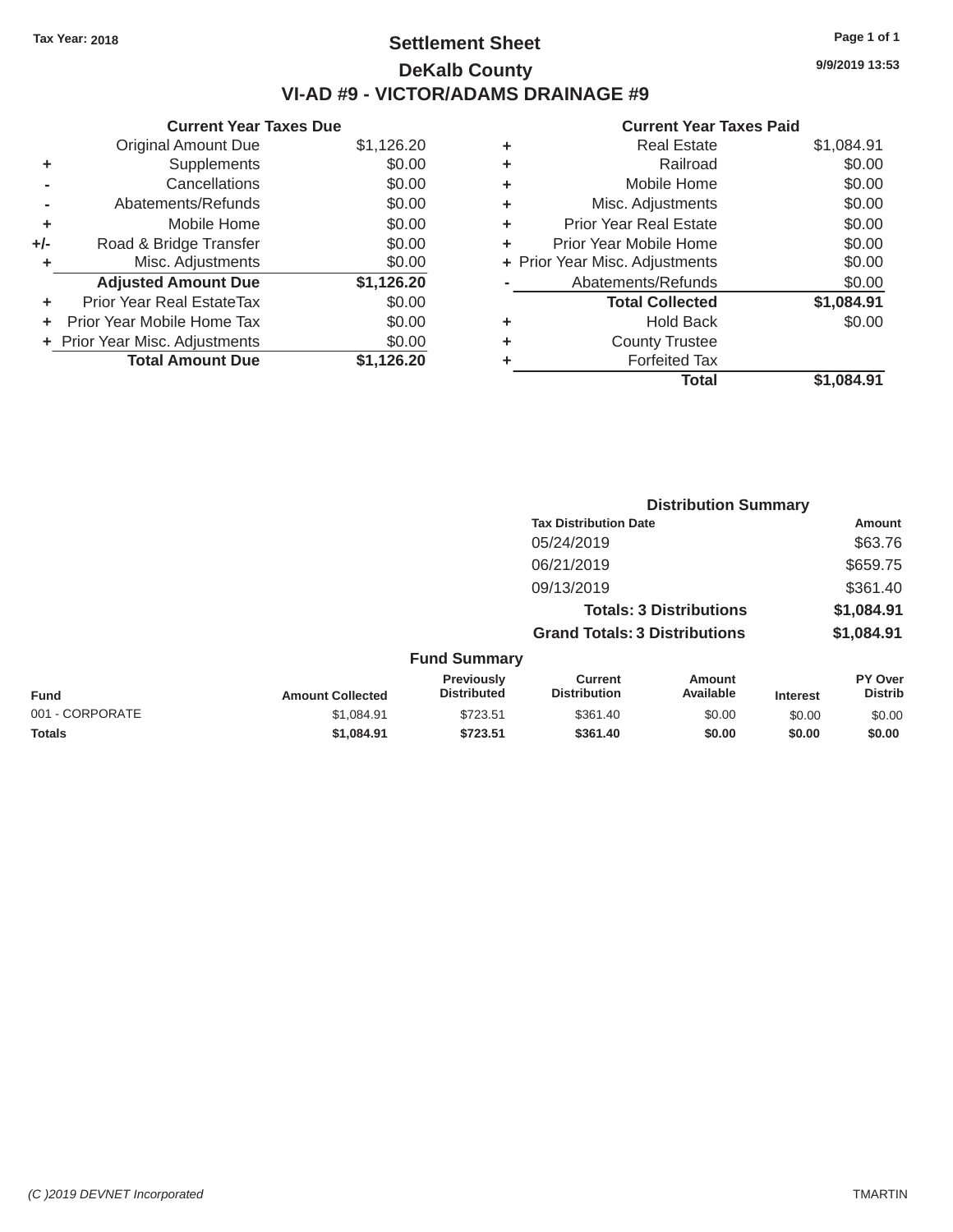Tax Year: 2018

# Settlement Sheet

## DeKalb County

## VI-AD #9 - VICTOR/ADAMS DRAINAGE #9

9/9/2019 13:53

### Current Year Taxes Due

| | | |
|---|---|---|
| | Original Amount Due | $1,126.20 |
| + | Supplements | $0.00 |
| - | Cancellations | $0.00 |
| - | Abatements/Refunds | $0.00 |
| + | Mobile Home | $0.00 |
| +/- | Road & Bridge Transfer | $0.00 |
| + | Misc. Adjustments | $0.00 |
| | **Adjusted Amount Due** | **$1,126.20** |
| + | Prior Year Real EstateTax | $0.00 |
| + | Prior Year Mobile Home Tax | $0.00 |
| + | Prior Year Misc. Adjustments | $0.00 |
| | **Total Amount Due** | **$1,126.20** |

### Current Year Taxes Paid

| | | |
|---|---|---|
| + | Real Estate | $1,084.91 |
| + | Railroad | $0.00 |
| + | Mobile Home | $0.00 |
| + | Misc. Adjustments | $0.00 |
| + | Prior Year Real Estate | $0.00 |
| + | Prior Year Mobile Home | $0.00 |
| + | Prior Year Misc. Adjustments | $0.00 |
| - | Abatements/Refunds | $0.00 |
| | **Total Collected** | **$1,084.91** |
| + | Hold Back | $0.00 |
| + | County Trustee | |
| + | Forfeited Tax | |
| | **Total** | **$1,084.91** |

### Distribution Summary

| Tax Distribution Date | Amount |
|---|---|
| 05/24/2019 | $63.76 |
| 06/21/2019 | $659.75 |
| 09/13/2019 | $361.40 |
| **Totals: 3 Distributions** | **$1,084.91** |
| **Grand Totals: 3 Distributions** | **$1,084.91** |

### Fund Summary

| Fund | Amount Collected | Previously Distributed | Current Distribution | Amount Available | Interest | PY Over Distrib |
|---|---|---|---|---|---|---|
| 001 - CORPORATE | $1,084.91 | $723.51 | $361.40 | $0.00 | $0.00 | $0.00 |
| **Totals** | **$1,084.91** | **$723.51** | **$361.40** | **$0.00** | **$0.00** | **$0.00** |

*(C )2019 DEVNET Incorporated* TMARTIN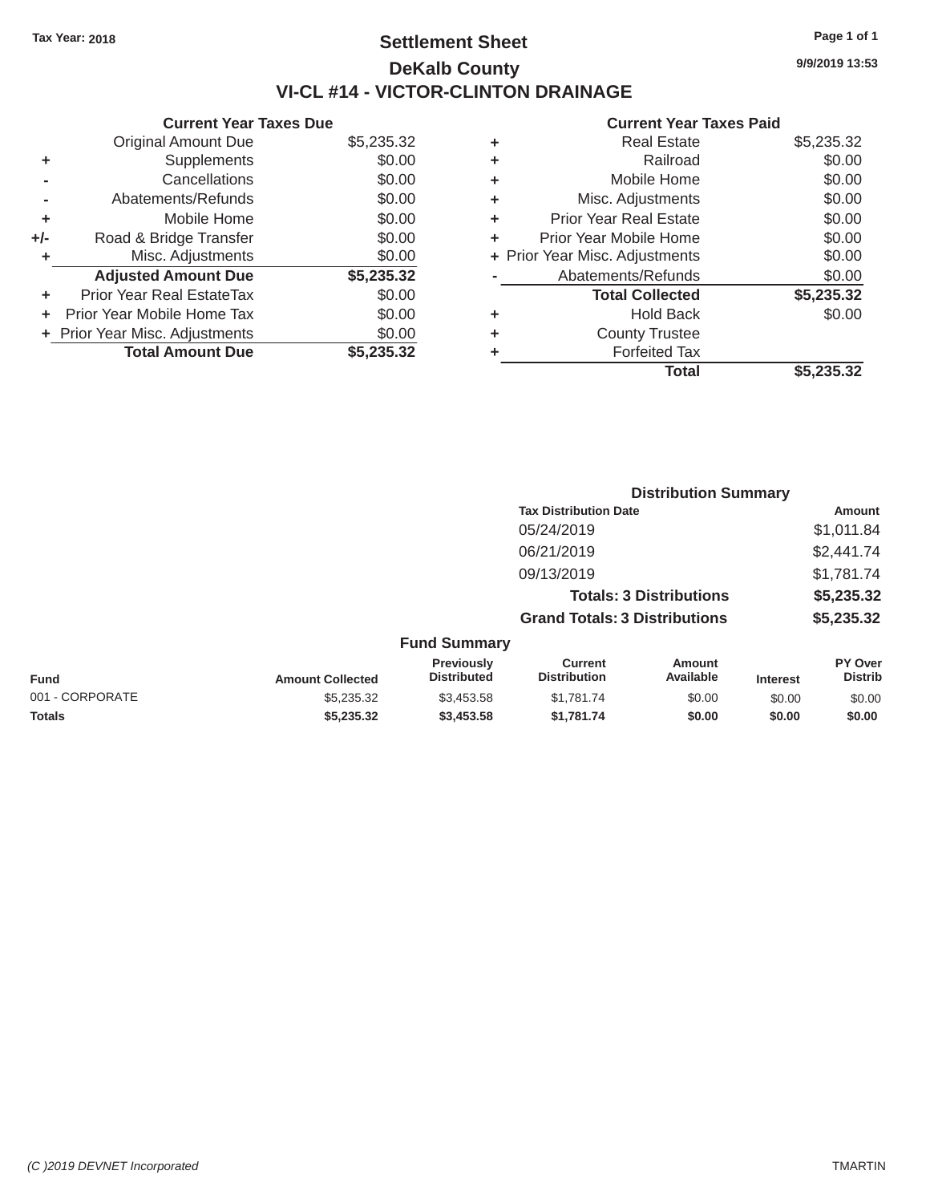Tax Year: 2018

# Settlement Sheet

## DeKalb County

## VI-CL #14 - VICTOR-CLINTON DRAINAGE

9/9/2019 13:53

| | Current Year Taxes Due | |
|---|---|---|
| | Original Amount Due | $5,235.32 |
| + | Supplements | $0.00 |
| - | Cancellations | $0.00 |
| - | Abatements/Refunds | $0.00 |
| + | Mobile Home | $0.00 |
| +/- | Road & Bridge Transfer | $0.00 |
| + | Misc. Adjustments | $0.00 |
| | **Adjusted Amount Due** | **$5,235.32** |
| + | Prior Year Real EstateTax | $0.00 |
| + | Prior Year Mobile Home Tax | $0.00 |
| + | Prior Year Misc. Adjustments | $0.00 |
| | **Total Amount Due** | **$5,235.32** |

| | Current Year Taxes Paid | |
|---|---|---|
| + | Real Estate | $5,235.32 |
| + | Railroad | $0.00 |
| + | Mobile Home | $0.00 |
| + | Misc. Adjustments | $0.00 |
| + | Prior Year Real Estate | $0.00 |
| + | Prior Year Mobile Home | $0.00 |
| + | Prior Year Misc. Adjustments | $0.00 |
| - | Abatements/Refunds | $0.00 |
| | **Total Collected** | **$5,235.32** |
| + | Hold Back | $0.00 |
| + | County Trustee | |
| + | Forfeited Tax | |
| | **Total** | **$5,235.32** |

### Distribution Summary

| Tax Distribution Date | Amount |
|---|---|
| 05/24/2019 | $1,011.84 |
| 06/21/2019 | $2,441.74 |
| 09/13/2019 | $1,781.74 |
| **Totals: 3 Distributions** | **$5,235.32** |
| **Grand Totals: 3 Distributions** | **$5,235.32** |

### Fund Summary

| Fund | Amount Collected | Previously Distributed | Current Distribution | Amount Available | Interest | PY Over Distrib |
|---|---|---|---|---|---|---|
| 001 - CORPORATE | $5,235.32 | $3,453.58 | $1,781.74 | $0.00 | $0.00 | $0.00 |
| **Totals** | **$5,235.32** | **$3,453.58** | **$1,781.74** | **$0.00** | **$0.00** | **$0.00** |

*(C )2019 DEVNET Incorporated* TMARTIN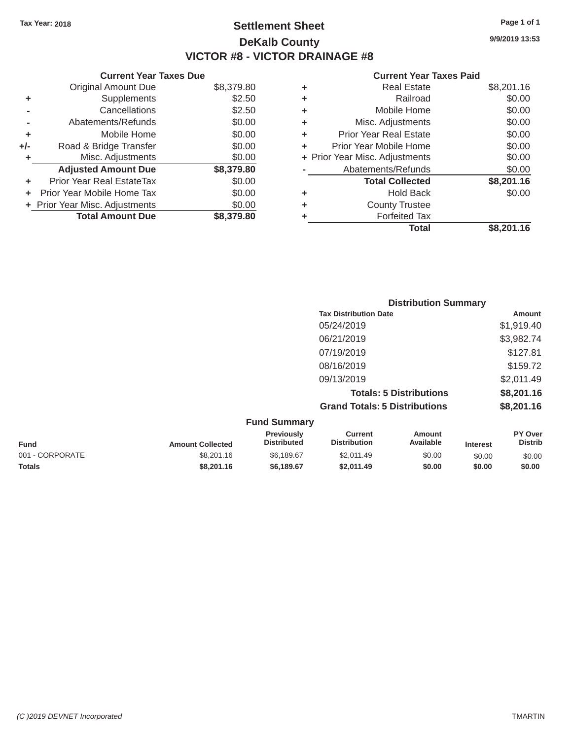Tax Year: 2018

# Settlement Sheet

## DeKalb County

## VICTOR #8 - VICTOR DRAINAGE #8

9/9/2019 13:53

### Current Year Taxes Due

| | | |
|---|---|---|
| | Original Amount Due | $8,379.80 |
| + | Supplements | $2.50 |
| - | Cancellations | $2.50 |
| - | Abatements/Refunds | $0.00 |
| + | Mobile Home | $0.00 |
| +/- | Road & Bridge Transfer | $0.00 |
| + | Misc. Adjustments | $0.00 |
| | **Adjusted Amount Due** | **$8,379.80** |
| + | Prior Year Real EstateTax | $0.00 |
| + | Prior Year Mobile Home Tax | $0.00 |
| + | Prior Year Misc. Adjustments | $0.00 |
| | **Total Amount Due** | **$8,379.80** |

### Current Year Taxes Paid

| | | |
|---|---|---|
| + | Real Estate | $8,201.16 |
| + | Railroad | $0.00 |
| + | Mobile Home | $0.00 |
| + | Misc. Adjustments | $0.00 |
| + | Prior Year Real Estate | $0.00 |
| + | Prior Year Mobile Home | $0.00 |
| + | Prior Year Misc. Adjustments | $0.00 |
| - | Abatements/Refunds | $0.00 |
| | **Total Collected** | **$8,201.16** |
| + | Hold Back | $0.00 |
| + | County Trustee | |
| + | Forfeited Tax | |
| | **Total** | **$8,201.16** |

### Distribution Summary

| Tax Distribution Date | Amount |
|---|---|
| 05/24/2019 | $1,919.40 |
| 06/21/2019 | $3,982.74 |
| 07/19/2019 | $127.81 |
| 08/16/2019 | $159.72 |
| 09/13/2019 | $2,011.49 |
| **Totals: 5 Distributions** | **$8,201.16** |
| **Grand Totals: 5 Distributions** | **$8,201.16** |

### Fund Summary

| Fund | Amount Collected | Previously Distributed | Current Distribution | Amount Available | Interest | PY Over Distrib |
|---|---|---|---|---|---|---|
| 001 - CORPORATE | $8,201.16 | $6,189.67 | $2,011.49 | $0.00 | $0.00 | $0.00 |
| **Totals** | **$8,201.16** | **$6,189.67** | **$2,011.49** | **$0.00** | **$0.00** | **$0.00** |

(C )2019 DEVNET Incorporated TMARTIN